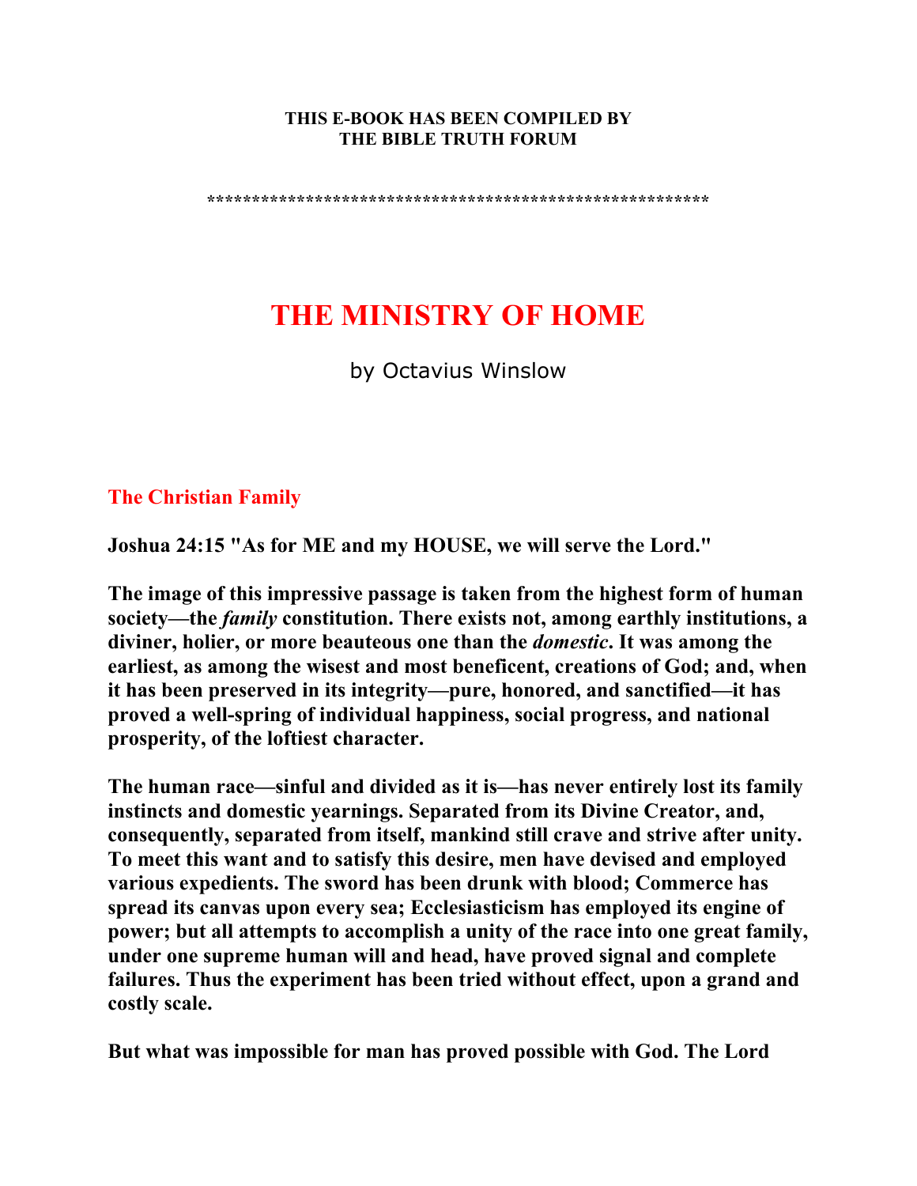**THIS E-BOOK HAS BEEN COMPILED BY**
**THE BIBLE TRUTH FORUM**

*******************************************************

# THE MINISTRY OF HOME

by Octavius Winslow

## The Christian Family

**Joshua 24:15 "As for ME and my HOUSE, we will serve the Lord."**

**The image of this impressive passage is taken from the highest form of human society—the *family* constitution. There exists not, among earthly institutions, a diviner, holier, or more beauteous one than the *domestic*. It was among the earliest, as among the wisest and most beneficent, creations of God; and, when it has been preserved in its integrity—pure, honored, and sanctified—it has proved a well-spring of individual happiness, social progress, and national prosperity, of the loftiest character.**

**The human race—sinful and divided as it is—has never entirely lost its family instincts and domestic yearnings. Separated from its Divine Creator, and, consequently, separated from itself, mankind still crave and strive after unity. To meet this want and to satisfy this desire, men have devised and employed various expedients. The sword has been drunk with blood; Commerce has spread its canvas upon every sea; Ecclesiasticism has employed its engine of power; but all attempts to accomplish a unity of the race into one great family, under one supreme human will and head, have proved signal and complete failures. Thus the experiment has been tried without effect, upon a grand and costly scale.**

**But what was impossible for man has proved possible with God. The Lord**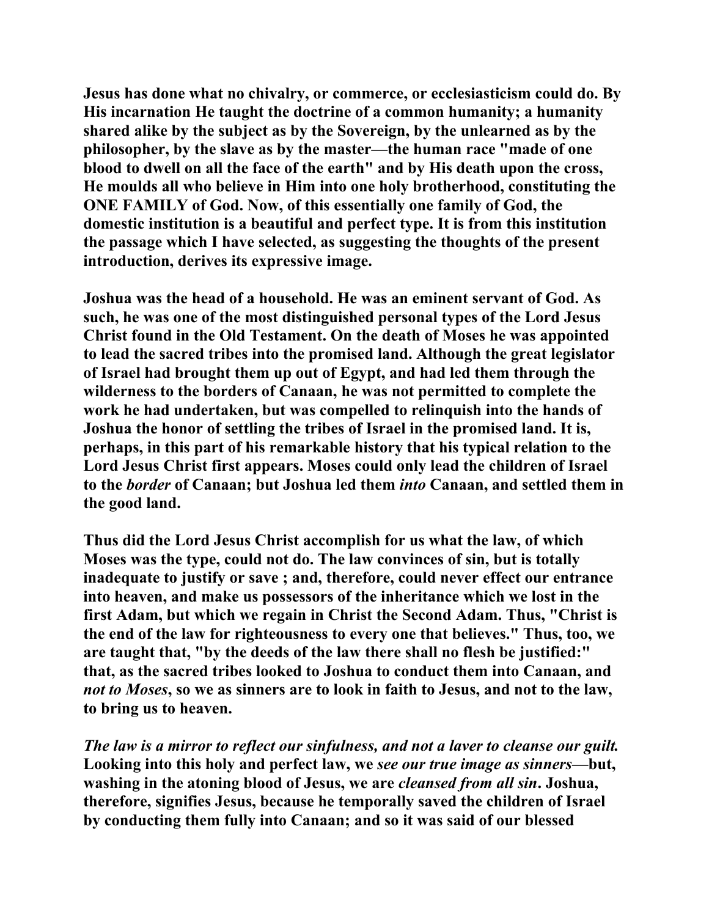**Jesus has done what no chivalry, or commerce, or ecclesiasticism could do. By His incarnation He taught the doctrine of a common humanity; a humanity shared alike by the subject as by the Sovereign, by the unlearned as by the philosopher, by the slave as by the master—the human race "made of one blood to dwell on all the face of the earth" and by His death upon the cross, He moulds all who believe in Him into one holy brotherhood, constituting the ONE FAMILY of God. Now, of this essentially one family of God, the domestic institution is a beautiful and perfect type. It is from this institution the passage which I have selected, as suggesting the thoughts of the present introduction, derives its expressive image.**

**Joshua was the head of a household. He was an eminent servant of God. As such, he was one of the most distinguished personal types of the Lord Jesus Christ found in the Old Testament. On the death of Moses he was appointed to lead the sacred tribes into the promised land. Although the great legislator of Israel had brought them up out of Egypt, and had led them through the wilderness to the borders of Canaan, he was not permitted to complete the work he had undertaken, but was compelled to relinquish into the hands of Joshua the honor of settling the tribes of Israel in the promised land. It is, perhaps, in this part of his remarkable history that his typical relation to the Lord Jesus Christ first appears. Moses could only lead the children of Israel to the *border* of Canaan; but Joshua led them *into* Canaan, and settled them in the good land.**

**Thus did the Lord Jesus Christ accomplish for us what the law, of which Moses was the type, could not do. The law convinces of sin, but is totally inadequate to justify or save ; and, therefore, could never effect our entrance into heaven, and make us possessors of the inheritance which we lost in the first Adam, but which we regain in Christ the Second Adam. Thus, "Christ is the end of the law for righteousness to every one that believes." Thus, too, we are taught that, "by the deeds of the law there shall no flesh be justified:" that, as the sacred tribes looked to Joshua to conduct them into Canaan, and *not to Moses*, so we as sinners are to look in faith to Jesus, and not to the law, to bring us to heaven.**

***The law is a mirror to reflect our sinfulness, and not a laver to cleanse our guilt.* Looking into this holy and perfect law, we *see our true image as sinners*—but, washing in the atoning blood of Jesus, we are *cleansed from all sin*. Joshua, therefore, signifies Jesus, because he temporally saved the children of Israel by conducting them fully into Canaan; and so it was said of our blessed**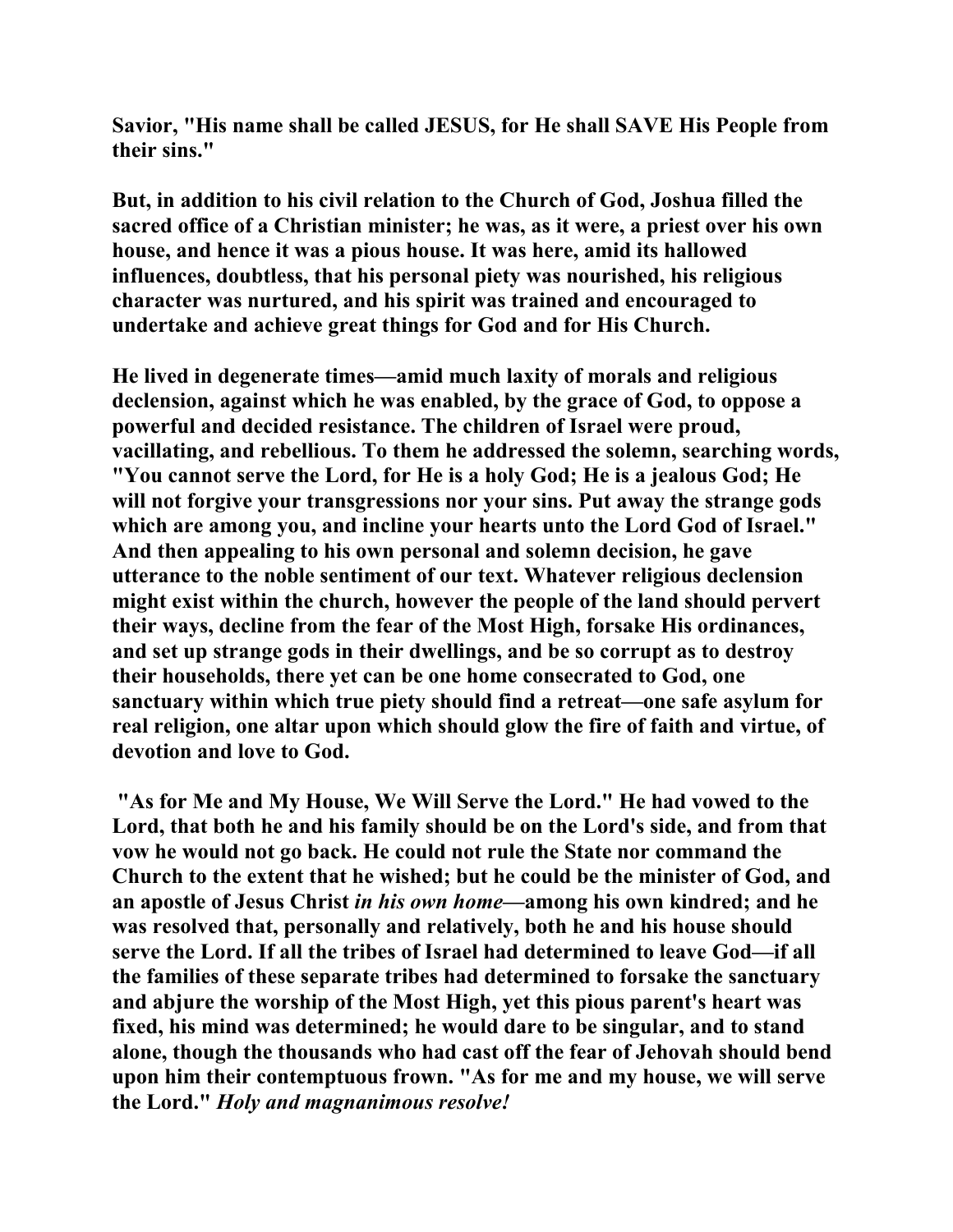**Savior, "His name shall be called JESUS, for He shall SAVE His People from their sins."**

**But, in addition to his civil relation to the Church of God, Joshua filled the sacred office of a Christian minister; he was, as it were, a priest over his own house, and hence it was a pious house. It was here, amid its hallowed influences, doubtless, that his personal piety was nourished, his religious character was nurtured, and his spirit was trained and encouraged to undertake and achieve great things for God and for His Church.**

**He lived in degenerate times—amid much laxity of morals and religious declension, against which he was enabled, by the grace of God, to oppose a powerful and decided resistance. The children of Israel were proud, vacillating, and rebellious. To them he addressed the solemn, searching words, "You cannot serve the Lord, for He is a holy God; He is a jealous God; He will not forgive your transgressions nor your sins. Put away the strange gods which are among you, and incline your hearts unto the Lord God of Israel." And then appealing to his own personal and solemn decision, he gave utterance to the noble sentiment of our text. Whatever religious declension might exist within the church, however the people of the land should pervert their ways, decline from the fear of the Most High, forsake His ordinances, and set up strange gods in their dwellings, and be so corrupt as to destroy their households, there yet can be one home consecrated to God, one sanctuary within which true piety should find a retreat—one safe asylum for real religion, one altar upon which should glow the fire of faith and virtue, of devotion and love to God.**

**"As for Me and My House, We Will Serve the Lord." He had vowed to the Lord, that both he and his family should be on the Lord's side, and from that vow he would not go back. He could not rule the State nor command the Church to the extent that he wished; but he could be the minister of God, and an apostle of Jesus Christ *in his own home*—among his own kindred; and he was resolved that, personally and relatively, both he and his house should serve the Lord. If all the tribes of Israel had determined to leave God—if all the families of these separate tribes had determined to forsake the sanctuary and abjure the worship of the Most High, yet this pious parent's heart was fixed, his mind was determined; he would dare to be singular, and to stand alone, though the thousands who had cast off the fear of Jehovah should bend upon him their contemptuous frown. "As for me and my house, we will serve the Lord." *Holy and magnanimous resolve!***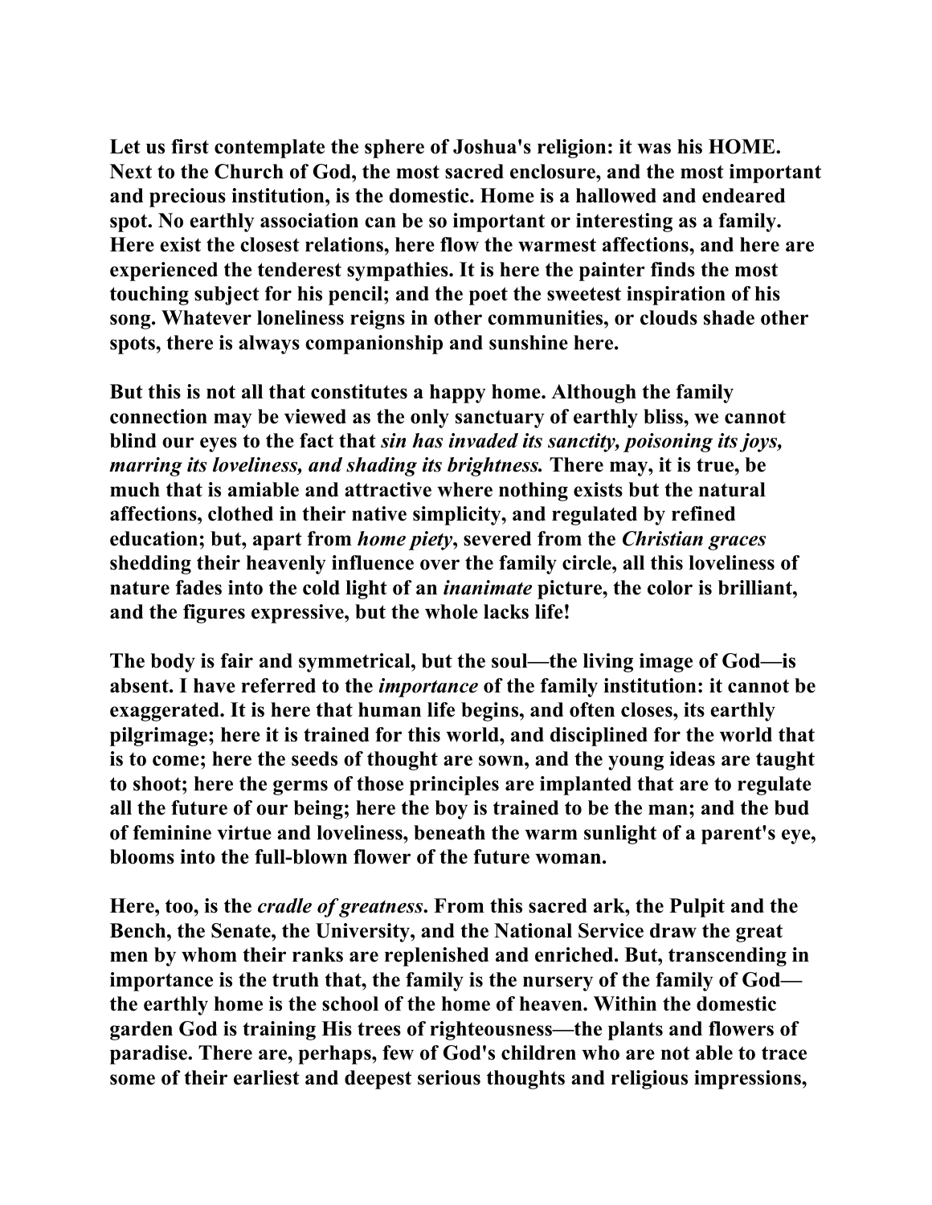**Let us first contemplate the sphere of Joshua's religion: it was his HOME. Next to the Church of God, the most sacred enclosure, and the most important and precious institution, is the domestic. Home is a hallowed and endeared spot. No earthly association can be so important or interesting as a family. Here exist the closest relations, here flow the warmest affections, and here are experienced the tenderest sympathies. It is here the painter finds the most touching subject for his pencil; and the poet the sweetest inspiration of his song. Whatever loneliness reigns in other communities, or clouds shade other spots, there is always companionship and sunshine here.**

**But this is not all that constitutes a happy home. Although the family connection may be viewed as the only sanctuary of earthly bliss, we cannot blind our eyes to the fact that *sin has invaded its sanctity, poisoning its joys, marring its loveliness, and shading its brightness.* There may, it is true, be much that is amiable and attractive where nothing exists but the natural affections, clothed in their native simplicity, and regulated by refined education; but, apart from *home piety*, severed from the *Christian graces* shedding their heavenly influence over the family circle, all this loveliness of nature fades into the cold light of an *inanimate* picture, the color is brilliant, and the figures expressive, but the whole lacks life!**

**The body is fair and symmetrical, but the soul—the living image of God—is absent. I have referred to the *importance* of the family institution: it cannot be exaggerated. It is here that human life begins, and often closes, its earthly pilgrimage; here it is trained for this world, and disciplined for the world that is to come; here the seeds of thought are sown, and the young ideas are taught to shoot; here the germs of those principles are implanted that are to regulate all the future of our being; here the boy is trained to be the man; and the bud of feminine virtue and loveliness, beneath the warm sunlight of a parent's eye, blooms into the full-blown flower of the future woman.**

**Here, too, is the *cradle of greatness*. From this sacred ark, the Pulpit and the Bench, the Senate, the University, and the National Service draw the great men by whom their ranks are replenished and enriched. But, transcending in importance is the truth that, the family is the nursery of the family of God—the earthly home is the school of the home of heaven. Within the domestic garden God is training His trees of righteousness—the plants and flowers of paradise. There are, perhaps, few of God's children who are not able to trace some of their earliest and deepest serious thoughts and religious impressions,**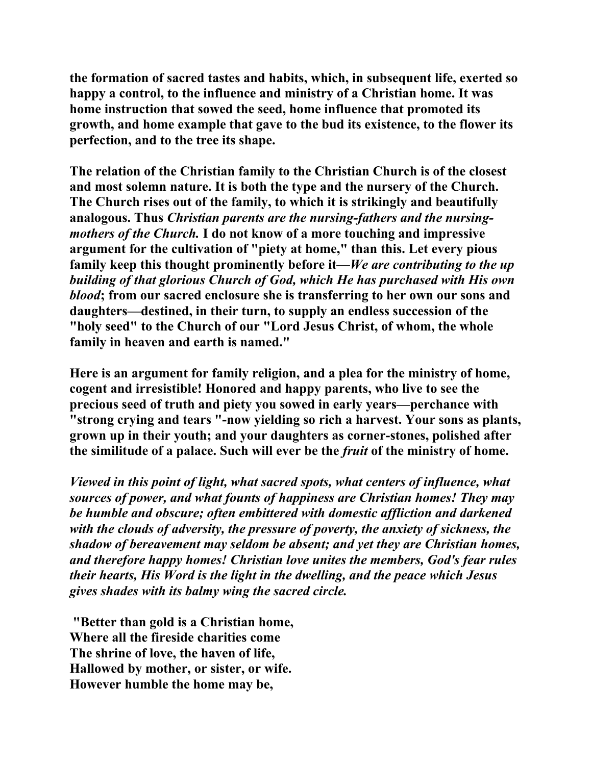**the formation of sacred tastes and habits, which, in subsequent life, exerted so happy a control, to the influence and ministry of a Christian home. It was home instruction that sowed the seed, home influence that promoted its growth, and home example that gave to the bud its existence, to the flower its perfection, and to the tree its shape.**

**The relation of the Christian family to the Christian Church is of the closest and most solemn nature. It is both the type and the nursery of the Church. The Church rises out of the family, to which it is strikingly and beautifully analogous. Thus *Christian parents are the nursing-fathers and the nursing-mothers of the Church.* I do not know of a more touching and impressive argument for the cultivation of "piety at home," than this. Let every pious family keep this thought prominently before it—*We are contributing to the up building of that glorious Church of God, which He has purchased with His own blood*; from our sacred enclosure she is transferring to her own our sons and daughters—destined, in their turn, to supply an endless succession of the "holy seed" to the Church of our "Lord Jesus Christ, of whom, the whole family in heaven and earth is named."**

**Here is an argument for family religion, and a plea for the ministry of home, cogent and irresistible! Honored and happy parents, who live to see the precious seed of truth and piety you sowed in early years—perchance with "strong crying and tears "-now yielding so rich a harvest. Your sons as plants, grown up in their youth; and your daughters as corner-stones, polished after the similitude of a palace. Such will ever be the *fruit* of the ministry of home.**

***Viewed in this point of light, what sacred spots, what centers of influence, what sources of power, and what founts of happiness are Christian homes! They may be humble and obscure; often embittered with domestic affliction and darkened with the clouds of adversity, the pressure of poverty, the anxiety of sickness, the shadow of bereavement may seldom be absent; and yet they are Christian homes, and therefore happy homes! Christian love unites the members, God's fear rules their hearts, His Word is the light in the dwelling, and the peace which Jesus gives shades with its balmy wing the sacred circle.***

**"Better than gold is a Christian home,
Where all the fireside charities come
The shrine of love, the haven of life,
Hallowed by mother, or sister, or wife.
However humble the home may be,**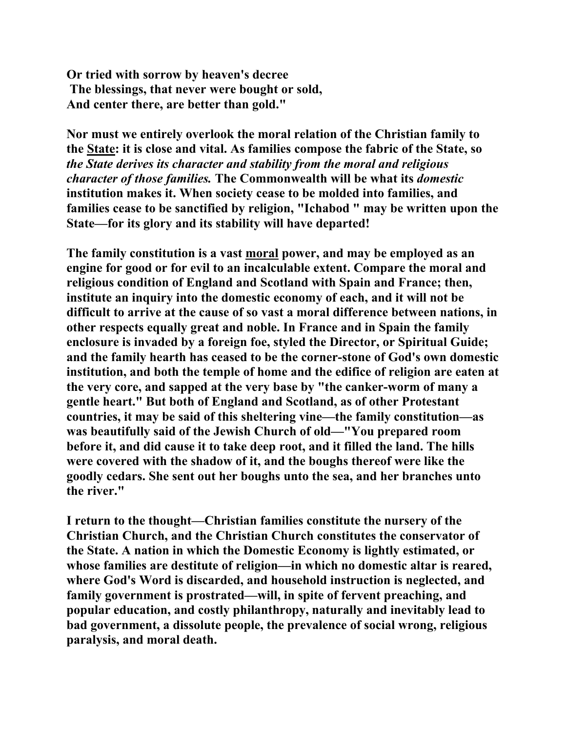**Or tried with sorrow by heaven's decree**
**The blessings, that never were bought or sold,**
**And center there, are better than gold."**

**Nor must we entirely overlook the moral relation of the Christian family to the State: it is close and vital. As families compose the fabric of the State, so *the State derives its character and stability from the moral and religious character of those families.* The Commonwealth will be what its *domestic* institution makes it. When society cease to be molded into families, and families cease to be sanctified by religion, "Ichabod " may be written upon the State—for its glory and its stability will have departed!**

**The family constitution is a vast moral power, and may be employed as an engine for good or for evil to an incalculable extent. Compare the moral and religious condition of England and Scotland with Spain and France; then, institute an inquiry into the domestic economy of each, and it will not be difficult to arrive at the cause of so vast a moral difference between nations, in other respects equally great and noble. In France and in Spain the family enclosure is invaded by a foreign foe, styled the Director, or Spiritual Guide; and the family hearth has ceased to be the corner-stone of God's own domestic institution, and both the temple of home and the edifice of religion are eaten at the very core, and sapped at the very base by "the canker-worm of many a gentle heart." But both of England and Scotland, as of other Protestant countries, it may be said of this sheltering vine—the family constitution—as was beautifully said of the Jewish Church of old—"You prepared room before it, and did cause it to take deep root, and it filled the land. The hills were covered with the shadow of it, and the boughs thereof were like the goodly cedars. She sent out her boughs unto the sea, and her branches unto the river."**

**I return to the thought—Christian families constitute the nursery of the Christian Church, and the Christian Church constitutes the conservator of the State. A nation in which the Domestic Economy is lightly estimated, or whose families are destitute of religion—in which no domestic altar is reared, where God's Word is discarded, and household instruction is neglected, and family government is prostrated—will, in spite of fervent preaching, and popular education, and costly philanthropy, naturally and inevitably lead to bad government, a dissolute people, the prevalence of social wrong, religious paralysis, and moral death.**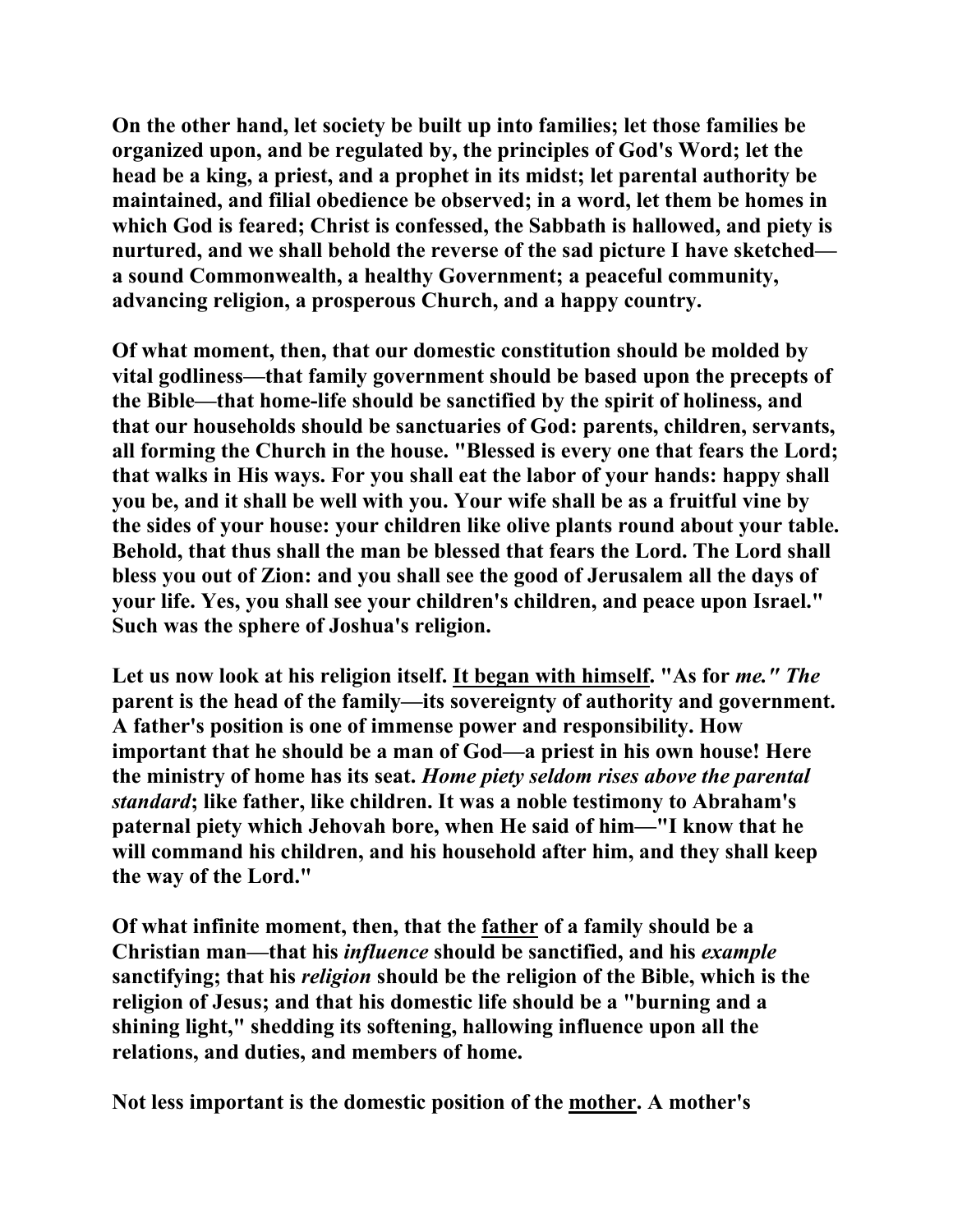**On the other hand, let society be built up into families; let those families be organized upon, and be regulated by, the principles of God's Word; let the head be a king, a priest, and a prophet in its midst; let parental authority be maintained, and filial obedience be observed; in a word, let them be homes in which God is feared; Christ is confessed, the Sabbath is hallowed, and piety is nurtured, and we shall behold the reverse of the sad picture I have sketched—a sound Commonwealth, a healthy Government; a peaceful community, advancing religion, a prosperous Church, and a happy country.**

**Of what moment, then, that our domestic constitution should be molded by vital godliness—that family government should be based upon the precepts of the Bible—that home-life should be sanctified by the spirit of holiness, and that our households should be sanctuaries of God: parents, children, servants, all forming the Church in the house. "Blessed is every one that fears the Lord; that walks in His ways. For you shall eat the labor of your hands: happy shall you be, and it shall be well with you. Your wife shall be as a fruitful vine by the sides of your house: your children like olive plants round about your table. Behold, that thus shall the man be blessed that fears the Lord. The Lord shall bless you out of Zion: and you shall see the good of Jerusalem all the days of your life. Yes, you shall see your children's children, and peace upon Israel." Such was the sphere of Joshua's religion.**

**Let us now look at his religion itself. <u>It began with himself</u>. "As for *me." The* parent is the head of the family—its sovereignty of authority and government. A father's position is one of immense power and responsibility. How important that he should be a man of God—a priest in his own house! Here the ministry of home has its seat. *Home piety seldom rises above the parental standard*; like father, like children. It was a noble testimony to Abraham's paternal piety which Jehovah bore, when He said of him—"I know that he will command his children, and his household after him, and they shall keep the way of the Lord."**

**Of what infinite moment, then, that the <u>father</u> of a family should be a Christian man—that his *influence* should be sanctified, and his *example* sanctifying; that his *religion* should be the religion of the Bible, which is the religion of Jesus; and that his domestic life should be a "burning and a shining light," shedding its softening, hallowing influence upon all the relations, and duties, and members of home.**

**Not less important is the domestic position of the <u>mother</u>. A mother's**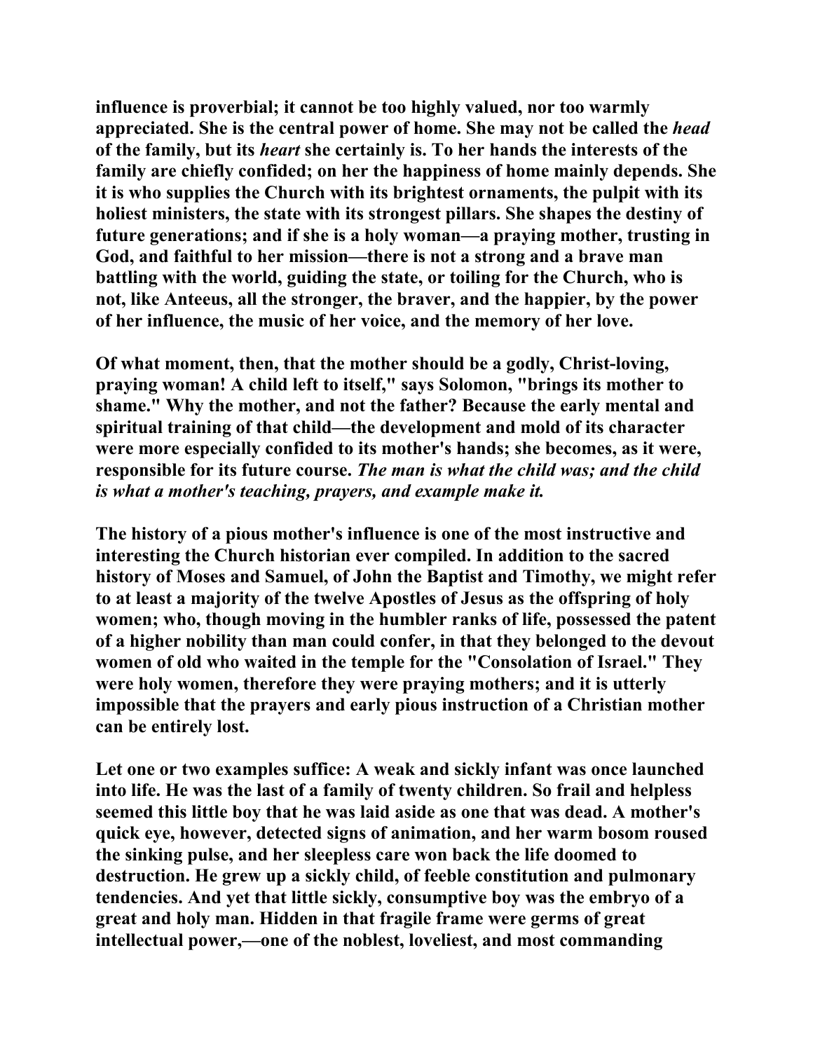influence is proverbial; it cannot be too highly valued, nor too warmly appreciated. She is the central power of home. She may not be called the *head* of the family, but its *heart* she certainly is. To her hands the interests of the family are chiefly confided; on her the happiness of home mainly depends. She it is who supplies the Church with its brightest ornaments, the pulpit with its holiest ministers, the state with its strongest pillars. She shapes the destiny of future generations; and if she is a holy woman—a praying mother, trusting in God, and faithful to her mission—there is not a strong and a brave man battling with the world, guiding the state, or toiling for the Church, who is not, like Anteeus, all the stronger, the braver, and the happier, by the power of her influence, the music of her voice, and the memory of her love.

Of what moment, then, that the mother should be a godly, Christ-loving, praying woman! A child left to itself," says Solomon, "brings its mother to shame." Why the mother, and not the father? Because the early mental and spiritual training of that child—the development and mold of its character were more especially confided to its mother's hands; she becomes, as it were, responsible for its future course. *The man is what the child was; and the child is what a mother's teaching, prayers, and example make it.*

The history of a pious mother's influence is one of the most instructive and interesting the Church historian ever compiled. In addition to the sacred history of Moses and Samuel, of John the Baptist and Timothy, we might refer to at least a majority of the twelve Apostles of Jesus as the offspring of holy women; who, though moving in the humbler ranks of life, possessed the patent of a higher nobility than man could confer, in that they belonged to the devout women of old who waited in the temple for the "Consolation of Israel." They were holy women, therefore they were praying mothers; and it is utterly impossible that the prayers and early pious instruction of a Christian mother can be entirely lost.

Let one or two examples suffice: A weak and sickly infant was once launched into life. He was the last of a family of twenty children. So frail and helpless seemed this little boy that he was laid aside as one that was dead. A mother's quick eye, however, detected signs of animation, and her warm bosom roused the sinking pulse, and her sleepless care won back the life doomed to destruction. He grew up a sickly child, of feeble constitution and pulmonary tendencies. And yet that little sickly, consumptive boy was the embryo of a great and holy man. Hidden in that fragile frame were germs of great intellectual power,—one of the noblest, loveliest, and most commanding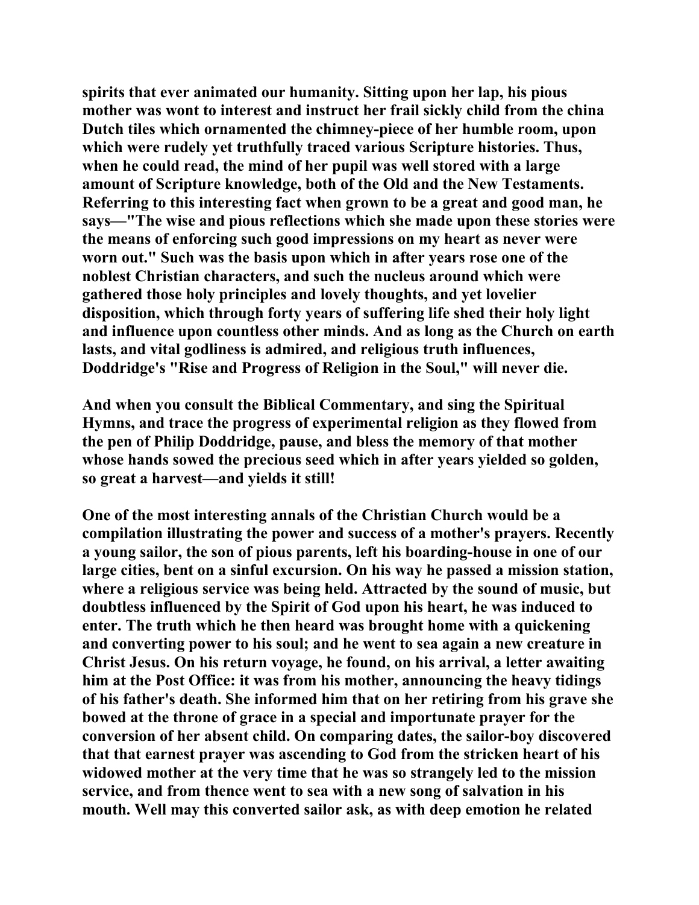spirits that ever animated our humanity. Sitting upon her lap, his pious mother was wont to interest and instruct her frail sickly child from the china Dutch tiles which ornamented the chimney-piece of her humble room, upon which were rudely yet truthfully traced various Scripture histories. Thus, when he could read, the mind of her pupil was well stored with a large amount of Scripture knowledge, both of the Old and the New Testaments. Referring to this interesting fact when grown to be a great and good man, he says—"The wise and pious reflections which she made upon these stories were the means of enforcing such good impressions on my heart as never were worn out." Such was the basis upon which in after years rose one of the noblest Christian characters, and such the nucleus around which were gathered those holy principles and lovely thoughts, and yet lovelier disposition, which through forty years of suffering life shed their holy light and influence upon countless other minds. And as long as the Church on earth lasts, and vital godliness is admired, and religious truth influences, Doddridge's "Rise and Progress of Religion in the Soul," will never die.

And when you consult the Biblical Commentary, and sing the Spiritual Hymns, and trace the progress of experimental religion as they flowed from the pen of Philip Doddridge, pause, and bless the memory of that mother whose hands sowed the precious seed which in after years yielded so golden, so great a harvest—and yields it still!

One of the most interesting annals of the Christian Church would be a compilation illustrating the power and success of a mother's prayers. Recently a young sailor, the son of pious parents, left his boarding-house in one of our large cities, bent on a sinful excursion. On his way he passed a mission station, where a religious service was being held. Attracted by the sound of music, but doubtless influenced by the Spirit of God upon his heart, he was induced to enter. The truth which he then heard was brought home with a quickening and converting power to his soul; and he went to sea again a new creature in Christ Jesus. On his return voyage, he found, on his arrival, a letter awaiting him at the Post Office: it was from his mother, announcing the heavy tidings of his father's death. She informed him that on her retiring from his grave she bowed at the throne of grace in a special and importunate prayer for the conversion of her absent child. On comparing dates, the sailor-boy discovered that that earnest prayer was ascending to God from the stricken heart of his widowed mother at the very time that he was so strangely led to the mission service, and from thence went to sea with a new song of salvation in his mouth. Well may this converted sailor ask, as with deep emotion he related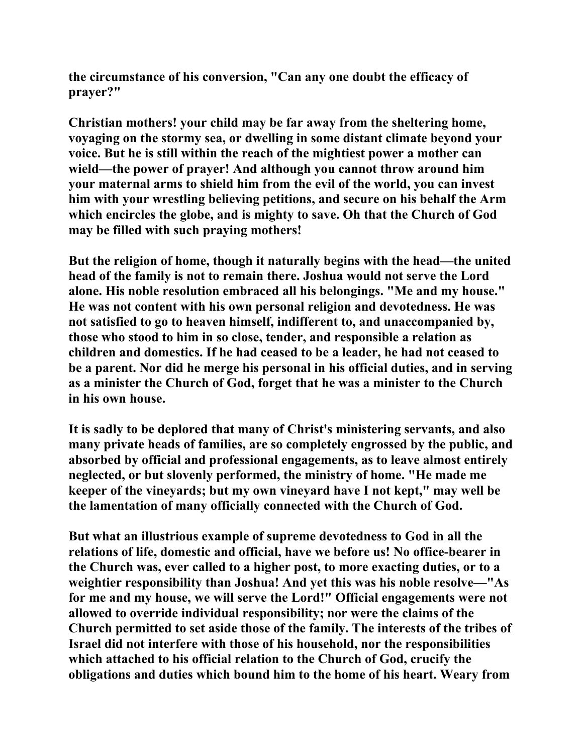the circumstance of his conversion, "Can any one doubt the efficacy of prayer?"

Christian mothers! your child may be far away from the sheltering home, voyaging on the stormy sea, or dwelling in some distant climate beyond your voice. But he is still within the reach of the mightiest power a mother can wield—the power of prayer! And although you cannot throw around him your maternal arms to shield him from the evil of the world, you can invest him with your wrestling believing petitions, and secure on his behalf the Arm which encircles the globe, and is mighty to save. Oh that the Church of God may be filled with such praying mothers!

But the religion of home, though it naturally begins with the head—the united head of the family is not to remain there. Joshua would not serve the Lord alone. His noble resolution embraced all his belongings. "Me and my house." He was not content with his own personal religion and devotedness. He was not satisfied to go to heaven himself, indifferent to, and unaccompanied by, those who stood to him in so close, tender, and responsible a relation as children and domestics. If he had ceased to be a leader, he had not ceased to be a parent. Nor did he merge his personal in his official duties, and in serving as a minister the Church of God, forget that he was a minister to the Church in his own house.

It is sadly to be deplored that many of Christ's ministering servants, and also many private heads of families, are so completely engrossed by the public, and absorbed by official and professional engagements, as to leave almost entirely neglected, or but slovenly performed, the ministry of home. "He made me keeper of the vineyards; but my own vineyard have I not kept," may well be the lamentation of many officially connected with the Church of God.

But what an illustrious example of supreme devotedness to God in all the relations of life, domestic and official, have we before us! No office-bearer in the Church was, ever called to a higher post, to more exacting duties, or to a weightier responsibility than Joshua! And yet this was his noble resolve—"As for me and my house, we will serve the Lord!" Official engagements were not allowed to override individual responsibility; nor were the claims of the Church permitted to set aside those of the family. The interests of the tribes of Israel did not interfere with those of his household, nor the responsibilities which attached to his official relation to the Church of God, crucify the obligations and duties which bound him to the home of his heart. Weary from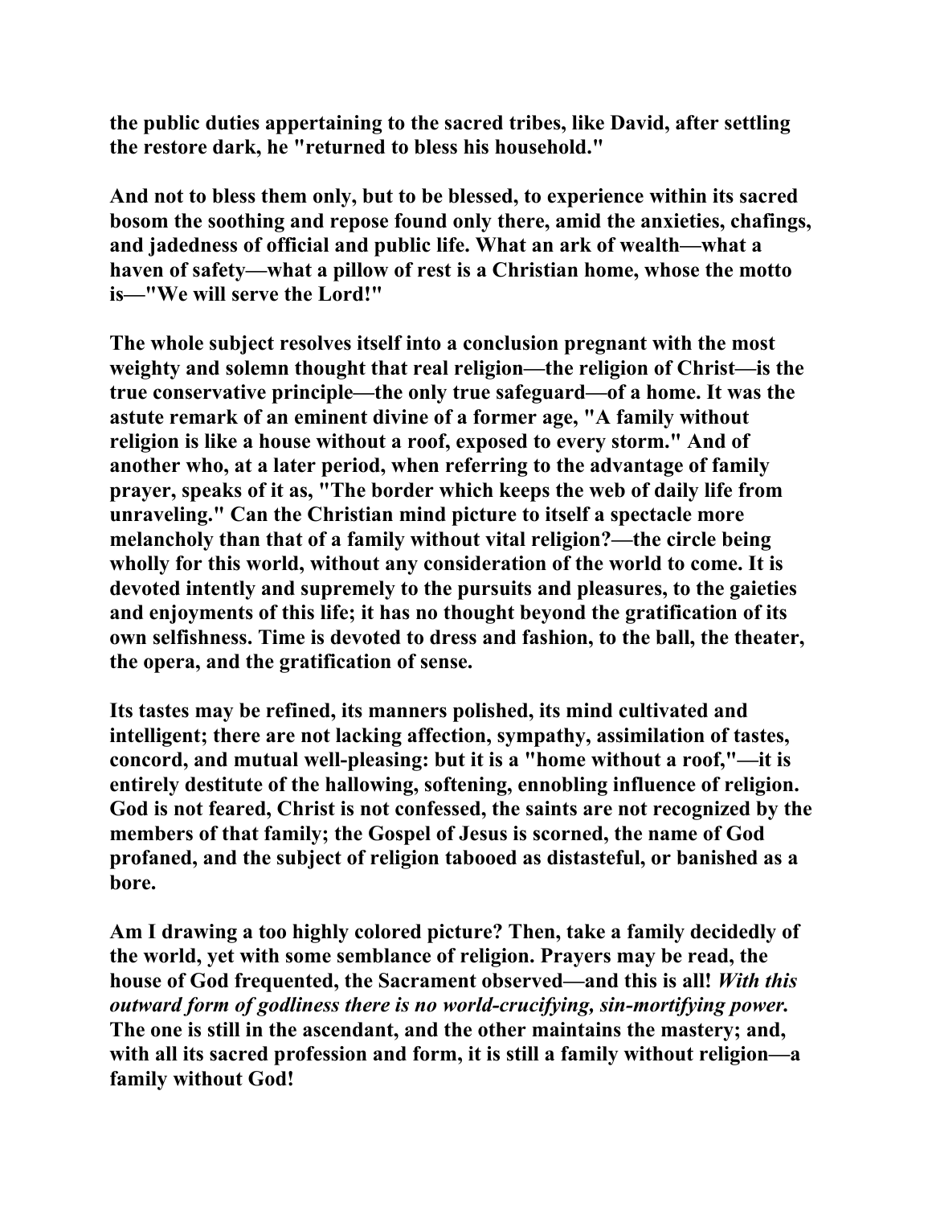**the public duties appertaining to the sacred tribes, like David, after settling the restore dark, he "returned to bless his household."**

**And not to bless them only, but to be blessed, to experience within its sacred bosom the soothing and repose found only there, amid the anxieties, chafings, and jadedness of official and public life. What an ark of wealth—what a haven of safety—what a pillow of rest is a Christian home, whose the motto is—"We will serve the Lord!"**

**The whole subject resolves itself into a conclusion pregnant with the most weighty and solemn thought that real religion—the religion of Christ—is the true conservative principle—the only true safeguard—of a home. It was the astute remark of an eminent divine of a former age, "A family without religion is like a house without a roof, exposed to every storm." And of another who, at a later period, when referring to the advantage of family prayer, speaks of it as, "The border which keeps the web of daily life from unraveling." Can the Christian mind picture to itself a spectacle more melancholy than that of a family without vital religion?—the circle being wholly for this world, without any consideration of the world to come. It is devoted intently and supremely to the pursuits and pleasures, to the gaieties and enjoyments of this life; it has no thought beyond the gratification of its own selfishness. Time is devoted to dress and fashion, to the ball, the theater, the opera, and the gratification of sense.**

**Its tastes may be refined, its manners polished, its mind cultivated and intelligent; there are not lacking affection, sympathy, assimilation of tastes, concord, and mutual well-pleasing: but it is a "home without a roof,"—it is entirely destitute of the hallowing, softening, ennobling influence of religion. God is not feared, Christ is not confessed, the saints are not recognized by the members of that family; the Gospel of Jesus is scorned, the name of God profaned, and the subject of religion tabooed as distasteful, or banished as a bore.**

**Am I drawing a too highly colored picture? Then, take a family decidedly of the world, yet with some semblance of religion. Prayers may be read, the house of God frequented, the Sacrament observed—and this is all!** ***With this outward form of godliness there is no world-crucifying, sin-mortifying power.*** **The one is still in the ascendant, and the other maintains the mastery; and, with all its sacred profession and form, it is still a family without religion—a family without God!**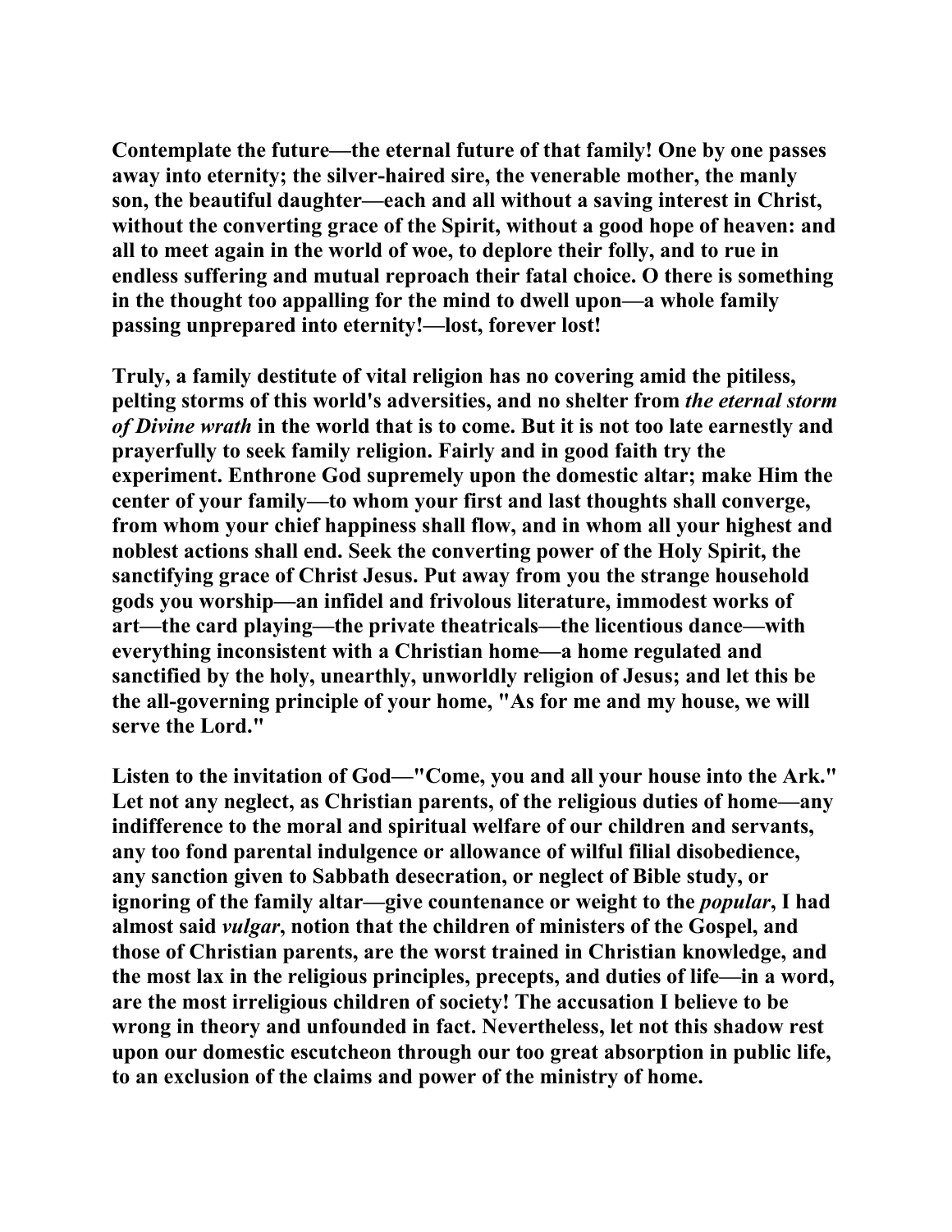Contemplate the future—the eternal future of that family! One by one passes away into eternity; the silver-haired sire, the venerable mother, the manly son, the beautiful daughter—each and all without a saving interest in Christ, without the converting grace of the Spirit, without a good hope of heaven: and all to meet again in the world of woe, to deplore their folly, and to rue in endless suffering and mutual reproach their fatal choice. O there is something in the thought too appalling for the mind to dwell upon—a whole family passing unprepared into eternity!—lost, forever lost!

Truly, a family destitute of vital religion has no covering amid the pitiless, pelting storms of this world's adversities, and no shelter from *the eternal storm of Divine wrath* in the world that is to come. But it is not too late earnestly and prayerfully to seek family religion. Fairly and in good faith try the experiment. Enthrone God supremely upon the domestic altar; make Him the center of your family—to whom your first and last thoughts shall converge, from whom your chief happiness shall flow, and in whom all your highest and noblest actions shall end. Seek the converting power of the Holy Spirit, the sanctifying grace of Christ Jesus. Put away from you the strange household gods you worship—an infidel and frivolous literature, immodest works of art—the card playing—the private theatricals—the licentious dance—with everything inconsistent with a Christian home—a home regulated and sanctified by the holy, unearthly, unworldly religion of Jesus; and let this be the all-governing principle of your home, "As for me and my house, we will serve the Lord."

Listen to the invitation of God—"Come, you and all your house into the Ark." Let not any neglect, as Christian parents, of the religious duties of home—any indifference to the moral and spiritual welfare of our children and servants, any too fond parental indulgence or allowance of wilful filial disobedience, any sanction given to Sabbath desecration, or neglect of Bible study, or ignoring of the family altar—give countenance or weight to the *popular*, I had almost said *vulgar*, notion that the children of ministers of the Gospel, and those of Christian parents, are the worst trained in Christian knowledge, and the most lax in the religious principles, precepts, and duties of life—in a word, are the most irreligious children of society! The accusation I believe to be wrong in theory and unfounded in fact. Nevertheless, let not this shadow rest upon our domestic escutcheon through our too great absorption in public life, to an exclusion of the claims and power of the ministry of home.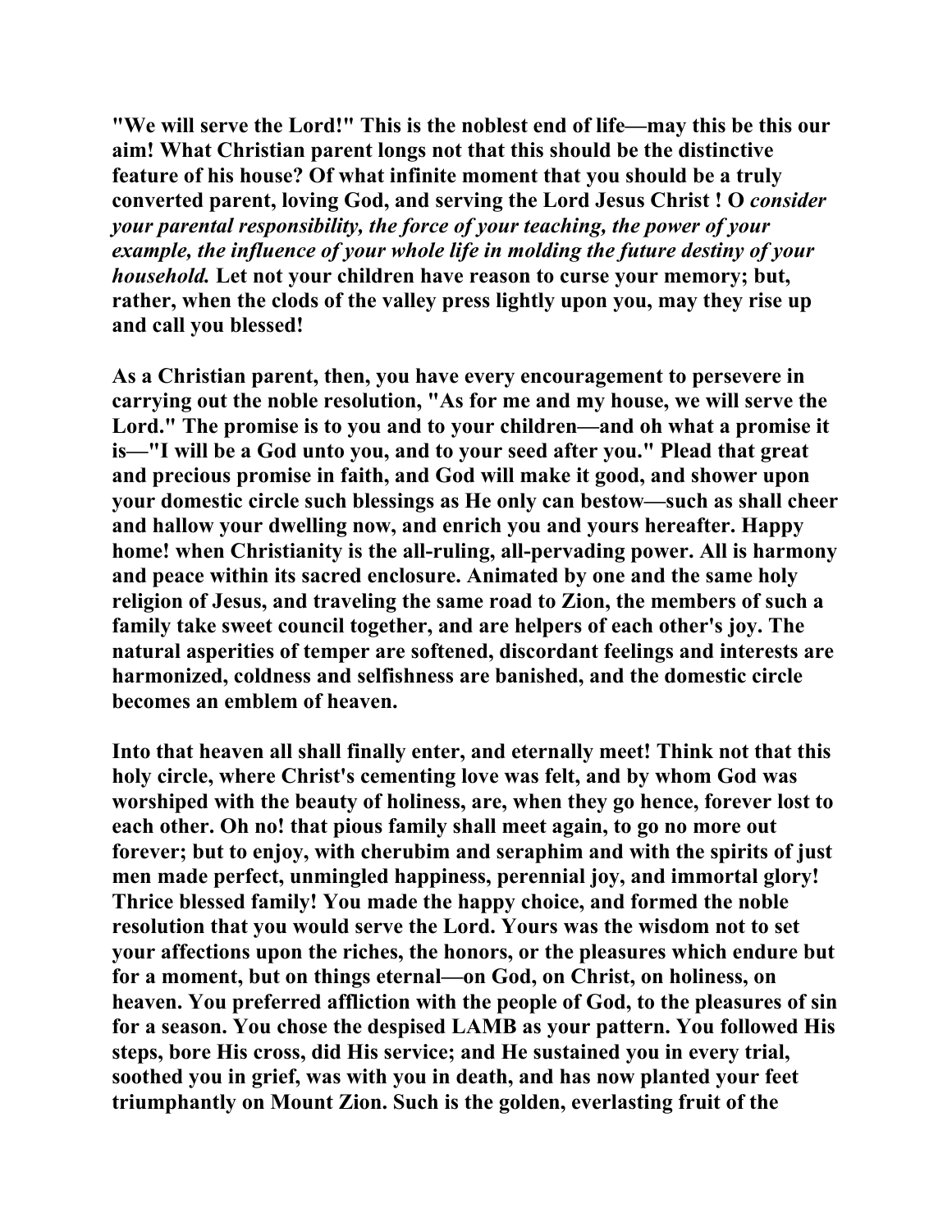**"We will serve the Lord!" This is the noblest end of life—may this be this our aim! What Christian parent longs not that this should be the distinctive feature of his house? Of what infinite moment that you should be a truly converted parent, loving God, and serving the Lord Jesus Christ ! O *consider your parental responsibility, the force of your teaching, the power of your example, the influence of your whole life in molding the future destiny of your household.* Let not your children have reason to curse your memory; but, rather, when the clods of the valley press lightly upon you, may they rise up and call you blessed!**

**As a Christian parent, then, you have every encouragement to persevere in carrying out the noble resolution, "As for me and my house, we will serve the Lord." The promise is to you and to your children—and oh what a promise it is—"I will be a God unto you, and to your seed after you." Plead that great and precious promise in faith, and God will make it good, and shower upon your domestic circle such blessings as He only can bestow—such as shall cheer and hallow your dwelling now, and enrich you and yours hereafter. Happy home! when Christianity is the all-ruling, all-pervading power. All is harmony and peace within its sacred enclosure. Animated by one and the same holy religion of Jesus, and traveling the same road to Zion, the members of such a family take sweet council together, and are helpers of each other's joy. The natural asperities of temper are softened, discordant feelings and interests are harmonized, coldness and selfishness are banished, and the domestic circle becomes an emblem of heaven.**

**Into that heaven all shall finally enter, and eternally meet! Think not that this holy circle, where Christ's cementing love was felt, and by whom God was worshiped with the beauty of holiness, are, when they go hence, forever lost to each other. Oh no! that pious family shall meet again, to go no more out forever; but to enjoy, with cherubim and seraphim and with the spirits of just men made perfect, unmingled happiness, perennial joy, and immortal glory! Thrice blessed family! You made the happy choice, and formed the noble resolution that you would serve the Lord. Yours was the wisdom not to set your affections upon the riches, the honors, or the pleasures which endure but for a moment, but on things eternal—on God, on Christ, on holiness, on heaven. You preferred affliction with the people of God, to the pleasures of sin for a season. You chose the despised LAMB as your pattern. You followed His steps, bore His cross, did His service; and He sustained you in every trial, soothed you in grief, was with you in death, and has now planted your feet triumphantly on Mount Zion. Such is the golden, everlasting fruit of the**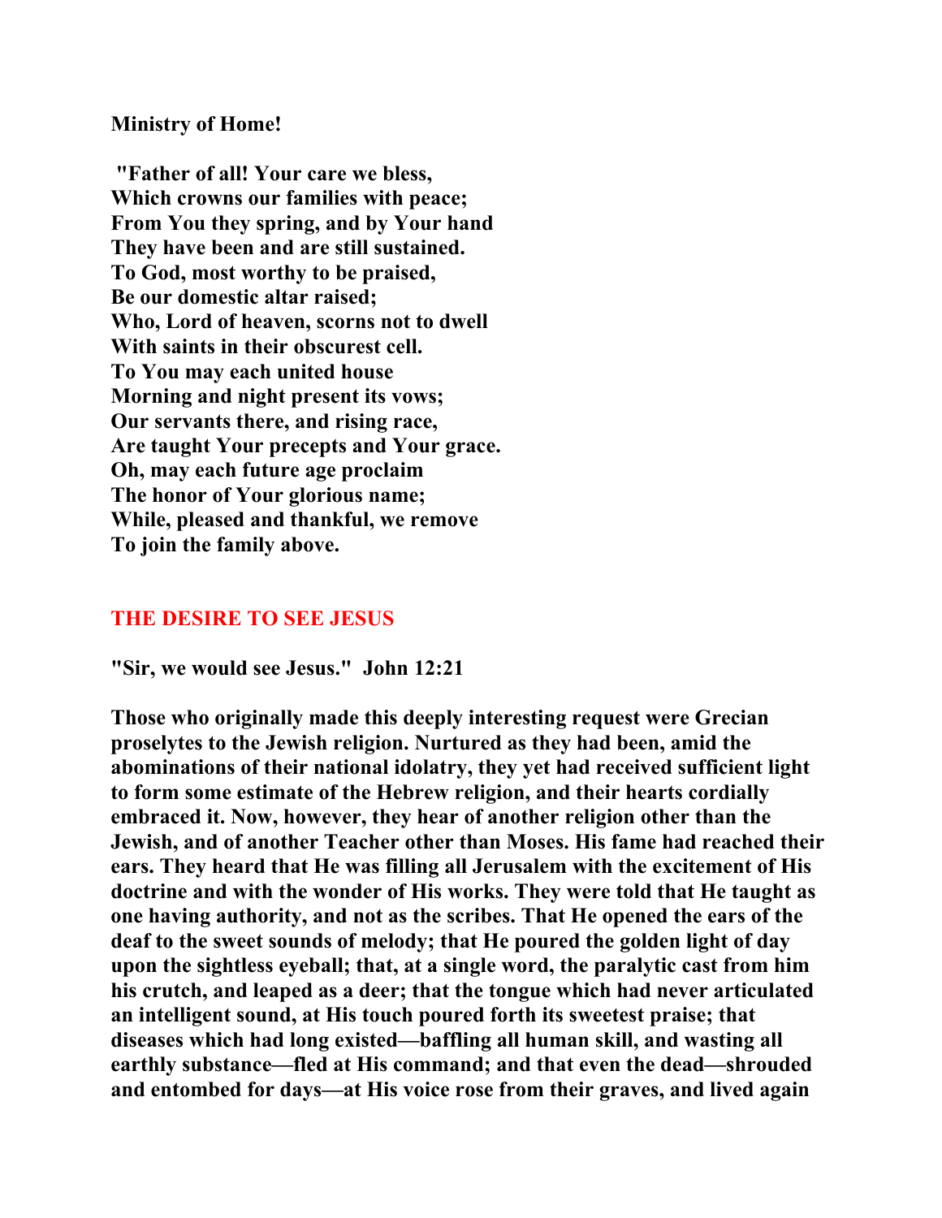**Ministry of Home!**

**"Father of all! Your care we bless,**
**Which crowns our families with peace;**
**From You they spring, and by Your hand**
**They have been and are still sustained.**
**To God, most worthy to be praised,**
**Be our domestic altar raised;**
**Who, Lord of heaven, scorns not to dwell**
**With saints in their obscurest cell.**
**To You may each united house**
**Morning and night present its vows;**
**Our servants there, and rising race,**
**Are taught Your precepts and Your grace.**
**Oh, may each future age proclaim**
**The honor of Your glorious name;**
**While, pleased and thankful, we remove**
**To join the family above.**

## THE DESIRE TO SEE JESUS

**"Sir, we would see Jesus." John 12:21**

**Those who originally made this deeply interesting request were Grecian proselytes to the Jewish religion. Nurtured as they had been, amid the abominations of their national idolatry, they yet had received sufficient light to form some estimate of the Hebrew religion, and their hearts cordially embraced it. Now, however, they hear of another religion other than the Jewish, and of another Teacher other than Moses. His fame had reached their ears. They heard that He was filling all Jerusalem with the excitement of His doctrine and with the wonder of His works. They were told that He taught as one having authority, and not as the scribes. That He opened the ears of the deaf to the sweet sounds of melody; that He poured the golden light of day upon the sightless eyeball; that, at a single word, the paralytic cast from him his crutch, and leaped as a deer; that the tongue which had never articulated an intelligent sound, at His touch poured forth its sweetest praise; that diseases which had long existed—baffling all human skill, and wasting all earthly substance—fled at His command; and that even the dead—shrouded and entombed for days—at His voice rose from their graves, and lived again**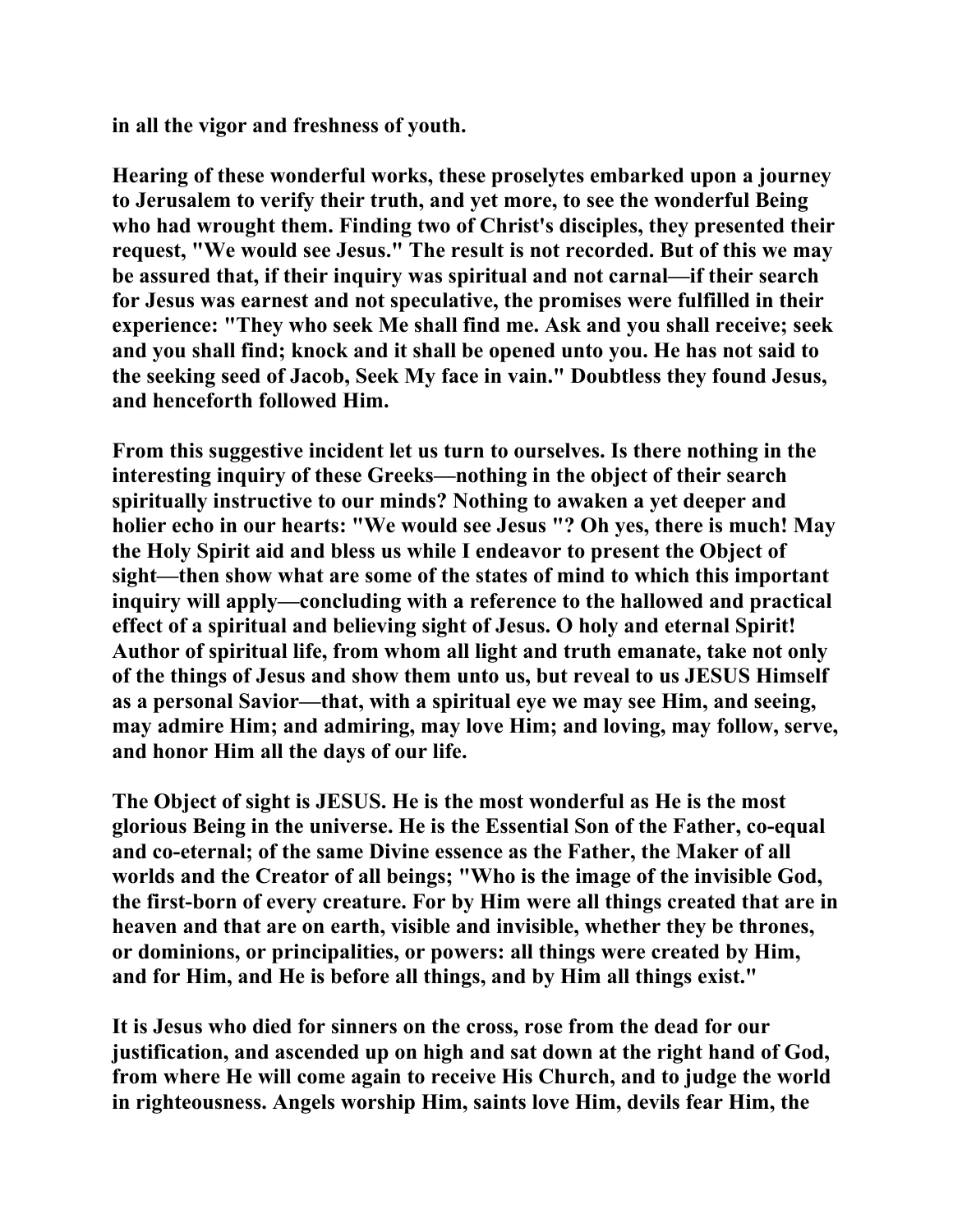in all the vigor and freshness of youth.

Hearing of these wonderful works, these proselytes embarked upon a journey to Jerusalem to verify their truth, and yet more, to see the wonderful Being who had wrought them. Finding two of Christ's disciples, they presented their request, "We would see Jesus." The result is not recorded. But of this we may be assured that, if their inquiry was spiritual and not carnal—if their search for Jesus was earnest and not speculative, the promises were fulfilled in their experience: "They who seek Me shall find me. Ask and you shall receive; seek and you shall find; knock and it shall be opened unto you. He has not said to the seeking seed of Jacob, Seek My face in vain." Doubtless they found Jesus, and henceforth followed Him.

From this suggestive incident let us turn to ourselves. Is there nothing in the interesting inquiry of these Greeks—nothing in the object of their search spiritually instructive to our minds? Nothing to awaken a yet deeper and holier echo in our hearts: "We would see Jesus "? Oh yes, there is much! May the Holy Spirit aid and bless us while I endeavor to present the Object of sight—then show what are some of the states of mind to which this important inquiry will apply—concluding with a reference to the hallowed and practical effect of a spiritual and believing sight of Jesus. O holy and eternal Spirit! Author of spiritual life, from whom all light and truth emanate, take not only of the things of Jesus and show them unto us, but reveal to us JESUS Himself as a personal Savior—that, with a spiritual eye we may see Him, and seeing, may admire Him; and admiring, may love Him; and loving, may follow, serve, and honor Him all the days of our life.

The Object of sight is JESUS. He is the most wonderful as He is the most glorious Being in the universe. He is the Essential Son of the Father, co-equal and co-eternal; of the same Divine essence as the Father, the Maker of all worlds and the Creator of all beings; "Who is the image of the invisible God, the first-born of every creature. For by Him were all things created that are in heaven and that are on earth, visible and invisible, whether they be thrones, or dominions, or principalities, or powers: all things were created by Him, and for Him, and He is before all things, and by Him all things exist."

It is Jesus who died for sinners on the cross, rose from the dead for our justification, and ascended up on high and sat down at the right hand of God, from where He will come again to receive His Church, and to judge the world in righteousness. Angels worship Him, saints love Him, devils fear Him, the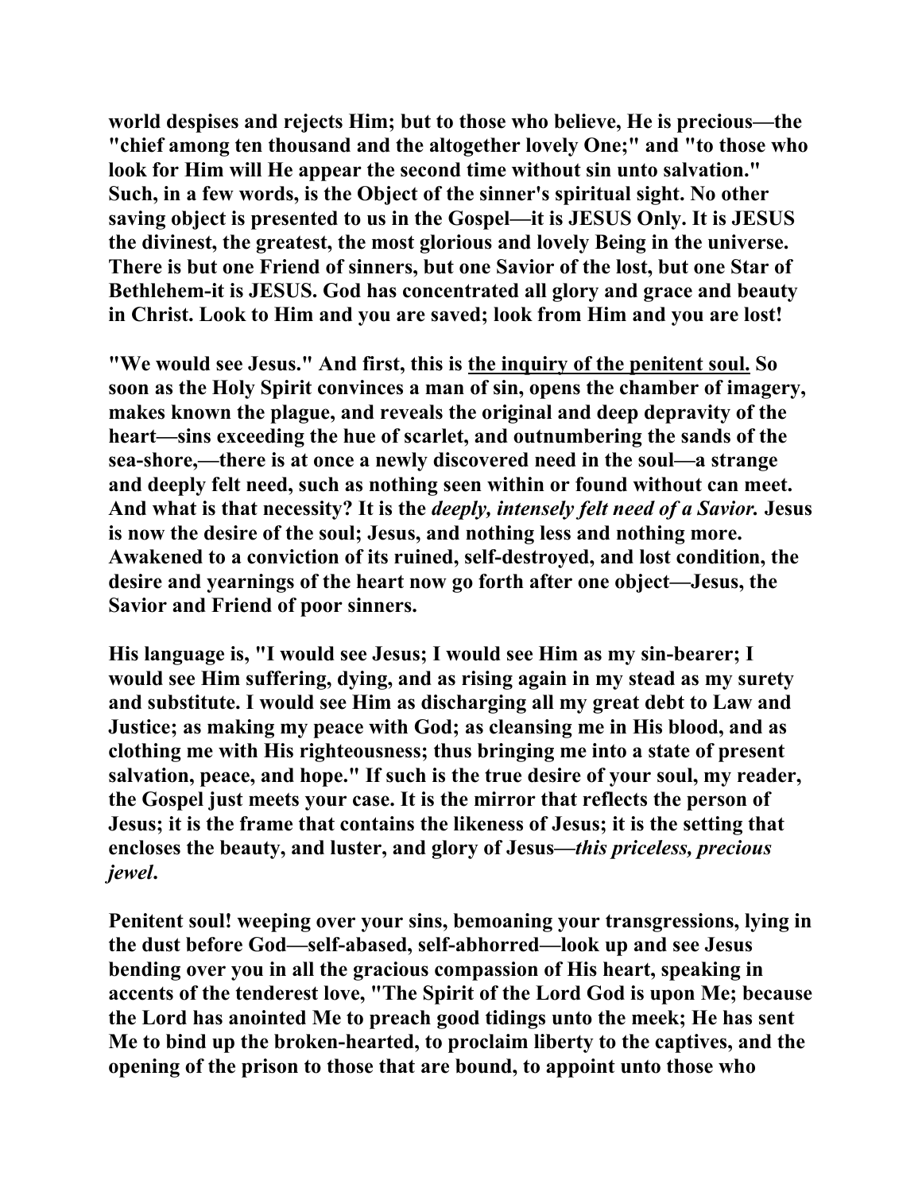**world despises and rejects Him; but to those who believe, He is precious—the "chief among ten thousand and the altogether lovely One;" and "to those who look for Him will He appear the second time without sin unto salvation." Such, in a few words, is the Object of the sinner's spiritual sight. No other saving object is presented to us in the Gospel—it is JESUS Only. It is JESUS the divinest, the greatest, the most glorious and lovely Being in the universe. There is but one Friend of sinners, but one Savior of the lost, but one Star of Bethlehem-it is JESUS. God has concentrated all glory and grace and beauty in Christ. Look to Him and you are saved; look from Him and you are lost!**

**"We would see Jesus." And first, this is <u>the inquiry of the penitent soul.</u> So soon as the Holy Spirit convinces a man of sin, opens the chamber of imagery, makes known the plague, and reveals the original and deep depravity of the heart—sins exceeding the hue of scarlet, and outnumbering the sands of the sea-shore,—there is at once a newly discovered need in the soul—a strange and deeply felt need, such as nothing seen within or found without can meet. And what is that necessity? It is the *deeply, intensely felt need of a Savior.* Jesus is now the desire of the soul; Jesus, and nothing less and nothing more. Awakened to a conviction of its ruined, self-destroyed, and lost condition, the desire and yearnings of the heart now go forth after one object—Jesus, the Savior and Friend of poor sinners.**

**His language is, "I would see Jesus; I would see Him as my sin-bearer; I would see Him suffering, dying, and as rising again in my stead as my surety and substitute. I would see Him as discharging all my great debt to Law and Justice; as making my peace with God; as cleansing me in His blood, and as clothing me with His righteousness; thus bringing me into a state of present salvation, peace, and hope." If such is the true desire of your soul, my reader, the Gospel just meets your case. It is the mirror that reflects the person of Jesus; it is the frame that contains the likeness of Jesus; it is the setting that encloses the beauty, and luster, and glory of Jesus—*this priceless, precious jewel*.**

**Penitent soul! weeping over your sins, bemoaning your transgressions, lying in the dust before God—self-abased, self-abhorred—look up and see Jesus bending over you in all the gracious compassion of His heart, speaking in accents of the tenderest love, "The Spirit of the Lord God is upon Me; because the Lord has anointed Me to preach good tidings unto the meek; He has sent Me to bind up the broken-hearted, to proclaim liberty to the captives, and the opening of the prison to those that are bound, to appoint unto those who**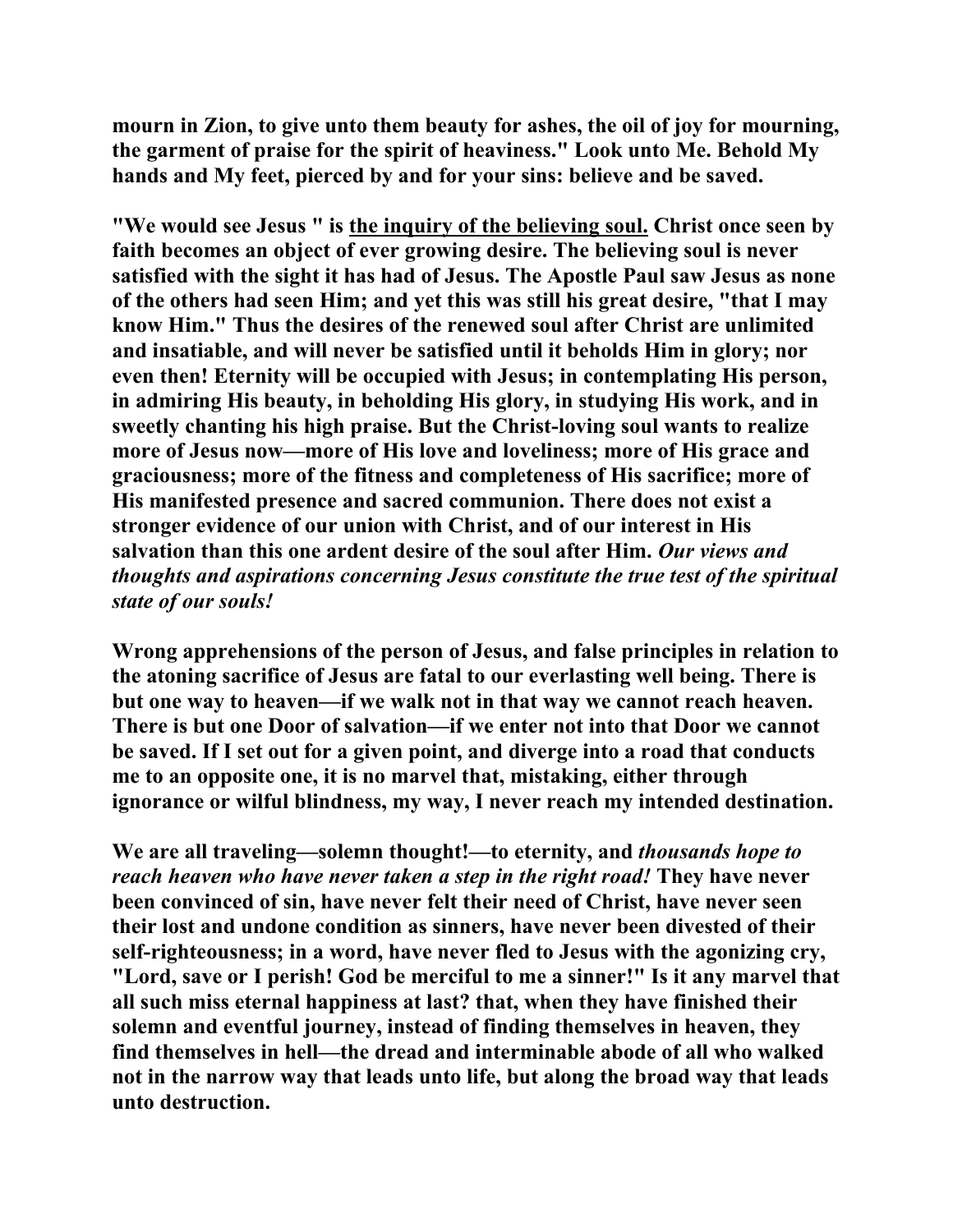**mourn in Zion, to give unto them beauty for ashes, the oil of joy for mourning, the garment of praise for the spirit of heaviness." Look unto Me. Behold My hands and My feet, pierced by and for your sins: believe and be saved.**

**"We would see Jesus " is <u>the inquiry of the believing soul.</u> Christ once seen by faith becomes an object of ever growing desire. The believing soul is never satisfied with the sight it has had of Jesus. The Apostle Paul saw Jesus as none of the others had seen Him; and yet this was still his great desire, "that I may know Him." Thus the desires of the renewed soul after Christ are unlimited and insatiable, and will never be satisfied until it beholds Him in glory; nor even then! Eternity will be occupied with Jesus; in contemplating His person, in admiring His beauty, in beholding His glory, in studying His work, and in sweetly chanting his high praise. But the Christ-loving soul wants to realize more of Jesus now—more of His love and loveliness; more of His grace and graciousness; more of the fitness and completeness of His sacrifice; more of His manifested presence and sacred communion. There does not exist a stronger evidence of our union with Christ, and of our interest in His salvation than this one ardent desire of the soul after Him. *Our views and thoughts and aspirations concerning Jesus constitute the true test of the spiritual state of our souls!***

**Wrong apprehensions of the person of Jesus, and false principles in relation to the atoning sacrifice of Jesus are fatal to our everlasting well being. There is but one way to heaven—if we walk not in that way we cannot reach heaven. There is but one Door of salvation—if we enter not into that Door we cannot be saved. If I set out for a given point, and diverge into a road that conducts me to an opposite one, it is no marvel that, mistaking, either through ignorance or wilful blindness, my way, I never reach my intended destination.**

**We are all traveling—solemn thought!—to eternity, and *thousands hope to reach heaven who have never taken a step in the right road!* They have never been convinced of sin, have never felt their need of Christ, have never seen their lost and undone condition as sinners, have never been divested of their self-righteousness; in a word, have never fled to Jesus with the agonizing cry, "Lord, save or I perish! God be merciful to me a sinner!" Is it any marvel that all such miss eternal happiness at last? that, when they have finished their solemn and eventful journey, instead of finding themselves in heaven, they find themselves in hell—the dread and interminable abode of all who walked not in the narrow way that leads unto life, but along the broad way that leads unto destruction.**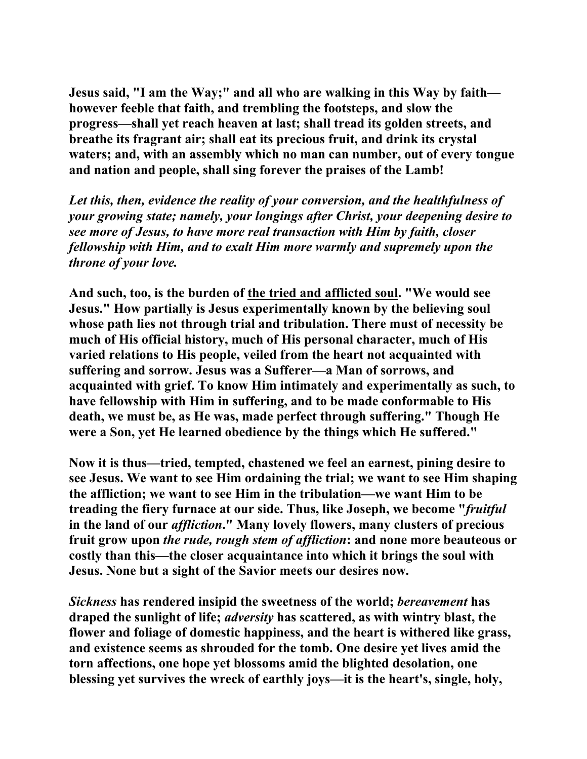**Jesus said, "I am the Way;" and all who are walking in this Way by faith—however feeble that faith, and trembling the footsteps, and slow the progress—shall yet reach heaven at last; shall tread its golden streets, and breathe its fragrant air; shall eat its precious fruit, and drink its crystal waters; and, with an assembly which no man can number, out of every tongue and nation and people, shall sing forever the praises of the Lamb!**

***Let this, then, evidence the reality of your conversion, and the healthfulness of your growing state; namely, your longings after Christ, your deepening desire to see more of Jesus, to have more real transaction with Him by faith, closer fellowship with Him, and to exalt Him more warmly and supremely upon the throne of your love.***

**And such, too, is the burden of <u>the tried and afflicted soul</u>. "We would see Jesus." How partially is Jesus experimentally known by the believing soul whose path lies not through trial and tribulation. There must of necessity be much of His official history, much of His personal character, much of His varied relations to His people, veiled from the heart not acquainted with suffering and sorrow. Jesus was a Sufferer—a Man of sorrows, and acquainted with grief. To know Him intimately and experimentally as such, to have fellowship with Him in suffering, and to be made conformable to His death, we must be, as He was, made perfect through suffering." Though He were a Son, yet He learned obedience by the things which He suffered."**

**Now it is thus—tried, tempted, chastened we feel an earnest, pining desire to see Jesus. We want to see Him ordaining the trial; we want to see Him shaping the affliction; we want to see Him in the tribulation—we want Him to be treading the fiery furnace at our side. Thus, like Joseph, we become "*fruitful* in the land of our *affliction*." Many lovely flowers, many clusters of precious fruit grow upon *the rude, rough stem of affliction*: and none more beauteous or costly than this—the closer acquaintance into which it brings the soul with Jesus. None but a sight of the Savior meets our desires now.**

***Sickness* has rendered insipid the sweetness of the world; *bereavement* has draped the sunlight of life; *adversity* has scattered, as with wintry blast, the flower and foliage of domestic happiness, and the heart is withered like grass, and existence seems as shrouded for the tomb. One desire yet lives amid the torn affections, one hope yet blossoms amid the blighted desolation, one blessing yet survives the wreck of earthly joys—it is the heart's, single, holy,**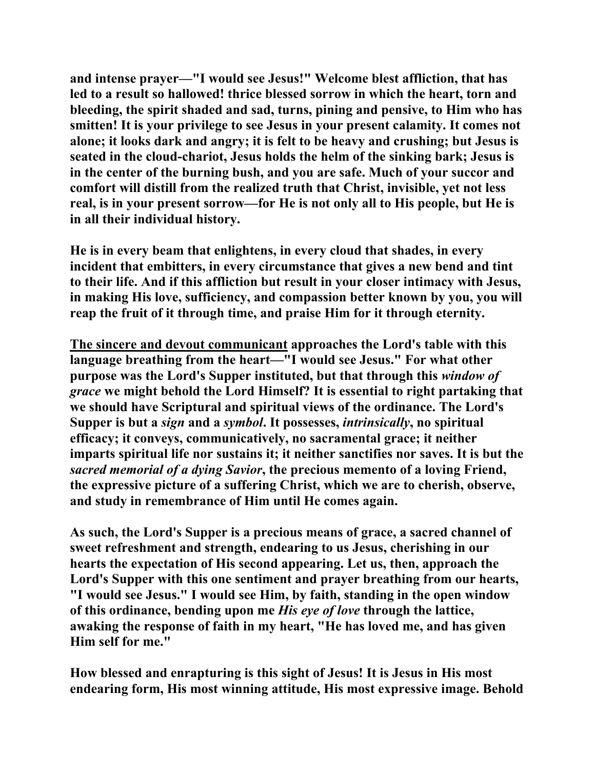**and intense prayer—"I would see Jesus!" Welcome blest affliction, that has led to a result so hallowed! thrice blessed sorrow in which the heart, torn and bleeding, the spirit shaded and sad, turns, pining and pensive, to Him who has smitten! It is your privilege to see Jesus in your present calamity. It comes not alone; it looks dark and angry; it is felt to be heavy and crushing; but Jesus is seated in the cloud-chariot, Jesus holds the helm of the sinking bark; Jesus is in the center of the burning bush, and you are safe. Much of your succor and comfort will distill from the realized truth that Christ, invisible, yet not less real, is in your present sorrow—for He is not only all to His people, but He is in all their individual history.**

**He is in every beam that enlightens, in every cloud that shades, in every incident that embitters, in every circumstance that gives a new bend and tint to their life. And if this affliction but result in your closer intimacy with Jesus, in making His love, sufficiency, and compassion better known by you, you will reap the fruit of it through time, and praise Him for it through eternity.**

**<u>The sincere and devout communicant</u> approaches the Lord's table with this language breathing from the heart—"I would see Jesus." For what other purpose was the Lord's Supper instituted, but that through this *window of grace* we might behold the Lord Himself? It is essential to right partaking that we should have Scriptural and spiritual views of the ordinance. The Lord's Supper is but a *sign* and a *symbol*. It possesses, *intrinsically*, no spiritual efficacy; it conveys, communicatively, no sacramental grace; it neither imparts spiritual life nor sustains it; it neither sanctifies nor saves. It is but the *sacred memorial of a dying Savior*, the precious memento of a loving Friend, the expressive picture of a suffering Christ, which we are to cherish, observe, and study in remembrance of Him until He comes again.**

**As such, the Lord's Supper is a precious means of grace, a sacred channel of sweet refreshment and strength, endearing to us Jesus, cherishing in our hearts the expectation of His second appearing. Let us, then, approach the Lord's Supper with this one sentiment and prayer breathing from our hearts, "I would see Jesus." I would see Him, by faith, standing in the open window of this ordinance, bending upon me *His eye of love* through the lattice, awaking the response of faith in my heart, "He has loved me, and has given Him self for me."**

**How blessed and enrapturing is this sight of Jesus! It is Jesus in His most endearing form, His most winning attitude, His most expressive image. Behold**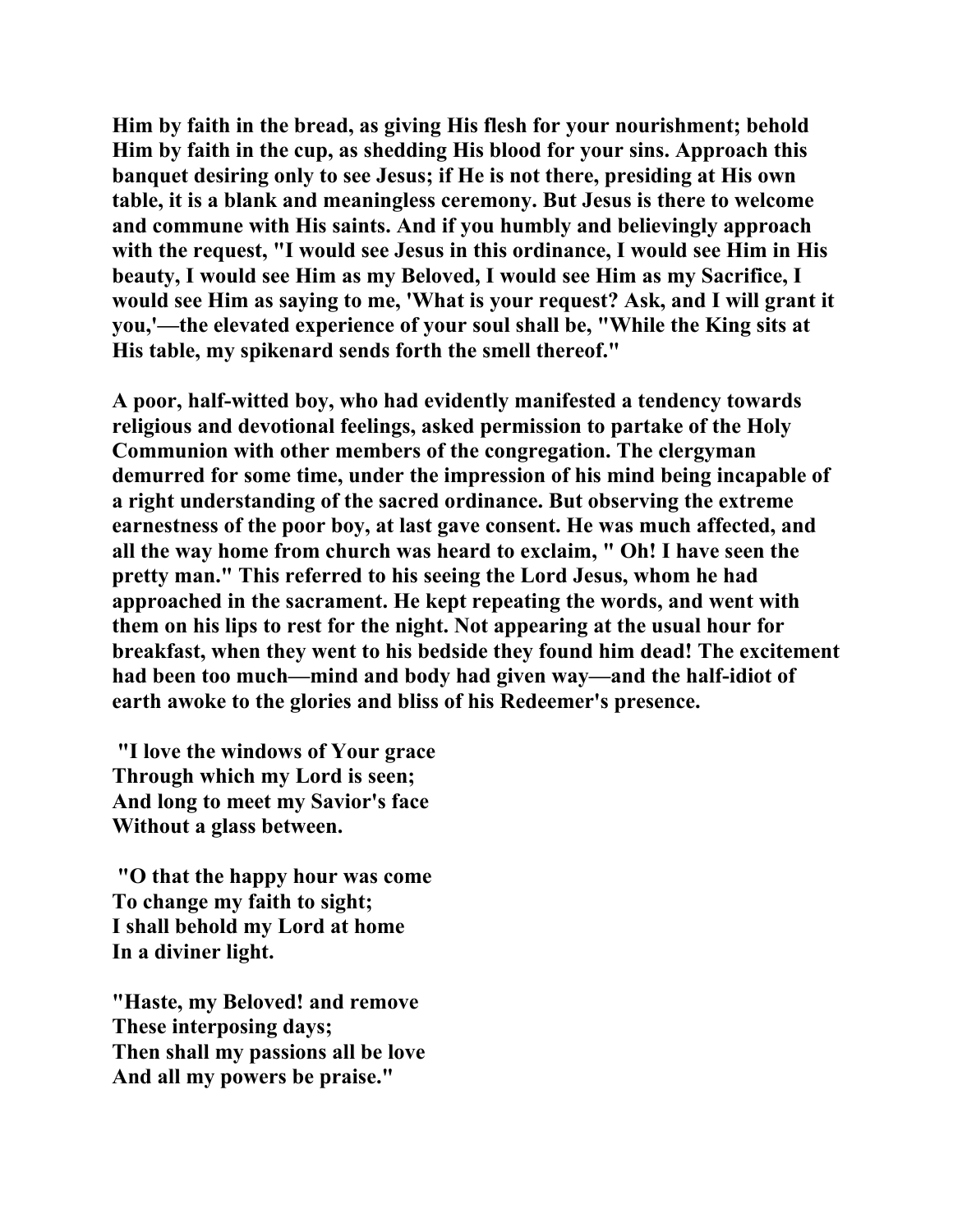**Him by faith in the bread, as giving His flesh for your nourishment; behold Him by faith in the cup, as shedding His blood for your sins. Approach this banquet desiring only to see Jesus; if He is not there, presiding at His own table, it is a blank and meaningless ceremony. But Jesus is there to welcome and commune with His saints. And if you humbly and believingly approach with the request, "I would see Jesus in this ordinance, I would see Him in His beauty, I would see Him as my Beloved, I would see Him as my Sacrifice, I would see Him as saying to me, 'What is your request? Ask, and I will grant it you,'—the elevated experience of your soul shall be, "While the King sits at His table, my spikenard sends forth the smell thereof."**

**A poor, half-witted boy, who had evidently manifested a tendency towards religious and devotional feelings, asked permission to partake of the Holy Communion with other members of the congregation. The clergyman demurred for some time, under the impression of his mind being incapable of a right understanding of the sacred ordinance. But observing the extreme earnestness of the poor boy, at last gave consent. He was much affected, and all the way home from church was heard to exclaim, " Oh! I have seen the pretty man." This referred to his seeing the Lord Jesus, whom he had approached in the sacrament. He kept repeating the words, and went with them on his lips to rest for the night. Not appearing at the usual hour for breakfast, when they went to his bedside they found him dead! The excitement had been too much—mind and body had given way—and the half-idiot of earth awoke to the glories and bliss of his Redeemer's presence.**

**"I love the windows of Your grace**
**Through which my Lord is seen;**
**And long to meet my Savior's face**
**Without a glass between.**

**"O that the happy hour was come**
**To change my faith to sight;**
**I shall behold my Lord at home**
**In a diviner light.**

**"Haste, my Beloved! and remove**
**These interposing days;**
**Then shall my passions all be love**
**And all my powers be praise."**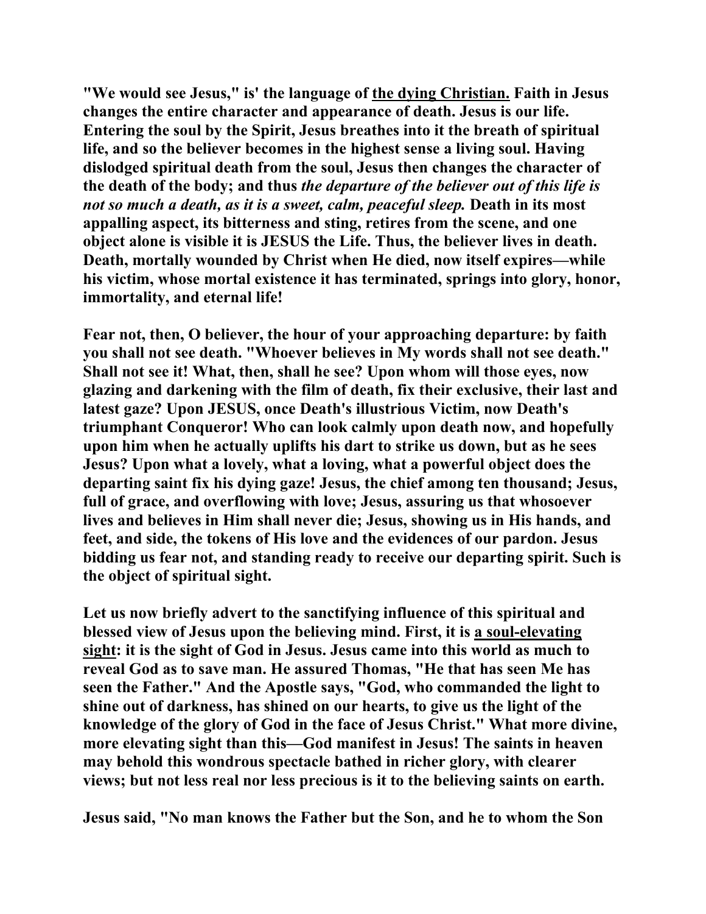**"We would see Jesus," is' the language of <u>the dying Christian.</u> Faith in Jesus changes the entire character and appearance of death. Jesus is our life. Entering the soul by the Spirit, Jesus breathes into it the breath of spiritual life, and so the believer becomes in the highest sense a living soul. Having dislodged spiritual death from the soul, Jesus then changes the character of the death of the body; and thus *the departure of the believer out of this life is not so much a death, as it is a sweet, calm, peaceful sleep.* Death in its most appalling aspect, its bitterness and sting, retires from the scene, and one object alone is visible it is JESUS the Life. Thus, the believer lives in death. Death, mortally wounded by Christ when He died, now itself expires—while his victim, whose mortal existence it has terminated, springs into glory, honor, immortality, and eternal life!**

**Fear not, then, O believer, the hour of your approaching departure: by faith you shall not see death. "Whoever believes in My words shall not see death." Shall not see it! What, then, shall he see? Upon whom will those eyes, now glazing and darkening with the film of death, fix their exclusive, their last and latest gaze? Upon JESUS, once Death's illustrious Victim, now Death's triumphant Conqueror! Who can look calmly upon death now, and hopefully upon him when he actually uplifts his dart to strike us down, but as he sees Jesus? Upon what a lovely, what a loving, what a powerful object does the departing saint fix his dying gaze! Jesus, the chief among ten thousand; Jesus, full of grace, and overflowing with love; Jesus, assuring us that whosoever lives and believes in Him shall never die; Jesus, showing us in His hands, and feet, and side, the tokens of His love and the evidences of our pardon. Jesus bidding us fear not, and standing ready to receive our departing spirit. Such is the object of spiritual sight.**

**Let us now briefly advert to the sanctifying influence of this spiritual and blessed view of Jesus upon the believing mind. First, it is <u>a soul-elevating sight</u>: it is the sight of God in Jesus. Jesus came into this world as much to reveal God as to save man. He assured Thomas, "He that has seen Me has seen the Father." And the Apostle says, "God, who commanded the light to shine out of darkness, has shined on our hearts, to give us the light of the knowledge of the glory of God in the face of Jesus Christ." What more divine, more elevating sight than this—God manifest in Jesus! The saints in heaven may behold this wondrous spectacle bathed in richer glory, with clearer views; but not less real nor less precious is it to the believing saints on earth.**

**Jesus said, "No man knows the Father but the Son, and he to whom the Son**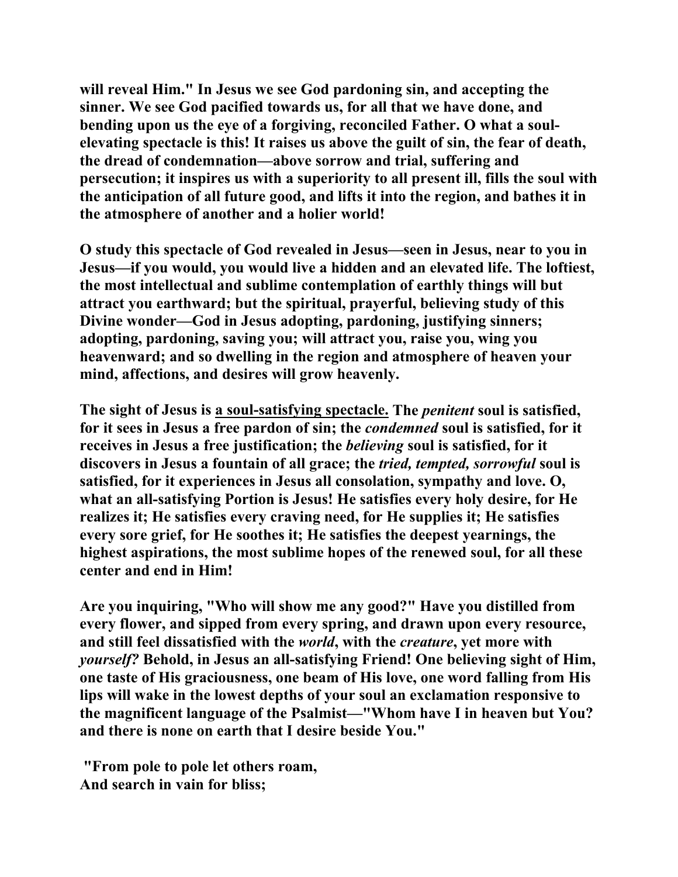will reveal Him." In Jesus we see God pardoning sin, and accepting the sinner. We see God pacified towards us, for all that we have done, and bending upon us the eye of a forgiving, reconciled Father. O what a soul-elevating spectacle is this! It raises us above the guilt of sin, the fear of death, the dread of condemnation—above sorrow and trial, suffering and persecution; it inspires us with a superiority to all present ill, fills the soul with the anticipation of all future good, and lifts it into the region, and bathes it in the atmosphere of another and a holier world!

O study this spectacle of God revealed in Jesus—seen in Jesus, near to you in Jesus—if you would, you would live a hidden and an elevated life. The loftiest, the most intellectual and sublime contemplation of earthly things will but attract you earthward; but the spiritual, prayerful, believing study of this Divine wonder—God in Jesus adopting, pardoning, justifying sinners; adopting, pardoning, saving you; will attract you, raise you, wing you heavenward; and so dwelling in the region and atmosphere of heaven your mind, affections, and desires will grow heavenly.

The sight of Jesus is <u>a soul-satisfying spectacle.</u> The *penitent* soul is satisfied, for it sees in Jesus a free pardon of sin; the *condemned* soul is satisfied, for it receives in Jesus a free justification; the *believing* soul is satisfied, for it discovers in Jesus a fountain of all grace; the *tried, tempted, sorrowful* soul is satisfied, for it experiences in Jesus all consolation, sympathy and love. O, what an all-satisfying Portion is Jesus! He satisfies every holy desire, for He realizes it; He satisfies every craving need, for He supplies it; He satisfies every sore grief, for He soothes it; He satisfies the deepest yearnings, the highest aspirations, the most sublime hopes of the renewed soul, for all these center and end in Him!

Are you inquiring, "Who will show me any good?" Have you distilled from every flower, and sipped from every spring, and drawn upon every resource, and still feel dissatisfied with the *world*, with the *creature*, yet more with *yourself?* Behold, in Jesus an all-satisfying Friend! One believing sight of Him, one taste of His graciousness, one beam of His love, one word falling from His lips will wake in the lowest depths of your soul an exclamation responsive to the magnificent language of the Psalmist—"Whom have I in heaven but You? and there is none on earth that I desire beside You."

"From pole to pole let others roam,  
And search in vain for bliss;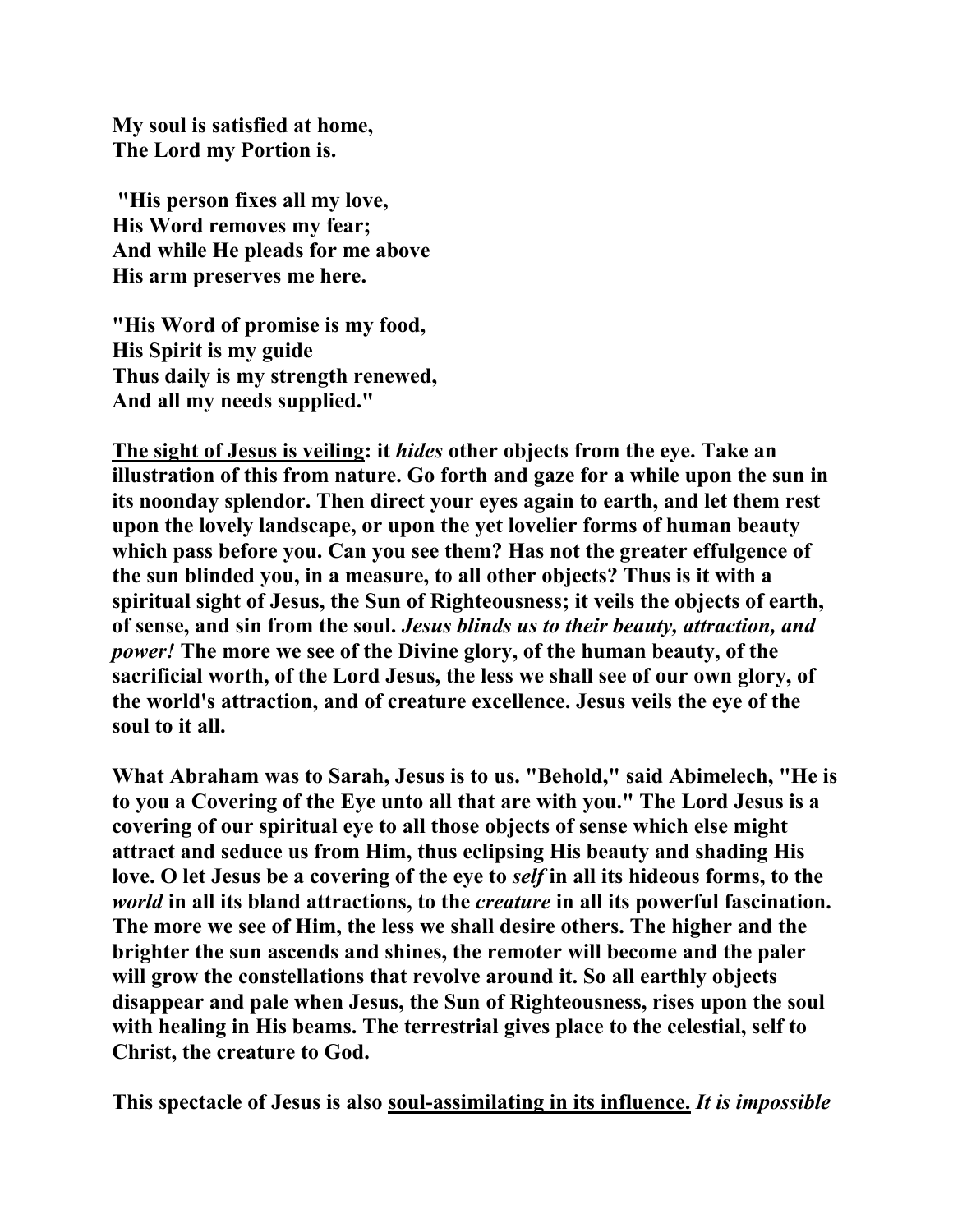**My soul is satisfied at home,**
**The Lord my Portion is.**

**"His person fixes all my love,**
**His Word removes my fear;**
**And while He pleads for me above**
**His arm preserves me here.**

**"His Word of promise is my food,**
**His Spirit is my guide**
**Thus daily is my strength renewed,**
**And all my needs supplied."**

**<u>The sight of Jesus is veiling</u>: it *hides* other objects from the eye. Take an illustration of this from nature. Go forth and gaze for a while upon the sun in its noonday splendor. Then direct your eyes again to earth, and let them rest upon the lovely landscape, or upon the yet lovelier forms of human beauty which pass before you. Can you see them? Has not the greater effulgence of the sun blinded you, in a measure, to all other objects? Thus is it with a spiritual sight of Jesus, the Sun of Righteousness; it veils the objects of earth, of sense, and sin from the soul. *Jesus blinds us to their beauty, attraction, and power!* The more we see of the Divine glory, of the human beauty, of the sacrificial worth, of the Lord Jesus, the less we shall see of our own glory, of the world's attraction, and of creature excellence. Jesus veils the eye of the soul to it all.**

**What Abraham was to Sarah, Jesus is to us. "Behold," said Abimelech, "He is to you a Covering of the Eye unto all that are with you." The Lord Jesus is a covering of our spiritual eye to all those objects of sense which else might attract and seduce us from Him, thus eclipsing His beauty and shading His love. O let Jesus be a covering of the eye to *self* in all its hideous forms, to the *world* in all its bland attractions, to the *creature* in all its powerful fascination. The more we see of Him, the less we shall desire others. The higher and the brighter the sun ascends and shines, the remoter will become and the paler will grow the constellations that revolve around it. So all earthly objects disappear and pale when Jesus, the Sun of Righteousness, rises upon the soul with healing in His beams. The terrestrial gives place to the celestial, self to Christ, the creature to God.**

**This spectacle of Jesus is also <u>soul-assimilating in its influence.</u> *It is impossible***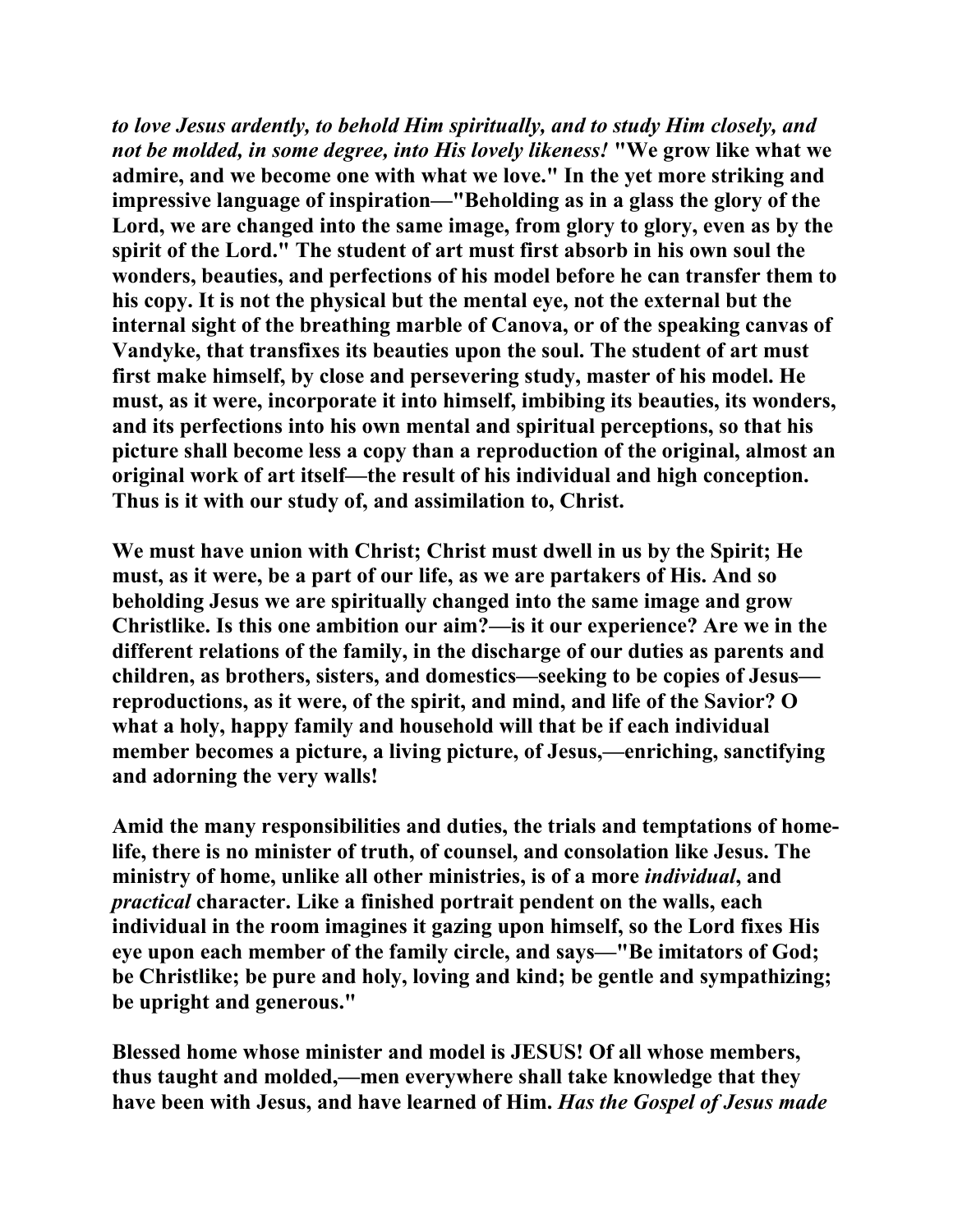*to love Jesus ardently, to behold Him spiritually, and to study Him closely, and not be molded, in some degree, into His lovely likeness!* **"We grow like what we admire, and we become one with what we love." In the yet more striking and impressive language of inspiration—"Beholding as in a glass the glory of the Lord, we are changed into the same image, from glory to glory, even as by the spirit of the Lord." The student of art must first absorb in his own soul the wonders, beauties, and perfections of his model before he can transfer them to his copy. It is not the physical but the mental eye, not the external but the internal sight of the breathing marble of Canova, or of the speaking canvas of Vandyke, that transfixes its beauties upon the soul. The student of art must first make himself, by close and persevering study, master of his model. He must, as it were, incorporate it into himself, imbibing its beauties, its wonders, and its perfections into his own mental and spiritual perceptions, so that his picture shall become less a copy than a reproduction of the original, almost an original work of art itself—the result of his individual and high conception. Thus is it with our study of, and assimilation to, Christ.**

**We must have union with Christ; Christ must dwell in us by the Spirit; He must, as it were, be a part of our life, as we are partakers of His. And so beholding Jesus we are spiritually changed into the same image and grow Christlike. Is this one ambition our aim?—is it our experience? Are we in the different relations of the family, in the discharge of our duties as parents and children, as brothers, sisters, and domestics—seeking to be copies of Jesus—reproductions, as it were, of the spirit, and mind, and life of the Savior? O what a holy, happy family and household will that be if each individual member becomes a picture, a living picture, of Jesus,—enriching, sanctifying and adorning the very walls!**

**Amid the many responsibilities and duties, the trials and temptations of home-life, there is no minister of truth, of counsel, and consolation like Jesus. The ministry of home, unlike all other ministries, is of a more *individual*, and *practical* character. Like a finished portrait pendent on the walls, each individual in the room imagines it gazing upon himself, so the Lord fixes His eye upon each member of the family circle, and says—"Be imitators of God; be Christlike; be pure and holy, loving and kind; be gentle and sympathizing; be upright and generous."**

**Blessed home whose minister and model is JESUS! Of all whose members, thus taught and molded,—men everywhere shall take knowledge that they have been with Jesus, and have learned of Him.** ***Has the Gospel of Jesus made***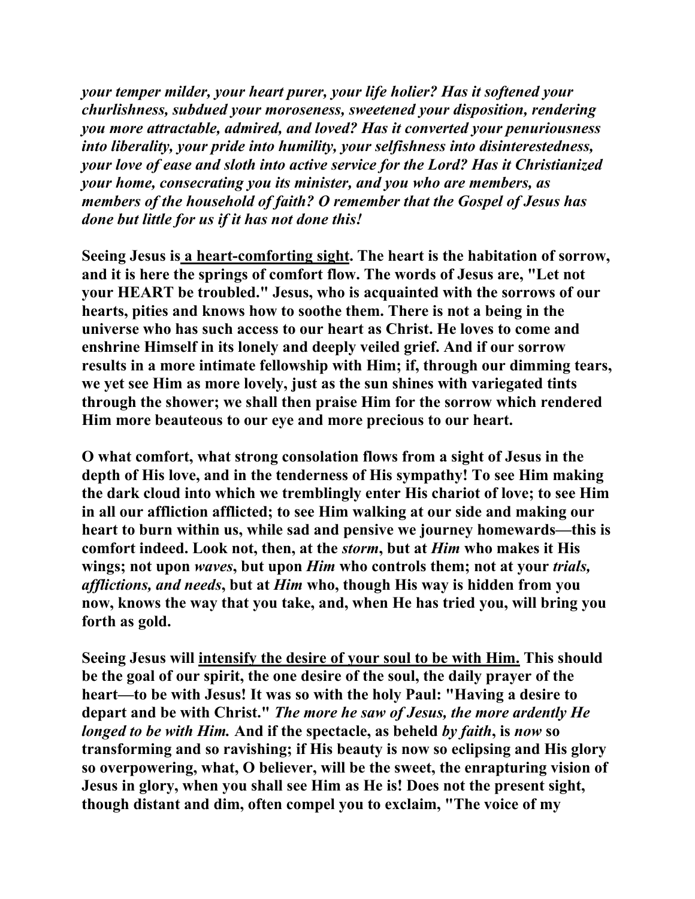***your temper milder, your heart purer, your life holier? Has it softened your churlishness, subdued your moroseness, sweetened your disposition, rendering you more attractable, admired, and loved? Has it converted your penuriousness into liberality, your pride into humility, your selfishness into disinterestedness, your love of ease and sloth into active service for the Lord? Has it Christianized your home, consecrating you its minister, and you who are members, as members of the household of faith? O remember that the Gospel of Jesus has done but little for us if it has not done this!***

**Seeing Jesus is <u>a heart-comforting sight</u>. The heart is the habitation of sorrow, and it is here the springs of comfort flow. The words of Jesus are, "Let not your HEART be troubled." Jesus, who is acquainted with the sorrows of our hearts, pities and knows how to soothe them. There is not a being in the universe who has such access to our heart as Christ. He loves to come and enshrine Himself in its lonely and deeply veiled grief. And if our sorrow results in a more intimate fellowship with Him; if, through our dimming tears, we yet see Him as more lovely, just as the sun shines with variegated tints through the shower; we shall then praise Him for the sorrow which rendered Him more beauteous to our eye and more precious to our heart.**

**O what comfort, what strong consolation flows from a sight of Jesus in the depth of His love, and in the tenderness of His sympathy! To see Him making the dark cloud into which we tremblingly enter His chariot of love; to see Him in all our affliction afflicted; to see Him walking at our side and making our heart to burn within us, while sad and pensive we journey homewards—this is comfort indeed. Look not, then, at the *storm*, but at *Him* who makes it His wings; not upon *waves*, but upon *Him* who controls them; not at your *trials, afflictions, and needs*, but at *Him* who, though His way is hidden from you now, knows the way that you take, and, when He has tried you, will bring you forth as gold.**

**Seeing Jesus will <u>intensify the desire of your soul to be with Him.</u> This should be the goal of our spirit, the one desire of the soul, the daily prayer of the heart—to be with Jesus! It was so with the holy Paul: "Having a desire to depart and be with Christ." *The more he saw of Jesus, the more ardently He longed to be with Him.* And if the spectacle, as beheld *by faith*, is *now* so transforming and so ravishing; if His beauty is now so eclipsing and His glory so overpowering, what, O believer, will be the sweet, the enrapturing vision of Jesus in glory, when you shall see Him as He is! Does not the present sight, though distant and dim, often compel you to exclaim, "The voice of my**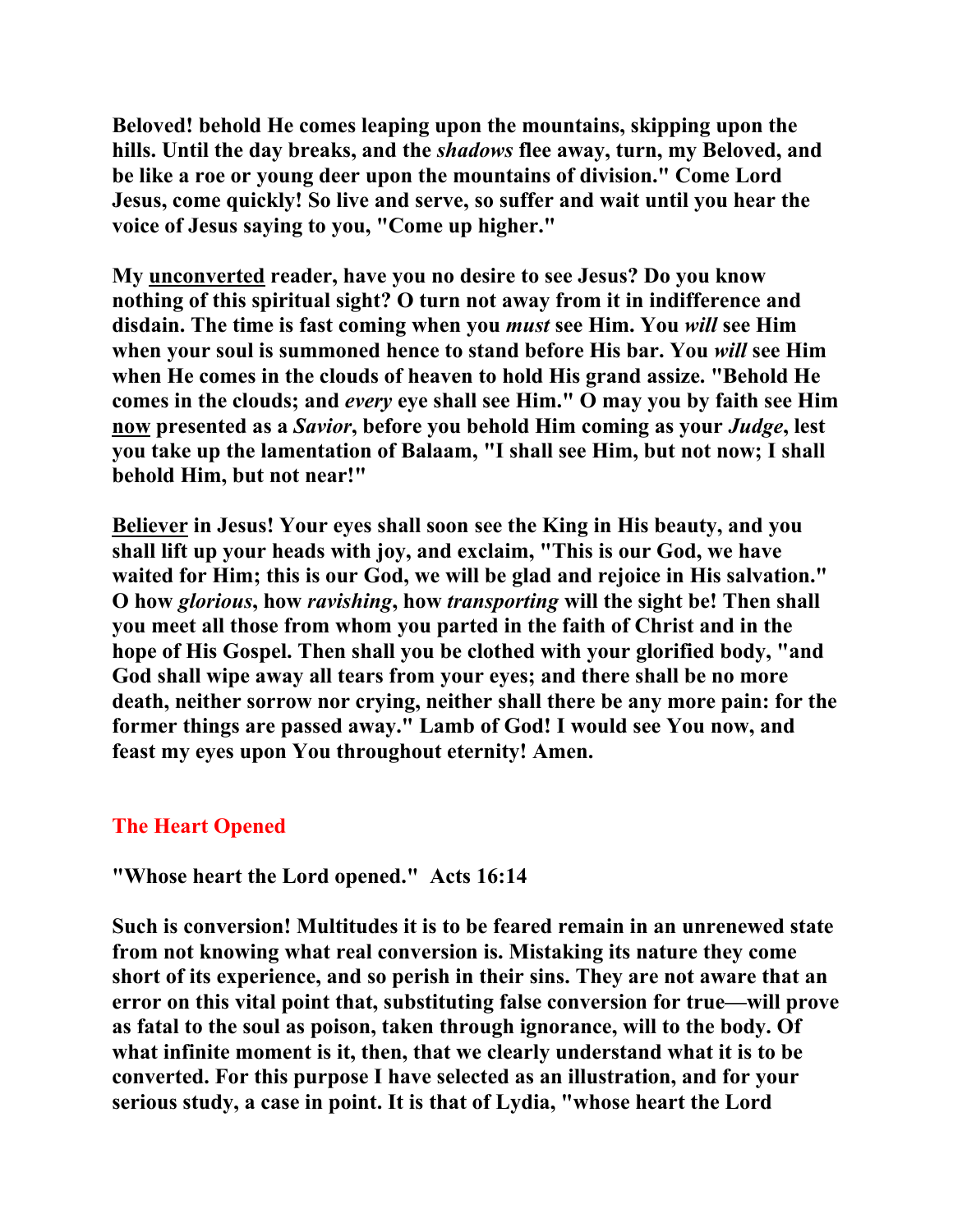**Beloved! behold He comes leaping upon the mountains, skipping upon the hills. Until the day breaks, and the *shadows* flee away, turn, my Beloved, and be like a roe or young deer upon the mountains of division." Come Lord Jesus, come quickly! So live and serve, so suffer and wait until you hear the voice of Jesus saying to you, "Come up higher."**

**My <u>unconverted</u> reader, have you no desire to see Jesus? Do you know nothing of this spiritual sight? O turn not away from it in indifference and disdain. The time is fast coming when you *must* see Him. You *will* see Him when your soul is summoned hence to stand before His bar. You *will* see Him when He comes in the clouds of heaven to hold His grand assize. "Behold He comes in the clouds; and *every* eye shall see Him." O may you by faith see Him <u>now</u> presented as a *Savior*, before you behold Him coming as your *Judge*, lest you take up the lamentation of Balaam, "I shall see Him, but not now; I shall behold Him, but not near!"**

**<u>Believer</u> in Jesus! Your eyes shall soon see the King in His beauty, and you shall lift up your heads with joy, and exclaim, "This is our God, we have waited for Him; this is our God, we will be glad and rejoice in His salvation." O how *glorious*, how *ravishing*, how *transporting* will the sight be! Then shall you meet all those from whom you parted in the faith of Christ and in the hope of His Gospel. Then shall you be clothed with your glorified body, "and God shall wipe away all tears from your eyes; and there shall be no more death, neither sorrow nor crying, neither shall there be any more pain: for the former things are passed away." Lamb of God! I would see You now, and feast my eyes upon You throughout eternity! Amen.**

## The Heart Opened

**"Whose heart the Lord opened." Acts 16:14**

**Such is conversion! Multitudes it is to be feared remain in an unrenewed state from not knowing what real conversion is. Mistaking its nature they come short of its experience, and so perish in their sins. They are not aware that an error on this vital point that, substituting false conversion for true—will prove as fatal to the soul as poison, taken through ignorance, will to the body. Of what infinite moment is it, then, that we clearly understand what it is to be converted. For this purpose I have selected as an illustration, and for your serious study, a case in point. It is that of Lydia, "whose heart the Lord**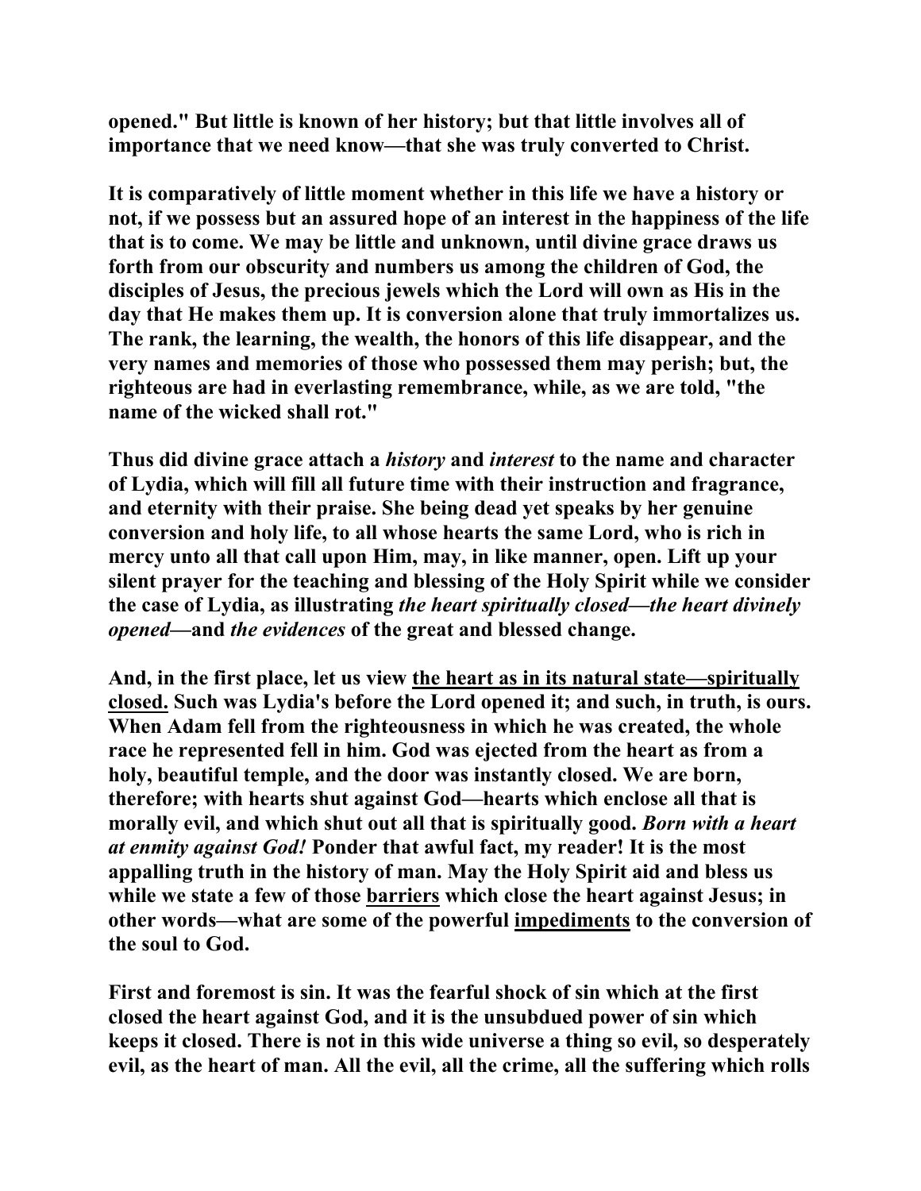**opened." But little is known of her history; but that little involves all of importance that we need know—that she was truly converted to Christ.**

**It is comparatively of little moment whether in this life we have a history or not, if we possess but an assured hope of an interest in the happiness of the life that is to come. We may be little and unknown, until divine grace draws us forth from our obscurity and numbers us among the children of God, the disciples of Jesus, the precious jewels which the Lord will own as His in the day that He makes them up. It is conversion alone that truly immortalizes us. The rank, the learning, the wealth, the honors of this life disappear, and the very names and memories of those who possessed them may perish; but, the righteous are had in everlasting remembrance, while, as we are told, "the name of the wicked shall rot."**

**Thus did divine grace attach a *history* and *interest* to the name and character of Lydia, which will fill all future time with their instruction and fragrance, and eternity with their praise. She being dead yet speaks by her genuine conversion and holy life, to all whose hearts the same Lord, who is rich in mercy unto all that call upon Him, may, in like manner, open. Lift up your silent prayer for the teaching and blessing of the Holy Spirit while we consider the case of Lydia, as illustrating *the heart spiritually closed—the heart divinely opened*—and *the evidences* of the great and blessed change.**

**And, in the first place, let us view <u>the heart as in its natural state—spiritually closed.</u> Such was Lydia's before the Lord opened it; and such, in truth, is ours. When Adam fell from the righteousness in which he was created, the whole race he represented fell in him. God was ejected from the heart as from a holy, beautiful temple, and the door was instantly closed. We are born, therefore; with hearts shut against God—hearts which enclose all that is morally evil, and which shut out all that is spiritually good. *Born with a heart at enmity against God!* Ponder that awful fact, my reader! It is the most appalling truth in the history of man. May the Holy Spirit aid and bless us while we state a few of those <u>barriers</u> which close the heart against Jesus; in other words—what are some of the powerful <u>impediments</u> to the conversion of the soul to God.**

**First and foremost is sin. It was the fearful shock of sin which at the first closed the heart against God, and it is the unsubdued power of sin which keeps it closed. There is not in this wide universe a thing so evil, so desperately evil, as the heart of man. All the evil, all the crime, all the suffering which rolls**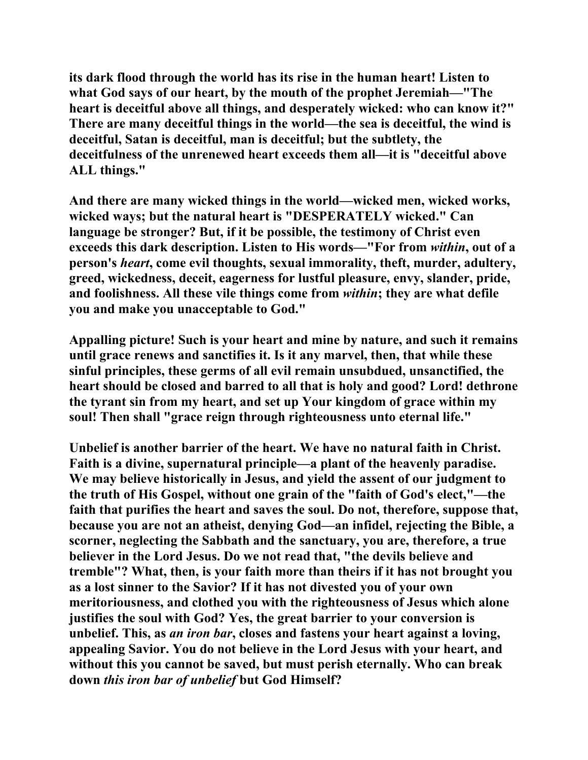**its dark flood through the world has its rise in the human heart! Listen to what God says of our heart, by the mouth of the prophet Jeremiah—"The heart is deceitful above all things, and desperately wicked: who can know it?" There are many deceitful things in the world—the sea is deceitful, the wind is deceitful, Satan is deceitful, man is deceitful; but the subtlety, the deceitfulness of the unrenewed heart exceeds them all—it is "deceitful above ALL things."**

**And there are many wicked things in the world—wicked men, wicked works, wicked ways; but the natural heart is "DESPERATELY wicked." Can language be stronger? But, if it be possible, the testimony of Christ even exceeds this dark description. Listen to His words—"For from *within*, out of a person's *heart*, come evil thoughts, sexual immorality, theft, murder, adultery, greed, wickedness, deceit, eagerness for lustful pleasure, envy, slander, pride, and foolishness. All these vile things come from *within*; they are what defile you and make you unacceptable to God."**

**Appalling picture! Such is your heart and mine by nature, and such it remains until grace renews and sanctifies it. Is it any marvel, then, that while these sinful principles, these germs of all evil remain unsubdued, unsanctified, the heart should be closed and barred to all that is holy and good? Lord! dethrone the tyrant sin from my heart, and set up Your kingdom of grace within my soul! Then shall "grace reign through righteousness unto eternal life."**

**Unbelief is another barrier of the heart. We have no natural faith in Christ. Faith is a divine, supernatural principle—a plant of the heavenly paradise. We may believe historically in Jesus, and yield the assent of our judgment to the truth of His Gospel, without one grain of the "faith of God's elect,"—the faith that purifies the heart and saves the soul. Do not, therefore, suppose that, because you are not an atheist, denying God—an infidel, rejecting the Bible, a scorner, neglecting the Sabbath and the sanctuary, you are, therefore, a true believer in the Lord Jesus. Do we not read that, "the devils believe and tremble"? What, then, is your faith more than theirs if it has not brought you as a lost sinner to the Savior? If it has not divested you of your own meritoriousness, and clothed you with the righteousness of Jesus which alone justifies the soul with God? Yes, the great barrier to your conversion is unbelief. This, as *an iron bar*, closes and fastens your heart against a loving, appealing Savior. You do not believe in the Lord Jesus with your heart, and without this you cannot be saved, but must perish eternally. Who can break down *this iron bar of unbelief* but God Himself?**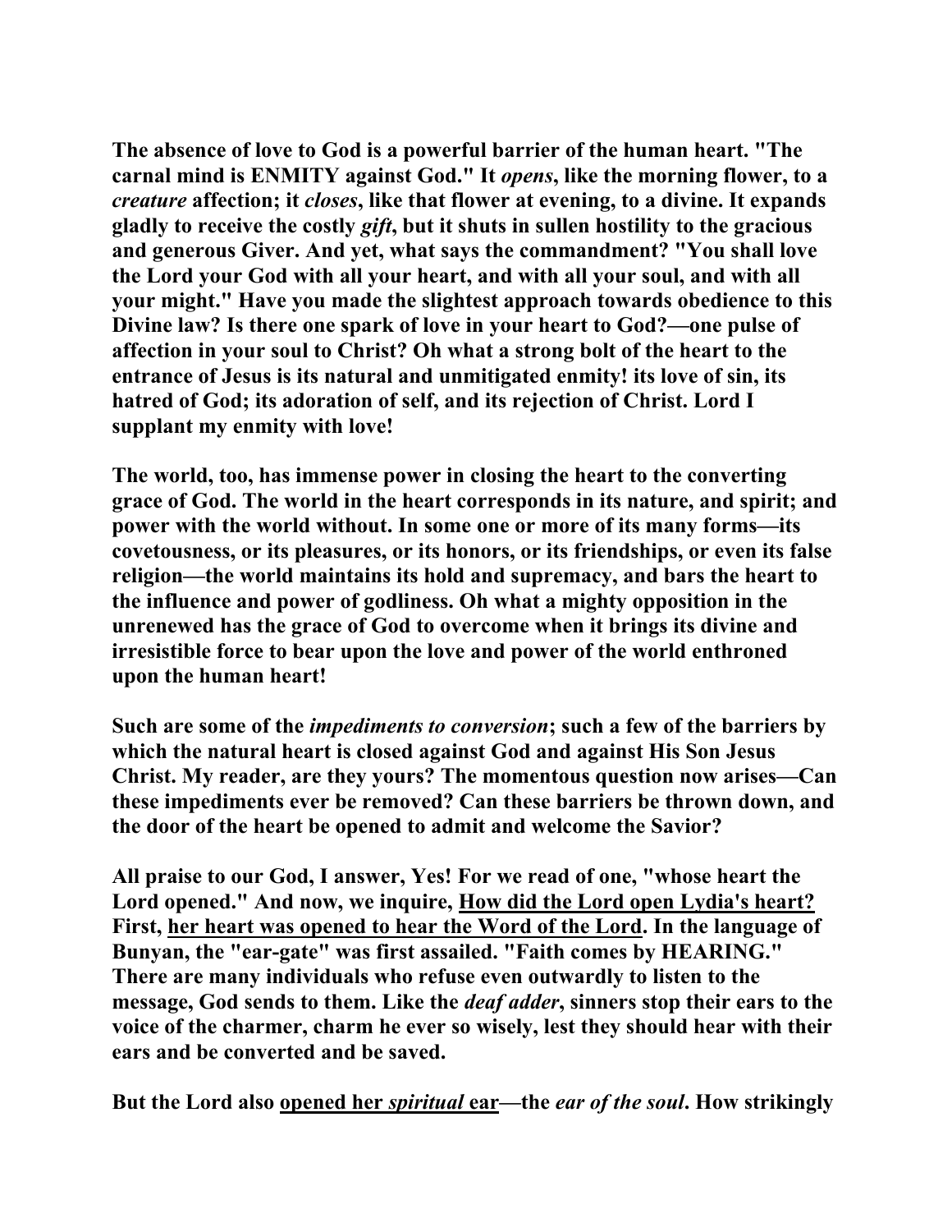**The absence of love to God is a powerful barrier of the human heart. "The carnal mind is ENMITY against God." It *opens*, like the morning flower, to a *creature* affection; it *closes*, like that flower at evening, to a divine. It expands gladly to receive the costly *gift*, but it shuts in sullen hostility to the gracious and generous Giver. And yet, what says the commandment? "You shall love the Lord your God with all your heart, and with all your soul, and with all your might." Have you made the slightest approach towards obedience to this Divine law? Is there one spark of love in your heart to God?—one pulse of affection in your soul to Christ? Oh what a strong bolt of the heart to the entrance of Jesus is its natural and unmitigated enmity! its love of sin, its hatred of God; its adoration of self, and its rejection of Christ. Lord I supplant my enmity with love!**

**The world, too, has immense power in closing the heart to the converting grace of God. The world in the heart corresponds in its nature, and spirit; and power with the world without. In some one or more of its many forms—its covetousness, or its pleasures, or its honors, or its friendships, or even its false religion—the world maintains its hold and supremacy, and bars the heart to the influence and power of godliness. Oh what a mighty opposition in the unrenewed has the grace of God to overcome when it brings its divine and irresistible force to bear upon the love and power of the world enthroned upon the human heart!**

**Such are some of the *impediments to conversion*; such a few of the barriers by which the natural heart is closed against God and against His Son Jesus Christ. My reader, are they yours? The momentous question now arises—Can these impediments ever be removed? Can these barriers be thrown down, and the door of the heart be opened to admit and welcome the Savior?**

**All praise to our God, I answer, Yes! For we read of one, "whose heart the Lord opened." And now, we inquire, <u>How did the Lord open Lydia's heart?</u> First, <u>her heart was opened to hear the Word of the Lord</u>. In the language of Bunyan, the "ear-gate" was first assailed. "Faith comes by HEARING." There are many individuals who refuse even outwardly to listen to the message, God sends to them. Like the *deaf adder*, sinners stop their ears to the voice of the charmer, charm he ever so wisely, lest they should hear with their ears and be converted and be saved.**

**But the Lord also <u>opened her *spiritual* ear</u>—the *ear of the soul*. How strikingly**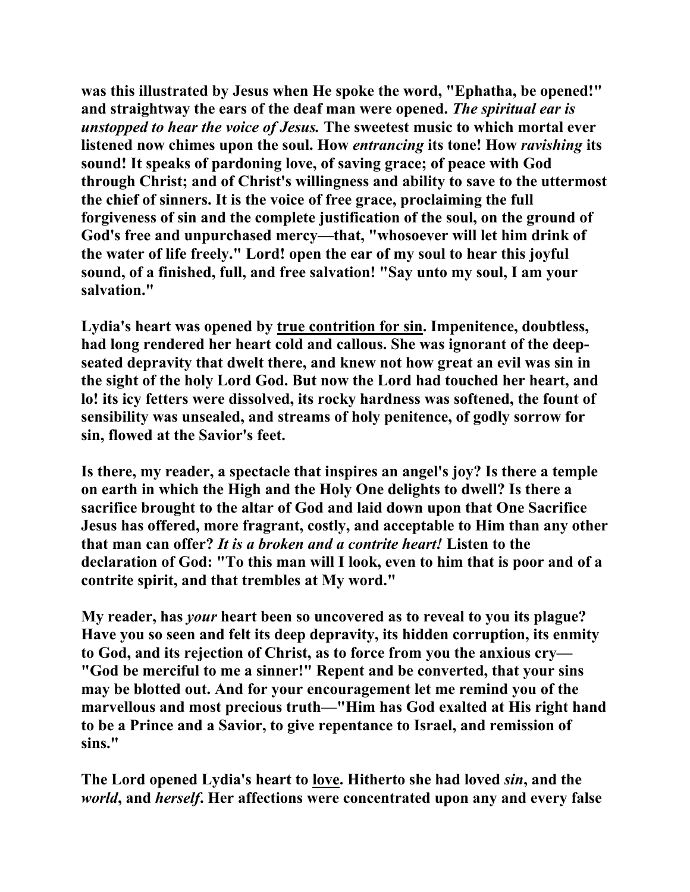**was this illustrated by Jesus when He spoke the word, "Ephatha, be opened!" and straightway the ears of the deaf man were opened.** ***The spiritual ear is unstopped to hear the voice of Jesus.*** **The sweetest music to which mortal ever listened now chimes upon the soul. How** ***entrancing*** **its tone! How** ***ravishing*** **its sound! It speaks of pardoning love, of saving grace; of peace with God through Christ; and of Christ's willingness and ability to save to the uttermost the chief of sinners. It is the voice of free grace, proclaiming the full forgiveness of sin and the complete justification of the soul, on the ground of God's free and unpurchased mercy—that, "whosoever will let him drink of the water of life freely." Lord! open the ear of my soul to hear this joyful sound, of a finished, full, and free salvation! "Say unto my soul, I am your salvation."**

**Lydia's heart was opened by** <u>**true contrition for sin**</u>**. Impenitence, doubtless, had long rendered her heart cold and callous. She was ignorant of the deep-seated depravity that dwelt there, and knew not how great an evil was sin in the sight of the holy Lord God. But now the Lord had touched her heart, and lo! its icy fetters were dissolved, its rocky hardness was softened, the fount of sensibility was unsealed, and streams of holy penitence, of godly sorrow for sin, flowed at the Savior's feet.**

**Is there, my reader, a spectacle that inspires an angel's joy? Is there a temple on earth in which the High and the Holy One delights to dwell? Is there a sacrifice brought to the altar of God and laid down upon that One Sacrifice Jesus has offered, more fragrant, costly, and acceptable to Him than any other that man can offer?** ***It is a broken and a contrite heart!*** **Listen to the declaration of God: "To this man will I look, even to him that is poor and of a contrite spirit, and that trembles at My word."**

**My reader, has** ***your*** **heart been so uncovered as to reveal to you its plague? Have you so seen and felt its deep depravity, its hidden corruption, its enmity to God, and its rejection of Christ, as to force from you the anxious cry—"God be merciful to me a sinner!" Repent and be converted, that your sins may be blotted out. And for your encouragement let me remind you of the marvellous and most precious truth—"Him has God exalted at His right hand to be a Prince and a Savior, to give repentance to Israel, and remission of sins."**

**The Lord opened Lydia's heart to** <u>**love**</u>**. Hitherto she had loved** ***sin*****, and the** ***world*****, and** ***herself*****. Her affections were concentrated upon any and every false**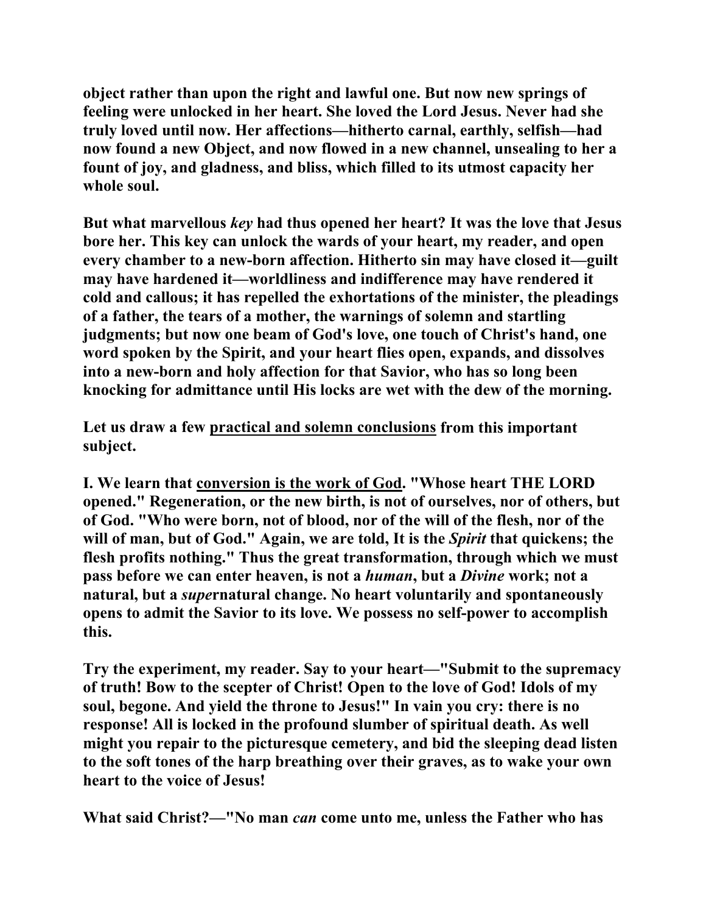**object rather than upon the right and lawful one. But now new springs of feeling were unlocked in her heart. She loved the Lord Jesus. Never had she truly loved until now. Her affections—hitherto carnal, earthly, selfish—had now found a new Object, and now flowed in a new channel, unsealing to her a fount of joy, and gladness, and bliss, which filled to its utmost capacity her whole soul.**

**But what marvellous *key* had thus opened her heart? It was the love that Jesus bore her. This key can unlock the wards of your heart, my reader, and open every chamber to a new-born affection. Hitherto sin may have closed it—guilt may have hardened it—worldliness and indifference may have rendered it cold and callous; it has repelled the exhortations of the minister, the pleadings of a father, the tears of a mother, the warnings of solemn and startling judgments; but now one beam of God's love, one touch of Christ's hand, one word spoken by the Spirit, and your heart flies open, expands, and dissolves into a new-born and holy affection for that Savior, who has so long been knocking for admittance until His locks are wet with the dew of the morning.**

**Let us draw a few <u>practical and solemn conclusions</u> from this important subject.**

**I. We learn that <u>conversion is the work of God</u>. "Whose heart THE LORD opened." Regeneration, or the new birth, is not of ourselves, nor of others, but of God. "Who were born, not of blood, nor of the will of the flesh, nor of the will of man, but of God." Again, we are told, It is the *Spirit* that quickens; the flesh profits nothing." Thus the great transformation, through which we must pass before we can enter heaven, is not a *human*, but a *Divine* work; not a natural, but a *super*natural change. No heart voluntarily and spontaneously opens to admit the Savior to its love. We possess no self-power to accomplish this.**

**Try the experiment, my reader. Say to your heart—"Submit to the supremacy of truth! Bow to the scepter of Christ! Open to the love of God! Idols of my soul, begone. And yield the throne to Jesus!" In vain you cry: there is no response! All is locked in the profound slumber of spiritual death. As well might you repair to the picturesque cemetery, and bid the sleeping dead listen to the soft tones of the harp breathing over their graves, as to wake your own heart to the voice of Jesus!**

**What said Christ?—"No man *can* come unto me, unless the Father who has**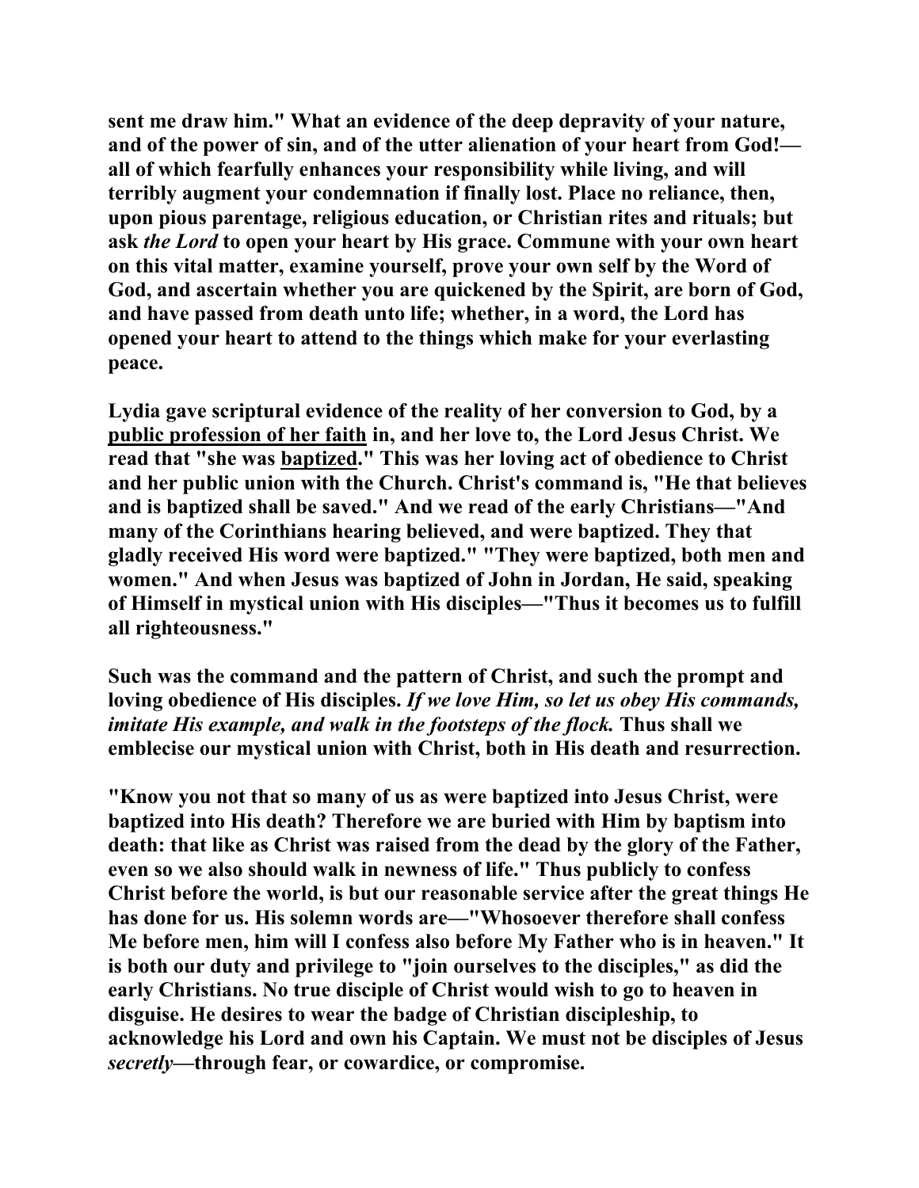**sent me draw him." What an evidence of the deep depravity of your nature, and of the power of sin, and of the utter alienation of your heart from God!—all of which fearfully enhances your responsibility while living, and will terribly augment your condemnation if finally lost. Place no reliance, then, upon pious parentage, religious education, or Christian rites and rituals; but ask *the Lord* to open your heart by His grace. Commune with your own heart on this vital matter, examine yourself, prove your own self by the Word of God, and ascertain whether you are quickened by the Spirit, are born of God, and have passed from death unto life; whether, in a word, the Lord has opened your heart to attend to the things which make for your everlasting peace.**

**Lydia gave scriptural evidence of the reality of her conversion to God, by a <u>public profession of her faith</u> in, and her love to, the Lord Jesus Christ. We read that "she was <u>baptized</u>." This was her loving act of obedience to Christ and her public union with the Church. Christ's command is, "He that believes and is baptized shall be saved." And we read of the early Christians—"And many of the Corinthians hearing believed, and were baptized. They that gladly received His word were baptized." "They were baptized, both men and women." And when Jesus was baptized of John in Jordan, He said, speaking of Himself in mystical union with His disciples—"Thus it becomes us to fulfill all righteousness."**

**Such was the command and the pattern of Christ, and such the prompt and loving obedience of His disciples. *If we love Him, so let us obey His commands, imitate His example, and walk in the footsteps of the flock.* Thus shall we emblecise our mystical union with Christ, both in His death and resurrection.**

**"Know you not that so many of us as were baptized into Jesus Christ, were baptized into His death? Therefore we are buried with Him by baptism into death: that like as Christ was raised from the dead by the glory of the Father, even so we also should walk in newness of life." Thus publicly to confess Christ before the world, is but our reasonable service after the great things He has done for us. His solemn words are—"Whosoever therefore shall confess Me before men, him will I confess also before My Father who is in heaven." It is both our duty and privilege to "join ourselves to the disciples," as did the early Christians. No true disciple of Christ would wish to go to heaven in disguise. He desires to wear the badge of Christian discipleship, to acknowledge his Lord and own his Captain. We must not be disciples of Jesus *secretly*—through fear, or cowardice, or compromise.**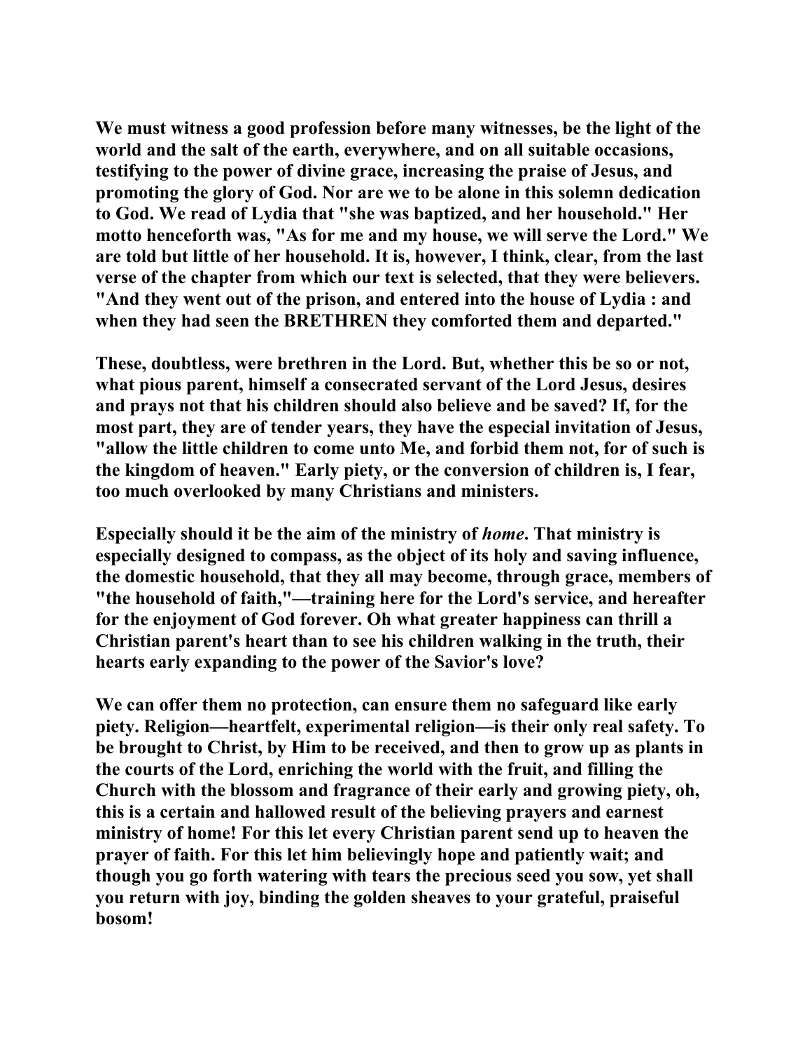We must witness a good profession before many witnesses, be the light of the world and the salt of the earth, everywhere, and on all suitable occasions, testifying to the power of divine grace, increasing the praise of Jesus, and promoting the glory of God. Nor are we to be alone in this solemn dedication to God. We read of Lydia that "she was baptized, and her household." Her motto henceforth was, "As for me and my house, we will serve the Lord." We are told but little of her household. It is, however, I think, clear, from the last verse of the chapter from which our text is selected, that they were believers. "And they went out of the prison, and entered into the house of Lydia : and when they had seen the BRETHREN they comforted them and departed."

These, doubtless, were brethren in the Lord. But, whether this be so or not, what pious parent, himself a consecrated servant of the Lord Jesus, desires and prays not that his children should also believe and be saved? If, for the most part, they are of tender years, they have the especial invitation of Jesus, "allow the little children to come unto Me, and forbid them not, for of such is the kingdom of heaven." Early piety, or the conversion of children is, I fear, too much overlooked by many Christians and ministers.

Especially should it be the aim of the ministry of *home*. That ministry is especially designed to compass, as the object of its holy and saving influence, the domestic household, that they all may become, through grace, members of "the household of faith,"—training here for the Lord's service, and hereafter for the enjoyment of God forever. Oh what greater happiness can thrill a Christian parent's heart than to see his children walking in the truth, their hearts early expanding to the power of the Savior's love?

We can offer them no protection, can ensure them no safeguard like early piety. Religion—heartfelt, experimental religion—is their only real safety. To be brought to Christ, by Him to be received, and then to grow up as plants in the courts of the Lord, enriching the world with the fruit, and filling the Church with the blossom and fragrance of their early and growing piety, oh, this is a certain and hallowed result of the believing prayers and earnest ministry of home! For this let every Christian parent send up to heaven the prayer of faith. For this let him believingly hope and patiently wait; and though you go forth watering with tears the precious seed you sow, yet shall you return with joy, binding the golden sheaves to your grateful, praiseful bosom!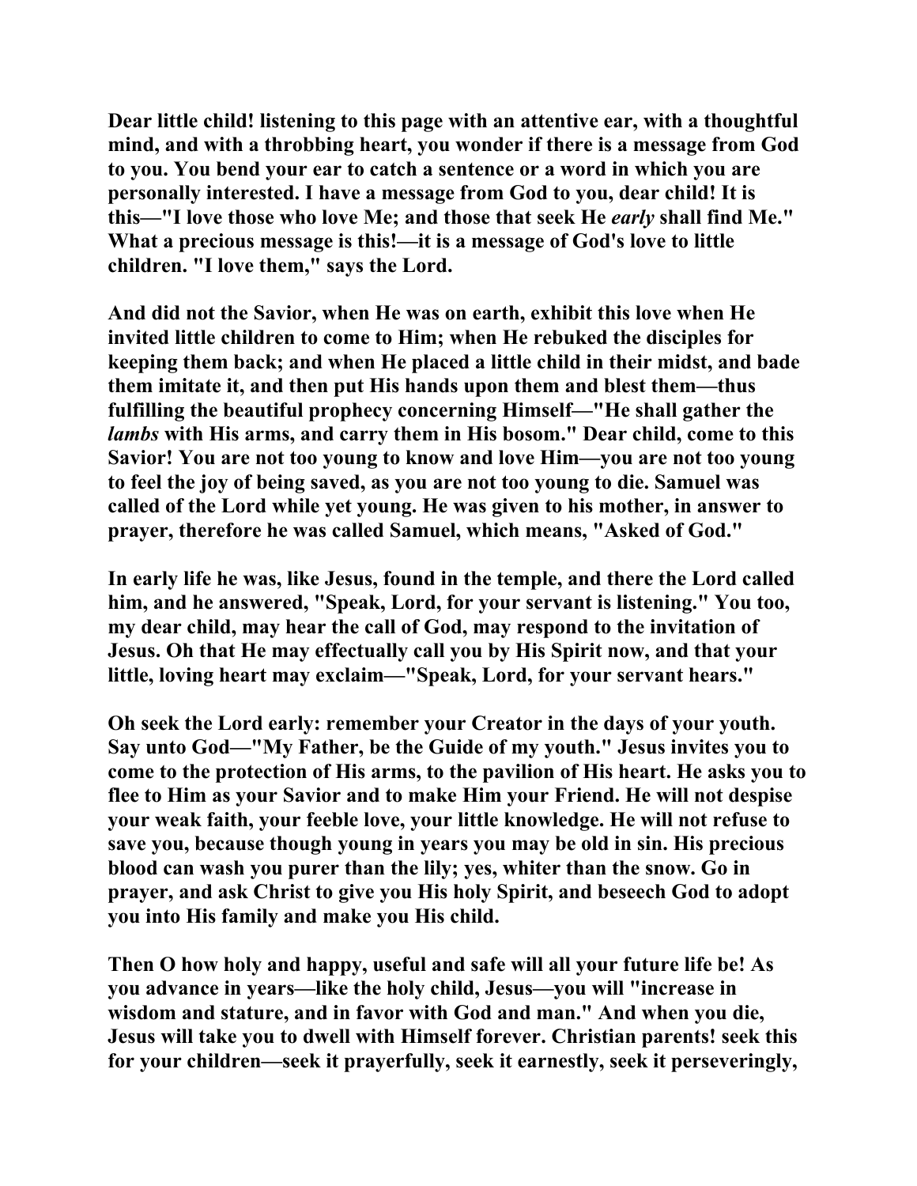**Dear little child! listening to this page with an attentive ear, with a thoughtful mind, and with a throbbing heart, you wonder if there is a message from God to you. You bend your ear to catch a sentence or a word in which you are personally interested. I have a message from God to you, dear child! It is this—"I love those who love Me; and those that seek He *early* shall find Me." What a precious message is this!—it is a message of God's love to little children. "I love them," says the Lord.**

**And did not the Savior, when He was on earth, exhibit this love when He invited little children to come to Him; when He rebuked the disciples for keeping them back; and when He placed a little child in their midst, and bade them imitate it, and then put His hands upon them and blest them—thus fulfilling the beautiful prophecy concerning Himself—"He shall gather the *lambs* with His arms, and carry them in His bosom." Dear child, come to this Savior! You are not too young to know and love Him—you are not too young to feel the joy of being saved, as you are not too young to die. Samuel was called of the Lord while yet young. He was given to his mother, in answer to prayer, therefore he was called Samuel, which means, "Asked of God."**

**In early life he was, like Jesus, found in the temple, and there the Lord called him, and he answered, "Speak, Lord, for your servant is listening." You too, my dear child, may hear the call of God, may respond to the invitation of Jesus. Oh that He may effectually call you by His Spirit now, and that your little, loving heart may exclaim—"Speak, Lord, for your servant hears."**

**Oh seek the Lord early: remember your Creator in the days of your youth. Say unto God—"My Father, be the Guide of my youth." Jesus invites you to come to the protection of His arms, to the pavilion of His heart. He asks you to flee to Him as your Savior and to make Him your Friend. He will not despise your weak faith, your feeble love, your little knowledge. He will not refuse to save you, because though young in years you may be old in sin. His precious blood can wash you purer than the lily; yes, whiter than the snow. Go in prayer, and ask Christ to give you His holy Spirit, and beseech God to adopt you into His family and make you His child.**

**Then O how holy and happy, useful and safe will all your future life be! As you advance in years—like the holy child, Jesus—you will "increase in wisdom and stature, and in favor with God and man." And when you die, Jesus will take you to dwell with Himself forever. Christian parents! seek this for your children—seek it prayerfully, seek it earnestly, seek it perseveringly,**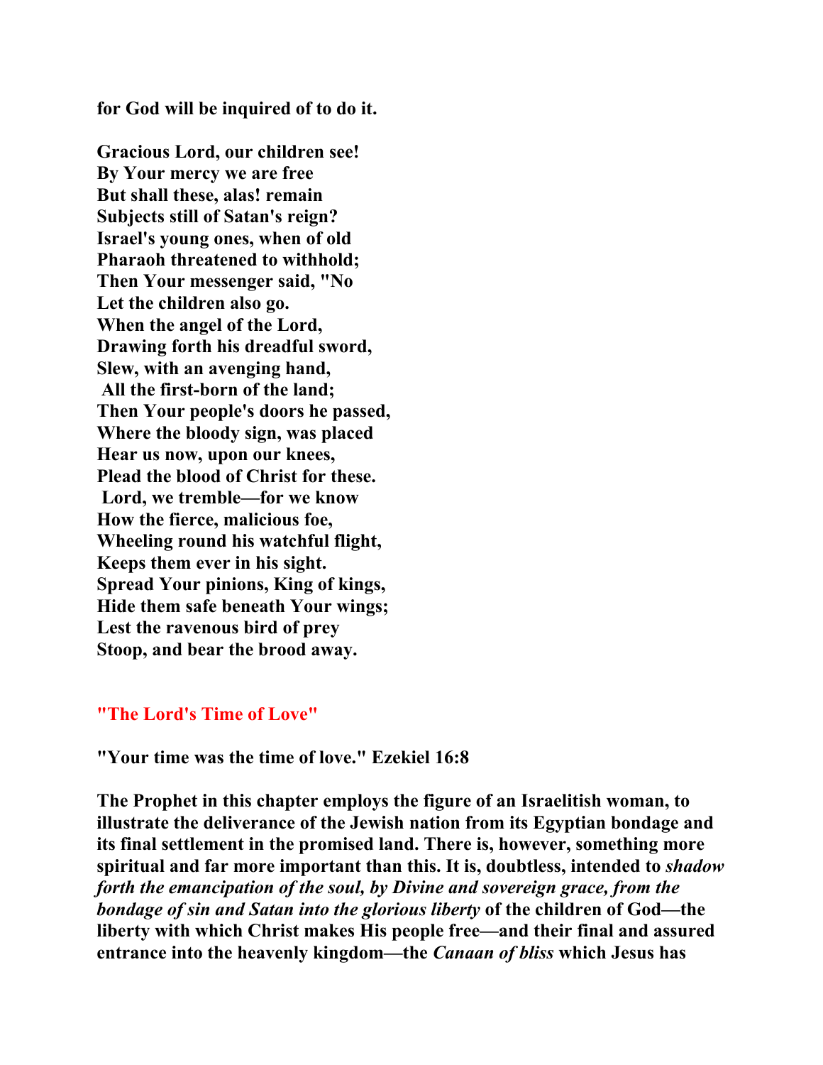**for God will be inquired of to do it.**

**Gracious Lord, our children see!**
**By Your mercy we are free**
**But shall these, alas! remain**
**Subjects still of Satan's reign?**
**Israel's young ones, when of old**
**Pharaoh threatened to withhold;**
**Then Your messenger said, "No**
**Let the children also go.**
**When the angel of the Lord,**
**Drawing forth his dreadful sword,**
**Slew, with an avenging hand,**
**All the first-born of the land;**
**Then Your people's doors he passed,**
**Where the bloody sign, was placed**
**Hear us now, upon our knees,**
**Plead the blood of Christ for these.**
**Lord, we tremble—for we know**
**How the fierce, malicious foe,**
**Wheeling round his watchful flight,**
**Keeps them ever in his sight.**
**Spread Your pinions, King of kings,**
**Hide them safe beneath Your wings;**
**Lest the ravenous bird of prey**
**Stoop, and bear the brood away.**

## "The Lord's Time of Love"

**"Your time was the time of love." Ezekiel 16:8**

**The Prophet in this chapter employs the figure of an Israelitish woman, to illustrate the deliverance of the Jewish nation from its Egyptian bondage and its final settlement in the promised land. There is, however, something more spiritual and far more important than this. It is, doubtless, intended to *shadow forth the emancipation of the soul, by Divine and sovereign grace, from the bondage of sin and Satan into the glorious liberty* of the children of God—the liberty with which Christ makes His people free—and their final and assured entrance into the heavenly kingdom—the *Canaan of bliss* which Jesus has**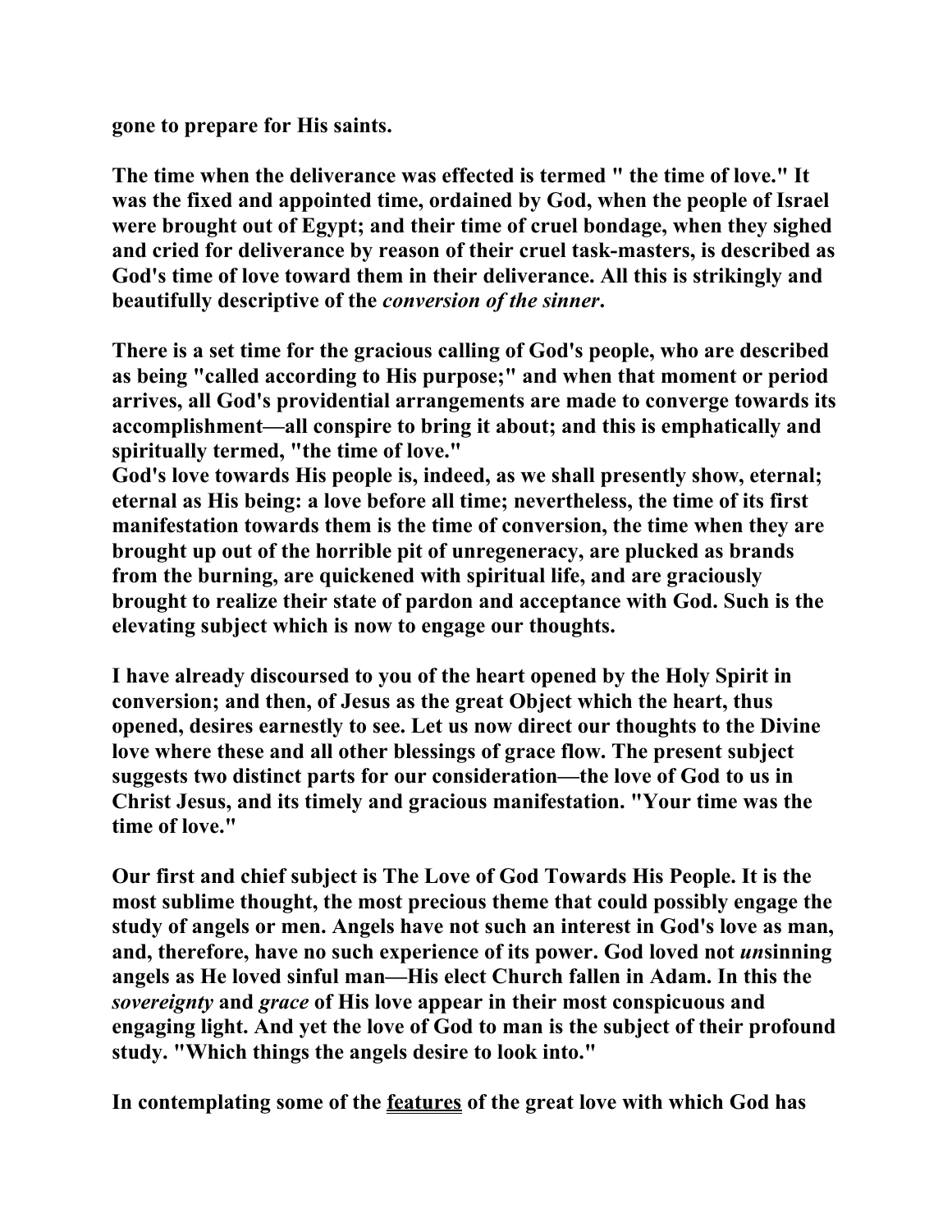gone to prepare for His saints.

The time when the deliverance was effected is termed " the time of love." It was the fixed and appointed time, ordained by God, when the people of Israel were brought out of Egypt; and their time of cruel bondage, when they sighed and cried for deliverance by reason of their cruel task-masters, is described as God's time of love toward them in their deliverance. All this is strikingly and beautifully descriptive of the *conversion of the sinner*.

There is a set time for the gracious calling of God's people, who are described as being "called according to His purpose;" and when that moment or period arrives, all God's providential arrangements are made to converge towards its accomplishment—all conspire to bring it about; and this is emphatically and spiritually termed, "the time of love."
God's love towards His people is, indeed, as we shall presently show, eternal; eternal as His being: a love before all time; nevertheless, the time of its first manifestation towards them is the time of conversion, the time when they are brought up out of the horrible pit of unregeneracy, are plucked as brands from the burning, are quickened with spiritual life, and are graciously brought to realize their state of pardon and acceptance with God. Such is the elevating subject which is now to engage our thoughts.

I have already discoursed to you of the heart opened by the Holy Spirit in conversion; and then, of Jesus as the great Object which the heart, thus opened, desires earnestly to see. Let us now direct our thoughts to the Divine love where these and all other blessings of grace flow. The present subject suggests two distinct parts for our consideration—the love of God to us in Christ Jesus, and its timely and gracious manifestation. "Your time was the time of love."

Our first and chief subject is The Love of God Towards His People. It is the most sublime thought, the most precious theme that could possibly engage the study of angels or men. Angels have not such an interest in God's love as man, and, therefore, have no such experience of its power. God loved not *un*sinning angels as He loved sinful man—His elect Church fallen in Adam. In this the *sovereignty* and *grace* of His love appear in their most conspicuous and engaging light. And yet the love of God to man is the subject of their profound study. "Which things the angels desire to look into."

In contemplating some of the <u>features</u> of the great love with which God has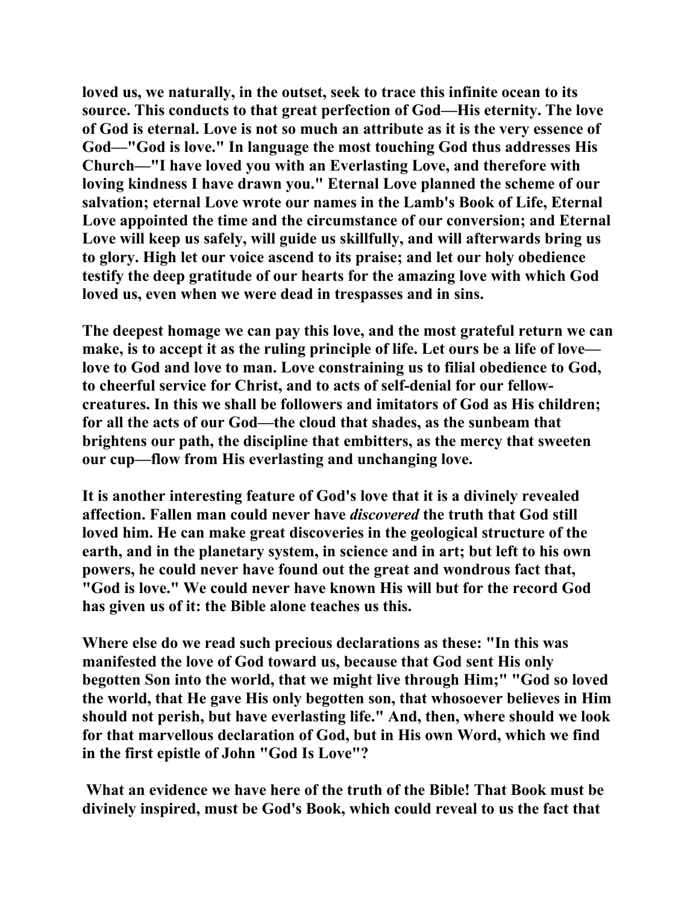**loved us, we naturally, in the outset, seek to trace this infinite ocean to its source. This conducts to that great perfection of God—His eternity. The love of God is eternal. Love is not so much an attribute as it is the very essence of God—"God is love." In language the most touching God thus addresses His Church—"I have loved you with an Everlasting Love, and therefore with loving kindness I have drawn you." Eternal Love planned the scheme of our salvation; eternal Love wrote our names in the Lamb's Book of Life, Eternal Love appointed the time and the circumstance of our conversion; and Eternal Love will keep us safely, will guide us skillfully, and will afterwards bring us to glory. High let our voice ascend to its praise; and let our holy obedience testify the deep gratitude of our hearts for the amazing love with which God loved us, even when we were dead in trespasses and in sins.**

**The deepest homage we can pay this love, and the most grateful return we can make, is to accept it as the ruling principle of life. Let ours be a life of love—love to God and love to man. Love constraining us to filial obedience to God, to cheerful service for Christ, and to acts of self-denial for our fellow-creatures. In this we shall be followers and imitators of God as His children; for all the acts of our God—the cloud that shades, as the sunbeam that brightens our path, the discipline that embitters, as the mercy that sweeten our cup—flow from His everlasting and unchanging love.**

**It is another interesting feature of God's love that it is a divinely revealed affection. Fallen man could never have *discovered* the truth that God still loved him. He can make great discoveries in the geological structure of the earth, and in the planetary system, in science and in art; but left to his own powers, he could never have found out the great and wondrous fact that, "God is love." We could never have known His will but for the record God has given us of it: the Bible alone teaches us this.**

**Where else do we read such precious declarations as these: "In this was manifested the love of God toward us, because that God sent His only begotten Son into the world, that we might live through Him;" "God so loved the world, that He gave His only begotten son, that whosoever believes in Him should not perish, but have everlasting life." And, then, where should we look for that marvellous declaration of God, but in His own Word, which we find in the first epistle of John "God Is Love"?**

**What an evidence we have here of the truth of the Bible! That Book must be divinely inspired, must be God's Book, which could reveal to us the fact that**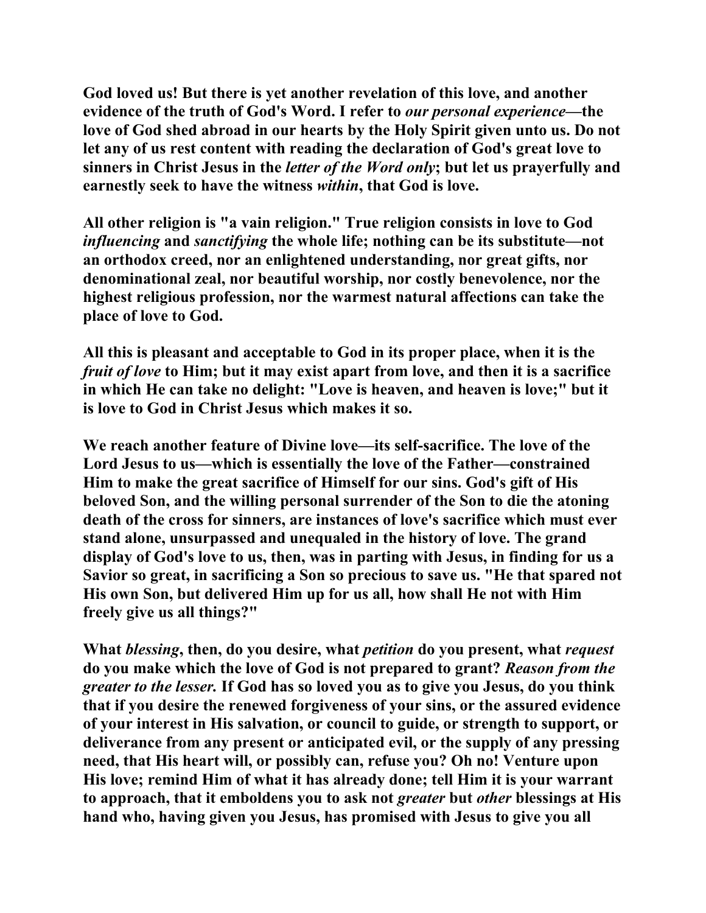**God loved us! But there is yet another revelation of this love, and another evidence of the truth of God's Word. I refer to *our personal experience*—the love of God shed abroad in our hearts by the Holy Spirit given unto us. Do not let any of us rest content with reading the declaration of God's great love to sinners in Christ Jesus in the *letter of the Word only*; but let us prayerfully and earnestly seek to have the witness *within*, that God is love.**

**All other religion is "a vain religion." True religion consists in love to God *influencing* and *sanctifying* the whole life; nothing can be its substitute—not an orthodox creed, nor an enlightened understanding, nor great gifts, nor denominational zeal, nor beautiful worship, nor costly benevolence, nor the highest religious profession, nor the warmest natural affections can take the place of love to God.**

**All this is pleasant and acceptable to God in its proper place, when it is the *fruit of love* to Him; but it may exist apart from love, and then it is a sacrifice in which He can take no delight: "Love is heaven, and heaven is love;" but it is love to God in Christ Jesus which makes it so.**

**We reach another feature of Divine love—its self-sacrifice. The love of the Lord Jesus to us—which is essentially the love of the Father—constrained Him to make the great sacrifice of Himself for our sins. God's gift of His beloved Son, and the willing personal surrender of the Son to die the atoning death of the cross for sinners, are instances of love's sacrifice which must ever stand alone, unsurpassed and unequaled in the history of love. The grand display of God's love to us, then, was in parting with Jesus, in finding for us a Savior so great, in sacrificing a Son so precious to save us. "He that spared not His own Son, but delivered Him up for us all, how shall He not with Him freely give us all things?"**

**What *blessing*, then, do you desire, what *petition* do you present, what *request* do you make which the love of God is not prepared to grant? *Reason from the greater to the lesser.* If God has so loved you as to give you Jesus, do you think that if you desire the renewed forgiveness of your sins, or the assured evidence of your interest in His salvation, or council to guide, or strength to support, or deliverance from any present or anticipated evil, or the supply of any pressing need, that His heart will, or possibly can, refuse you? Oh no! Venture upon His love; remind Him of what it has already done; tell Him it is your warrant to approach, that it emboldens you to ask not *greater* but *other* blessings at His hand who, having given you Jesus, has promised with Jesus to give you all**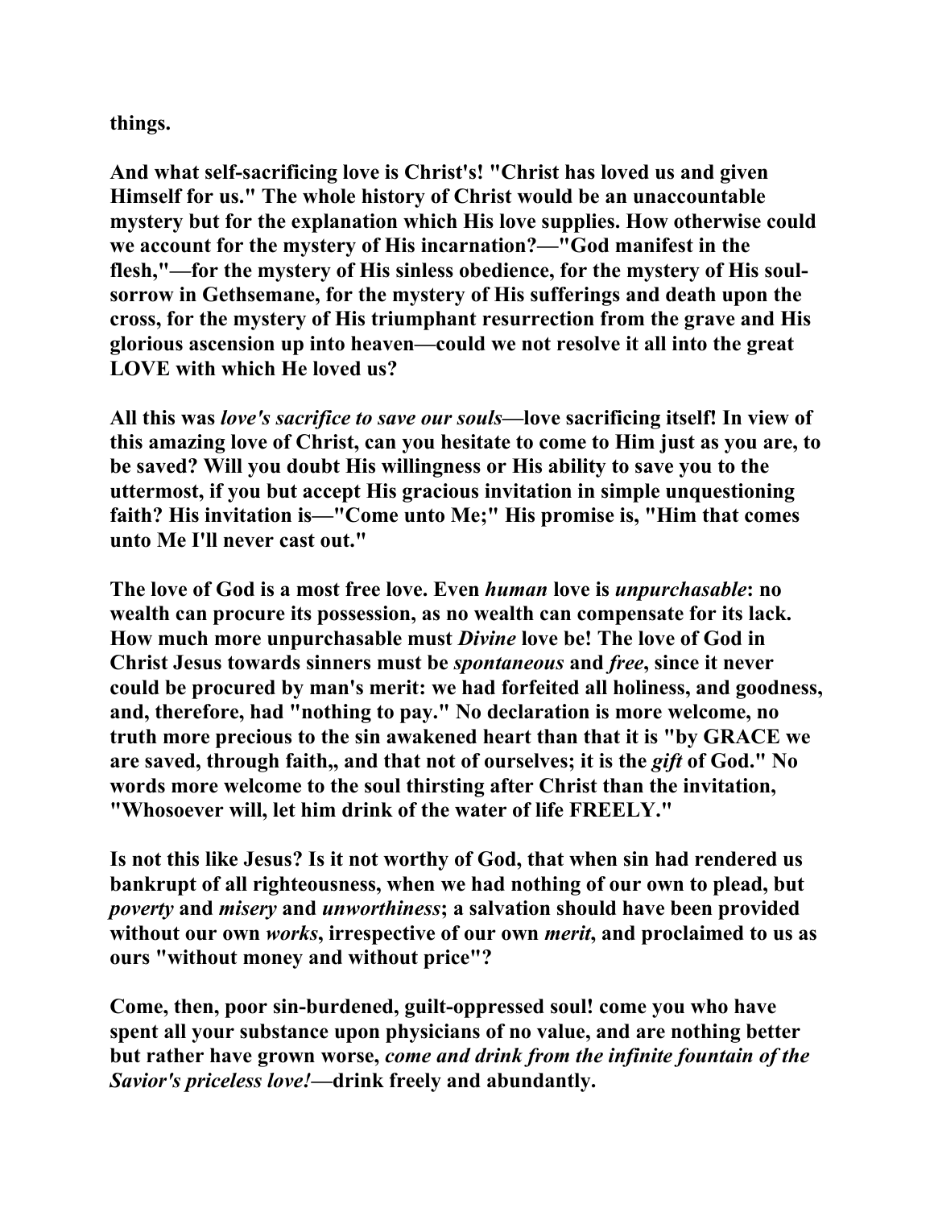things.

And what self-sacrificing love is Christ's! "Christ has loved us and given Himself for us." The whole history of Christ would be an unaccountable mystery but for the explanation which His love supplies. How otherwise could we account for the mystery of His incarnation?—"God manifest in the flesh,"—for the mystery of His sinless obedience, for the mystery of His soul-sorrow in Gethsemane, for the mystery of His sufferings and death upon the cross, for the mystery of His triumphant resurrection from the grave and His glorious ascension up into heaven—could we not resolve it all into the great LOVE with which He loved us?

All this was *love's sacrifice to save our souls*—love sacrificing itself! In view of this amazing love of Christ, can you hesitate to come to Him just as you are, to be saved? Will you doubt His willingness or His ability to save you to the uttermost, if you but accept His gracious invitation in simple unquestioning faith? His invitation is—"Come unto Me;" His promise is, "Him that comes unto Me I'll never cast out."

The love of God is a most free love. Even *human* love is *unpurchasable*: no wealth can procure its possession, as no wealth can compensate for its lack. How much more unpurchasable must *Divine* love be! The love of God in Christ Jesus towards sinners must be *spontaneous* and *free*, since it never could be procured by man's merit: we had forfeited all holiness, and goodness, and, therefore, had "nothing to pay." No declaration is more welcome, no truth more precious to the sin awakened heart than that it is "by GRACE we are saved, through faith,, and that not of ourselves; it is the *gift* of God." No words more welcome to the soul thirsting after Christ than the invitation, "Whosoever will, let him drink of the water of life FREELY."

Is not this like Jesus? Is it not worthy of God, that when sin had rendered us bankrupt of all righteousness, when we had nothing of our own to plead, but *poverty* and *misery* and *unworthiness*; a salvation should have been provided without our own *works*, irrespective of our own *merit*, and proclaimed to us as ours "without money and without price"?

Come, then, poor sin-burdened, guilt-oppressed soul! come you who have spent all your substance upon physicians of no value, and are nothing better but rather have grown worse, *come and drink from the infinite fountain of the Savior's priceless love!*—drink freely and abundantly.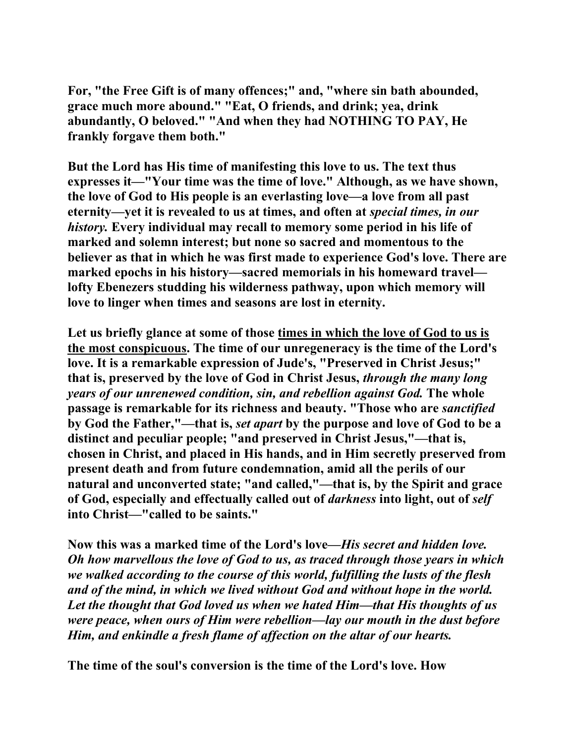**For, "the Free Gift is of many offences;" and, "where sin bath abounded, grace much more abound." "Eat, O friends, and drink; yea, drink abundantly, O beloved." "And when they had NOTHING TO PAY, He frankly forgave them both."**

**But the Lord has His time of manifesting this love to us. The text thus expresses it—"Your time was the time of love." Although, as we have shown, the love of God to His people is an everlasting love—a love from all past eternity—yet it is revealed to us at times, and often at *special times, in our history.* Every individual may recall to memory some period in his life of marked and solemn interest; but none so sacred and momentous to the believer as that in which he was first made to experience God's love. There are marked epochs in his history—sacred memorials in his homeward travel—lofty Ebenezers studding his wilderness pathway, upon which memory will love to linger when times and seasons are lost in eternity.**

**Let us briefly glance at some of those <u>times in which the love of God to us is the most conspicuous</u>. The time of our unregeneracy is the time of the Lord's love. It is a remarkable expression of Jude's, "Preserved in Christ Jesus;" that is, preserved by the love of God in Christ Jesus, *through the many long years of our unrenewed condition, sin, and rebellion against God.* The whole passage is remarkable for its richness and beauty. "Those who are *sanctified* by God the Father,"—that is, *set apart* by the purpose and love of God to be a distinct and peculiar people; "and preserved in Christ Jesus,"—that is, chosen in Christ, and placed in His hands, and in Him secretly preserved from present death and from future condemnation, amid all the perils of our natural and unconverted state; "and called,"—that is, by the Spirit and grace of God, especially and effectually called out of *darkness* into light, out of *self* into Christ—"called to be saints."**

**Now this was a marked time of the Lord's love—*His secret and hidden love. Oh how marvellous the love of God to us, as traced through those years in which we walked according to the course of this world, fulfilling the lusts of the flesh and of the mind, in which we lived without God and without hope in the world. Let the thought that God loved us when we hated Him—that His thoughts of us were peace, when ours of Him were rebellion—lay our mouth in the dust before Him, and enkindle a fresh flame of affection on the altar of our hearts.***

**The time of the soul's conversion is the time of the Lord's love. How**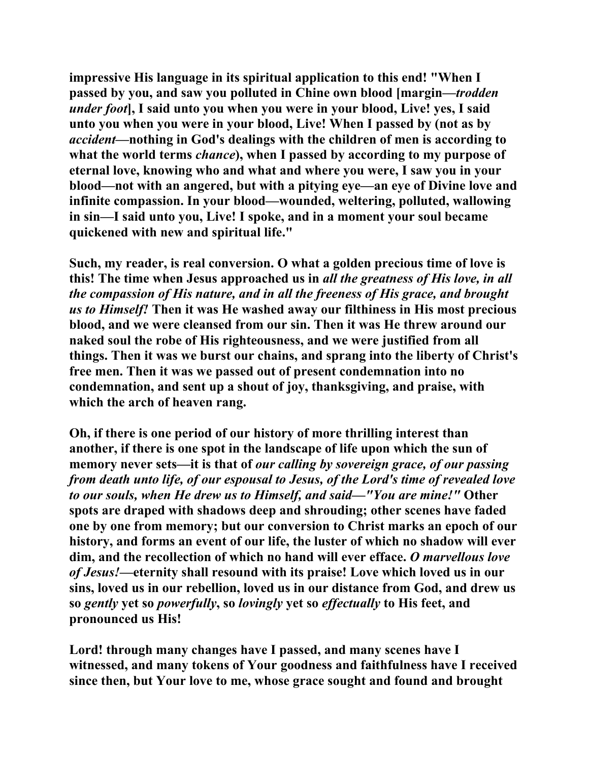**impressive His language in its spiritual application to this end! "When I passed by you, and saw you polluted in Chine own blood [margin—*trodden under foot*], I said unto you when you were in your blood, Live! yes, I said unto you when you were in your blood, Live! When I passed by (not as by *accident*—nothing in God's dealings with the children of men is according to what the world terms *chance*), when I passed by according to my purpose of eternal love, knowing who and what and where you were, I saw you in your blood—not with an angered, but with a pitying eye—an eye of Divine love and infinite compassion. In your blood—wounded, weltering, polluted, wallowing in sin—I said unto you, Live! I spoke, and in a moment your soul became quickened with new and spiritual life."**

**Such, my reader, is real conversion. O what a golden precious time of love is this! The time when Jesus approached us in *all the greatness of His love, in all the compassion of His nature, and in all the freeness of His grace, and brought us to Himself!* Then it was He washed away our filthiness in His most precious blood, and we were cleansed from our sin. Then it was He threw around our naked soul the robe of His righteousness, and we were justified from all things. Then it was we burst our chains, and sprang into the liberty of Christ's free men. Then it was we passed out of present condemnation into no condemnation, and sent up a shout of joy, thanksgiving, and praise, with which the arch of heaven rang.**

**Oh, if there is one period of our history of more thrilling interest than another, if there is one spot in the landscape of life upon which the sun of memory never sets—it is that of *our calling by sovereign grace, of our passing from death unto life, of our espousal to Jesus, of the Lord's time of revealed love to our souls, when He drew us to Himself, and said—"You are mine!"* Other spots are draped with shadows deep and shrouding; other scenes have faded one by one from memory; but our conversion to Christ marks an epoch of our history, and forms an event of our life, the luster of which no shadow will ever dim, and the recollection of which no hand will ever efface. *O marvellous love of Jesus!*—eternity shall resound with its praise! Love which loved us in our sins, loved us in our rebellion, loved us in our distance from God, and drew us so *gently* yet so *powerfully*, so *lovingly* yet so *effectually* to His feet, and pronounced us His!**

**Lord! through many changes have I passed, and many scenes have I witnessed, and many tokens of Your goodness and faithfulness have I received since then, but Your love to me, whose grace sought and found and brought**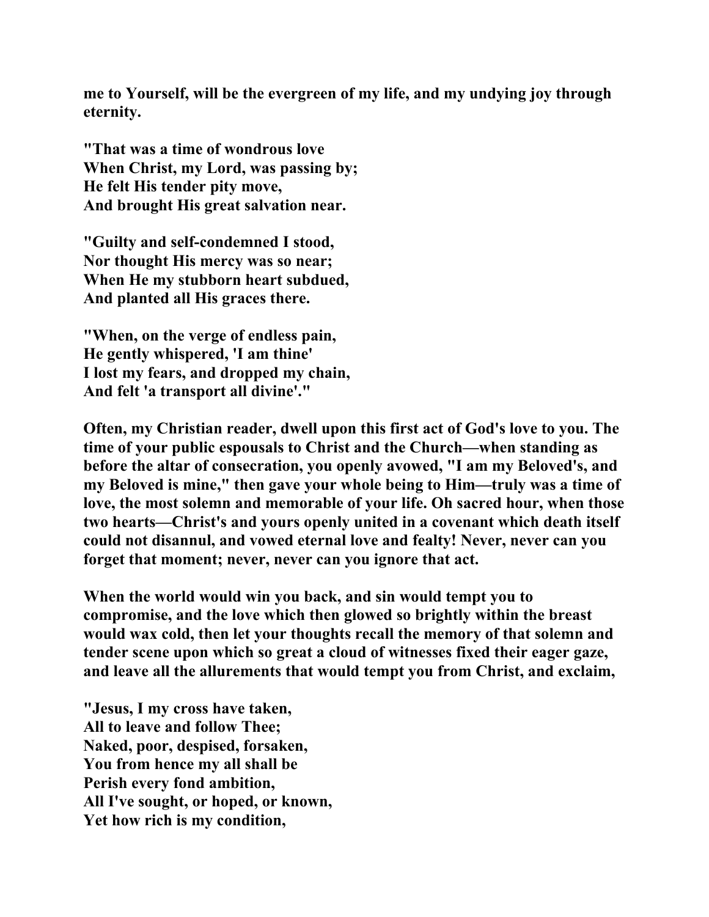**me to Yourself, will be the evergreen of my life, and my undying joy through eternity.**

**"That was a time of wondrous love**
**When Christ, my Lord, was passing by;**
**He felt His tender pity move,**
**And brought His great salvation near.**

**"Guilty and self-condemned I stood,**
**Nor thought His mercy was so near;**
**When He my stubborn heart subdued,**
**And planted all His graces there.**

**"When, on the verge of endless pain,**
**He gently whispered, 'I am thine'**
**I lost my fears, and dropped my chain,**
**And felt 'a transport all divine'."**

**Often, my Christian reader, dwell upon this first act of God's love to you. The time of your public espousals to Christ and the Church—when standing as before the altar of consecration, you openly avowed, "I am my Beloved's, and my Beloved is mine," then gave your whole being to Him—truly was a time of love, the most solemn and memorable of your life. Oh sacred hour, when those two hearts—Christ's and yours openly united in a covenant which death itself could not disannul, and vowed eternal love and fealty! Never, never can you forget that moment; never, never can you ignore that act.**

**When the world would win you back, and sin would tempt you to compromise, and the love which then glowed so brightly within the breast would wax cold, then let your thoughts recall the memory of that solemn and tender scene upon which so great a cloud of witnesses fixed their eager gaze, and leave all the allurements that would tempt you from Christ, and exclaim,**

**"Jesus, I my cross have taken,**
**All to leave and follow Thee;**
**Naked, poor, despised, forsaken,**
**You from hence my all shall be**
**Perish every fond ambition,**
**All I've sought, or hoped, or known,**
**Yet how rich is my condition,**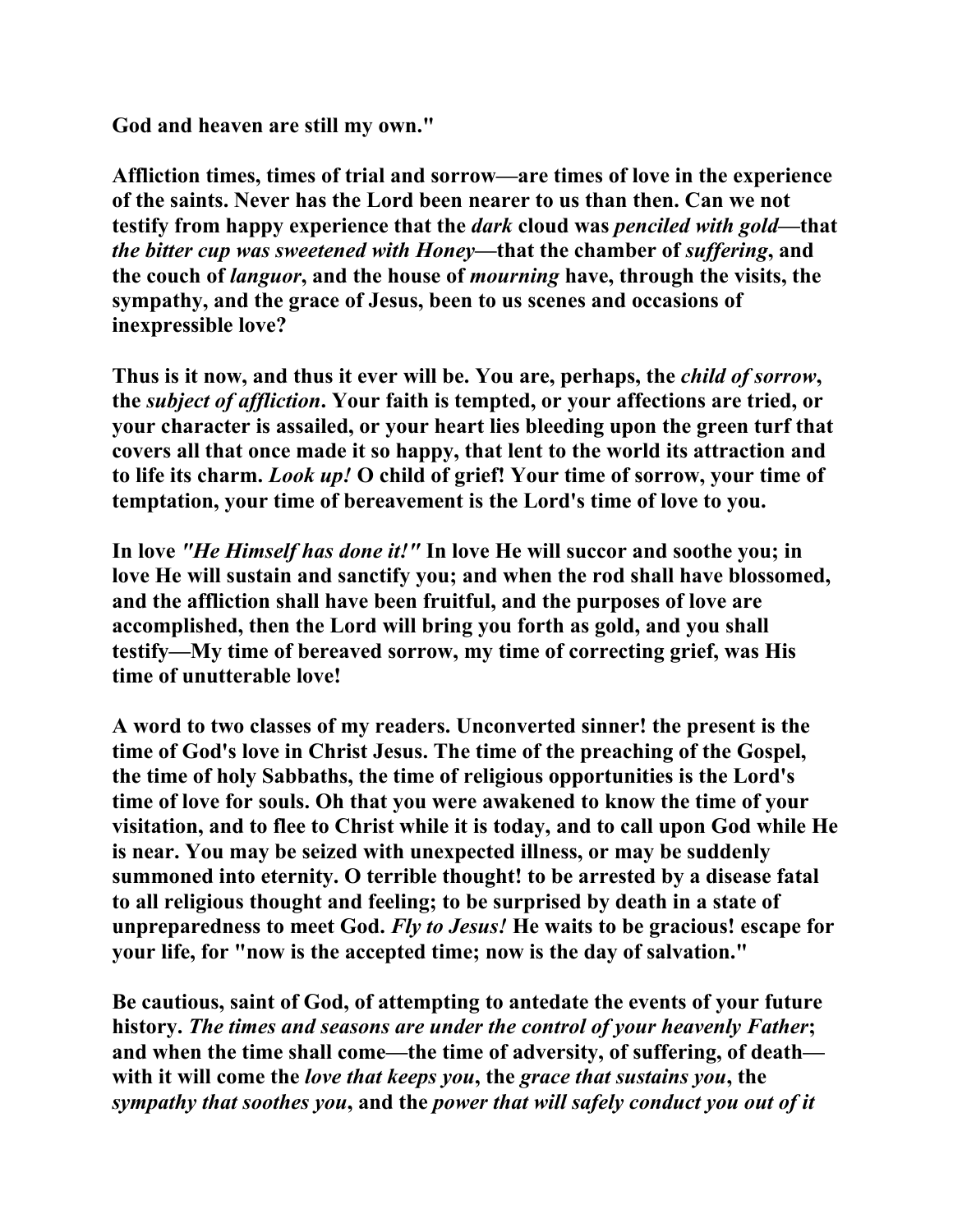**God and heaven are still my own."**

**Affliction times, times of trial and sorrow—are times of love in the experience of the saints. Never has the Lord been nearer to us than then. Can we not testify from happy experience that the *dark* cloud was *penciled with gold*—that *the bitter cup was sweetened with Honey*—that the chamber of *suffering*, and the couch of *languor*, and the house of *mourning* have, through the visits, the sympathy, and the grace of Jesus, been to us scenes and occasions of inexpressible love?**

**Thus is it now, and thus it ever will be. You are, perhaps, the *child of sorrow*, the *subject of affliction*. Your faith is tempted, or your affections are tried, or your character is assailed, or your heart lies bleeding upon the green turf that covers all that once made it so happy, that lent to the world its attraction and to life its charm. *Look up!* O child of grief! Your time of sorrow, your time of temptation, your time of bereavement is the Lord's time of love to you.**

**In love *"He Himself has done it!"* In love He will succor and soothe you; in love He will sustain and sanctify you; and when the rod shall have blossomed, and the affliction shall have been fruitful, and the purposes of love are accomplished, then the Lord will bring you forth as gold, and you shall testify—My time of bereaved sorrow, my time of correcting grief, was His time of unutterable love!**

**A word to two classes of my readers. Unconverted sinner! the present is the time of God's love in Christ Jesus. The time of the preaching of the Gospel, the time of holy Sabbaths, the time of religious opportunities is the Lord's time of love for souls. Oh that you were awakened to know the time of your visitation, and to flee to Christ while it is today, and to call upon God while He is near. You may be seized with unexpected illness, or may be suddenly summoned into eternity. O terrible thought! to be arrested by a disease fatal to all religious thought and feeling; to be surprised by death in a state of unpreparedness to meet God. *Fly to Jesus!* He waits to be gracious! escape for your life, for "now is the accepted time; now is the day of salvation."**

**Be cautious, saint of God, of attempting to antedate the events of your future history. *The times and seasons are under the control of your heavenly Father*; and when the time shall come—the time of adversity, of suffering, of death—with it will come the *love that keeps you*, the *grace that sustains you*, the *sympathy that soothes you*, and the *power that will safely conduct you out of it***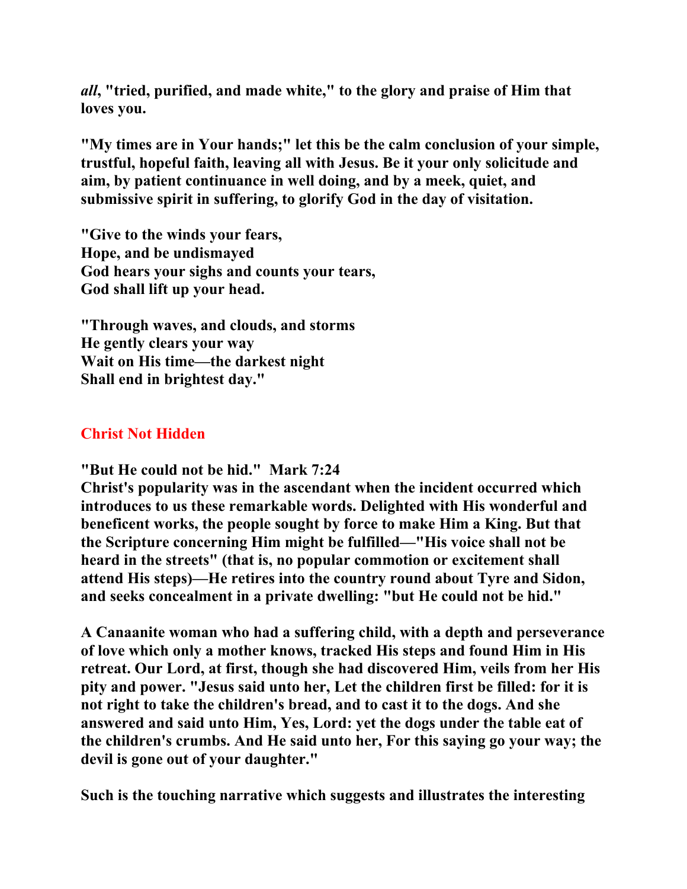***all*, "tried, purified, and made white," to the glory and praise of Him that loves you.**

**"My times are in Your hands;" let this be the calm conclusion of your simple, trustful, hopeful faith, leaving all with Jesus. Be it your only solicitude and aim, by patient continuance in well doing, and by a meek, quiet, and submissive spirit in suffering, to glorify God in the day of visitation.**

**"Give to the winds your fears,
Hope, and be undismayed
God hears your sighs and counts your tears,
God shall lift up your head.**

**"Through waves, and clouds, and storms
He gently clears your way
Wait on His time—the darkest night
Shall end in brightest day."**

## Christ Not Hidden

**"But He could not be hid." Mark 7:24
Christ's popularity was in the ascendant when the incident occurred which introduces to us these remarkable words. Delighted with His wonderful and beneficent works, the people sought by force to make Him a King. But that the Scripture concerning Him might be fulfilled—"His voice shall not be heard in the streets" (that is, no popular commotion or excitement shall attend His steps)—He retires into the country round about Tyre and Sidon, and seeks concealment in a private dwelling: "but He could not be hid."**

**A Canaanite woman who had a suffering child, with a depth and perseverance of love which only a mother knows, tracked His steps and found Him in His retreat. Our Lord, at first, though she had discovered Him, veils from her His pity and power. "Jesus said unto her, Let the children first be filled: for it is not right to take the children's bread, and to cast it to the dogs. And she answered and said unto Him, Yes, Lord: yet the dogs under the table eat of the children's crumbs. And He said unto her, For this saying go your way; the devil is gone out of your daughter."**

**Such is the touching narrative which suggests and illustrates the interesting**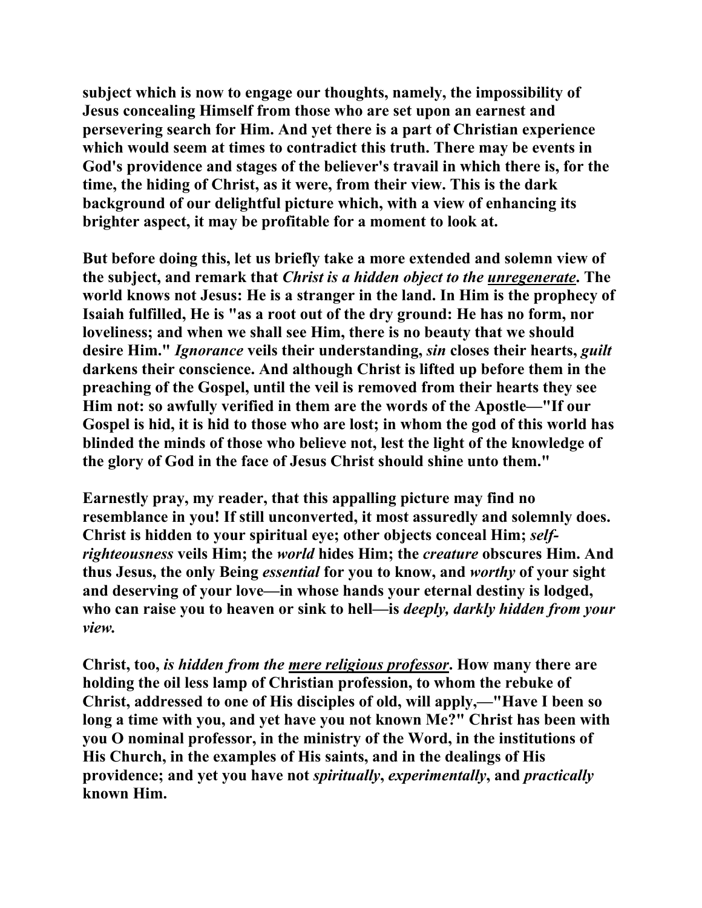**subject which is now to engage our thoughts, namely, the impossibility of Jesus concealing Himself from those who are set upon an earnest and persevering search for Him. And yet there is a part of Christian experience which would seem at times to contradict this truth. There may be events in God's providence and stages of the believer's travail in which there is, for the time, the hiding of Christ, as it were, from their view. This is the dark background of our delightful picture which, with a view of enhancing its brighter aspect, it may be profitable for a moment to look at.**

**But before doing this, let us briefly take a more extended and solemn view of the subject, and remark that *Christ is a hidden object to the <u>unregenerate</u>*. The world knows not Jesus: He is a stranger in the land. In Him is the prophecy of Isaiah fulfilled, He is "as a root out of the dry ground: He has no form, nor loveliness; and when we shall see Him, there is no beauty that we should desire Him." *Ignorance* veils their understanding, *sin* closes their hearts, *guilt* darkens their conscience. And although Christ is lifted up before them in the preaching of the Gospel, until the veil is removed from their hearts they see Him not: so awfully verified in them are the words of the Apostle—"If our Gospel is hid, it is hid to those who are lost; in whom the god of this world has blinded the minds of those who believe not, lest the light of the knowledge of the glory of God in the face of Jesus Christ should shine unto them."**

**Earnestly pray, my reader, that this appalling picture may find no resemblance in you! If still unconverted, it most assuredly and solemnly does. Christ is hidden to your spiritual eye; other objects conceal Him; *self-righteousness* veils Him; the *world* hides Him; the *creature* obscures Him. And thus Jesus, the only Being *essential* for you to know, and *worthy* of your sight and deserving of your love—in whose hands your eternal destiny is lodged, who can raise you to heaven or sink to hell—is *deeply, darkly hidden from your view.***

**Christ, too, *is hidden from the <u>mere religious professor</u>*. How many there are holding the oil less lamp of Christian profession, to whom the rebuke of Christ, addressed to one of His disciples of old, will apply,—"Have I been so long a time with you, and yet have you not known Me?" Christ has been with you O nominal professor, in the ministry of the Word, in the institutions of His Church, in the examples of His saints, and in the dealings of His providence; and yet you have not *spiritually*, *experimentally*, and *practically* known Him.**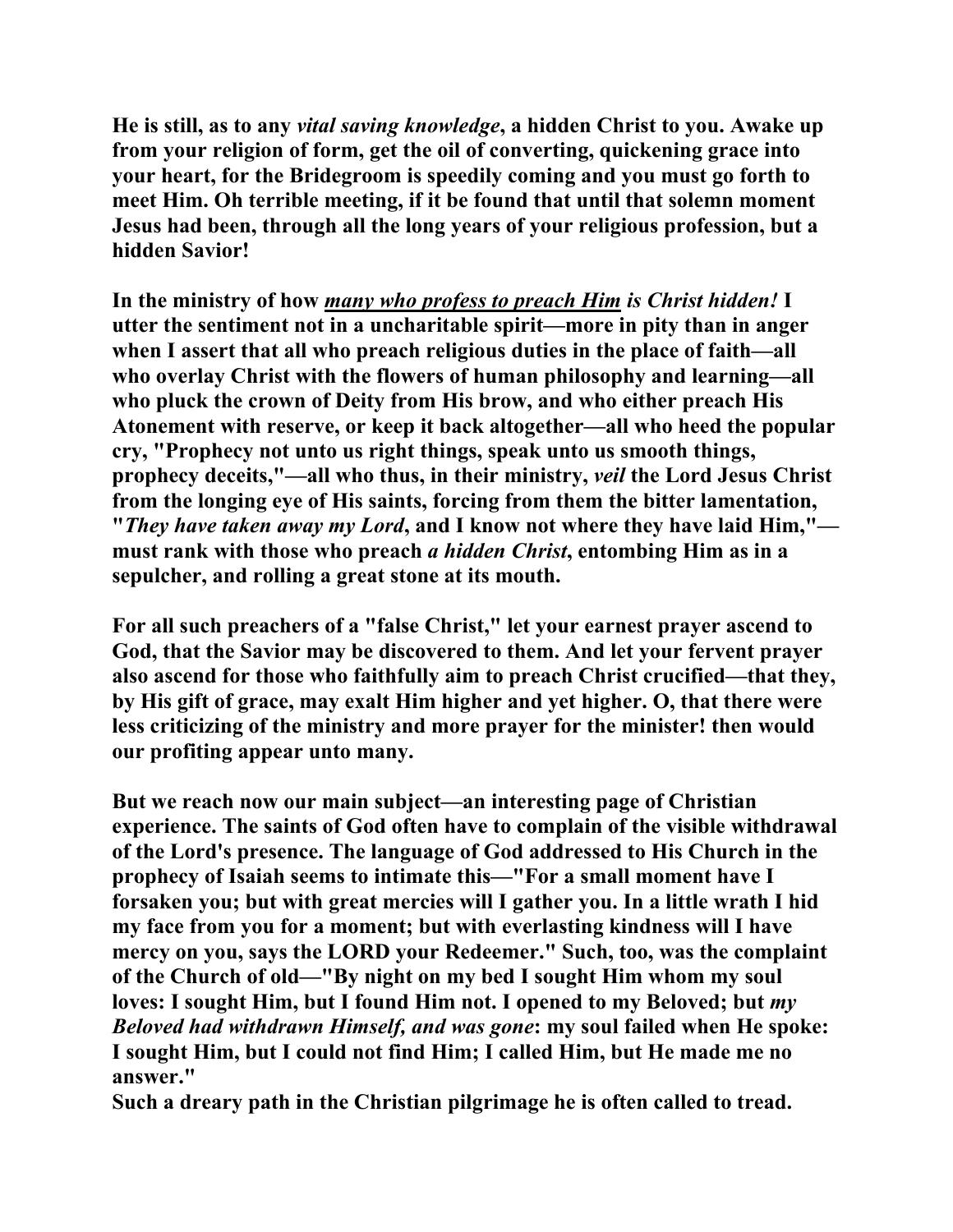**He is still, as to any *vital saving knowledge*, a hidden Christ to you. Awake up from your religion of form, get the oil of converting, quickening grace into your heart, for the Bridegroom is speedily coming and you must go forth to meet Him. Oh terrible meeting, if it be found that until that solemn moment Jesus had been, through all the long years of your religious profession, but a hidden Savior!**

**In the ministry of how *<u>many who profess to preach Him</u> is Christ hidden!* I utter the sentiment not in a uncharitable spirit—more in pity than in anger when I assert that all who preach religious duties in the place of faith—all who overlay Christ with the flowers of human philosophy and learning—all who pluck the crown of Deity from His brow, and who either preach His Atonement with reserve, or keep it back altogether—all who heed the popular cry, "Prophecy not unto us right things, speak unto us smooth things, prophecy deceits,"—all who thus, in their ministry, *veil* the Lord Jesus Christ from the longing eye of His saints, forcing from them the bitter lamentation, "*They have taken away my Lord*, and I know not where they have laid Him,"—must rank with those who preach *a hidden Christ*, entombing Him as in a sepulcher, and rolling a great stone at its mouth.**

**For all such preachers of a "false Christ," let your earnest prayer ascend to God, that the Savior may be discovered to them. And let your fervent prayer also ascend for those who faithfully aim to preach Christ crucified—that they, by His gift of grace, may exalt Him higher and yet higher. O, that there were less criticizing of the ministry and more prayer for the minister! then would our profiting appear unto many.**

**But we reach now our main subject—an interesting page of Christian experience. The saints of God often have to complain of the visible withdrawal of the Lord's presence. The language of God addressed to His Church in the prophecy of Isaiah seems to intimate this—"For a small moment have I forsaken you; but with great mercies will I gather you. In a little wrath I hid my face from you for a moment; but with everlasting kindness will I have mercy on you, says the LORD your Redeemer." Such, too, was the complaint of the Church of old—"By night on my bed I sought Him whom my soul loves: I sought Him, but I found Him not. I opened to my Beloved; but *my Beloved had withdrawn Himself, and was gone*: my soul failed when He spoke: I sought Him, but I could not find Him; I called Him, but He made me no answer."**
**Such a dreary path in the Christian pilgrimage he is often called to tread.**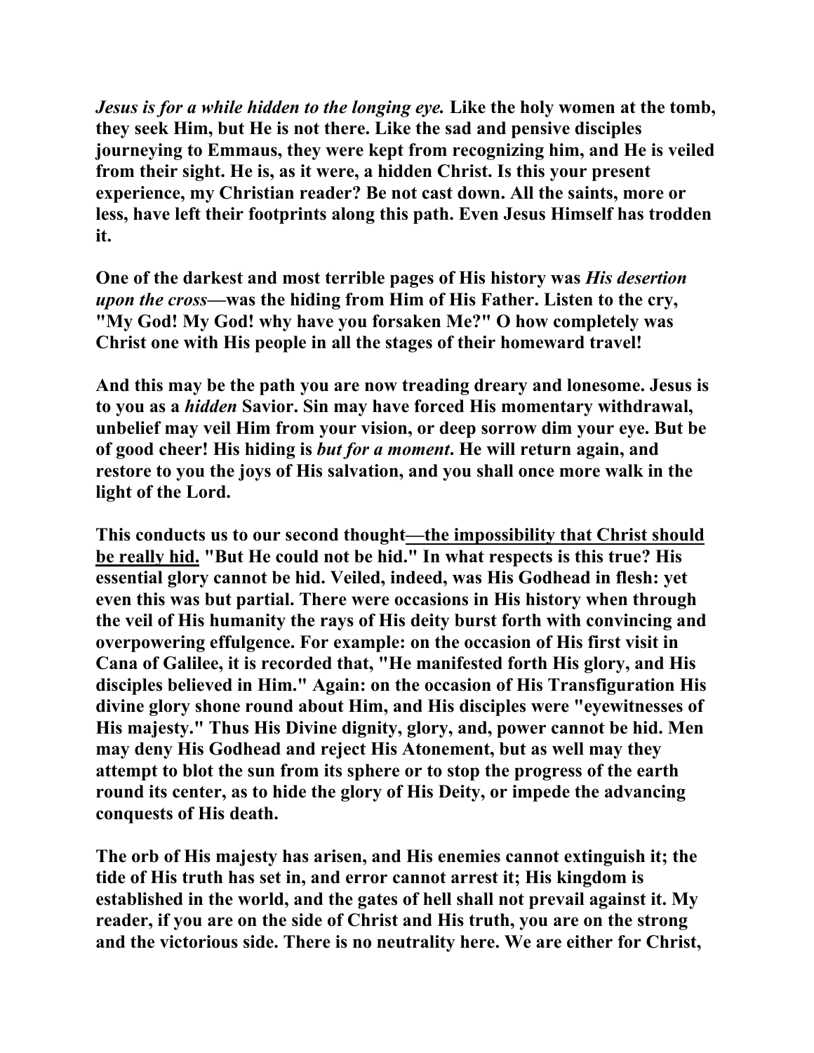***Jesus is for a while hidden to the longing eye.*** **Like the holy women at the tomb, they seek Him, but He is not there. Like the sad and pensive disciples journeying to Emmaus, they were kept from recognizing him, and He is veiled from their sight. He is, as it were, a hidden Christ. Is this your present experience, my Christian reader? Be not cast down. All the saints, more or less, have left their footprints along this path. Even Jesus Himself has trodden it.**

**One of the darkest and most terrible pages of His history was *His desertion upon the cross*—was the hiding from Him of His Father. Listen to the cry, "My God! My God! why have you forsaken Me?" O how completely was Christ one with His people in all the stages of their homeward travel!**

**And this may be the path you are now treading dreary and lonesome. Jesus is to you as a *hidden* Savior. Sin may have forced His momentary withdrawal, unbelief may veil Him from your vision, or deep sorrow dim your eye. But be of good cheer! His hiding is *but for a moment*. He will return again, and restore to you the joys of His salvation, and you shall once more walk in the light of the Lord.**

**This conducts us to our second thought—<u>the impossibility that Christ should be really hid.</u> "But He could not be hid." In what respects is this true? His essential glory cannot be hid. Veiled, indeed, was His Godhead in flesh: yet even this was but partial. There were occasions in His history when through the veil of His humanity the rays of His deity burst forth with convincing and overpowering effulgence. For example: on the occasion of His first visit in Cana of Galilee, it is recorded that, "He manifested forth His glory, and His disciples believed in Him." Again: on the occasion of His Transfiguration His divine glory shone round about Him, and His disciples were "eyewitnesses of His majesty." Thus His Divine dignity, glory, and, power cannot be hid. Men may deny His Godhead and reject His Atonement, but as well may they attempt to blot the sun from its sphere or to stop the progress of the earth round its center, as to hide the glory of His Deity, or impede the advancing conquests of His death.**

**The orb of His majesty has arisen, and His enemies cannot extinguish it; the tide of His truth has set in, and error cannot arrest it; His kingdom is established in the world, and the gates of hell shall not prevail against it. My reader, if you are on the side of Christ and His truth, you are on the strong and the victorious side. There is no neutrality here. We are either for Christ,**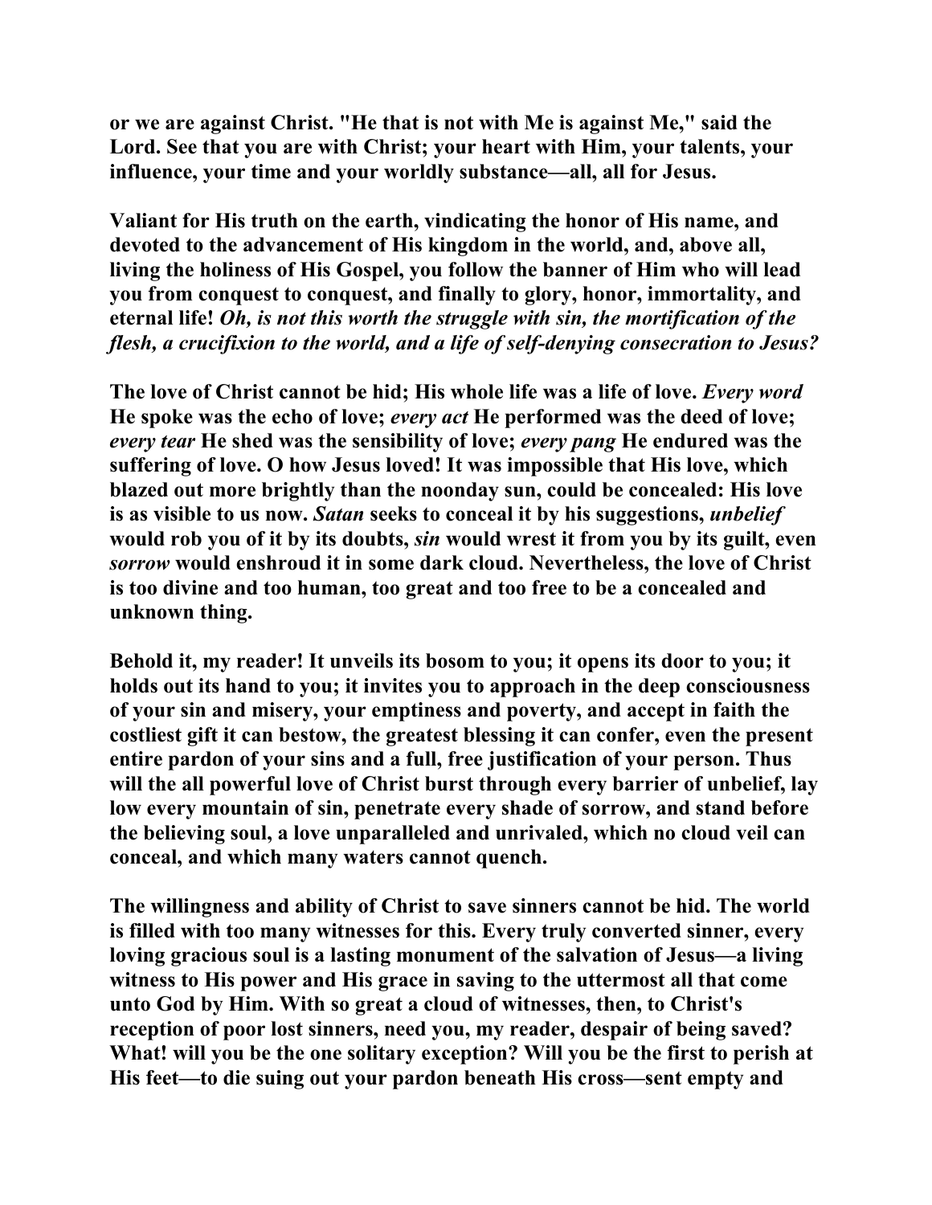or we are against Christ. "He that is not with Me is against Me," said the Lord. See that you are with Christ; your heart with Him, your talents, your influence, your time and your worldly substance—all, all for Jesus.

Valiant for His truth on the earth, vindicating the honor of His name, and devoted to the advancement of His kingdom in the world, and, above all, living the holiness of His Gospel, you follow the banner of Him who will lead you from conquest to conquest, and finally to glory, honor, immortality, and eternal life! *Oh, is not this worth the struggle with sin, the mortification of the flesh, a crucifixion to the world, and a life of self-denying consecration to Jesus?*

The love of Christ cannot be hid; His whole life was a life of love. *Every word* He spoke was the echo of love; *every act* He performed was the deed of love; *every tear* He shed was the sensibility of love; *every pang* He endured was the suffering of love. O how Jesus loved! It was impossible that His love, which blazed out more brightly than the noonday sun, could be concealed: His love is as visible to us now. *Satan* seeks to conceal it by his suggestions, *unbelief* would rob you of it by its doubts, *sin* would wrest it from you by its guilt, even *sorrow* would enshroud it in some dark cloud. Nevertheless, the love of Christ is too divine and too human, too great and too free to be a concealed and unknown thing.

Behold it, my reader! It unveils its bosom to you; it opens its door to you; it holds out its hand to you; it invites you to approach in the deep consciousness of your sin and misery, your emptiness and poverty, and accept in faith the costliest gift it can bestow, the greatest blessing it can confer, even the present entire pardon of your sins and a full, free justification of your person. Thus will the all powerful love of Christ burst through every barrier of unbelief, lay low every mountain of sin, penetrate every shade of sorrow, and stand before the believing soul, a love unparalleled and unrivaled, which no cloud veil can conceal, and which many waters cannot quench.

The willingness and ability of Christ to save sinners cannot be hid. The world is filled with too many witnesses for this. Every truly converted sinner, every loving gracious soul is a lasting monument of the salvation of Jesus—a living witness to His power and His grace in saving to the uttermost all that come unto God by Him. With so great a cloud of witnesses, then, to Christ's reception of poor lost sinners, need you, my reader, despair of being saved? What! will you be the one solitary exception? Will you be the first to perish at His feet—to die suing out your pardon beneath His cross—sent empty and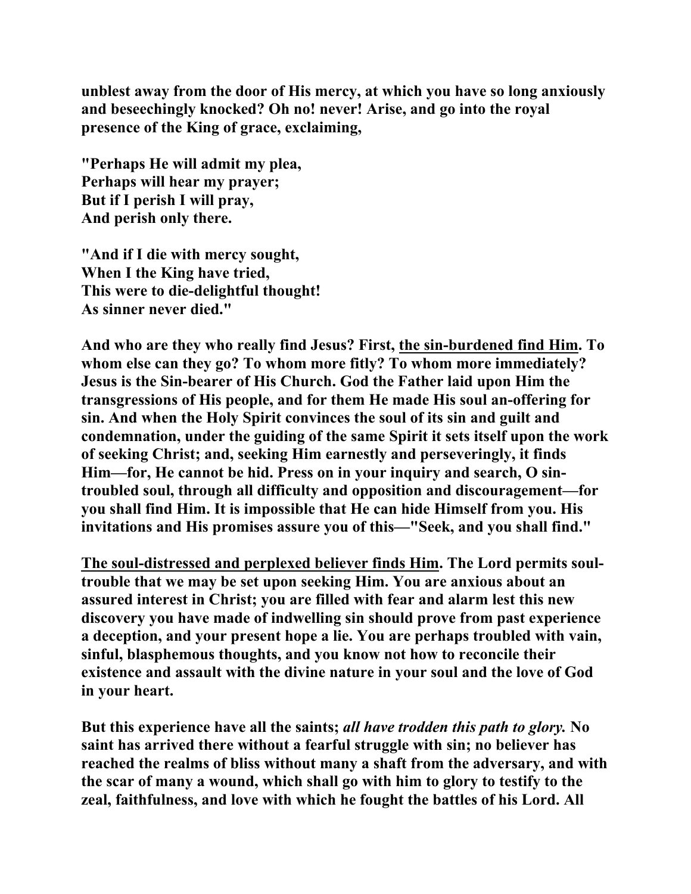**unblest away from the door of His mercy, at which you have so long anxiously and beseechingly knocked? Oh no! never! Arise, and go into the royal presence of the King of grace, exclaiming,**

**"Perhaps He will admit my plea,**
**Perhaps will hear my prayer;**
**But if I perish I will pray,**
**And perish only there.**

**"And if I die with mercy sought,**
**When I the King have tried,**
**This were to die-delightful thought!**
**As sinner never died."**

**And who are they who really find Jesus? First, <u>the sin-burdened find Him</u>. To whom else can they go? To whom more fitly? To whom more immediately? Jesus is the Sin-bearer of His Church. God the Father laid upon Him the transgressions of His people, and for them He made His soul an-offering for sin. And when the Holy Spirit convinces the soul of its sin and guilt and condemnation, under the guiding of the same Spirit it sets itself upon the work of seeking Christ; and, seeking Him earnestly and perseveringly, it finds Him—for, He cannot be hid. Press on in your inquiry and search, O sin-troubled soul, through all difficulty and opposition and discouragement—for you shall find Him. It is impossible that He can hide Himself from you. His invitations and His promises assure you of this—"Seek, and you shall find."**

**<u>The soul-distressed and perplexed believer finds Him</u>. The Lord permits soul-trouble that we may be set upon seeking Him. You are anxious about an assured interest in Christ; you are filled with fear and alarm lest this new discovery you have made of indwelling sin should prove from past experience a deception, and your present hope a lie. You are perhaps troubled with vain, sinful, blasphemous thoughts, and you know not how to reconcile their existence and assault with the divine nature in your soul and the love of God in your heart.**

**But this experience have all the saints; *all have trodden this path to glory.* No saint has arrived there without a fearful struggle with sin; no believer has reached the realms of bliss without many a shaft from the adversary, and with the scar of many a wound, which shall go with him to glory to testify to the zeal, faithfulness, and love with which he fought the battles of his Lord. All**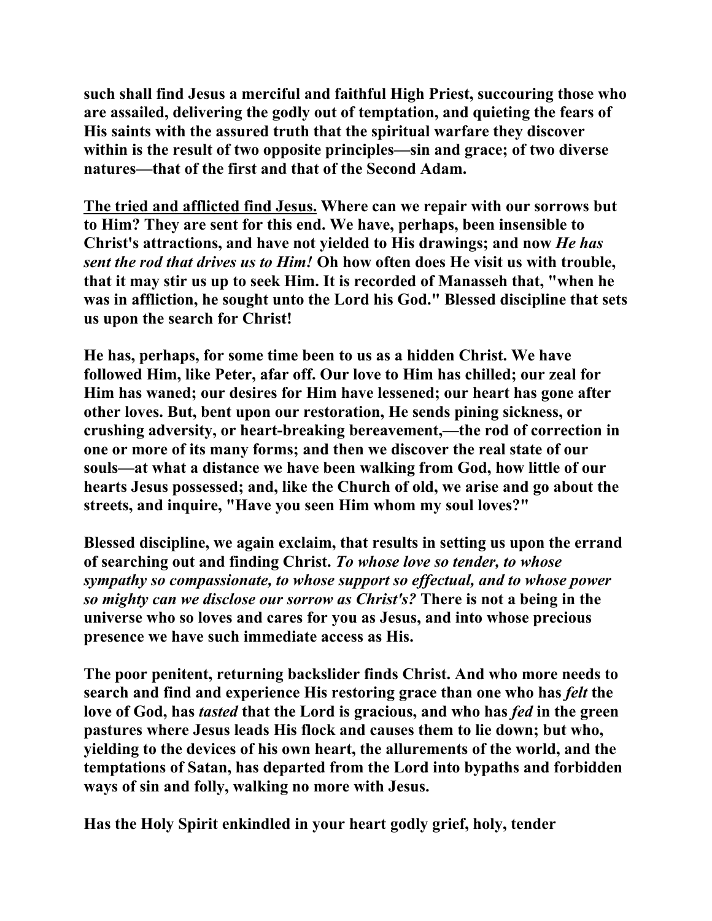such shall find Jesus a merciful and faithful High Priest, succouring those who are assailed, delivering the godly out of temptation, and quieting the fears of His saints with the assured truth that the spiritual warfare they discover within is the result of two opposite principles—sin and grace; of two diverse natures—that of the first and that of the Second Adam.

<u>The tried and afflicted find Jesus.</u> Where can we repair with our sorrows but to Him? They are sent for this end. We have, perhaps, been insensible to Christ's attractions, and have not yielded to His drawings; and now *He has sent the rod that drives us to Him!* Oh how often does He visit us with trouble, that it may stir us up to seek Him. It is recorded of Manasseh that, "when he was in affliction, he sought unto the Lord his God." Blessed discipline that sets us upon the search for Christ!

He has, perhaps, for some time been to us as a hidden Christ. We have followed Him, like Peter, afar off. Our love to Him has chilled; our zeal for Him has waned; our desires for Him have lessened; our heart has gone after other loves. But, bent upon our restoration, He sends pining sickness, or crushing adversity, or heart-breaking bereavement,—the rod of correction in one or more of its many forms; and then we discover the real state of our souls—at what a distance we have been walking from God, how little of our hearts Jesus possessed; and, like the Church of old, we arise and go about the streets, and inquire, "Have you seen Him whom my soul loves?"

Blessed discipline, we again exclaim, that results in setting us upon the errand of searching out and finding Christ. *To whose love so tender, to whose sympathy so compassionate, to whose support so effectual, and to whose power so mighty can we disclose our sorrow as Christ's?* There is not a being in the universe who so loves and cares for you as Jesus, and into whose precious presence we have such immediate access as His.

The poor penitent, returning backslider finds Christ. And who more needs to search and find and experience His restoring grace than one who has *felt* the love of God, has *tasted* that the Lord is gracious, and who has *fed* in the green pastures where Jesus leads His flock and causes them to lie down; but who, yielding to the devices of his own heart, the allurements of the world, and the temptations of Satan, has departed from the Lord into bypaths and forbidden ways of sin and folly, walking no more with Jesus.

Has the Holy Spirit enkindled in your heart godly grief, holy, tender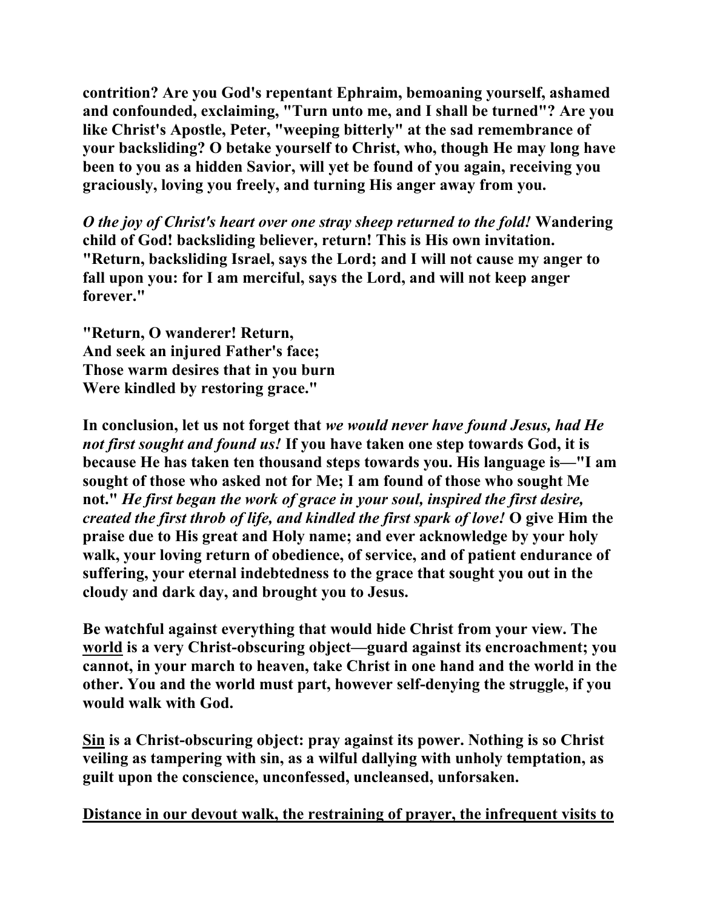**contrition? Are you God's repentant Ephraim, bemoaning yourself, ashamed and confounded, exclaiming, "Turn unto me, and I shall be turned"? Are you like Christ's Apostle, Peter, "weeping bitterly" at the sad remembrance of your backsliding? O betake yourself to Christ, who, though He may long have been to you as a hidden Savior, will yet be found of you again, receiving you graciously, loving you freely, and turning His anger away from you.**

***O the joy of Christ's heart over one stray sheep returned to the fold!* Wandering child of God! backsliding believer, return! This is His own invitation. "Return, backsliding Israel, says the Lord; and I will not cause my anger to fall upon you: for I am merciful, says the Lord, and will not keep anger forever."**

**"Return, O wanderer! Return,**
**And seek an injured Father's face;**
**Those warm desires that in you burn**
**Were kindled by restoring grace."**

**In conclusion, let us not forget that *we would never have found Jesus, had He not first sought and found us!* If you have taken one step towards God, it is because He has taken ten thousand steps towards you. His language is—"I am sought of those who asked not for Me; I am found of those who sought Me not." *He first began the work of grace in your soul, inspired the first desire, created the first throb of life, and kindled the first spark of love!* O give Him the praise due to His great and Holy name; and ever acknowledge by your holy walk, your loving return of obedience, of service, and of patient endurance of suffering, your eternal indebtedness to the grace that sought you out in the cloudy and dark day, and brought you to Jesus.**

**Be watchful against everything that would hide Christ from your view. The <u>world</u> is a very Christ-obscuring object—guard against its encroachment; you cannot, in your march to heaven, take Christ in one hand and the world in the other. You and the world must part, however self-denying the struggle, if you would walk with God.**

**<u>Sin</u> is a Christ-obscuring object: pray against its power. Nothing is so Christ veiling as tampering with sin, as a wilful dallying with unholy temptation, as guilt upon the conscience, unconfessed, uncleansed, unforsaken.**

**<u>Distance in our devout walk, the restraining of prayer, the infrequent visits to</u>**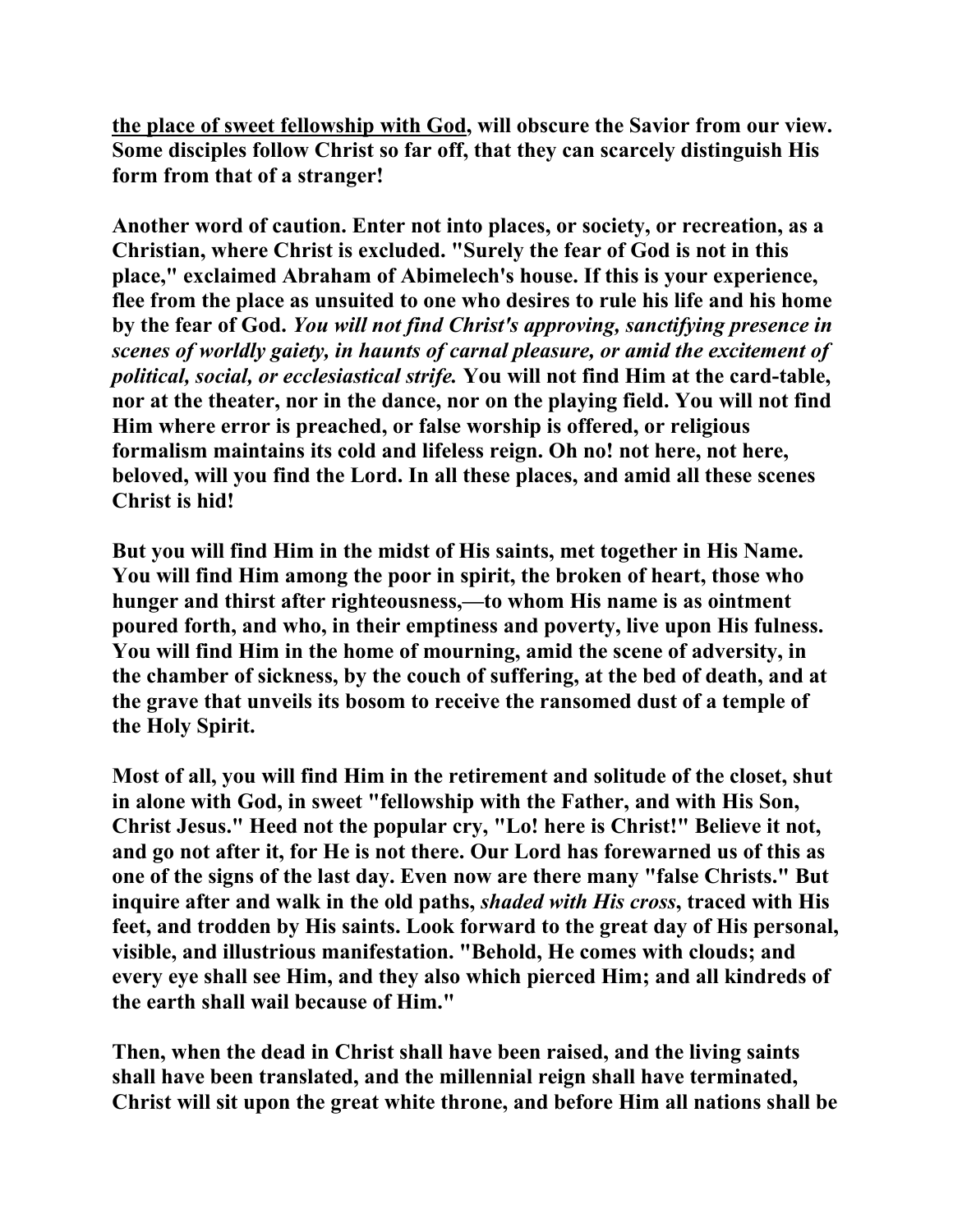**<u>the place of sweet fellowship with God</u>, will obscure the Savior from our view. Some disciples follow Christ so far off, that they can scarcely distinguish His form from that of a stranger!**

**Another word of caution. Enter not into places, or society, or recreation, as a Christian, where Christ is excluded. "Surely the fear of God is not in this place," exclaimed Abraham of Abimelech's house. If this is your experience, flee from the place as unsuited to one who desires to rule his life and his home by the fear of God. *You will not find Christ's approving, sanctifying presence in scenes of worldly gaiety, in haunts of carnal pleasure, or amid the excitement of political, social, or ecclesiastical strife.* You will not find Him at the card-table, nor at the theater, nor in the dance, nor on the playing field. You will not find Him where error is preached, or false worship is offered, or religious formalism maintains its cold and lifeless reign. Oh no! not here, not here, beloved, will you find the Lord. In all these places, and amid all these scenes Christ is hid!**

**But you will find Him in the midst of His saints, met together in His Name. You will find Him among the poor in spirit, the broken of heart, those who hunger and thirst after righteousness,—to whom His name is as ointment poured forth, and who, in their emptiness and poverty, live upon His fulness. You will find Him in the home of mourning, amid the scene of adversity, in the chamber of sickness, by the couch of suffering, at the bed of death, and at the grave that unveils its bosom to receive the ransomed dust of a temple of the Holy Spirit.**

**Most of all, you will find Him in the retirement and solitude of the closet, shut in alone with God, in sweet "fellowship with the Father, and with His Son, Christ Jesus." Heed not the popular cry, "Lo! here is Christ!" Believe it not, and go not after it, for He is not there. Our Lord has forewarned us of this as one of the signs of the last day. Even now are there many "false Christs." But inquire after and walk in the old paths, *shaded with His cross*, traced with His feet, and trodden by His saints. Look forward to the great day of His personal, visible, and illustrious manifestation. "Behold, He comes with clouds; and every eye shall see Him, and they also which pierced Him; and all kindreds of the earth shall wail because of Him."**

**Then, when the dead in Christ shall have been raised, and the living saints shall have been translated, and the millennial reign shall have terminated, Christ will sit upon the great white throne, and before Him all nations shall be**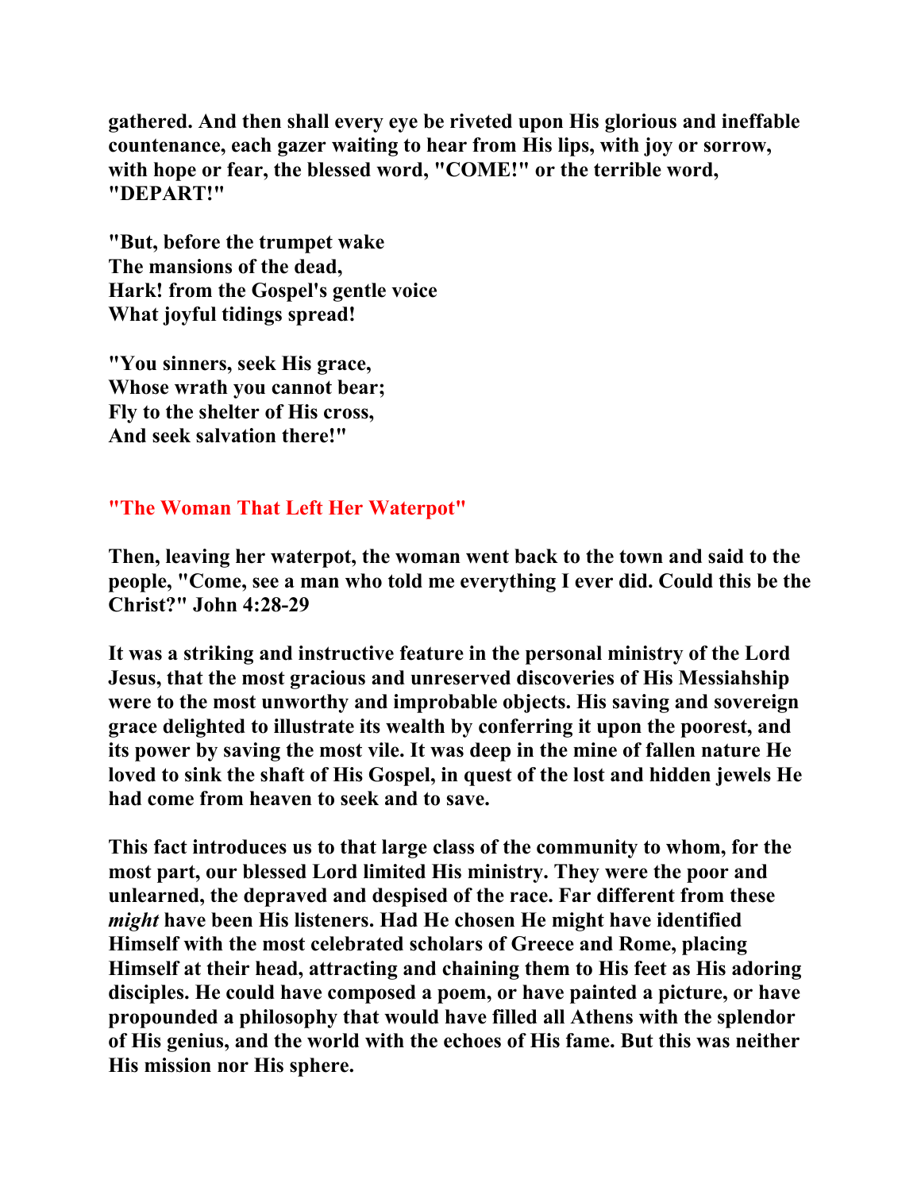**gathered. And then shall every eye be riveted upon His glorious and ineffable countenance, each gazer waiting to hear from His lips, with joy or sorrow, with hope or fear, the blessed word, "COME!" or the terrible word, "DEPART!"**

**"But, before the trumpet wake
The mansions of the dead,
Hark! from the Gospel's gentle voice
What joyful tidings spread!**

**"You sinners, seek His grace,
Whose wrath you cannot bear;
Fly to the shelter of His cross,
And seek salvation there!"**

## "The Woman That Left Her Waterpot"

**Then, leaving her waterpot, the woman went back to the town and said to the people, "Come, see a man who told me everything I ever did. Could this be the Christ?" John 4:28-29**

**It was a striking and instructive feature in the personal ministry of the Lord Jesus, that the most gracious and unreserved discoveries of His Messiahship were to the most unworthy and improbable objects. His saving and sovereign grace delighted to illustrate its wealth by conferring it upon the poorest, and its power by saving the most vile. It was deep in the mine of fallen nature He loved to sink the shaft of His Gospel, in quest of the lost and hidden jewels He had come from heaven to seek and to save.**

**This fact introduces us to that large class of the community to whom, for the most part, our blessed Lord limited His ministry. They were the poor and unlearned, the depraved and despised of the race. Far different from these *might* have been His listeners. Had He chosen He might have identified Himself with the most celebrated scholars of Greece and Rome, placing Himself at their head, attracting and chaining them to His feet as His adoring disciples. He could have composed a poem, or have painted a picture, or have propounded a philosophy that would have filled all Athens with the splendor of His genius, and the world with the echoes of His fame. But this was neither His mission nor His sphere.**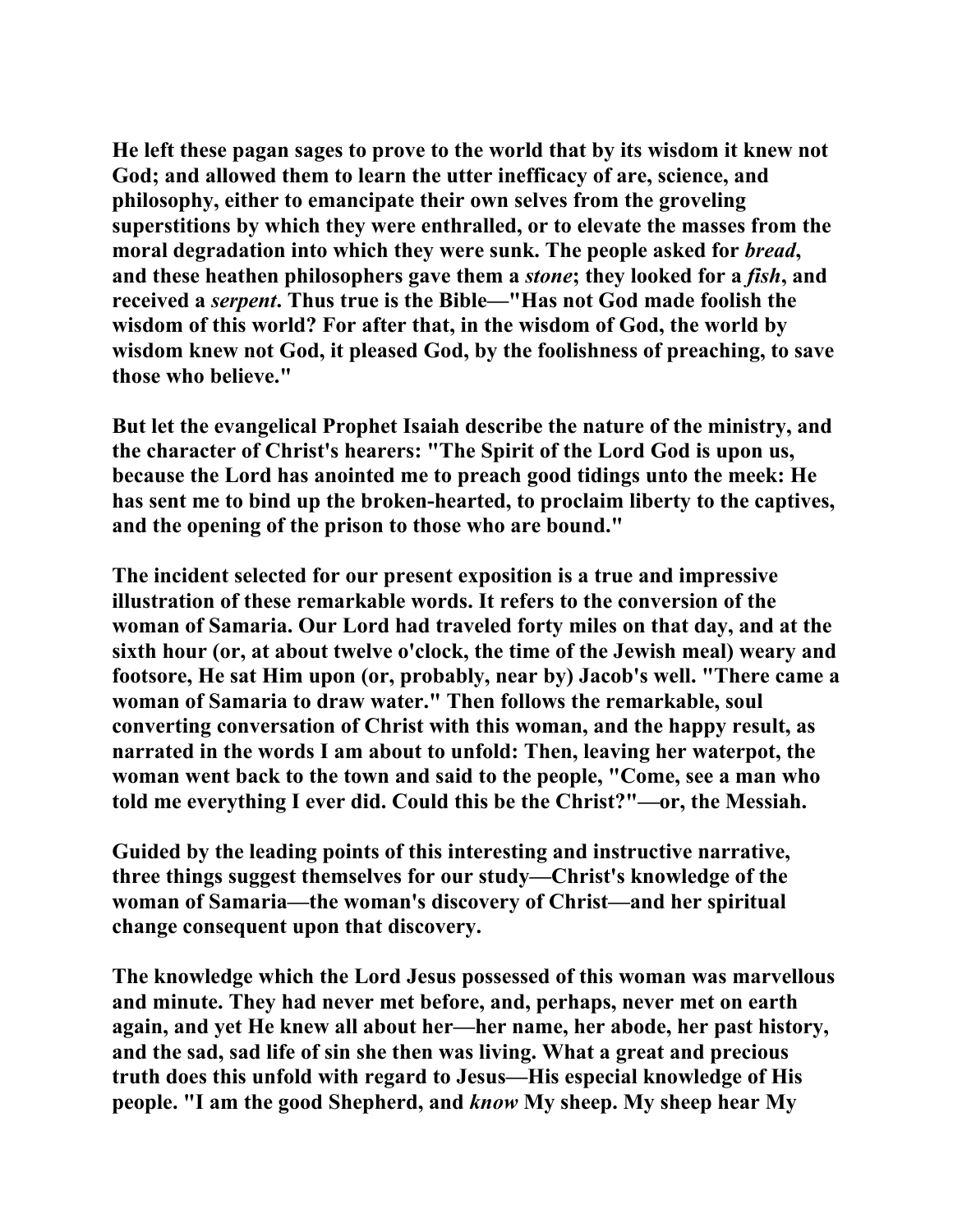He left these pagan sages to prove to the world that by its wisdom it knew not God; and allowed them to learn the utter inefficacy of are, science, and philosophy, either to emancipate their own selves from the groveling superstitions by which they were enthralled, or to elevate the masses from the moral degradation into which they were sunk. The people asked for *bread*, and these heathen philosophers gave them a *stone*; they looked for a *fish*, and received a *serpent*. Thus true is the Bible—"Has not God made foolish the wisdom of this world? For after that, in the wisdom of God, the world by wisdom knew not God, it pleased God, by the foolishness of preaching, to save those who believe."

But let the evangelical Prophet Isaiah describe the nature of the ministry, and the character of Christ's hearers: "The Spirit of the Lord God is upon us, because the Lord has anointed me to preach good tidings unto the meek: He has sent me to bind up the broken-hearted, to proclaim liberty to the captives, and the opening of the prison to those who are bound."

The incident selected for our present exposition is a true and impressive illustration of these remarkable words. It refers to the conversion of the woman of Samaria. Our Lord had traveled forty miles on that day, and at the sixth hour (or, at about twelve o'clock, the time of the Jewish meal) weary and footsore, He sat Him upon (or, probably, near by) Jacob's well. "There came a woman of Samaria to draw water." Then follows the remarkable, soul converting conversation of Christ with this woman, and the happy result, as narrated in the words I am about to unfold: Then, leaving her waterpot, the woman went back to the town and said to the people, "Come, see a man who told me everything I ever did. Could this be the Christ?"—or, the Messiah.

Guided by the leading points of this interesting and instructive narrative, three things suggest themselves for our study—Christ's knowledge of the woman of Samaria—the woman's discovery of Christ—and her spiritual change consequent upon that discovery.

The knowledge which the Lord Jesus possessed of this woman was marvellous and minute. They had never met before, and, perhaps, never met on earth again, and yet He knew all about her—her name, her abode, her past history, and the sad, sad life of sin she then was living. What a great and precious truth does this unfold with regard to Jesus—His especial knowledge of His people. "I am the good Shepherd, and *know* My sheep. My sheep hear My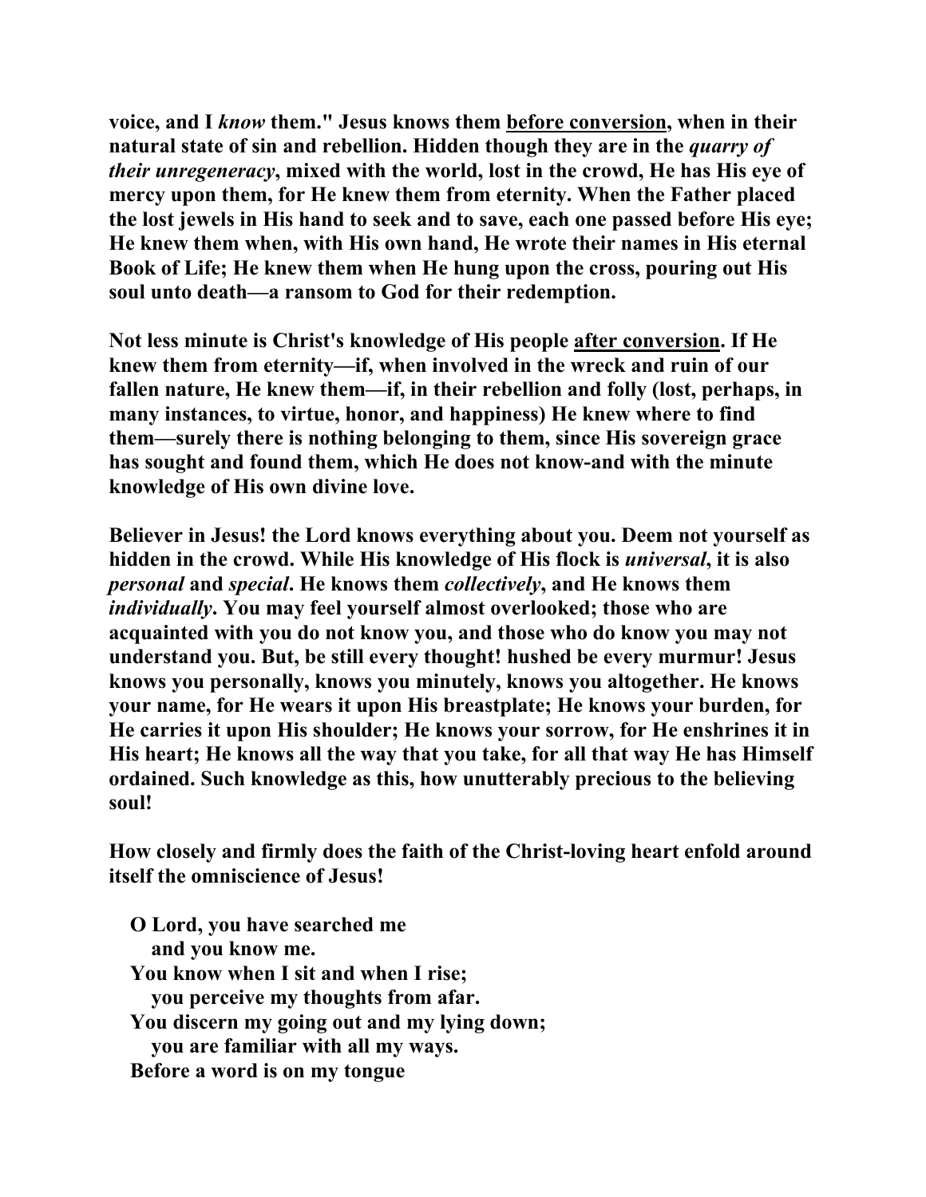**voice, and I *know* them." Jesus knows them <u>before conversion</u>, when in their natural state of sin and rebellion. Hidden though they are in the *quarry of their unregeneracy*, mixed with the world, lost in the crowd, He has His eye of mercy upon them, for He knew them from eternity. When the Father placed the lost jewels in His hand to seek and to save, each one passed before His eye; He knew them when, with His own hand, He wrote their names in His eternal Book of Life; He knew them when He hung upon the cross, pouring out His soul unto death—a ransom to God for their redemption.**

**Not less minute is Christ's knowledge of His people <u>after conversion</u>. If He knew them from eternity—if, when involved in the wreck and ruin of our fallen nature, He knew them—if, in their rebellion and folly (lost, perhaps, in many instances, to virtue, honor, and happiness) He knew where to find them—surely there is nothing belonging to them, since His sovereign grace has sought and found them, which He does not know-and with the minute knowledge of His own divine love.**

**Believer in Jesus! the Lord knows everything about you. Deem not yourself as hidden in the crowd. While His knowledge of His flock is *universal*, it is also *personal* and *special*. He knows them *collectively*, and He knows them *individually*. You may feel yourself almost overlooked; those who are acquainted with you do not know you, and those who do know you may not understand you. But, be still every thought! hushed be every murmur! Jesus knows you personally, knows you minutely, knows you altogether. He knows your name, for He wears it upon His breastplate; He knows your burden, for He carries it upon His shoulder; He knows your sorrow, for He enshrines it in His heart; He knows all the way that you take, for all that way He has Himself ordained. Such knowledge as this, how unutterably precious to the believing soul!**

**How closely and firmly does the faith of the Christ-loving heart enfold around itself the omniscience of Jesus!**

**O Lord, you have searched me**
**and you know me.**
**You know when I sit and when I rise;**
**you perceive my thoughts from afar.**
**You discern my going out and my lying down;**
**you are familiar with all my ways.**
**Before a word is on my tongue**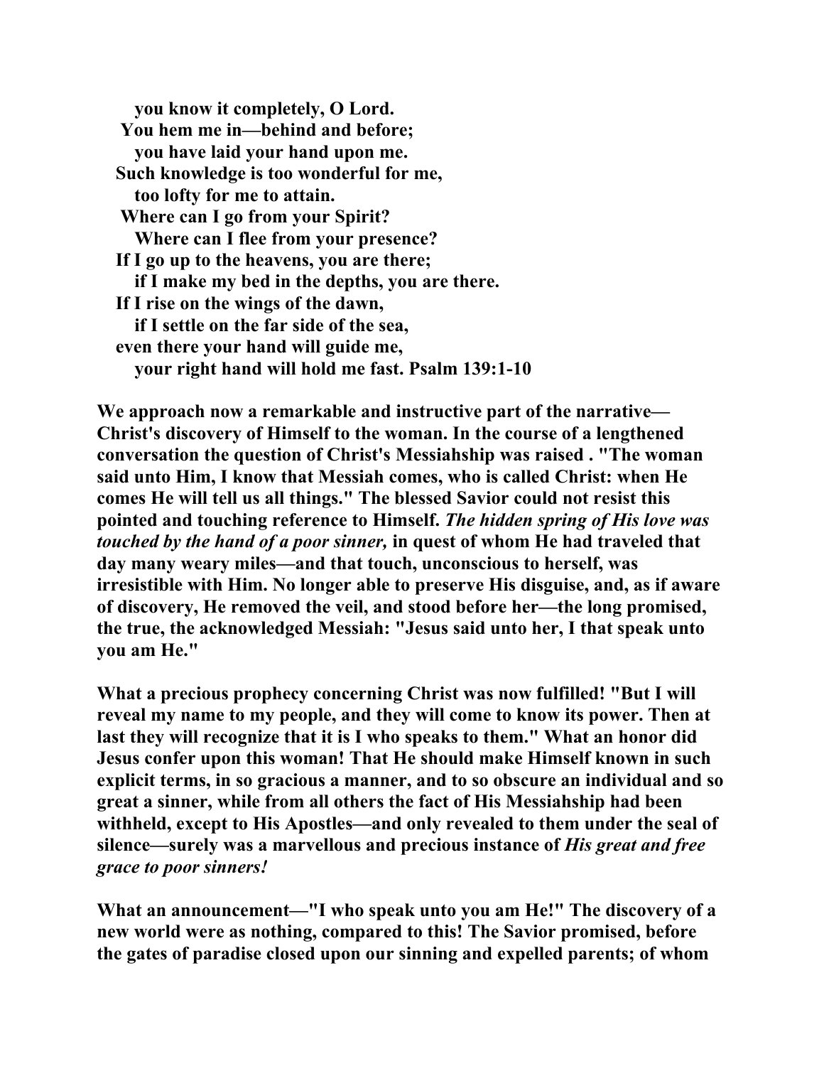**you know it completely, O Lord.**
**You hem me in—behind and before;**
**you have laid your hand upon me.**
**Such knowledge is too wonderful for me,**
**too lofty for me to attain.**
**Where can I go from your Spirit?**
**Where can I flee from your presence?**
**If I go up to the heavens, you are there;**
**if I make my bed in the depths, you are there.**
**If I rise on the wings of the dawn,**
**if I settle on the far side of the sea,**
**even there your hand will guide me,**
**your right hand will hold me fast. Psalm 139:1-10**

**We approach now a remarkable and instructive part of the narrative—Christ's discovery of Himself to the woman. In the course of a lengthened conversation the question of Christ's Messiahship was raised . "The woman said unto Him, I know that Messiah comes, who is called Christ: when He comes He will tell us all things." The blessed Savior could not resist this pointed and touching reference to Himself. *The hidden spring of His love was touched by the hand of a poor sinner,* in quest of whom He had traveled that day many weary miles—and that touch, unconscious to herself, was irresistible with Him. No longer able to preserve His disguise, and, as if aware of discovery, He removed the veil, and stood before her—the long promised, the true, the acknowledged Messiah: "Jesus said unto her, I that speak unto you am He."**

**What a precious prophecy concerning Christ was now fulfilled! "But I will reveal my name to my people, and they will come to know its power. Then at last they will recognize that it is I who speaks to them." What an honor did Jesus confer upon this woman! That He should make Himself known in such explicit terms, in so gracious a manner, and to so obscure an individual and so great a sinner, while from all others the fact of His Messiahship had been withheld, except to His Apostles—and only revealed to them under the seal of silence—surely was a marvellous and precious instance of *His great and free grace to poor sinners!***

**What an announcement—"I who speak unto you am He!" The discovery of a new world were as nothing, compared to this! The Savior promised, before the gates of paradise closed upon our sinning and expelled parents; of whom**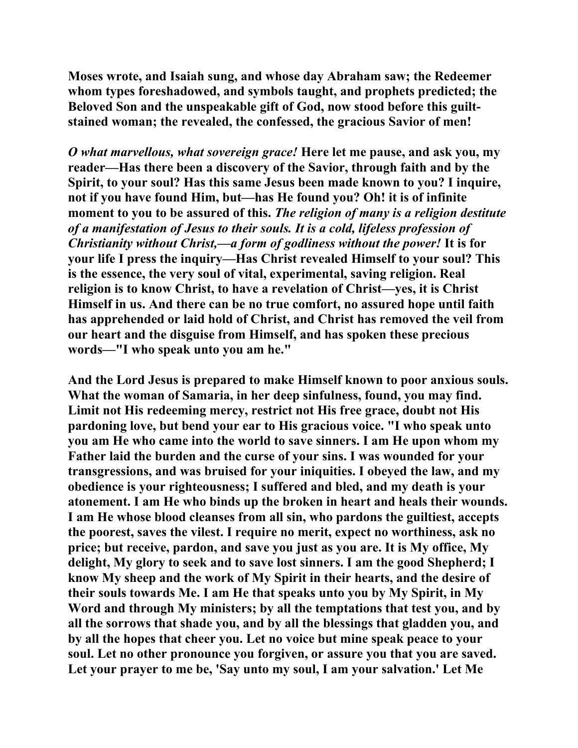**Moses wrote, and Isaiah sung, and whose day Abraham saw; the Redeemer whom types foreshadowed, and symbols taught, and prophets predicted; the Beloved Son and the unspeakable gift of God, now stood before this guilt-stained woman; the revealed, the confessed, the gracious Savior of men!**

***O what marvellous, what sovereign grace!*** **Here let me pause, and ask you, my reader—Has there been a discovery of the Savior, through faith and by the Spirit, to your soul? Has this same Jesus been made known to you? I inquire, not if you have found Him, but—has He found you? Oh! it is of infinite moment to you to be assured of this.** ***The religion of many is a religion destitute of a manifestation of Jesus to their souls. It is a cold, lifeless profession of Christianity without Christ,—a form of godliness without the power!*** **It is for your life I press the inquiry—Has Christ revealed Himself to your soul? This is the essence, the very soul of vital, experimental, saving religion. Real religion is to know Christ, to have a revelation of Christ—yes, it is Christ Himself in us. And there can be no true comfort, no assured hope until faith has apprehended or laid hold of Christ, and Christ has removed the veil from our heart and the disguise from Himself, and has spoken these precious words—"I who speak unto you am he."**

**And the Lord Jesus is prepared to make Himself known to poor anxious souls. What the woman of Samaria, in her deep sinfulness, found, you may find. Limit not His redeeming mercy, restrict not His free grace, doubt not His pardoning love, but bend your ear to His gracious voice. "I who speak unto you am He who came into the world to save sinners. I am He upon whom my Father laid the burden and the curse of your sins. I was wounded for your transgressions, and was bruised for your iniquities. I obeyed the law, and my obedience is your righteousness; I suffered and bled, and my death is your atonement. I am He who binds up the broken in heart and heals their wounds. I am He whose blood cleanses from all sin, who pardons the guiltiest, accepts the poorest, saves the vilest. I require no merit, expect no worthiness, ask no price; but receive, pardon, and save you just as you are. It is My office, My delight, My glory to seek and to save lost sinners. I am the good Shepherd; I know My sheep and the work of My Spirit in their hearts, and the desire of their souls towards Me. I am He that speaks unto you by My Spirit, in My Word and through My ministers; by all the temptations that test you, and by all the sorrows that shade you, and by all the blessings that gladden you, and by all the hopes that cheer you. Let no voice but mine speak peace to your soul. Let no other pronounce you forgiven, or assure you that you are saved. Let your prayer to me be, 'Say unto my soul, I am your salvation.' Let Me**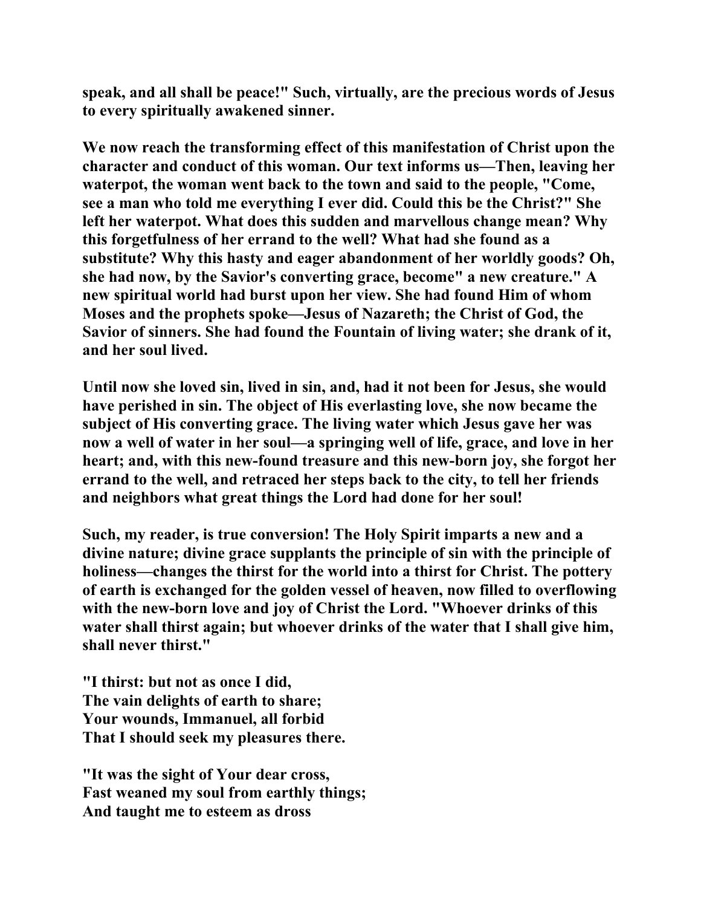speak, and all shall be peace!" Such, virtually, are the precious words of Jesus to every spiritually awakened sinner.

We now reach the transforming effect of this manifestation of Christ upon the character and conduct of this woman. Our text informs us—Then, leaving her waterpot, the woman went back to the town and said to the people, "Come, see a man who told me everything I ever did. Could this be the Christ?" She left her waterpot. What does this sudden and marvellous change mean? Why this forgetfulness of her errand to the well? What had she found as a substitute? Why this hasty and eager abandonment of her worldly goods? Oh, she had now, by the Savior's converting grace, become" a new creature." A new spiritual world had burst upon her view. She had found Him of whom Moses and the prophets spoke—Jesus of Nazareth; the Christ of God, the Savior of sinners. She had found the Fountain of living water; she drank of it, and her soul lived.

Until now she loved sin, lived in sin, and, had it not been for Jesus, she would have perished in sin. The object of His everlasting love, she now became the subject of His converting grace. The living water which Jesus gave her was now a well of water in her soul—a springing well of life, grace, and love in her heart; and, with this new-found treasure and this new-born joy, she forgot her errand to the well, and retraced her steps back to the city, to tell her friends and neighbors what great things the Lord had done for her soul!

Such, my reader, is true conversion! The Holy Spirit imparts a new and a divine nature; divine grace supplants the principle of sin with the principle of holiness—changes the thirst for the world into a thirst for Christ. The pottery of earth is exchanged for the golden vessel of heaven, now filled to overflowing with the new-born love and joy of Christ the Lord. "Whoever drinks of this water shall thirst again; but whoever drinks of the water that I shall give him, shall never thirst."

"I thirst: but not as once I did,  
The vain delights of earth to share;  
Your wounds, Immanuel, all forbid  
That I should seek my pleasures there.

"It was the sight of Your dear cross,  
Fast weaned my soul from earthly things;  
And taught me to esteem as dross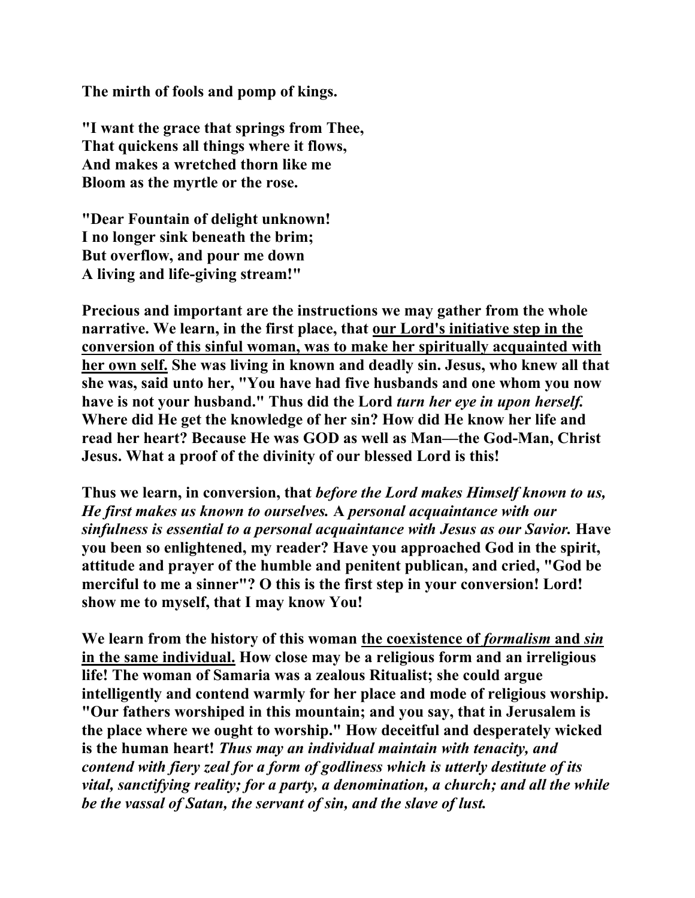**The mirth of fools and pomp of kings.**

**"I want the grace that springs from Thee,**
**That quickens all things where it flows,**
**And makes a wretched thorn like me**
**Bloom as the myrtle or the rose.**

**"Dear Fountain of delight unknown!**
**I no longer sink beneath the brim;**
**But overflow, and pour me down**
**A living and life-giving stream!"**

**Precious and important are the instructions we may gather from the whole narrative. We learn, in the first place, that <u>our Lord's initiative step in the conversion of this sinful woman, was to make her spiritually acquainted with her own self.</u> She was living in known and deadly sin. Jesus, who knew all that she was, said unto her, "You have had five husbands and one whom you now have is not your husband." Thus did the Lord *turn her eye in upon herself.* Where did He get the knowledge of her sin? How did He know her life and read her heart? Because He was GOD as well as Man—the God-Man, Christ Jesus. What a proof of the divinity of our blessed Lord is this!**

**Thus we learn, in conversion, that *before the Lord makes Himself known to us, He first makes us known to ourselves.* A *personal acquaintance with our sinfulness is essential to a personal acquaintance with Jesus as our Savior.* Have you been so enlightened, my reader? Have you approached God in the spirit, attitude and prayer of the humble and penitent publican, and cried, "God be merciful to me a sinner"? O this is the first step in your conversion! Lord! show me to myself, that I may know You!**

**We learn from the history of this woman <u>the coexistence of *formalism* and *sin* in the same individual.</u> How close may be a religious form and an irreligious life! The woman of Samaria was a zealous Ritualist; she could argue intelligently and contend warmly for her place and mode of religious worship. "Our fathers worshiped in this mountain; and you say, that in Jerusalem is the place where we ought to worship." How deceitful and desperately wicked is the human heart! *Thus may an individual maintain with tenacity, and contend with fiery zeal for a form of godliness which is utterly destitute of its vital, sanctifying reality; for a party, a denomination, a church; and all the while be the vassal of Satan, the servant of sin, and the slave of lust.***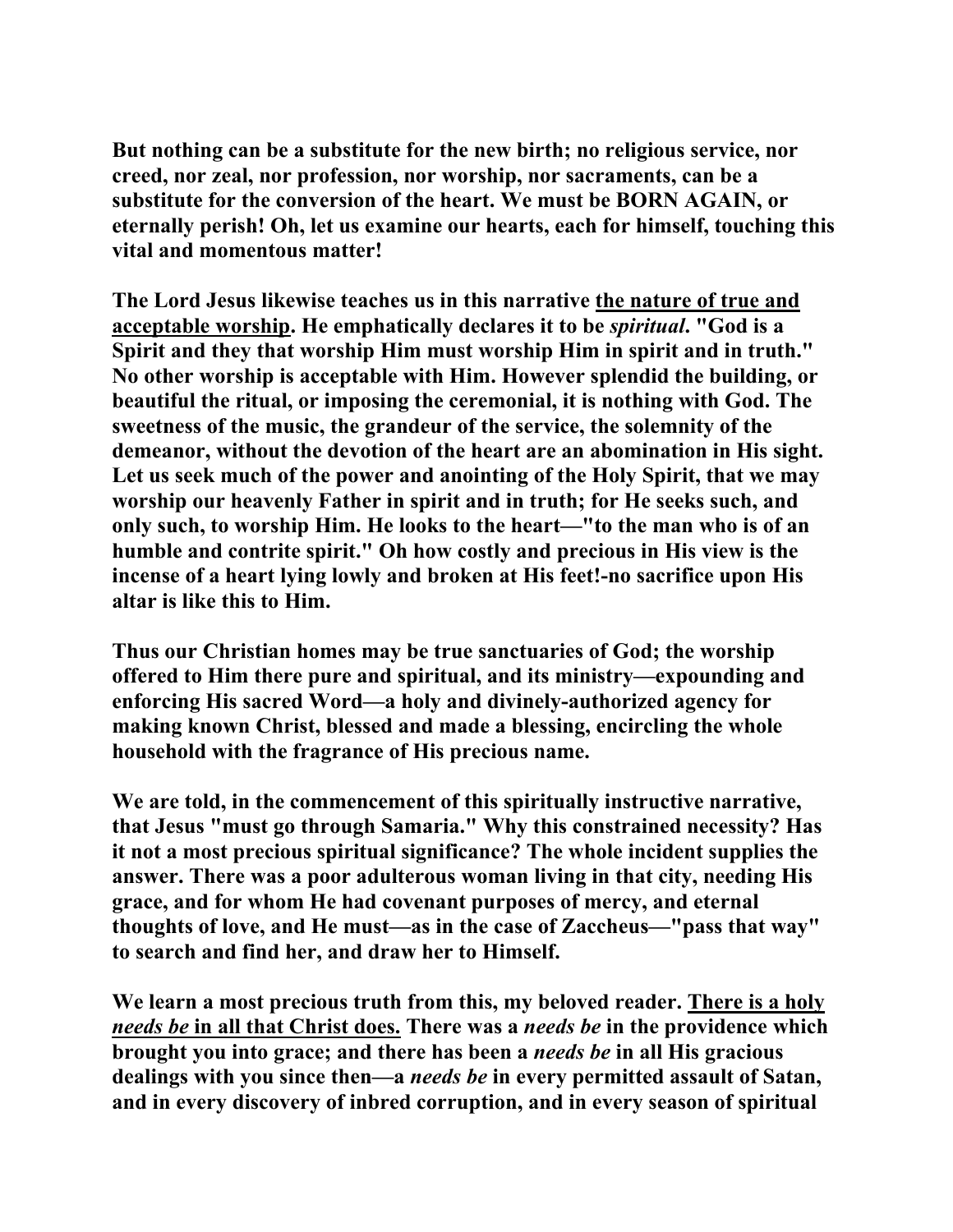**But nothing can be a substitute for the new birth; no religious service, nor creed, nor zeal, nor profession, nor worship, nor sacraments, can be a substitute for the conversion of the heart. We must be BORN AGAIN, or eternally perish! Oh, let us examine our hearts, each for himself, touching this vital and momentous matter!**

**The Lord Jesus likewise teaches us in this narrative <u>the nature of true and acceptable worship</u>. He emphatically declares it to be *spiritual*. "God is a Spirit and they that worship Him must worship Him in spirit and in truth." No other worship is acceptable with Him. However splendid the building, or beautiful the ritual, or imposing the ceremonial, it is nothing with God. The sweetness of the music, the grandeur of the service, the solemnity of the demeanor, without the devotion of the heart are an abomination in His sight. Let us seek much of the power and anointing of the Holy Spirit, that we may worship our heavenly Father in spirit and in truth; for He seeks such, and only such, to worship Him. He looks to the heart—"to the man who is of an humble and contrite spirit." Oh how costly and precious in His view is the incense of a heart lying lowly and broken at His feet!-no sacrifice upon His altar is like this to Him.**

**Thus our Christian homes may be true sanctuaries of God; the worship offered to Him there pure and spiritual, and its ministry—expounding and enforcing His sacred Word—a holy and divinely-authorized agency for making known Christ, blessed and made a blessing, encircling the whole household with the fragrance of His precious name.**

**We are told, in the commencement of this spiritually instructive narrative, that Jesus "must go through Samaria." Why this constrained necessity? Has it not a most precious spiritual significance? The whole incident supplies the answer. There was a poor adulterous woman living in that city, needing His grace, and for whom He had covenant purposes of mercy, and eternal thoughts of love, and He must—as in the case of Zaccheus—"pass that way" to search and find her, and draw her to Himself.**

**We learn a most precious truth from this, my beloved reader. <u>There is a holy *needs be* in all that Christ does.</u> There was a *needs be* in the providence which brought you into grace; and there has been a *needs be* in all His gracious dealings with you since then—a *needs be* in every permitted assault of Satan, and in every discovery of inbred corruption, and in every season of spiritual**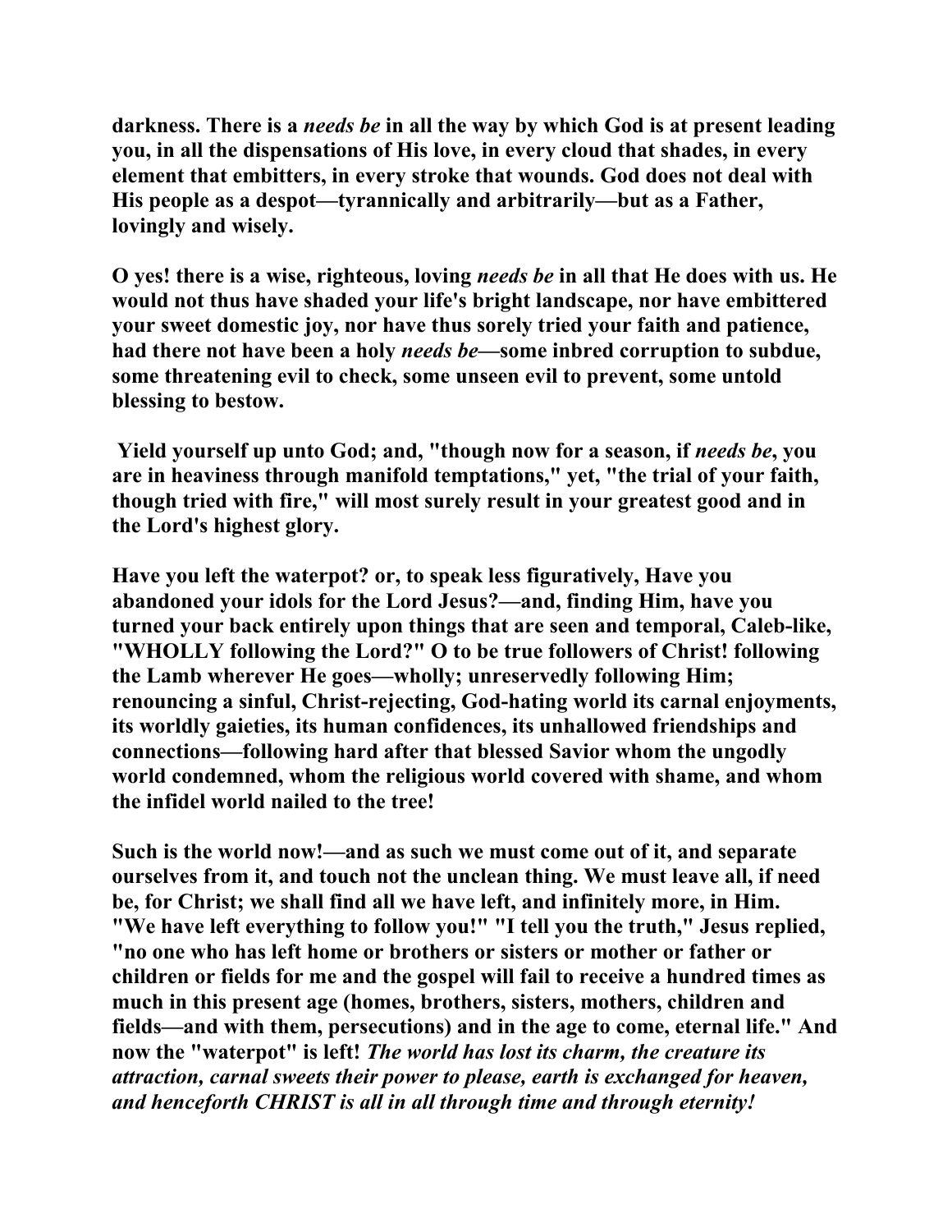**darkness. There is a *needs be* in all the way by which God is at present leading you, in all the dispensations of His love, in every cloud that shades, in every element that embitters, in every stroke that wounds. God does not deal with His people as a despot—tyrannically and arbitrarily—but as a Father, lovingly and wisely.**

**O yes! there is a wise, righteous, loving *needs be* in all that He does with us. He would not thus have shaded your life's bright landscape, nor have embittered your sweet domestic joy, nor have thus sorely tried your faith and patience, had there not have been a holy *needs be*—some inbred corruption to subdue, some threatening evil to check, some unseen evil to prevent, some untold blessing to bestow.**

**Yield yourself up unto God; and, "though now for a season, if *needs be*, you are in heaviness through manifold temptations," yet, "the trial of your faith, though tried with fire," will most surely result in your greatest good and in the Lord's highest glory.**

**Have you left the waterpot? or, to speak less figuratively, Have you abandoned your idols for the Lord Jesus?—and, finding Him, have you turned your back entirely upon things that are seen and temporal, Caleb-like, "WHOLLY following the Lord?" O to be true followers of Christ! following the Lamb wherever He goes—wholly; unreservedly following Him; renouncing a sinful, Christ-rejecting, God-hating world its carnal enjoyments, its worldly gaieties, its human confidences, its unhallowed friendships and connections—following hard after that blessed Savior whom the ungodly world condemned, whom the religious world covered with shame, and whom the infidel world nailed to the tree!**

**Such is the world now!—and as such we must come out of it, and separate ourselves from it, and touch not the unclean thing. We must leave all, if need be, for Christ; we shall find all we have left, and infinitely more, in Him. "We have left everything to follow you!" "I tell you the truth," Jesus replied, "no one who has left home or brothers or sisters or mother or father or children or fields for me and the gospel will fail to receive a hundred times as much in this present age (homes, brothers, sisters, mothers, children and fields—and with them, persecutions) and in the age to come, eternal life." And now the "waterpot" is left! *The world has lost its charm, the creature its attraction, carnal sweets their power to please, earth is exchanged for heaven, and henceforth CHRIST is all in all through time and through eternity!***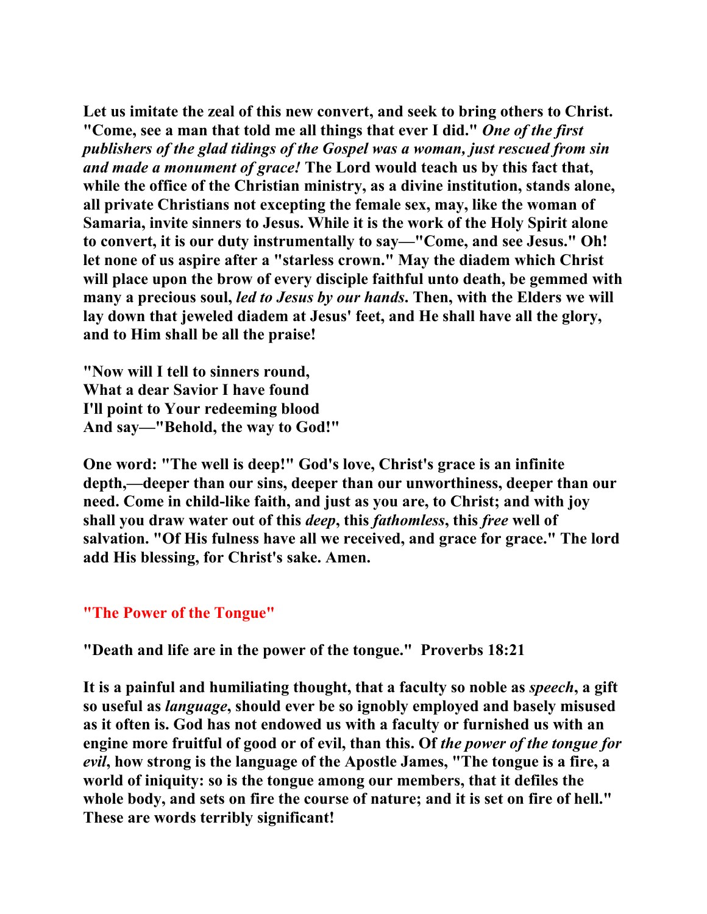**Let us imitate the zeal of this new convert, and seek to bring others to Christ. "Come, see a man that told me all things that ever I did."** ***One of the first publishers of the glad tidings of the Gospel was a woman, just rescued from sin and made a monument of grace!*** **The Lord would teach us by this fact that, while the office of the Christian ministry, as a divine institution, stands alone, all private Christians not excepting the female sex, may, like the woman of Samaria, invite sinners to Jesus. While it is the work of the Holy Spirit alone to convert, it is our duty instrumentally to say—"Come, and see Jesus." Oh! let none of us aspire after a "starless crown." May the diadem which Christ will place upon the brow of every disciple faithful unto death, be gemmed with many a precious soul,** ***led to Jesus by our hands*****. Then, with the Elders we will lay down that jeweled diadem at Jesus' feet, and He shall have all the glory, and to Him shall be all the praise!**

**"Now will I tell to sinners round,**
**What a dear Savior I have found**
**I'll point to Your redeeming blood**
**And say—"Behold, the way to God!"**

**One word: "The well is deep!" God's love, Christ's grace is an infinite depth,—deeper than our sins, deeper than our unworthiness, deeper than our need. Come in child-like faith, and just as you are, to Christ; and with joy shall you draw water out of this** ***deep*****, this** ***fathomless*****, this** ***free*** **well of salvation. "Of His fulness have all we received, and grace for grace." The lord add His blessing, for Christ's sake. Amen.**

## "The Power of the Tongue"

**"Death and life are in the power of the tongue." Proverbs 18:21**

**It is a painful and humiliating thought, that a faculty so noble as** ***speech*****, a gift so useful as** ***language*****, should ever be so ignobly employed and basely misused as it often is. God has not endowed us with a faculty or furnished us with an engine more fruitful of good or of evil, than this. Of** ***the power of the tongue for evil*****, how strong is the language of the Apostle James, "The tongue is a fire, a world of iniquity: so is the tongue among our members, that it defiles the whole body, and sets on fire the course of nature; and it is set on fire of hell." These are words terribly significant!**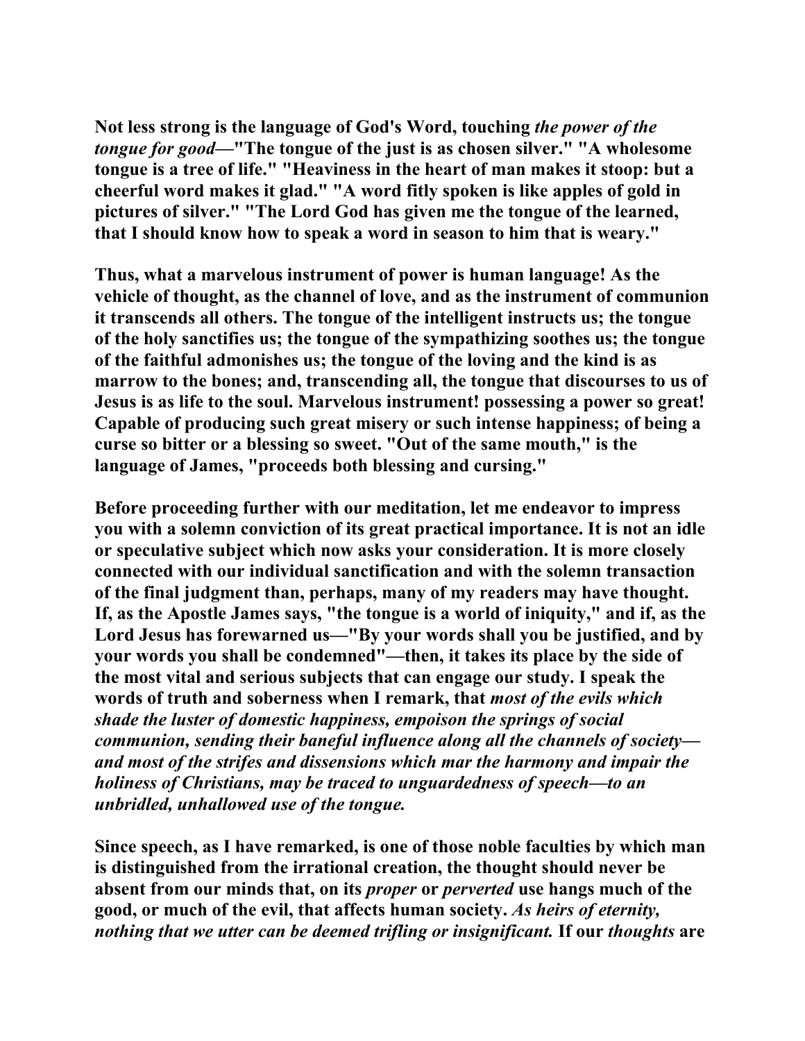**Not less strong is the language of God's Word, touching *the power of the tongue for good*—"The tongue of the just is as chosen silver." "A wholesome tongue is a tree of life." "Heaviness in the heart of man makes it stoop: but a cheerful word makes it glad." "A word fitly spoken is like apples of gold in pictures of silver." "The Lord God has given me the tongue of the learned, that I should know how to speak a word in season to him that is weary."**

**Thus, what a marvelous instrument of power is human language! As the vehicle of thought, as the channel of love, and as the instrument of communion it transcends all others. The tongue of the intelligent instructs us; the tongue of the holy sanctifies us; the tongue of the sympathizing soothes us; the tongue of the faithful admonishes us; the tongue of the loving and the kind is as marrow to the bones; and, transcending all, the tongue that discourses to us of Jesus is as life to the soul. Marvelous instrument! possessing a power so great! Capable of producing such great misery or such intense happiness; of being a curse so bitter or a blessing so sweet. "Out of the same mouth," is the language of James, "proceeds both blessing and cursing."**

**Before proceeding further with our meditation, let me endeavor to impress you with a solemn conviction of its great practical importance. It is not an idle or speculative subject which now asks your consideration. It is more closely connected with our individual sanctification and with the solemn transaction of the final judgment than, perhaps, many of my readers may have thought. If, as the Apostle James says, "the tongue is a world of iniquity," and if, as the Lord Jesus has forewarned us—"By your words shall you be justified, and by your words you shall be condemned"—then, it takes its place by the side of the most vital and serious subjects that can engage our study. I speak the words of truth and soberness when I remark, that *most of the evils which shade the luster of domestic happiness, empoison the springs of social communion, sending their baneful influence along all the channels of society—and most of the strifes and dissensions which mar the harmony and impair the holiness of Christians, may be traced to unguardedness of speech—to an unbridled, unhallowed use of the tongue.***

**Since speech, as I have remarked, is one of those noble faculties by which man is distinguished from the irrational creation, the thought should never be absent from our minds that, on its *proper* or *perverted* use hangs much of the good, or much of the evil, that affects human society. *As heirs of eternity, nothing that we utter can be deemed trifling or insignificant.* If our *thoughts* are**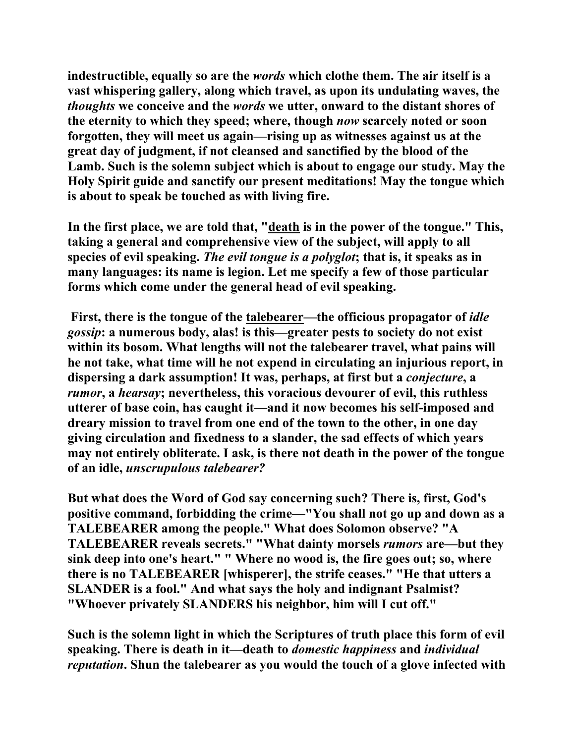**indestructible, equally so are the *words* which clothe them. The air itself is a vast whispering gallery, along which travel, as upon its undulating waves, the *thoughts* we conceive and the *words* we utter, onward to the distant shores of the eternity to which they speed; where, though *now* scarcely noted or soon forgotten, they will meet us again—rising up as witnesses against us at the great day of judgment, if not cleansed and sanctified by the blood of the Lamb. Such is the solemn subject which is about to engage our study. May the Holy Spirit guide and sanctify our present meditations! May the tongue which is about to speak be touched as with living fire.**

**In the first place, we are told that, "<u>death</u> is in the power of the tongue." This, taking a general and comprehensive view of the subject, will apply to all species of evil speaking. *The evil tongue is a polyglot*; that is, it speaks as in many languages: its name is legion. Let me specify a few of those particular forms which come under the general head of evil speaking.**

**First, there is the tongue of the <u>talebearer</u>—the officious propagator of *idle gossip*: a numerous body, alas! is this—greater pests to society do not exist within its bosom. What lengths will not the talebearer travel, what pains will he not take, what time will he not expend in circulating an injurious report, in dispersing a dark assumption! It was, perhaps, at first but a *conjecture*, a *rumor*, a *hearsay*; nevertheless, this voracious devourer of evil, this ruthless utterer of base coin, has caught it—and it now becomes his self-imposed and dreary mission to travel from one end of the town to the other, in one day giving circulation and fixedness to a slander, the sad effects of which years may not entirely obliterate. I ask, is there not death in the power of the tongue of an idle, *unscrupulous talebearer?***

**But what does the Word of God say concerning such? There is, first, God's positive command, forbidding the crime—"You shall not go up and down as a TALEBEARER among the people." What does Solomon observe? "A TALEBEARER reveals secrets." "What dainty morsels *rumors* are—but they sink deep into one's heart." " Where no wood is, the fire goes out; so, where there is no TALEBEARER [whisperer], the strife ceases." "He that utters a SLANDER is a fool." And what says the holy and indignant Psalmist? "Whoever privately SLANDERS his neighbor, him will I cut off."**

**Such is the solemn light in which the Scriptures of truth place this form of evil speaking. There is death in it—death to *domestic happiness* and *individual reputation*. Shun the talebearer as you would the touch of a glove infected with**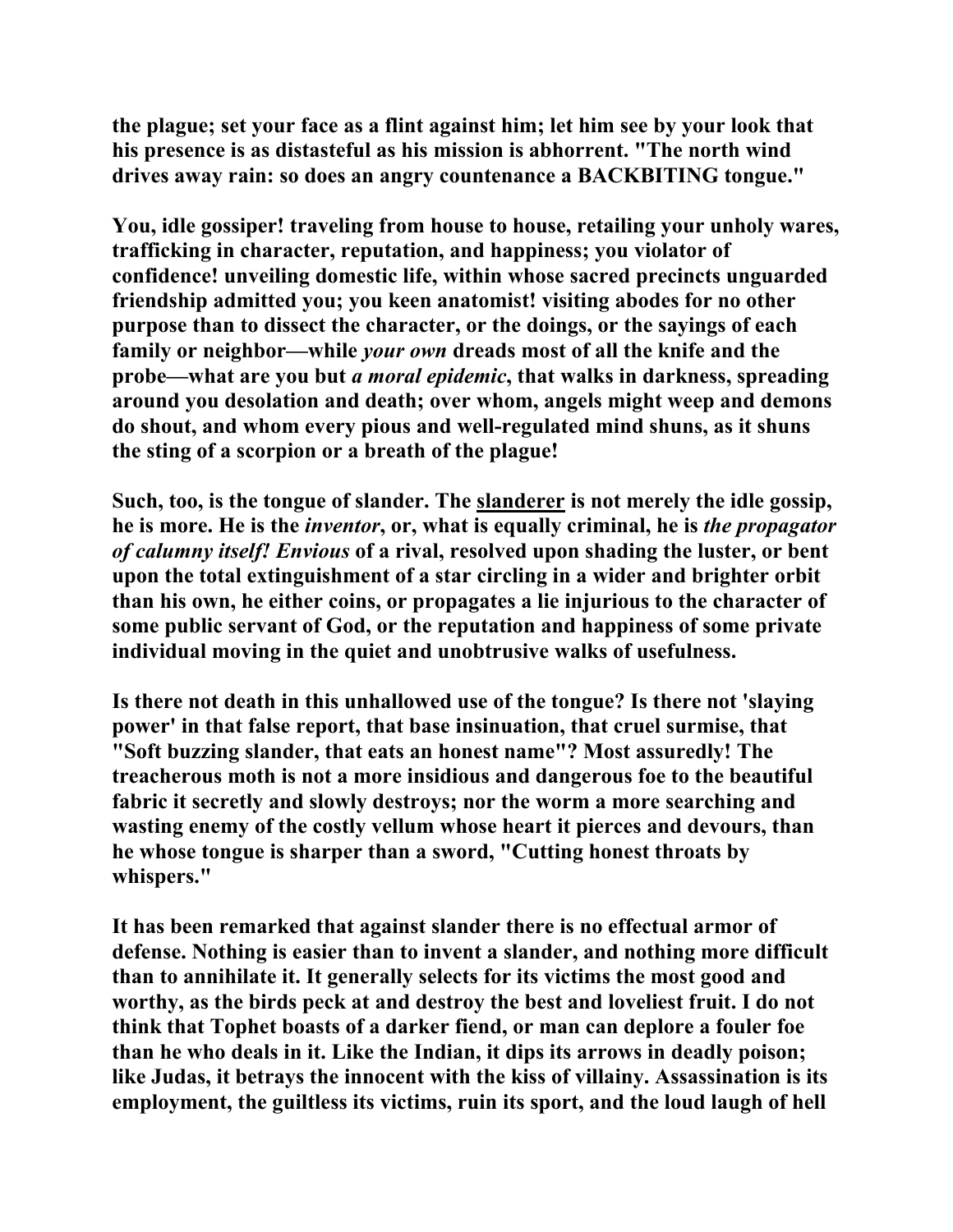the plague; set your face as a flint against him; let him see by your look that his presence is as distasteful as his mission is abhorrent. "The north wind drives away rain: so does an angry countenance a BACKBITING tongue."

You, idle gossiper! traveling from house to house, retailing your unholy wares, trafficking in character, reputation, and happiness; you violator of confidence! unveiling domestic life, within whose sacred precincts unguarded friendship admitted you; you keen anatomist! visiting abodes for no other purpose than to dissect the character, or the doings, or the sayings of each family or neighbor—while *your own* dreads most of all the knife and the probe—what are you but *a moral epidemic*, that walks in darkness, spreading around you desolation and death; over whom, angels might weep and demons do shout, and whom every pious and well-regulated mind shuns, as it shuns the sting of a scorpion or a breath of the plague!

Such, too, is the tongue of slander. The slanderer is not merely the idle gossip, he is more. He is the *inventor*, or, what is equally criminal, he is *the propagator of calumny itself! Envious* of a rival, resolved upon shading the luster, or bent upon the total extinguishment of a star circling in a wider and brighter orbit than his own, he either coins, or propagates a lie injurious to the character of some public servant of God, or the reputation and happiness of some private individual moving in the quiet and unobtrusive walks of usefulness.

Is there not death in this unhallowed use of the tongue? Is there not 'slaying power' in that false report, that base insinuation, that cruel surmise, that "Soft buzzing slander, that eats an honest name"? Most assuredly! The treacherous moth is not a more insidious and dangerous foe to the beautiful fabric it secretly and slowly destroys; nor the worm a more searching and wasting enemy of the costly vellum whose heart it pierces and devours, than he whose tongue is sharper than a sword, "Cutting honest throats by whispers."

It has been remarked that against slander there is no effectual armor of defense. Nothing is easier than to invent a slander, and nothing more difficult than to annihilate it. It generally selects for its victims the most good and worthy, as the birds peck at and destroy the best and loveliest fruit. I do not think that Tophet boasts of a darker fiend, or man can deplore a fouler foe than he who deals in it. Like the Indian, it dips its arrows in deadly poison; like Judas, it betrays the innocent with the kiss of villainy. Assassination is its employment, the guiltless its victims, ruin its sport, and the loud laugh of hell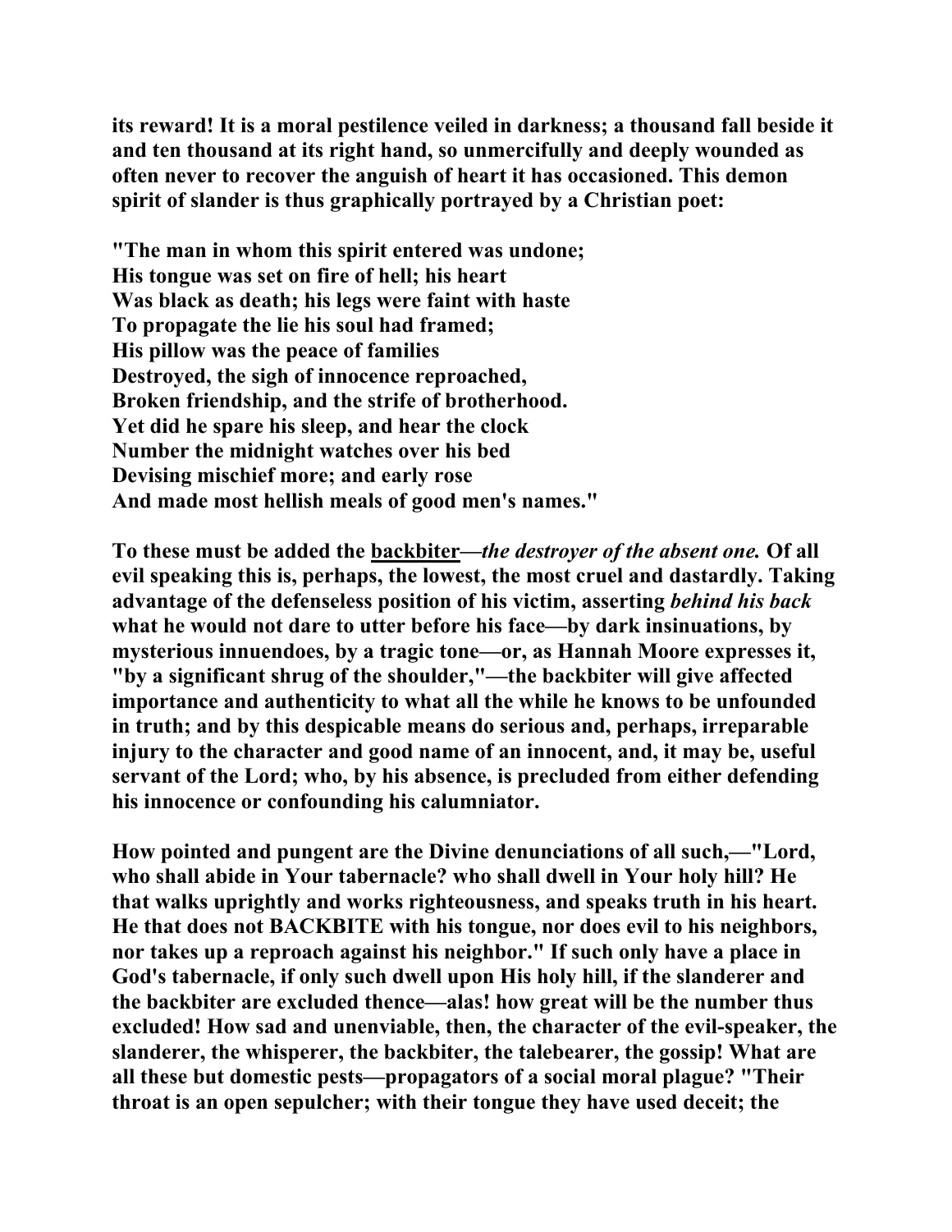**its reward! It is a moral pestilence veiled in darkness; a thousand fall beside it and ten thousand at its right hand, so unmercifully and deeply wounded as often never to recover the anguish of heart it has occasioned. This demon spirit of slander is thus graphically portrayed by a Christian poet:**

**"The man in whom this spirit entered was undone;**
**His tongue was set on fire of hell; his heart**
**Was black as death; his legs were faint with haste**
**To propagate the lie his soul had framed;**
**His pillow was the peace of families**
**Destroyed, the sigh of innocence reproached,**
**Broken friendship, and the strife of brotherhood.**
**Yet did he spare his sleep, and hear the clock**
**Number the midnight watches over his bed**
**Devising mischief more; and early rose**
**And made most hellish meals of good men's names."**

**To these must be added the <u>backbiter</u>—*the destroyer of the absent one.* Of all evil speaking this is, perhaps, the lowest, the most cruel and dastardly. Taking advantage of the defenseless position of his victim, asserting *behind his back* what he would not dare to utter before his face—by dark insinuations, by mysterious innuendoes, by a tragic tone—or, as Hannah Moore expresses it, "by a significant shrug of the shoulder,"—the backbiter will give affected importance and authenticity to what all the while he knows to be unfounded in truth; and by this despicable means do serious and, perhaps, irreparable injury to the character and good name of an innocent, and, it may be, useful servant of the Lord; who, by his absence, is precluded from either defending his innocence or confounding his calumniator.**

**How pointed and pungent are the Divine denunciations of all such,—"Lord, who shall abide in Your tabernacle? who shall dwell in Your holy hill? He that walks uprightly and works righteousness, and speaks truth in his heart. He that does not BACKBITE with his tongue, nor does evil to his neighbors, nor takes up a reproach against his neighbor." If such only have a place in God's tabernacle, if only such dwell upon His holy hill, if the slanderer and the backbiter are excluded thence—alas! how great will be the number thus excluded! How sad and unenviable, then, the character of the evil-speaker, the slanderer, the whisperer, the backbiter, the talebearer, the gossip! What are all these but domestic pests—propagators of a social moral plague? "Their throat is an open sepulcher; with their tongue they have used deceit; the**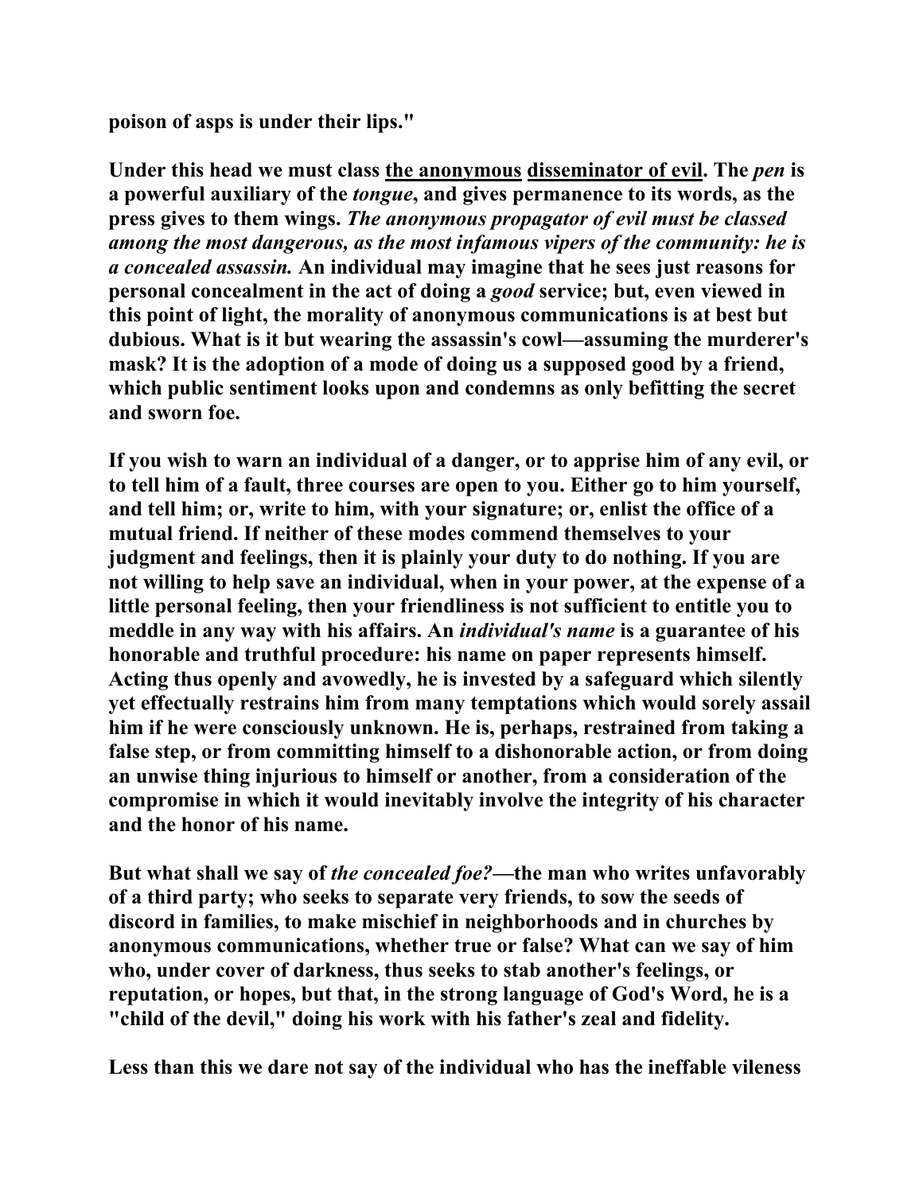**poison of asps is under their lips."**

**Under this head we must class the anonymous disseminator of evil. The *pen* is a powerful auxiliary of the *tongue*, and gives permanence to its words, as the press gives to them wings. *The anonymous propagator of evil must be classed among the most dangerous, as the most infamous vipers of the community: he is a concealed assassin.* An individual may imagine that he sees just reasons for personal concealment in the act of doing a *good* service; but, even viewed in this point of light, the morality of anonymous communications is at best but dubious. What is it but wearing the assassin's cowl—assuming the murderer's mask? It is the adoption of a mode of doing us a supposed good by a friend, which public sentiment looks upon and condemns as only befitting the secret and sworn foe.**

**If you wish to warn an individual of a danger, or to apprise him of any evil, or to tell him of a fault, three courses are open to you. Either go to him yourself, and tell him; or, write to him, with your signature; or, enlist the office of a mutual friend. If neither of these modes commend themselves to your judgment and feelings, then it is plainly your duty to do nothing. If you are not willing to help save an individual, when in your power, at the expense of a little personal feeling, then your friendliness is not sufficient to entitle you to meddle in any way with his affairs. An *individual's name* is a guarantee of his honorable and truthful procedure: his name on paper represents himself. Acting thus openly and avowedly, he is invested by a safeguard which silently yet effectually restrains him from many temptations which would sorely assail him if he were consciously unknown. He is, perhaps, restrained from taking a false step, or from committing himself to a dishonorable action, or from doing an unwise thing injurious to himself or another, from a consideration of the compromise in which it would inevitably involve the integrity of his character and the honor of his name.**

**But what shall we say of *the concealed foe?*—the man who writes unfavorably of a third party; who seeks to separate very friends, to sow the seeds of discord in families, to make mischief in neighborhoods and in churches by anonymous communications, whether true or false? What can we say of him who, under cover of darkness, thus seeks to stab another's feelings, or reputation, or hopes, but that, in the strong language of God's Word, he is a "child of the devil," doing his work with his father's zeal and fidelity.**

**Less than this we dare not say of the individual who has the ineffable vileness**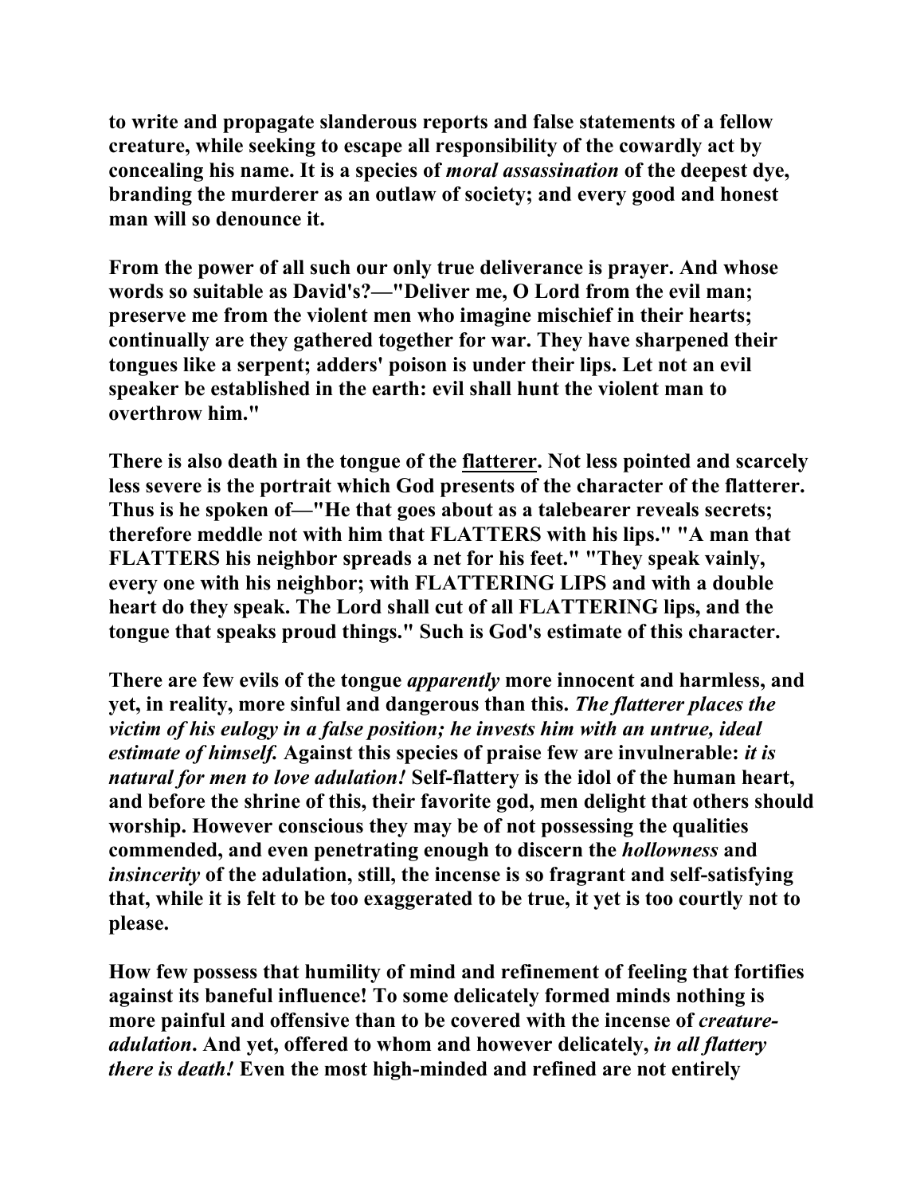**to write and propagate slanderous reports and false statements of a fellow creature, while seeking to escape all responsibility of the cowardly act by concealing his name. It is a species of *moral assassination* of the deepest dye, branding the murderer as an outlaw of society; and every good and honest man will so denounce it.**

**From the power of all such our only true deliverance is prayer. And whose words so suitable as David's?—"Deliver me, O Lord from the evil man; preserve me from the violent men who imagine mischief in their hearts; continually are they gathered together for war. They have sharpened their tongues like a serpent; adders' poison is under their lips. Let not an evil speaker be established in the earth: evil shall hunt the violent man to overthrow him."**

**There is also death in the tongue of the flatterer. Not less pointed and scarcely less severe is the portrait which God presents of the character of the flatterer. Thus is he spoken of—"He that goes about as a talebearer reveals secrets; therefore meddle not with him that FLATTERS with his lips." "A man that FLATTERS his neighbor spreads a net for his feet." "They speak vainly, every one with his neighbor; with FLATTERING LIPS and with a double heart do they speak. The Lord shall cut of all FLATTERING lips, and the tongue that speaks proud things." Such is God's estimate of this character.**

**There are few evils of the tongue *apparently* more innocent and harmless, and yet, in reality, more sinful and dangerous than this. *The flatterer places the victim of his eulogy in a false position; he invests him with an untrue, ideal estimate of himself.* Against this species of praise few are invulnerable: *it is natural for men to love adulation!* Self-flattery is the idol of the human heart, and before the shrine of this, their favorite god, men delight that others should worship. However conscious they may be of not possessing the qualities commended, and even penetrating enough to discern the *hollowness* and *insincerity* of the adulation, still, the incense is so fragrant and self-satisfying that, while it is felt to be too exaggerated to be true, it yet is too courtly not to please.**

**How few possess that humility of mind and refinement of feeling that fortifies against its baneful influence! To some delicately formed minds nothing is more painful and offensive than to be covered with the incense of *creature-adulation*. And yet, offered to whom and however delicately, *in all flattery there is death!* Even the most high-minded and refined are not entirely**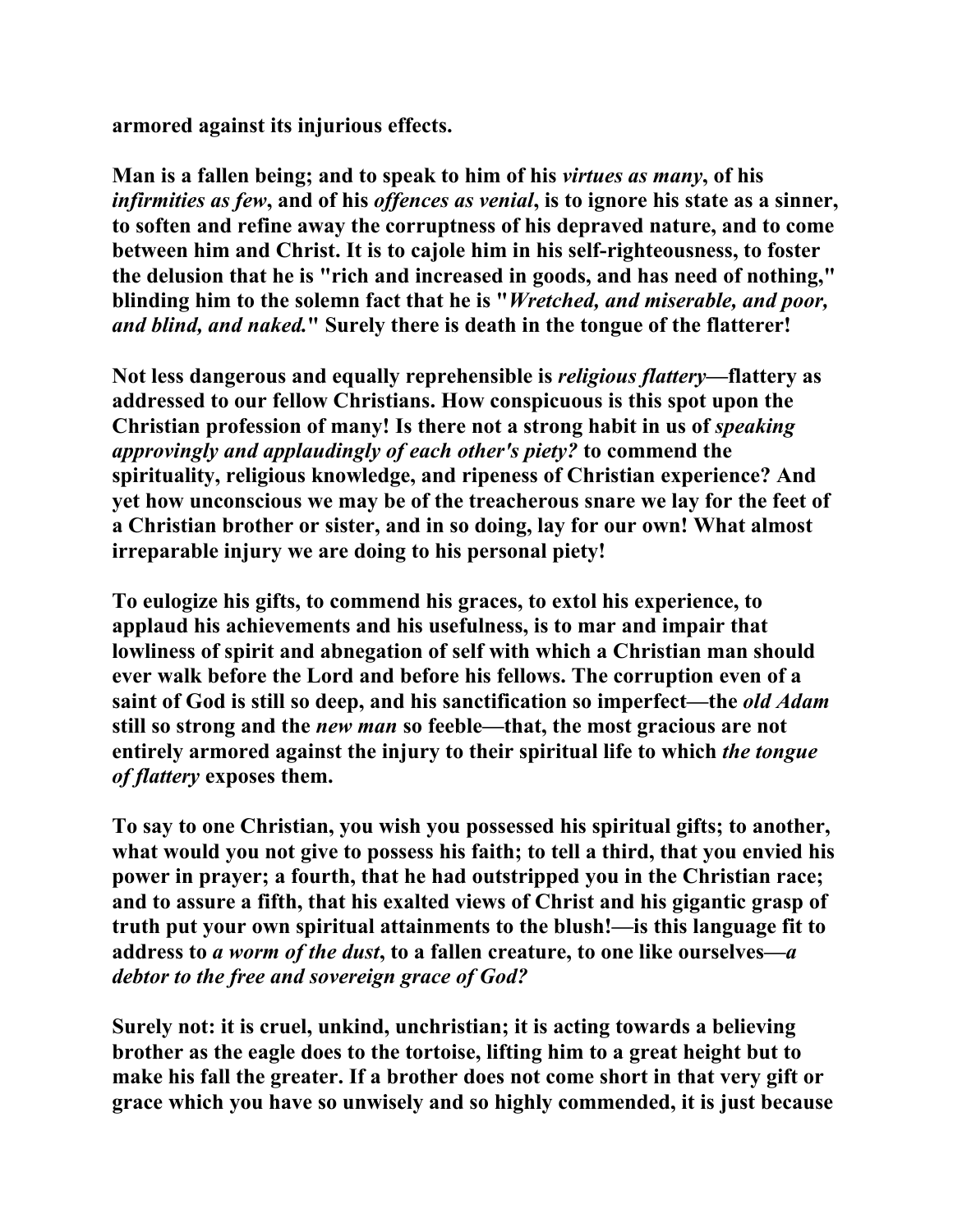**armored against its injurious effects.**

**Man is a fallen being; and to speak to him of his *virtues as many*, of his *infirmities as few*, and of his *offences as venial*, is to ignore his state as a sinner, to soften and refine away the corruptness of his depraved nature, and to come between him and Christ. It is to cajole him in his self-righteousness, to foster the delusion that he is "rich and increased in goods, and has need of nothing," blinding him to the solemn fact that he is "*Wretched, and miserable, and poor, and blind, and naked.*" Surely there is death in the tongue of the flatterer!**

**Not less dangerous and equally reprehensible is *religious flattery*—flattery as addressed to our fellow Christians. How conspicuous is this spot upon the Christian profession of many! Is there not a strong habit in us of *speaking approvingly and applaudingly of each other's piety?* to commend the spirituality, religious knowledge, and ripeness of Christian experience? And yet how unconscious we may be of the treacherous snare we lay for the feet of a Christian brother or sister, and in so doing, lay for our own! What almost irreparable injury we are doing to his personal piety!**

**To eulogize his gifts, to commend his graces, to extol his experience, to applaud his achievements and his usefulness, is to mar and impair that lowliness of spirit and abnegation of self with which a Christian man should ever walk before the Lord and before his fellows. The corruption even of a saint of God is still so deep, and his sanctification so imperfect—the *old Adam* still so strong and the *new man* so feeble—that, the most gracious are not entirely armored against the injury to their spiritual life to which *the tongue of flattery* exposes them.**

**To say to one Christian, you wish you possessed his spiritual gifts; to another, what would you not give to possess his faith; to tell a third, that you envied his power in prayer; a fourth, that he had outstripped you in the Christian race; and to assure a fifth, that his exalted views of Christ and his gigantic grasp of truth put your own spiritual attainments to the blush!—is this language fit to address to *a worm of the dust*, to a fallen creature, to one like ourselves—*a debtor to the free and sovereign grace of God?***

**Surely not: it is cruel, unkind, unchristian; it is acting towards a believing brother as the eagle does to the tortoise, lifting him to a great height but to make his fall the greater. If a brother does not come short in that very gift or grace which you have so unwisely and so highly commended, it is just because**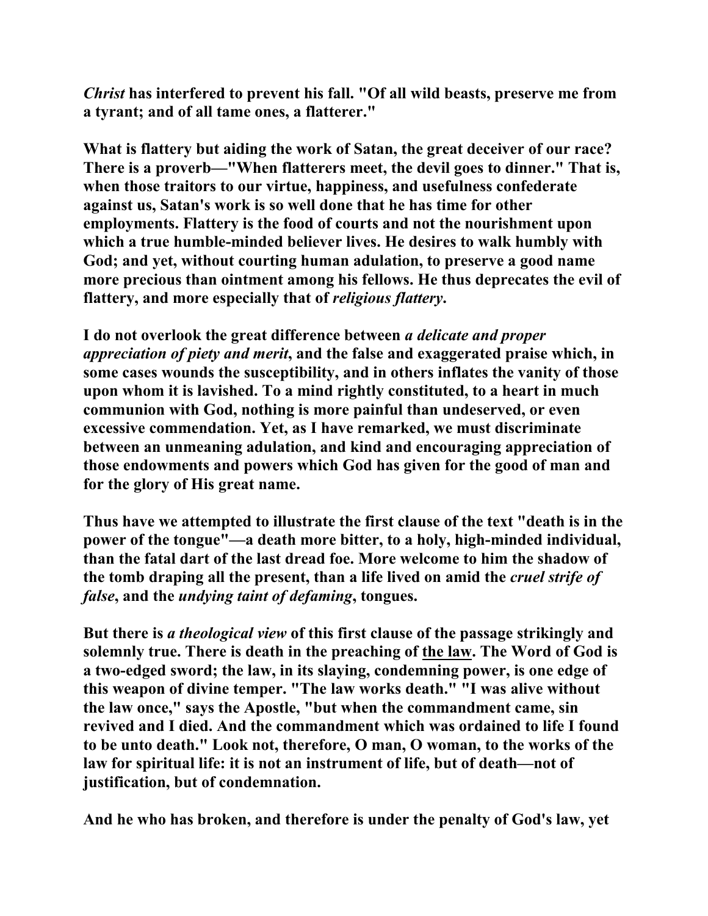*Christ* has interfered to prevent his fall. "Of all wild beasts, preserve me from a tyrant; and of all tame ones, a flatterer."

What is flattery but aiding the work of Satan, the great deceiver of our race? There is a proverb—"When flatterers meet, the devil goes to dinner." That is, when those traitors to our virtue, happiness, and usefulness confederate against us, Satan's work is so well done that he has time for other employments. Flattery is the food of courts and not the nourishment upon which a true humble-minded believer lives. He desires to walk humbly with God; and yet, without courting human adulation, to preserve a good name more precious than ointment among his fellows. He thus deprecates the evil of flattery, and more especially that of *religious flattery*.

I do not overlook the great difference between *a delicate and proper appreciation of piety and merit*, and the false and exaggerated praise which, in some cases wounds the susceptibility, and in others inflates the vanity of those upon whom it is lavished. To a mind rightly constituted, to a heart in much communion with God, nothing is more painful than undeserved, or even excessive commendation. Yet, as I have remarked, we must discriminate between an unmeaning adulation, and kind and encouraging appreciation of those endowments and powers which God has given for the good of man and for the glory of His great name.

Thus have we attempted to illustrate the first clause of the text "death is in the power of the tongue"—a death more bitter, to a holy, high-minded individual, than the fatal dart of the last dread foe. More welcome to him the shadow of the tomb draping all the present, than a life lived on amid the *cruel strife of false*, and the *undying taint of defaming*, tongues.

But there is *a theological view* of this first clause of the passage strikingly and solemnly true. There is death in the preaching of the law. The Word of God is a two-edged sword; the law, in its slaying, condemning power, is one edge of this weapon of divine temper. "The law works death." "I was alive without the law once," says the Apostle, "but when the commandment came, sin revived and I died. And the commandment which was ordained to life I found to be unto death." Look not, therefore, O man, O woman, to the works of the law for spiritual life: it is not an instrument of life, but of death—not of justification, but of condemnation.

And he who has broken, and therefore is under the penalty of God's law, yet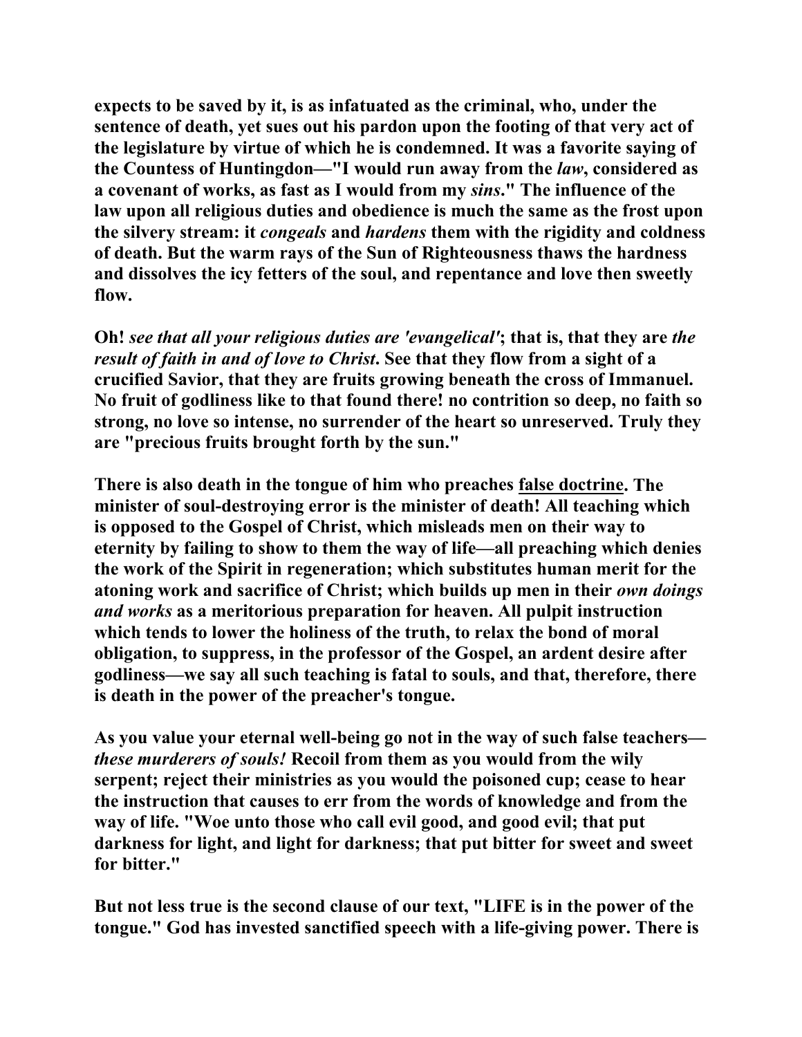**expects to be saved by it, is as infatuated as the criminal, who, under the sentence of death, yet sues out his pardon upon the footing of that very act of the legislature by virtue of which he is condemned. It was a favorite saying of the Countess of Huntingdon—"I would run away from the *law*, considered as a covenant of works, as fast as I would from my *sins*." The influence of the law upon all religious duties and obedience is much the same as the frost upon the silvery stream: it *congeals* and *hardens* them with the rigidity and coldness of death. But the warm rays of the Sun of Righteousness thaws the hardness and dissolves the icy fetters of the soul, and repentance and love then sweetly flow.**

**Oh! *see that all your religious duties are 'evangelical'*; that is, that they are *the result of faith in and of love to Christ*. See that they flow from a sight of a crucified Savior, that they are fruits growing beneath the cross of Immanuel. No fruit of godliness like to that found there! no contrition so deep, no faith so strong, no love so intense, no surrender of the heart so unreserved. Truly they are "precious fruits brought forth by the sun."**

**There is also death in the tongue of him who preaches <u>false doctrine</u>. The minister of soul-destroying error is the minister of death! All teaching which is opposed to the Gospel of Christ, which misleads men on their way to eternity by failing to show to them the way of life—all preaching which denies the work of the Spirit in regeneration; which substitutes human merit for the atoning work and sacrifice of Christ; which builds up men in their *own doings and works* as a meritorious preparation for heaven. All pulpit instruction which tends to lower the holiness of the truth, to relax the bond of moral obligation, to suppress, in the professor of the Gospel, an ardent desire after godliness—we say all such teaching is fatal to souls, and that, therefore, there is death in the power of the preacher's tongue.**

**As you value your eternal well-being go not in the way of such false teachers—*these murderers of souls!* Recoil from them as you would from the wily serpent; reject their ministries as you would the poisoned cup; cease to hear the instruction that causes to err from the words of knowledge and from the way of life. "Woe unto those who call evil good, and good evil; that put darkness for light, and light for darkness; that put bitter for sweet and sweet for bitter."**

**But not less true is the second clause of our text, "LIFE is in the power of the tongue." God has invested sanctified speech with a life-giving power. There is**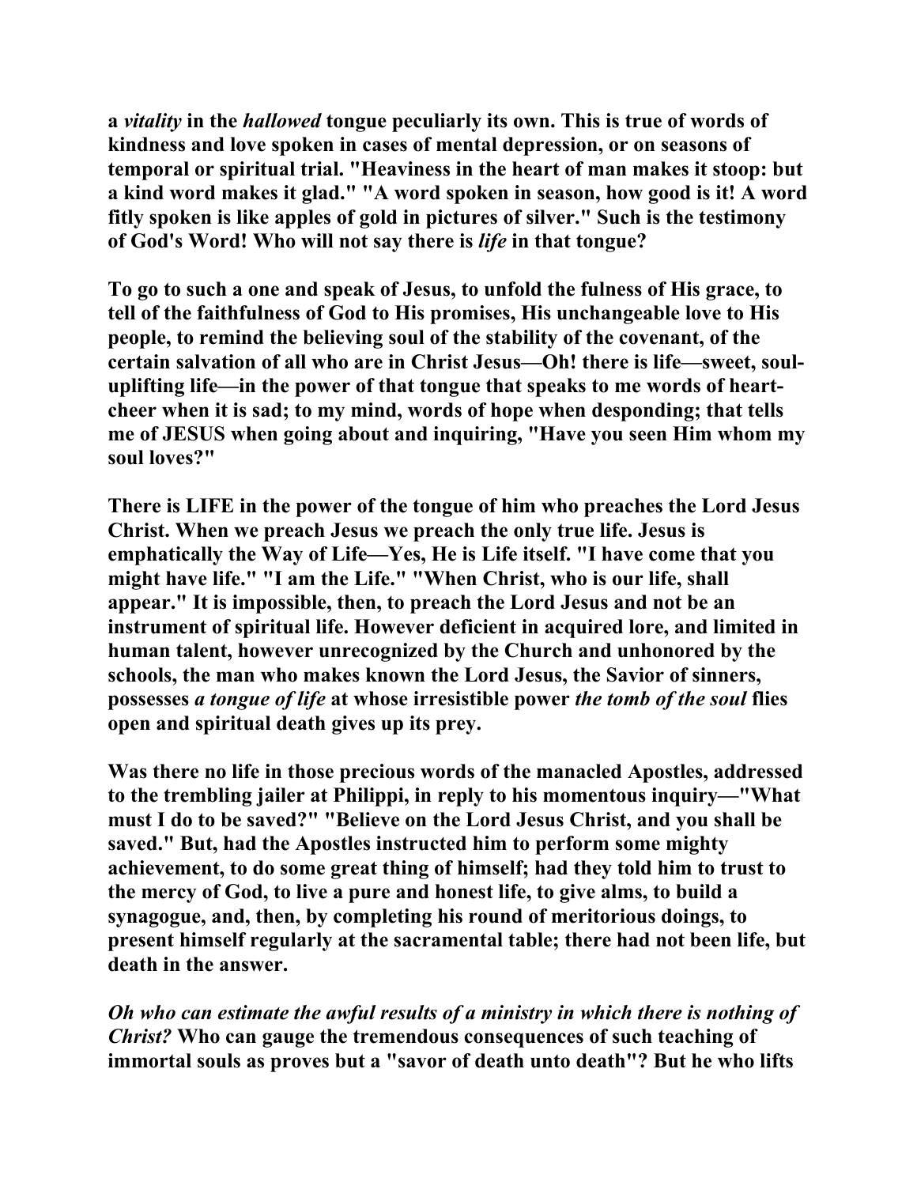**a *vitality* in the *hallowed* tongue peculiarly its own. This is true of words of kindness and love spoken in cases of mental depression, or on seasons of temporal or spiritual trial. "Heaviness in the heart of man makes it stoop: but a kind word makes it glad." "A word spoken in season, how good is it! A word fitly spoken is like apples of gold in pictures of silver." Such is the testimony of God's Word! Who will not say there is *life* in that tongue?**

**To go to such a one and speak of Jesus, to unfold the fulness of His grace, to tell of the faithfulness of God to His promises, His unchangeable love to His people, to remind the believing soul of the stability of the covenant, of the certain salvation of all who are in Christ Jesus—Oh! there is life—sweet, soul-uplifting life—in the power of that tongue that speaks to me words of heart-cheer when it is sad; to my mind, words of hope when desponding; that tells me of JESUS when going about and inquiring, "Have you seen Him whom my soul loves?"**

**There is LIFE in the power of the tongue of him who preaches the Lord Jesus Christ. When we preach Jesus we preach the only true life. Jesus is emphatically the Way of Life—Yes, He is Life itself. "I have come that you might have life." "I am the Life." "When Christ, who is our life, shall appear." It is impossible, then, to preach the Lord Jesus and not be an instrument of spiritual life. However deficient in acquired lore, and limited in human talent, however unrecognized by the Church and unhonored by the schools, the man who makes known the Lord Jesus, the Savior of sinners, possesses *a tongue of life* at whose irresistible power *the tomb of the soul* flies open and spiritual death gives up its prey.**

**Was there no life in those precious words of the manacled Apostles, addressed to the trembling jailer at Philippi, in reply to his momentous inquiry—"What must I do to be saved?" "Believe on the Lord Jesus Christ, and you shall be saved." But, had the Apostles instructed him to perform some mighty achievement, to do some great thing of himself; had they told him to trust to the mercy of God, to live a pure and honest life, to give alms, to build a synagogue, and, then, by completing his round of meritorious doings, to present himself regularly at the sacramental table; there had not been life, but death in the answer.**

***Oh who can estimate the awful results of a ministry in which there is nothing of Christ?* Who can gauge the tremendous consequences of such teaching of immortal souls as proves but a "savor of death unto death"? But he who lifts**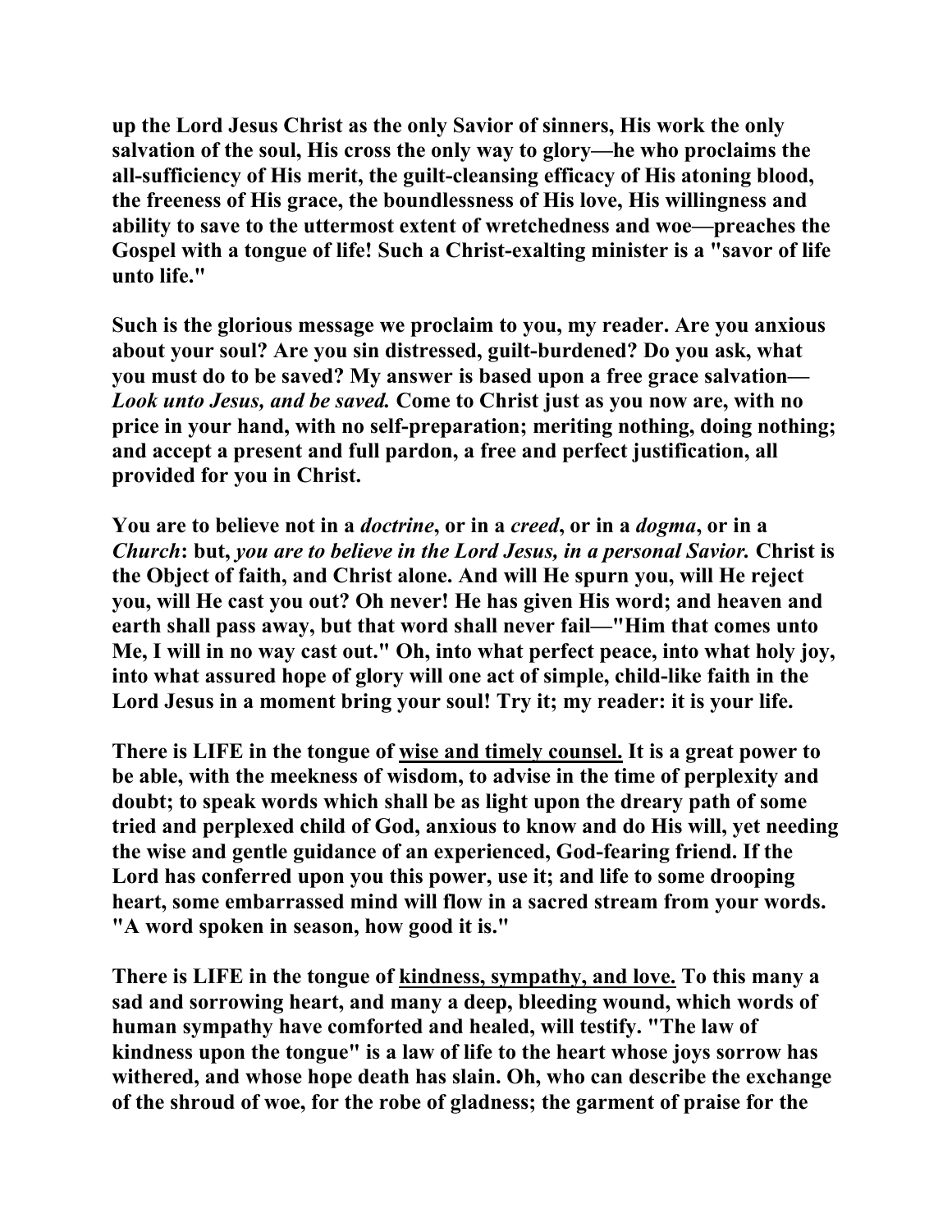**up the Lord Jesus Christ as the only Savior of sinners, His work the only salvation of the soul, His cross the only way to glory—he who proclaims the all-sufficiency of His merit, the guilt-cleansing efficacy of His atoning blood, the freeness of His grace, the boundlessness of His love, His willingness and ability to save to the uttermost extent of wretchedness and woe—preaches the Gospel with a tongue of life! Such a Christ-exalting minister is a "savor of life unto life."**

**Such is the glorious message we proclaim to you, my reader. Are you anxious about your soul? Are you sin distressed, guilt-burdened? Do you ask, what you must do to be saved? My answer is based upon a free grace salvation—*Look unto Jesus, and be saved.* Come to Christ just as you now are, with no price in your hand, with no self-preparation; meriting nothing, doing nothing; and accept a present and full pardon, a free and perfect justification, all provided for you in Christ.**

**You are to believe not in a *doctrine*, or in a *creed*, or in a *dogma*, or in a *Church*: but, *you are to believe in the Lord Jesus, in a personal Savior.* Christ is the Object of faith, and Christ alone. And will He spurn you, will He reject you, will He cast you out? Oh never! He has given His word; and heaven and earth shall pass away, but that word shall never fail—"Him that comes unto Me, I will in no way cast out." Oh, into what perfect peace, into what holy joy, into what assured hope of glory will one act of simple, child-like faith in the Lord Jesus in a moment bring your soul! Try it; my reader: it is your life.**

**There is LIFE in the tongue of <u>wise and timely counsel.</u> It is a great power to be able, with the meekness of wisdom, to advise in the time of perplexity and doubt; to speak words which shall be as light upon the dreary path of some tried and perplexed child of God, anxious to know and do His will, yet needing the wise and gentle guidance of an experienced, God-fearing friend. If the Lord has conferred upon you this power, use it; and life to some drooping heart, some embarrassed mind will flow in a sacred stream from your words. "A word spoken in season, how good it is."**

**There is LIFE in the tongue of <u>kindness, sympathy, and love.</u> To this many a sad and sorrowing heart, and many a deep, bleeding wound, which words of human sympathy have comforted and healed, will testify. "The law of kindness upon the tongue" is a law of life to the heart whose joys sorrow has withered, and whose hope death has slain. Oh, who can describe the exchange of the shroud of woe, for the robe of gladness; the garment of praise for the**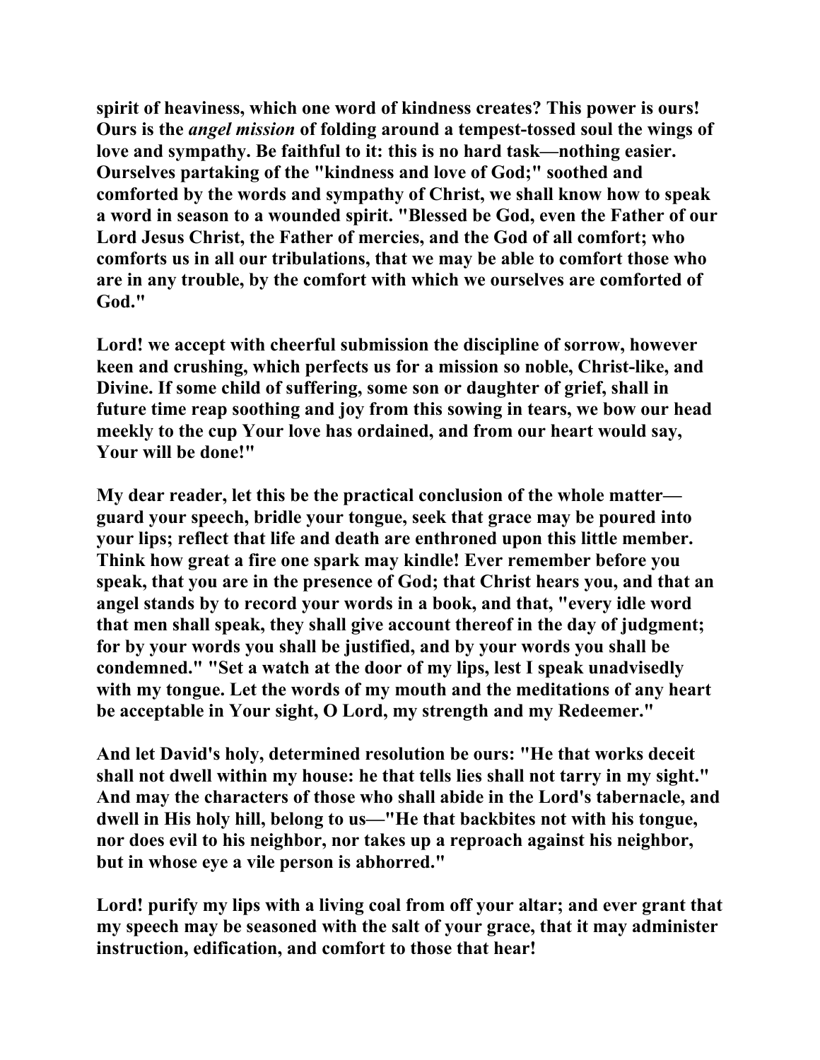**spirit of heaviness, which one word of kindness creates? This power is ours! Ours is the *angel mission* of folding around a tempest-tossed soul the wings of love and sympathy. Be faithful to it: this is no hard task—nothing easier. Ourselves partaking of the "kindness and love of God;" soothed and comforted by the words and sympathy of Christ, we shall know how to speak a word in season to a wounded spirit. "Blessed be God, even the Father of our Lord Jesus Christ, the Father of mercies, and the God of all comfort; who comforts us in all our tribulations, that we may be able to comfort those who are in any trouble, by the comfort with which we ourselves are comforted of God."**

**Lord! we accept with cheerful submission the discipline of sorrow, however keen and crushing, which perfects us for a mission so noble, Christ-like, and Divine. If some child of suffering, some son or daughter of grief, shall in future time reap soothing and joy from this sowing in tears, we bow our head meekly to the cup Your love has ordained, and from our heart would say, Your will be done!"**

**My dear reader, let this be the practical conclusion of the whole matter—guard your speech, bridle your tongue, seek that grace may be poured into your lips; reflect that life and death are enthroned upon this little member. Think how great a fire one spark may kindle! Ever remember before you speak, that you are in the presence of God; that Christ hears you, and that an angel stands by to record your words in a book, and that, "every idle word that men shall speak, they shall give account thereof in the day of judgment; for by your words you shall be justified, and by your words you shall be condemned." "Set a watch at the door of my lips, lest I speak unadvisedly with my tongue. Let the words of my mouth and the meditations of any heart be acceptable in Your sight, O Lord, my strength and my Redeemer."**

**And let David's holy, determined resolution be ours: "He that works deceit shall not dwell within my house: he that tells lies shall not tarry in my sight." And may the characters of those who shall abide in the Lord's tabernacle, and dwell in His holy hill, belong to us—"He that backbites not with his tongue, nor does evil to his neighbor, nor takes up a reproach against his neighbor, but in whose eye a vile person is abhorred."**

**Lord! purify my lips with a living coal from off your altar; and ever grant that my speech may be seasoned with the salt of your grace, that it may administer instruction, edification, and comfort to those that hear!**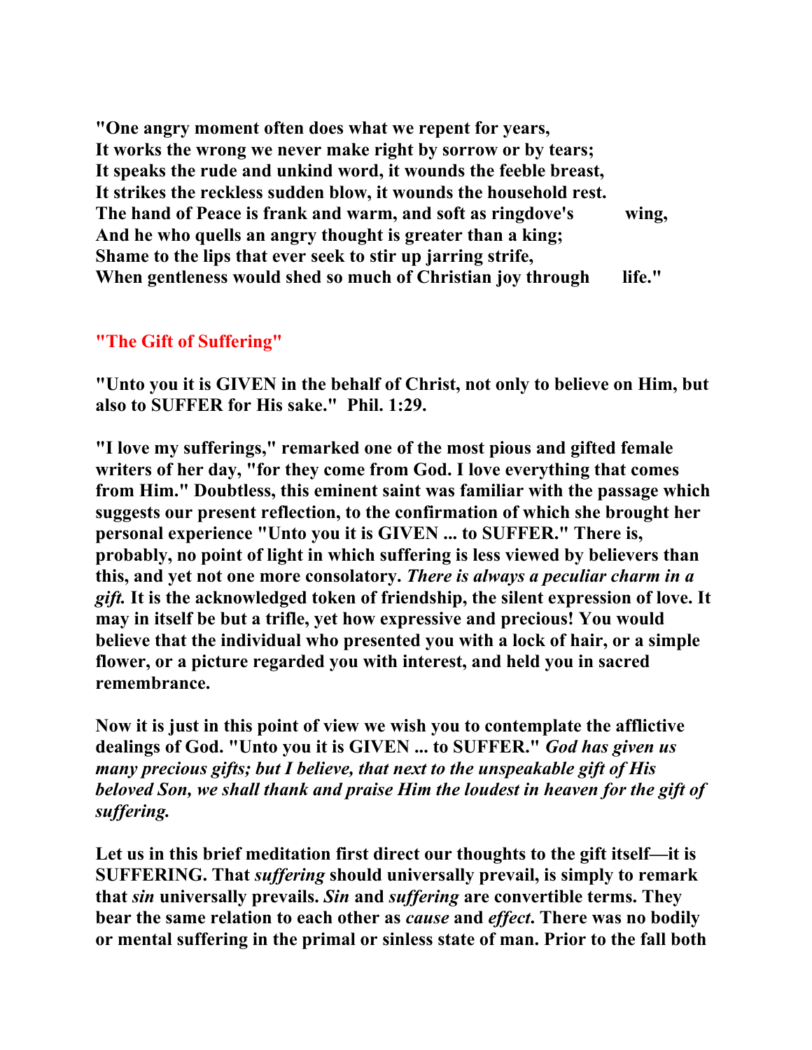**"One angry moment often does what we repent for years,**
**It works the wrong we never make right by sorrow or by tears;**
**It speaks the rude and unkind word, it wounds the feeble breast,**
**It strikes the reckless sudden blow, it wounds the household rest.**
**The hand of Peace is frank and warm, and soft as ringdove's wing,**
**And he who quells an angry thought is greater than a king;**
**Shame to the lips that ever seek to stir up jarring strife,**
**When gentleness would shed so much of Christian joy through life."**

## "The Gift of Suffering"

**"Unto you it is GIVEN in the behalf of Christ, not only to believe on Him, but also to SUFFER for His sake." Phil. 1:29.**

**"I love my sufferings," remarked one of the most pious and gifted female writers of her day, "for they come from God. I love everything that comes from Him." Doubtless, this eminent saint was familiar with the passage which suggests our present reflection, to the confirmation of which she brought her personal experience "Unto you it is GIVEN ... to SUFFER." There is, probably, no point of light in which suffering is less viewed by believers than this, and yet not one more consolatory. *There is always a peculiar charm in a gift.* It is the acknowledged token of friendship, the silent expression of love. It may in itself be but a trifle, yet how expressive and precious! You would believe that the individual who presented you with a lock of hair, or a simple flower, or a picture regarded you with interest, and held you in sacred remembrance.**

**Now it is just in this point of view we wish you to contemplate the afflictive dealings of God. "Unto you it is GIVEN ... to SUFFER." *God has given us many precious gifts; but I believe, that next to the unspeakable gift of His beloved Son, we shall thank and praise Him the loudest in heaven for the gift of suffering.***

**Let us in this brief meditation first direct our thoughts to the gift itself—it is SUFFERING. That *suffering* should universally prevail, is simply to remark that *sin* universally prevails. *Sin* and *suffering* are convertible terms. They bear the same relation to each other as *cause* and *effect*. There was no bodily or mental suffering in the primal or sinless state of man. Prior to the fall both**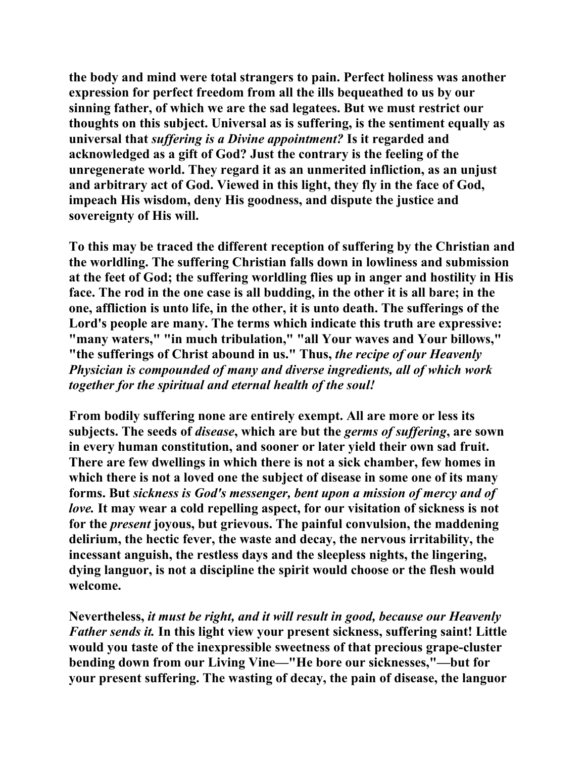the body and mind were total strangers to pain. Perfect holiness was another expression for perfect freedom from all the ills bequeathed to us by our sinning father, of which we are the sad legatees. But we must restrict our thoughts on this subject. Universal as is suffering, is the sentiment equally as universal that *suffering is a Divine appointment?* Is it regarded and acknowledged as a gift of God? Just the contrary is the feeling of the unregenerate world. They regard it as an unmerited infliction, as an unjust and arbitrary act of God. Viewed in this light, they fly in the face of God, impeach His wisdom, deny His goodness, and dispute the justice and sovereignty of His will.

To this may be traced the different reception of suffering by the Christian and the worldling. The suffering Christian falls down in lowliness and submission at the feet of God; the suffering worldling flies up in anger and hostility in His face. The rod in the one case is all budding, in the other it is all bare; in the one, affliction is unto life, in the other, it is unto death. The sufferings of the Lord's people are many. The terms which indicate this truth are expressive: "many waters," "in much tribulation," "all Your waves and Your billows," "the sufferings of Christ abound in us." Thus, *the recipe of our Heavenly Physician is compounded of many and diverse ingredients, all of which work together for the spiritual and eternal health of the soul!*

From bodily suffering none are entirely exempt. All are more or less its subjects. The seeds of *disease*, which are but the *germs of suffering*, are sown in every human constitution, and sooner or later yield their own sad fruit. There are few dwellings in which there is not a sick chamber, few homes in which there is not a loved one the subject of disease in some one of its many forms. But *sickness is God's messenger, bent upon a mission of mercy and of love.* It may wear a cold repelling aspect, for our visitation of sickness is not for the *present* joyous, but grievous. The painful convulsion, the maddening delirium, the hectic fever, the waste and decay, the nervous irritability, the incessant anguish, the restless days and the sleepless nights, the lingering, dying languor, is not a discipline the spirit would choose or the flesh would welcome.

Nevertheless, *it must be right, and it will result in good, because our Heavenly Father sends it.* In this light view your present sickness, suffering saint! Little would you taste of the inexpressible sweetness of that precious grape-cluster bending down from our Living Vine—"He bore our sicknesses,"—but for your present suffering. The wasting of decay, the pain of disease, the languor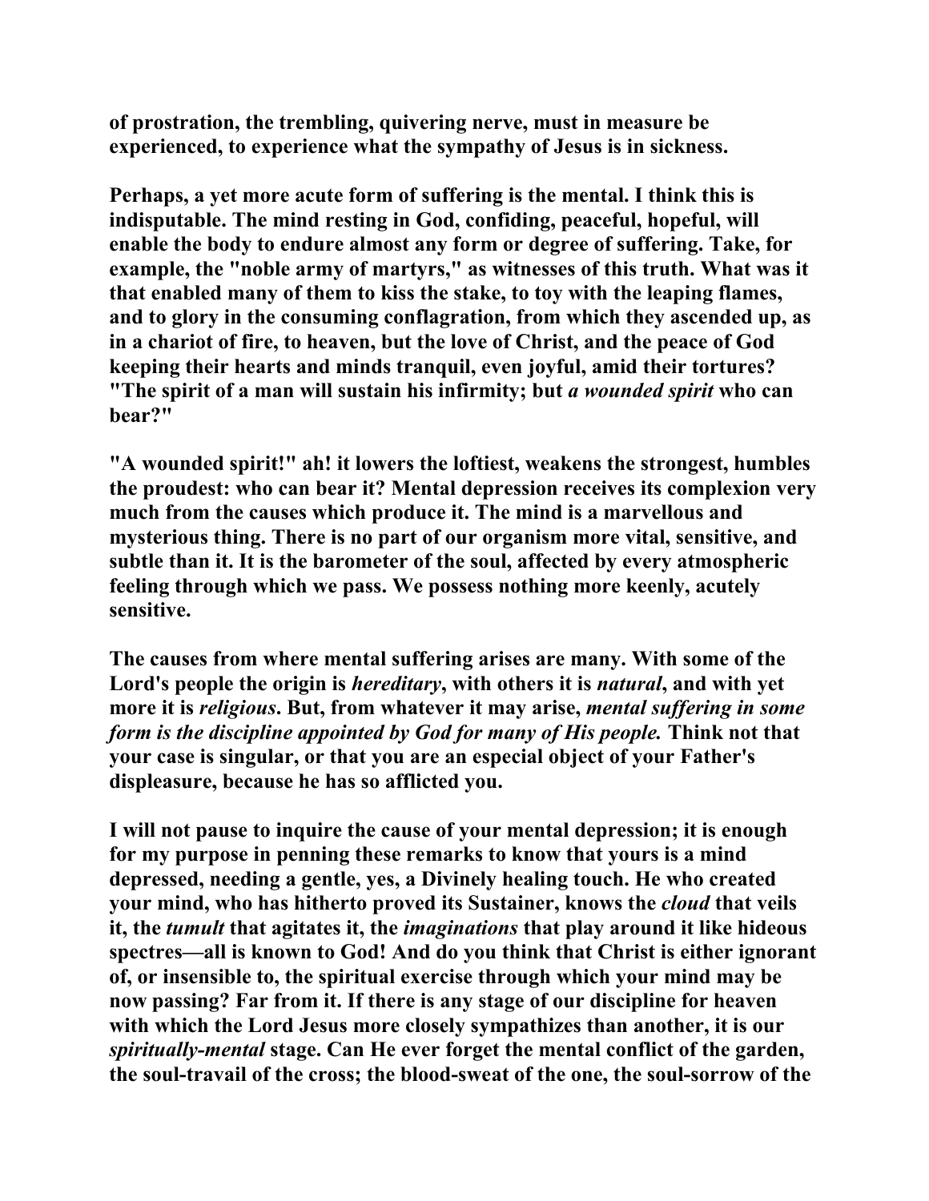of prostration, the trembling, quivering nerve, must in measure be experienced, to experience what the sympathy of Jesus is in sickness.

Perhaps, a yet more acute form of suffering is the mental. I think this is indisputable. The mind resting in God, confiding, peaceful, hopeful, will enable the body to endure almost any form or degree of suffering. Take, for example, the "noble army of martyrs," as witnesses of this truth. What was it that enabled many of them to kiss the stake, to toy with the leaping flames, and to glory in the consuming conflagration, from which they ascended up, as in a chariot of fire, to heaven, but the love of Christ, and the peace of God keeping their hearts and minds tranquil, even joyful, amid their tortures? "The spirit of a man will sustain his infirmity; but *a wounded spirit* who can bear?"

"A wounded spirit!" ah! it lowers the loftiest, weakens the strongest, humbles the proudest: who can bear it? Mental depression receives its complexion very much from the causes which produce it. The mind is a marvellous and mysterious thing. There is no part of our organism more vital, sensitive, and subtle than it. It is the barometer of the soul, affected by every atmospheric feeling through which we pass. We possess nothing more keenly, acutely sensitive.

The causes from where mental suffering arises are many. With some of the Lord's people the origin is *hereditary*, with others it is *natural*, and with yet more it is *religious*. But, from whatever it may arise, *mental suffering in some form is the discipline appointed by God for many of His people.* Think not that your case is singular, or that you are an especial object of your Father's displeasure, because he has so afflicted you.

I will not pause to inquire the cause of your mental depression; it is enough for my purpose in penning these remarks to know that yours is a mind depressed, needing a gentle, yes, a Divinely healing touch. He who created your mind, who has hitherto proved its Sustainer, knows the *cloud* that veils it, the *tumult* that agitates it, the *imaginations* that play around it like hideous spectres—all is known to God! And do you think that Christ is either ignorant of, or insensible to, the spiritual exercise through which your mind may be now passing? Far from it. If there is any stage of our discipline for heaven with which the Lord Jesus more closely sympathizes than another, it is our *spiritually-mental* stage. Can He ever forget the mental conflict of the garden, the soul-travail of the cross; the blood-sweat of the one, the soul-sorrow of the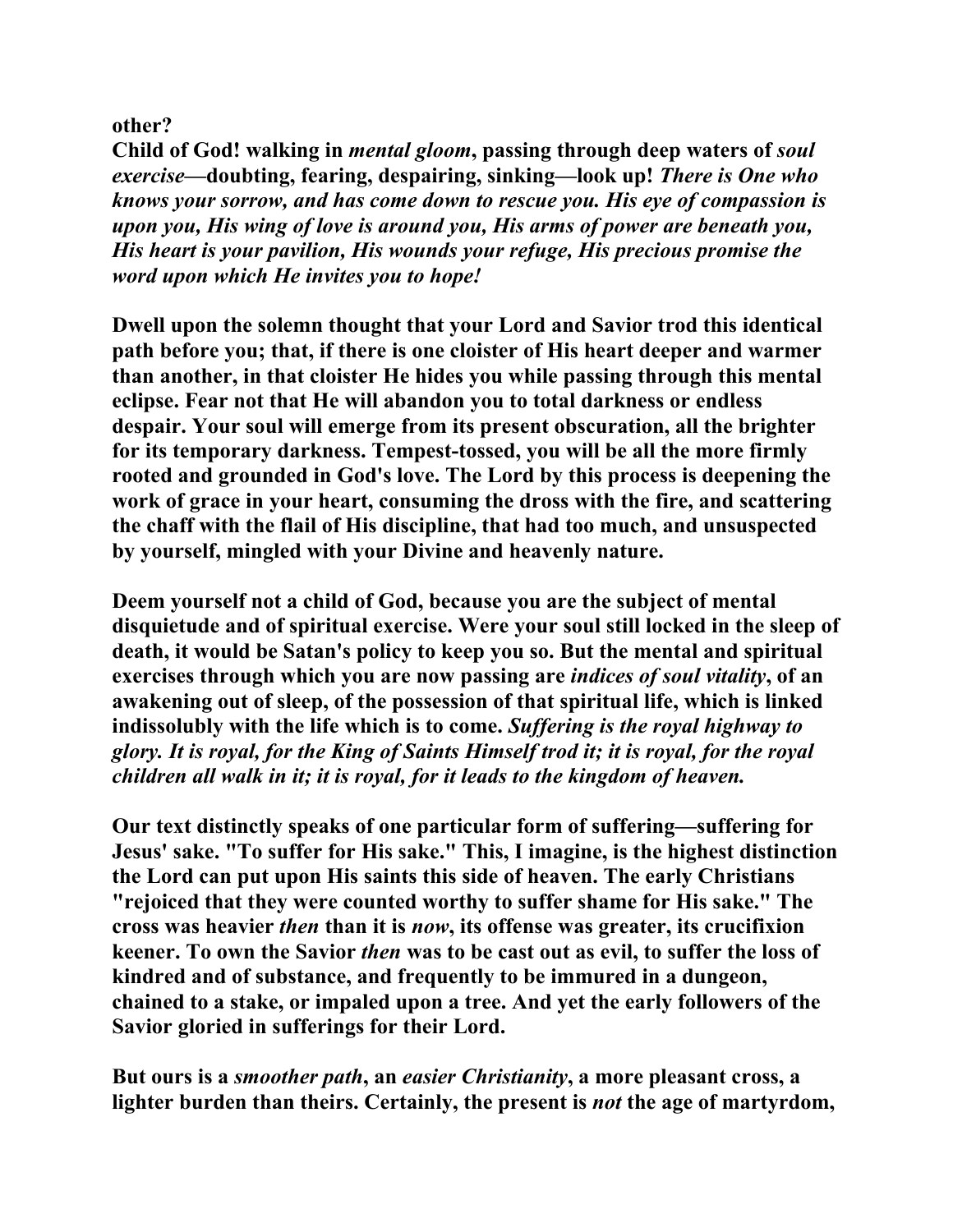**other?**

**Child of God! walking in *mental gloom*, passing through deep waters of *soul exercise*—doubting, fearing, despairing, sinking—look up! *There is One who knows your sorrow, and has come down to rescue you. His eye of compassion is upon you, His wing of love is around you, His arms of power are beneath you, His heart is your pavilion, His wounds your refuge, His precious promise the word upon which He invites you to hope!***

**Dwell upon the solemn thought that your Lord and Savior trod this identical path before you; that, if there is one cloister of His heart deeper and warmer than another, in that cloister He hides you while passing through this mental eclipse. Fear not that He will abandon you to total darkness or endless despair. Your soul will emerge from its present obscuration, all the brighter for its temporary darkness. Tempest-tossed, you will be all the more firmly rooted and grounded in God's love. The Lord by this process is deepening the work of grace in your heart, consuming the dross with the fire, and scattering the chaff with the flail of His discipline, that had too much, and unsuspected by yourself, mingled with your Divine and heavenly nature.**

**Deem yourself not a child of God, because you are the subject of mental disquietude and of spiritual exercise. Were your soul still locked in the sleep of death, it would be Satan's policy to keep you so. But the mental and spiritual exercises through which you are now passing are *indices of soul vitality*, of an awakening out of sleep, of the possession of that spiritual life, which is linked indissolubly with the life which is to come. *Suffering is the royal highway to glory. It is royal, for the King of Saints Himself trod it; it is royal, for the royal children all walk in it; it is royal, for it leads to the kingdom of heaven.***

**Our text distinctly speaks of one particular form of suffering—suffering for Jesus' sake. "To suffer for His sake." This, I imagine, is the highest distinction the Lord can put upon His saints this side of heaven. The early Christians "rejoiced that they were counted worthy to suffer shame for His sake." The cross was heavier *then* than it is *now*, its offense was greater, its crucifixion keener. To own the Savior *then* was to be cast out as evil, to suffer the loss of kindred and of substance, and frequently to be immured in a dungeon, chained to a stake, or impaled upon a tree. And yet the early followers of the Savior gloried in sufferings for their Lord.**

**But ours is a *smoother path*, an *easier Christianity*, a more pleasant cross, a lighter burden than theirs. Certainly, the present is *not* the age of martyrdom,**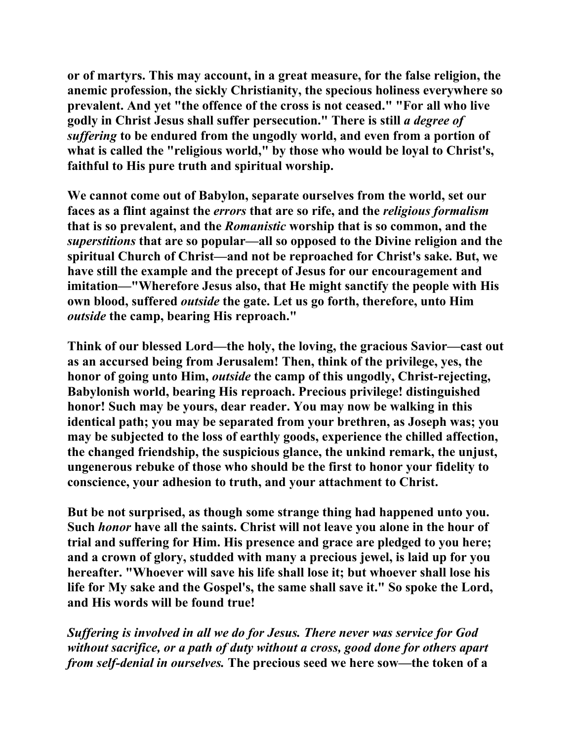**or of martyrs. This may account, in a great measure, for the false religion, the anemic profession, the sickly Christianity, the specious holiness everywhere so prevalent. And yet "the offence of the cross is not ceased." "For all who live godly in Christ Jesus shall suffer persecution." There is still *a degree of suffering* to be endured from the ungodly world, and even from a portion of what is called the "religious world," by those who would be loyal to Christ's, faithful to His pure truth and spiritual worship.**

**We cannot come out of Babylon, separate ourselves from the world, set our faces as a flint against the *errors* that are so rife, and the *religious formalism* that is so prevalent, and the *Romanistic* worship that is so common, and the *superstitions* that are so popular—all so opposed to the Divine religion and the spiritual Church of Christ—and not be reproached for Christ's sake. But, we have still the example and the precept of Jesus for our encouragement and imitation—"Wherefore Jesus also, that He might sanctify the people with His own blood, suffered *outside* the gate. Let us go forth, therefore, unto Him *outside* the camp, bearing His reproach."**

**Think of our blessed Lord—the holy, the loving, the gracious Savior—cast out as an accursed being from Jerusalem! Then, think of the privilege, yes, the honor of going unto Him, *outside* the camp of this ungodly, Christ-rejecting, Babylonish world, bearing His reproach. Precious privilege! distinguished honor! Such may be yours, dear reader. You may now be walking in this identical path; you may be separated from your brethren, as Joseph was; you may be subjected to the loss of earthly goods, experience the chilled affection, the changed friendship, the suspicious glance, the unkind remark, the unjust, ungenerous rebuke of those who should be the first to honor your fidelity to conscience, your adhesion to truth, and your attachment to Christ.**

**But be not surprised, as though some strange thing had happened unto you. Such *honor* have all the saints. Christ will not leave you alone in the hour of trial and suffering for Him. His presence and grace are pledged to you here; and a crown of glory, studded with many a precious jewel, is laid up for you hereafter. "Whoever will save his life shall lose it; but whoever shall lose his life for My sake and the Gospel's, the same shall save it." So spoke the Lord, and His words will be found true!**

***Suffering is involved in all we do for Jesus. There never was service for God without sacrifice, or a path of duty without a cross, good done for others apart from self-denial in ourselves.* The precious seed we here sow—the token of a**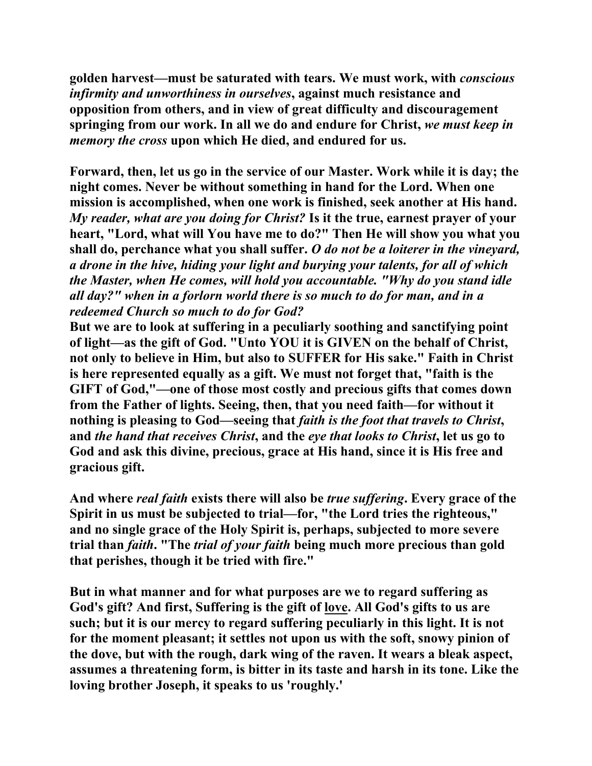**golden harvest—must be saturated with tears. We must work, with *conscious infirmity and unworthiness in ourselves*, against much resistance and opposition from others, and in view of great difficulty and discouragement springing from our work. In all we do and endure for Christ, *we must keep in memory the cross* upon which He died, and endured for us.**

**Forward, then, let us go in the service of our Master. Work while it is day; the night comes. Never be without something in hand for the Lord. When one mission is accomplished, when one work is finished, seek another at His hand. *My reader, what are you doing for Christ?* Is it the true, earnest prayer of your heart, "Lord, what will You have me to do?" Then He will show you what you shall do, perchance what you shall suffer. *O do not be a loiterer in the vineyard, a drone in the hive, hiding your light and burying your talents, for all of which the Master, when He comes, will hold you accountable. "Why do you stand idle all day?" when in a forlorn world there is so much to do for man, and in a redeemed Church so much to do for God?***

**But we are to look at suffering in a peculiarly soothing and sanctifying point of light—as the gift of God. "Unto YOU it is GIVEN on the behalf of Christ, not only to believe in Him, but also to SUFFER for His sake." Faith in Christ is here represented equally as a gift. We must not forget that, "faith is the GIFT of God,"—one of those most costly and precious gifts that comes down from the Father of lights. Seeing, then, that you need faith—for without it nothing is pleasing to God—seeing that *faith is the foot that travels to Christ*, and *the hand that receives Christ*, and the *eye that looks to Christ*, let us go to God and ask this divine, precious, grace at His hand, since it is His free and gracious gift.**

**And where *real faith* exists there will also be *true suffering*. Every grace of the Spirit in us must be subjected to trial—for, "the Lord tries the righteous," and no single grace of the Holy Spirit is, perhaps, subjected to more severe trial than *faith*. "The *trial of your faith* being much more precious than gold that perishes, though it be tried with fire."**

**But in what manner and for what purposes are we to regard suffering as God's gift? And first, Suffering is the gift of <u>love</u>. All God's gifts to us are such; but it is our mercy to regard suffering peculiarly in this light. It is not for the moment pleasant; it settles not upon us with the soft, snowy pinion of the dove, but with the rough, dark wing of the raven. It wears a bleak aspect, assumes a threatening form, is bitter in its taste and harsh in its tone. Like the loving brother Joseph, it speaks to us 'roughly.'**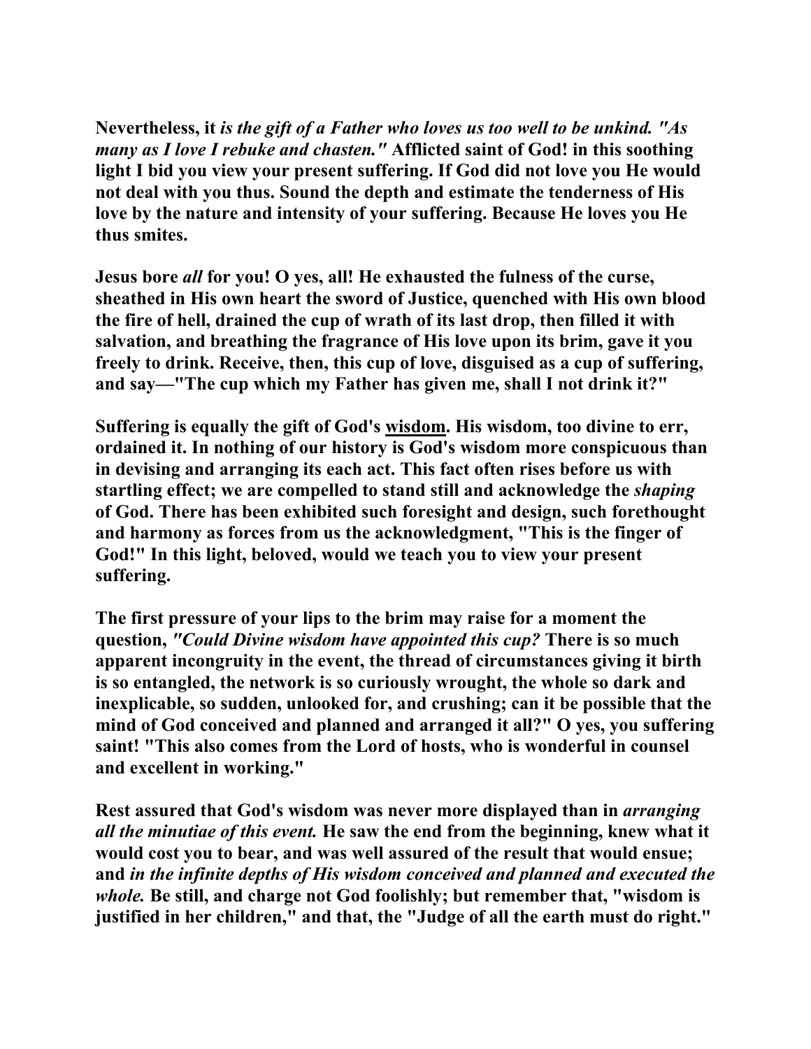**Nevertheless, it *is the gift of a Father who loves us too well to be unkind. "As many as I love I rebuke and chasten."* Afflicted saint of God! in this soothing light I bid you view your present suffering. If God did not love you He would not deal with you thus. Sound the depth and estimate the tenderness of His love by the nature and intensity of your suffering. Because He loves you He thus smites.**

**Jesus bore *all* for you! O yes, all! He exhausted the fulness of the curse, sheathed in His own heart the sword of Justice, quenched with His own blood the fire of hell, drained the cup of wrath of its last drop, then filled it with salvation, and breathing the fragrance of His love upon its brim, gave it you freely to drink. Receive, then, this cup of love, disguised as a cup of suffering, and say—"The cup which my Father has given me, shall I not drink it?"**

**Suffering is equally the gift of God's <u>wisdom</u>. His wisdom, too divine to err, ordained it. In nothing of our history is God's wisdom more conspicuous than in devising and arranging its each act. This fact often rises before us with startling effect; we are compelled to stand still and acknowledge the *shaping* of God. There has been exhibited such foresight and design, such forethought and harmony as forces from us the acknowledgment, "This is the finger of God!" In this light, beloved, would we teach you to view your present suffering.**

**The first pressure of your lips to the brim may raise for a moment the question, *"Could Divine wisdom have appointed this cup?* There is so much apparent incongruity in the event, the thread of circumstances giving it birth is so entangled, the network is so curiously wrought, the whole so dark and inexplicable, so sudden, unlooked for, and crushing; can it be possible that the mind of God conceived and planned and arranged it all?" O yes, you suffering saint! "This also comes from the Lord of hosts, who is wonderful in counsel and excellent in working."**

**Rest assured that God's wisdom was never more displayed than in *arranging all the minutiae of this event.* He saw the end from the beginning, knew what it would cost you to bear, and was well assured of the result that would ensue; and *in the infinite depths of His wisdom conceived and planned and executed the whole.* Be still, and charge not God foolishly; but remember that, "wisdom is justified in her children," and that, the "Judge of all the earth must do right."**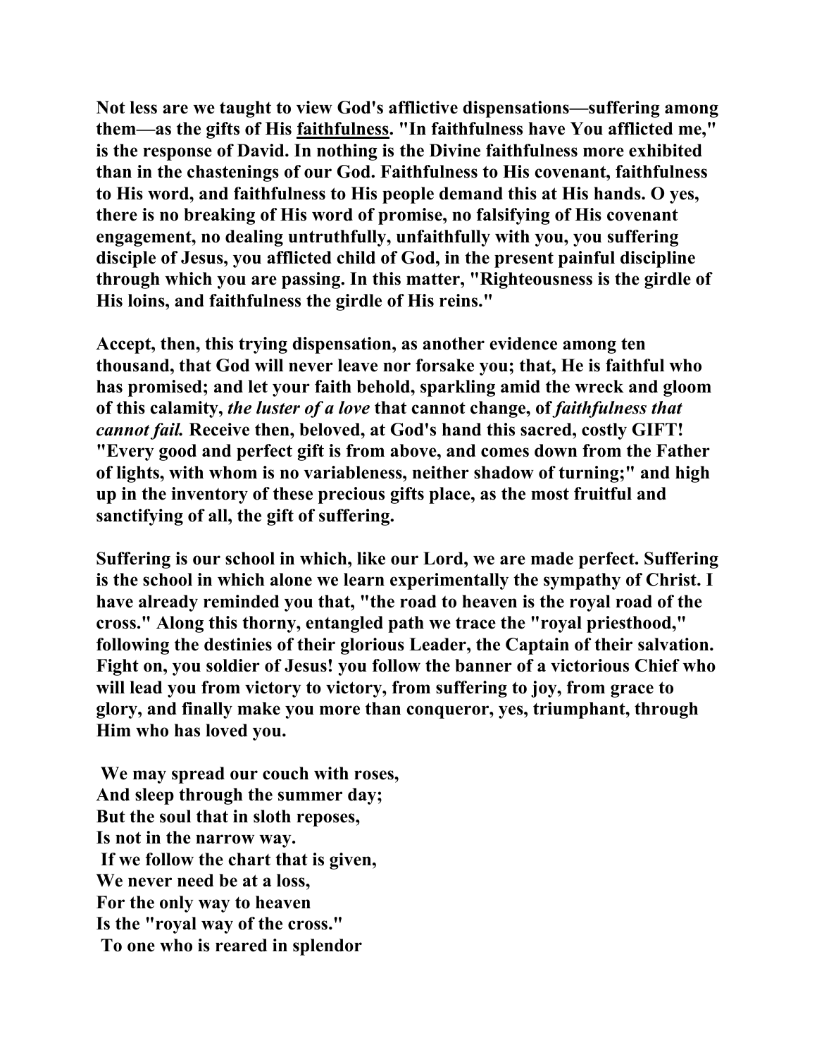**Not less are we taught to view God's afflictive dispensations—suffering among them—as the gifts of His faithfulness. "In faithfulness have You afflicted me," is the response of David. In nothing is the Divine faithfulness more exhibited than in the chastenings of our God. Faithfulness to His covenant, faithfulness to His word, and faithfulness to His people demand this at His hands. O yes, there is no breaking of His word of promise, no falsifying of His covenant engagement, no dealing untruthfully, unfaithfully with you, you suffering disciple of Jesus, you afflicted child of God, in the present painful discipline through which you are passing. In this matter, "Righteousness is the girdle of His loins, and faithfulness the girdle of His reins."**

**Accept, then, this trying dispensation, as another evidence among ten thousand, that God will never leave nor forsake you; that, He is faithful who has promised; and let your faith behold, sparkling amid the wreck and gloom of this calamity, *the luster of a love* that cannot change, of *faithfulness that cannot fail.* Receive then, beloved, at God's hand this sacred, costly GIFT! "Every good and perfect gift is from above, and comes down from the Father of lights, with whom is no variableness, neither shadow of turning;" and high up in the inventory of these precious gifts place, as the most fruitful and sanctifying of all, the gift of suffering.**

**Suffering is our school in which, like our Lord, we are made perfect. Suffering is the school in which alone we learn experimentally the sympathy of Christ. I have already reminded you that, "the road to heaven is the royal road of the cross." Along this thorny, entangled path we trace the "royal priesthood," following the destinies of their glorious Leader, the Captain of their salvation. Fight on, you soldier of Jesus! you follow the banner of a victorious Chief who will lead you from victory to victory, from suffering to joy, from grace to glory, and finally make you more than conqueror, yes, triumphant, through Him who has loved you.**

**We may spread our couch with roses,**
**And sleep through the summer day;**
**But the soul that in sloth reposes,**
**Is not in the narrow way.**
**If we follow the chart that is given,**
**We never need be at a loss,**
**For the only way to heaven**
**Is the "royal way of the cross."**
**To one who is reared in splendor**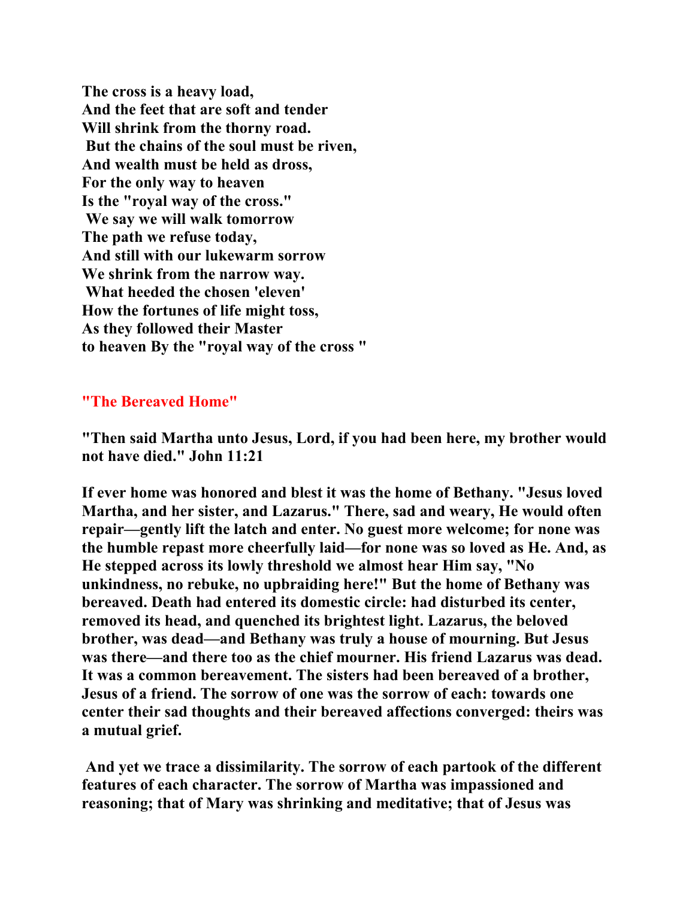**The cross is a heavy load,**
**And the feet that are soft and tender**
**Will shrink from the thorny road.**
**But the chains of the soul must be riven,**
**And wealth must be held as dross,**
**For the only way to heaven**
**Is the "royal way of the cross."**
**We say we will walk tomorrow**
**The path we refuse today,**
**And still with our lukewarm sorrow**
**We shrink from the narrow way.**
**What heeded the chosen 'eleven'**
**How the fortunes of life might toss,**
**As they followed their Master**
**to heaven By the "royal way of the cross "**

## "The Bereaved Home"

**"Then said Martha unto Jesus, Lord, if you had been here, my brother would not have died." John 11:21**

**If ever home was honored and blest it was the home of Bethany. "Jesus loved Martha, and her sister, and Lazarus." There, sad and weary, He would often repair—gently lift the latch and enter. No guest more welcome; for none was the humble repast more cheerfully laid—for none was so loved as He. And, as He stepped across its lowly threshold we almost hear Him say, "No unkindness, no rebuke, no upbraiding here!" But the home of Bethany was bereaved. Death had entered its domestic circle: had disturbed its center, removed its head, and quenched its brightest light. Lazarus, the beloved brother, was dead—and Bethany was truly a house of mourning. But Jesus was there—and there too as the chief mourner. His friend Lazarus was dead. It was a common bereavement. The sisters had been bereaved of a brother, Jesus of a friend. The sorrow of one was the sorrow of each: towards one center their sad thoughts and their bereaved affections converged: theirs was a mutual grief.**

**And yet we trace a dissimilarity. The sorrow of each partook of the different features of each character. The sorrow of Martha was impassioned and reasoning; that of Mary was shrinking and meditative; that of Jesus was**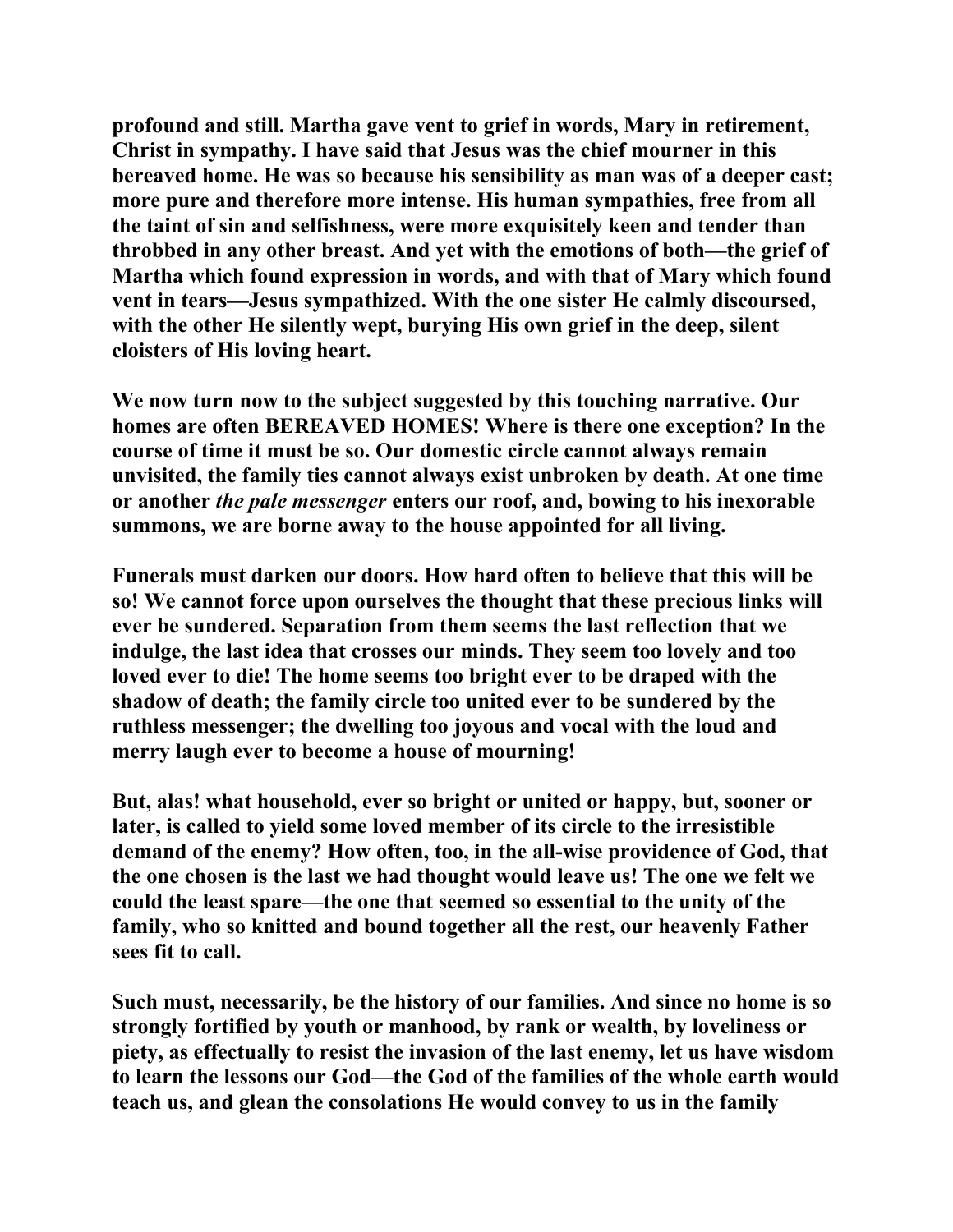profound and still. Martha gave vent to grief in words, Mary in retirement, Christ in sympathy. I have said that Jesus was the chief mourner in this bereaved home. He was so because his sensibility as man was of a deeper cast; more pure and therefore more intense. His human sympathies, free from all the taint of sin and selfishness, were more exquisitely keen and tender than throbbed in any other breast. And yet with the emotions of both—the grief of Martha which found expression in words, and with that of Mary which found vent in tears—Jesus sympathized. With the one sister He calmly discoursed, with the other He silently wept, burying His own grief in the deep, silent cloisters of His loving heart.

We now turn now to the subject suggested by this touching narrative. Our homes are often BEREAVED HOMES! Where is there one exception? In the course of time it must be so. Our domestic circle cannot always remain unvisited, the family ties cannot always exist unbroken by death. At one time or another *the pale messenger* enters our roof, and, bowing to his inexorable summons, we are borne away to the house appointed for all living.

Funerals must darken our doors. How hard often to believe that this will be so! We cannot force upon ourselves the thought that these precious links will ever be sundered. Separation from them seems the last reflection that we indulge, the last idea that crosses our minds. They seem too lovely and too loved ever to die! The home seems too bright ever to be draped with the shadow of death; the family circle too united ever to be sundered by the ruthless messenger; the dwelling too joyous and vocal with the loud and merry laugh ever to become a house of mourning!

But, alas! what household, ever so bright or united or happy, but, sooner or later, is called to yield some loved member of its circle to the irresistible demand of the enemy? How often, too, in the all-wise providence of God, that the one chosen is the last we had thought would leave us! The one we felt we could the least spare—the one that seemed so essential to the unity of the family, who so knitted and bound together all the rest, our heavenly Father sees fit to call.

Such must, necessarily, be the history of our families. And since no home is so strongly fortified by youth or manhood, by rank or wealth, by loveliness or piety, as effectually to resist the invasion of the last enemy, let us have wisdom to learn the lessons our God—the God of the families of the whole earth would teach us, and glean the consolations He would convey to us in the family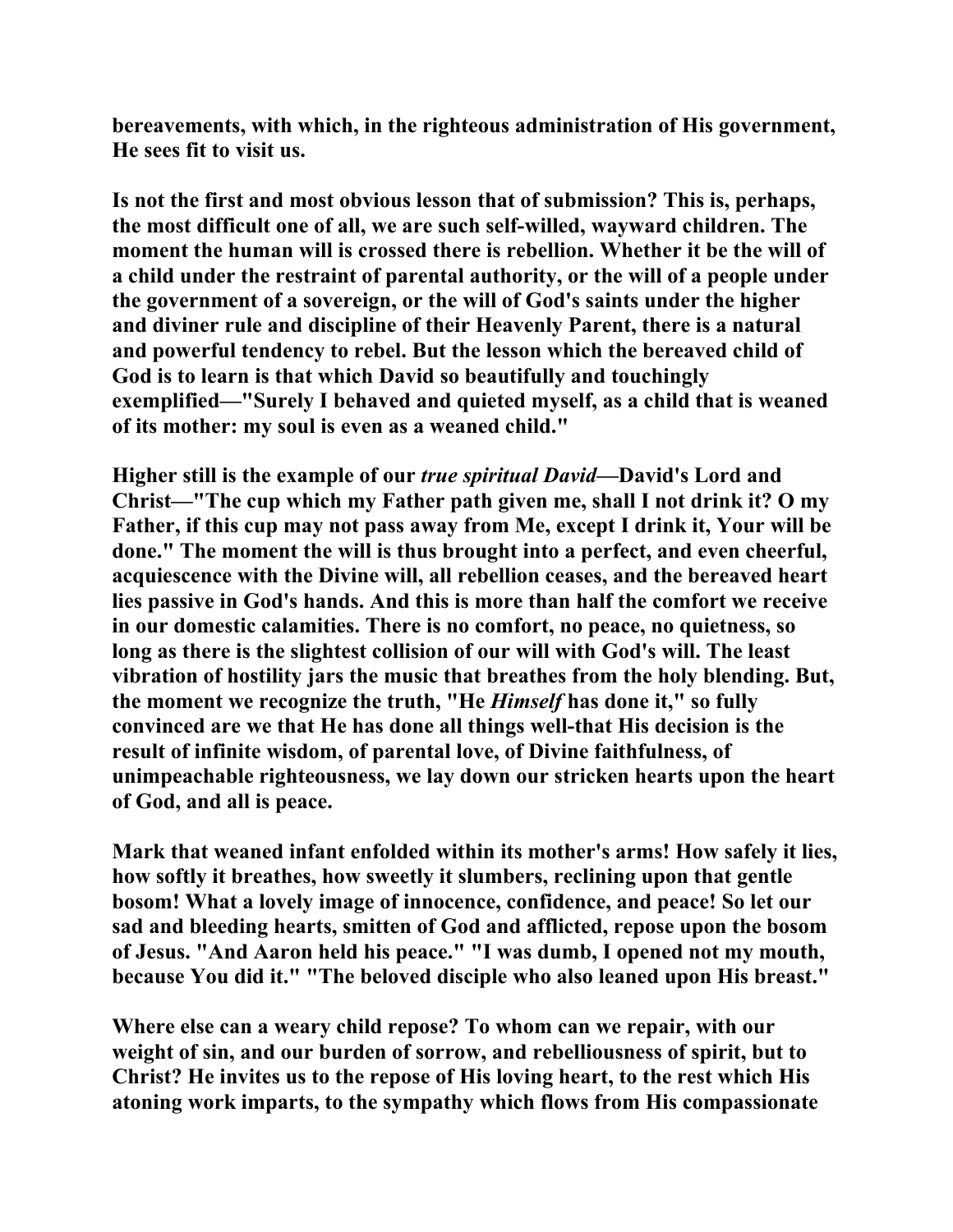**bereavements, with which, in the righteous administration of His government, He sees fit to visit us.**

**Is not the first and most obvious lesson that of submission? This is, perhaps, the most difficult one of all, we are such self-willed, wayward children. The moment the human will is crossed there is rebellion. Whether it be the will of a child under the restraint of parental authority, or the will of a people under the government of a sovereign, or the will of God's saints under the higher and diviner rule and discipline of their Heavenly Parent, there is a natural and powerful tendency to rebel. But the lesson which the bereaved child of God is to learn is that which David so beautifully and touchingly exemplified—"Surely I behaved and quieted myself, as a child that is weaned of its mother: my soul is even as a weaned child."**

**Higher still is the example of our *true spiritual David*—David's Lord and Christ—"The cup which my Father path given me, shall I not drink it? O my Father, if this cup may not pass away from Me, except I drink it, Your will be done." The moment the will is thus brought into a perfect, and even cheerful, acquiescence with the Divine will, all rebellion ceases, and the bereaved heart lies passive in God's hands. And this is more than half the comfort we receive in our domestic calamities. There is no comfort, no peace, no quietness, so long as there is the slightest collision of our will with God's will. The least vibration of hostility jars the music that breathes from the holy blending. But, the moment we recognize the truth, "He *Himself* has done it," so fully convinced are we that He has done all things well-that His decision is the result of infinite wisdom, of parental love, of Divine faithfulness, of unimpeachable righteousness, we lay down our stricken hearts upon the heart of God, and all is peace.**

**Mark that weaned infant enfolded within its mother's arms! How safely it lies, how softly it breathes, how sweetly it slumbers, reclining upon that gentle bosom! What a lovely image of innocence, confidence, and peace! So let our sad and bleeding hearts, smitten of God and afflicted, repose upon the bosom of Jesus. "And Aaron held his peace." "I was dumb, I opened not my mouth, because You did it." "The beloved disciple who also leaned upon His breast."**

**Where else can a weary child repose? To whom can we repair, with our weight of sin, and our burden of sorrow, and rebelliousness of spirit, but to Christ? He invites us to the repose of His loving heart, to the rest which His atoning work imparts, to the sympathy which flows from His compassionate**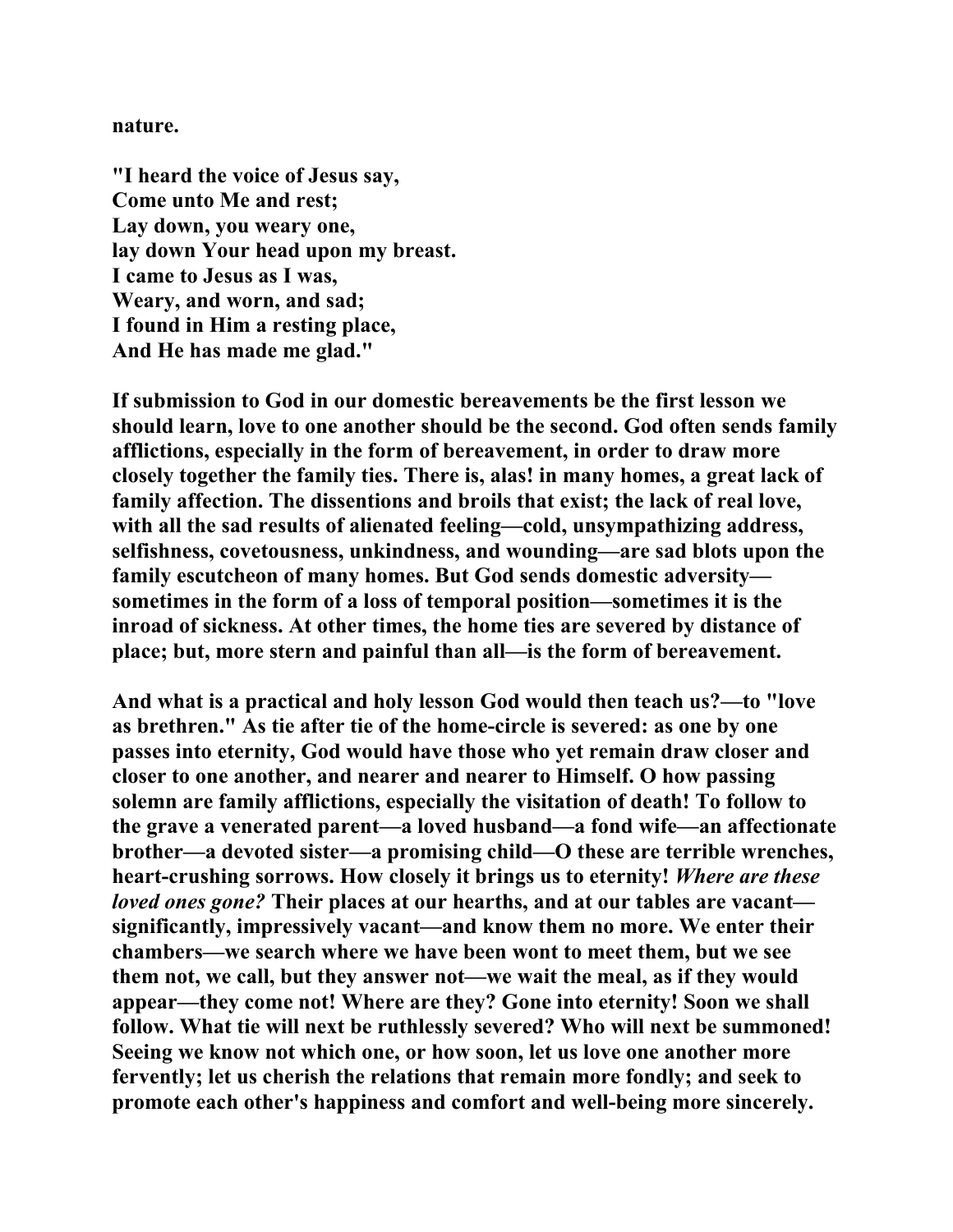nature.

"I heard the voice of Jesus say,
Come unto Me and rest;
Lay down, you weary one,
lay down Your head upon my breast.
I came to Jesus as I was,
Weary, and worn, and sad;
I found in Him a resting place,
And He has made me glad."

If submission to God in our domestic bereavements be the first lesson we should learn, love to one another should be the second. God often sends family afflictions, especially in the form of bereavement, in order to draw more closely together the family ties. There is, alas! in many homes, a great lack of family affection. The dissentions and broils that exist; the lack of real love, with all the sad results of alienated feeling—cold, unsympathizing address, selfishness, covetousness, unkindness, and wounding—are sad blots upon the family escutcheon of many homes. But God sends domestic adversity—sometimes in the form of a loss of temporal position—sometimes it is the inroad of sickness. At other times, the home ties are severed by distance of place; but, more stern and painful than all—is the form of bereavement.

And what is a practical and holy lesson God would then teach us?—to "love as brethren." As tie after tie of the home-circle is severed: as one by one passes into eternity, God would have those who yet remain draw closer and closer to one another, and nearer and nearer to Himself. O how passing solemn are family afflictions, especially the visitation of death! To follow to the grave a venerated parent—a loved husband—a fond wife—an affectionate brother—a devoted sister—a promising child—O these are terrible wrenches, heart-crushing sorrows. How closely it brings us to eternity! *Where are these loved ones gone?* Their places at our hearths, and at our tables are vacant—significantly, impressively vacant—and know them no more. We enter their chambers—we search where we have been wont to meet them, but we see them not, we call, but they answer not—we wait the meal, as if they would appear—they come not! Where are they? Gone into eternity! Soon we shall follow. What tie will next be ruthlessly severed? Who will next be summoned! Seeing we know not which one, or how soon, let us love one another more fervently; let us cherish the relations that remain more fondly; and seek to promote each other's happiness and comfort and well-being more sincerely.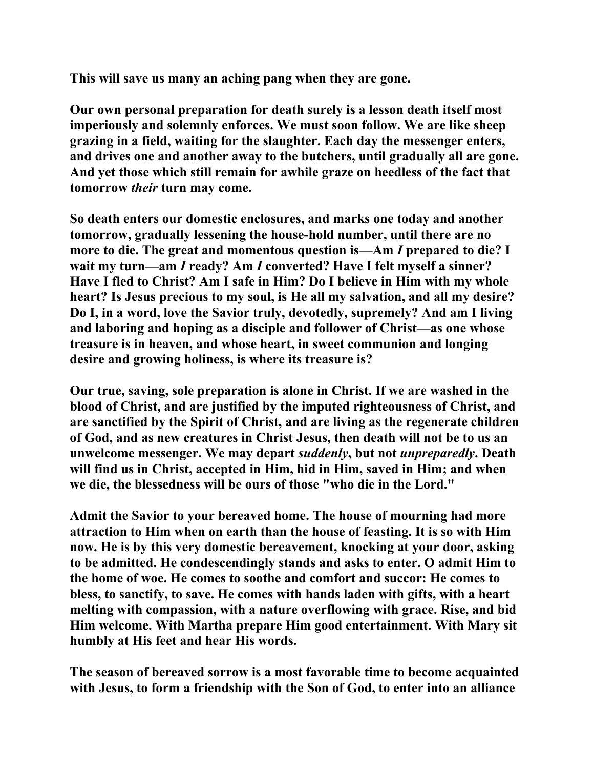This will save us many an aching pang when they are gone.

Our own personal preparation for death surely is a lesson death itself most imperiously and solemnly enforces. We must soon follow. We are like sheep grazing in a field, waiting for the slaughter. Each day the messenger enters, and drives one and another away to the butchers, until gradually all are gone. And yet those which still remain for awhile graze on heedless of the fact that tomorrow *their* turn may come.

So death enters our domestic enclosures, and marks one today and another tomorrow, gradually lessening the house-hold number, until there are no more to die. The great and momentous question is—Am *I* prepared to die? I wait my turn—am *I* ready? Am *I* converted? Have I felt myself a sinner? Have I fled to Christ? Am I safe in Him? Do I believe in Him with my whole heart? Is Jesus precious to my soul, is He all my salvation, and all my desire? Do I, in a word, love the Savior truly, devotedly, supremely? And am I living and laboring and hoping as a disciple and follower of Christ—as one whose treasure is in heaven, and whose heart, in sweet communion and longing desire and growing holiness, is where its treasure is?

Our true, saving, sole preparation is alone in Christ. If we are washed in the blood of Christ, and are justified by the imputed righteousness of Christ, and are sanctified by the Spirit of Christ, and are living as the regenerate children of God, and as new creatures in Christ Jesus, then death will not be to us an unwelcome messenger. We may depart *suddenly*, but not *unpreparedly*. Death will find us in Christ, accepted in Him, hid in Him, saved in Him; and when we die, the blessedness will be ours of those "who die in the Lord."

Admit the Savior to your bereaved home. The house of mourning had more attraction to Him when on earth than the house of feasting. It is so with Him now. He is by this very domestic bereavement, knocking at your door, asking to be admitted. He condescendingly stands and asks to enter. O admit Him to the home of woe. He comes to soothe and comfort and succor: He comes to bless, to sanctify, to save. He comes with hands laden with gifts, with a heart melting with compassion, with a nature overflowing with grace. Rise, and bid Him welcome. With Martha prepare Him good entertainment. With Mary sit humbly at His feet and hear His words.

The season of bereaved sorrow is a most favorable time to become acquainted with Jesus, to form a friendship with the Son of God, to enter into an alliance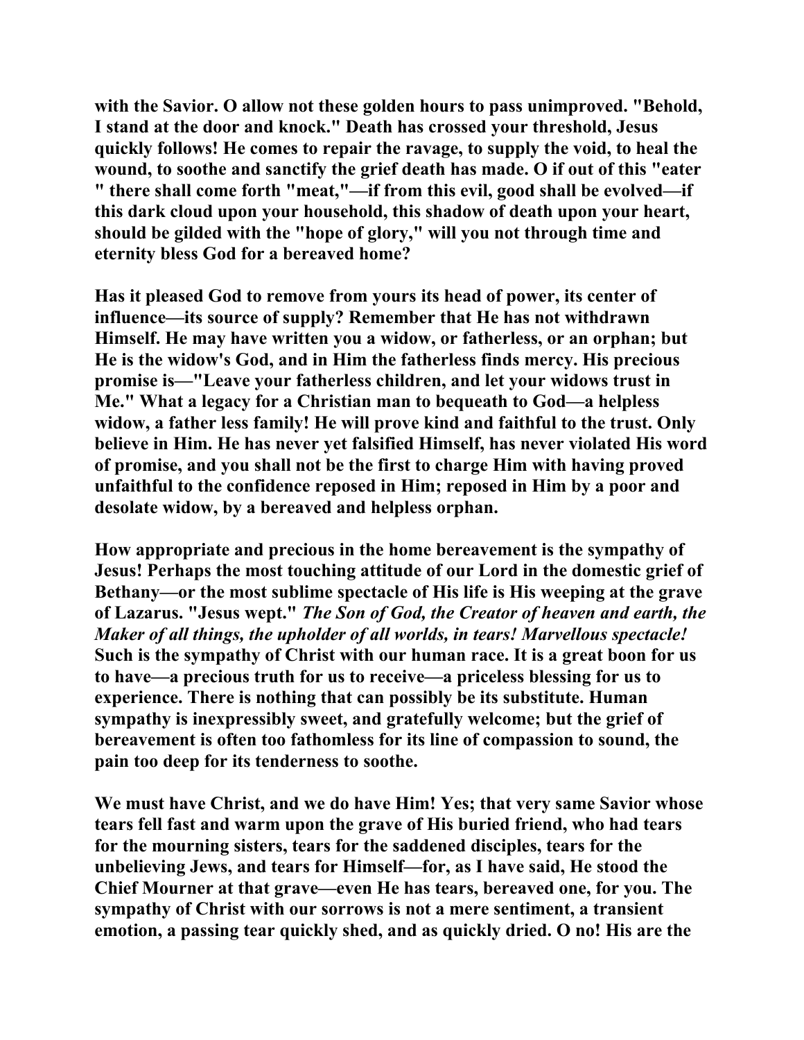**with the Savior. O allow not these golden hours to pass unimproved. "Behold, I stand at the door and knock." Death has crossed your threshold, Jesus quickly follows! He comes to repair the ravage, to supply the void, to heal the wound, to soothe and sanctify the grief death has made. O if out of this "eater " there shall come forth "meat,"—if from this evil, good shall be evolved—if this dark cloud upon your household, this shadow of death upon your heart, should be gilded with the "hope of glory," will you not through time and eternity bless God for a bereaved home?**

**Has it pleased God to remove from yours its head of power, its center of influence—its source of supply? Remember that He has not withdrawn Himself. He may have written you a widow, or fatherless, or an orphan; but He is the widow's God, and in Him the fatherless finds mercy. His precious promise is—"Leave your fatherless children, and let your widows trust in Me." What a legacy for a Christian man to bequeath to God—a helpless widow, a father less family! He will prove kind and faithful to the trust. Only believe in Him. He has never yet falsified Himself, has never violated His word of promise, and you shall not be the first to charge Him with having proved unfaithful to the confidence reposed in Him; reposed in Him by a poor and desolate widow, by a bereaved and helpless orphan.**

**How appropriate and precious in the home bereavement is the sympathy of Jesus! Perhaps the most touching attitude of our Lord in the domestic grief of Bethany—or the most sublime spectacle of His life is His weeping at the grave of Lazarus. "Jesus wept."** ***The Son of God, the Creator of heaven and earth, the Maker of all things, the upholder of all worlds, in tears! Marvellous spectacle!*** **Such is the sympathy of Christ with our human race. It is a great boon for us to have—a precious truth for us to receive—a priceless blessing for us to experience. There is nothing that can possibly be its substitute. Human sympathy is inexpressibly sweet, and gratefully welcome; but the grief of bereavement is often too fathomless for its line of compassion to sound, the pain too deep for its tenderness to soothe.**

**We must have Christ, and we do have Him! Yes; that very same Savior whose tears fell fast and warm upon the grave of His buried friend, who had tears for the mourning sisters, tears for the saddened disciples, tears for the unbelieving Jews, and tears for Himself—for, as I have said, He stood the Chief Mourner at that grave—even He has tears, bereaved one, for you. The sympathy of Christ with our sorrows is not a mere sentiment, a transient emotion, a passing tear quickly shed, and as quickly dried. O no! His are the**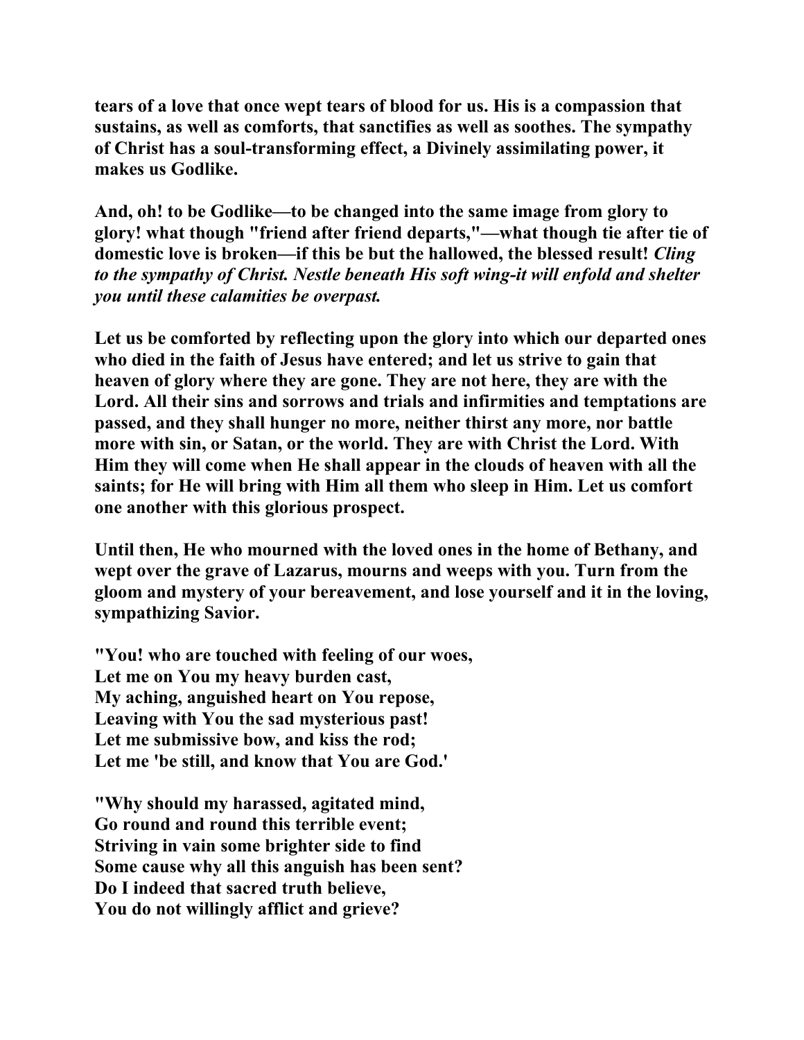**tears of a love that once wept tears of blood for us. His is a compassion that sustains, as well as comforts, that sanctifies as well as soothes. The sympathy of Christ has a soul-transforming effect, a Divinely assimilating power, it makes us Godlike.**

**And, oh! to be Godlike—to be changed into the same image from glory to glory! what though "friend after friend departs,"—what though tie after tie of domestic love is broken—if this be but the hallowed, the blessed result! *Cling to the sympathy of Christ. Nestle beneath His soft wing-it will enfold and shelter you until these calamities be overpast.***

**Let us be comforted by reflecting upon the glory into which our departed ones who died in the faith of Jesus have entered; and let us strive to gain that heaven of glory where they are gone. They are not here, they are with the Lord. All their sins and sorrows and trials and infirmities and temptations are passed, and they shall hunger no more, neither thirst any more, nor battle more with sin, or Satan, or the world. They are with Christ the Lord. With Him they will come when He shall appear in the clouds of heaven with all the saints; for He will bring with Him all them who sleep in Him. Let us comfort one another with this glorious prospect.**

**Until then, He who mourned with the loved ones in the home of Bethany, and wept over the grave of Lazarus, mourns and weeps with you. Turn from the gloom and mystery of your bereavement, and lose yourself and it in the loving, sympathizing Savior.**

**"You! who are touched with feeling of our woes,**
**Let me on You my heavy burden cast,**
**My aching, anguished heart on You repose,**
**Leaving with You the sad mysterious past!**
**Let me submissive bow, and kiss the rod;**
**Let me 'be still, and know that You are God.'**

**"Why should my harassed, agitated mind,**
**Go round and round this terrible event;**
**Striving in vain some brighter side to find**
**Some cause why all this anguish has been sent?**
**Do I indeed that sacred truth believe,**
**You do not willingly afflict and grieve?**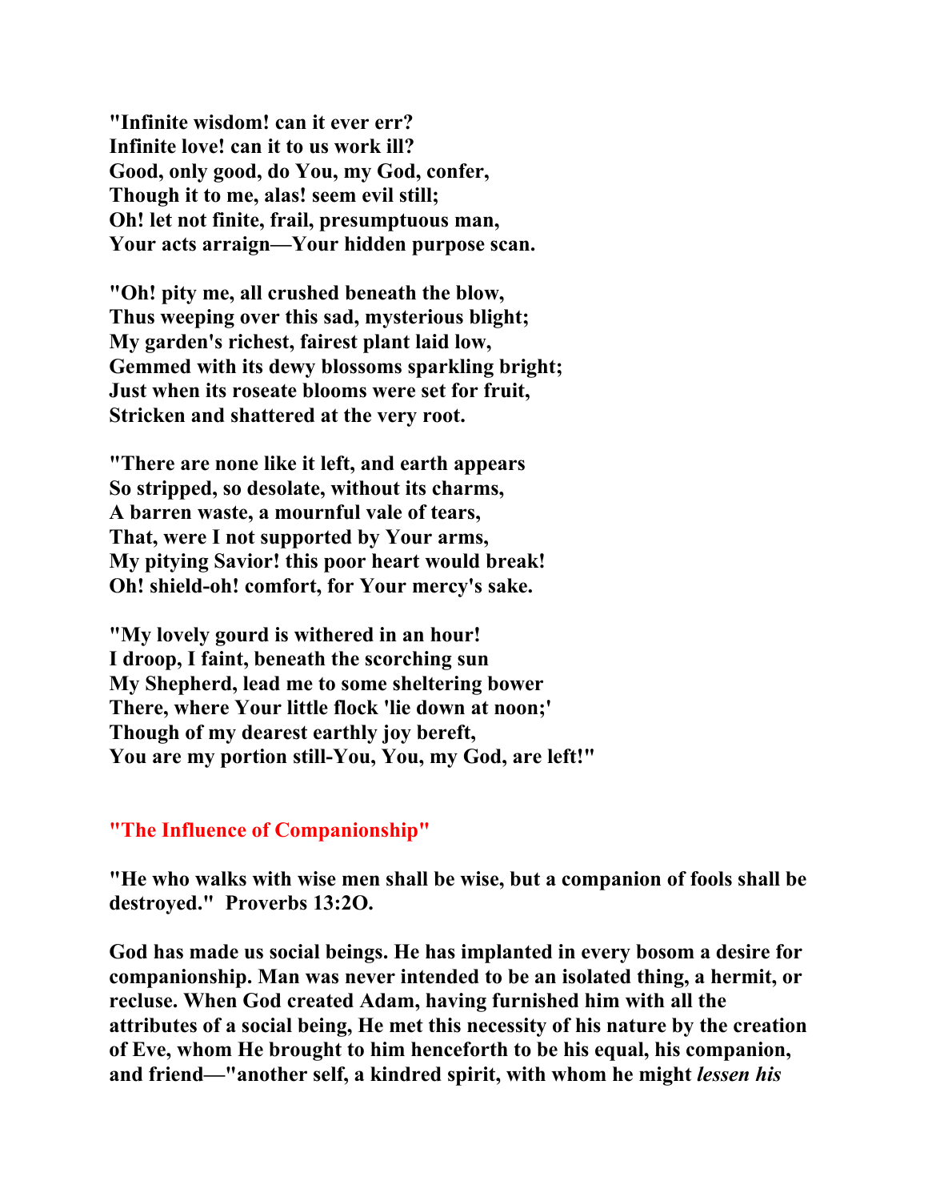**"Infinite wisdom! can it ever err?**
**Infinite love! can it to us work ill?**
**Good, only good, do You, my God, confer,**
**Though it to me, alas! seem evil still;**
**Oh! let not finite, frail, presumptuous man,**
**Your acts arraign—Your hidden purpose scan.**

**"Oh! pity me, all crushed beneath the blow,**
**Thus weeping over this sad, mysterious blight;**
**My garden's richest, fairest plant laid low,**
**Gemmed with its dewy blossoms sparkling bright;**
**Just when its roseate blooms were set for fruit,**
**Stricken and shattered at the very root.**

**"There are none like it left, and earth appears**
**So stripped, so desolate, without its charms,**
**A barren waste, a mournful vale of tears,**
**That, were I not supported by Your arms,**
**My pitying Savior! this poor heart would break!**
**Oh! shield-oh! comfort, for Your mercy's sake.**

**"My lovely gourd is withered in an hour!**
**I droop, I faint, beneath the scorching sun**
**My Shepherd, lead me to some sheltering bower**
**There, where Your little flock 'lie down at noon;'**
**Though of my dearest earthly joy bereft,**
**You are my portion still-You, You, my God, are left!"**

## "The Influence of Companionship"

**"He who walks with wise men shall be wise, but a companion of fools shall be destroyed." Proverbs 13:2O.**

**God has made us social beings. He has implanted in every bosom a desire for companionship. Man was never intended to be an isolated thing, a hermit, or recluse. When God created Adam, having furnished him with all the attributes of a social being, He met this necessity of his nature by the creation of Eve, whom He brought to him henceforth to be his equal, his companion, and friend—"another self, a kindred spirit, with whom he might *lessen his***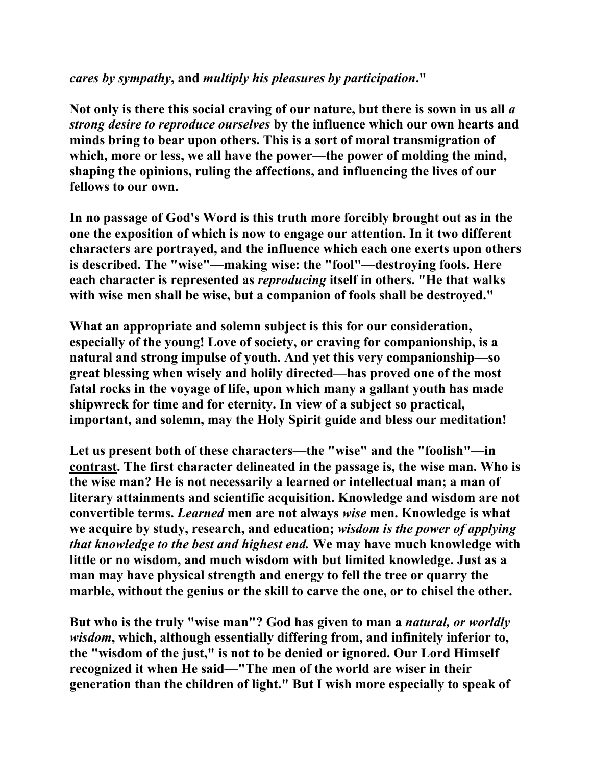*cares by sympathy*, and *multiply his pleasures by participation*."

Not only is there this social craving of our nature, but there is sown in us all *a strong desire to reproduce ourselves* by the influence which our own hearts and minds bring to bear upon others. This is a sort of moral transmigration of which, more or less, we all have the power—the power of molding the mind, shaping the opinions, ruling the affections, and influencing the lives of our fellows to our own.

In no passage of God's Word is this truth more forcibly brought out as in the one the exposition of which is now to engage our attention. In it two different characters are portrayed, and the influence which each one exerts upon others is described. The "wise"—making wise: the "fool"—destroying fools. Here each character is represented as *reproducing* itself in others. "He that walks with wise men shall be wise, but a companion of fools shall be destroyed."

What an appropriate and solemn subject is this for our consideration, especially of the young! Love of society, or craving for companionship, is a natural and strong impulse of youth. And yet this very companionship—so great blessing when wisely and holily directed—has proved one of the most fatal rocks in the voyage of life, upon which many a gallant youth has made shipwreck for time and for eternity. In view of a subject so practical, important, and solemn, may the Holy Spirit guide and bless our meditation!

Let us present both of these characters—the "wise" and the "foolish"—in contrast. The first character delineated in the passage is, the wise man. Who is the wise man? He is not necessarily a learned or intellectual man; a man of literary attainments and scientific acquisition. Knowledge and wisdom are not convertible terms. *Learned* men are not always *wise* men. Knowledge is what we acquire by study, research, and education; *wisdom is the power of applying that knowledge to the best and highest end.* We may have much knowledge with little or no wisdom, and much wisdom with but limited knowledge. Just as a man may have physical strength and energy to fell the tree or quarry the marble, without the genius or the skill to carve the one, or to chisel the other.

But who is the truly "wise man"? God has given to man a *natural, or worldly wisdom*, which, although essentially differing from, and infinitely inferior to, the "wisdom of the just," is not to be denied or ignored. Our Lord Himself recognized it when He said—"The men of the world are wiser in their generation than the children of light." But I wish more especially to speak of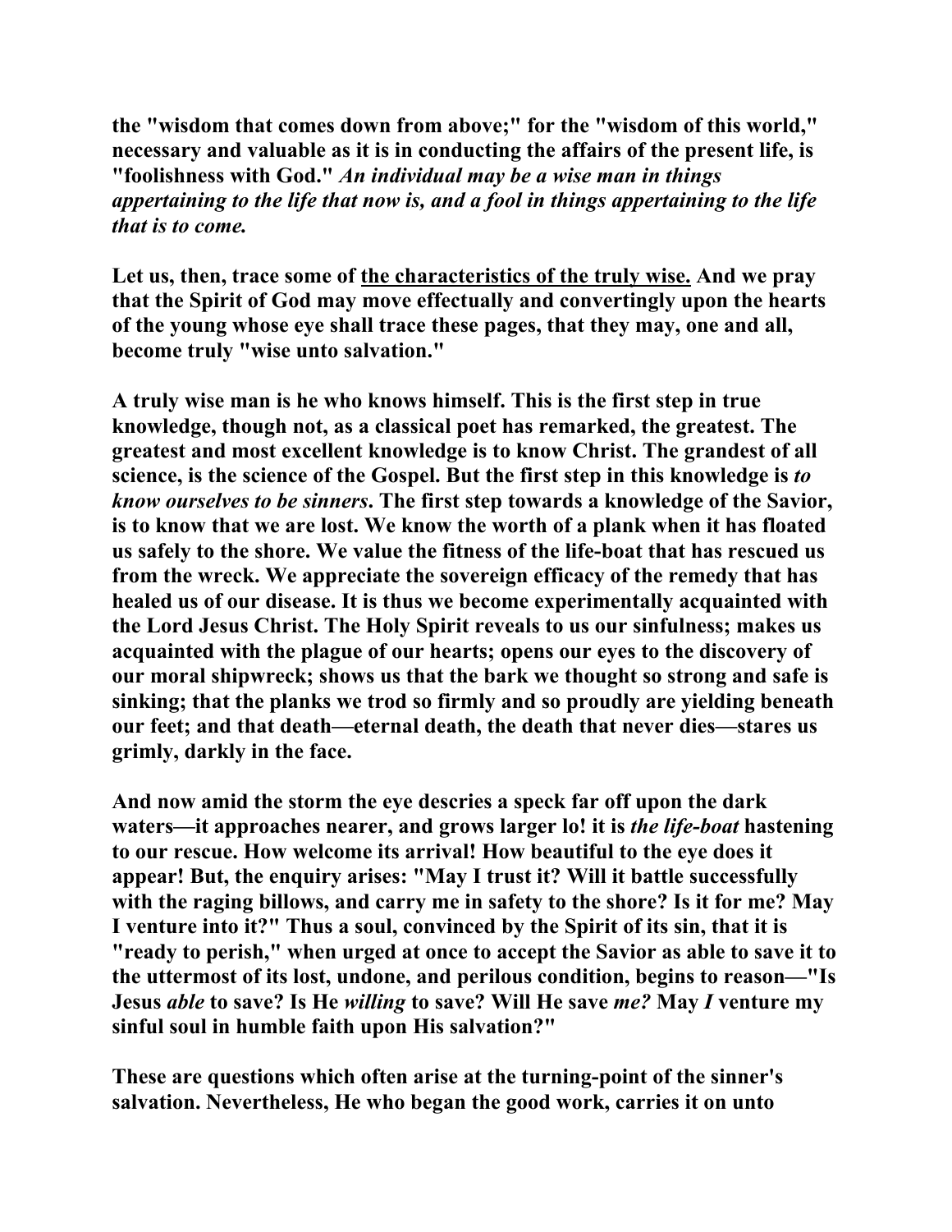**the "wisdom that comes down from above;" for the "wisdom of this world," necessary and valuable as it is in conducting the affairs of the present life, is "foolishness with God."** ***An individual may be a wise man in things appertaining to the life that now is, and a fool in things appertaining to the life that is to come.***

**Let us, then, trace some of <u>the characteristics of the truly wise.</u> And we pray that the Spirit of God may move effectually and convertingly upon the hearts of the young whose eye shall trace these pages, that they may, one and all, become truly "wise unto salvation."**

**A truly wise man is he who knows himself. This is the first step in true knowledge, though not, as a classical poet has remarked, the greatest. The greatest and most excellent knowledge is to know Christ. The grandest of all science, is the science of the Gospel. But the first step in this knowledge is** ***to know ourselves to be sinners*****. The first step towards a knowledge of the Savior, is to know that we are lost. We know the worth of a plank when it has floated us safely to the shore. We value the fitness of the life-boat that has rescued us from the wreck. We appreciate the sovereign efficacy of the remedy that has healed us of our disease. It is thus we become experimentally acquainted with the Lord Jesus Christ. The Holy Spirit reveals to us our sinfulness; makes us acquainted with the plague of our hearts; opens our eyes to the discovery of our moral shipwreck; shows us that the bark we thought so strong and safe is sinking; that the planks we trod so firmly and so proudly are yielding beneath our feet; and that death—eternal death, the death that never dies—stares us grimly, darkly in the face.**

**And now amid the storm the eye descries a speck far off upon the dark waters—it approaches nearer, and grows larger lo! it is** ***the life-boat*** **hastening to our rescue. How welcome its arrival! How beautiful to the eye does it appear! But, the enquiry arises: "May I trust it? Will it battle successfully with the raging billows, and carry me in safety to the shore? Is it for me? May I venture into it?" Thus a soul, convinced by the Spirit of its sin, that it is "ready to perish," when urged at once to accept the Savior as able to save it to the uttermost of its lost, undone, and perilous condition, begins to reason—"Is Jesus** ***able*** **to save? Is He** ***willing*** **to save? Will He save** ***me?*** **May** ***I*** **venture my sinful soul in humble faith upon His salvation?"**

**These are questions which often arise at the turning-point of the sinner's salvation. Nevertheless, He who began the good work, carries it on unto**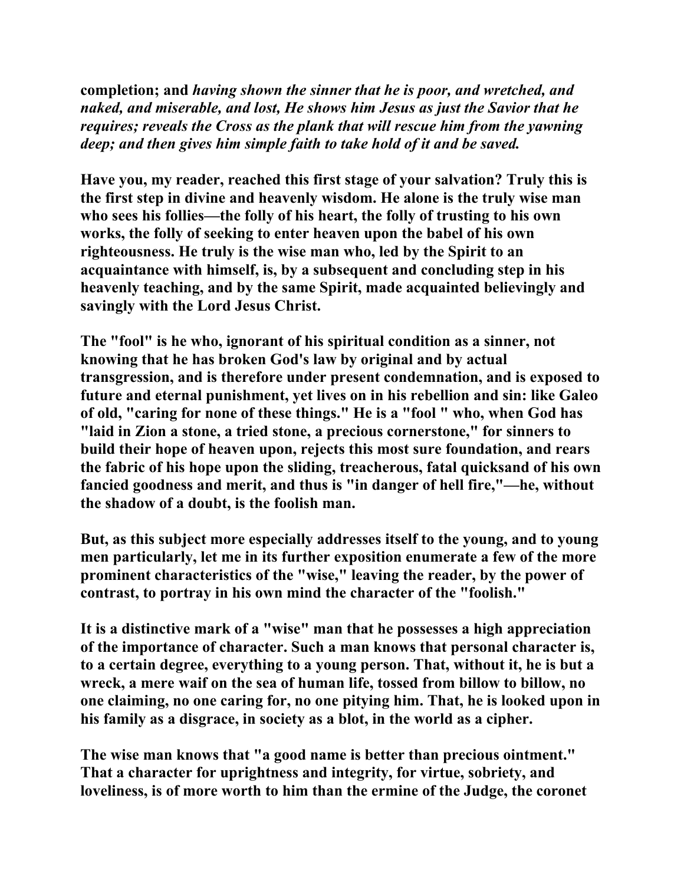**completion; and** ***having shown the sinner that he is poor, and wretched, and naked, and miserable, and lost, He shows him Jesus as just the Savior that he requires; reveals the Cross as the plank that will rescue him from the yawning deep; and then gives him simple faith to take hold of it and be saved.***

**Have you, my reader, reached this first stage of your salvation? Truly this is the first step in divine and heavenly wisdom. He alone is the truly wise man who sees his follies—the folly of his heart, the folly of trusting to his own works, the folly of seeking to enter heaven upon the babel of his own righteousness. He truly is the wise man who, led by the Spirit to an acquaintance with himself, is, by a subsequent and concluding step in his heavenly teaching, and by the same Spirit, made acquainted believingly and savingly with the Lord Jesus Christ.**

**The "fool" is he who, ignorant of his spiritual condition as a sinner, not knowing that he has broken God's law by original and by actual transgression, and is therefore under present condemnation, and is exposed to future and eternal punishment, yet lives on in his rebellion and sin: like Galeo of old, "caring for none of these things." He is a "fool " who, when God has "laid in Zion a stone, a tried stone, a precious cornerstone," for sinners to build their hope of heaven upon, rejects this most sure foundation, and rears the fabric of his hope upon the sliding, treacherous, fatal quicksand of his own fancied goodness and merit, and thus is "in danger of hell fire,"—he, without the shadow of a doubt, is the foolish man.**

**But, as this subject more especially addresses itself to the young, and to young men particularly, let me in its further exposition enumerate a few of the more prominent characteristics of the "wise," leaving the reader, by the power of contrast, to portray in his own mind the character of the "foolish."**

**It is a distinctive mark of a "wise" man that he possesses a high appreciation of the importance of character. Such a man knows that personal character is, to a certain degree, everything to a young person. That, without it, he is but a wreck, a mere waif on the sea of human life, tossed from billow to billow, no one claiming, no one caring for, no one pitying him. That, he is looked upon in his family as a disgrace, in society as a blot, in the world as a cipher.**

**The wise man knows that "a good name is better than precious ointment." That a character for uprightness and integrity, for virtue, sobriety, and loveliness, is of more worth to him than the ermine of the Judge, the coronet**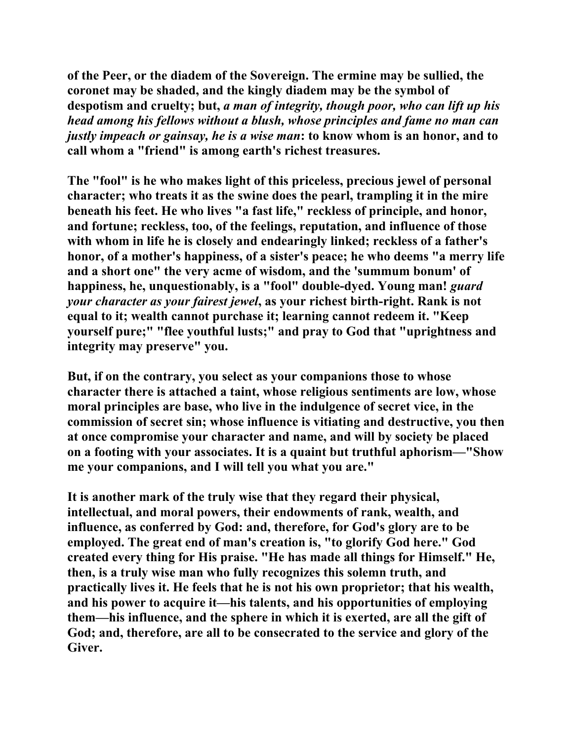of the Peer, or the diadem of the Sovereign. The ermine may be sullied, the coronet may be shaded, and the kingly diadem may be the symbol of despotism and cruelty; but, *a man of integrity, though poor, who can lift up his head among his fellows without a blush, whose principles and fame no man can justly impeach or gainsay, he is a wise man*: to know whom is an honor, and to call whom a "friend" is among earth's richest treasures.

The "fool" is he who makes light of this priceless, precious jewel of personal character; who treats it as the swine does the pearl, trampling it in the mire beneath his feet. He who lives "a fast life," reckless of principle, and honor, and fortune; reckless, too, of the feelings, reputation, and influence of those with whom in life he is closely and endearingly linked; reckless of a father's honor, of a mother's happiness, of a sister's peace; he who deems "a merry life and a short one" the very acme of wisdom, and the 'summum bonum' of happiness, he, unquestionably, is a "fool" double-dyed. Young man! *guard your character as your fairest jewel*, as your richest birth-right. Rank is not equal to it; wealth cannot purchase it; learning cannot redeem it. "Keep yourself pure;" "flee youthful lusts;" and pray to God that "uprightness and integrity may preserve" you.

But, if on the contrary, you select as your companions those to whose character there is attached a taint, whose religious sentiments are low, whose moral principles are base, who live in the indulgence of secret vice, in the commission of secret sin; whose influence is vitiating and destructive, you then at once compromise your character and name, and will by society be placed on a footing with your associates. It is a quaint but truthful aphorism—"Show me your companions, and I will tell you what you are."

It is another mark of the truly wise that they regard their physical, intellectual, and moral powers, their endowments of rank, wealth, and influence, as conferred by God: and, therefore, for God's glory are to be employed. The great end of man's creation is, "to glorify God here." God created every thing for His praise. "He has made all things for Himself." He, then, is a truly wise man who fully recognizes this solemn truth, and practically lives it. He feels that he is not his own proprietor; that his wealth, and his power to acquire it—his talents, and his opportunities of employing them—his influence, and the sphere in which it is exerted, are all the gift of God; and, therefore, are all to be consecrated to the service and glory of the Giver.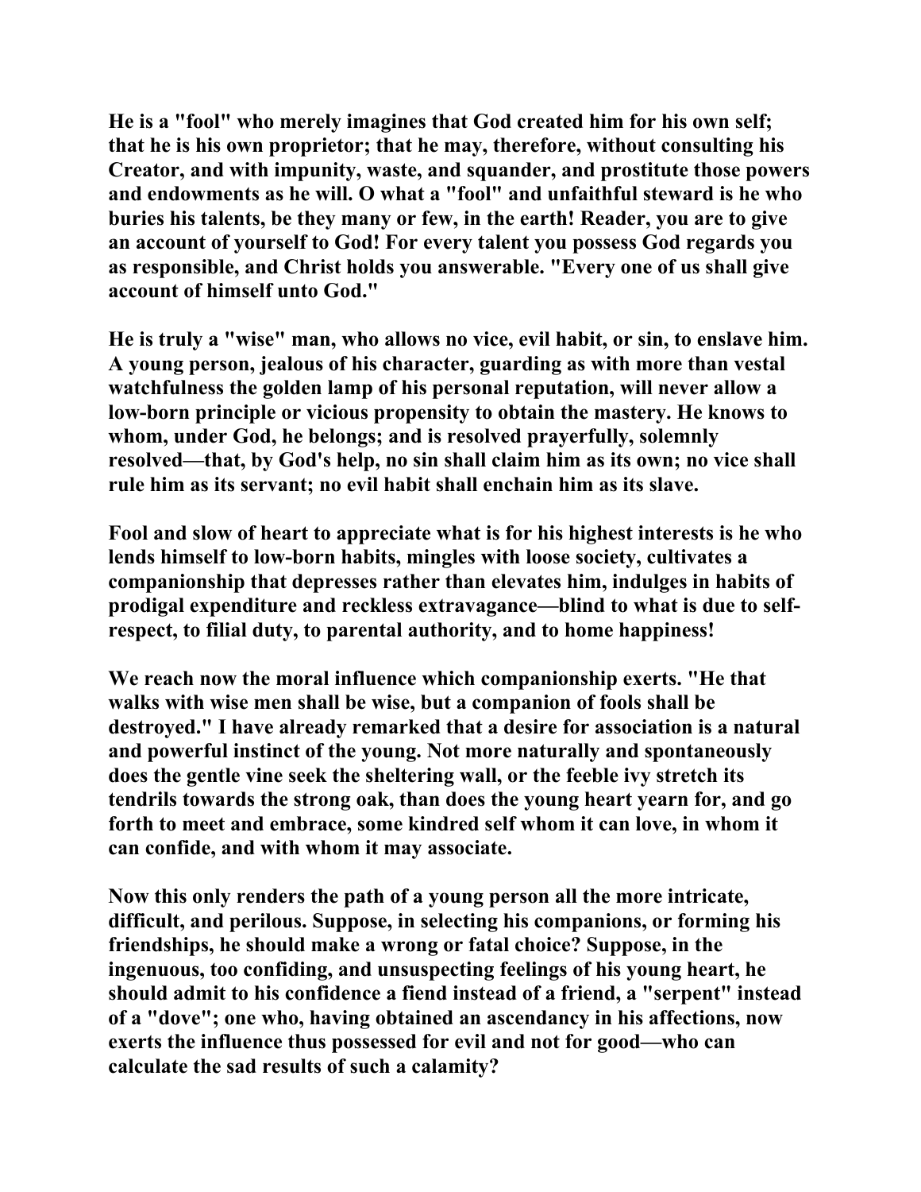He is a "fool" who merely imagines that God created him for his own self; that he is his own proprietor; that he may, therefore, without consulting his Creator, and with impunity, waste, and squander, and prostitute those powers and endowments as he will. O what a "fool" and unfaithful steward is he who buries his talents, be they many or few, in the earth! Reader, you are to give an account of yourself to God! For every talent you possess God regards you as responsible, and Christ holds you answerable. "Every one of us shall give account of himself unto God."

He is truly a "wise" man, who allows no vice, evil habit, or sin, to enslave him. A young person, jealous of his character, guarding as with more than vestal watchfulness the golden lamp of his personal reputation, will never allow a low-born principle or vicious propensity to obtain the mastery. He knows to whom, under God, he belongs; and is resolved prayerfully, solemnly resolved—that, by God's help, no sin shall claim him as its own; no vice shall rule him as its servant; no evil habit shall enchain him as its slave.

Fool and slow of heart to appreciate what is for his highest interests is he who lends himself to low-born habits, mingles with loose society, cultivates a companionship that depresses rather than elevates him, indulges in habits of prodigal expenditure and reckless extravagance—blind to what is due to self-respect, to filial duty, to parental authority, and to home happiness!

We reach now the moral influence which companionship exerts. "He that walks with wise men shall be wise, but a companion of fools shall be destroyed." I have already remarked that a desire for association is a natural and powerful instinct of the young. Not more naturally and spontaneously does the gentle vine seek the sheltering wall, or the feeble ivy stretch its tendrils towards the strong oak, than does the young heart yearn for, and go forth to meet and embrace, some kindred self whom it can love, in whom it can confide, and with whom it may associate.

Now this only renders the path of a young person all the more intricate, difficult, and perilous. Suppose, in selecting his companions, or forming his friendships, he should make a wrong or fatal choice? Suppose, in the ingenuous, too confiding, and unsuspecting feelings of his young heart, he should admit to his confidence a fiend instead of a friend, a "serpent" instead of a "dove"; one who, having obtained an ascendancy in his affections, now exerts the influence thus possessed for evil and not for good—who can calculate the sad results of such a calamity?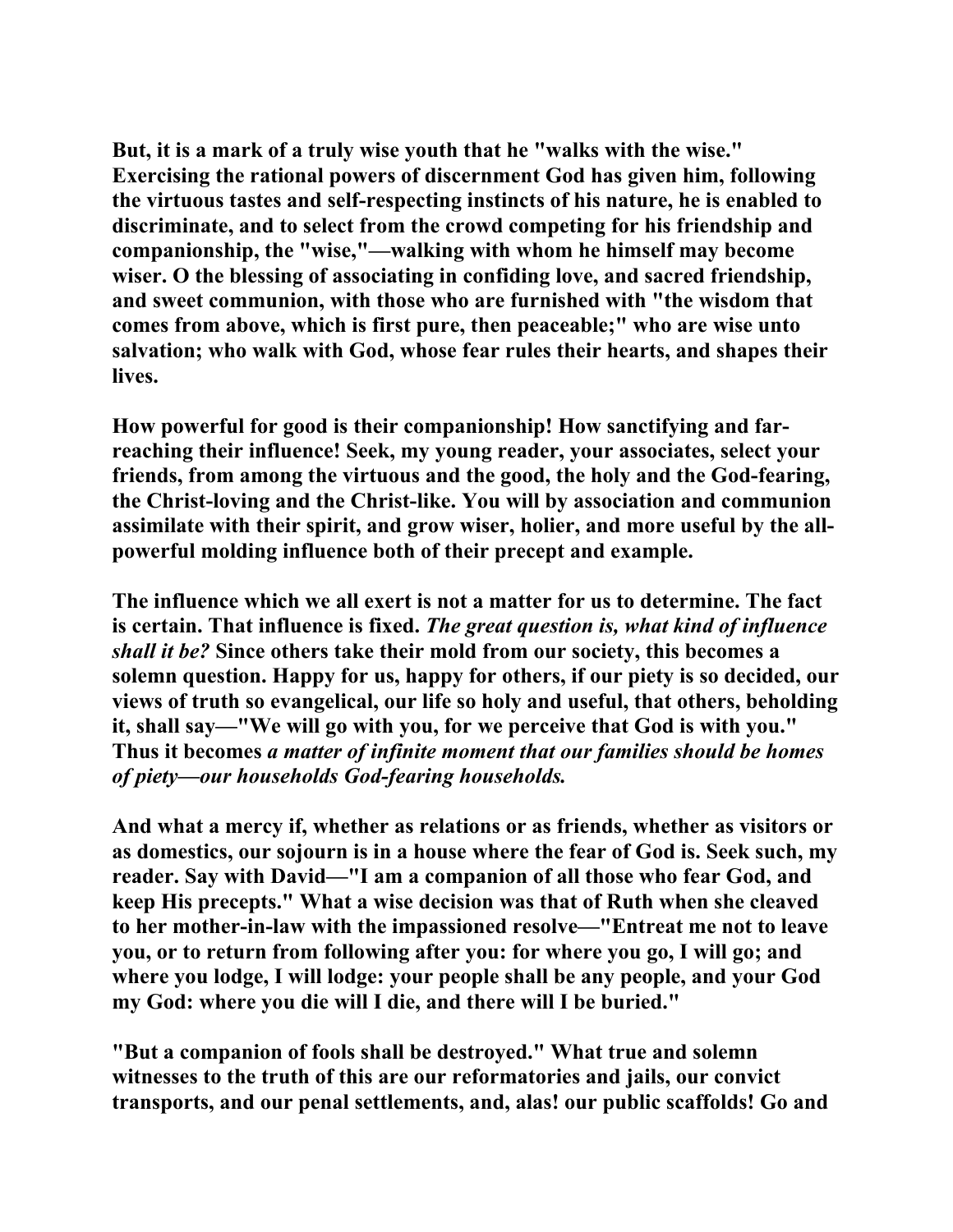But, it is a mark of a truly wise youth that he "walks with the wise." Exercising the rational powers of discernment God has given him, following the virtuous tastes and self-respecting instincts of his nature, he is enabled to discriminate, and to select from the crowd competing for his friendship and companionship, the "wise,"—walking with whom he himself may become wiser. O the blessing of associating in confiding love, and sacred friendship, and sweet communion, with those who are furnished with "the wisdom that comes from above, which is first pure, then peaceable;" who are wise unto salvation; who walk with God, whose fear rules their hearts, and shapes their lives.

How powerful for good is their companionship! How sanctifying and far-reaching their influence! Seek, my young reader, your associates, select your friends, from among the virtuous and the good, the holy and the God-fearing, the Christ-loving and the Christ-like. You will by association and communion assimilate with their spirit, and grow wiser, holier, and more useful by the all-powerful molding influence both of their precept and example.

The influence which we all exert is not a matter for us to determine. The fact is certain. That influence is fixed. *The great question is, what kind of influence shall it be?* Since others take their mold from our society, this becomes a solemn question. Happy for us, happy for others, if our piety is so decided, our views of truth so evangelical, our life so holy and useful, that others, beholding it, shall say—"We will go with you, for we perceive that God is with you." Thus it becomes *a matter of infinite moment that our families should be homes of piety—our households God-fearing households.*

And what a mercy if, whether as relations or as friends, whether as visitors or as domestics, our sojourn is in a house where the fear of God is. Seek such, my reader. Say with David—"I am a companion of all those who fear God, and keep His precepts." What a wise decision was that of Ruth when she cleaved to her mother-in-law with the impassioned resolve—"Entreat me not to leave you, or to return from following after you: for where you go, I will go; and where you lodge, I will lodge: your people shall be any people, and your God my God: where you die will I die, and there will I be buried."

"But a companion of fools shall be destroyed." What true and solemn witnesses to the truth of this are our reformatories and jails, our convict transports, and our penal settlements, and, alas! our public scaffolds! Go and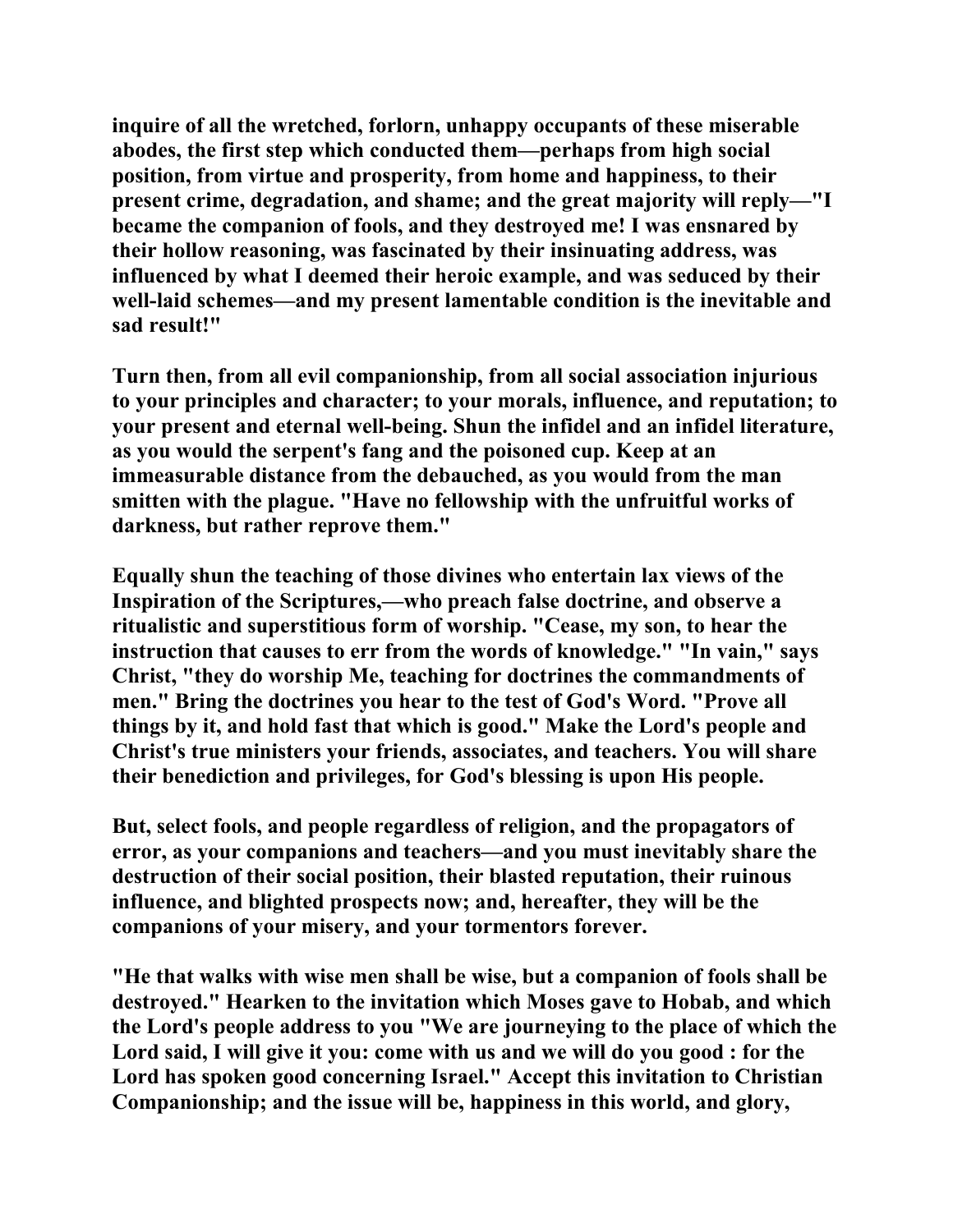inquire of all the wretched, forlorn, unhappy occupants of these miserable abodes, the first step which conducted them—perhaps from high social position, from virtue and prosperity, from home and happiness, to their present crime, degradation, and shame; and the great majority will reply—"I became the companion of fools, and they destroyed me! I was ensnared by their hollow reasoning, was fascinated by their insinuating address, was influenced by what I deemed their heroic example, and was seduced by their well-laid schemes—and my present lamentable condition is the inevitable and sad result!"

Turn then, from all evil companionship, from all social association injurious to your principles and character; to your morals, influence, and reputation; to your present and eternal well-being. Shun the infidel and an infidel literature, as you would the serpent's fang and the poisoned cup. Keep at an immeasurable distance from the debauched, as you would from the man smitten with the plague. "Have no fellowship with the unfruitful works of darkness, but rather reprove them."

Equally shun the teaching of those divines who entertain lax views of the Inspiration of the Scriptures,—who preach false doctrine, and observe a ritualistic and superstitious form of worship. "Cease, my son, to hear the instruction that causes to err from the words of knowledge." "In vain," says Christ, "they do worship Me, teaching for doctrines the commandments of men." Bring the doctrines you hear to the test of God's Word. "Prove all things by it, and hold fast that which is good." Make the Lord's people and Christ's true ministers your friends, associates, and teachers. You will share their benediction and privileges, for God's blessing is upon His people.

But, select fools, and people regardless of religion, and the propagators of error, as your companions and teachers—and you must inevitably share the destruction of their social position, their blasted reputation, their ruinous influence, and blighted prospects now; and, hereafter, they will be the companions of your misery, and your tormentors forever.

"He that walks with wise men shall be wise, but a companion of fools shall be destroyed." Hearken to the invitation which Moses gave to Hobab, and which the Lord's people address to you "We are journeying to the place of which the Lord said, I will give it you: come with us and we will do you good : for the Lord has spoken good concerning Israel." Accept this invitation to Christian Companionship; and the issue will be, happiness in this world, and glory,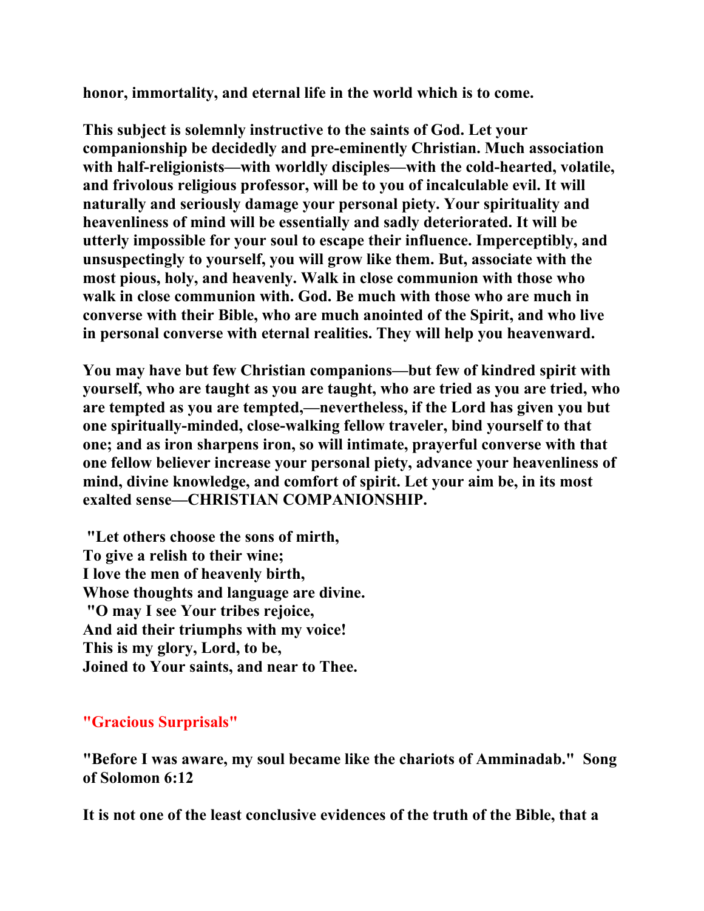**honor, immortality, and eternal life in the world which is to come.**

**This subject is solemnly instructive to the saints of God. Let your companionship be decidedly and pre-eminently Christian. Much association with half-religionists—with worldly disciples—with the cold-hearted, volatile, and frivolous religious professor, will be to you of incalculable evil. It will naturally and seriously damage your personal piety. Your spirituality and heavenliness of mind will be essentially and sadly deteriorated. It will be utterly impossible for your soul to escape their influence. Imperceptibly, and unsuspectingly to yourself, you will grow like them. But, associate with the most pious, holy, and heavenly. Walk in close communion with those who walk in close communion with. God. Be much with those who are much in converse with their Bible, who are much anointed of the Spirit, and who live in personal converse with eternal realities. They will help you heavenward.**

**You may have but few Christian companions—but few of kindred spirit with yourself, who are taught as you are taught, who are tried as you are tried, who are tempted as you are tempted,—nevertheless, if the Lord has given you but one spiritually-minded, close-walking fellow traveler, bind yourself to that one; and as iron sharpens iron, so will intimate, prayerful converse with that one fellow believer increase your personal piety, advance your heavenliness of mind, divine knowledge, and comfort of spirit. Let your aim be, in its most exalted sense—CHRISTIAN COMPANIONSHIP.**

**"Let others choose the sons of mirth,**
**To give a relish to their wine;**
**I love the men of heavenly birth,**
**Whose thoughts and language are divine.**
**"O may I see Your tribes rejoice,**
**And aid their triumphs with my voice!**
**This is my glory, Lord, to be,**
**Joined to Your saints, and near to Thee.**

## "Gracious Surprisals"

**"Before I was aware, my soul became like the chariots of Amminadab." Song of Solomon 6:12**

**It is not one of the least conclusive evidences of the truth of the Bible, that a**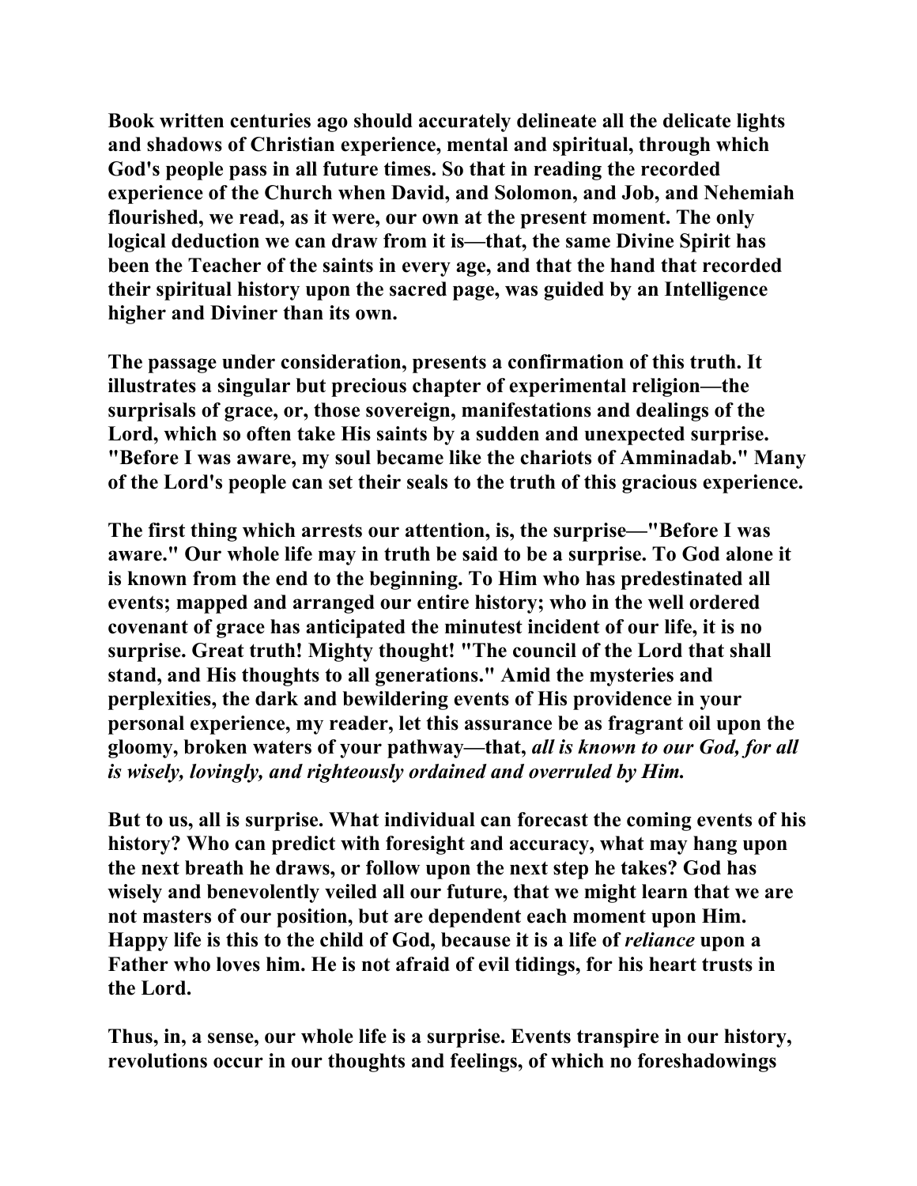**Book written centuries ago should accurately delineate all the delicate lights and shadows of Christian experience, mental and spiritual, through which God's people pass in all future times. So that in reading the recorded experience of the Church when David, and Solomon, and Job, and Nehemiah flourished, we read, as it were, our own at the present moment. The only logical deduction we can draw from it is—that, the same Divine Spirit has been the Teacher of the saints in every age, and that the hand that recorded their spiritual history upon the sacred page, was guided by an Intelligence higher and Diviner than its own.**

**The passage under consideration, presents a confirmation of this truth. It illustrates a singular but precious chapter of experimental religion—the surprisals of grace, or, those sovereign, manifestations and dealings of the Lord, which so often take His saints by a sudden and unexpected surprise. "Before I was aware, my soul became like the chariots of Amminadab." Many of the Lord's people can set their seals to the truth of this gracious experience.**

**The first thing which arrests our attention, is, the surprise—"Before I was aware." Our whole life may in truth be said to be a surprise. To God alone it is known from the end to the beginning. To Him who has predestinated all events; mapped and arranged our entire history; who in the well ordered covenant of grace has anticipated the minutest incident of our life, it is no surprise. Great truth! Mighty thought! "The council of the Lord that shall stand, and His thoughts to all generations." Amid the mysteries and perplexities, the dark and bewildering events of His providence in your personal experience, my reader, let this assurance be as fragrant oil upon the gloomy, broken waters of your pathway—that, *all is known to our God, for all is wisely, lovingly, and righteously ordained and overruled by Him.***

**But to us, all is surprise. What individual can forecast the coming events of his history? Who can predict with foresight and accuracy, what may hang upon the next breath he draws, or follow upon the next step he takes? God has wisely and benevolently veiled all our future, that we might learn that we are not masters of our position, but are dependent each moment upon Him. Happy life is this to the child of God, because it is a life of *reliance* upon a Father who loves him. He is not afraid of evil tidings, for his heart trusts in the Lord.**

**Thus, in, a sense, our whole life is a surprise. Events transpire in our history, revolutions occur in our thoughts and feelings, of which no foreshadowings**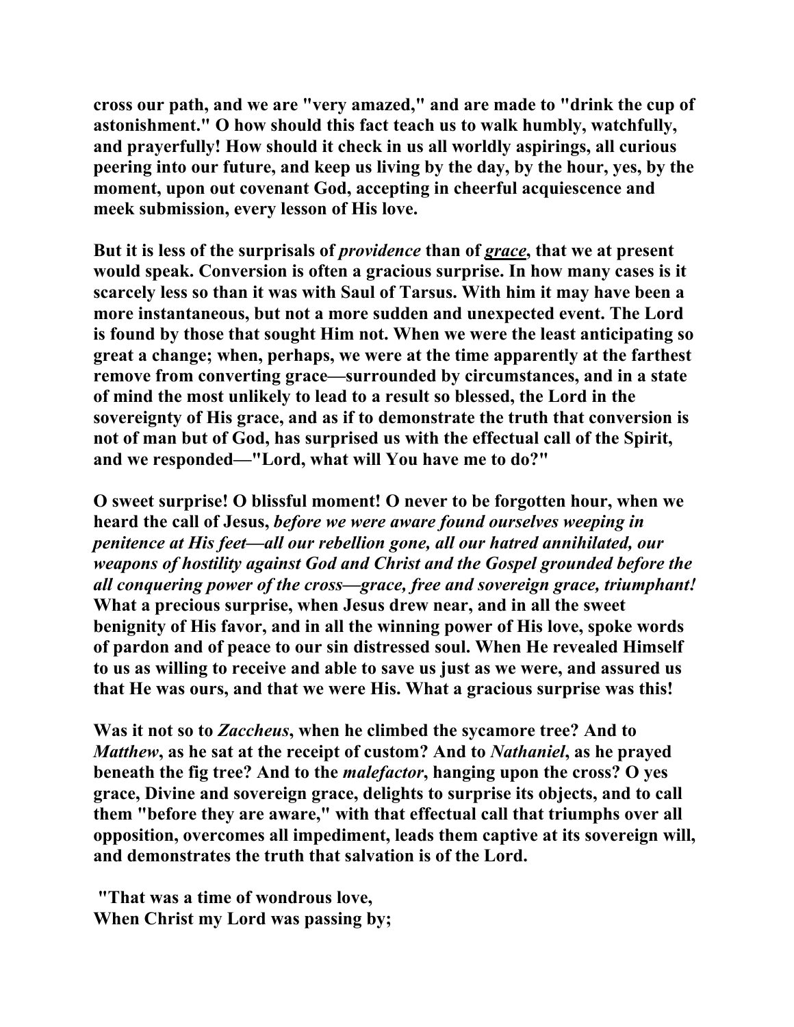**cross our path, and we are "very amazed," and are made to "drink the cup of astonishment." O how should this fact teach us to walk humbly, watchfully, and prayerfully! How should it check in us all worldly aspirings, all curious peering into our future, and keep us living by the day, by the hour, yes, by the moment, upon out covenant God, accepting in cheerful acquiescence and meek submission, every lesson of His love.**

**But it is less of the surprisals of *providence* than of *grace*, that we at present would speak. Conversion is often a gracious surprise. In how many cases is it scarcely less so than it was with Saul of Tarsus. With him it may have been a more instantaneous, but not a more sudden and unexpected event. The Lord is found by those that sought Him not. When we were the least anticipating so great a change; when, perhaps, we were at the time apparently at the farthest remove from converting grace—surrounded by circumstances, and in a state of mind the most unlikely to lead to a result so blessed, the Lord in the sovereignty of His grace, and as if to demonstrate the truth that conversion is not of man but of God, has surprised us with the effectual call of the Spirit, and we responded—"Lord, what will You have me to do?"**

**O sweet surprise! O blissful moment! O never to be forgotten hour, when we heard the call of Jesus, *before we were aware found ourselves weeping in penitence at His feet—all our rebellion gone, all our hatred annihilated, our weapons of hostility against God and Christ and the Gospel grounded before the all conquering power of the cross—grace, free and sovereign grace, triumphant!* What a precious surprise, when Jesus drew near, and in all the sweet benignity of His favor, and in all the winning power of His love, spoke words of pardon and of peace to our sin distressed soul. When He revealed Himself to us as willing to receive and able to save us just as we were, and assured us that He was ours, and that we were His. What a gracious surprise was this!**

**Was it not so to *Zaccheus*, when he climbed the sycamore tree? And to *Matthew*, as he sat at the receipt of custom? And to *Nathaniel*, as he prayed beneath the fig tree? And to the *malefactor*, hanging upon the cross? O yes grace, Divine and sovereign grace, delights to surprise its objects, and to call them "before they are aware," with that effectual call that triumphs over all opposition, overcomes all impediment, leads them captive at its sovereign will, and demonstrates the truth that salvation is of the Lord.**

**"That was a time of wondrous love,**
**When Christ my Lord was passing by;**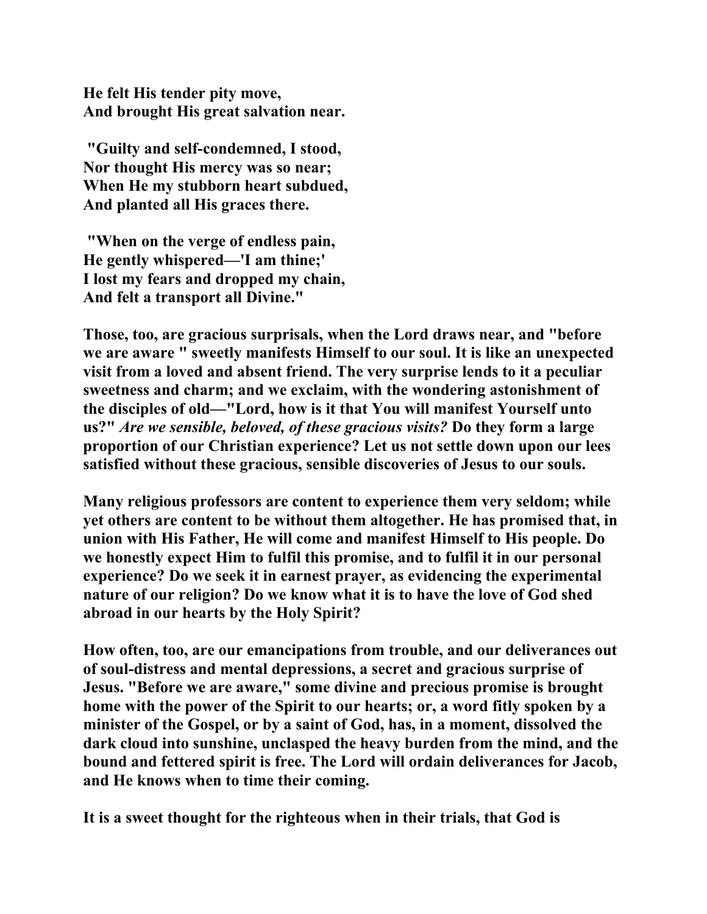**He felt His tender pity move,**
**And brought His great salvation near.**

**"Guilty and self-condemned, I stood,**
**Nor thought His mercy was so near;**
**When He my stubborn heart subdued,**
**And planted all His graces there.**

**"When on the verge of endless pain,**
**He gently whispered—'I am thine;'**
**I lost my fears and dropped my chain,**
**And felt a transport all Divine."**

**Those, too, are gracious surprisals, when the Lord draws near, and "before we are aware " sweetly manifests Himself to our soul. It is like an unexpected visit from a loved and absent friend. The very surprise lends to it a peculiar sweetness and charm; and we exclaim, with the wondering astonishment of the disciples of old—"Lord, how is it that You will manifest Yourself unto us?"** ***Are we sensible, beloved, of these gracious visits?*** **Do they form a large proportion of our Christian experience? Let us not settle down upon our lees satisfied without these gracious, sensible discoveries of Jesus to our souls.**

**Many religious professors are content to experience them very seldom; while yet others are content to be without them altogether. He has promised that, in union with His Father, He will come and manifest Himself to His people. Do we honestly expect Him to fulfil this promise, and to fulfil it in our personal experience? Do we seek it in earnest prayer, as evidencing the experimental nature of our religion? Do we know what it is to have the love of God shed abroad in our hearts by the Holy Spirit?**

**How often, too, are our emancipations from trouble, and our deliverances out of soul-distress and mental depressions, a secret and gracious surprise of Jesus. "Before we are aware," some divine and precious promise is brought home with the power of the Spirit to our hearts; or, a word fitly spoken by a minister of the Gospel, or by a saint of God, has, in a moment, dissolved the dark cloud into sunshine, unclasped the heavy burden from the mind, and the bound and fettered spirit is free. The Lord will ordain deliverances for Jacob, and He knows when to time their coming.**

**It is a sweet thought for the righteous when in their trials, that God is**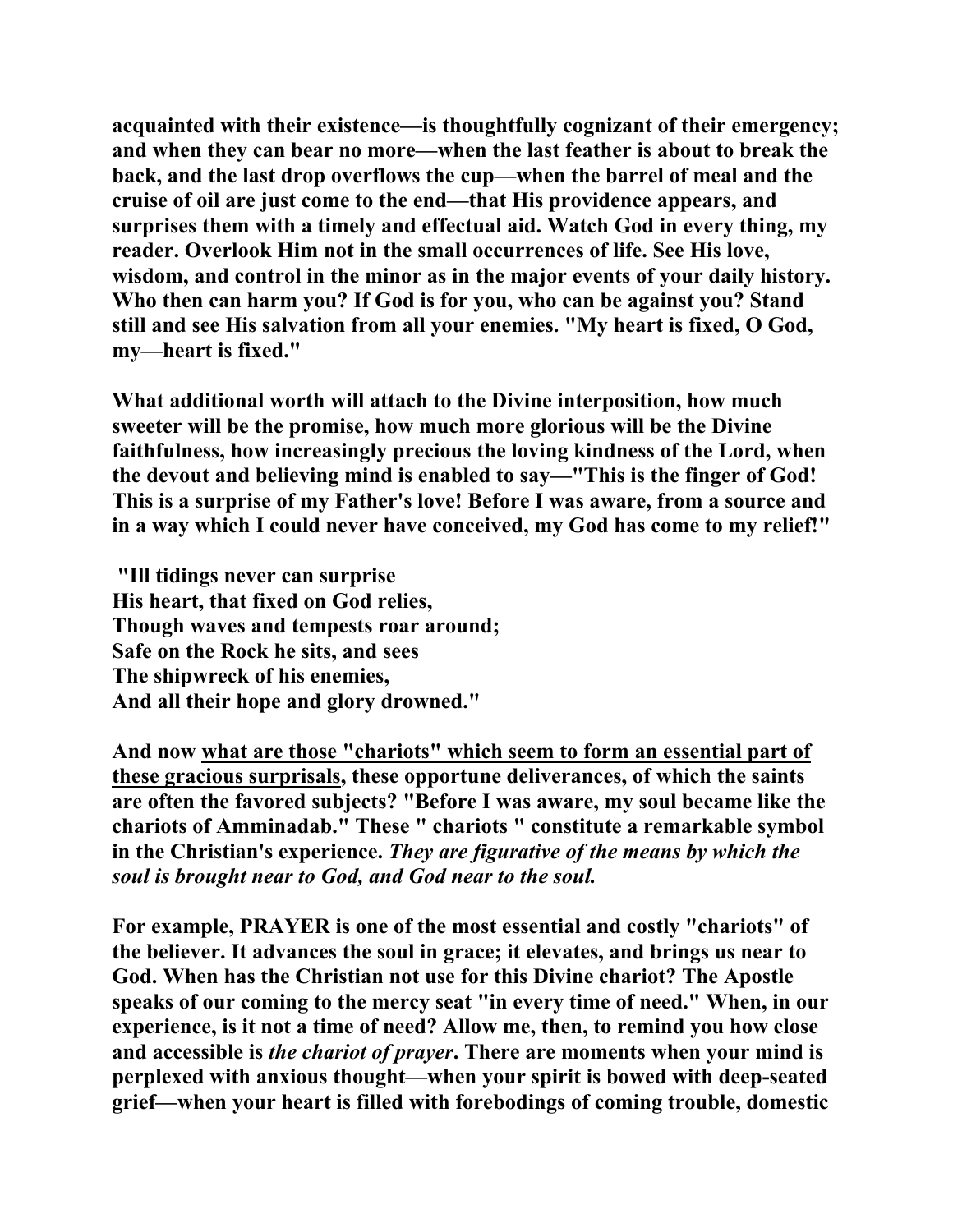**acquainted with their existence—is thoughtfully cognizant of their emergency; and when they can bear no more—when the last feather is about to break the back, and the last drop overflows the cup—when the barrel of meal and the cruise of oil are just come to the end—that His providence appears, and surprises them with a timely and effectual aid. Watch God in every thing, my reader. Overlook Him not in the small occurrences of life. See His love, wisdom, and control in the minor as in the major events of your daily history. Who then can harm you? If God is for you, who can be against you? Stand still and see His salvation from all your enemies. "My heart is fixed, O God, my—heart is fixed."**

**What additional worth will attach to the Divine interposition, how much sweeter will be the promise, how much more glorious will be the Divine faithfulness, how increasingly precious the loving kindness of the Lord, when the devout and believing mind is enabled to say—"This is the finger of God! This is a surprise of my Father's love! Before I was aware, from a source and in a way which I could never have conceived, my God has come to my relief!"**

**"Ill tidings never can surprise**
**His heart, that fixed on God relies,**
**Though waves and tempests roar around;**
**Safe on the Rock he sits, and sees**
**The shipwreck of his enemies,**
**And all their hope and glory drowned."**

**And now <u>what are those "chariots" which seem to form an essential part of these gracious surprisals</u>, these opportune deliverances, of which the saints are often the favored subjects? "Before I was aware, my soul became like the chariots of Amminadab." These " chariots " constitute a remarkable symbol in the Christian's experience. *They are figurative of the means by which the soul is brought near to God, and God near to the soul.***

**For example, PRAYER is one of the most essential and costly "chariots" of the believer. It advances the soul in grace; it elevates, and brings us near to God. When has the Christian not use for this Divine chariot? The Apostle speaks of our coming to the mercy seat "in every time of need." When, in our experience, is it not a time of need? Allow me, then, to remind you how close and accessible is *the chariot of prayer*. There are moments when your mind is perplexed with anxious thought—when your spirit is bowed with deep-seated grief—when your heart is filled with forebodings of coming trouble, domestic**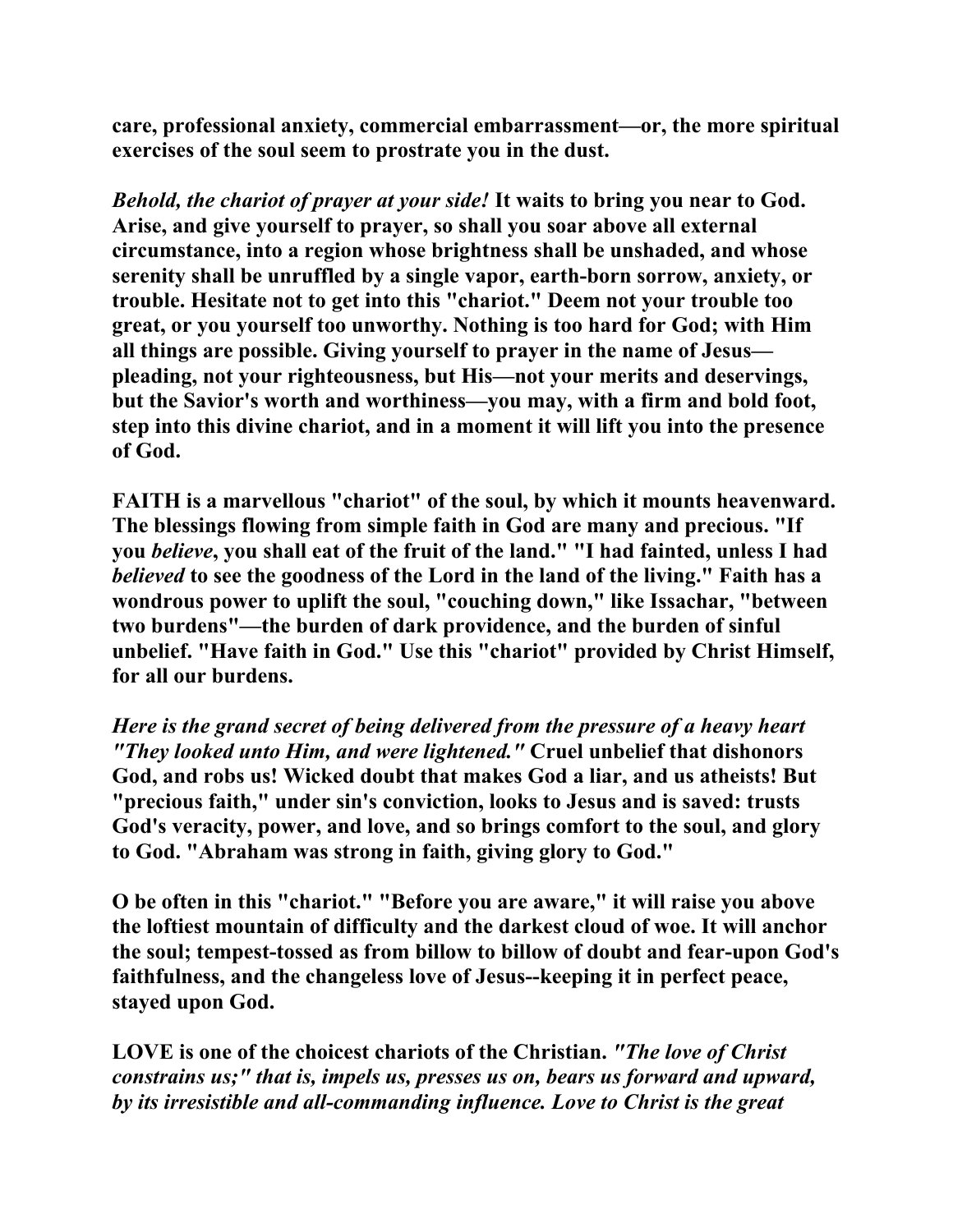**care, professional anxiety, commercial embarrassment—or, the more spiritual exercises of the soul seem to prostrate you in the dust.**

***Behold, the chariot of prayer at your side!*** **It waits to bring you near to God. Arise, and give yourself to prayer, so shall you soar above all external circumstance, into a region whose brightness shall be unshaded, and whose serenity shall be unruffled by a single vapor, earth-born sorrow, anxiety, or trouble. Hesitate not to get into this "chariot." Deem not your trouble too great, or you yourself too unworthy. Nothing is too hard for God; with Him all things are possible. Giving yourself to prayer in the name of Jesus—pleading, not your righteousness, but His—not your merits and deservings, but the Savior's worth and worthiness—you may, with a firm and bold foot, step into this divine chariot, and in a moment it will lift you into the presence of God.**

**FAITH is a marvellous "chariot" of the soul, by which it mounts heavenward. The blessings flowing from simple faith in God are many and precious. "If you *believe*, you shall eat of the fruit of the land." "I had fainted, unless I had *believed* to see the goodness of the Lord in the land of the living." Faith has a wondrous power to uplift the soul, "couching down," like Issachar, "between two burdens"—the burden of dark providence, and the burden of sinful unbelief. "Have faith in God." Use this "chariot" provided by Christ Himself, for all our burdens.**

***Here is the grand secret of being delivered from the pressure of a heavy heart "They looked unto Him, and were lightened."*** **Cruel unbelief that dishonors God, and robs us! Wicked doubt that makes God a liar, and us atheists! But "precious faith," under sin's conviction, looks to Jesus and is saved: trusts God's veracity, power, and love, and so brings comfort to the soul, and glory to God. "Abraham was strong in faith, giving glory to God."**

**O be often in this "chariot." "Before you are aware," it will raise you above the loftiest mountain of difficulty and the darkest cloud of woe. It will anchor the soul; tempest-tossed as from billow to billow of doubt and fear-upon God's faithfulness, and the changeless love of Jesus--keeping it in perfect peace, stayed upon God.**

**LOVE is one of the choicest chariots of the Christian.** ***"The love of Christ constrains us;" that is, impels us, presses us on, bears us forward and upward, by its irresistible and all-commanding influence. Love to Christ is the great***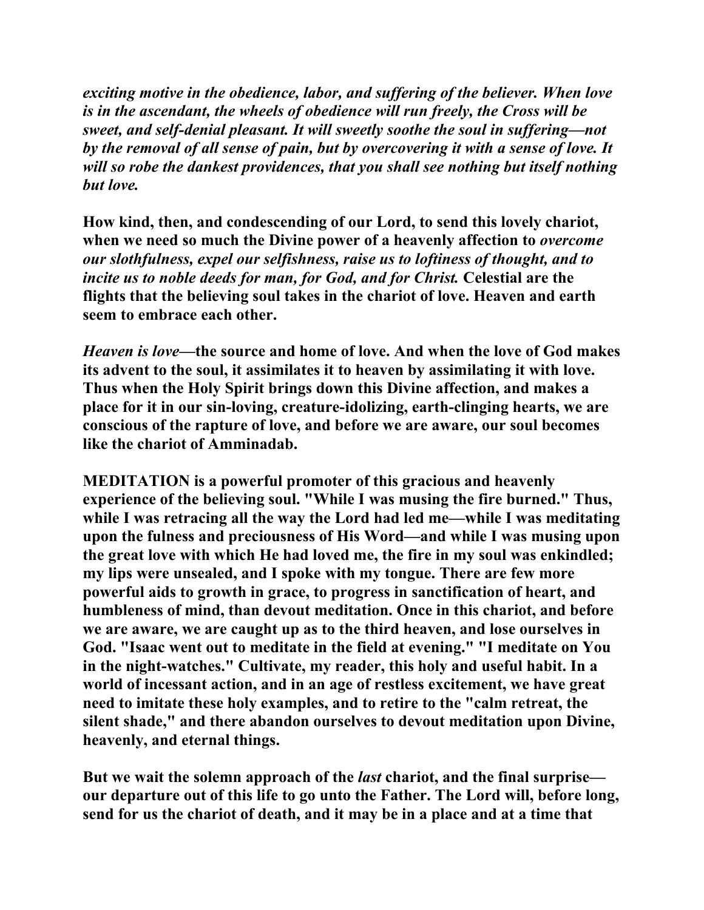***exciting motive in the obedience, labor, and suffering of the believer. When love is in the ascendant, the wheels of obedience will run freely, the Cross will be sweet, and self-denial pleasant. It will sweetly soothe the soul in suffering—not by the removal of all sense of pain, but by overcovering it with a sense of love. It will so robe the dankest providences, that you shall see nothing but itself nothing but love.***

**How kind, then, and condescending of our Lord, to send this lovely chariot, when we need so much the Divine power of a heavenly affection to *overcome our slothfulness, expel our selfishness, raise us to loftiness of thought, and to incite us to noble deeds for man, for God, and for Christ.* Celestial are the flights that the believing soul takes in the chariot of love. Heaven and earth seem to embrace each other.**

***Heaven is love*—the source and home of love. And when the love of God makes its advent to the soul, it assimilates it to heaven by assimilating it with love. Thus when the Holy Spirit brings down this Divine affection, and makes a place for it in our sin-loving, creature-idolizing, earth-clinging hearts, we are conscious of the rapture of love, and before we are aware, our soul becomes like the chariot of Amminadab.**

**MEDITATION is a powerful promoter of this gracious and heavenly experience of the believing soul. "While I was musing the fire burned." Thus, while I was retracing all the way the Lord had led me—while I was meditating upon the fulness and preciousness of His Word—and while I was musing upon the great love with which He had loved me, the fire in my soul was enkindled; my lips were unsealed, and I spoke with my tongue. There are few more powerful aids to growth in grace, to progress in sanctification of heart, and humbleness of mind, than devout meditation. Once in this chariot, and before we are aware, we are caught up as to the third heaven, and lose ourselves in God. "Isaac went out to meditate in the field at evening." "I meditate on You in the night-watches." Cultivate, my reader, this holy and useful habit. In a world of incessant action, and in an age of restless excitement, we have great need to imitate these holy examples, and to retire to the "calm retreat, the silent shade," and there abandon ourselves to devout meditation upon Divine, heavenly, and eternal things.**

**But we wait the solemn approach of the *last* chariot, and the final surprise—our departure out of this life to go unto the Father. The Lord will, before long, send for us the chariot of death, and it may be in a place and at a time that**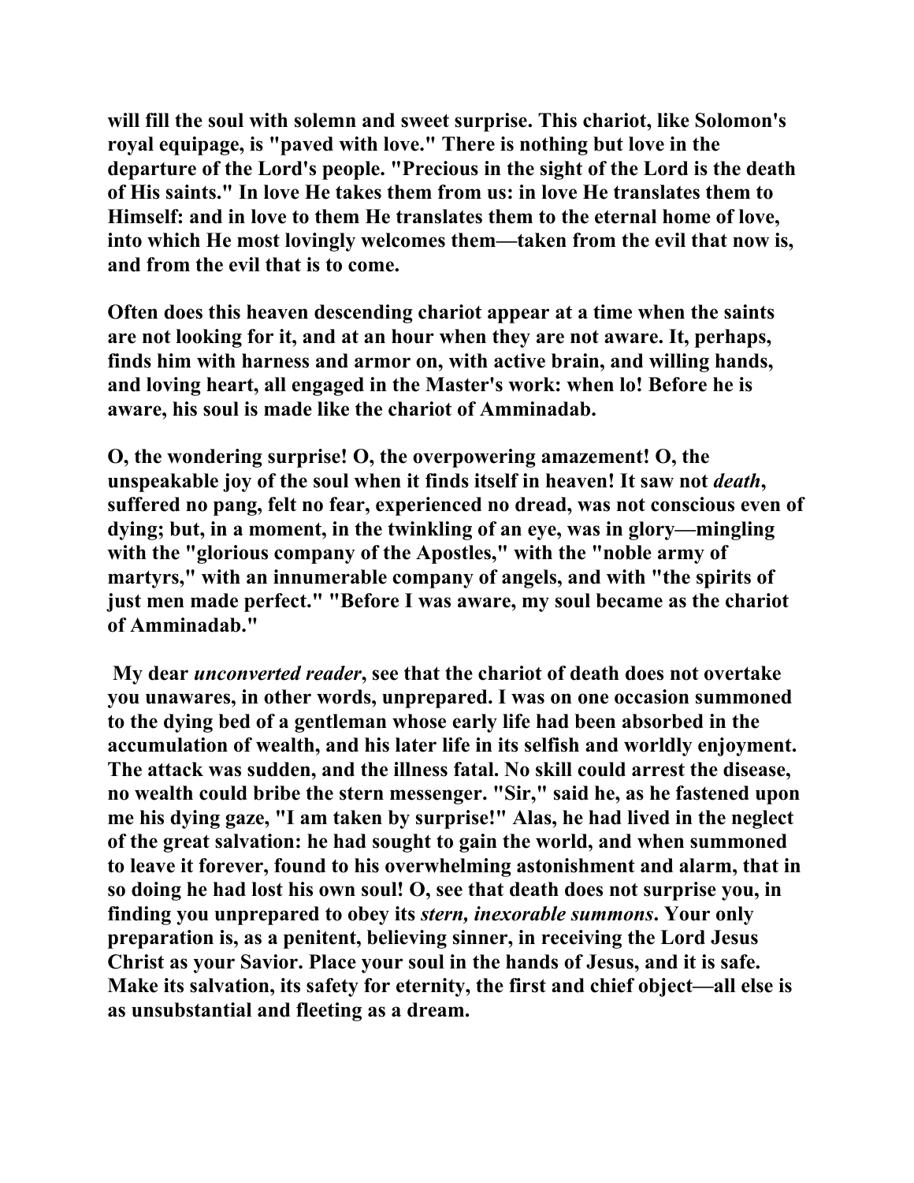will fill the soul with solemn and sweet surprise. This chariot, like Solomon's royal equipage, is "paved with love." There is nothing but love in the departure of the Lord's people. "Precious in the sight of the Lord is the death of His saints." In love He takes them from us: in love He translates them to Himself: and in love to them He translates them to the eternal home of love, into which He most lovingly welcomes them—taken from the evil that now is, and from the evil that is to come.

Often does this heaven descending chariot appear at a time when the saints are not looking for it, and at an hour when they are not aware. It, perhaps, finds him with harness and armor on, with active brain, and willing hands, and loving heart, all engaged in the Master's work: when lo! Before he is aware, his soul is made like the chariot of Amminadab.

O, the wondering surprise! O, the overpowering amazement! O, the unspeakable joy of the soul when it finds itself in heaven! It saw not *death*, suffered no pang, felt no fear, experienced no dread, was not conscious even of dying; but, in a moment, in the twinkling of an eye, was in glory—mingling with the "glorious company of the Apostles," with the "noble army of martyrs," with an innumerable company of angels, and with "the spirits of just men made perfect." "Before I was aware, my soul became as the chariot of Amminadab."

My dear *unconverted reader*, see that the chariot of death does not overtake you unawares, in other words, unprepared. I was on one occasion summoned to the dying bed of a gentleman whose early life had been absorbed in the accumulation of wealth, and his later life in its selfish and worldly enjoyment. The attack was sudden, and the illness fatal. No skill could arrest the disease, no wealth could bribe the stern messenger. "Sir," said he, as he fastened upon me his dying gaze, "I am taken by surprise!" Alas, he had lived in the neglect of the great salvation: he had sought to gain the world, and when summoned to leave it forever, found to his overwhelming astonishment and alarm, that in so doing he had lost his own soul! O, see that death does not surprise you, in finding you unprepared to obey its *stern, inexorable summons*. Your only preparation is, as a penitent, believing sinner, in receiving the Lord Jesus Christ as your Savior. Place your soul in the hands of Jesus, and it is safe. Make its salvation, its safety for eternity, the first and chief object—all else is as unsubstantial and fleeting as a dream.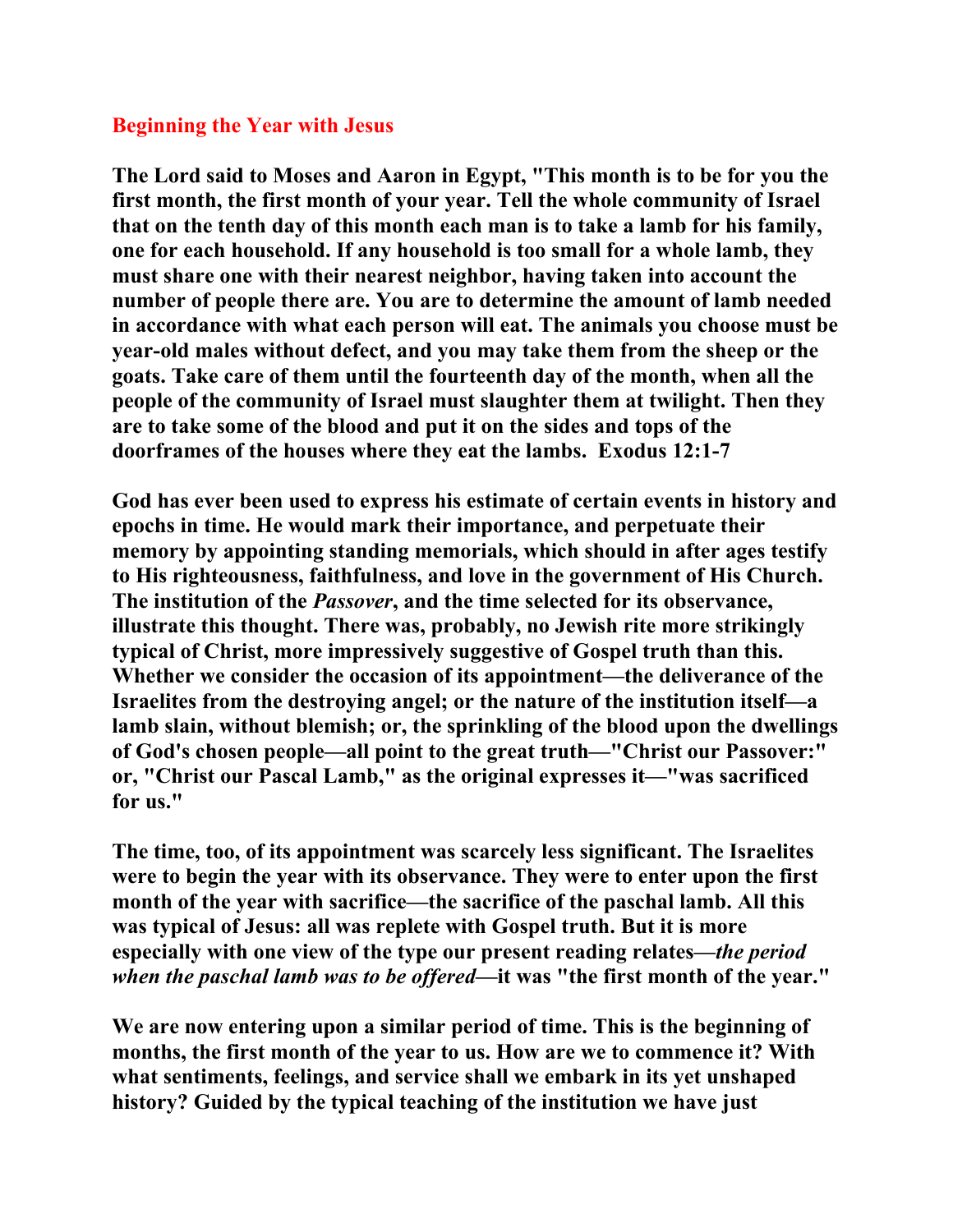## Beginning the Year with Jesus

**The Lord said to Moses and Aaron in Egypt, "This month is to be for you the first month, the first month of your year. Tell the whole community of Israel that on the tenth day of this month each man is to take a lamb for his family, one for each household. If any household is too small for a whole lamb, they must share one with their nearest neighbor, having taken into account the number of people there are. You are to determine the amount of lamb needed in accordance with what each person will eat. The animals you choose must be year-old males without defect, and you may take them from the sheep or the goats. Take care of them until the fourteenth day of the month, when all the people of the community of Israel must slaughter them at twilight. Then they are to take some of the blood and put it on the sides and tops of the doorframes of the houses where they eat the lambs. Exodus 12:1-7**

**God has ever been used to express his estimate of certain events in history and epochs in time. He would mark their importance, and perpetuate their memory by appointing standing memorials, which should in after ages testify to His righteousness, faithfulness, and love in the government of His Church. The institution of the *Passover*, and the time selected for its observance, illustrate this thought. There was, probably, no Jewish rite more strikingly typical of Christ, more impressively suggestive of Gospel truth than this. Whether we consider the occasion of its appointment—the deliverance of the Israelites from the destroying angel; or the nature of the institution itself—a lamb slain, without blemish; or, the sprinkling of the blood upon the dwellings of God's chosen people—all point to the great truth—"Christ our Passover:" or, "Christ our Pascal Lamb," as the original expresses it—"was sacrificed for us."**

**The time, too, of its appointment was scarcely less significant. The Israelites were to begin the year with its observance. They were to enter upon the first month of the year with sacrifice—the sacrifice of the paschal lamb. All this was typical of Jesus: all was replete with Gospel truth. But it is more especially with one view of the type our present reading relates—*the period when the paschal lamb was to be offered*—it was "the first month of the year."**

**We are now entering upon a similar period of time. This is the beginning of months, the first month of the year to us. How are we to commence it? With what sentiments, feelings, and service shall we embark in its yet unshaped history? Guided by the typical teaching of the institution we have just**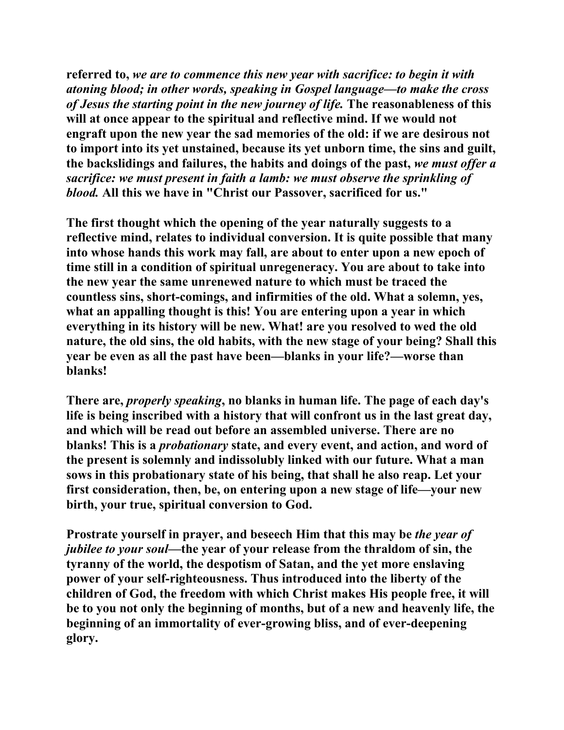**referred to, *we are to commence this new year with sacrifice: to begin it with atoning blood; in other words, speaking in Gospel language—to make the cross of Jesus the starting point in the new journey of life.* The reasonableness of this will at once appear to the spiritual and reflective mind. If we would not engraft upon the new year the sad memories of the old: if we are desirous not to import into its yet unstained, because its yet unborn time, the sins and guilt, the backslidings and failures, the habits and doings of the past, *we must offer a sacrifice: we must present in faith a lamb: we must observe the sprinkling of blood.* All this we have in "Christ our Passover, sacrificed for us."**

**The first thought which the opening of the year naturally suggests to a reflective mind, relates to individual conversion. It is quite possible that many into whose hands this work may fall, are about to enter upon a new epoch of time still in a condition of spiritual unregeneracy. You are about to take into the new year the same unrenewed nature to which must be traced the countless sins, short-comings, and infirmities of the old. What a solemn, yes, what an appalling thought is this! You are entering upon a year in which everything in its history will be new. What! are you resolved to wed the old nature, the old sins, the old habits, with the new stage of your being? Shall this year be even as all the past have been—blanks in your life?—worse than blanks!**

**There are, *properly speaking*, no blanks in human life. The page of each day's life is being inscribed with a history that will confront us in the last great day, and which will be read out before an assembled universe. There are no blanks! This is a *probationary* state, and every event, and action, and word of the present is solemnly and indissolubly linked with our future. What a man sows in this probationary state of his being, that shall he also reap. Let your first consideration, then, be, on entering upon a new stage of life—your new birth, your true, spiritual conversion to God.**

**Prostrate yourself in prayer, and beseech Him that this may be *the year of jubilee to your soul*—the year of your release from the thraldom of sin, the tyranny of the world, the despotism of Satan, and the yet more enslaving power of your self-righteousness. Thus introduced into the liberty of the children of God, the freedom with which Christ makes His people free, it will be to you not only the beginning of months, but of a new and heavenly life, the beginning of an immortality of ever-growing bliss, and of ever-deepening glory.**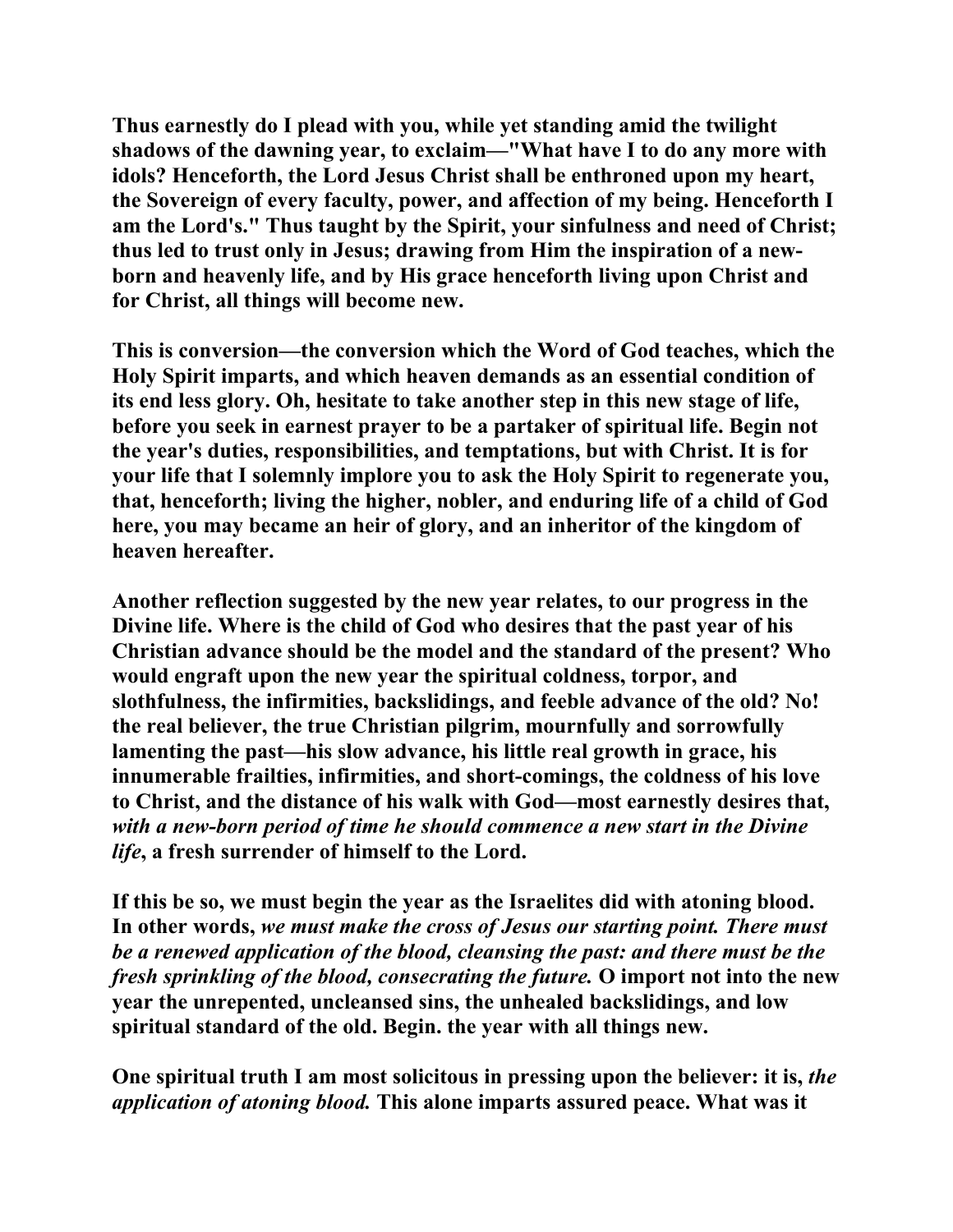Thus earnestly do I plead with you, while yet standing amid the twilight shadows of the dawning year, to exclaim—"What have I to do any more with idols? Henceforth, the Lord Jesus Christ shall be enthroned upon my heart, the Sovereign of every faculty, power, and affection of my being. Henceforth I am the Lord's." Thus taught by the Spirit, your sinfulness and need of Christ; thus led to trust only in Jesus; drawing from Him the inspiration of a new-born and heavenly life, and by His grace henceforth living upon Christ and for Christ, all things will become new.

This is conversion—the conversion which the Word of God teaches, which the Holy Spirit imparts, and which heaven demands as an essential condition of its end less glory. Oh, hesitate to take another step in this new stage of life, before you seek in earnest prayer to be a partaker of spiritual life. Begin not the year's duties, responsibilities, and temptations, but with Christ. It is for your life that I solemnly implore you to ask the Holy Spirit to regenerate you, that, henceforth; living the higher, nobler, and enduring life of a child of God here, you may became an heir of glory, and an inheritor of the kingdom of heaven hereafter.

Another reflection suggested by the new year relates, to our progress in the Divine life. Where is the child of God who desires that the past year of his Christian advance should be the model and the standard of the present? Who would engraft upon the new year the spiritual coldness, torpor, and slothfulness, the infirmities, backslidings, and feeble advance of the old? No! the real believer, the true Christian pilgrim, mournfully and sorrowfully lamenting the past—his slow advance, his little real growth in grace, his innumerable frailties, infirmities, and short-comings, the coldness of his love to Christ, and the distance of his walk with God—most earnestly desires that, *with a new-born period of time he should commence a new start in the Divine life*, a fresh surrender of himself to the Lord.

If this be so, we must begin the year as the Israelites did with atoning blood. In other words, *we must make the cross of Jesus our starting point. There must be a renewed application of the blood, cleansing the past: and there must be the fresh sprinkling of the blood, consecrating the future.* O import not into the new year the unrepented, uncleansed sins, the unhealed backslidings, and low spiritual standard of the old. Begin. the year with all things new.

One spiritual truth I am most solicitous in pressing upon the believer: it is, *the application of atoning blood.* This alone imparts assured peace. What was it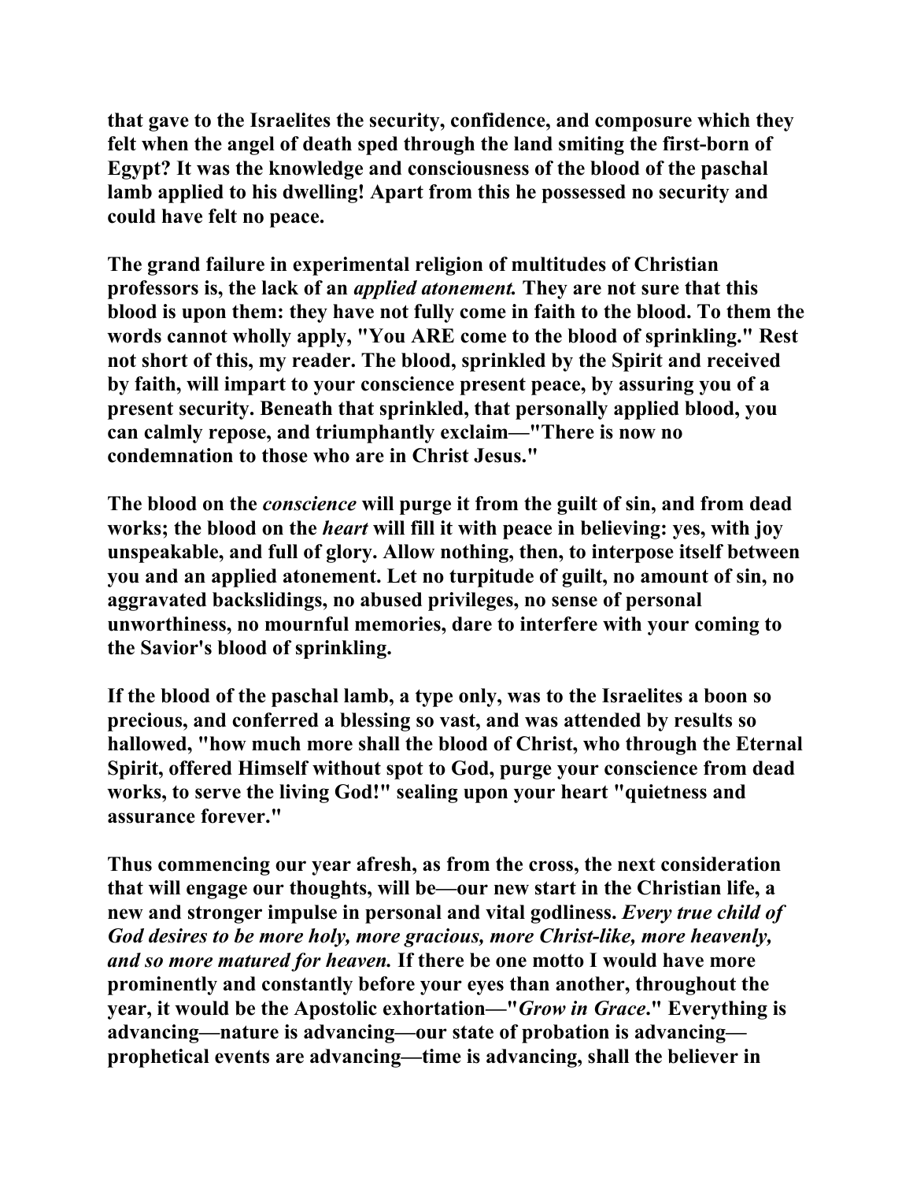that gave to the Israelites the security, confidence, and composure which they felt when the angel of death sped through the land smiting the first-born of Egypt? It was the knowledge and consciousness of the blood of the paschal lamb applied to his dwelling! Apart from this he possessed no security and could have felt no peace.

The grand failure in experimental religion of multitudes of Christian professors is, the lack of an *applied atonement.* They are not sure that this blood is upon them: they have not fully come in faith to the blood. To them the words cannot wholly apply, "You ARE come to the blood of sprinkling." Rest not short of this, my reader. The blood, sprinkled by the Spirit and received by faith, will impart to your conscience present peace, by assuring you of a present security. Beneath that sprinkled, that personally applied blood, you can calmly repose, and triumphantly exclaim—"There is now no condemnation to those who are in Christ Jesus."

The blood on the *conscience* will purge it from the guilt of sin, and from dead works; the blood on the *heart* will fill it with peace in believing: yes, with joy unspeakable, and full of glory. Allow nothing, then, to interpose itself between you and an applied atonement. Let no turpitude of guilt, no amount of sin, no aggravated backslidings, no abused privileges, no sense of personal unworthiness, no mournful memories, dare to interfere with your coming to the Savior's blood of sprinkling.

If the blood of the paschal lamb, a type only, was to the Israelites a boon so precious, and conferred a blessing so vast, and was attended by results so hallowed, "how much more shall the blood of Christ, who through the Eternal Spirit, offered Himself without spot to God, purge your conscience from dead works, to serve the living God!" sealing upon your heart "quietness and assurance forever."

Thus commencing our year afresh, as from the cross, the next consideration that will engage our thoughts, will be—our new start in the Christian life, a new and stronger impulse in personal and vital godliness. *Every true child of God desires to be more holy, more gracious, more Christ-like, more heavenly, and so more matured for heaven.* If there be one motto I would have more prominently and constantly before your eyes than another, throughout the year, it would be the Apostolic exhortation—"*Grow in Grace*." Everything is advancing—nature is advancing—our state of probation is advancing—prophetical events are advancing—time is advancing, shall the believer in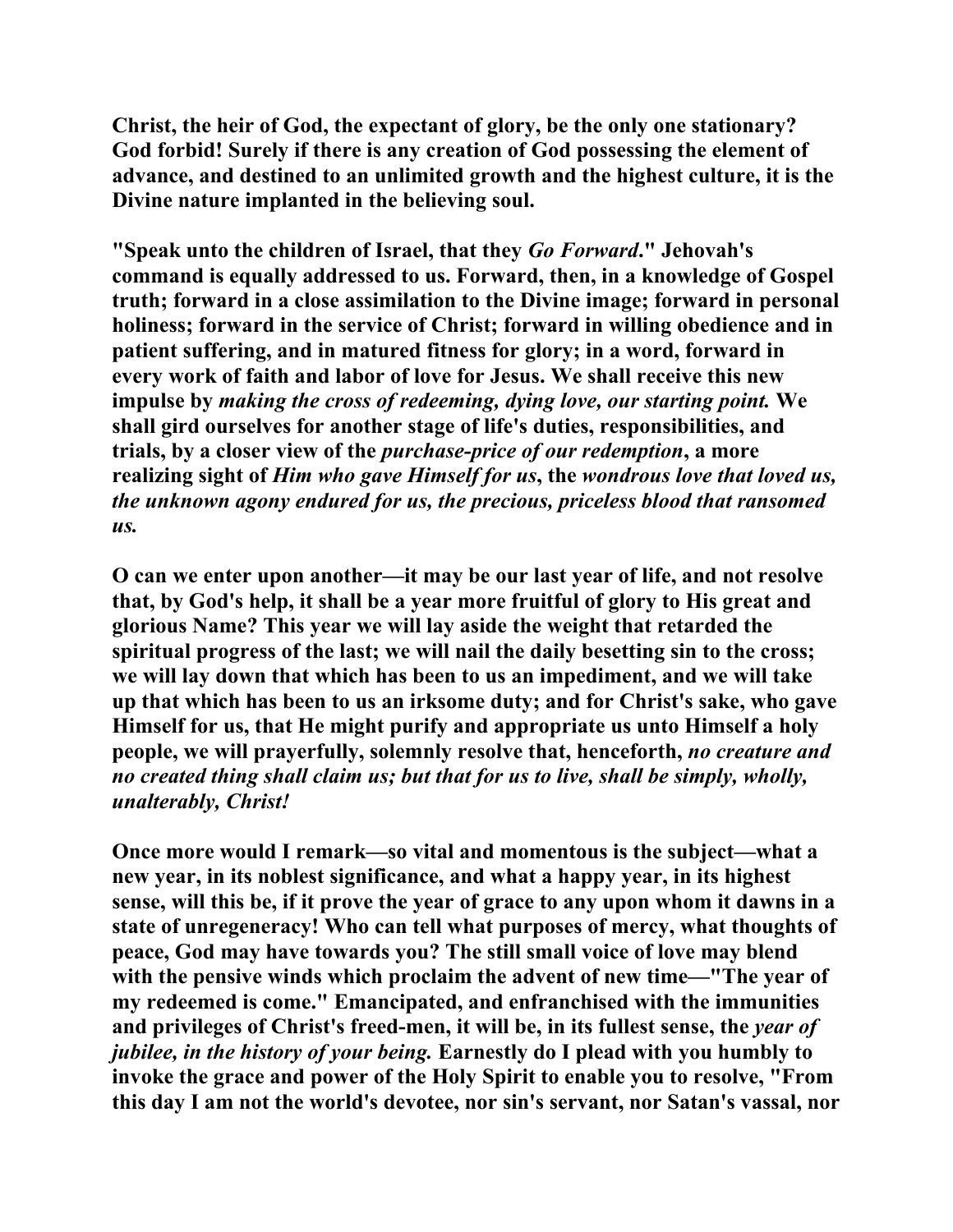**Christ, the heir of God, the expectant of glory, be the only one stationary? God forbid! Surely if there is any creation of God possessing the element of advance, and destined to an unlimited growth and the highest culture, it is the Divine nature implanted in the believing soul.**

**"Speak unto the children of Israel, that they *Go Forward*." Jehovah's command is equally addressed to us. Forward, then, in a knowledge of Gospel truth; forward in a close assimilation to the Divine image; forward in personal holiness; forward in the service of Christ; forward in willing obedience and in patient suffering, and in matured fitness for glory; in a word, forward in every work of faith and labor of love for Jesus. We shall receive this new impulse by *making the cross of redeeming, dying love, our starting point.* We shall gird ourselves for another stage of life's duties, responsibilities, and trials, by a closer view of the *purchase-price of our redemption*, a more realizing sight of *Him who gave Himself for us*, the *wondrous love that loved us, the unknown agony endured for us, the precious, priceless blood that ransomed us.***

**O can we enter upon another—it may be our last year of life, and not resolve that, by God's help, it shall be a year more fruitful of glory to His great and glorious Name? This year we will lay aside the weight that retarded the spiritual progress of the last; we will nail the daily besetting sin to the cross; we will lay down that which has been to us an impediment, and we will take up that which has been to us an irksome duty; and for Christ's sake, who gave Himself for us, that He might purify and appropriate us unto Himself a holy people, we will prayerfully, solemnly resolve that, henceforth, *no creature and no created thing shall claim us; but that for us to live, shall be simply, wholly, unalterably, Christ!***

**Once more would I remark—so vital and momentous is the subject—what a new year, in its noblest significance, and what a happy year, in its highest sense, will this be, if it prove the year of grace to any upon whom it dawns in a state of unregeneracy! Who can tell what purposes of mercy, what thoughts of peace, God may have towards you? The still small voice of love may blend with the pensive winds which proclaim the advent of new time—"The year of my redeemed is come." Emancipated, and enfranchised with the immunities and privileges of Christ's freed-men, it will be, in its fullest sense, the *year of jubilee, in the history of your being.* Earnestly do I plead with you humbly to invoke the grace and power of the Holy Spirit to enable you to resolve, "From this day I am not the world's devotee, nor sin's servant, nor Satan's vassal, nor**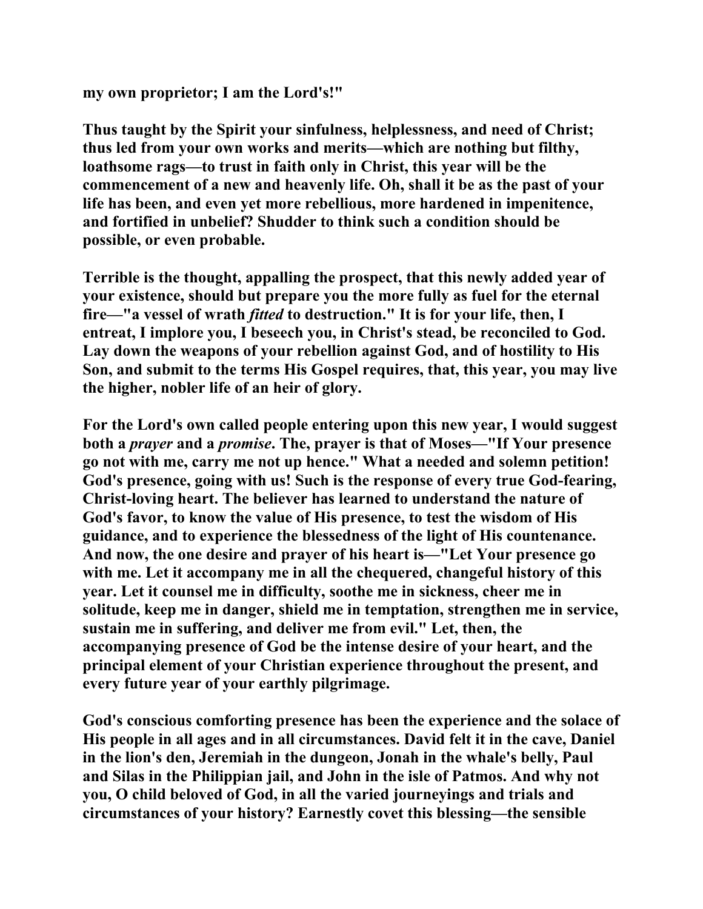**my own proprietor; I am the Lord's!"**

**Thus taught by the Spirit your sinfulness, helplessness, and need of Christ; thus led from your own works and merits—which are nothing but filthy, loathsome rags—to trust in faith only in Christ, this year will be the commencement of a new and heavenly life. Oh, shall it be as the past of your life has been, and even yet more rebellious, more hardened in impenitence, and fortified in unbelief? Shudder to think such a condition should be possible, or even probable.**

**Terrible is the thought, appalling the prospect, that this newly added year of your existence, should but prepare you the more fully as fuel for the eternal fire—"a vessel of wrath *fitted* to destruction." It is for your life, then, I entreat, I implore you, I beseech you, in Christ's stead, be reconciled to God. Lay down the weapons of your rebellion against God, and of hostility to His Son, and submit to the terms His Gospel requires, that, this year, you may live the higher, nobler life of an heir of glory.**

**For the Lord's own called people entering upon this new year, I would suggest both a *prayer* and a *promise*. The, prayer is that of Moses—"If Your presence go not with me, carry me not up hence." What a needed and solemn petition! God's presence, going with us! Such is the response of every true God-fearing, Christ-loving heart. The believer has learned to understand the nature of God's favor, to know the value of His presence, to test the wisdom of His guidance, and to experience the blessedness of the light of His countenance. And now, the one desire and prayer of his heart is—"Let Your presence go with me. Let it accompany me in all the chequered, changeful history of this year. Let it counsel me in difficulty, soothe me in sickness, cheer me in solitude, keep me in danger, shield me in temptation, strengthen me in service, sustain me in suffering, and deliver me from evil." Let, then, the accompanying presence of God be the intense desire of your heart, and the principal element of your Christian experience throughout the present, and every future year of your earthly pilgrimage.**

**God's conscious comforting presence has been the experience and the solace of His people in all ages and in all circumstances. David felt it in the cave, Daniel in the lion's den, Jeremiah in the dungeon, Jonah in the whale's belly, Paul and Silas in the Philippian jail, and John in the isle of Patmos. And why not you, O child beloved of God, in all the varied journeyings and trials and circumstances of your history? Earnestly covet this blessing—the sensible**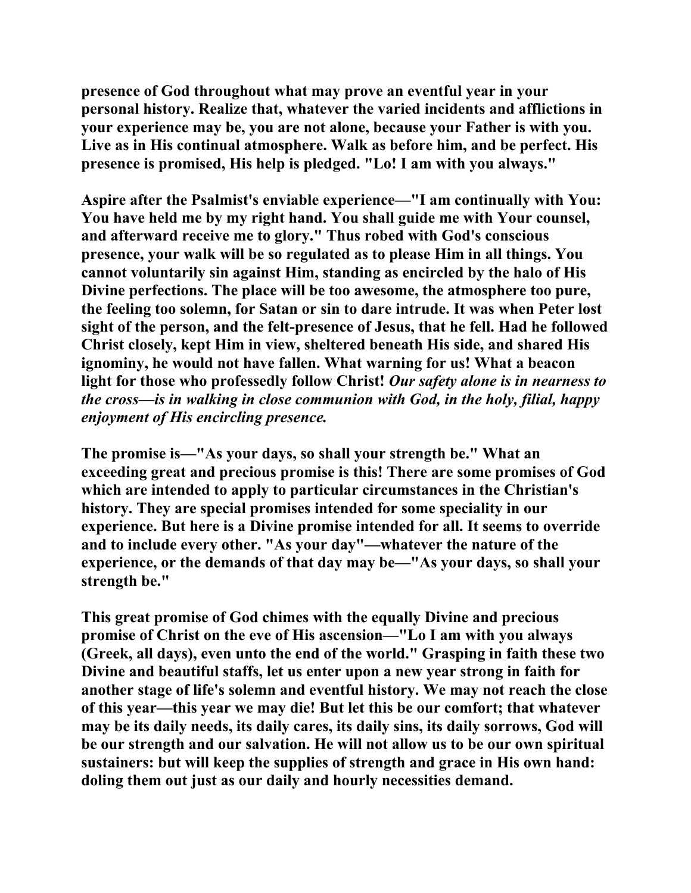presence of God throughout what may prove an eventful year in your personal history. Realize that, whatever the varied incidents and afflictions in your experience may be, you are not alone, because your Father is with you. Live as in His continual atmosphere. Walk as before him, and be perfect. His presence is promised, His help is pledged. "Lo! I am with you always."

Aspire after the Psalmist's enviable experience—"I am continually with You: You have held me by my right hand. You shall guide me with Your counsel, and afterward receive me to glory." Thus robed with God's conscious presence, your walk will be so regulated as to please Him in all things. You cannot voluntarily sin against Him, standing as encircled by the halo of His Divine perfections. The place will be too awesome, the atmosphere too pure, the feeling too solemn, for Satan or sin to dare intrude. It was when Peter lost sight of the person, and the felt-presence of Jesus, that he fell. Had he followed Christ closely, kept Him in view, sheltered beneath His side, and shared His ignominy, he would not have fallen. What warning for us! What a beacon light for those who professedly follow Christ! *Our safety alone is in nearness to the cross—is in walking in close communion with God, in the holy, filial, happy enjoyment of His encircling presence.*

The promise is—"As your days, so shall your strength be." What an exceeding great and precious promise is this! There are some promises of God which are intended to apply to particular circumstances in the Christian's history. They are special promises intended for some speciality in our experience. But here is a Divine promise intended for all. It seems to override and to include every other. "As your day"—whatever the nature of the experience, or the demands of that day may be—"As your days, so shall your strength be."

This great promise of God chimes with the equally Divine and precious promise of Christ on the eve of His ascension—"Lo I am with you always (Greek, all days), even unto the end of the world." Grasping in faith these two Divine and beautiful staffs, let us enter upon a new year strong in faith for another stage of life's solemn and eventful history. We may not reach the close of this year—this year we may die! But let this be our comfort; that whatever may be its daily needs, its daily cares, its daily sins, its daily sorrows, God will be our strength and our salvation. He will not allow us to be our own spiritual sustainers: but will keep the supplies of strength and grace in His own hand: doling them out just as our daily and hourly necessities demand.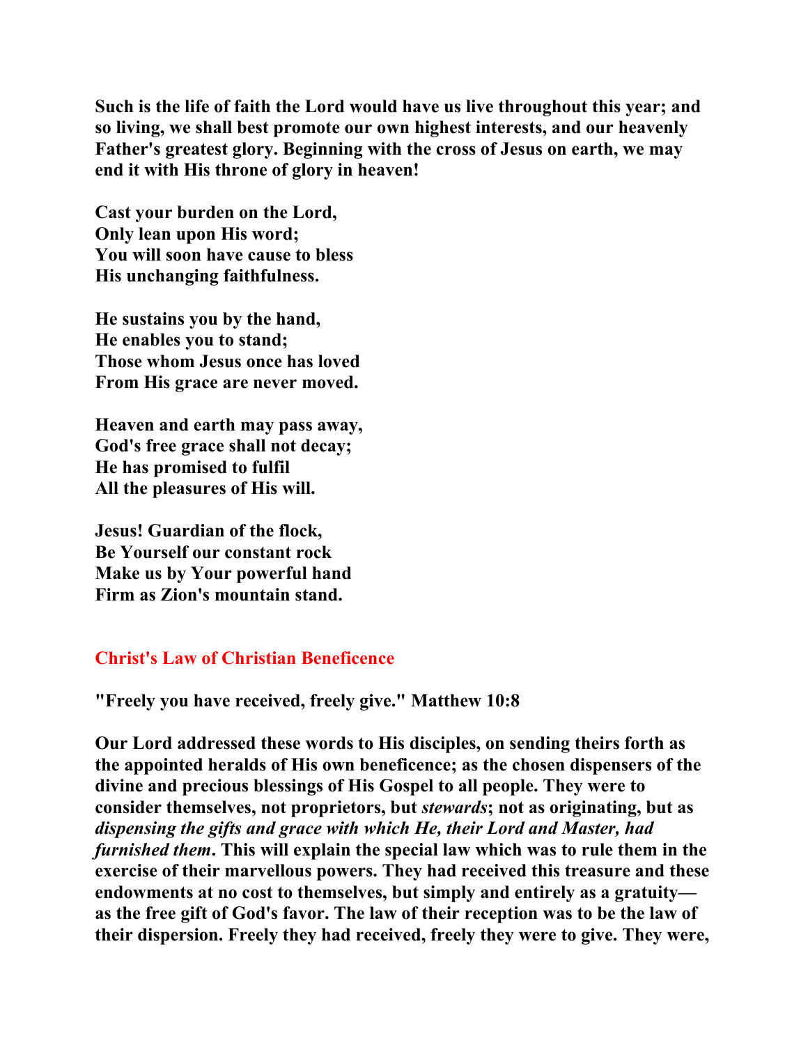**Such is the life of faith the Lord would have us live throughout this year; and so living, we shall best promote our own highest interests, and our heavenly Father's greatest glory. Beginning with the cross of Jesus on earth, we may end it with His throne of glory in heaven!**

**Cast your burden on the Lord,**
**Only lean upon His word;**
**You will soon have cause to bless**
**His unchanging faithfulness.**

**He sustains you by the hand,**
**He enables you to stand;**
**Those whom Jesus once has loved**
**From His grace are never moved.**

**Heaven and earth may pass away,**
**God's free grace shall not decay;**
**He has promised to fulfil**
**All the pleasures of His will.**

**Jesus! Guardian of the flock,**
**Be Yourself our constant rock**
**Make us by Your powerful hand**
**Firm as Zion's mountain stand.**

## Christ's Law of Christian Beneficence

**"Freely you have received, freely give." Matthew 10:8**

**Our Lord addressed these words to His disciples, on sending theirs forth as the appointed heralds of His own beneficence; as the chosen dispensers of the divine and precious blessings of His Gospel to all people. They were to consider themselves, not proprietors, but *stewards*; not as originating, but as *dispensing the gifts and grace with which He, their Lord and Master, had furnished them*. This will explain the special law which was to rule them in the exercise of their marvellous powers. They had received this treasure and these endowments at no cost to themselves, but simply and entirely as a gratuity—as the free gift of God's favor. The law of their reception was to be the law of their dispersion. Freely they had received, freely they were to give. They were,**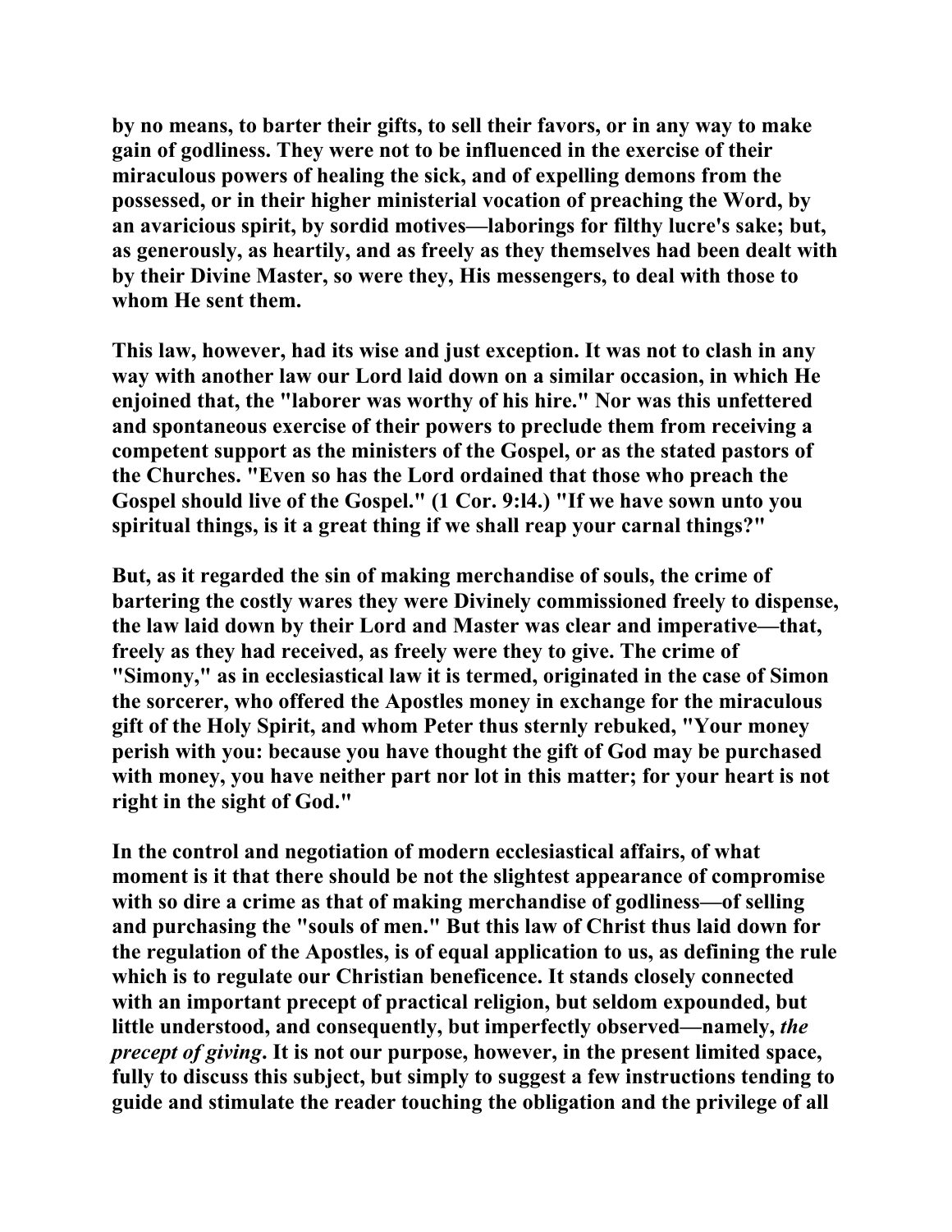by no means, to barter their gifts, to sell their favors, or in any way to make gain of godliness. They were not to be influenced in the exercise of their miraculous powers of healing the sick, and of expelling demons from the possessed, or in their higher ministerial vocation of preaching the Word, by an avaricious spirit, by sordid motives—laborings for filthy lucre's sake; but, as generously, as heartily, and as freely as they themselves had been dealt with by their Divine Master, so were they, His messengers, to deal with those to whom He sent them.

This law, however, had its wise and just exception. It was not to clash in any way with another law our Lord laid down on a similar occasion, in which He enjoined that, the "laborer was worthy of his hire." Nor was this unfettered and spontaneous exercise of their powers to preclude them from receiving a competent support as the ministers of the Gospel, or as the stated pastors of the Churches. "Even so has the Lord ordained that those who preach the Gospel should live of the Gospel." (1 Cor. 9:l4.) "If we have sown unto you spiritual things, is it a great thing if we shall reap your carnal things?"

But, as it regarded the sin of making merchandise of souls, the crime of bartering the costly wares they were Divinely commissioned freely to dispense, the law laid down by their Lord and Master was clear and imperative—that, freely as they had received, as freely were they to give. The crime of "Simony," as in ecclesiastical law it is termed, originated in the case of Simon the sorcerer, who offered the Apostles money in exchange for the miraculous gift of the Holy Spirit, and whom Peter thus sternly rebuked, "Your money perish with you: because you have thought the gift of God may be purchased with money, you have neither part nor lot in this matter; for your heart is not right in the sight of God."

In the control and negotiation of modern ecclesiastical affairs, of what moment is it that there should be not the slightest appearance of compromise with so dire a crime as that of making merchandise of godliness—of selling and purchasing the "souls of men." But this law of Christ thus laid down for the regulation of the Apostles, is of equal application to us, as defining the rule which is to regulate our Christian beneficence. It stands closely connected with an important precept of practical religion, but seldom expounded, but little understood, and consequently, but imperfectly observed—namely, *the precept of giving*. It is not our purpose, however, in the present limited space, fully to discuss this subject, but simply to suggest a few instructions tending to guide and stimulate the reader touching the obligation and the privilege of all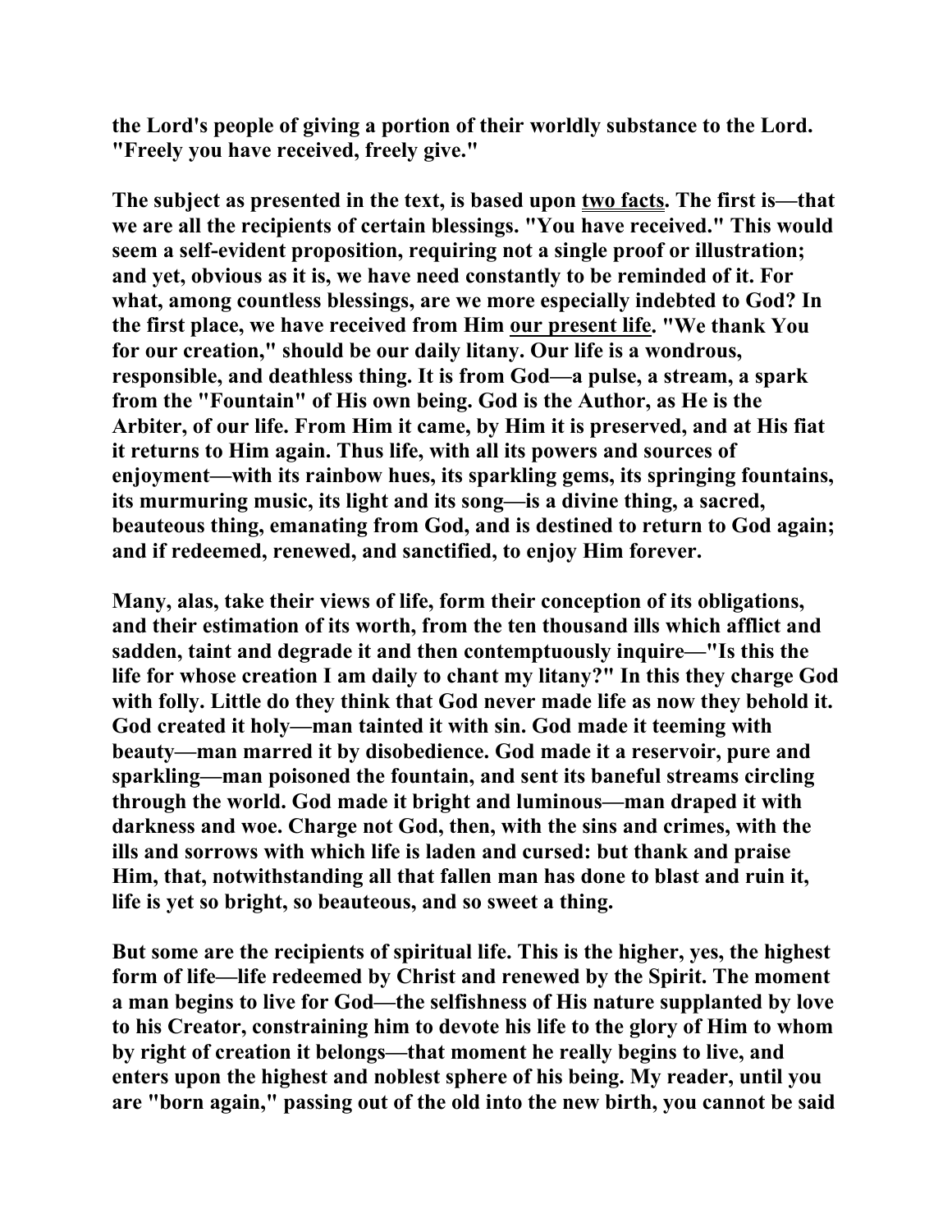**the Lord's people of giving a portion of their worldly substance to the Lord. "Freely you have received, freely give."**

**The subject as presented in the text, is based upon <u>two facts</u>. The first is—that we are all the recipients of certain blessings. "You have received." This would seem a self-evident proposition, requiring not a single proof or illustration; and yet, obvious as it is, we have need constantly to be reminded of it. For what, among countless blessings, are we more especially indebted to God? In the first place, we have received from Him <u>our present life</u>. "We thank You for our creation," should be our daily litany. Our life is a wondrous, responsible, and deathless thing. It is from God—a pulse, a stream, a spark from the "Fountain" of His own being. God is the Author, as He is the Arbiter, of our life. From Him it came, by Him it is preserved, and at His fiat it returns to Him again. Thus life, with all its powers and sources of enjoyment—with its rainbow hues, its sparkling gems, its springing fountains, its murmuring music, its light and its song—is a divine thing, a sacred, beauteous thing, emanating from God, and is destined to return to God again; and if redeemed, renewed, and sanctified, to enjoy Him forever.**

**Many, alas, take their views of life, form their conception of its obligations, and their estimation of its worth, from the ten thousand ills which afflict and sadden, taint and degrade it and then contemptuously inquire—"Is this the life for whose creation I am daily to chant my litany?" In this they charge God with folly. Little do they think that God never made life as now they behold it. God created it holy—man tainted it with sin. God made it teeming with beauty—man marred it by disobedience. God made it a reservoir, pure and sparkling—man poisoned the fountain, and sent its baneful streams circling through the world. God made it bright and luminous—man draped it with darkness and woe. Charge not God, then, with the sins and crimes, with the ills and sorrows with which life is laden and cursed: but thank and praise Him, that, notwithstanding all that fallen man has done to blast and ruin it, life is yet so bright, so beauteous, and so sweet a thing.**

**But some are the recipients of spiritual life. This is the higher, yes, the highest form of life—life redeemed by Christ and renewed by the Spirit. The moment a man begins to live for God—the selfishness of His nature supplanted by love to his Creator, constraining him to devote his life to the glory of Him to whom by right of creation it belongs—that moment he really begins to live, and enters upon the highest and noblest sphere of his being. My reader, until you are "born again," passing out of the old into the new birth, you cannot be said**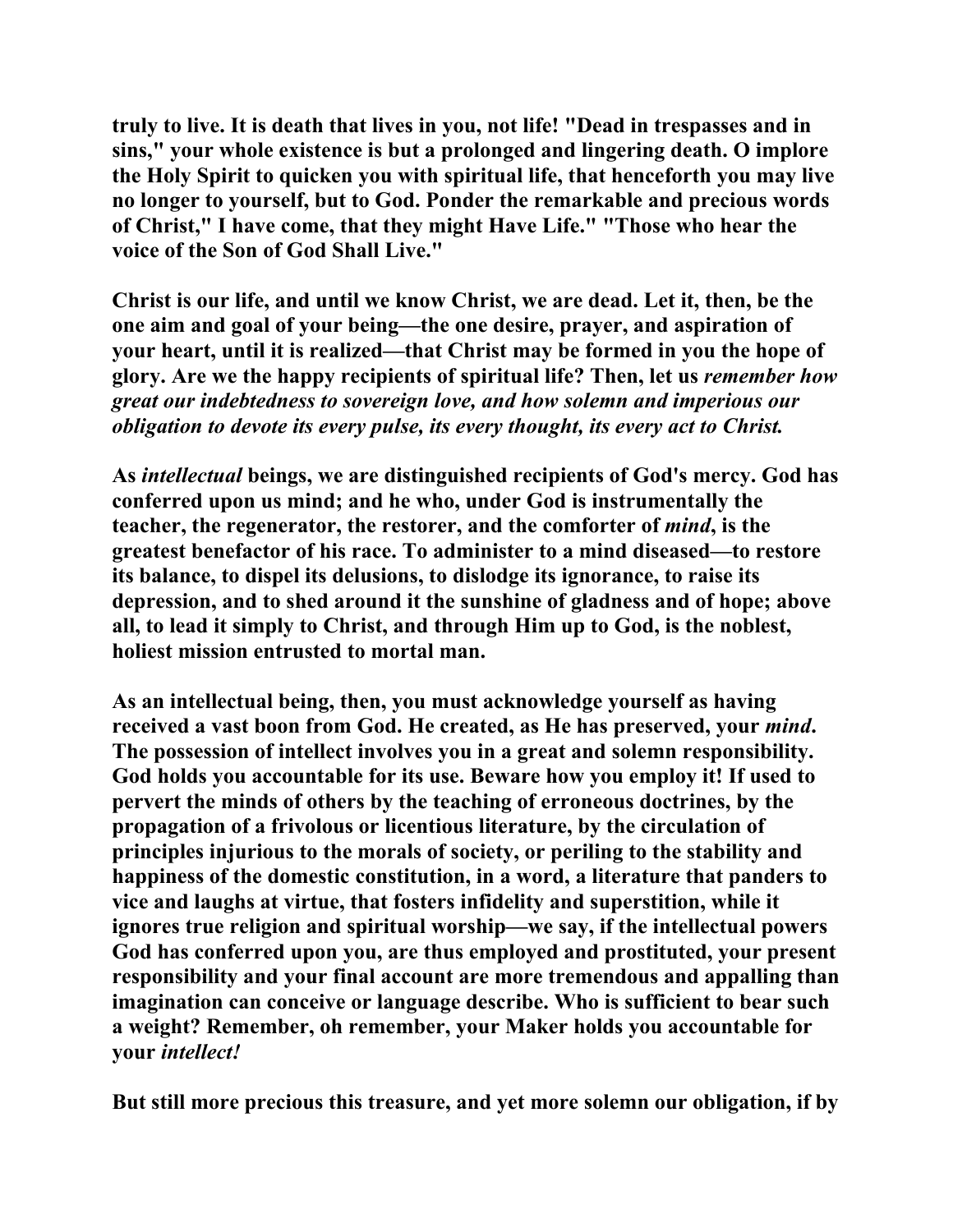truly to live. It is death that lives in you, not life! "Dead in trespasses and in sins," your whole existence is but a prolonged and lingering death. O implore the Holy Spirit to quicken you with spiritual life, that henceforth you may live no longer to yourself, but to God. Ponder the remarkable and precious words of Christ," I have come, that they might Have Life." "Those who hear the voice of the Son of God Shall Live."

Christ is our life, and until we know Christ, we are dead. Let it, then, be the one aim and goal of your being—the one desire, prayer, and aspiration of your heart, until it is realized—that Christ may be formed in you the hope of glory. Are we the happy recipients of spiritual life? Then, let us *remember how great our indebtedness to sovereign love, and how solemn and imperious our obligation to devote its every pulse, its every thought, its every act to Christ.*

As *intellectual* beings, we are distinguished recipients of God's mercy. God has conferred upon us mind; and he who, under God is instrumentally the teacher, the regenerator, the restorer, and the comforter of *mind*, is the greatest benefactor of his race. To administer to a mind diseased—to restore its balance, to dispel its delusions, to dislodge its ignorance, to raise its depression, and to shed around it the sunshine of gladness and of hope; above all, to lead it simply to Christ, and through Him up to God, is the noblest, holiest mission entrusted to mortal man.

As an intellectual being, then, you must acknowledge yourself as having received a vast boon from God. He created, as He has preserved, your *mind*. The possession of intellect involves you in a great and solemn responsibility. God holds you accountable for its use. Beware how you employ it! If used to pervert the minds of others by the teaching of erroneous doctrines, by the propagation of a frivolous or licentious literature, by the circulation of principles injurious to the morals of society, or periling to the stability and happiness of the domestic constitution, in a word, a literature that panders to vice and laughs at virtue, that fosters infidelity and superstition, while it ignores true religion and spiritual worship—we say, if the intellectual powers God has conferred upon you, are thus employed and prostituted, your present responsibility and your final account are more tremendous and appalling than imagination can conceive or language describe. Who is sufficient to bear such a weight? Remember, oh remember, your Maker holds you accountable for your *intellect!*

But still more precious this treasure, and yet more solemn our obligation, if by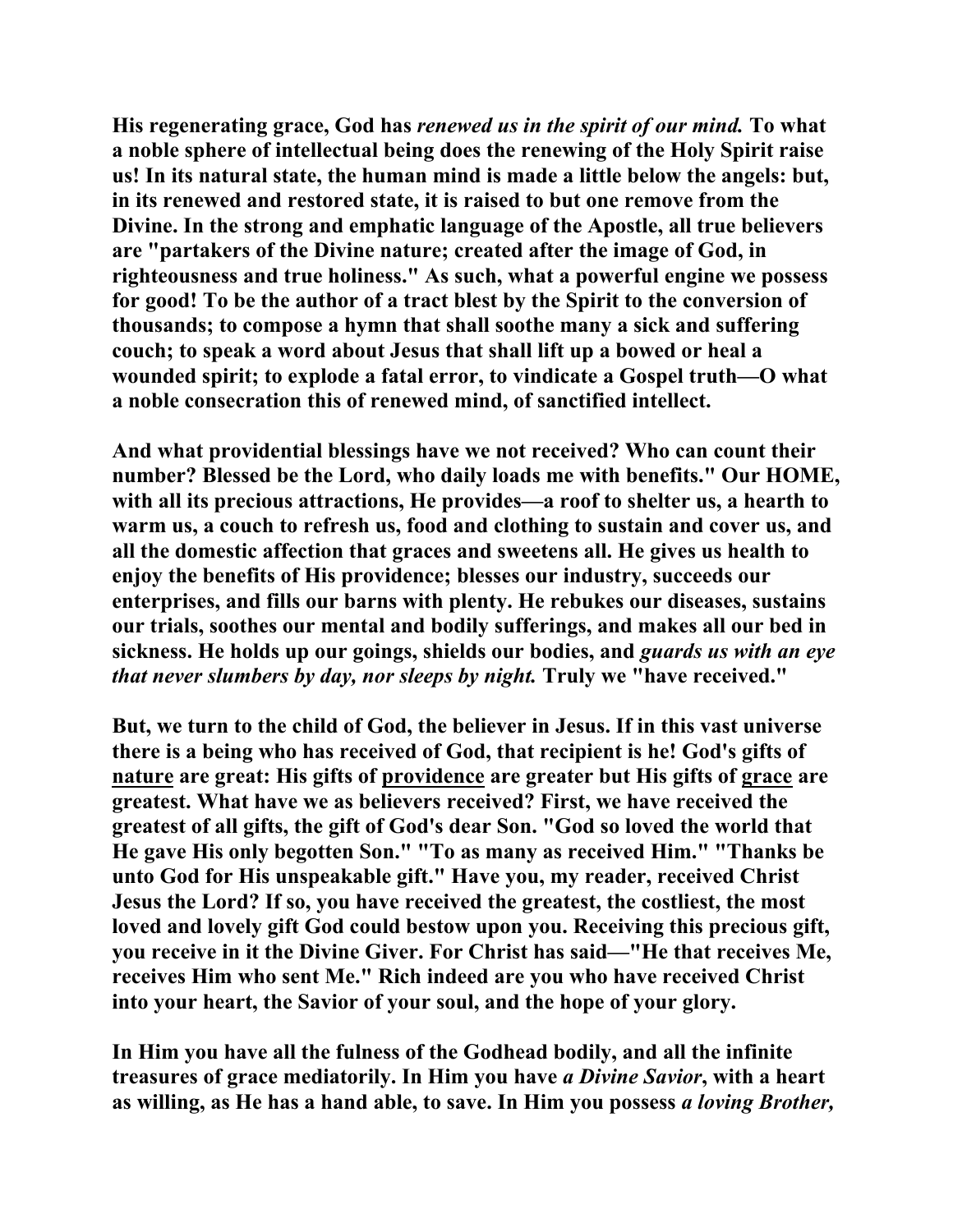**His regenerating grace, God has *renewed us in the spirit of our mind.* To what a noble sphere of intellectual being does the renewing of the Holy Spirit raise us! In its natural state, the human mind is made a little below the angels: but, in its renewed and restored state, it is raised to but one remove from the Divine. In the strong and emphatic language of the Apostle, all true believers are "partakers of the Divine nature; created after the image of God, in righteousness and true holiness." As such, what a powerful engine we possess for good! To be the author of a tract blest by the Spirit to the conversion of thousands; to compose a hymn that shall soothe many a sick and suffering couch; to speak a word about Jesus that shall lift up a bowed or heal a wounded spirit; to explode a fatal error, to vindicate a Gospel truth—O what a noble consecration this of renewed mind, of sanctified intellect.**

**And what providential blessings have we not received? Who can count their number? Blessed be the Lord, who daily loads me with benefits." Our HOME, with all its precious attractions, He provides—a roof to shelter us, a hearth to warm us, a couch to refresh us, food and clothing to sustain and cover us, and all the domestic affection that graces and sweetens all. He gives us health to enjoy the benefits of His providence; blesses our industry, succeeds our enterprises, and fills our barns with plenty. He rebukes our diseases, sustains our trials, soothes our mental and bodily sufferings, and makes all our bed in sickness. He holds up our goings, shields our bodies, and *guards us with an eye that never slumbers by day, nor sleeps by night.* Truly we "have received."**

**But, we turn to the child of God, the believer in Jesus. If in this vast universe there is a being who has received of God, that recipient is he! God's gifts of <u>nature</u> are great: His gifts of <u>providence</u> are greater but His gifts of <u>grace</u> are greatest. What have we as believers received? First, we have received the greatest of all gifts, the gift of God's dear Son. "God so loved the world that He gave His only begotten Son." "To as many as received Him." "Thanks be unto God for His unspeakable gift." Have you, my reader, received Christ Jesus the Lord? If so, you have received the greatest, the costliest, the most loved and lovely gift God could bestow upon you. Receiving this precious gift, you receive in it the Divine Giver. For Christ has said—"He that receives Me, receives Him who sent Me." Rich indeed are you who have received Christ into your heart, the Savior of your soul, and the hope of your glory.**

**In Him you have all the fulness of the Godhead bodily, and all the infinite treasures of grace mediatorily. In Him you have *a Divine Savior*, with a heart as willing, as He has a hand able, to save. In Him you possess *a loving Brother,***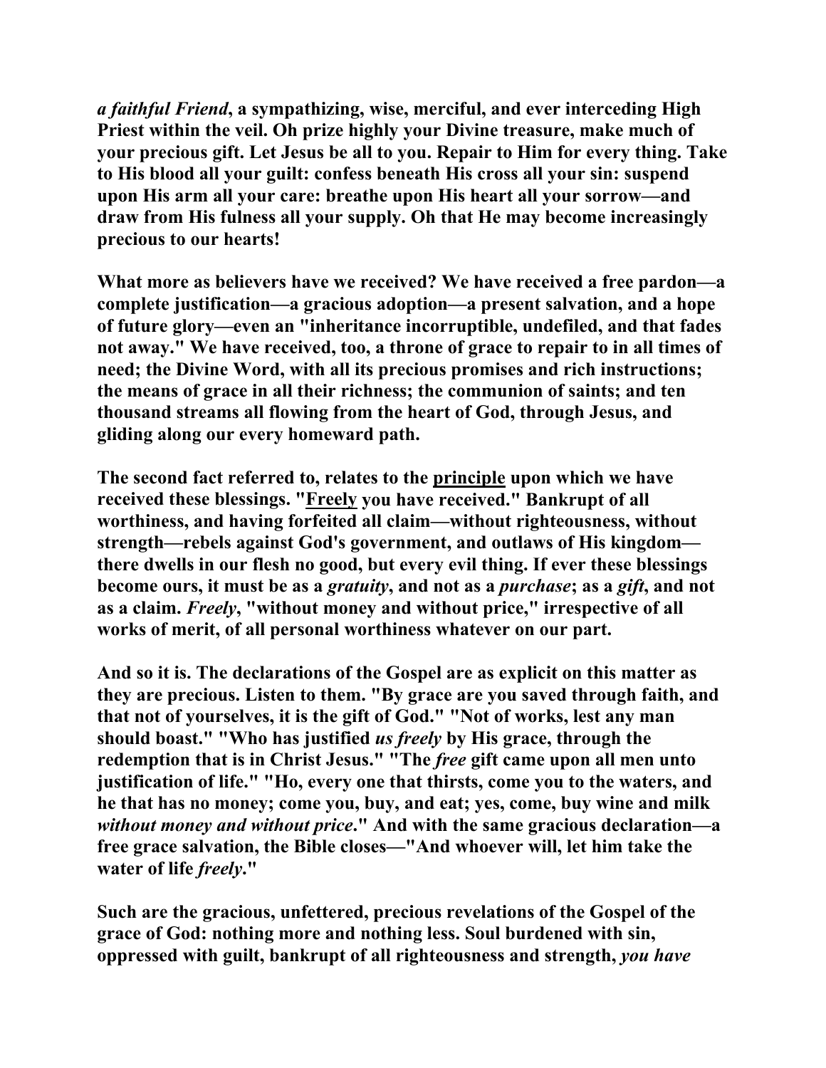***a faithful Friend*, a sympathizing, wise, merciful, and ever interceding High Priest within the veil. Oh prize highly your Divine treasure, make much of your precious gift. Let Jesus be all to you. Repair to Him for every thing. Take to His blood all your guilt: confess beneath His cross all your sin: suspend upon His arm all your care: breathe upon His heart all your sorrow—and draw from His fulness all your supply. Oh that He may become increasingly precious to our hearts!**

**What more as believers have we received? We have received a free pardon—a complete justification—a gracious adoption—a present salvation, and a hope of future glory—even an "inheritance incorruptible, undefiled, and that fades not away." We have received, too, a throne of grace to repair to in all times of need; the Divine Word, with all its precious promises and rich instructions; the means of grace in all their richness; the communion of saints; and ten thousand streams all flowing from the heart of God, through Jesus, and gliding along our every homeward path.**

**The second fact referred to, relates to the <u>principle</u> upon which we have received these blessings. "<u>Freely</u> you have received." Bankrupt of all worthiness, and having forfeited all claim—without righteousness, without strength—rebels against God's government, and outlaws of His kingdom—there dwells in our flesh no good, but every evil thing. If ever these blessings become ours, it must be as a *gratuity*, and not as a *purchase*; as a *gift*, and not as a claim. *Freely*, "without money and without price," irrespective of all works of merit, of all personal worthiness whatever on our part.**

**And so it is. The declarations of the Gospel are as explicit on this matter as they are precious. Listen to them. "By grace are you saved through faith, and that not of yourselves, it is the gift of God." "Not of works, lest any man should boast." "Who has justified *us freely* by His grace, through the redemption that is in Christ Jesus." "The *free* gift came upon all men unto justification of life." "Ho, every one that thirsts, come you to the waters, and he that has no money; come you, buy, and eat; yes, come, buy wine and milk *without money and without price*." And with the same gracious declaration—a free grace salvation, the Bible closes—"And whoever will, let him take the water of life *freely*."**

**Such are the gracious, unfettered, precious revelations of the Gospel of the grace of God: nothing more and nothing less. Soul burdened with sin, oppressed with guilt, bankrupt of all righteousness and strength, *you have***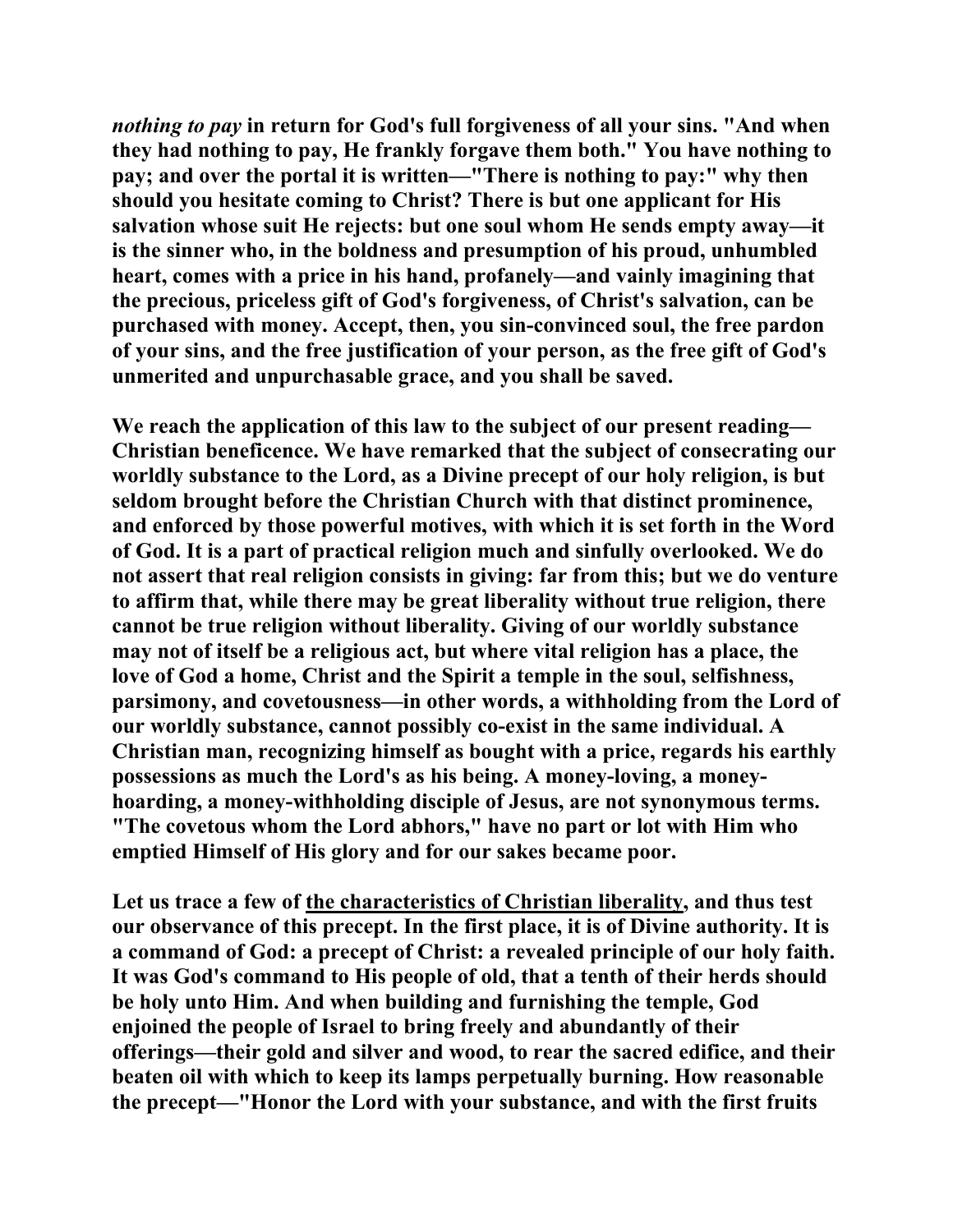***nothing to pay*** **in return for God's full forgiveness of all your sins. "And when they had nothing to pay, He frankly forgave them both." You have nothing to pay; and over the portal it is written—"There is nothing to pay:" why then should you hesitate coming to Christ? There is but one applicant for His salvation whose suit He rejects: but one soul whom He sends empty away—it is the sinner who, in the boldness and presumption of his proud, unhumbled heart, comes with a price in his hand, profanely—and vainly imagining that the precious, priceless gift of God's forgiveness, of Christ's salvation, can be purchased with money. Accept, then, you sin-convinced soul, the free pardon of your sins, and the free justification of your person, as the free gift of God's unmerited and unpurchasable grace, and you shall be saved.**

**We reach the application of this law to the subject of our present reading—Christian beneficence. We have remarked that the subject of consecrating our worldly substance to the Lord, as a Divine precept of our holy religion, is but seldom brought before the Christian Church with that distinct prominence, and enforced by those powerful motives, with which it is set forth in the Word of God. It is a part of practical religion much and sinfully overlooked. We do not assert that real religion consists in giving: far from this; but we do venture to affirm that, while there may be great liberality without true religion, there cannot be true religion without liberality. Giving of our worldly substance may not of itself be a religious act, but where vital religion has a place, the love of God a home, Christ and the Spirit a temple in the soul, selfishness, parsimony, and covetousness—in other words, a withholding from the Lord of our worldly substance, cannot possibly co-exist in the same individual. A Christian man, recognizing himself as bought with a price, regards his earthly possessions as much the Lord's as his being. A money-loving, a money-hoarding, a money-withholding disciple of Jesus, are not synonymous terms. "The covetous whom the Lord abhors," have no part or lot with Him who emptied Himself of His glory and for our sakes became poor.**

**Let us trace a few of <u>the characteristics of Christian liberality</u>, and thus test our observance of this precept. In the first place, it is of Divine authority. It is a command of God: a precept of Christ: a revealed principle of our holy faith. It was God's command to His people of old, that a tenth of their herds should be holy unto Him. And when building and furnishing the temple, God enjoined the people of Israel to bring freely and abundantly of their offerings—their gold and silver and wood, to rear the sacred edifice, and their beaten oil with which to keep its lamps perpetually burning. How reasonable the precept—"Honor the Lord with your substance, and with the first fruits**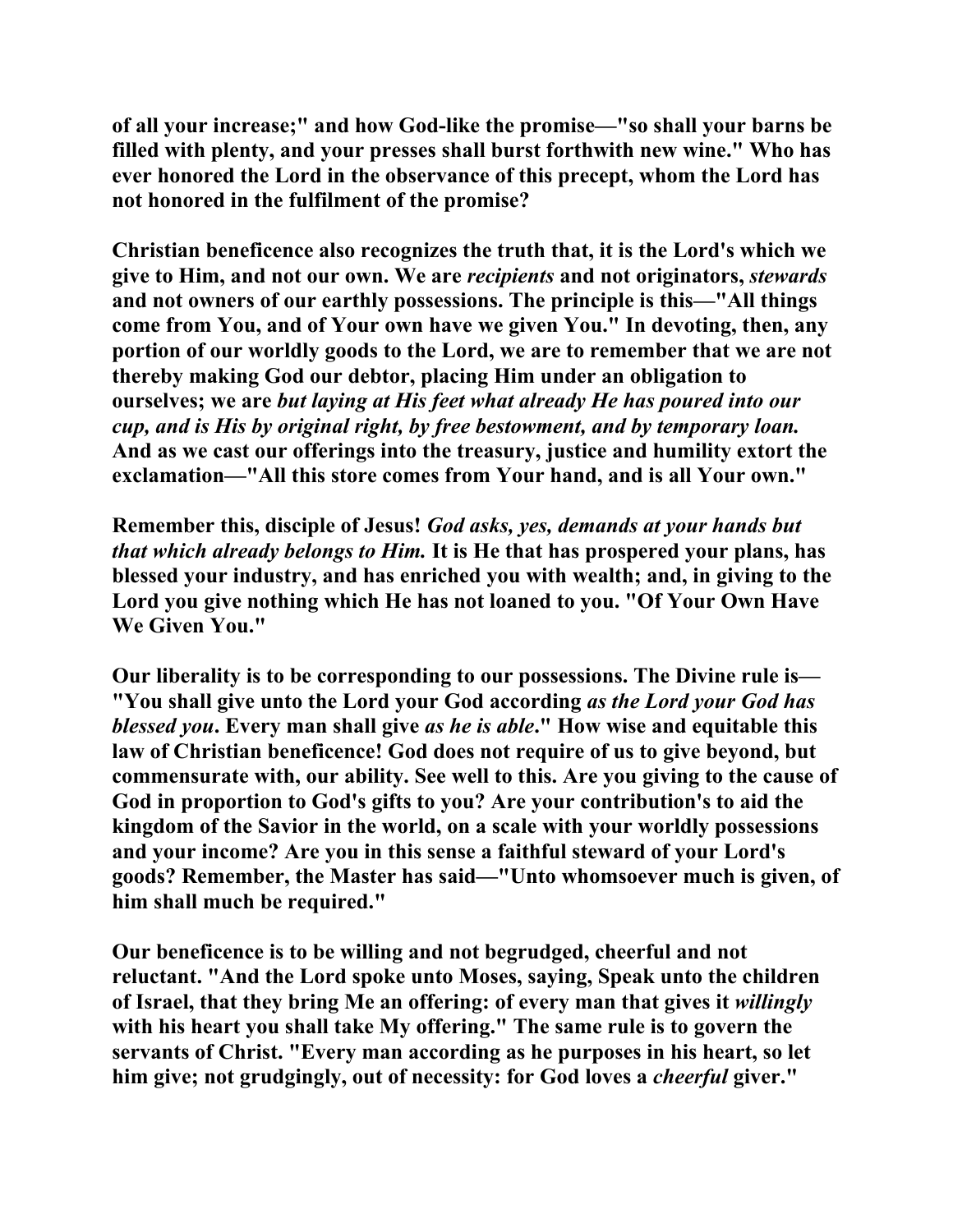of all your increase;" and how God-like the promise—"so shall your barns be filled with plenty, and your presses shall burst forthwith new wine." Who has ever honored the Lord in the observance of this precept, whom the Lord has not honored in the fulfilment of the promise?

Christian beneficence also recognizes the truth that, it is the Lord's which we give to Him, and not our own. We are *recipients* and not originators, *stewards* and not owners of our earthly possessions. The principle is this—"All things come from You, and of Your own have we given You." In devoting, then, any portion of our worldly goods to the Lord, we are to remember that we are not thereby making God our debtor, placing Him under an obligation to ourselves; we are *but laying at His feet what already He has poured into our cup, and is His by original right, by free bestowment, and by temporary loan.* And as we cast our offerings into the treasury, justice and humility extort the exclamation—"All this store comes from Your hand, and is all Your own."

Remember this, disciple of Jesus! *God asks, yes, demands at your hands but that which already belongs to Him.* It is He that has prospered your plans, has blessed your industry, and has enriched you with wealth; and, in giving to the Lord you give nothing which He has not loaned to you. "Of Your Own Have We Given You."

Our liberality is to be corresponding to our possessions. The Divine rule is—"You shall give unto the Lord your God according *as the Lord your God has blessed you*. Every man shall give *as he is able*." How wise and equitable this law of Christian beneficence! God does not require of us to give beyond, but commensurate with, our ability. See well to this. Are you giving to the cause of God in proportion to God's gifts to you? Are your contribution's to aid the kingdom of the Savior in the world, on a scale with your worldly possessions and your income? Are you in this sense a faithful steward of your Lord's goods? Remember, the Master has said—"Unto whomsoever much is given, of him shall much be required."

Our beneficence is to be willing and not begrudged, cheerful and not reluctant. "And the Lord spoke unto Moses, saying, Speak unto the children of Israel, that they bring Me an offering: of every man that gives it *willingly* with his heart you shall take My offering." The same rule is to govern the servants of Christ. "Every man according as he purposes in his heart, so let him give; not grudgingly, out of necessity: for God loves a *cheerful* giver."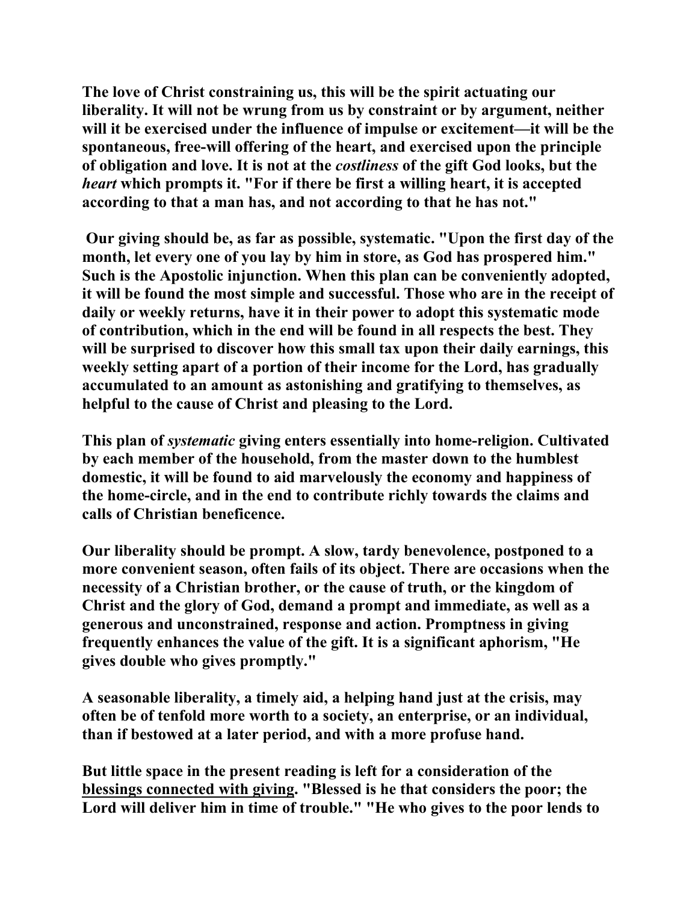**The love of Christ constraining us, this will be the spirit actuating our liberality. It will not be wrung from us by constraint or by argument, neither will it be exercised under the influence of impulse or excitement—it will be the spontaneous, free-will offering of the heart, and exercised upon the principle of obligation and love. It is not at the *costliness* of the gift God looks, but the *heart* which prompts it. "For if there be first a willing heart, it is accepted according to that a man has, and not according to that he has not."**

**Our giving should be, as far as possible, systematic. "Upon the first day of the month, let every one of you lay by him in store, as God has prospered him." Such is the Apostolic injunction. When this plan can be conveniently adopted, it will be found the most simple and successful. Those who are in the receipt of daily or weekly returns, have it in their power to adopt this systematic mode of contribution, which in the end will be found in all respects the best. They will be surprised to discover how this small tax upon their daily earnings, this weekly setting apart of a portion of their income for the Lord, has gradually accumulated to an amount as astonishing and gratifying to themselves, as helpful to the cause of Christ and pleasing to the Lord.**

**This plan of *systematic* giving enters essentially into home-religion. Cultivated by each member of the household, from the master down to the humblest domestic, it will be found to aid marvelously the economy and happiness of the home-circle, and in the end to contribute richly towards the claims and calls of Christian beneficence.**

**Our liberality should be prompt. A slow, tardy benevolence, postponed to a more convenient season, often fails of its object. There are occasions when the necessity of a Christian brother, or the cause of truth, or the kingdom of Christ and the glory of God, demand a prompt and immediate, as well as a generous and unconstrained, response and action. Promptness in giving frequently enhances the value of the gift. It is a significant aphorism, "He gives double who gives promptly."**

**A seasonable liberality, a timely aid, a helping hand just at the crisis, may often be of tenfold more worth to a society, an enterprise, or an individual, than if bestowed at a later period, and with a more profuse hand.**

**But little space in the present reading is left for a consideration of the <u>blessings connected with giving</u>. "Blessed is he that considers the poor; the Lord will deliver him in time of trouble." "He who gives to the poor lends to**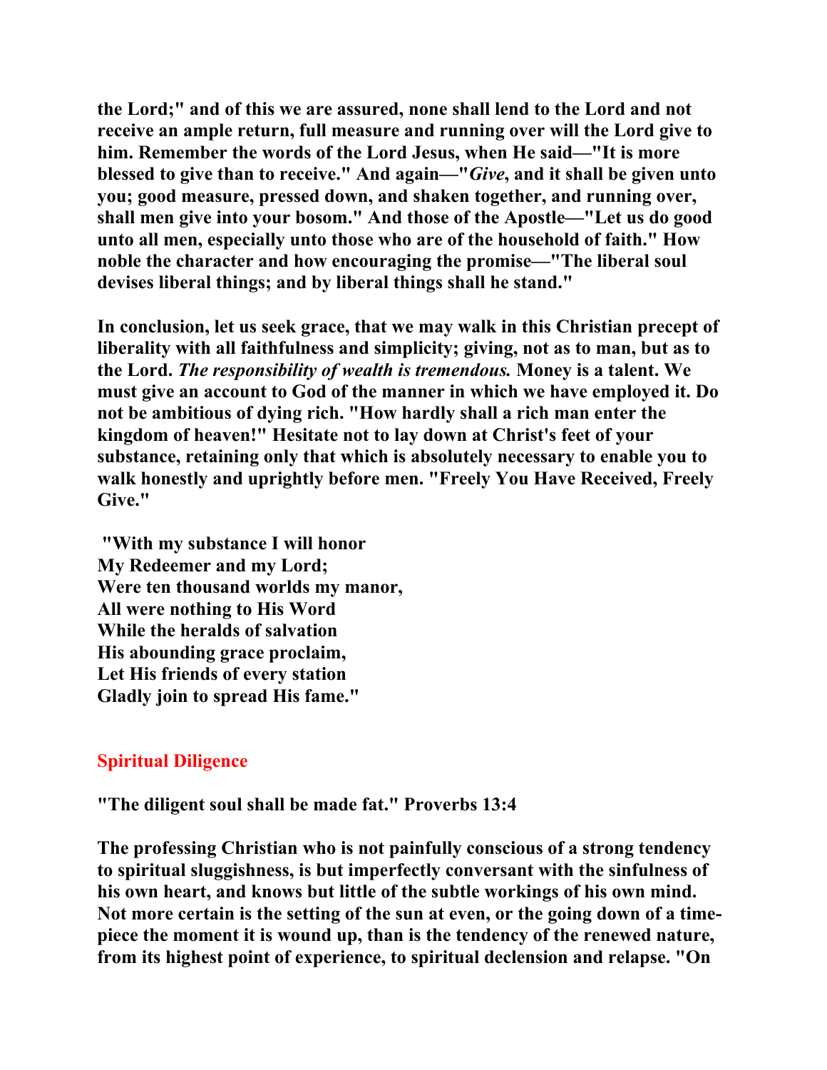**the Lord;" and of this we are assured, none shall lend to the Lord and not receive an ample return, full measure and running over will the Lord give to him. Remember the words of the Lord Jesus, when He said—"It is more blessed to give than to receive." And again—"*Give*, and it shall be given unto you; good measure, pressed down, and shaken together, and running over, shall men give into your bosom." And those of the Apostle—"Let us do good unto all men, especially unto those who are of the household of faith." How noble the character and how encouraging the promise—"The liberal soul devises liberal things; and by liberal things shall he stand."**

**In conclusion, let us seek grace, that we may walk in this Christian precept of liberality with all faithfulness and simplicity; giving, not as to man, but as to the Lord. *The responsibility of wealth is tremendous.* Money is a talent. We must give an account to God of the manner in which we have employed it. Do not be ambitious of dying rich. "How hardly shall a rich man enter the kingdom of heaven!" Hesitate not to lay down at Christ's feet of your substance, retaining only that which is absolutely necessary to enable you to walk honestly and uprightly before men. "Freely You Have Received, Freely Give."**

**"With my substance I will honor
My Redeemer and my Lord;
Were ten thousand worlds my manor,
All were nothing to His Word
While the heralds of salvation
His abounding grace proclaim,
Let His friends of every station
Gladly join to spread His fame."**

## Spiritual Diligence

**"The diligent soul shall be made fat." Proverbs 13:4**

**The professing Christian who is not painfully conscious of a strong tendency to spiritual sluggishness, is but imperfectly conversant with the sinfulness of his own heart, and knows but little of the subtle workings of his own mind. Not more certain is the setting of the sun at even, or the going down of a time-piece the moment it is wound up, than is the tendency of the renewed nature, from its highest point of experience, to spiritual declension and relapse. "On**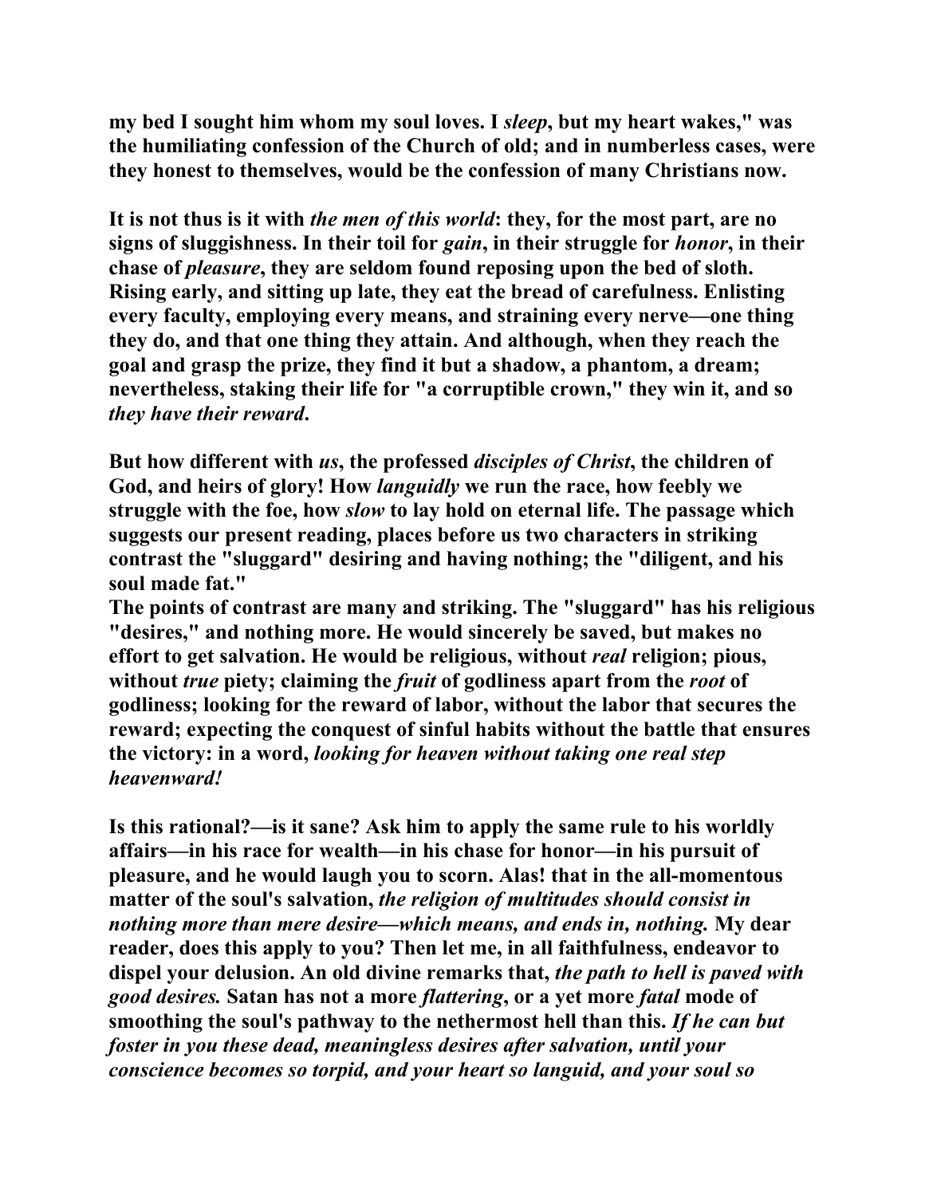**my bed I sought him whom my soul loves. I *sleep*, but my heart wakes," was the humiliating confession of the Church of old; and in numberless cases, were they honest to themselves, would be the confession of many Christians now.**

**It is not thus is it with *the men of this world*: they, for the most part, are no signs of sluggishness. In their toil for *gain*, in their struggle for *honor*, in their chase of *pleasure*, they are seldom found reposing upon the bed of sloth. Rising early, and sitting up late, they eat the bread of carefulness. Enlisting every faculty, employing every means, and straining every nerve—one thing they do, and that one thing they attain. And although, when they reach the goal and grasp the prize, they find it but a shadow, a phantom, a dream; nevertheless, staking their life for "a corruptible crown," they win it, and so *they have their reward*.**

**But how different with *us*, the professed *disciples of Christ*, the children of God, and heirs of glory! How *languidly* we run the race, how feebly we struggle with the foe, how *slow* to lay hold on eternal life. The passage which suggests our present reading, places before us two characters in striking contrast the "sluggard" desiring and having nothing; the "diligent, and his soul made fat."**

**The points of contrast are many and striking. The "sluggard" has his religious "desires," and nothing more. He would sincerely be saved, but makes no effort to get salvation. He would be religious, without *real* religion; pious, without *true* piety; claiming the *fruit* of godliness apart from the *root* of godliness; looking for the reward of labor, without the labor that secures the reward; expecting the conquest of sinful habits without the battle that ensures the victory: in a word, *looking for heaven without taking one real step heavenward!***

**Is this rational?—is it sane? Ask him to apply the same rule to his worldly affairs—in his race for wealth—in his chase for honor—in his pursuit of pleasure, and he would laugh you to scorn. Alas! that in the all-momentous matter of the soul's salvation, *the religion of multitudes should consist in nothing more than mere desire—which means, and ends in, nothing.* My dear reader, does this apply to you? Then let me, in all faithfulness, endeavor to dispel your delusion. An old divine remarks that, *the path to hell is paved with good desires.* Satan has not a more *flattering*, or a yet more *fatal* mode of smoothing the soul's pathway to the nethermost hell than this. *If he can but foster in you these dead, meaningless desires after salvation, until your conscience becomes so torpid, and your heart so languid, and your soul so***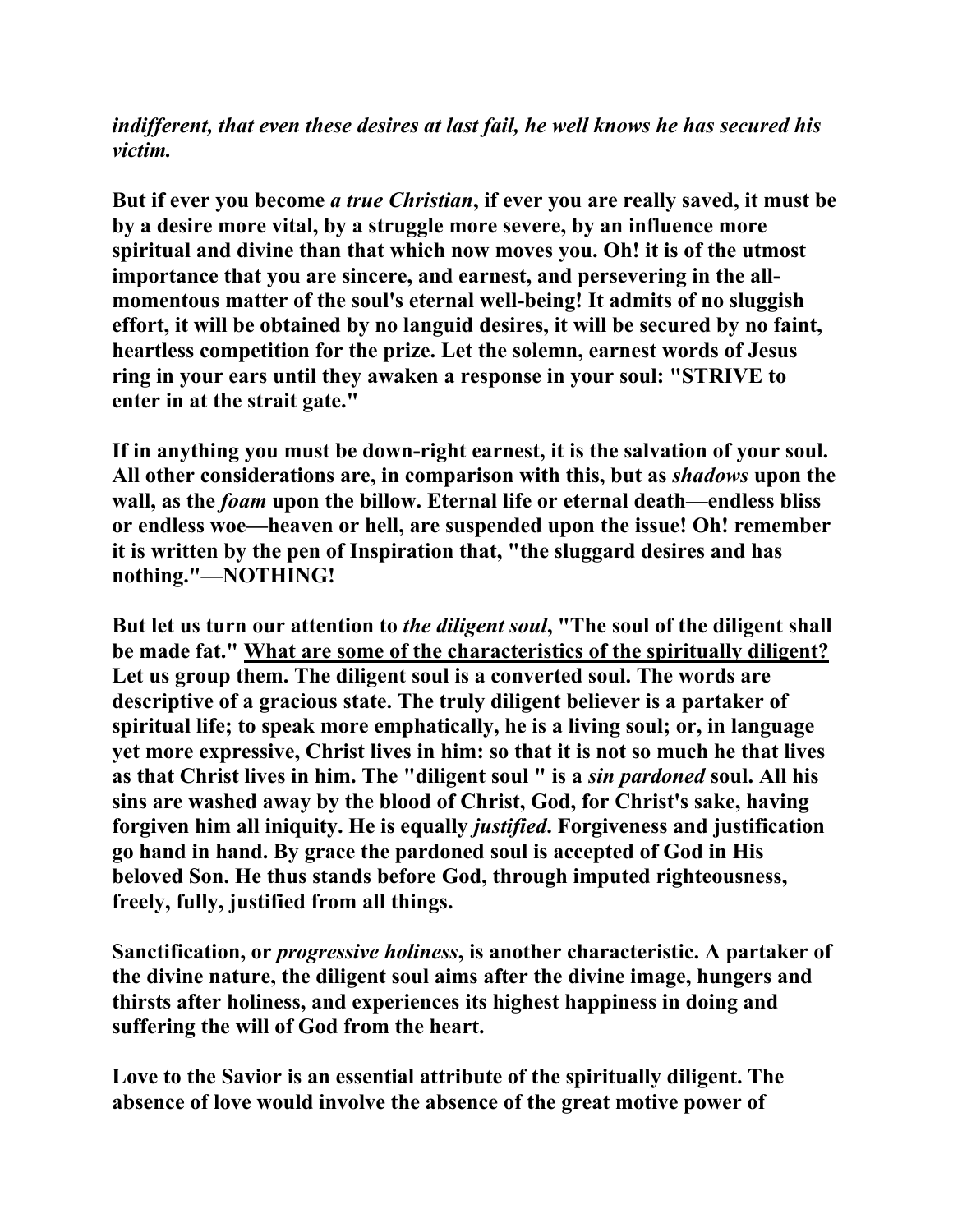***indifferent, that even these desires at last fail, he well knows he has secured his victim.***

**But if ever you become *a true Christian*, if ever you are really saved, it must be by a desire more vital, by a struggle more severe, by an influence more spiritual and divine than that which now moves you. Oh! it is of the utmost importance that you are sincere, and earnest, and persevering in the all-momentous matter of the soul's eternal well-being! It admits of no sluggish effort, it will be obtained by no languid desires, it will be secured by no faint, heartless competition for the prize. Let the solemn, earnest words of Jesus ring in your ears until they awaken a response in your soul: "STRIVE to enter in at the strait gate."**

**If in anything you must be down-right earnest, it is the salvation of your soul. All other considerations are, in comparison with this, but as *shadows* upon the wall, as the *foam* upon the billow. Eternal life or eternal death—endless bliss or endless woe—heaven or hell, are suspended upon the issue! Oh! remember it is written by the pen of Inspiration that, "the sluggard desires and has nothing."—NOTHING!**

**But let us turn our attention to *the diligent soul*, "The soul of the diligent shall be made fat." <u>What are some of the characteristics of the spiritually diligent?</u> Let us group them. The diligent soul is a converted soul. The words are descriptive of a gracious state. The truly diligent believer is a partaker of spiritual life; to speak more emphatically, he is a living soul; or, in language yet more expressive, Christ lives in him: so that it is not so much he that lives as that Christ lives in him. The "diligent soul " is a *sin pardoned* soul. All his sins are washed away by the blood of Christ, God, for Christ's sake, having forgiven him all iniquity. He is equally *justified*. Forgiveness and justification go hand in hand. By grace the pardoned soul is accepted of God in His beloved Son. He thus stands before God, through imputed righteousness, freely, fully, justified from all things.**

**Sanctification, or *progressive holiness*, is another characteristic. A partaker of the divine nature, the diligent soul aims after the divine image, hungers and thirsts after holiness, and experiences its highest happiness in doing and suffering the will of God from the heart.**

**Love to the Savior is an essential attribute of the spiritually diligent. The absence of love would involve the absence of the great motive power of**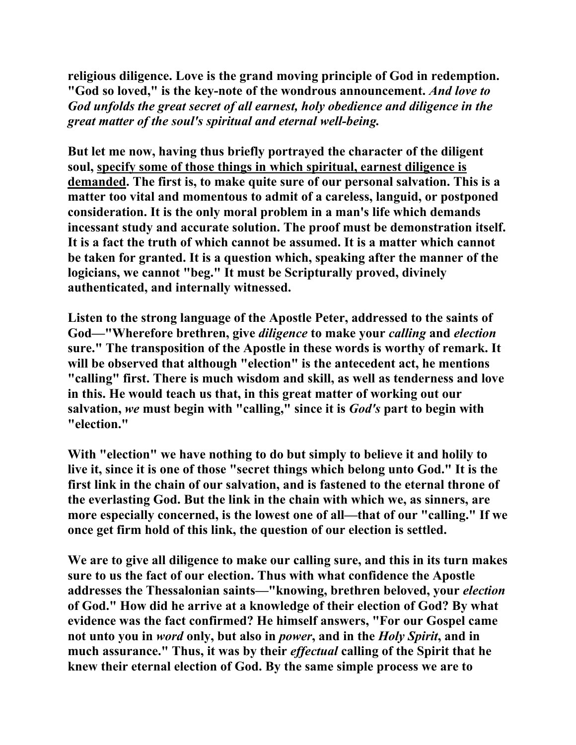**religious diligence. Love is the grand moving principle of God in redemption. "God so loved," is the key-note of the wondrous announcement.** ***And love to God unfolds the great secret of all earnest, holy obedience and diligence in the great matter of the soul's spiritual and eternal well-being.***

**But let me now, having thus briefly portrayed the character of the diligent soul, <u>specify some of those things in which spiritual, earnest diligence is demanded</u>. The first is, to make quite sure of our personal salvation. This is a matter too vital and momentous to admit of a careless, languid, or postponed consideration. It is the only moral problem in a man's life which demands incessant study and accurate solution. The proof must be demonstration itself. It is a fact the truth of which cannot be assumed. It is a matter which cannot be taken for granted. It is a question which, speaking after the manner of the logicians, we cannot "beg." It must be Scripturally proved, divinely authenticated, and internally witnessed.**

**Listen to the strong language of the Apostle Peter, addressed to the saints of God—"Wherefore brethren, give** ***diligence*** **to make your** ***calling*** **and** ***election*** **sure." The transposition of the Apostle in these words is worthy of remark. It will be observed that although "election" is the antecedent act, he mentions "calling" first. There is much wisdom and skill, as well as tenderness and love in this. He would teach us that, in this great matter of working out our salvation,** ***we*** **must begin with "calling," since it is** ***God's*** **part to begin with "election."**

**With "election" we have nothing to do but simply to believe it and holily to live it, since it is one of those "secret things which belong unto God." It is the first link in the chain of our salvation, and is fastened to the eternal throne of the everlasting God. But the link in the chain with which we, as sinners, are more especially concerned, is the lowest one of all—that of our "calling." If we once get firm hold of this link, the question of our election is settled.**

**We are to give all diligence to make our calling sure, and this in its turn makes sure to us the fact of our election. Thus with what confidence the Apostle addresses the Thessalonian saints—"knowing, brethren beloved, your** ***election*** **of God." How did he arrive at a knowledge of their election of God? By what evidence was the fact confirmed? He himself answers, "For our Gospel came not unto you in** ***word*** **only, but also in** ***power*****, and in the** ***Holy Spirit*****, and in much assurance." Thus, it was by their** ***effectual*** **calling of the Spirit that he knew their eternal election of God. By the same simple process we are to**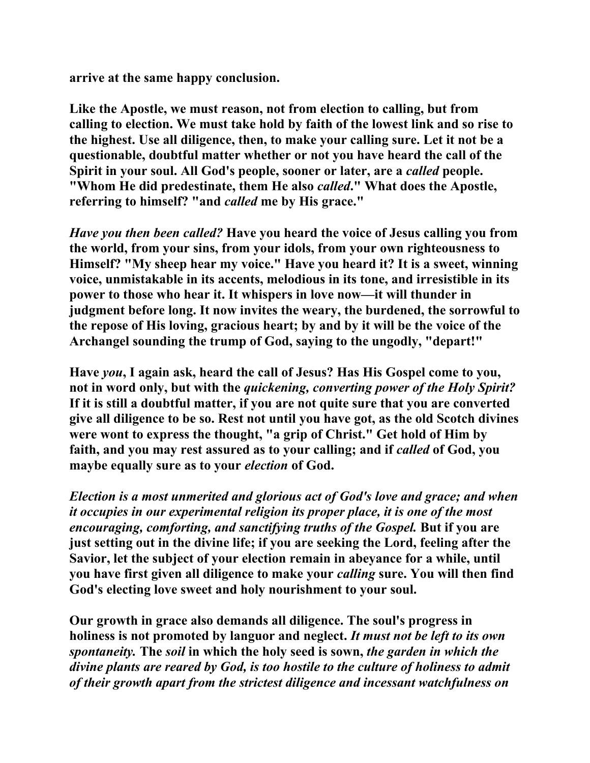**arrive at the same happy conclusion.**

**Like the Apostle, we must reason, not from election to calling, but from calling to election. We must take hold by faith of the lowest link and so rise to the highest. Use all diligence, then, to make your calling sure. Let it not be a questionable, doubtful matter whether or not you have heard the call of the Spirit in your soul. All God's people, sooner or later, are a *called* people. "Whom He did predestinate, them He also *called*." What does the Apostle, referring to himself? "and *called* me by His grace."**

***Have you then been called?* Have you heard the voice of Jesus calling you from the world, from your sins, from your idols, from your own righteousness to Himself? "My sheep hear my voice." Have you heard it? It is a sweet, winning voice, unmistakable in its accents, melodious in its tone, and irresistible in its power to those who hear it. It whispers in love now—it will thunder in judgment before long. It now invites the weary, the burdened, the sorrowful to the repose of His loving, gracious heart; by and by it will be the voice of the Archangel sounding the trump of God, saying to the ungodly, "depart!"**

**Have *you*, I again ask, heard the call of Jesus? Has His Gospel come to you, not in word only, but with the *quickening, converting power of the Holy Spirit?* If it is still a doubtful matter, if you are not quite sure that you are converted give all diligence to be so. Rest not until you have got, as the old Scotch divines were wont to express the thought, "a grip of Christ." Get hold of Him by faith, and you may rest assured as to your calling; and if *called* of God, you maybe equally sure as to your *election* of God.**

***Election is a most unmerited and glorious act of God's love and grace; and when it occupies in our experimental religion its proper place, it is one of the most encouraging, comforting, and sanctifying truths of the Gospel.* But if you are just setting out in the divine life; if you are seeking the Lord, feeling after the Savior, let the subject of your election remain in abeyance for a while, until you have first given all diligence to make your *calling* sure. You will then find God's electing love sweet and holy nourishment to your soul.**

**Our growth in grace also demands all diligence. The soul's progress in holiness is not promoted by languor and neglect. *It must not be left to its own spontaneity.* The *soil* in which the holy seed is sown, *the garden in which the divine plants are reared by God, is too hostile to the culture of holiness to admit of their growth apart from the strictest diligence and incessant watchfulness on***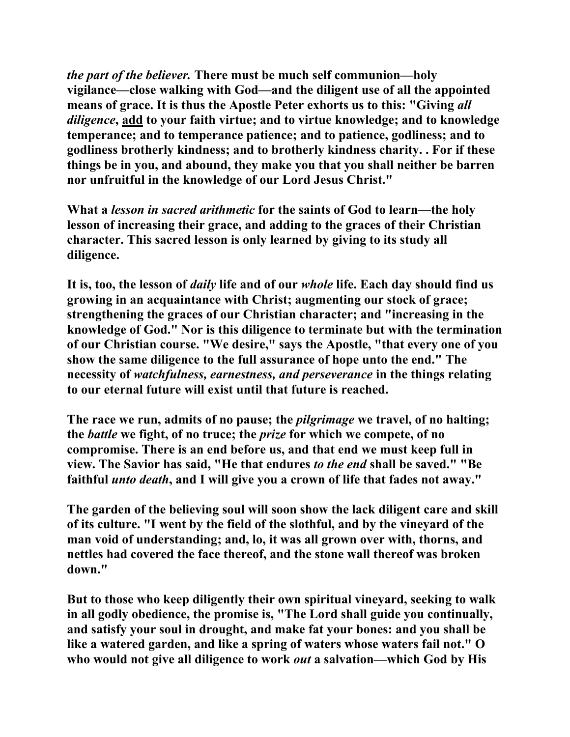***the part of the believer.* There must be much self communion—holy vigilance—close walking with God—and the diligent use of all the appointed means of grace. It is thus the Apostle Peter exhorts us to this: "Giving *all diligence*, <u>add</u> to your faith virtue; and to virtue knowledge; and to knowledge temperance; and to temperance patience; and to patience, godliness; and to godliness brotherly kindness; and to brotherly kindness charity. . For if these things be in you, and abound, they make you that you shall neither be barren nor unfruitful in the knowledge of our Lord Jesus Christ."**

**What a *lesson in sacred arithmetic* for the saints of God to learn—the holy lesson of increasing their grace, and adding to the graces of their Christian character. This sacred lesson is only learned by giving to its study all diligence.**

**It is, too, the lesson of *daily* life and of our *whole* life. Each day should find us growing in an acquaintance with Christ; augmenting our stock of grace; strengthening the graces of our Christian character; and "increasing in the knowledge of God." Nor is this diligence to terminate but with the termination of our Christian course. "We desire," says the Apostle, "that every one of you show the same diligence to the full assurance of hope unto the end." The necessity of *watchfulness, earnestness, and perseverance* in the things relating to our eternal future will exist until that future is reached.**

**The race we run, admits of no pause; the *pilgrimage* we travel, of no halting; the *battle* we fight, of no truce; the *prize* for which we compete, of no compromise. There is an end before us, and that end we must keep full in view. The Savior has said, "He that endures *to the end* shall be saved." "Be faithful *unto death*, and I will give you a crown of life that fades not away."**

**The garden of the believing soul will soon show the lack diligent care and skill of its culture. "I went by the field of the slothful, and by the vineyard of the man void of understanding; and, lo, it was all grown over with, thorns, and nettles had covered the face thereof, and the stone wall thereof was broken down."**

**But to those who keep diligently their own spiritual vineyard, seeking to walk in all godly obedience, the promise is, "The Lord shall guide you continually, and satisfy your soul in drought, and make fat your bones: and you shall be like a watered garden, and like a spring of waters whose waters fail not." O who would not give all diligence to work *out* a salvation—which God by His**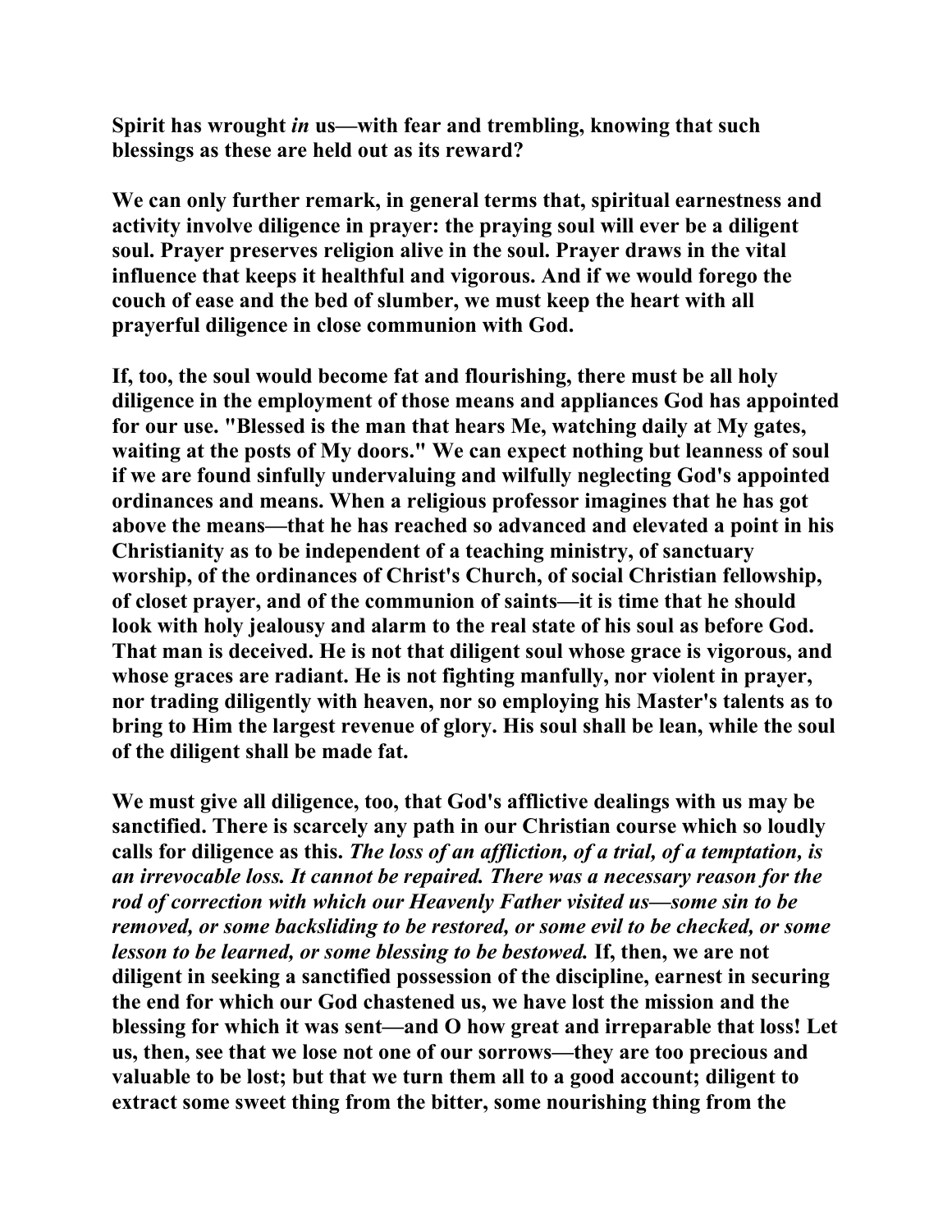**Spirit has wrought *in* us—with fear and trembling, knowing that such blessings as these are held out as its reward?**

**We can only further remark, in general terms that, spiritual earnestness and activity involve diligence in prayer: the praying soul will ever be a diligent soul. Prayer preserves religion alive in the soul. Prayer draws in the vital influence that keeps it healthful and vigorous. And if we would forego the couch of ease and the bed of slumber, we must keep the heart with all prayerful diligence in close communion with God.**

**If, too, the soul would become fat and flourishing, there must be all holy diligence in the employment of those means and appliances God has appointed for our use. "Blessed is the man that hears Me, watching daily at My gates, waiting at the posts of My doors." We can expect nothing but leanness of soul if we are found sinfully undervaluing and wilfully neglecting God's appointed ordinances and means. When a religious professor imagines that he has got above the means—that he has reached so advanced and elevated a point in his Christianity as to be independent of a teaching ministry, of sanctuary worship, of the ordinances of Christ's Church, of social Christian fellowship, of closet prayer, and of the communion of saints—it is time that he should look with holy jealousy and alarm to the real state of his soul as before God. That man is deceived. He is not that diligent soul whose grace is vigorous, and whose graces are radiant. He is not fighting manfully, nor violent in prayer, nor trading diligently with heaven, nor so employing his Master's talents as to bring to Him the largest revenue of glory. His soul shall be lean, while the soul of the diligent shall be made fat.**

**We must give all diligence, too, that God's afflictive dealings with us may be sanctified. There is scarcely any path in our Christian course which so loudly calls for diligence as this. *The loss of an affliction, of a trial, of a temptation, is an irrevocable loss. It cannot be repaired. There was a necessary reason for the rod of correction with which our Heavenly Father visited us—some sin to be removed, or some backsliding to be restored, or some evil to be checked, or some lesson to be learned, or some blessing to be bestowed.* If, then, we are not diligent in seeking a sanctified possession of the discipline, earnest in securing the end for which our God chastened us, we have lost the mission and the blessing for which it was sent—and O how great and irreparable that loss! Let us, then, see that we lose not one of our sorrows—they are too precious and valuable to be lost; but that we turn them all to a good account; diligent to extract some sweet thing from the bitter, some nourishing thing from the**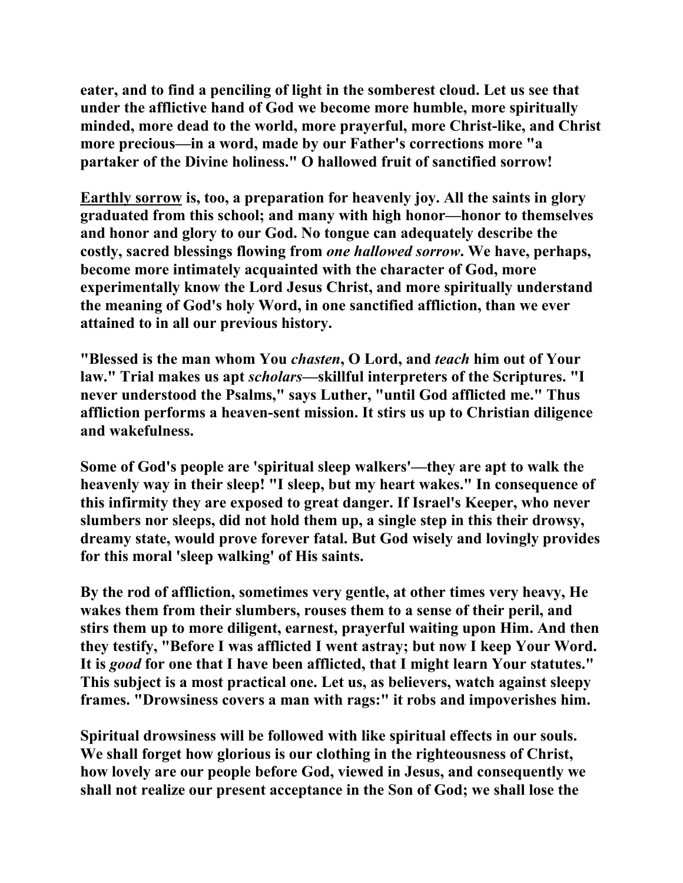eater, and to find a penciling of light in the somberest cloud. Let us see that under the afflictive hand of God we become more humble, more spiritually minded, more dead to the world, more prayerful, more Christ-like, and Christ more precious—in a word, made by our Father's corrections more "a partaker of the Divine holiness." O hallowed fruit of sanctified sorrow!

<u>Earthly sorrow</u> is, too, a preparation for heavenly joy. All the saints in glory graduated from this school; and many with high honor—honor to themselves and honor and glory to our God. No tongue can adequately describe the costly, sacred blessings flowing from *one hallowed sorrow*. We have, perhaps, become more intimately acquainted with the character of God, more experimentally know the Lord Jesus Christ, and more spiritually understand the meaning of God's holy Word, in one sanctified affliction, than we ever attained to in all our previous history.

"Blessed is the man whom You *chasten*, O Lord, and *teach* him out of Your law." Trial makes us apt *scholars*—skillful interpreters of the Scriptures. "I never understood the Psalms," says Luther, "until God afflicted me." Thus affliction performs a heaven-sent mission. It stirs us up to Christian diligence and wakefulness.

Some of God's people are 'spiritual sleep walkers'—they are apt to walk the heavenly way in their sleep! "I sleep, but my heart wakes." In consequence of this infirmity they are exposed to great danger. If Israel's Keeper, who never slumbers nor sleeps, did not hold them up, a single step in this their drowsy, dreamy state, would prove forever fatal. But God wisely and lovingly provides for this moral 'sleep walking' of His saints.

By the rod of affliction, sometimes very gentle, at other times very heavy, He wakes them from their slumbers, rouses them to a sense of their peril, and stirs them up to more diligent, earnest, prayerful waiting upon Him. And then they testify, "Before I was afflicted I went astray; but now I keep Your Word. It is *good* for one that I have been afflicted, that I might learn Your statutes." This subject is a most practical one. Let us, as believers, watch against sleepy frames. "Drowsiness covers a man with rags:" it robs and impoverishes him.

Spiritual drowsiness will be followed with like spiritual effects in our souls. We shall forget how glorious is our clothing in the righteousness of Christ, how lovely are our people before God, viewed in Jesus, and consequently we shall not realize our present acceptance in the Son of God; we shall lose the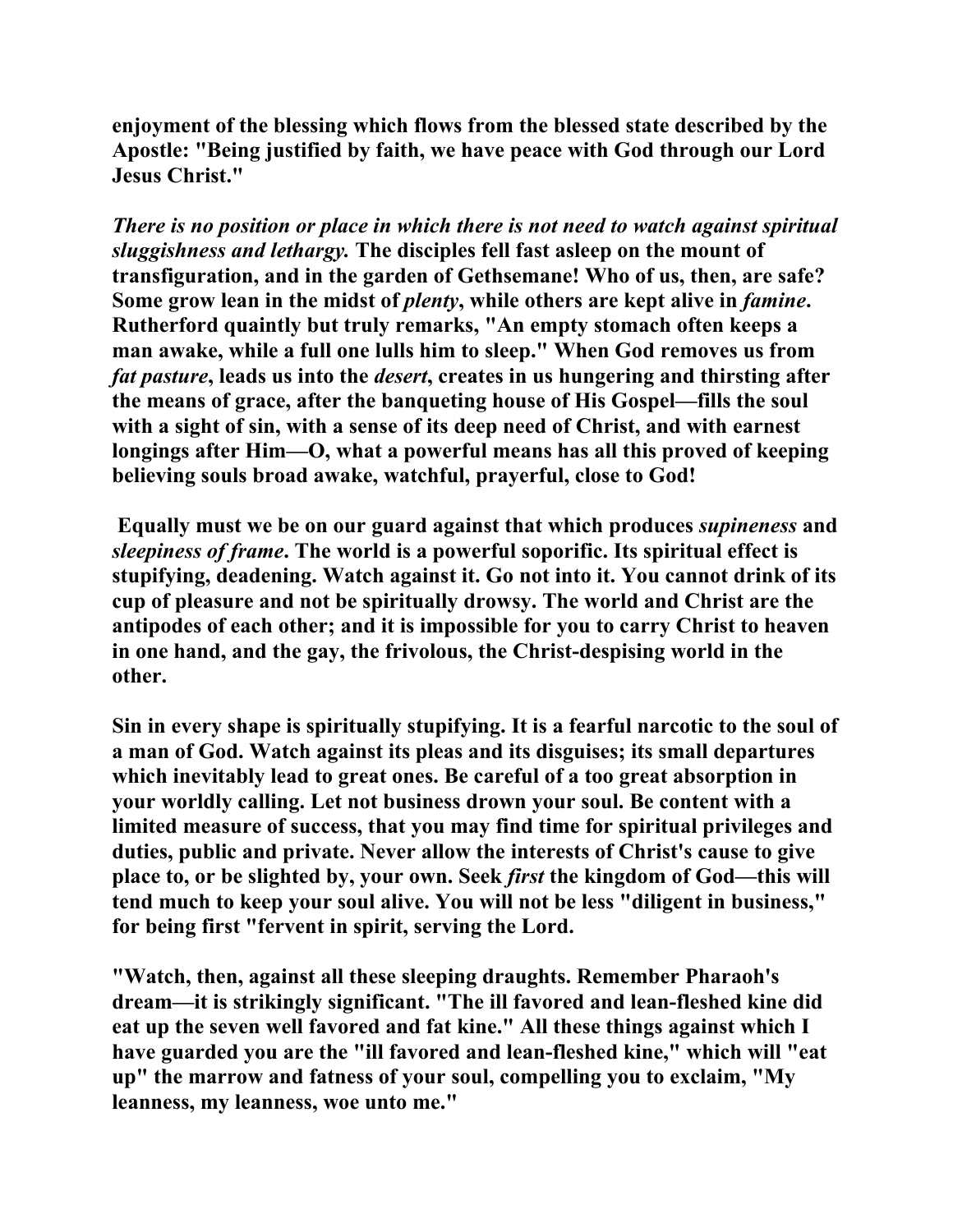**enjoyment of the blessing which flows from the blessed state described by the Apostle: "Being justified by faith, we have peace with God through our Lord Jesus Christ."**

***There is no position or place in which there is not need to watch against spiritual sluggishness and lethargy.*** **The disciples fell fast asleep on the mount of transfiguration, and in the garden of Gethsemane! Who of us, then, are safe? Some grow lean in the midst of *plenty*, while others are kept alive in *famine*. Rutherford quaintly but truly remarks, "An empty stomach often keeps a man awake, while a full one lulls him to sleep." When God removes us from *fat pasture*, leads us into the *desert*, creates in us hungering and thirsting after the means of grace, after the banqueting house of His Gospel—fills the soul with a sight of sin, with a sense of its deep need of Christ, and with earnest longings after Him—O, what a powerful means has all this proved of keeping believing souls broad awake, watchful, prayerful, close to God!**

**Equally must we be on our guard against that which produces *supineness* and *sleepiness of frame*. The world is a powerful soporific. Its spiritual effect is stupifying, deadening. Watch against it. Go not into it. You cannot drink of its cup of pleasure and not be spiritually drowsy. The world and Christ are the antipodes of each other; and it is impossible for you to carry Christ to heaven in one hand, and the gay, the frivolous, the Christ-despising world in the other.**

**Sin in every shape is spiritually stupifying. It is a fearful narcotic to the soul of a man of God. Watch against its pleas and its disguises; its small departures which inevitably lead to great ones. Be careful of a too great absorption in your worldly calling. Let not business drown your soul. Be content with a limited measure of success, that you may find time for spiritual privileges and duties, public and private. Never allow the interests of Christ's cause to give place to, or be slighted by, your own. Seek *first* the kingdom of God—this will tend much to keep your soul alive. You will not be less "diligent in business," for being first "fervent in spirit, serving the Lord.**

**"Watch, then, against all these sleeping draughts. Remember Pharaoh's dream—it is strikingly significant. "The ill favored and lean-fleshed kine did eat up the seven well favored and fat kine." All these things against which I have guarded you are the "ill favored and lean-fleshed kine," which will "eat up" the marrow and fatness of your soul, compelling you to exclaim, "My leanness, my leanness, woe unto me."**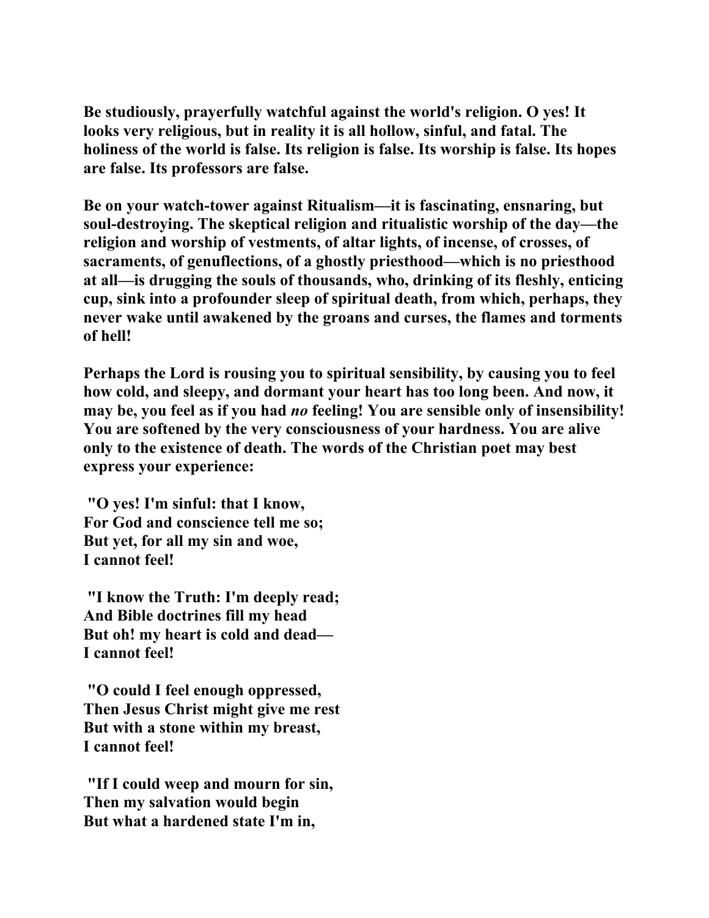**Be studiously, prayerfully watchful against the world's religion. O yes! It looks very religious, but in reality it is all hollow, sinful, and fatal. The holiness of the world is false. Its religion is false. Its worship is false. Its hopes are false. Its professors are false.**

**Be on your watch-tower against Ritualism—it is fascinating, ensnaring, but soul-destroying. The skeptical religion and ritualistic worship of the day—the religion and worship of vestments, of altar lights, of incense, of crosses, of sacraments, of genuflections, of a ghostly priesthood—which is no priesthood at all—is drugging the souls of thousands, who, drinking of its fleshly, enticing cup, sink into a profounder sleep of spiritual death, from which, perhaps, they never wake until awakened by the groans and curses, the flames and torments of hell!**

**Perhaps the Lord is rousing you to spiritual sensibility, by causing you to feel how cold, and sleepy, and dormant your heart has too long been. And now, it may be, you feel as if you had *no* feeling! You are sensible only of insensibility! You are softened by the very consciousness of your hardness. You are alive only to the existence of death. The words of the Christian poet may best express your experience:**

**"O yes! I'm sinful: that I know,**
**For God and conscience tell me so;**
**But yet, for all my sin and woe,**
**I cannot feel!**

**"I know the Truth: I'm deeply read;**
**And Bible doctrines fill my head**
**But oh! my heart is cold and dead—**
**I cannot feel!**

**"O could I feel enough oppressed,**
**Then Jesus Christ might give me rest**
**But with a stone within my breast,**
**I cannot feel!**

**"If I could weep and mourn for sin,**
**Then my salvation would begin**
**But what a hardened state I'm in,**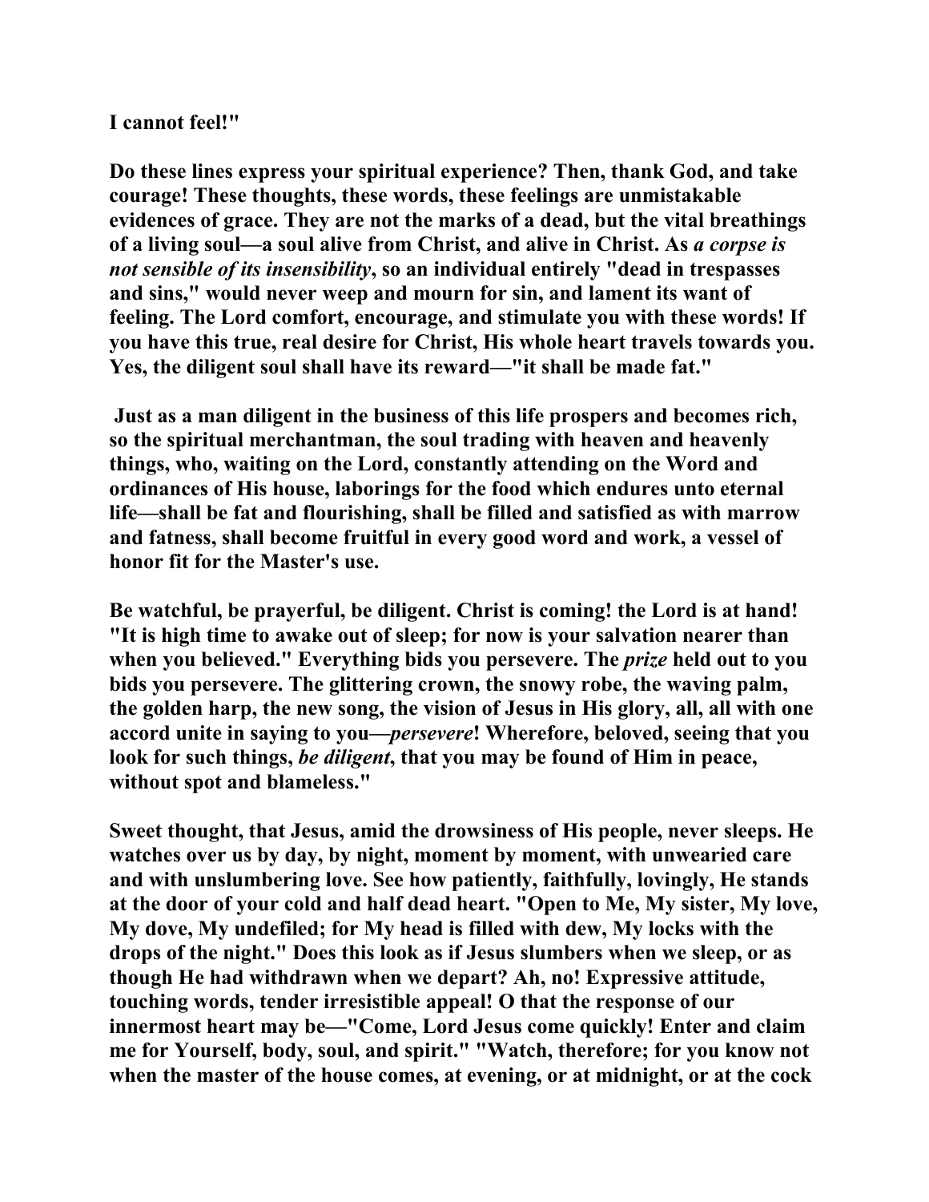I cannot feel!"

Do these lines express your spiritual experience? Then, thank God, and take courage! These thoughts, these words, these feelings are unmistakable evidences of grace. They are not the marks of a dead, but the vital breathings of a living soul—a soul alive from Christ, and alive in Christ. As *a corpse is not sensible of its insensibility*, so an individual entirely "dead in trespasses and sins," would never weep and mourn for sin, and lament its want of feeling. The Lord comfort, encourage, and stimulate you with these words! If you have this true, real desire for Christ, His whole heart travels towards you. Yes, the diligent soul shall have its reward—"it shall be made fat."

Just as a man diligent in the business of this life prospers and becomes rich, so the spiritual merchantman, the soul trading with heaven and heavenly things, who, waiting on the Lord, constantly attending on the Word and ordinances of His house, laborings for the food which endures unto eternal life—shall be fat and flourishing, shall be filled and satisfied as with marrow and fatness, shall become fruitful in every good word and work, a vessel of honor fit for the Master's use.

Be watchful, be prayerful, be diligent. Christ is coming! the Lord is at hand! "It is high time to awake out of sleep; for now is your salvation nearer than when you believed." Everything bids you persevere. The *prize* held out to you bids you persevere. The glittering crown, the snowy robe, the waving palm, the golden harp, the new song, the vision of Jesus in His glory, all, all with one accord unite in saying to you—*persevere*! Wherefore, beloved, seeing that you look for such things, *be diligent*, that you may be found of Him in peace, without spot and blameless."

Sweet thought, that Jesus, amid the drowsiness of His people, never sleeps. He watches over us by day, by night, moment by moment, with unwearied care and with unslumbering love. See how patiently, faithfully, lovingly, He stands at the door of your cold and half dead heart. "Open to Me, My sister, My love, My dove, My undefiled; for My head is filled with dew, My locks with the drops of the night." Does this look as if Jesus slumbers when we sleep, or as though He had withdrawn when we depart? Ah, no! Expressive attitude, touching words, tender irresistible appeal! O that the response of our innermost heart may be—"Come, Lord Jesus come quickly! Enter and claim me for Yourself, body, soul, and spirit." "Watch, therefore; for you know not when the master of the house comes, at evening, or at midnight, or at the cock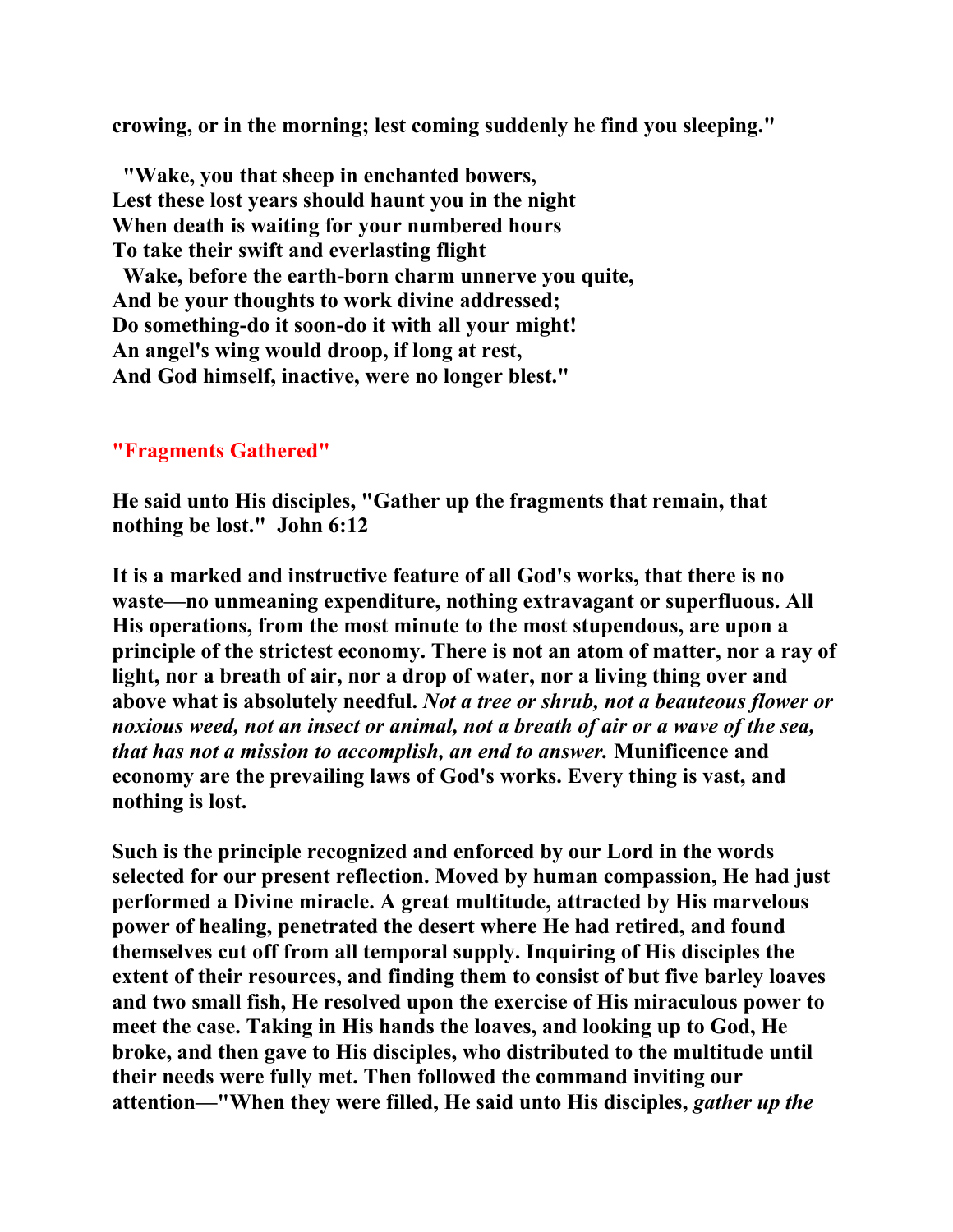**crowing, or in the morning; lest coming suddenly he find you sleeping."**

**"Wake, you that sheep in enchanted bowers,**
**Lest these lost years should haunt you in the night**
**When death is waiting for your numbered hours**
**To take their swift and everlasting flight**
**Wake, before the earth-born charm unnerve you quite,**
**And be your thoughts to work divine addressed;**
**Do something-do it soon-do it with all your might!**
**An angel's wing would droop, if long at rest,**
**And God himself, inactive, were no longer blest."**

## "Fragments Gathered"

**He said unto His disciples, "Gather up the fragments that remain, that nothing be lost." John 6:12**

**It is a marked and instructive feature of all God's works, that there is no waste—no unmeaning expenditure, nothing extravagant or superfluous. All His operations, from the most minute to the most stupendous, are upon a principle of the strictest economy. There is not an atom of matter, nor a ray of light, nor a breath of air, nor a drop of water, nor a living thing over and above what is absolutely needful.** ***Not a tree or shrub, not a beauteous flower or noxious weed, not an insect or animal, not a breath of air or a wave of the sea, that has not a mission to accomplish, an end to answer.*** **Munificence and economy are the prevailing laws of God's works. Every thing is vast, and nothing is lost.**

**Such is the principle recognized and enforced by our Lord in the words selected for our present reflection. Moved by human compassion, He had just performed a Divine miracle. A great multitude, attracted by His marvelous power of healing, penetrated the desert where He had retired, and found themselves cut off from all temporal supply. Inquiring of His disciples the extent of their resources, and finding them to consist of but five barley loaves and two small fish, He resolved upon the exercise of His miraculous power to meet the case. Taking in His hands the loaves, and looking up to God, He broke, and then gave to His disciples, who distributed to the multitude until their needs were fully met. Then followed the command inviting our attention—"When they were filled, He said unto His disciples,** ***gather up the***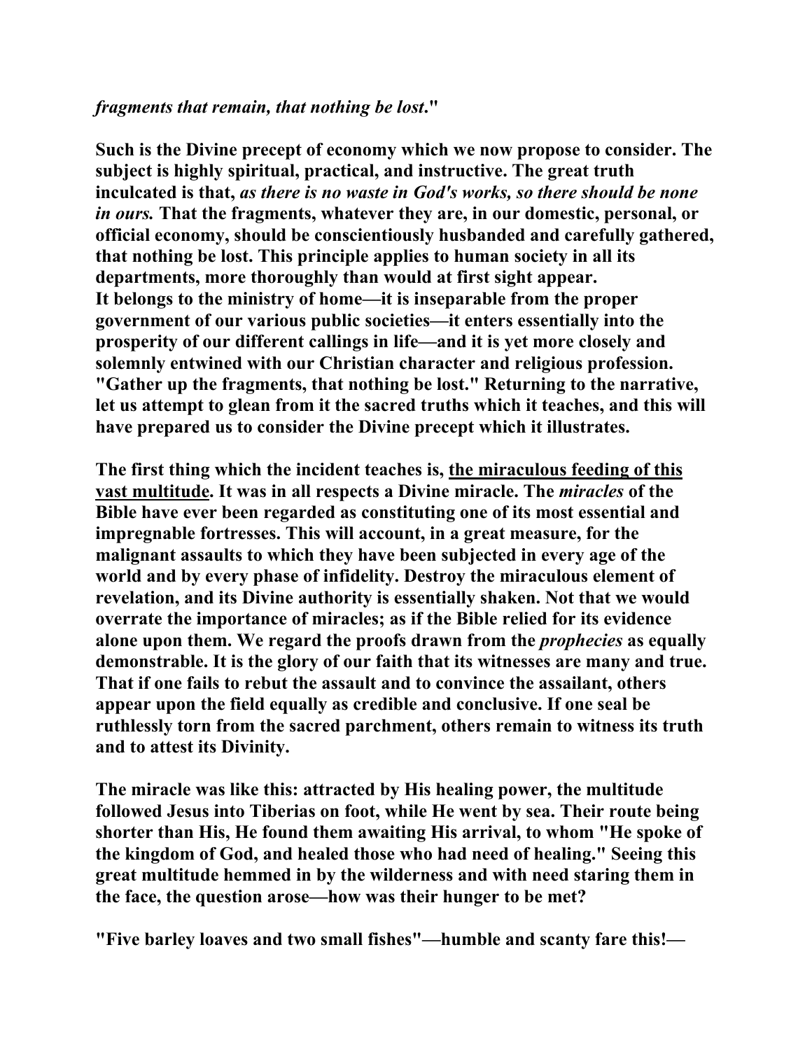*fragments that remain, that nothing be lost*."

**Such is the Divine precept of economy which we now propose to consider. The subject is highly spiritual, practical, and instructive. The great truth inculcated is that, *as there is no waste in God's works, so there should be none in ours.* That the fragments, whatever they are, in our domestic, personal, or official economy, should be conscientiously husbanded and carefully gathered, that nothing be lost. This principle applies to human society in all its departments, more thoroughly than would at first sight appear. It belongs to the ministry of home—it is inseparable from the proper government of our various public societies—it enters essentially into the prosperity of our different callings in life—and it is yet more closely and solemnly entwined with our Christian character and religious profession. "Gather up the fragments, that nothing be lost." Returning to the narrative, let us attempt to glean from it the sacred truths which it teaches, and this will have prepared us to consider the Divine precept which it illustrates.**

**The first thing which the incident teaches is, <u>the miraculous feeding of this vast multitude</u>. It was in all respects a Divine miracle. The *miracles* of the Bible have ever been regarded as constituting one of its most essential and impregnable fortresses. This will account, in a great measure, for the malignant assaults to which they have been subjected in every age of the world and by every phase of infidelity. Destroy the miraculous element of revelation, and its Divine authority is essentially shaken. Not that we would overrate the importance of miracles; as if the Bible relied for its evidence alone upon them. We regard the proofs drawn from the *prophecies* as equally demonstrable. It is the glory of our faith that its witnesses are many and true. That if one fails to rebut the assault and to convince the assailant, others appear upon the field equally as credible and conclusive. If one seal be ruthlessly torn from the sacred parchment, others remain to witness its truth and to attest its Divinity.**

**The miracle was like this: attracted by His healing power, the multitude followed Jesus into Tiberias on foot, while He went by sea. Their route being shorter than His, He found them awaiting His arrival, to whom "He spoke of the kingdom of God, and healed those who had need of healing." Seeing this great multitude hemmed in by the wilderness and with need staring them in the face, the question arose—how was their hunger to be met?**

**"Five barley loaves and two small fishes"—humble and scanty fare this!—**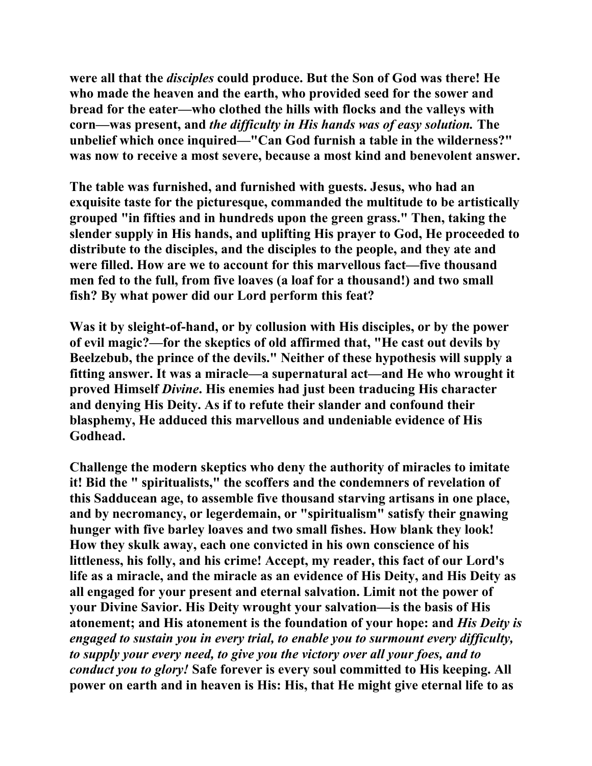**were all that the *disciples* could produce. But the Son of God was there! He who made the heaven and the earth, who provided seed for the sower and bread for the eater—who clothed the hills with flocks and the valleys with corn—was present, and *the difficulty in His hands was of easy solution.* The unbelief which once inquired—"Can God furnish a table in the wilderness?" was now to receive a most severe, because a most kind and benevolent answer.**

**The table was furnished, and furnished with guests. Jesus, who had an exquisite taste for the picturesque, commanded the multitude to be artistically grouped "in fifties and in hundreds upon the green grass." Then, taking the slender supply in His hands, and uplifting His prayer to God, He proceeded to distribute to the disciples, and the disciples to the people, and they ate and were filled. How are we to account for this marvellous fact—five thousand men fed to the full, from five loaves (a loaf for a thousand!) and two small fish? By what power did our Lord perform this feat?**

**Was it by sleight-of-hand, or by collusion with His disciples, or by the power of evil magic?—for the skeptics of old affirmed that, "He cast out devils by Beelzebub, the prince of the devils." Neither of these hypothesis will supply a fitting answer. It was a miracle—a supernatural act—and He who wrought it proved Himself *Divine*. His enemies had just been traducing His character and denying His Deity. As if to refute their slander and confound their blasphemy, He adduced this marvellous and undeniable evidence of His Godhead.**

**Challenge the modern skeptics who deny the authority of miracles to imitate it! Bid the " spiritualists," the scoffers and the condemners of revelation of this Sadducean age, to assemble five thousand starving artisans in one place, and by necromancy, or legerdemain, or "spiritualism" satisfy their gnawing hunger with five barley loaves and two small fishes. How blank they look! How they skulk away, each one convicted in his own conscience of his littleness, his folly, and his crime! Accept, my reader, this fact of our Lord's life as a miracle, and the miracle as an evidence of His Deity, and His Deity as all engaged for your present and eternal salvation. Limit not the power of your Divine Savior. His Deity wrought your salvation—is the basis of His atonement; and His atonement is the foundation of your hope: and *His Deity is engaged to sustain you in every trial, to enable you to surmount every difficulty, to supply your every need, to give you the victory over all your foes, and to conduct you to glory!* Safe forever is every soul committed to His keeping. All power on earth and in heaven is His: His, that He might give eternal life to as**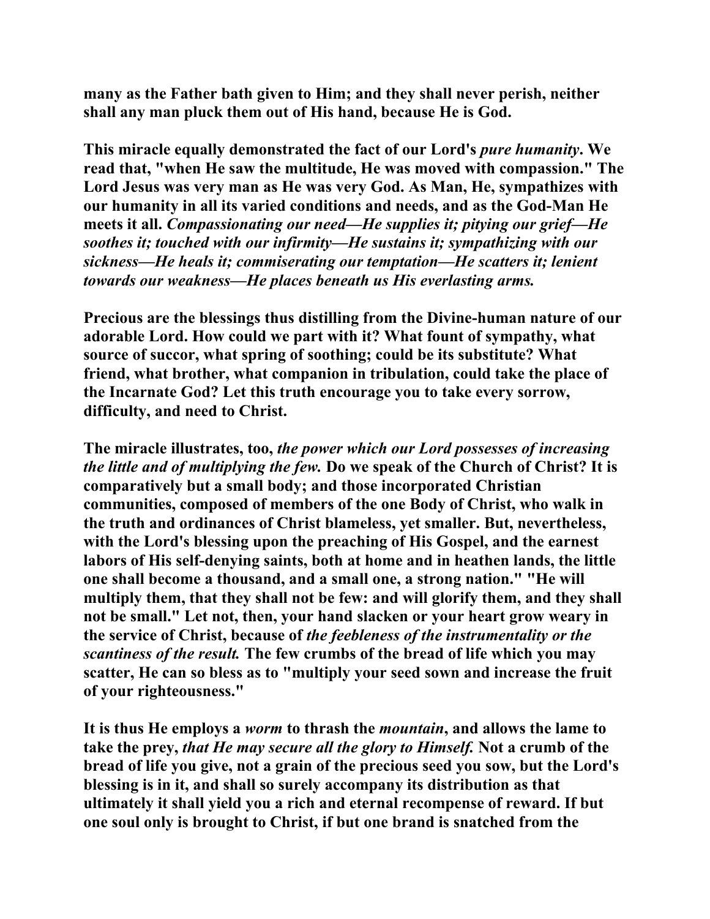**many as the Father bath given to Him; and they shall never perish, neither shall any man pluck them out of His hand, because He is God.**

**This miracle equally demonstrated the fact of our Lord's *pure humanity*. We read that, "when He saw the multitude, He was moved with compassion." The Lord Jesus was very man as He was very God. As Man, He, sympathizes with our humanity in all its varied conditions and needs, and as the God-Man He meets it all. *Compassionating our need—He supplies it; pitying our grief—He soothes it; touched with our infirmity—He sustains it; sympathizing with our sickness—He heals it; commiserating our temptation—He scatters it; lenient towards our weakness—He places beneath us His everlasting arms.***

**Precious are the blessings thus distilling from the Divine-human nature of our adorable Lord. How could we part with it? What fount of sympathy, what source of succor, what spring of soothing; could be its substitute? What friend, what brother, what companion in tribulation, could take the place of the Incarnate God? Let this truth encourage you to take every sorrow, difficulty, and need to Christ.**

**The miracle illustrates, too, *the power which our Lord possesses of increasing the little and of multiplying the few.* Do we speak of the Church of Christ? It is comparatively but a small body; and those incorporated Christian communities, composed of members of the one Body of Christ, who walk in the truth and ordinances of Christ blameless, yet smaller. But, nevertheless, with the Lord's blessing upon the preaching of His Gospel, and the earnest labors of His self-denying saints, both at home and in heathen lands, the little one shall become a thousand, and a small one, a strong nation." "He will multiply them, that they shall not be few: and will glorify them, and they shall not be small." Let not, then, your hand slacken or your heart grow weary in the service of Christ, because of *the feebleness of the instrumentality or the scantiness of the result.* The few crumbs of the bread of life which you may scatter, He can so bless as to "multiply your seed sown and increase the fruit of your righteousness."**

**It is thus He employs a *worm* to thrash the *mountain*, and allows the lame to take the prey, *that He may secure all the glory to Himself.* Not a crumb of the bread of life you give, not a grain of the precious seed you sow, but the Lord's blessing is in it, and shall so surely accompany its distribution as that ultimately it shall yield you a rich and eternal recompense of reward. If but one soul only is brought to Christ, if but one brand is snatched from the**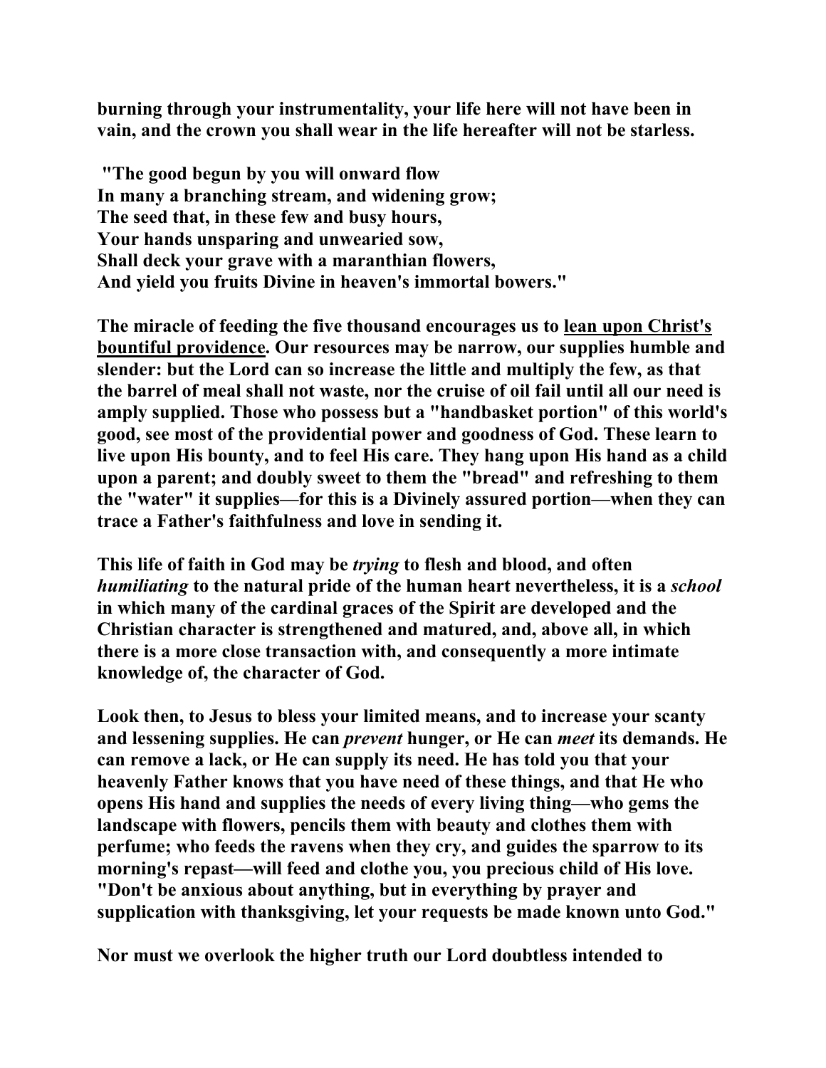**burning through your instrumentality, your life here will not have been in vain, and the crown you shall wear in the life hereafter will not be starless.**

**"The good begun by you will onward flow**
**In many a branching stream, and widening grow;**
**The seed that, in these few and busy hours,**
**Your hands unsparing and unwearied sow,**
**Shall deck your grave with a maranthian flowers,**
**And yield you fruits Divine in heaven's immortal bowers."**

**The miracle of feeding the five thousand encourages us to <u>lean upon Christ's bountiful providence</u>. Our resources may be narrow, our supplies humble and slender: but the Lord can so increase the little and multiply the few, as that the barrel of meal shall not waste, nor the cruise of oil fail until all our need is amply supplied. Those who possess but a "handbasket portion" of this world's good, see most of the providential power and goodness of God. These learn to live upon His bounty, and to feel His care. They hang upon His hand as a child upon a parent; and doubly sweet to them the "bread" and refreshing to them the "water" it supplies—for this is a Divinely assured portion—when they can trace a Father's faithfulness and love in sending it.**

**This life of faith in God may be *trying* to flesh and blood, and often *humiliating* to the natural pride of the human heart nevertheless, it is a *school* in which many of the cardinal graces of the Spirit are developed and the Christian character is strengthened and matured, and, above all, in which there is a more close transaction with, and consequently a more intimate knowledge of, the character of God.**

**Look then, to Jesus to bless your limited means, and to increase your scanty and lessening supplies. He can *prevent* hunger, or He can *meet* its demands. He can remove a lack, or He can supply its need. He has told you that your heavenly Father knows that you have need of these things, and that He who opens His hand and supplies the needs of every living thing—who gems the landscape with flowers, pencils them with beauty and clothes them with perfume; who feeds the ravens when they cry, and guides the sparrow to its morning's repast—will feed and clothe you, you precious child of His love. "Don't be anxious about anything, but in everything by prayer and supplication with thanksgiving, let your requests be made known unto God."**

**Nor must we overlook the higher truth our Lord doubtless intended to**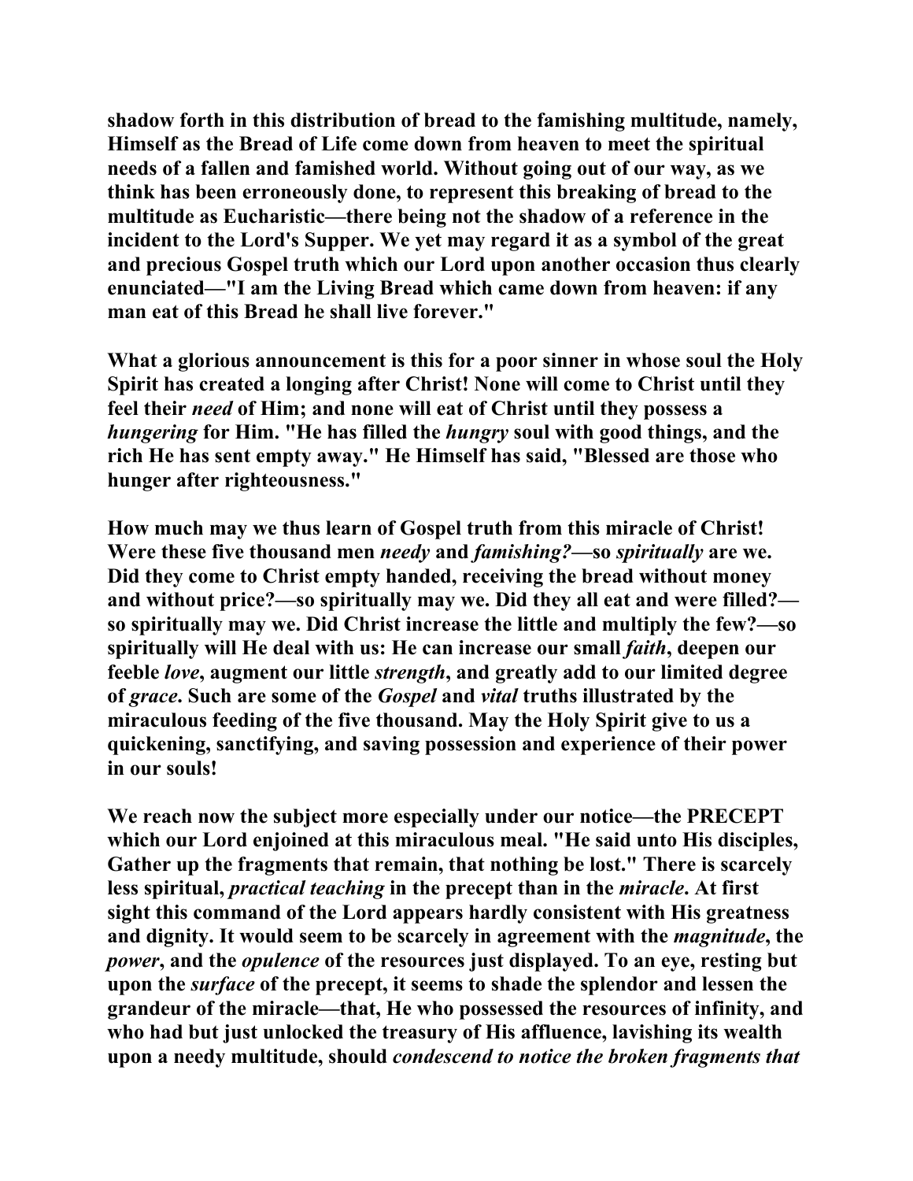shadow forth in this distribution of bread to the famishing multitude, namely, Himself as the Bread of Life come down from heaven to meet the spiritual needs of a fallen and famished world. Without going out of our way, as we think has been erroneously done, to represent this breaking of bread to the multitude as Eucharistic—there being not the shadow of a reference in the incident to the Lord's Supper. We yet may regard it as a symbol of the great and precious Gospel truth which our Lord upon another occasion thus clearly enunciated—"I am the Living Bread which came down from heaven: if any man eat of this Bread he shall live forever."

What a glorious announcement is this for a poor sinner in whose soul the Holy Spirit has created a longing after Christ! None will come to Christ until they feel their *need* of Him; and none will eat of Christ until they possess a *hungering* for Him. "He has filled the *hungry* soul with good things, and the rich He has sent empty away." He Himself has said, "Blessed are those who hunger after righteousness."

How much may we thus learn of Gospel truth from this miracle of Christ! Were these five thousand men *needy* and *famishing?*—so *spiritually* are we. Did they come to Christ empty handed, receiving the bread without money and without price?—so spiritually may we. Did they all eat and were filled?—so spiritually may we. Did Christ increase the little and multiply the few?—so spiritually will He deal with us: He can increase our small *faith*, deepen our feeble *love*, augment our little *strength*, and greatly add to our limited degree of *grace*. Such are some of the *Gospel* and *vital* truths illustrated by the miraculous feeding of the five thousand. May the Holy Spirit give to us a quickening, sanctifying, and saving possession and experience of their power in our souls!

We reach now the subject more especially under our notice—the PRECEPT which our Lord enjoined at this miraculous meal. "He said unto His disciples, Gather up the fragments that remain, that nothing be lost." There is scarcely less spiritual, *practical teaching* in the precept than in the *miracle*. At first sight this command of the Lord appears hardly consistent with His greatness and dignity. It would seem to be scarcely in agreement with the *magnitude*, the *power*, and the *opulence* of the resources just displayed. To an eye, resting but upon the *surface* of the precept, it seems to shade the splendor and lessen the grandeur of the miracle—that, He who possessed the resources of infinity, and who had but just unlocked the treasury of His affluence, lavishing its wealth upon a needy multitude, should *condescend to notice the broken fragments that*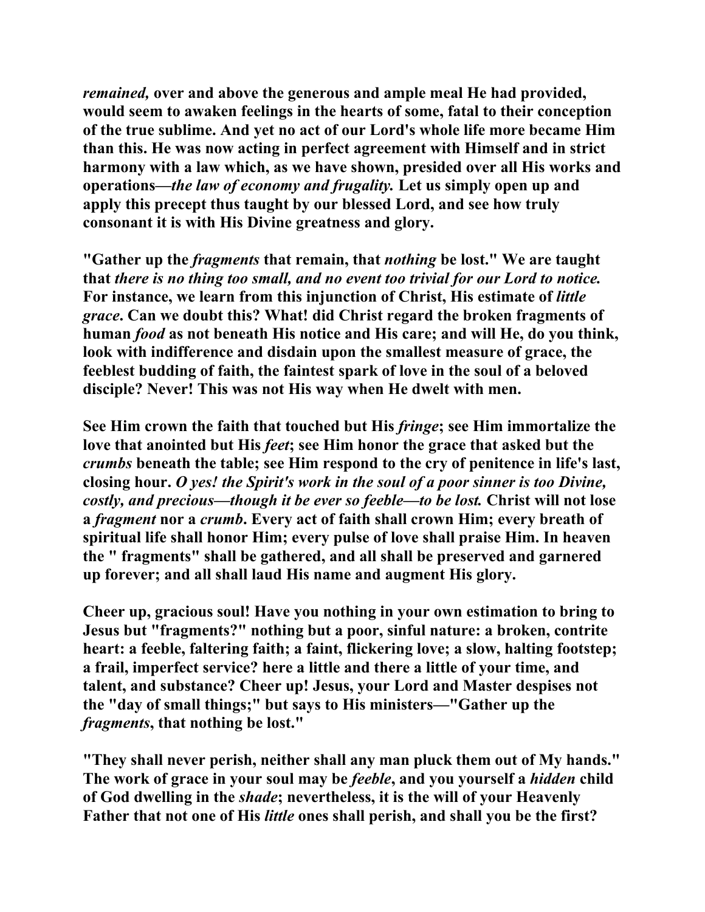*remained,* over and above the generous and ample meal He had provided, would seem to awaken feelings in the hearts of some, fatal to their conception of the true sublime. And yet no act of our Lord's whole life more became Him than this. He was now acting in perfect agreement with Himself and in strict harmony with a law which, as we have shown, presided over all His works and operations—*the law of economy and frugality.* Let us simply open up and apply this precept thus taught by our blessed Lord, and see how truly consonant it is with His Divine greatness and glory.

"Gather up the *fragments* that remain, that *nothing* be lost." We are taught that *there is no thing too small, and no event too trivial for our Lord to notice.* For instance, we learn from this injunction of Christ, His estimate of *little grace*. Can we doubt this? What! did Christ regard the broken fragments of human *food* as not beneath His notice and His care; and will He, do you think, look with indifference and disdain upon the smallest measure of grace, the feeblest budding of faith, the faintest spark of love in the soul of a beloved disciple? Never! This was not His way when He dwelt with men.

See Him crown the faith that touched but His *fringe*; see Him immortalize the love that anointed but His *feet*; see Him honor the grace that asked but the *crumbs* beneath the table; see Him respond to the cry of penitence in life's last, closing hour. *O yes! the Spirit's work in the soul of a poor sinner is too Divine, costly, and precious—though it be ever so feeble—to be lost.* Christ will not lose a *fragment* nor a *crumb*. Every act of faith shall crown Him; every breath of spiritual life shall honor Him; every pulse of love shall praise Him. In heaven the " fragments" shall be gathered, and all shall be preserved and garnered up forever; and all shall laud His name and augment His glory.

Cheer up, gracious soul! Have you nothing in your own estimation to bring to Jesus but "fragments?" nothing but a poor, sinful nature: a broken, contrite heart: a feeble, faltering faith; a faint, flickering love; a slow, halting footstep; a frail, imperfect service? here a little and there a little of your time, and talent, and substance? Cheer up! Jesus, your Lord and Master despises not the "day of small things;" but says to His ministers—"Gather up the *fragments*, that nothing be lost."

"They shall never perish, neither shall any man pluck them out of My hands." The work of grace in your soul may be *feeble*, and you yourself a *hidden* child of God dwelling in the *shade*; nevertheless, it is the will of your Heavenly Father that not one of His *little* ones shall perish, and shall you be the first?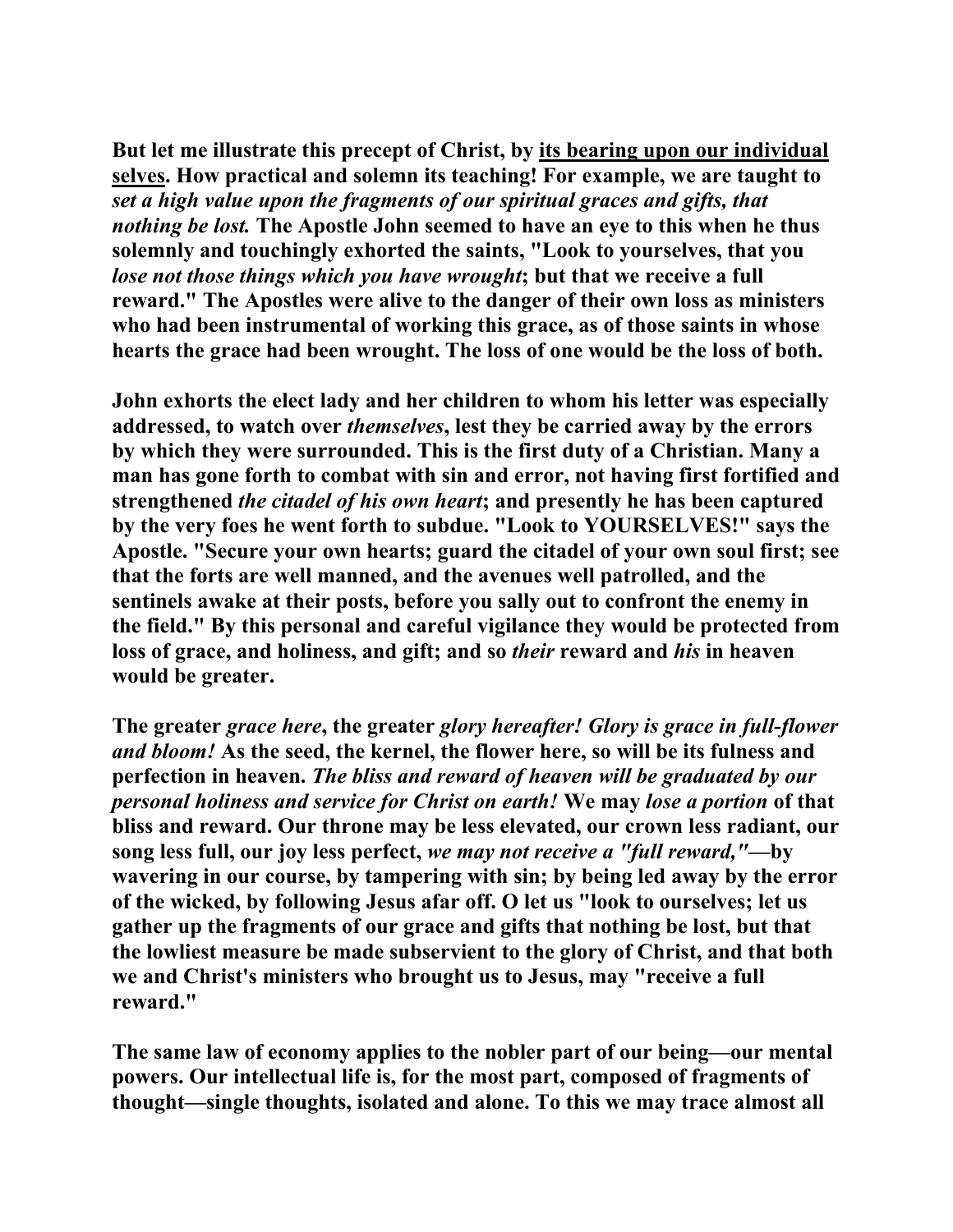But let me illustrate this precept of Christ, by <u>its bearing upon our individual selves</u>. How practical and solemn its teaching! For example, we are taught to *set a high value upon the fragments of our spiritual graces and gifts, that nothing be lost.* The Apostle John seemed to have an eye to this when he thus solemnly and touchingly exhorted the saints, "Look to yourselves, that you *lose not those things which you have wrought*; but that we receive a full reward." The Apostles were alive to the danger of their own loss as ministers who had been instrumental of working this grace, as of those saints in whose hearts the grace had been wrought. The loss of one would be the loss of both.

John exhorts the elect lady and her children to whom his letter was especially addressed, to watch over *themselves*, lest they be carried away by the errors by which they were surrounded. This is the first duty of a Christian. Many a man has gone forth to combat with sin and error, not having first fortified and strengthened *the citadel of his own heart*; and presently he has been captured by the very foes he went forth to subdue. "Look to YOURSELVES!" says the Apostle. "Secure your own hearts; guard the citadel of your own soul first; see that the forts are well manned, and the avenues well patrolled, and the sentinels awake at their posts, before you sally out to confront the enemy in the field." By this personal and careful vigilance they would be protected from loss of grace, and holiness, and gift; and so *their* reward and *his* in heaven would be greater.

The greater *grace here*, the greater *glory hereafter! Glory is grace in full-flower and bloom!* As the seed, the kernel, the flower here, so will be its fulness and perfection in heaven. *The bliss and reward of heaven will be graduated by our personal holiness and service for Christ on earth!* We may *lose a portion* of that bliss and reward. Our throne may be less elevated, our crown less radiant, our song less full, our joy less perfect, *we may not receive a "full reward,"*—by wavering in our course, by tampering with sin; by being led away by the error of the wicked, by following Jesus afar off. O let us "look to ourselves; let us gather up the fragments of our grace and gifts that nothing be lost, but that the lowliest measure be made subservient to the glory of Christ, and that both we and Christ's ministers who brought us to Jesus, may "receive a full reward."

The same law of economy applies to the nobler part of our being—our mental powers. Our intellectual life is, for the most part, composed of fragments of thought—single thoughts, isolated and alone. To this we may trace almost all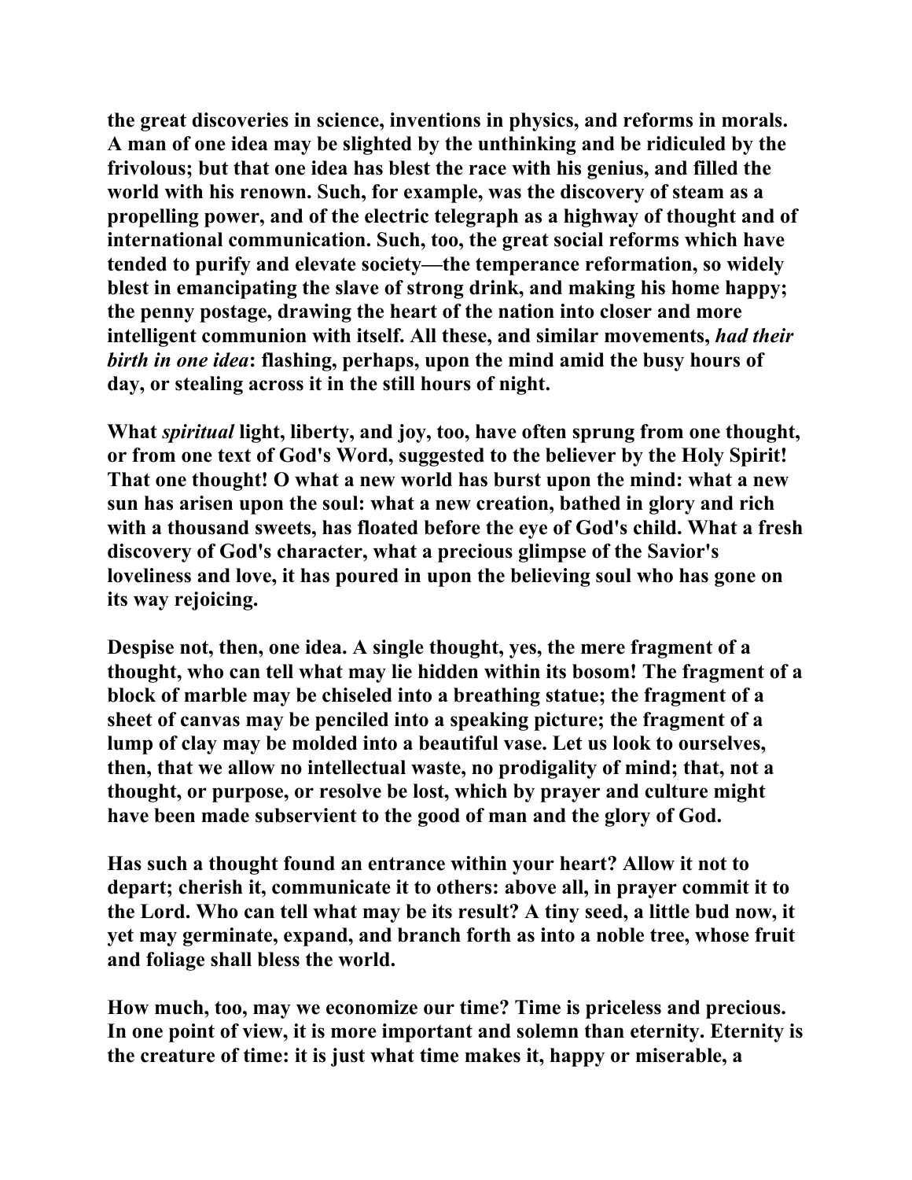the great discoveries in science, inventions in physics, and reforms in morals. A man of one idea may be slighted by the unthinking and be ridiculed by the frivolous; but that one idea has blest the race with his genius, and filled the world with his renown. Such, for example, was the discovery of steam as a propelling power, and of the electric telegraph as a highway of thought and of international communication. Such, too, the great social reforms which have tended to purify and elevate society—the temperance reformation, so widely blest in emancipating the slave of strong drink, and making his home happy; the penny postage, drawing the heart of the nation into closer and more intelligent communion with itself. All these, and similar movements, *had their birth in one idea*: flashing, perhaps, upon the mind amid the busy hours of day, or stealing across it in the still hours of night.

What *spiritual* light, liberty, and joy, too, have often sprung from one thought, or from one text of God's Word, suggested to the believer by the Holy Spirit! That one thought! O what a new world has burst upon the mind: what a new sun has arisen upon the soul: what a new creation, bathed in glory and rich with a thousand sweets, has floated before the eye of God's child. What a fresh discovery of God's character, what a precious glimpse of the Savior's loveliness and love, it has poured in upon the believing soul who has gone on its way rejoicing.

Despise not, then, one idea. A single thought, yes, the mere fragment of a thought, who can tell what may lie hidden within its bosom! The fragment of a block of marble may be chiseled into a breathing statue; the fragment of a sheet of canvas may be penciled into a speaking picture; the fragment of a lump of clay may be molded into a beautiful vase. Let us look to ourselves, then, that we allow no intellectual waste, no prodigality of mind; that, not a thought, or purpose, or resolve be lost, which by prayer and culture might have been made subservient to the good of man and the glory of God.

Has such a thought found an entrance within your heart? Allow it not to depart; cherish it, communicate it to others: above all, in prayer commit it to the Lord. Who can tell what may be its result? A tiny seed, a little bud now, it yet may germinate, expand, and branch forth as into a noble tree, whose fruit and foliage shall bless the world.

How much, too, may we economize our time? Time is priceless and precious. In one point of view, it is more important and solemn than eternity. Eternity is the creature of time: it is just what time makes it, happy or miserable, a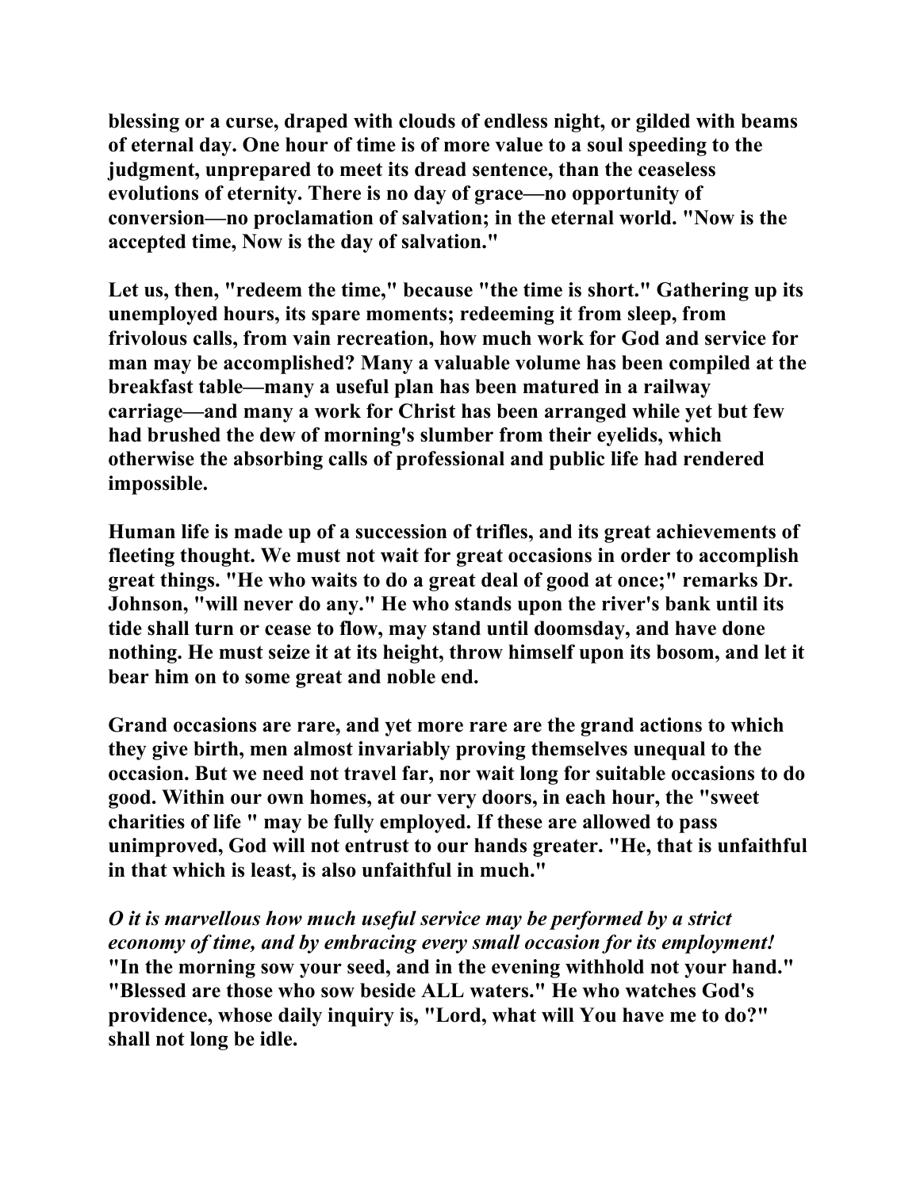**blessing or a curse, draped with clouds of endless night, or gilded with beams of eternal day. One hour of time is of more value to a soul speeding to the judgment, unprepared to meet its dread sentence, than the ceaseless evolutions of eternity. There is no day of grace—no opportunity of conversion—no proclamation of salvation; in the eternal world. "Now is the accepted time, Now is the day of salvation."**

**Let us, then, "redeem the time," because "the time is short." Gathering up its unemployed hours, its spare moments; redeeming it from sleep, from frivolous calls, from vain recreation, how much work for God and service for man may be accomplished? Many a valuable volume has been compiled at the breakfast table—many a useful plan has been matured in a railway carriage—and many a work for Christ has been arranged while yet but few had brushed the dew of morning's slumber from their eyelids, which otherwise the absorbing calls of professional and public life had rendered impossible.**

**Human life is made up of a succession of trifles, and its great achievements of fleeting thought. We must not wait for great occasions in order to accomplish great things. "He who waits to do a great deal of good at once;" remarks Dr. Johnson, "will never do any." He who stands upon the river's bank until its tide shall turn or cease to flow, may stand until doomsday, and have done nothing. He must seize it at its height, throw himself upon its bosom, and let it bear him on to some great and noble end.**

**Grand occasions are rare, and yet more rare are the grand actions to which they give birth, men almost invariably proving themselves unequal to the occasion. But we need not travel far, nor wait long for suitable occasions to do good. Within our own homes, at our very doors, in each hour, the "sweet charities of life " may be fully employed. If these are allowed to pass unimproved, God will not entrust to our hands greater. "He, that is unfaithful in that which is least, is also unfaithful in much."**

***O it is marvellous how much useful service may be performed by a strict economy of time, and by embracing every small occasion for its employment!* "In the morning sow your seed, and in the evening withhold not your hand." "Blessed are those who sow beside ALL waters." He who watches God's providence, whose daily inquiry is, "Lord, what will You have me to do?" shall not long be idle.**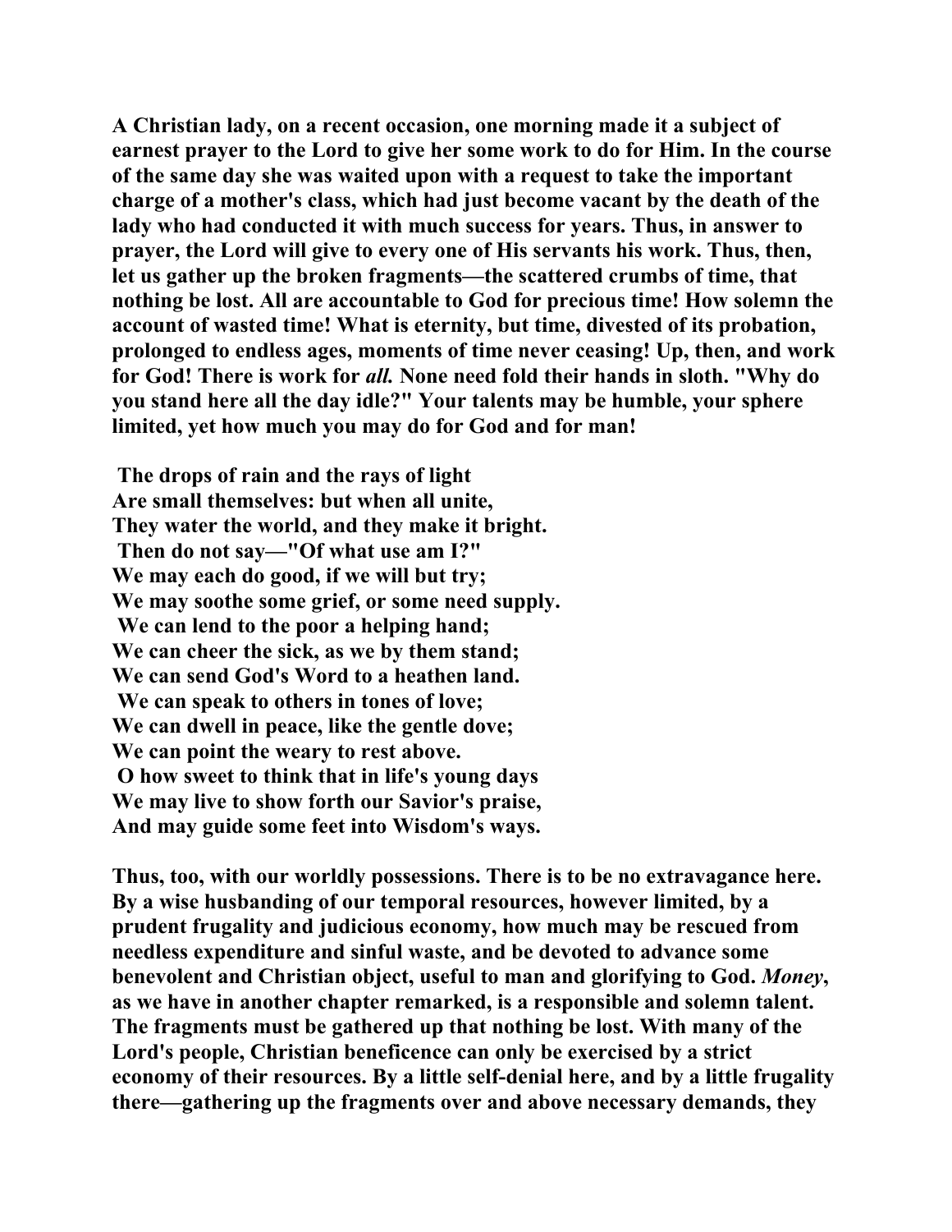A Christian lady, on a recent occasion, one morning made it a subject of earnest prayer to the Lord to give her some work to do for Him. In the course of the same day she was waited upon with a request to take the important charge of a mother's class, which had just become vacant by the death of the lady who had conducted it with much success for years. Thus, in answer to prayer, the Lord will give to every one of His servants his work. Thus, then, let us gather up the broken fragments—the scattered crumbs of time, that nothing be lost. All are accountable to God for precious time! How solemn the account of wasted time! What is eternity, but time, divested of its probation, prolonged to endless ages, moments of time never ceasing! Up, then, and work for God! There is work for *all.* None need fold their hands in sloth. "Why do you stand here all the day idle?" Your talents may be humble, your sphere limited, yet how much you may do for God and for man!

The drops of rain and the rays of light
Are small themselves: but when all unite,
They water the world, and they make it bright.
Then do not say—"Of what use am I?"
We may each do good, if we will but try;
We may soothe some grief, or some need supply.
We can lend to the poor a helping hand;
We can cheer the sick, as we by them stand;
We can send God's Word to a heathen land.
We can speak to others in tones of love;
We can dwell in peace, like the gentle dove;
We can point the weary to rest above.
O how sweet to think that in life's young days
We may live to show forth our Savior's praise,
And may guide some feet into Wisdom's ways.

Thus, too, with our worldly possessions. There is to be no extravagance here. By a wise husbanding of our temporal resources, however limited, by a prudent frugality and judicious economy, how much may be rescued from needless expenditure and sinful waste, and be devoted to advance some benevolent and Christian object, useful to man and glorifying to God. *Money*, as we have in another chapter remarked, is a responsible and solemn talent. The fragments must be gathered up that nothing be lost. With many of the Lord's people, Christian beneficence can only be exercised by a strict economy of their resources. By a little self-denial here, and by a little frugality there—gathering up the fragments over and above necessary demands, they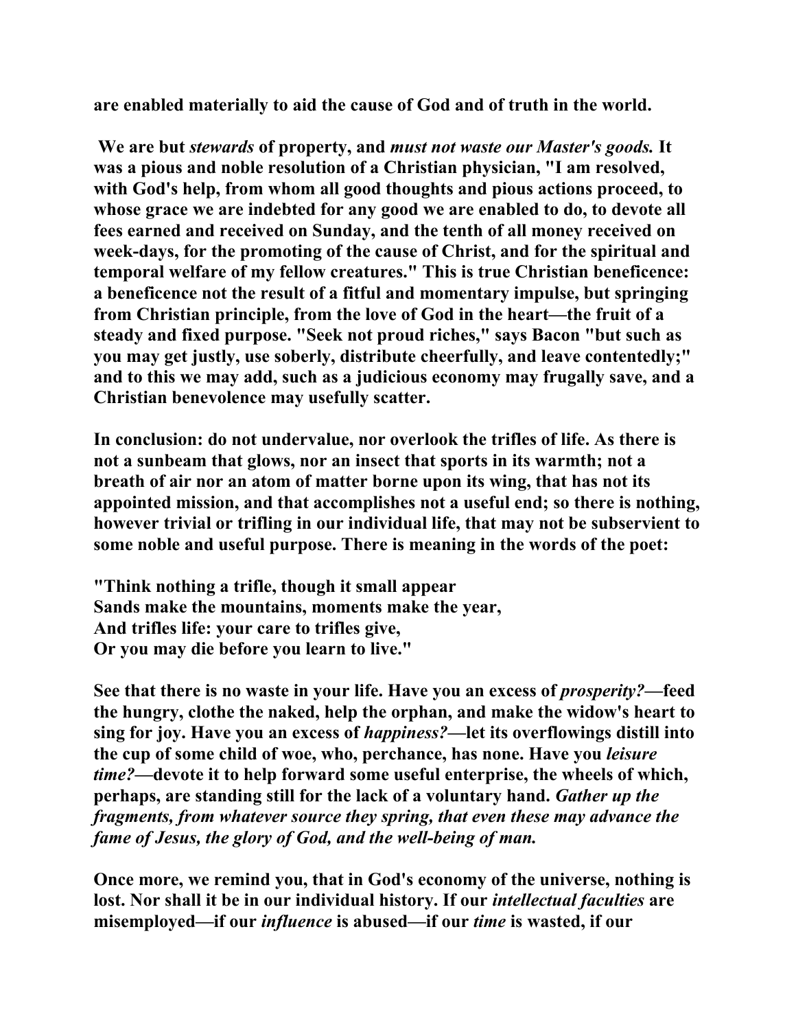are enabled materially to aid the cause of God and of truth in the world.

We are but *stewards* of property, and *must not waste our Master's goods.* It was a pious and noble resolution of a Christian physician, "I am resolved, with God's help, from whom all good thoughts and pious actions proceed, to whose grace we are indebted for any good we are enabled to do, to devote all fees earned and received on Sunday, and the tenth of all money received on week-days, for the promoting of the cause of Christ, and for the spiritual and temporal welfare of my fellow creatures." This is true Christian beneficence: a beneficence not the result of a fitful and momentary impulse, but springing from Christian principle, from the love of God in the heart—the fruit of a steady and fixed purpose. "Seek not proud riches," says Bacon "but such as you may get justly, use soberly, distribute cheerfully, and leave contentedly;" and to this we may add, such as a judicious economy may frugally save, and a Christian benevolence may usefully scatter.

In conclusion: do not undervalue, nor overlook the trifles of life. As there is not a sunbeam that glows, nor an insect that sports in its warmth; not a breath of air nor an atom of matter borne upon its wing, that has not its appointed mission, and that accomplishes not a useful end; so there is nothing, however trivial or trifling in our individual life, that may not be subservient to some noble and useful purpose. There is meaning in the words of the poet:

"Think nothing a trifle, though it small appear
Sands make the mountains, moments make the year,
And trifles life: your care to trifles give,
Or you may die before you learn to live."

See that there is no waste in your life. Have you an excess of *prosperity?*—feed the hungry, clothe the naked, help the orphan, and make the widow's heart to sing for joy. Have you an excess of *happiness?*—let its overflowings distill into the cup of some child of woe, who, perchance, has none. Have you *leisure time?*—devote it to help forward some useful enterprise, the wheels of which, perhaps, are standing still for the lack of a voluntary hand. *Gather up the fragments, from whatever source they spring, that even these may advance the fame of Jesus, the glory of God, and the well-being of man.*

Once more, we remind you, that in God's economy of the universe, nothing is lost. Nor shall it be in our individual history. If our *intellectual faculties* are misemployed—if our *influence* is abused—if our *time* is wasted, if our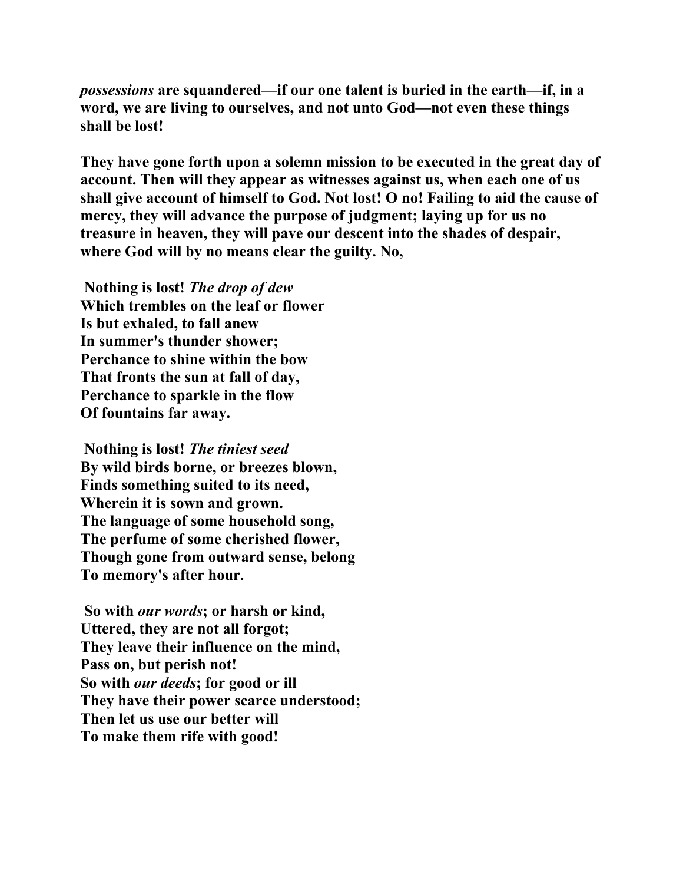***possessions*** **are squandered—if our one talent is buried in the earth—if, in a word, we are living to ourselves, and not unto God—not even these things shall be lost!**

**They have gone forth upon a solemn mission to be executed in the great day of account. Then will they appear as witnesses against us, when each one of us shall give account of himself to God. Not lost! O no! Failing to aid the cause of mercy, they will advance the purpose of judgment; laying up for us no treasure in heaven, they will pave our descent into the shades of despair, where God will by no means clear the guilty. No,**

**Nothing is lost! *The drop of dew***  
**Which trembles on the leaf or flower**  
**Is but exhaled, to fall anew**  
**In summer's thunder shower;**  
**Perchance to shine within the bow**  
**That fronts the sun at fall of day,**  
**Perchance to sparkle in the flow**  
**Of fountains far away.**

**Nothing is lost! *The tiniest seed***  
**By wild birds borne, or breezes blown,**  
**Finds something suited to its need,**  
**Wherein it is sown and grown.**  
**The language of some household song,**  
**The perfume of some cherished flower,**  
**Though gone from outward sense, belong**  
**To memory's after hour.**

**So with *our words*; or harsh or kind,**  
**Uttered, they are not all forgot;**  
**They leave their influence on the mind,**  
**Pass on, but perish not!**  
**So with *our deeds*; for good or ill**  
**They have their power scarce understood;**  
**Then let us use our better will**  
**To make them rife with good!**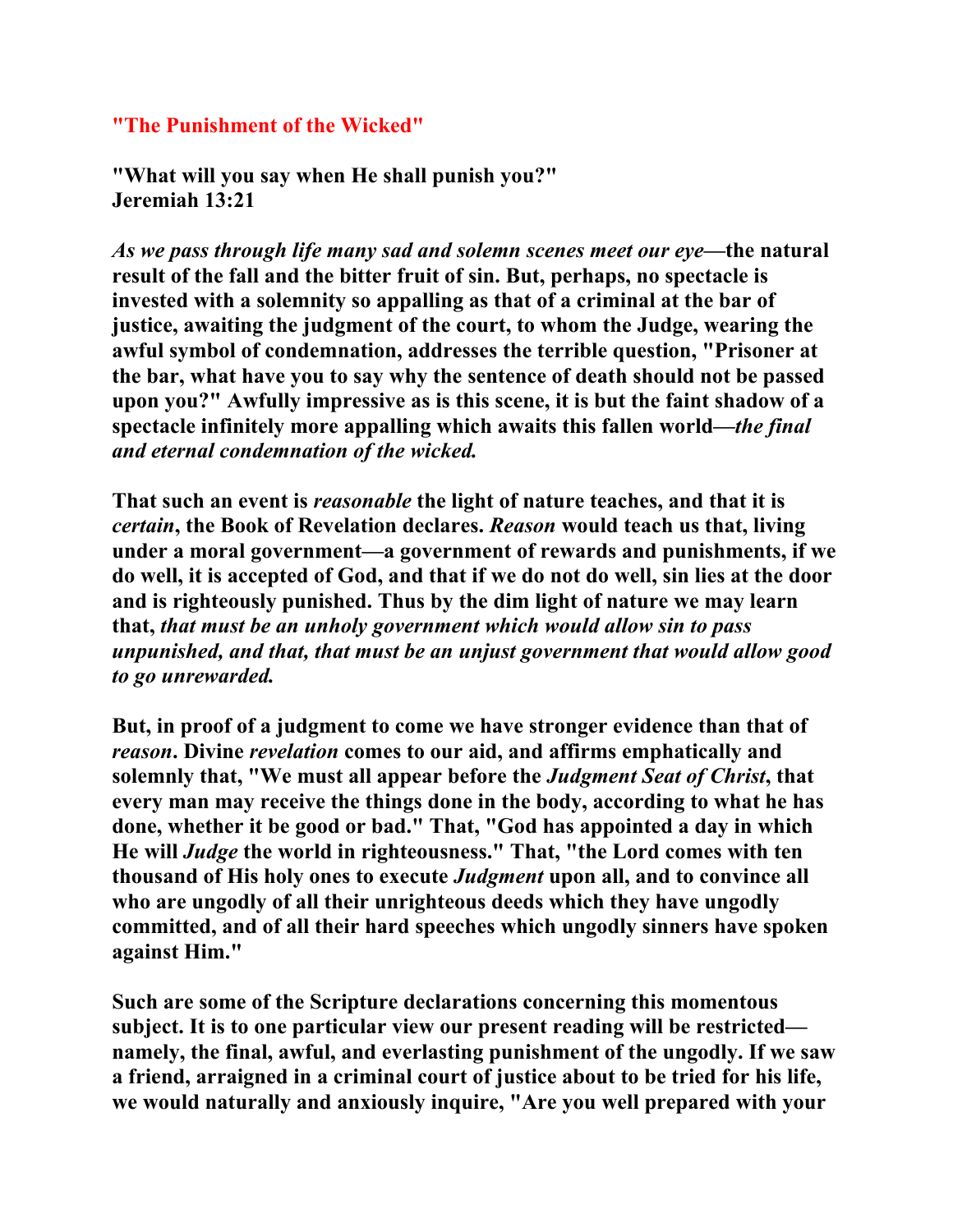## "The Punishment of the Wicked"

**"What will you say when He shall punish you?"**
**Jeremiah 13:21**

***As we pass through life many sad and solemn scenes meet our eye*—the natural result of the fall and the bitter fruit of sin. But, perhaps, no spectacle is invested with a solemnity so appalling as that of a criminal at the bar of justice, awaiting the judgment of the court, to whom the Judge, wearing the awful symbol of condemnation, addresses the terrible question, "Prisoner at the bar, what have you to say why the sentence of death should not be passed upon you?" Awfully impressive as is this scene, it is but the faint shadow of a spectacle infinitely more appalling which awaits this fallen world—*the final and eternal condemnation of the wicked.***

**That such an event is *reasonable* the light of nature teaches, and that it is *certain*, the Book of Revelation declares. *Reason* would teach us that, living under a moral government—a government of rewards and punishments, if we do well, it is accepted of God, and that if we do not do well, sin lies at the door and is righteously punished. Thus by the dim light of nature we may learn that, *that must be an unholy government which would allow sin to pass unpunished, and that, that must be an unjust government that would allow good to go unrewarded.***

**But, in proof of a judgment to come we have stronger evidence than that of *reason*. Divine *revelation* comes to our aid, and affirms emphatically and solemnly that, "We must all appear before the *Judgment Seat of Christ*, that every man may receive the things done in the body, according to what he has done, whether it be good or bad." That, "God has appointed a day in which He will *Judge* the world in righteousness." That, "the Lord comes with ten thousand of His holy ones to execute *Judgment* upon all, and to convince all who are ungodly of all their unrighteous deeds which they have ungodly committed, and of all their hard speeches which ungodly sinners have spoken against Him."**

**Such are some of the Scripture declarations concerning this momentous subject. It is to one particular view our present reading will be restricted—namely, the final, awful, and everlasting punishment of the ungodly. If we saw a friend, arraigned in a criminal court of justice about to be tried for his life, we would naturally and anxiously inquire, "Are you well prepared with your**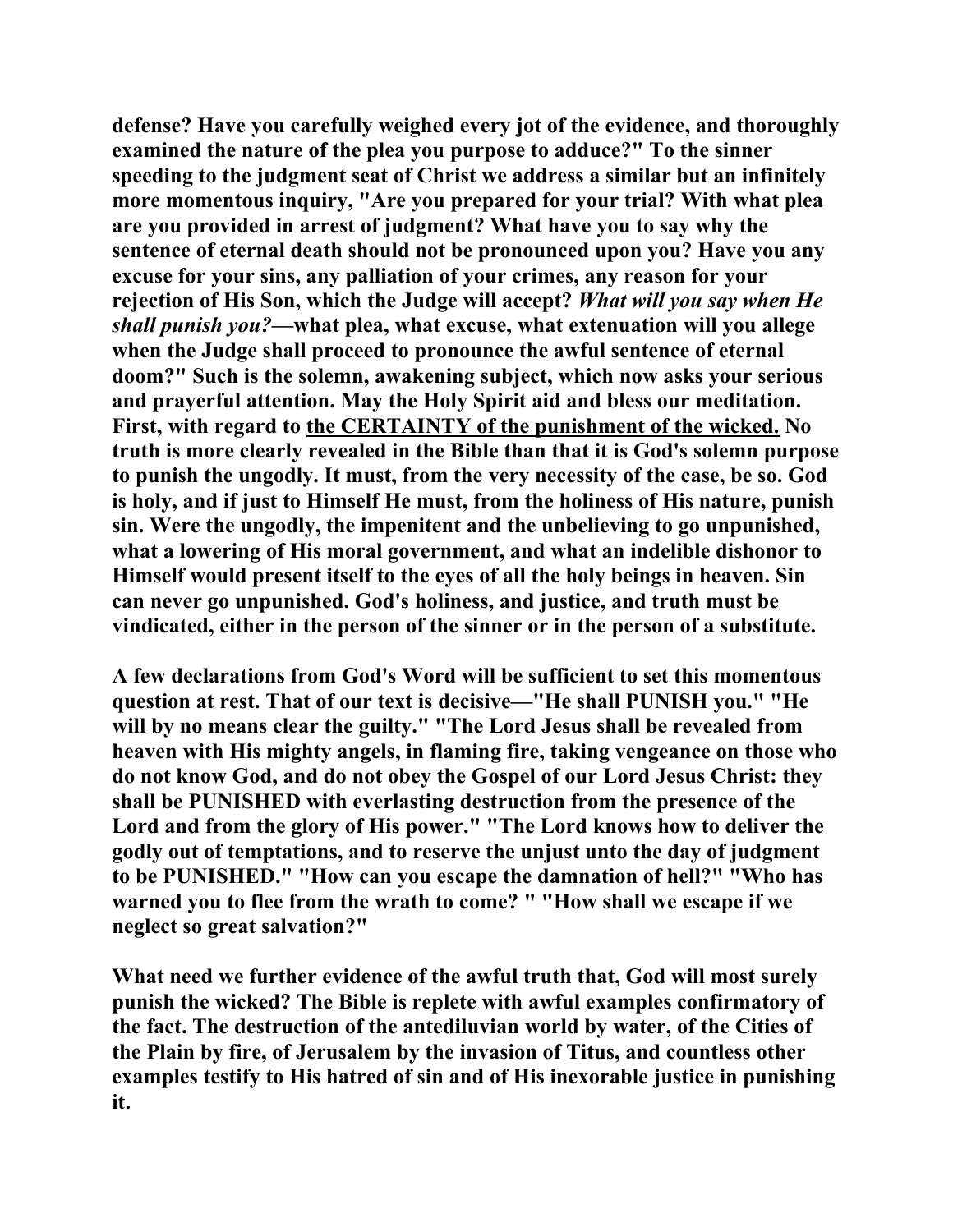**defense? Have you carefully weighed every jot of the evidence, and thoroughly examined the nature of the plea you purpose to adduce?" To the sinner speeding to the judgment seat of Christ we address a similar but an infinitely more momentous inquiry, "Are you prepared for your trial? With what plea are you provided in arrest of judgment? What have you to say why the sentence of eternal death should not be pronounced upon you? Have you any excuse for your sins, any palliation of your crimes, any reason for your rejection of His Son, which the Judge will accept? *What will you say when He shall punish you?*—what plea, what excuse, what extenuation will you allege when the Judge shall proceed to pronounce the awful sentence of eternal doom?" Such is the solemn, awakening subject, which now asks your serious and prayerful attention. May the Holy Spirit aid and bless our meditation. First, with regard to <u>the CERTAINTY of the punishment of the wicked.</u> No truth is more clearly revealed in the Bible than that it is God's solemn purpose to punish the ungodly. It must, from the very necessity of the case, be so. God is holy, and if just to Himself He must, from the holiness of His nature, punish sin. Were the ungodly, the impenitent and the unbelieving to go unpunished, what a lowering of His moral government, and what an indelible dishonor to Himself would present itself to the eyes of all the holy beings in heaven. Sin can never go unpunished. God's holiness, and justice, and truth must be vindicated, either in the person of the sinner or in the person of a substitute.**

**A few declarations from God's Word will be sufficient to set this momentous question at rest. That of our text is decisive—"He shall PUNISH you." "He will by no means clear the guilty." "The Lord Jesus shall be revealed from heaven with His mighty angels, in flaming fire, taking vengeance on those who do not know God, and do not obey the Gospel of our Lord Jesus Christ: they shall be PUNISHED with everlasting destruction from the presence of the Lord and from the glory of His power." "The Lord knows how to deliver the godly out of temptations, and to reserve the unjust unto the day of judgment to be PUNISHED." "How can you escape the damnation of hell?" "Who has warned you to flee from the wrath to come? " "How shall we escape if we neglect so great salvation?"**

**What need we further evidence of the awful truth that, God will most surely punish the wicked? The Bible is replete with awful examples confirmatory of the fact. The destruction of the antediluvian world by water, of the Cities of the Plain by fire, of Jerusalem by the invasion of Titus, and countless other examples testify to His hatred of sin and of His inexorable justice in punishing it.**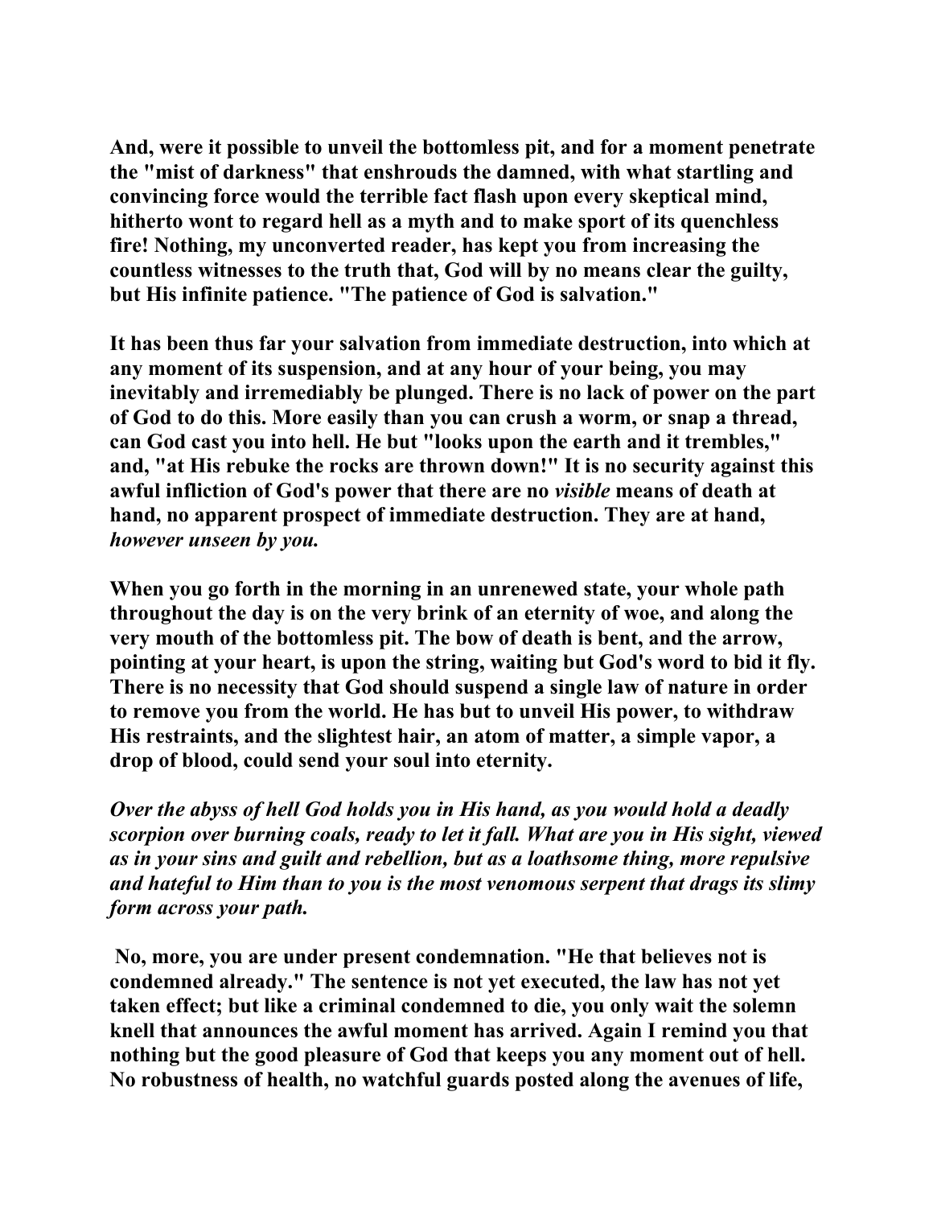**And, were it possible to unveil the bottomless pit, and for a moment penetrate the "mist of darkness" that enshrouds the damned, with what startling and convincing force would the terrible fact flash upon every skeptical mind, hitherto wont to regard hell as a myth and to make sport of its quenchless fire! Nothing, my unconverted reader, has kept you from increasing the countless witnesses to the truth that, God will by no means clear the guilty, but His infinite patience. "The patience of God is salvation."**

**It has been thus far your salvation from immediate destruction, into which at any moment of its suspension, and at any hour of your being, you may inevitably and irremediably be plunged. There is no lack of power on the part of God to do this. More easily than you can crush a worm, or snap a thread, can God cast you into hell. He but "looks upon the earth and it trembles," and, "at His rebuke the rocks are thrown down!" It is no security against this awful infliction of God's power that there are no *visible* means of death at hand, no apparent prospect of immediate destruction. They are at hand, *however unseen by you.***

**When you go forth in the morning in an unrenewed state, your whole path throughout the day is on the very brink of an eternity of woe, and along the very mouth of the bottomless pit. The bow of death is bent, and the arrow, pointing at your heart, is upon the string, waiting but God's word to bid it fly. There is no necessity that God should suspend a single law of nature in order to remove you from the world. He has but to unveil His power, to withdraw His restraints, and the slightest hair, an atom of matter, a simple vapor, a drop of blood, could send your soul into eternity.**

***Over the abyss of hell God holds you in His hand, as you would hold a deadly scorpion over burning coals, ready to let it fall. What are you in His sight, viewed as in your sins and guilt and rebellion, but as a loathsome thing, more repulsive and hateful to Him than to you is the most venomous serpent that drags its slimy form across your path.***

**No, more, you are under present condemnation. "He that believes not is condemned already." The sentence is not yet executed, the law has not yet taken effect; but like a criminal condemned to die, you only wait the solemn knell that announces the awful moment has arrived. Again I remind you that nothing but the good pleasure of God that keeps you any moment out of hell. No robustness of health, no watchful guards posted along the avenues of life,**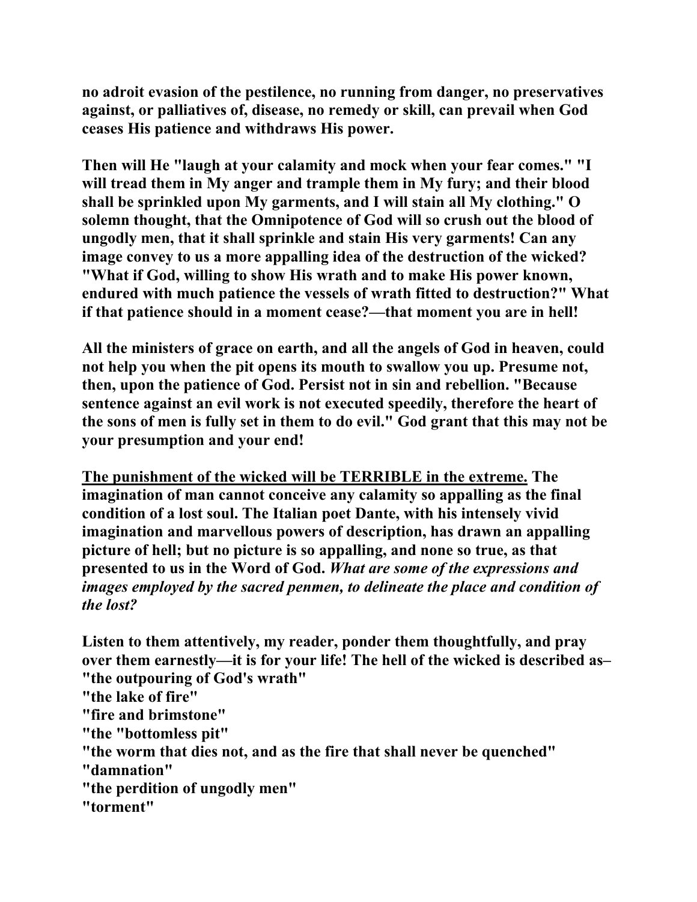**no adroit evasion of the pestilence, no running from danger, no preservatives against, or palliatives of, disease, no remedy or skill, can prevail when God ceases His patience and withdraws His power.**

**Then will He "laugh at your calamity and mock when your fear comes." "I will tread them in My anger and trample them in My fury; and their blood shall be sprinkled upon My garments, and I will stain all My clothing." O solemn thought, that the Omnipotence of God will so crush out the blood of ungodly men, that it shall sprinkle and stain His very garments! Can any image convey to us a more appalling idea of the destruction of the wicked? "What if God, willing to show His wrath and to make His power known, endured with much patience the vessels of wrath fitted to destruction?" What if that patience should in a moment cease?—that moment you are in hell!**

**All the ministers of grace on earth, and all the angels of God in heaven, could not help you when the pit opens its mouth to swallow you up. Presume not, then, upon the patience of God. Persist not in sin and rebellion. "Because sentence against an evil work is not executed speedily, therefore the heart of the sons of men is fully set in them to do evil." God grant that this may not be your presumption and your end!**

<u>**The punishment of the wicked will be TERRIBLE in the extreme.**</u> **The imagination of man cannot conceive any calamity so appalling as the final condition of a lost soul. The Italian poet Dante, with his intensely vivid imagination and marvellous powers of description, has drawn an appalling picture of hell; but no picture is so appalling, and none so true, as that presented to us in the Word of God.** ***What are some of the expressions and images employed by the sacred penmen, to delineate the place and condition of the lost?***

**Listen to them attentively, my reader, ponder them thoughtfully, and pray over them earnestly—it is for your life! The hell of the wicked is described as–**
**"the outpouring of God's wrath"**
**"the lake of fire"**
**"fire and brimstone"**
**"the "bottomless pit"**
**"the worm that dies not, and as the fire that shall never be quenched"**
**"damnation"**
**"the perdition of ungodly men"**
**"torment"**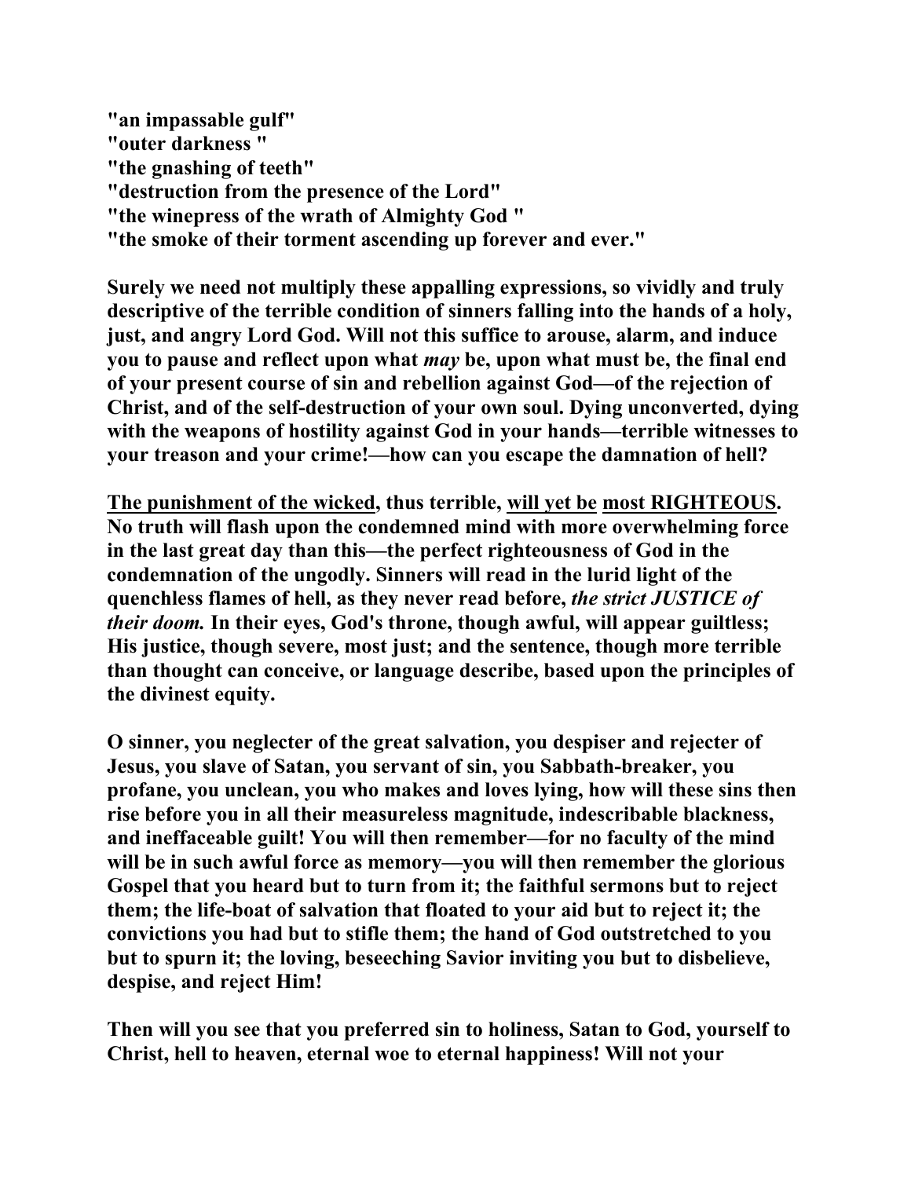**"an impassable gulf"**
**"outer darkness "**
**"the gnashing of teeth"**
**"destruction from the presence of the Lord"**
**"the winepress of the wrath of Almighty God "**
**"the smoke of their torment ascending up forever and ever."**

**Surely we need not multiply these appalling expressions, so vividly and truly descriptive of the terrible condition of sinners falling into the hands of a holy, just, and angry Lord God. Will not this suffice to arouse, alarm, and induce you to pause and reflect upon what *may* be, upon what must be, the final end of your present course of sin and rebellion against God—of the rejection of Christ, and of the self-destruction of your own soul. Dying unconverted, dying with the weapons of hostility against God in your hands—terrible witnesses to your treason and your crime!—how can you escape the damnation of hell?**

<u>**The punishment of the wicked**</u>**, thus terrible,** <u>**will yet be**</u> <u>**most RIGHTEOUS.**</u> **No truth will flash upon the condemned mind with more overwhelming force in the last great day than this—the perfect righteousness of God in the condemnation of the ungodly. Sinners will read in the lurid light of the quenchless flames of hell, as they never read before, *the strict JUSTICE of their doom.* In their eyes, God's throne, though awful, will appear guiltless; His justice, though severe, most just; and the sentence, though more terrible than thought can conceive, or language describe, based upon the principles of the divinest equity.**

**O sinner, you neglecter of the great salvation, you despiser and rejecter of Jesus, you slave of Satan, you servant of sin, you Sabbath-breaker, you profane, you unclean, you who makes and loves lying, how will these sins then rise before you in all their measureless magnitude, indescribable blackness, and ineffaceable guilt! You will then remember—for no faculty of the mind will be in such awful force as memory—you will then remember the glorious Gospel that you heard but to turn from it; the faithful sermons but to reject them; the life-boat of salvation that floated to your aid but to reject it; the convictions you had but to stifle them; the hand of God outstretched to you but to spurn it; the loving, beseeching Savior inviting you but to disbelieve, despise, and reject Him!**

**Then will you see that you preferred sin to holiness, Satan to God, yourself to Christ, hell to heaven, eternal woe to eternal happiness! Will not your**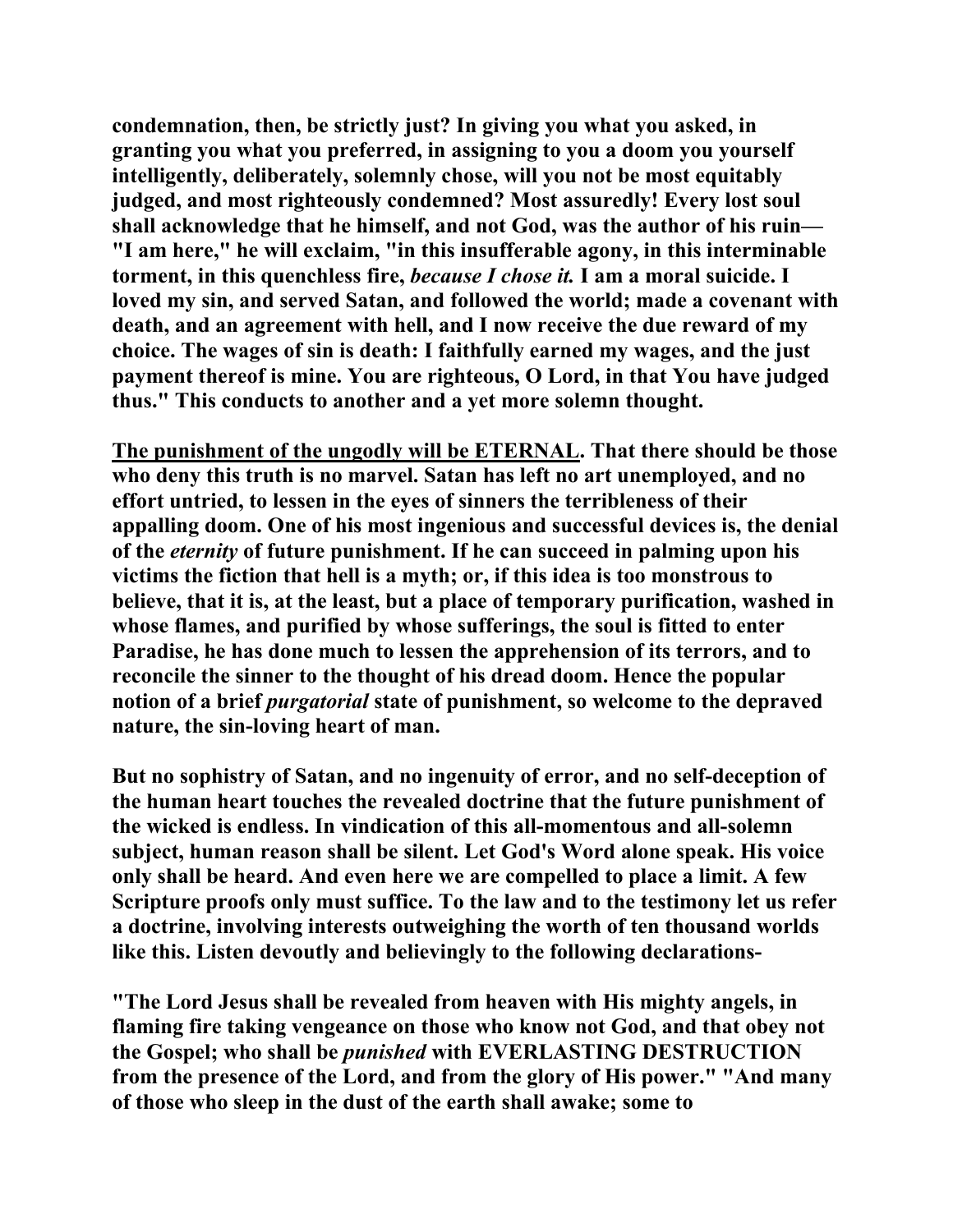**condemnation, then, be strictly just? In giving you what you asked, in granting you what you preferred, in assigning to you a doom you yourself intelligently, deliberately, solemnly chose, will you not be most equitably judged, and most righteously condemned? Most assuredly! Every lost soul shall acknowledge that he himself, and not God, was the author of his ruin— "I am here," he will exclaim, "in this insufferable agony, in this interminable torment, in this quenchless fire, *because I chose it.* I am a moral suicide. I loved my sin, and served Satan, and followed the world; made a covenant with death, and an agreement with hell, and I now receive the due reward of my choice. The wages of sin is death: I faithfully earned my wages, and the just payment thereof is mine. You are righteous, O Lord, in that You have judged thus." This conducts to another and a yet more solemn thought.**

**<u>The punishment of the ungodly will be ETERNAL</u>. That there should be those who deny this truth is no marvel. Satan has left no art unemployed, and no effort untried, to lessen in the eyes of sinners the terribleness of their appalling doom. One of his most ingenious and successful devices is, the denial of the *eternity* of future punishment. If he can succeed in palming upon his victims the fiction that hell is a myth; or, if this idea is too monstrous to believe, that it is, at the least, but a place of temporary purification, washed in whose flames, and purified by whose sufferings, the soul is fitted to enter Paradise, he has done much to lessen the apprehension of its terrors, and to reconcile the sinner to the thought of his dread doom. Hence the popular notion of a brief *purgatorial* state of punishment, so welcome to the depraved nature, the sin-loving heart of man.**

**But no sophistry of Satan, and no ingenuity of error, and no self-deception of the human heart touches the revealed doctrine that the future punishment of the wicked is endless. In vindication of this all-momentous and all-solemn subject, human reason shall be silent. Let God's Word alone speak. His voice only shall be heard. And even here we are compelled to place a limit. A few Scripture proofs only must suffice. To the law and to the testimony let us refer a doctrine, involving interests outweighing the worth of ten thousand worlds like this. Listen devoutly and believingly to the following declarations-**

**"The Lord Jesus shall be revealed from heaven with His mighty angels, in flaming fire taking vengeance on those who know not God, and that obey not the Gospel; who shall be *punished* with EVERLASTING DESTRUCTION from the presence of the Lord, and from the glory of His power." "And many of those who sleep in the dust of the earth shall awake; some to**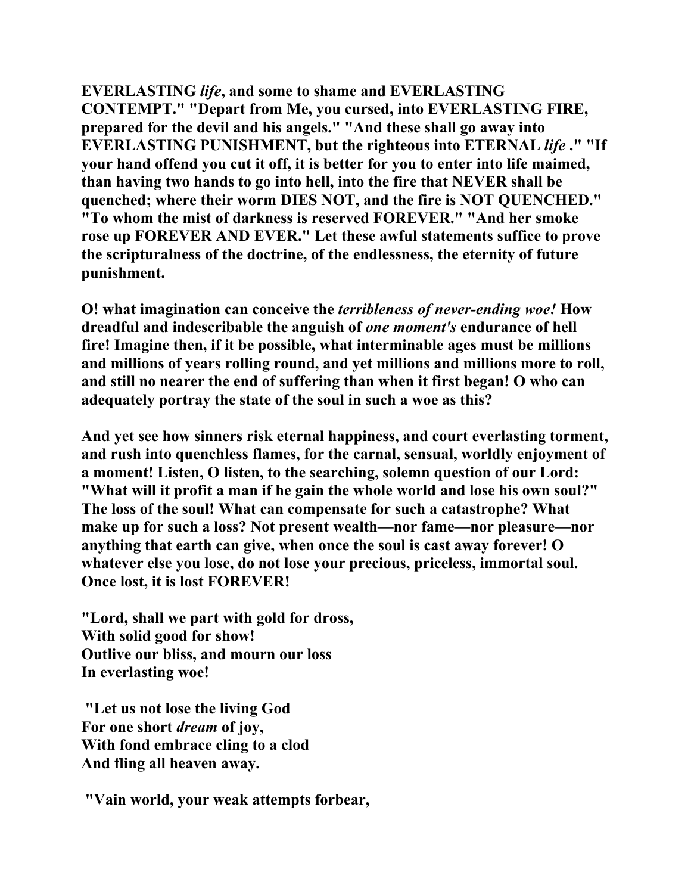**EVERLASTING *life*, and some to shame and EVERLASTING CONTEMPT." "Depart from Me, you cursed, into EVERLASTING FIRE, prepared for the devil and his angels." "And these shall go away into EVERLASTING PUNISHMENT, but the righteous into ETERNAL *life* ." "If your hand offend you cut it off, it is better for you to enter into life maimed, than having two hands to go into hell, into the fire that NEVER shall be quenched; where their worm DIES NOT, and the fire is NOT QUENCHED." "To whom the mist of darkness is reserved FOREVER." "And her smoke rose up FOREVER AND EVER." Let these awful statements suffice to prove the scripturalness of the doctrine, of the endlessness, the eternity of future punishment.**

**O! what imagination can conceive the *terribleness of never-ending woe!* How dreadful and indescribable the anguish of *one moment's* endurance of hell fire! Imagine then, if it be possible, what interminable ages must be millions and millions of years rolling round, and yet millions and millions more to roll, and still no nearer the end of suffering than when it first began! O who can adequately portray the state of the soul in such a woe as this?**

**And yet see how sinners risk eternal happiness, and court everlasting torment, and rush into quenchless flames, for the carnal, sensual, worldly enjoyment of a moment! Listen, O listen, to the searching, solemn question of our Lord: "What will it profit a man if he gain the whole world and lose his own soul?" The loss of the soul! What can compensate for such a catastrophe? What make up for such a loss? Not present wealth—nor fame—nor pleasure—nor anything that earth can give, when once the soul is cast away forever! O whatever else you lose, do not lose your precious, priceless, immortal soul. Once lost, it is lost FOREVER!**

**"Lord, shall we part with gold for dross,
With solid good for show!
Outlive our bliss, and mourn our loss
In everlasting woe!**

**"Let us not lose the living God
For one short *dream* of joy,
With fond embrace cling to a clod
And fling all heaven away.**

**"Vain world, your weak attempts forbear,**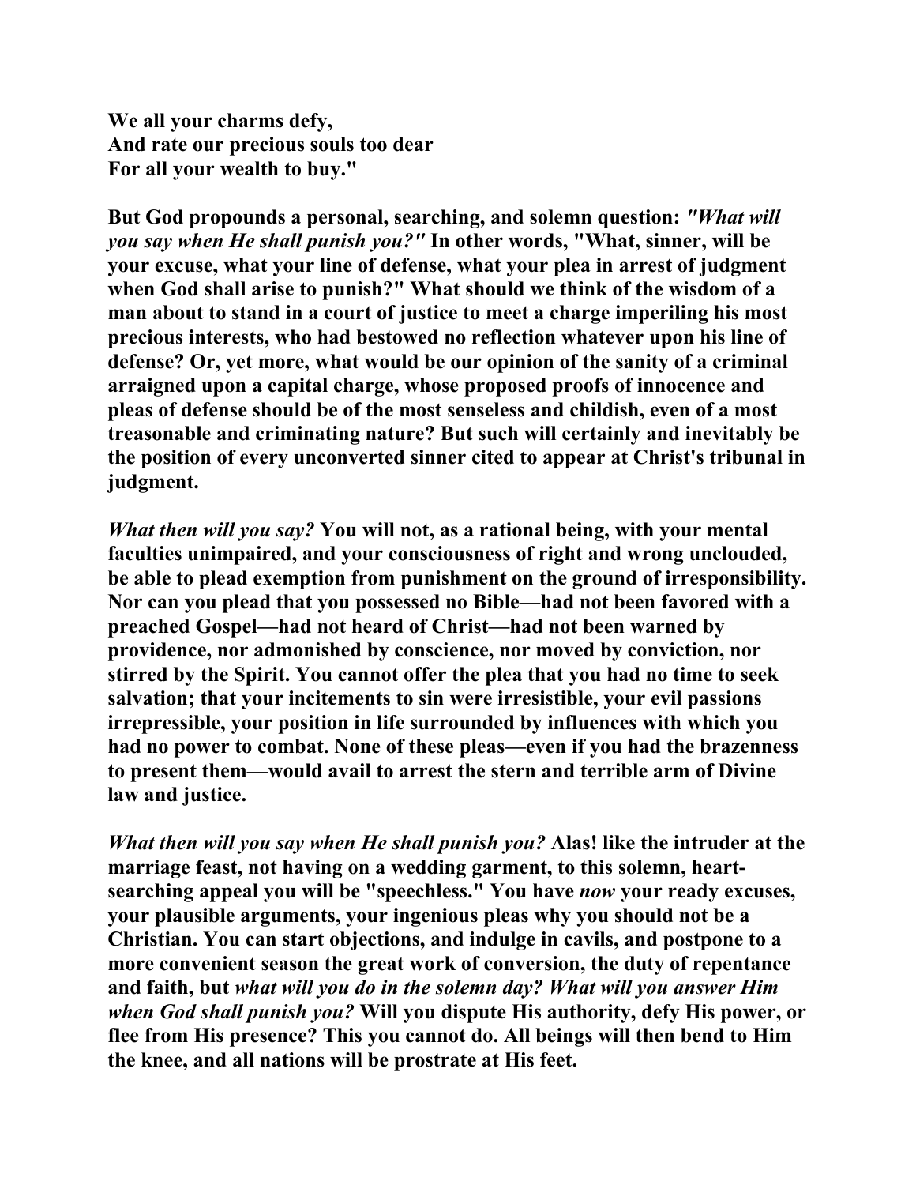**We all your charms defy,**
**And rate our precious souls too dear**
**For all your wealth to buy."**

**But God propounds a personal, searching, and solemn question: *"What will you say when He shall punish you?"* In other words, "What, sinner, will be your excuse, what your line of defense, what your plea in arrest of judgment when God shall arise to punish?" What should we think of the wisdom of a man about to stand in a court of justice to meet a charge imperiling his most precious interests, who had bestowed no reflection whatever upon his line of defense? Or, yet more, what would be our opinion of the sanity of a criminal arraigned upon a capital charge, whose proposed proofs of innocence and pleas of defense should be of the most senseless and childish, even of a most treasonable and criminating nature? But such will certainly and inevitably be the position of every unconverted sinner cited to appear at Christ's tribunal in judgment.**

***What then will you say?* You will not, as a rational being, with your mental faculties unimpaired, and your consciousness of right and wrong unclouded, be able to plead exemption from punishment on the ground of irresponsibility. Nor can you plead that you possessed no Bible—had not been favored with a preached Gospel—had not heard of Christ—had not been warned by providence, nor admonished by conscience, nor moved by conviction, nor stirred by the Spirit. You cannot offer the plea that you had no time to seek salvation; that your incitements to sin were irresistible, your evil passions irrepressible, your position in life surrounded by influences with which you had no power to combat. None of these pleas—even if you had the brazenness to present them—would avail to arrest the stern and terrible arm of Divine law and justice.**

***What then will you say when He shall punish you?* Alas! like the intruder at the marriage feast, not having on a wedding garment, to this solemn, heart-searching appeal you will be "speechless." You have *now* your ready excuses, your plausible arguments, your ingenious pleas why you should not be a Christian. You can start objections, and indulge in cavils, and postpone to a more convenient season the great work of conversion, the duty of repentance and faith, but *what will you do in the solemn day? What will you answer Him when God shall punish you?* Will you dispute His authority, defy His power, or flee from His presence? This you cannot do. All beings will then bend to Him the knee, and all nations will be prostrate at His feet.**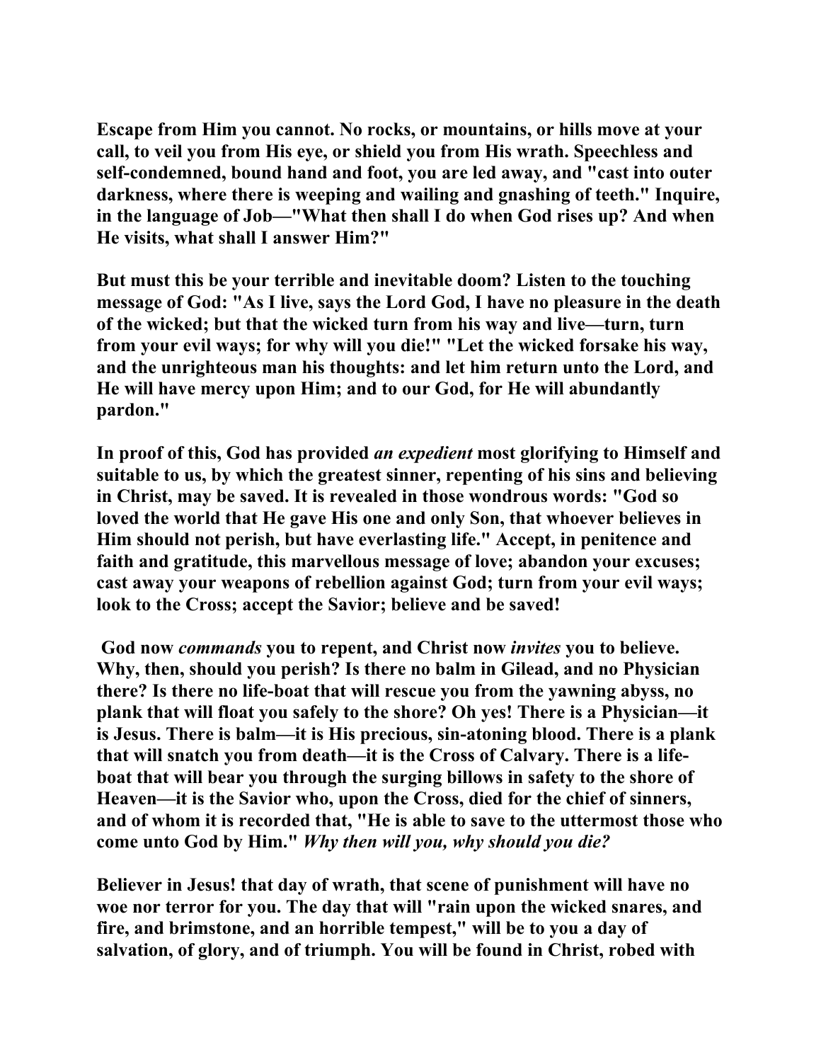**Escape from Him you cannot. No rocks, or mountains, or hills move at your call, to veil you from His eye, or shield you from His wrath. Speechless and self-condemned, bound hand and foot, you are led away, and "cast into outer darkness, where there is weeping and wailing and gnashing of teeth." Inquire, in the language of Job—"What then shall I do when God rises up? And when He visits, what shall I answer Him?"**

**But must this be your terrible and inevitable doom? Listen to the touching message of God: "As I live, says the Lord God, I have no pleasure in the death of the wicked; but that the wicked turn from his way and live—turn, turn from your evil ways; for why will you die!" "Let the wicked forsake his way, and the unrighteous man his thoughts: and let him return unto the Lord, and He will have mercy upon Him; and to our God, for He will abundantly pardon."**

**In proof of this, God has provided *an expedient* most glorifying to Himself and suitable to us, by which the greatest sinner, repenting of his sins and believing in Christ, may be saved. It is revealed in those wondrous words: "God so loved the world that He gave His one and only Son, that whoever believes in Him should not perish, but have everlasting life." Accept, in penitence and faith and gratitude, this marvellous message of love; abandon your excuses; cast away your weapons of rebellion against God; turn from your evil ways; look to the Cross; accept the Savior; believe and be saved!**

**God now *commands* you to repent, and Christ now *invites* you to believe. Why, then, should you perish? Is there no balm in Gilead, and no Physician there? Is there no life-boat that will rescue you from the yawning abyss, no plank that will float you safely to the shore? Oh yes! There is a Physician—it is Jesus. There is balm—it is His precious, sin-atoning blood. There is a plank that will snatch you from death—it is the Cross of Calvary. There is a life-boat that will bear you through the surging billows in safety to the shore of Heaven—it is the Savior who, upon the Cross, died for the chief of sinners, and of whom it is recorded that, "He is able to save to the uttermost those who come unto God by Him." *Why then will you, why should you die?***

**Believer in Jesus! that day of wrath, that scene of punishment will have no woe nor terror for you. The day that will "rain upon the wicked snares, and fire, and brimstone, and an horrible tempest," will be to you a day of salvation, of glory, and of triumph. You will be found in Christ, robed with**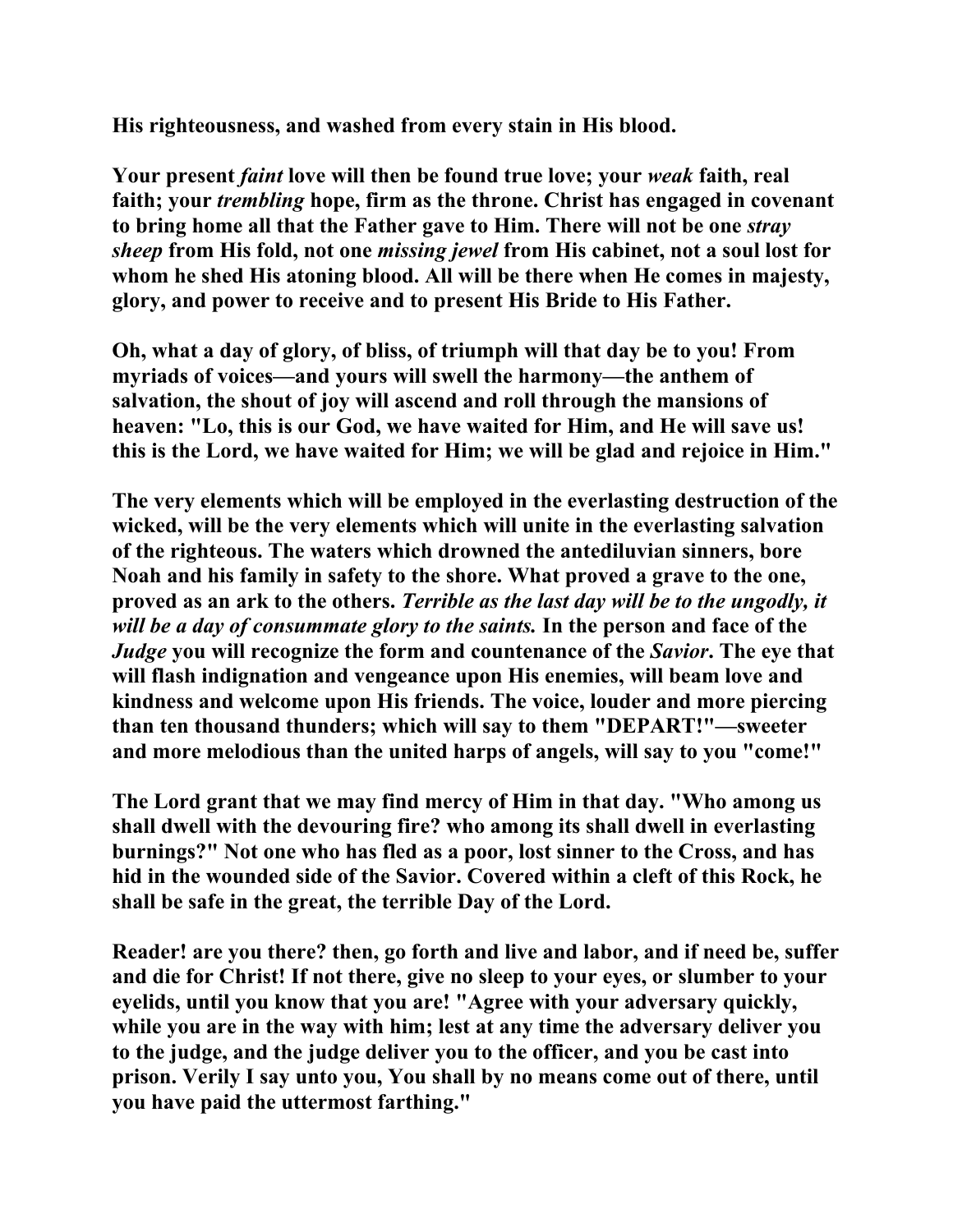His righteousness, and washed from every stain in His blood.

Your present *faint* love will then be found true love; your *weak* faith, real faith; your *trembling* hope, firm as the throne. Christ has engaged in covenant to bring home all that the Father gave to Him. There will not be one *stray sheep* from His fold, not one *missing jewel* from His cabinet, not a soul lost for whom he shed His atoning blood. All will be there when He comes in majesty, glory, and power to receive and to present His Bride to His Father.

Oh, what a day of glory, of bliss, of triumph will that day be to you! From myriads of voices—and yours will swell the harmony—the anthem of salvation, the shout of joy will ascend and roll through the mansions of heaven: "Lo, this is our God, we have waited for Him, and He will save us! this is the Lord, we have waited for Him; we will be glad and rejoice in Him."

The very elements which will be employed in the everlasting destruction of the wicked, will be the very elements which will unite in the everlasting salvation of the righteous. The waters which drowned the antediluvian sinners, bore Noah and his family in safety to the shore. What proved a grave to the one, proved as an ark to the others. *Terrible as the last day will be to the ungodly, it will be a day of consummate glory to the saints.* In the person and face of the *Judge* you will recognize the form and countenance of the *Savior*. The eye that will flash indignation and vengeance upon His enemies, will beam love and kindness and welcome upon His friends. The voice, louder and more piercing than ten thousand thunders; which will say to them "DEPART!"—sweeter and more melodious than the united harps of angels, will say to you "come!"

The Lord grant that we may find mercy of Him in that day. "Who among us shall dwell with the devouring fire? who among its shall dwell in everlasting burnings?" Not one who has fled as a poor, lost sinner to the Cross, and has hid in the wounded side of the Savior. Covered within a cleft of this Rock, he shall be safe in the great, the terrible Day of the Lord.

Reader! are you there? then, go forth and live and labor, and if need be, suffer and die for Christ! If not there, give no sleep to your eyes, or slumber to your eyelids, until you know that you are! "Agree with your adversary quickly, while you are in the way with him; lest at any time the adversary deliver you to the judge, and the judge deliver you to the officer, and you be cast into prison. Verily I say unto you, You shall by no means come out of there, until you have paid the uttermost farthing."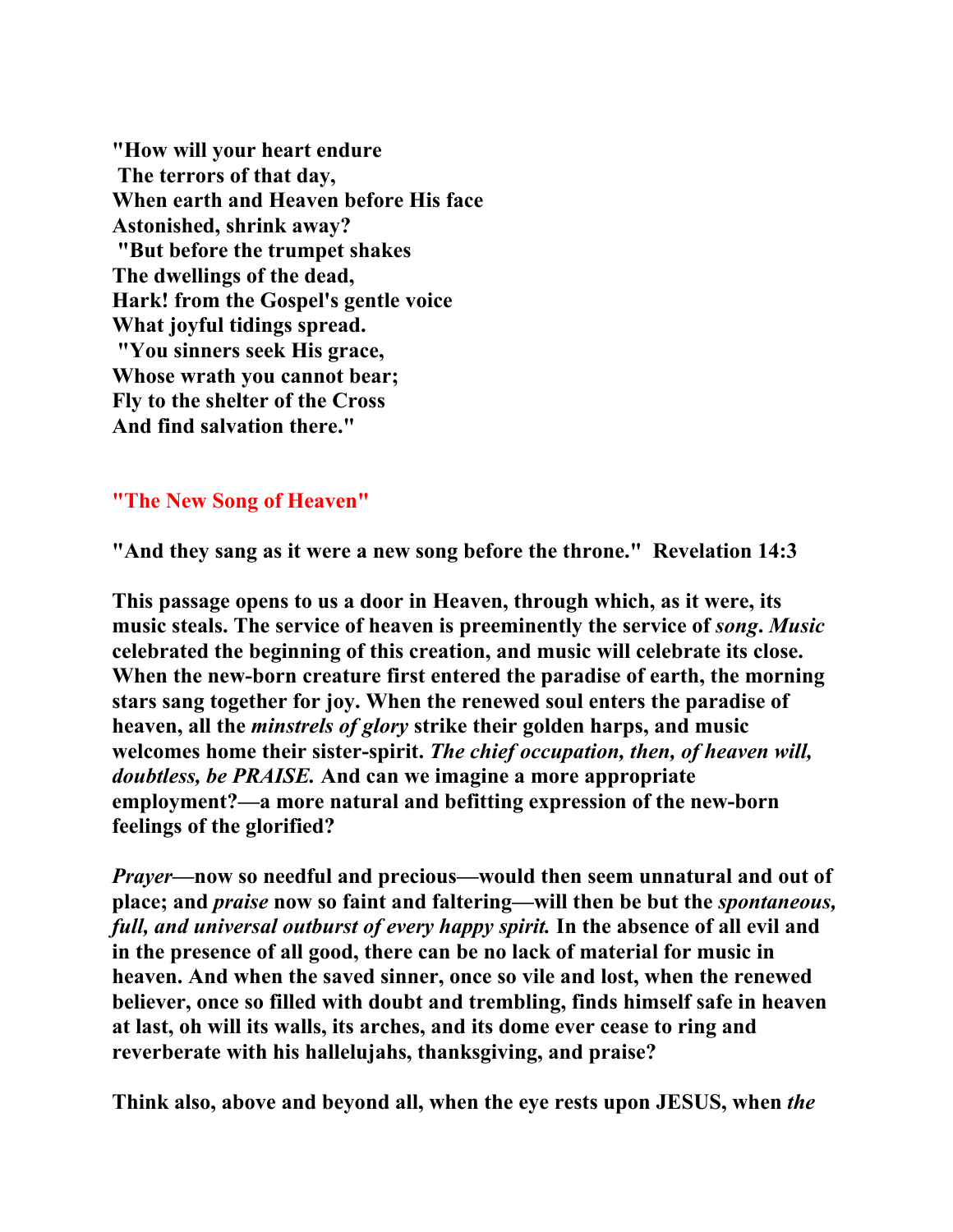**"How will your heart endure**
**The terrors of that day,**
**When earth and Heaven before His face**
**Astonished, shrink away?**
**"But before the trumpet shakes**
**The dwellings of the dead,**
**Hark! from the Gospel's gentle voice**
**What joyful tidings spread.**
**"You sinners seek His grace,**
**Whose wrath you cannot bear;**
**Fly to the shelter of the Cross**
**And find salvation there."**

## "The New Song of Heaven"

**"And they sang as it were a new song before the throne." Revelation 14:3**

**This passage opens to us a door in Heaven, through which, as it were, its music steals. The service of heaven is preeminently the service of *song*. *Music* celebrated the beginning of this creation, and music will celebrate its close. When the new-born creature first entered the paradise of earth, the morning stars sang together for joy. When the renewed soul enters the paradise of heaven, all the *minstrels of glory* strike their golden harps, and music welcomes home their sister-spirit. *The chief occupation, then, of heaven will, doubtless, be PRAISE.* And can we imagine a more appropriate employment?—a more natural and befitting expression of the new-born feelings of the glorified?**

***Prayer*—now so needful and precious—would then seem unnatural and out of place; and *praise* now so faint and faltering—will then be but the *spontaneous, full, and universal outburst of every happy spirit.* In the absence of all evil and in the presence of all good, there can be no lack of material for music in heaven. And when the saved sinner, once so vile and lost, when the renewed believer, once so filled with doubt and trembling, finds himself safe in heaven at last, oh will its walls, its arches, and its dome ever cease to ring and reverberate with his hallelujahs, thanksgiving, and praise?**

**Think also, above and beyond all, when the eye rests upon JESUS, when *the***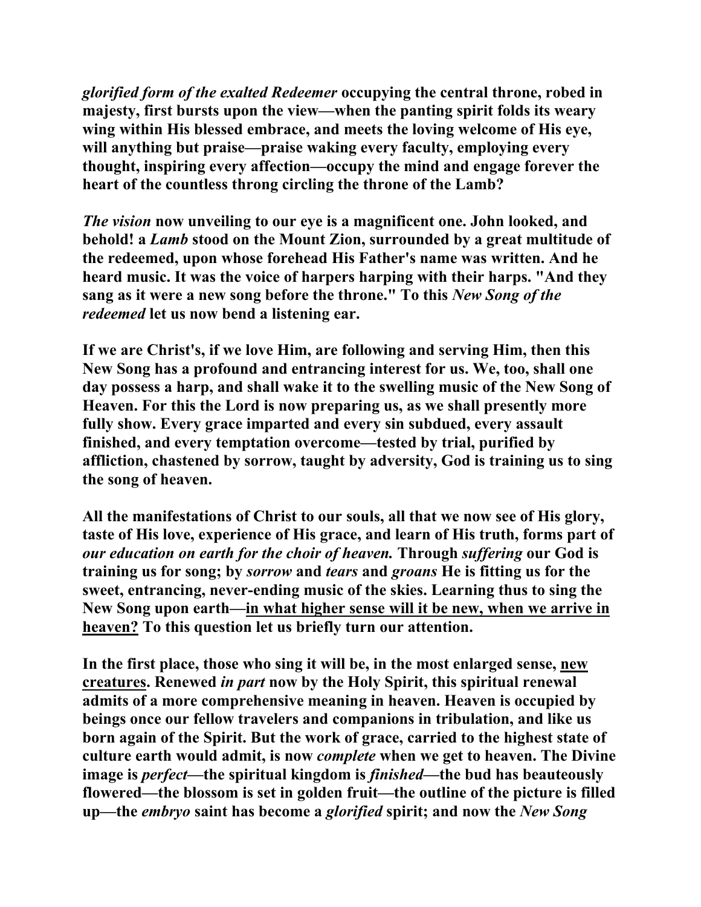*glorified form of the exalted Redeemer* **occupying the central throne, robed in majesty, first bursts upon the view—when the panting spirit folds its weary wing within His blessed embrace, and meets the loving welcome of His eye, will anything but praise—praise waking every faculty, employing every thought, inspiring every affection—occupy the mind and engage forever the heart of the countless throng circling the throne of the Lamb?**

***The vision* now unveiling to our eye is a magnificent one. John looked, and behold! a *Lamb* stood on the Mount Zion, surrounded by a great multitude of the redeemed, upon whose forehead His Father's name was written. And he heard music. It was the voice of harpers harping with their harps. "And they sang as it were a new song before the throne." To this *New Song of the redeemed* let us now bend a listening ear.**

**If we are Christ's, if we love Him, are following and serving Him, then this New Song has a profound and entrancing interest for us. We, too, shall one day possess a harp, and shall wake it to the swelling music of the New Song of Heaven. For this the Lord is now preparing us, as we shall presently more fully show. Every grace imparted and every sin subdued, every assault finished, and every temptation overcome—tested by trial, purified by affliction, chastened by sorrow, taught by adversity, God is training us to sing the song of heaven.**

**All the manifestations of Christ to our souls, all that we now see of His glory, taste of His love, experience of His grace, and learn of His truth, forms part of *our education on earth for the choir of heaven.* Through *suffering* our God is training us for song; by *sorrow* and *tears* and *groans* He is fitting us for the sweet, entrancing, never-ending music of the skies. Learning thus to sing the New Song upon earth—<u>in what higher sense will it be new, when we arrive in heaven?</u> To this question let us briefly turn our attention.**

**In the first place, those who sing it will be, in the most enlarged sense, <u>new creatures</u>. Renewed *in part* now by the Holy Spirit, this spiritual renewal admits of a more comprehensive meaning in heaven. Heaven is occupied by beings once our fellow travelers and companions in tribulation, and like us born again of the Spirit. But the work of grace, carried to the highest state of culture earth would admit, is now *complete* when we get to heaven. The Divine image is *perfect*—the spiritual kingdom is *finished*—the bud has beauteously flowered—the blossom is set in golden fruit—the outline of the picture is filled up—the *embryo* saint has become a *glorified* spirit; and now the *New Song***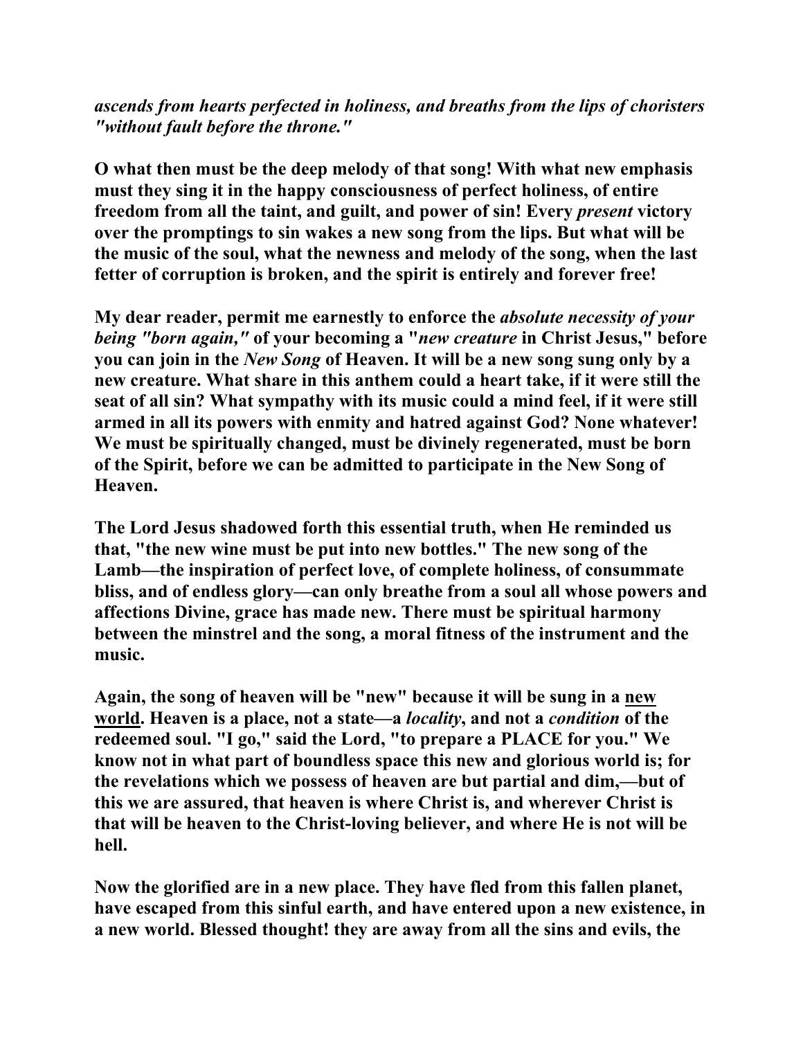*ascends from hearts perfected in holiness, and breaths from the lips of choristers "without fault before the throne."*

**O what then must be the deep melody of that song! With what new emphasis must they sing it in the happy consciousness of perfect holiness, of entire freedom from all the taint, and guilt, and power of sin! Every *present* victory over the promptings to sin wakes a new song from the lips. But what will be the music of the soul, what the newness and melody of the song, when the last fetter of corruption is broken, and the spirit is entirely and forever free!**

**My dear reader, permit me earnestly to enforce the *absolute necessity of your being "born again,"* of your becoming a "*new creature* in Christ Jesus," before you can join in the *New Song* of Heaven. It will be a new song sung only by a new creature. What share in this anthem could a heart take, if it were still the seat of all sin? What sympathy with its music could a mind feel, if it were still armed in all its powers with enmity and hatred against God? None whatever! We must be spiritually changed, must be divinely regenerated, must be born of the Spirit, before we can be admitted to participate in the New Song of Heaven.**

**The Lord Jesus shadowed forth this essential truth, when He reminded us that, "the new wine must be put into new bottles." The new song of the Lamb—the inspiration of perfect love, of complete holiness, of consummate bliss, and of endless glory—can only breathe from a soul all whose powers and affections Divine, grace has made new. There must be spiritual harmony between the minstrel and the song, a moral fitness of the instrument and the music.**

**Again, the song of heaven will be "new" because it will be sung in a <u>new world</u>. Heaven is a place, not a state—a *locality*, and not a *condition* of the redeemed soul. "I go," said the Lord, "to prepare a PLACE for you." We know not in what part of boundless space this new and glorious world is; for the revelations which we possess of heaven are but partial and dim,—but of this we are assured, that heaven is where Christ is, and wherever Christ is that will be heaven to the Christ-loving believer, and where He is not will be hell.**

**Now the glorified are in a new place. They have fled from this fallen planet, have escaped from this sinful earth, and have entered upon a new existence, in a new world. Blessed thought! they are away from all the sins and evils, the**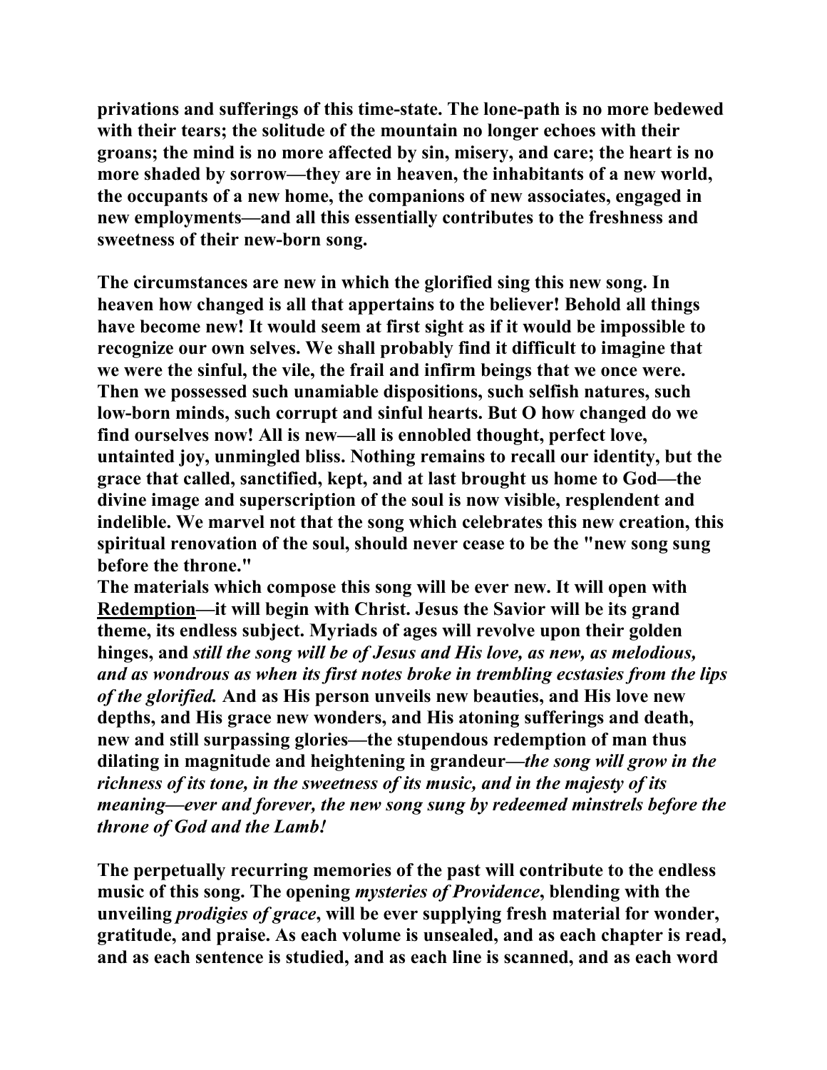**privations and sufferings of this time-state. The lone-path is no more bedewed with their tears; the solitude of the mountain no longer echoes with their groans; the mind is no more affected by sin, misery, and care; the heart is no more shaded by sorrow—they are in heaven, the inhabitants of a new world, the occupants of a new home, the companions of new associates, engaged in new employments—and all this essentially contributes to the freshness and sweetness of their new-born song.**

**The circumstances are new in which the glorified sing this new song. In heaven how changed is all that appertains to the believer! Behold all things have become new! It would seem at first sight as if it would be impossible to recognize our own selves. We shall probably find it difficult to imagine that we were the sinful, the vile, the frail and infirm beings that we once were. Then we possessed such unamiable dispositions, such selfish natures, such low-born minds, such corrupt and sinful hearts. But O how changed do we find ourselves now! All is new—all is ennobled thought, perfect love, untainted joy, unmingled bliss. Nothing remains to recall our identity, but the grace that called, sanctified, kept, and at last brought us home to God—the divine image and superscription of the soul is now visible, resplendent and indelible. We marvel not that the song which celebrates this new creation, this spiritual renovation of the soul, should never cease to be the "new song sung before the throne."**

**The materials which compose this song will be ever new. It will open with Redemption—it will begin with Christ. Jesus the Savior will be its grand theme, its endless subject. Myriads of ages will revolve upon their golden hinges, and *still the song will be of Jesus and His love, as new, as melodious, and as wondrous as when its first notes broke in trembling ecstasies from the lips of the glorified.* And as His person unveils new beauties, and His love new depths, and His grace new wonders, and His atoning sufferings and death, new and still surpassing glories—the stupendous redemption of man thus dilating in magnitude and heightening in grandeur—*the song will grow in the richness of its tone, in the sweetness of its music, and in the majesty of its meaning—ever and forever, the new song sung by redeemed minstrels before the throne of God and the Lamb!***

**The perpetually recurring memories of the past will contribute to the endless music of this song. The opening *mysteries of Providence*, blending with the unveiling *prodigies of grace*, will be ever supplying fresh material for wonder, gratitude, and praise. As each volume is unsealed, and as each chapter is read, and as each sentence is studied, and as each line is scanned, and as each word**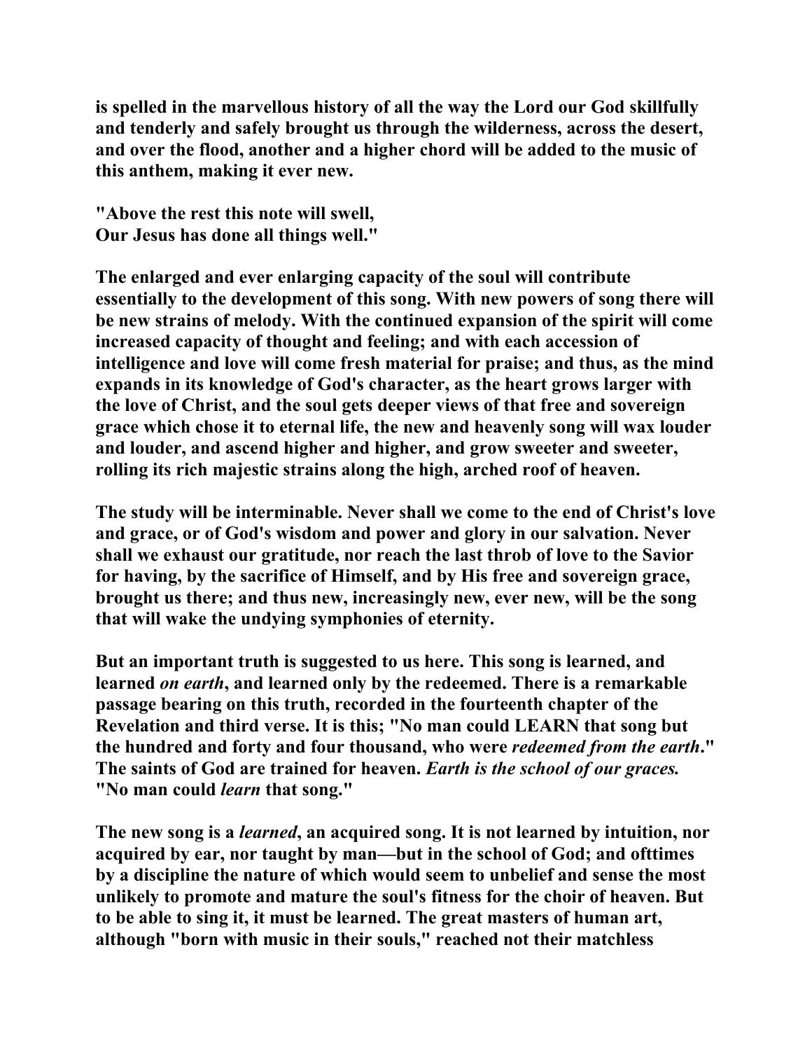is spelled in the marvellous history of all the way the Lord our God skillfully and tenderly and safely brought us through the wilderness, across the desert, and over the flood, another and a higher chord will be added to the music of this anthem, making it ever new.

"Above the rest this note will swell,
Our Jesus has done all things well."

The enlarged and ever enlarging capacity of the soul will contribute essentially to the development of this song. With new powers of song there will be new strains of melody. With the continued expansion of the spirit will come increased capacity of thought and feeling; and with each accession of intelligence and love will come fresh material for praise; and thus, as the mind expands in its knowledge of God's character, as the heart grows larger with the love of Christ, and the soul gets deeper views of that free and sovereign grace which chose it to eternal life, the new and heavenly song will wax louder and louder, and ascend higher and higher, and grow sweeter and sweeter, rolling its rich majestic strains along the high, arched roof of heaven.

The study will be interminable. Never shall we come to the end of Christ's love and grace, or of God's wisdom and power and glory in our salvation. Never shall we exhaust our gratitude, nor reach the last throb of love to the Savior for having, by the sacrifice of Himself, and by His free and sovereign grace, brought us there; and thus new, increasingly new, ever new, will be the song that will wake the undying symphonies of eternity.

But an important truth is suggested to us here. This song is learned, and learned *on earth*, and learned only by the redeemed. There is a remarkable passage bearing on this truth, recorded in the fourteenth chapter of the Revelation and third verse. It is this; "No man could LEARN that song but the hundred and forty and four thousand, who were *redeemed from the earth*." The saints of God are trained for heaven. *Earth is the school of our graces.* "No man could *learn* that song."

The new song is a *learned*, an acquired song. It is not learned by intuition, nor acquired by ear, nor taught by man—but in the school of God; and ofttimes by a discipline the nature of which would seem to unbelief and sense the most unlikely to promote and mature the soul's fitness for the choir of heaven. But to be able to sing it, it must be learned. The great masters of human art, although "born with music in their souls," reached not their matchless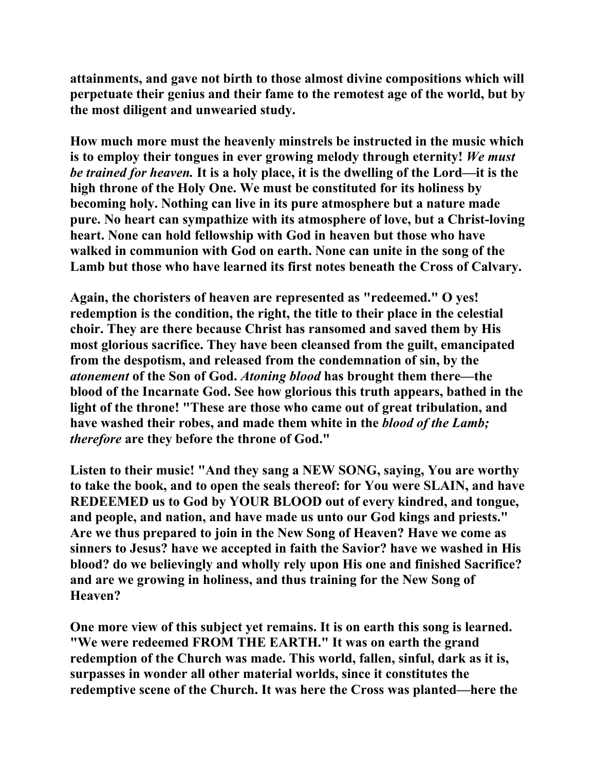attainments, and gave not birth to those almost divine compositions which will perpetuate their genius and their fame to the remotest age of the world, but by the most diligent and unwearied study.

How much more must the heavenly minstrels be instructed in the music which is to employ their tongues in ever growing melody through eternity! *We must be trained for heaven.* It is a holy place, it is the dwelling of the Lord—it is the high throne of the Holy One. We must be constituted for its holiness by becoming holy. Nothing can live in its pure atmosphere but a nature made pure. No heart can sympathize with its atmosphere of love, but a Christ-loving heart. None can hold fellowship with God in heaven but those who have walked in communion with God on earth. None can unite in the song of the Lamb but those who have learned its first notes beneath the Cross of Calvary.

Again, the choristers of heaven are represented as "redeemed." O yes! redemption is the condition, the right, the title to their place in the celestial choir. They are there because Christ has ransomed and saved them by His most glorious sacrifice. They have been cleansed from the guilt, emancipated from the despotism, and released from the condemnation of sin, by the *atonement* of the Son of God. *Atoning blood* has brought them there—the blood of the Incarnate God. See how glorious this truth appears, bathed in the light of the throne! "These are those who came out of great tribulation, and have washed their robes, and made them white in the *blood of the Lamb; therefore* are they before the throne of God."

Listen to their music! "And they sang a NEW SONG, saying, You are worthy to take the book, and to open the seals thereof: for You were SLAIN, and have REDEEMED us to God by YOUR BLOOD out of every kindred, and tongue, and people, and nation, and have made us unto our God kings and priests." Are we thus prepared to join in the New Song of Heaven? Have we come as sinners to Jesus? have we accepted in faith the Savior? have we washed in His blood? do we believingly and wholly rely upon His one and finished Sacrifice? and are we growing in holiness, and thus training for the New Song of Heaven?

One more view of this subject yet remains. It is on earth this song is learned. "We were redeemed FROM THE EARTH." It was on earth the grand redemption of the Church was made. This world, fallen, sinful, dark as it is, surpasses in wonder all other material worlds, since it constitutes the redemptive scene of the Church. It was here the Cross was planted—here the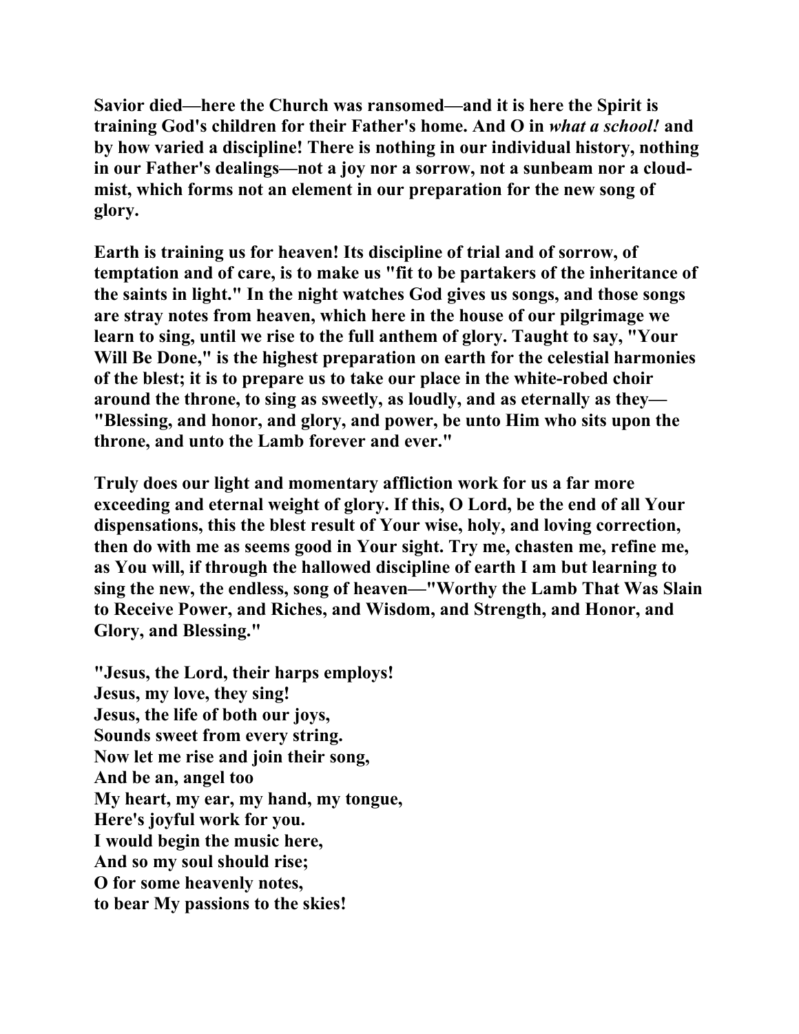**Savior died—here the Church was ransomed—and it is here the Spirit is training God's children for their Father's home. And O in *what a school!* and by how varied a discipline! There is nothing in our individual history, nothing in our Father's dealings—not a joy nor a sorrow, not a sunbeam nor a cloud-mist, which forms not an element in our preparation for the new song of glory.**

**Earth is training us for heaven! Its discipline of trial and of sorrow, of temptation and of care, is to make us "fit to be partakers of the inheritance of the saints in light." In the night watches God gives us songs, and those songs are stray notes from heaven, which here in the house of our pilgrimage we learn to sing, until we rise to the full anthem of glory. Taught to say, "Your Will Be Done," is the highest preparation on earth for the celestial harmonies of the blest; it is to prepare us to take our place in the white-robed choir around the throne, to sing as sweetly, as loudly, and as eternally as they—"Blessing, and honor, and glory, and power, be unto Him who sits upon the throne, and unto the Lamb forever and ever."**

**Truly does our light and momentary affliction work for us a far more exceeding and eternal weight of glory. If this, O Lord, be the end of all Your dispensations, this the blest result of Your wise, holy, and loving correction, then do with me as seems good in Your sight. Try me, chasten me, refine me, as You will, if through the hallowed discipline of earth I am but learning to sing the new, the endless, song of heaven—"Worthy the Lamb That Was Slain to Receive Power, and Riches, and Wisdom, and Strength, and Honor, and Glory, and Blessing."**

**"Jesus, the Lord, their harps employs!**  
**Jesus, my love, they sing!**  
**Jesus, the life of both our joys,**  
**Sounds sweet from every string.**  
**Now let me rise and join their song,**  
**And be an, angel too**  
**My heart, my ear, my hand, my tongue,**  
**Here's joyful work for you.**  
**I would begin the music here,**  
**And so my soul should rise;**  
**O for some heavenly notes,**  
**to bear My passions to the skies!**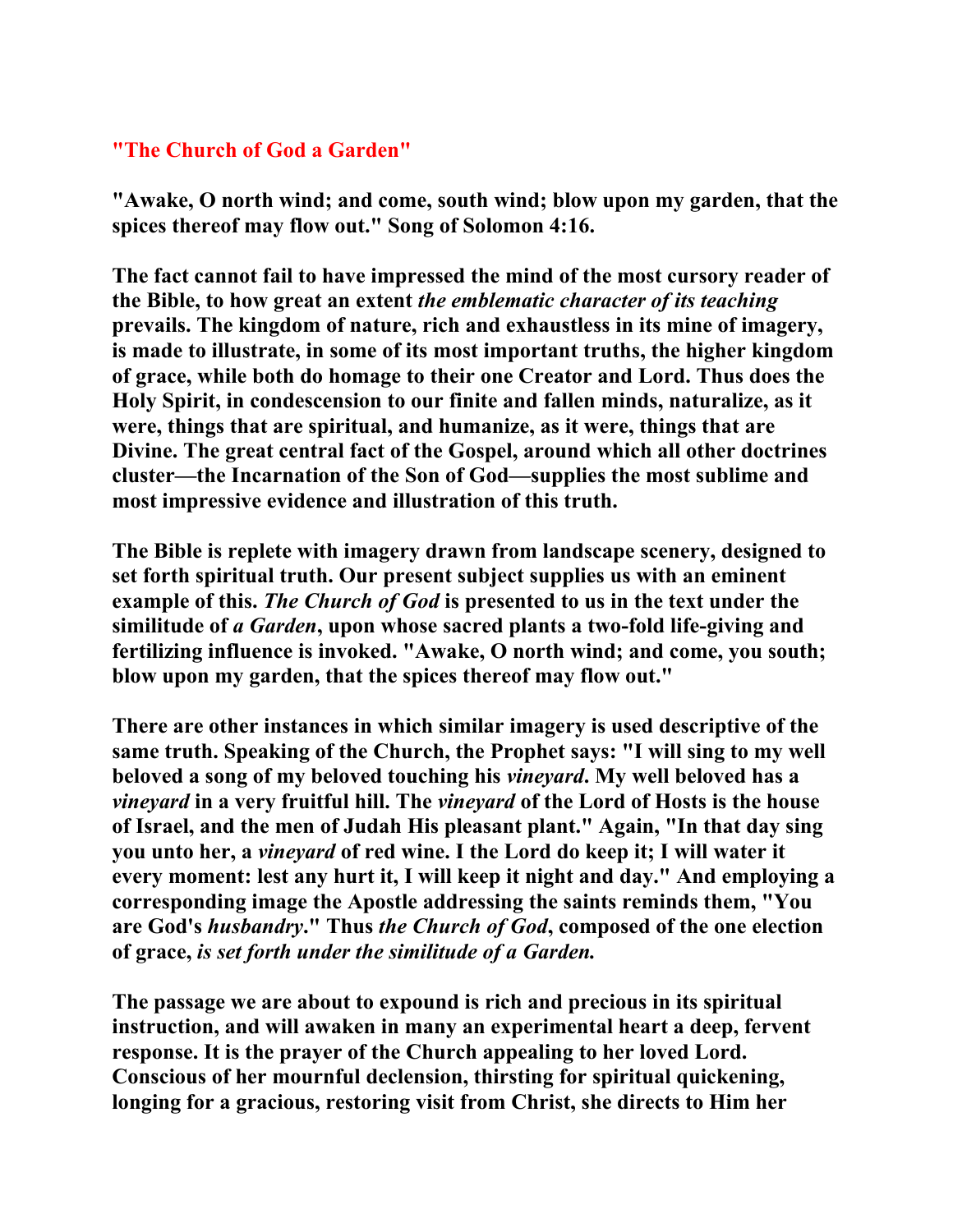## "The Church of God a Garden"

**"Awake, O north wind; and come, south wind; blow upon my garden, that the spices thereof may flow out." Song of Solomon 4:16.**

**The fact cannot fail to have impressed the mind of the most cursory reader of the Bible, to how great an extent *the emblematic character of its teaching* prevails. The kingdom of nature, rich and exhaustless in its mine of imagery, is made to illustrate, in some of its most important truths, the higher kingdom of grace, while both do homage to their one Creator and Lord. Thus does the Holy Spirit, in condescension to our finite and fallen minds, naturalize, as it were, things that are spiritual, and humanize, as it were, things that are Divine. The great central fact of the Gospel, around which all other doctrines cluster—the Incarnation of the Son of God—supplies the most sublime and most impressive evidence and illustration of this truth.**

**The Bible is replete with imagery drawn from landscape scenery, designed to set forth spiritual truth. Our present subject supplies us with an eminent example of this. *The Church of God* is presented to us in the text under the similitude of *a Garden*, upon whose sacred plants a two-fold life-giving and fertilizing influence is invoked. "Awake, O north wind; and come, you south; blow upon my garden, that the spices thereof may flow out."**

**There are other instances in which similar imagery is used descriptive of the same truth. Speaking of the Church, the Prophet says: "I will sing to my well beloved a song of my beloved touching his *vineyard*. My well beloved has a *vineyard* in a very fruitful hill. The *vineyard* of the Lord of Hosts is the house of Israel, and the men of Judah His pleasant plant." Again, "In that day sing you unto her, a *vineyard* of red wine. I the Lord do keep it; I will water it every moment: lest any hurt it, I will keep it night and day." And employing a corresponding image the Apostle addressing the saints reminds them, "You are God's *husbandry*." Thus *the Church of God*, composed of the one election of grace, *is set forth under the similitude of a Garden.***

**The passage we are about to expound is rich and precious in its spiritual instruction, and will awaken in many an experimental heart a deep, fervent response. It is the prayer of the Church appealing to her loved Lord. Conscious of her mournful declension, thirsting for spiritual quickening, longing for a gracious, restoring visit from Christ, she directs to Him her**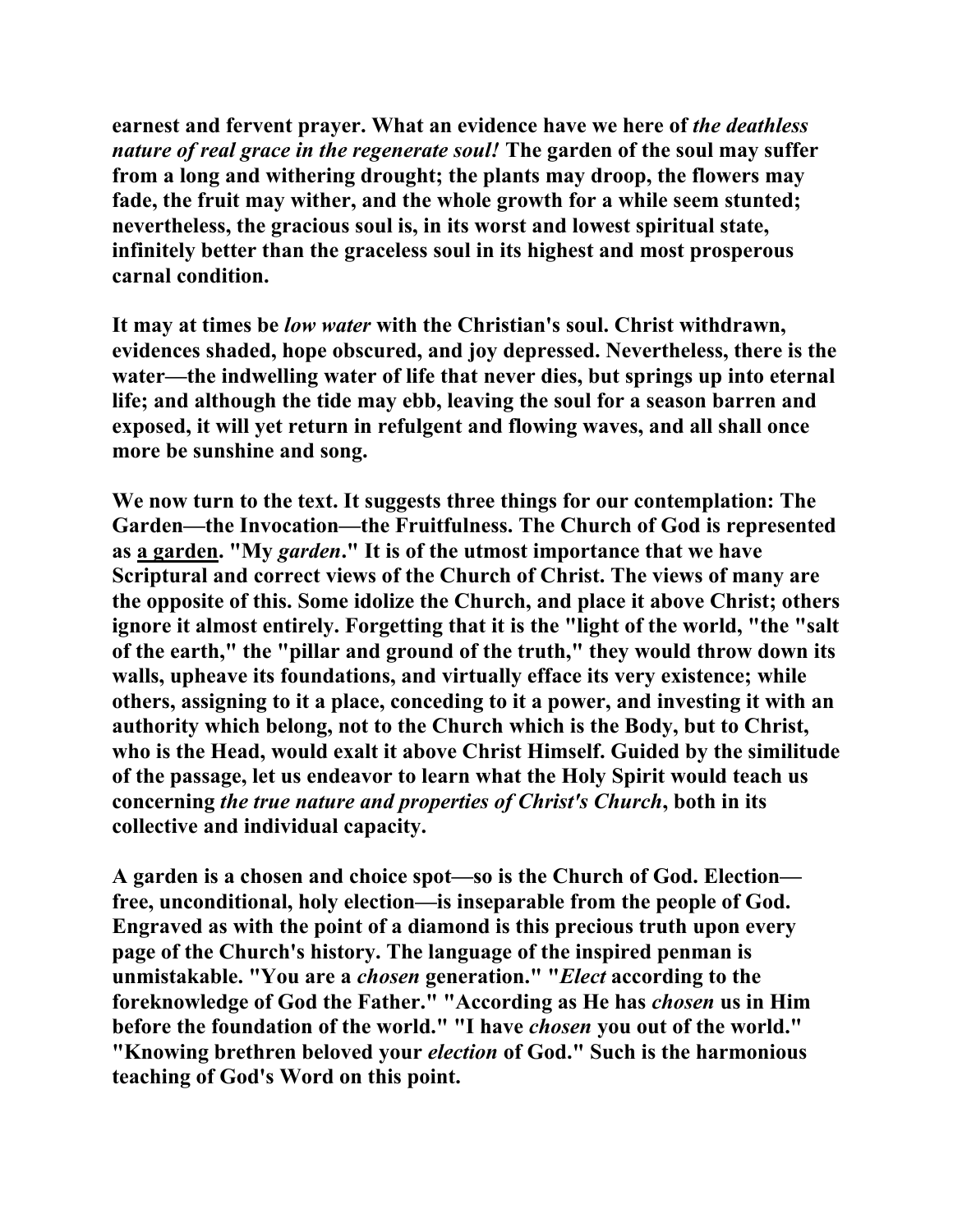**earnest and fervent prayer. What an evidence have we here of *the deathless nature of real grace in the regenerate soul!* The garden of the soul may suffer from a long and withering drought; the plants may droop, the flowers may fade, the fruit may wither, and the whole growth for a while seem stunted; nevertheless, the gracious soul is, in its worst and lowest spiritual state, infinitely better than the graceless soul in its highest and most prosperous carnal condition.**

**It may at times be *low water* with the Christian's soul. Christ withdrawn, evidences shaded, hope obscured, and joy depressed. Nevertheless, there is the water—the indwelling water of life that never dies, but springs up into eternal life; and although the tide may ebb, leaving the soul for a season barren and exposed, it will yet return in refulgent and flowing waves, and all shall once more be sunshine and song.**

**We now turn to the text. It suggests three things for our contemplation: The Garden—the Invocation—the Fruitfulness. The Church of God is represented as <u>a garden</u>. "My *garden*." It is of the utmost importance that we have Scriptural and correct views of the Church of Christ. The views of many are the opposite of this. Some idolize the Church, and place it above Christ; others ignore it almost entirely. Forgetting that it is the "light of the world, "the "salt of the earth," the "pillar and ground of the truth," they would throw down its walls, upheave its foundations, and virtually efface its very existence; while others, assigning to it a place, conceding to it a power, and investing it with an authority which belong, not to the Church which is the Body, but to Christ, who is the Head, would exalt it above Christ Himself. Guided by the similitude of the passage, let us endeavor to learn what the Holy Spirit would teach us concerning *the true nature and properties of Christ's Church*, both in its collective and individual capacity.**

**A garden is a chosen and choice spot—so is the Church of God. Election—free, unconditional, holy election—is inseparable from the people of God. Engraved as with the point of a diamond is this precious truth upon every page of the Church's history. The language of the inspired penman is unmistakable. "You are a *chosen* generation." "*Elect* according to the foreknowledge of God the Father." "According as He has *chosen* us in Him before the foundation of the world." "I have *chosen* you out of the world." "Knowing brethren beloved your *election* of God." Such is the harmonious teaching of God's Word on this point.**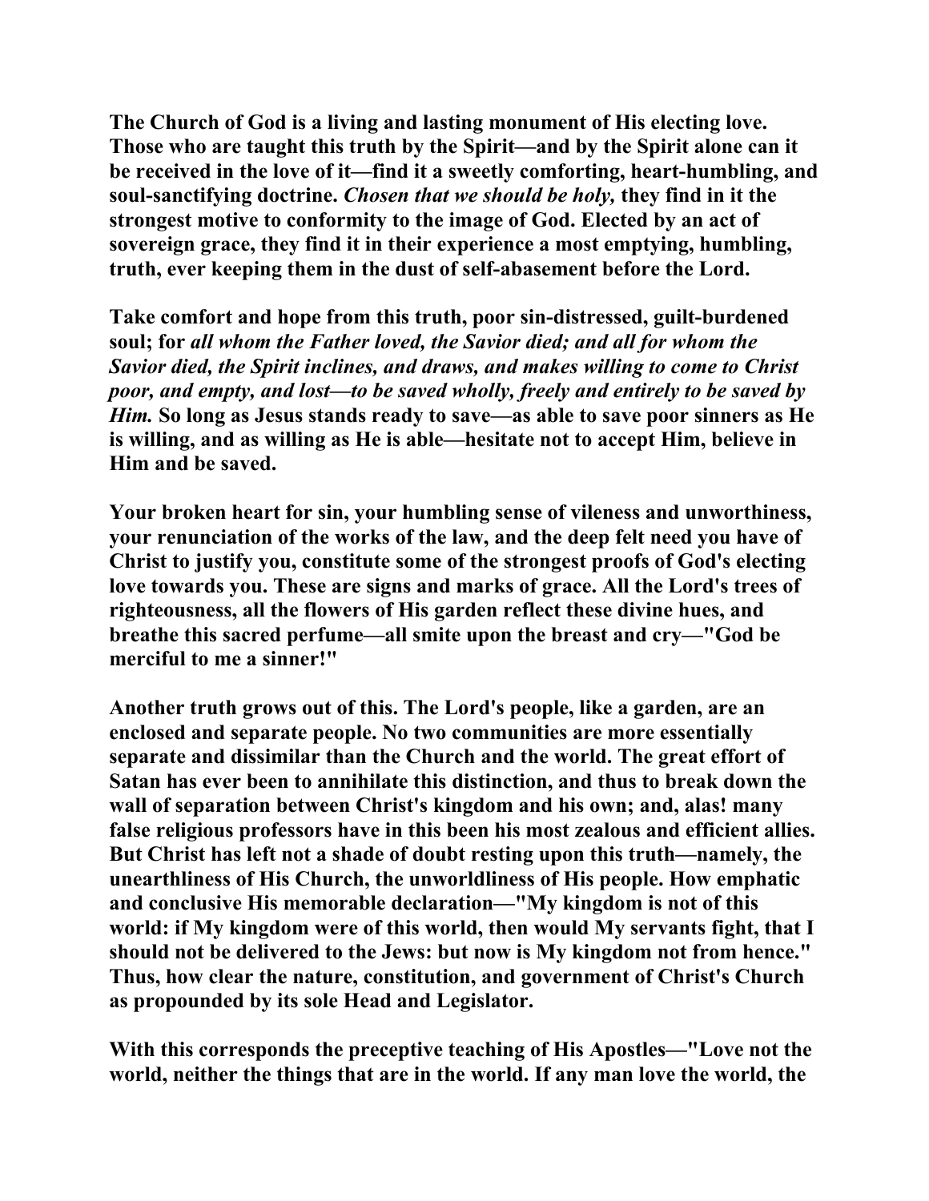**The Church of God is a living and lasting monument of His electing love. Those who are taught this truth by the Spirit—and by the Spirit alone can it be received in the love of it—find it a sweetly comforting, heart-humbling, and soul-sanctifying doctrine. *Chosen that we should be holy,* they find in it the strongest motive to conformity to the image of God. Elected by an act of sovereign grace, they find it in their experience a most emptying, humbling, truth, ever keeping them in the dust of self-abasement before the Lord.**

**Take comfort and hope from this truth, poor sin-distressed, guilt-burdened soul; for *all whom the Father loved, the Savior died; and all for whom the Savior died, the Spirit inclines, and draws, and makes willing to come to Christ poor, and empty, and lost—to be saved wholly, freely and entirely to be saved by Him.* So long as Jesus stands ready to save—as able to save poor sinners as He is willing, and as willing as He is able—hesitate not to accept Him, believe in Him and be saved.**

**Your broken heart for sin, your humbling sense of vileness and unworthiness, your renunciation of the works of the law, and the deep felt need you have of Christ to justify you, constitute some of the strongest proofs of God's electing love towards you. These are signs and marks of grace. All the Lord's trees of righteousness, all the flowers of His garden reflect these divine hues, and breathe this sacred perfume—all smite upon the breast and cry—"God be merciful to me a sinner!"**

**Another truth grows out of this. The Lord's people, like a garden, are an enclosed and separate people. No two communities are more essentially separate and dissimilar than the Church and the world. The great effort of Satan has ever been to annihilate this distinction, and thus to break down the wall of separation between Christ's kingdom and his own; and, alas! many false religious professors have in this been his most zealous and efficient allies. But Christ has left not a shade of doubt resting upon this truth—namely, the unearthliness of His Church, the unworldliness of His people. How emphatic and conclusive His memorable declaration—"My kingdom is not of this world: if My kingdom were of this world, then would My servants fight, that I should not be delivered to the Jews: but now is My kingdom not from hence." Thus, how clear the nature, constitution, and government of Christ's Church as propounded by its sole Head and Legislator.**

**With this corresponds the preceptive teaching of His Apostles—"Love not the world, neither the things that are in the world. If any man love the world, the**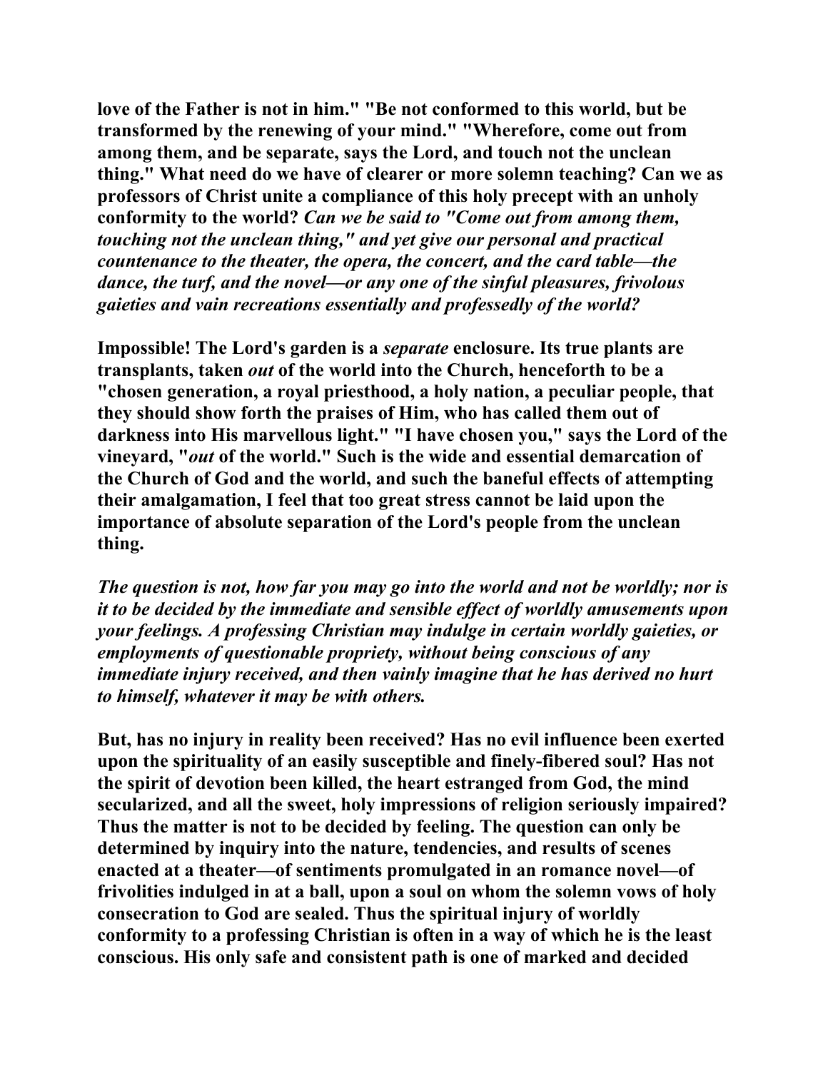**love of the Father is not in him." "Be not conformed to this world, but be transformed by the renewing of your mind." "Wherefore, come out from among them, and be separate, says the Lord, and touch not the unclean thing." What need do we have of clearer or more solemn teaching? Can we as professors of Christ unite a compliance of this holy precept with an unholy conformity to the world? *Can we be said to "Come out from among them, touching not the unclean thing," and yet give our personal and practical countenance to the theater, the opera, the concert, and the card table—the dance, the turf, and the novel—or any one of the sinful pleasures, frivolous gaieties and vain recreations essentially and professedly of the world?***

**Impossible! The Lord's garden is a *separate* enclosure. Its true plants are transplants, taken *out* of the world into the Church, henceforth to be a "chosen generation, a royal priesthood, a holy nation, a peculiar people, that they should show forth the praises of Him, who has called them out of darkness into His marvellous light." "I have chosen you," says the Lord of the vineyard, "*out* of the world." Such is the wide and essential demarcation of the Church of God and the world, and such the baneful effects of attempting their amalgamation, I feel that too great stress cannot be laid upon the importance of absolute separation of the Lord's people from the unclean thing.**

***The question is not, how far you may go into the world and not be worldly; nor is it to be decided by the immediate and sensible effect of worldly amusements upon your feelings. A professing Christian may indulge in certain worldly gaieties, or employments of questionable propriety, without being conscious of any immediate injury received, and then vainly imagine that he has derived no hurt to himself, whatever it may be with others.***

**But, has no injury in reality been received? Has no evil influence been exerted upon the spirituality of an easily susceptible and finely-fibered soul? Has not the spirit of devotion been killed, the heart estranged from God, the mind secularized, and all the sweet, holy impressions of religion seriously impaired? Thus the matter is not to be decided by feeling. The question can only be determined by inquiry into the nature, tendencies, and results of scenes enacted at a theater—of sentiments promulgated in an romance novel—of frivolities indulged in at a ball, upon a soul on whom the solemn vows of holy consecration to God are sealed. Thus the spiritual injury of worldly conformity to a professing Christian is often in a way of which he is the least conscious. His only safe and consistent path is one of marked and decided**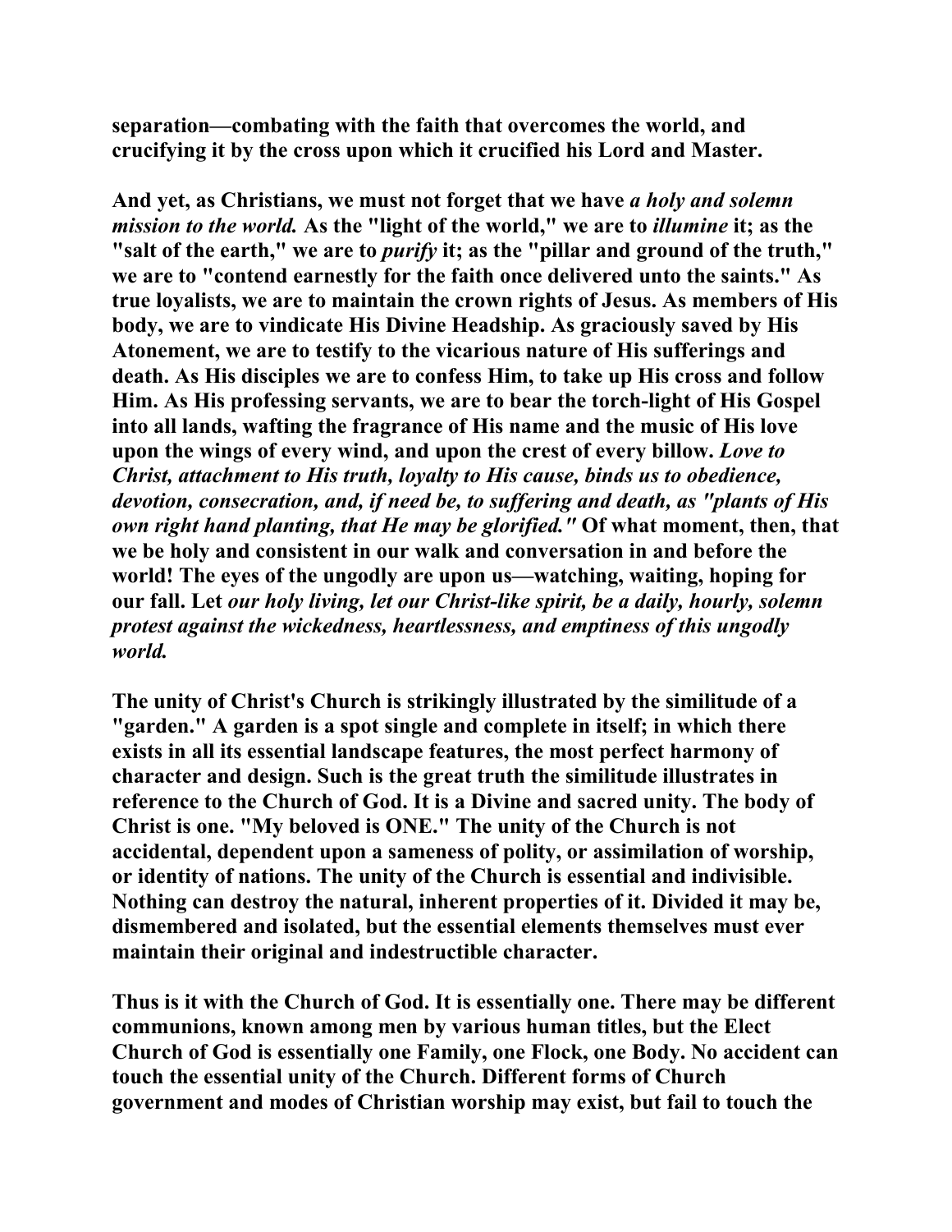separation—combating with the faith that overcomes the world, and crucifying it by the cross upon which it crucified his Lord and Master.

And yet, as Christians, we must not forget that we have *a holy and solemn mission to the world.* As the "light of the world," we are to *illumine* it; as the "salt of the earth," we are to *purify* it; as the "pillar and ground of the truth," we are to "contend earnestly for the faith once delivered unto the saints." As true loyalists, we are to maintain the crown rights of Jesus. As members of His body, we are to vindicate His Divine Headship. As graciously saved by His Atonement, we are to testify to the vicarious nature of His sufferings and death. As His disciples we are to confess Him, to take up His cross and follow Him. As His professing servants, we are to bear the torch-light of His Gospel into all lands, wafting the fragrance of His name and the music of His love upon the wings of every wind, and upon the crest of every billow. *Love to Christ, attachment to His truth, loyalty to His cause, binds us to obedience, devotion, consecration, and, if need be, to suffering and death, as "plants of His own right hand planting, that He may be glorified."* Of what moment, then, that we be holy and consistent in our walk and conversation in and before the world! The eyes of the ungodly are upon us—watching, waiting, hoping for our fall. Let *our holy living, let our Christ-like spirit, be a daily, hourly, solemn protest against the wickedness, heartlessness, and emptiness of this ungodly world.*

The unity of Christ's Church is strikingly illustrated by the similitude of a "garden." A garden is a spot single and complete in itself; in which there exists in all its essential landscape features, the most perfect harmony of character and design. Such is the great truth the similitude illustrates in reference to the Church of God. It is a Divine and sacred unity. The body of Christ is one. "My beloved is ONE." The unity of the Church is not accidental, dependent upon a sameness of polity, or assimilation of worship, or identity of nations. The unity of the Church is essential and indivisible. Nothing can destroy the natural, inherent properties of it. Divided it may be, dismembered and isolated, but the essential elements themselves must ever maintain their original and indestructible character.

Thus is it with the Church of God. It is essentially one. There may be different communions, known among men by various human titles, but the Elect Church of God is essentially one Family, one Flock, one Body. No accident can touch the essential unity of the Church. Different forms of Church government and modes of Christian worship may exist, but fail to touch the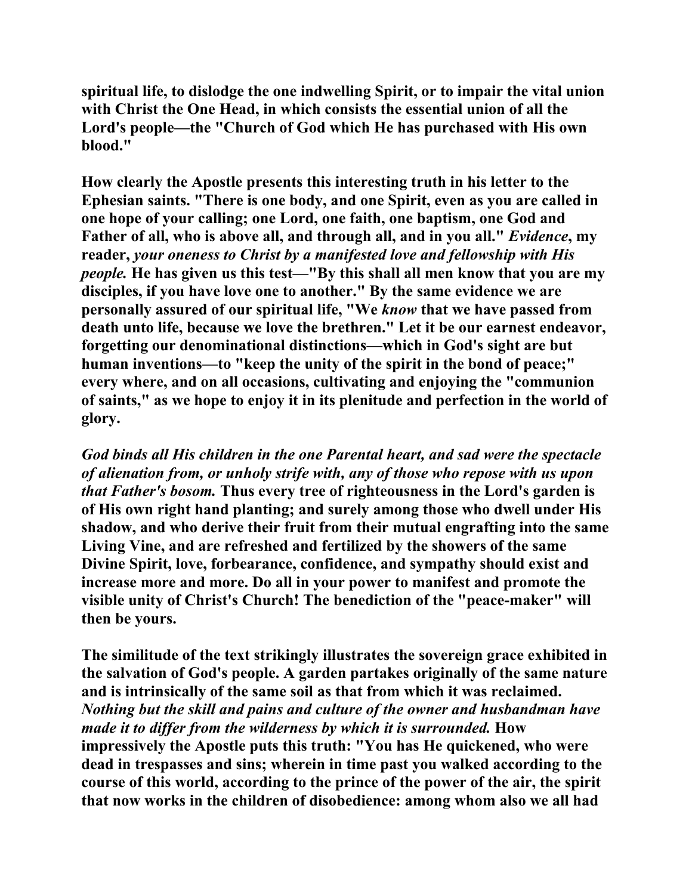**spiritual life, to dislodge the one indwelling Spirit, or to impair the vital union with Christ the One Head, in which consists the essential union of all the Lord's people—the "Church of God which He has purchased with His own blood."**

**How clearly the Apostle presents this interesting truth in his letter to the Ephesian saints. "There is one body, and one Spirit, even as you are called in one hope of your calling; one Lord, one faith, one baptism, one God and Father of all, who is above all, and through all, and in you all."** ***Evidence*****, my reader,** ***your oneness to Christ by a manifested love and fellowship with His people.*** **He has given us this test—"By this shall all men know that you are my disciples, if you have love one to another." By the same evidence we are personally assured of our spiritual life, "We** ***know*** **that we have passed from death unto life, because we love the brethren." Let it be our earnest endeavor, forgetting our denominational distinctions—which in God's sight are but human inventions—to "keep the unity of the spirit in the bond of peace;" every where, and on all occasions, cultivating and enjoying the "communion of saints," as we hope to enjoy it in its plenitude and perfection in the world of glory.**

***God binds all His children in the one Parental heart, and sad were the spectacle of alienation from, or unholy strife with, any of those who repose with us upon that Father's bosom.*** **Thus every tree of righteousness in the Lord's garden is of His own right hand planting; and surely among those who dwell under His shadow, and who derive their fruit from their mutual engrafting into the same Living Vine, and are refreshed and fertilized by the showers of the same Divine Spirit, love, forbearance, confidence, and sympathy should exist and increase more and more. Do all in your power to manifest and promote the visible unity of Christ's Church! The benediction of the "peace-maker" will then be yours.**

**The similitude of the text strikingly illustrates the sovereign grace exhibited in the salvation of God's people. A garden partakes originally of the same nature and is intrinsically of the same soil as that from which it was reclaimed.** ***Nothing but the skill and pains and culture of the owner and husbandman have made it to differ from the wilderness by which it is surrounded.*** **How impressively the Apostle puts this truth: "You has He quickened, who were dead in trespasses and sins; wherein in time past you walked according to the course of this world, according to the prince of the power of the air, the spirit that now works in the children of disobedience: among whom also we all had**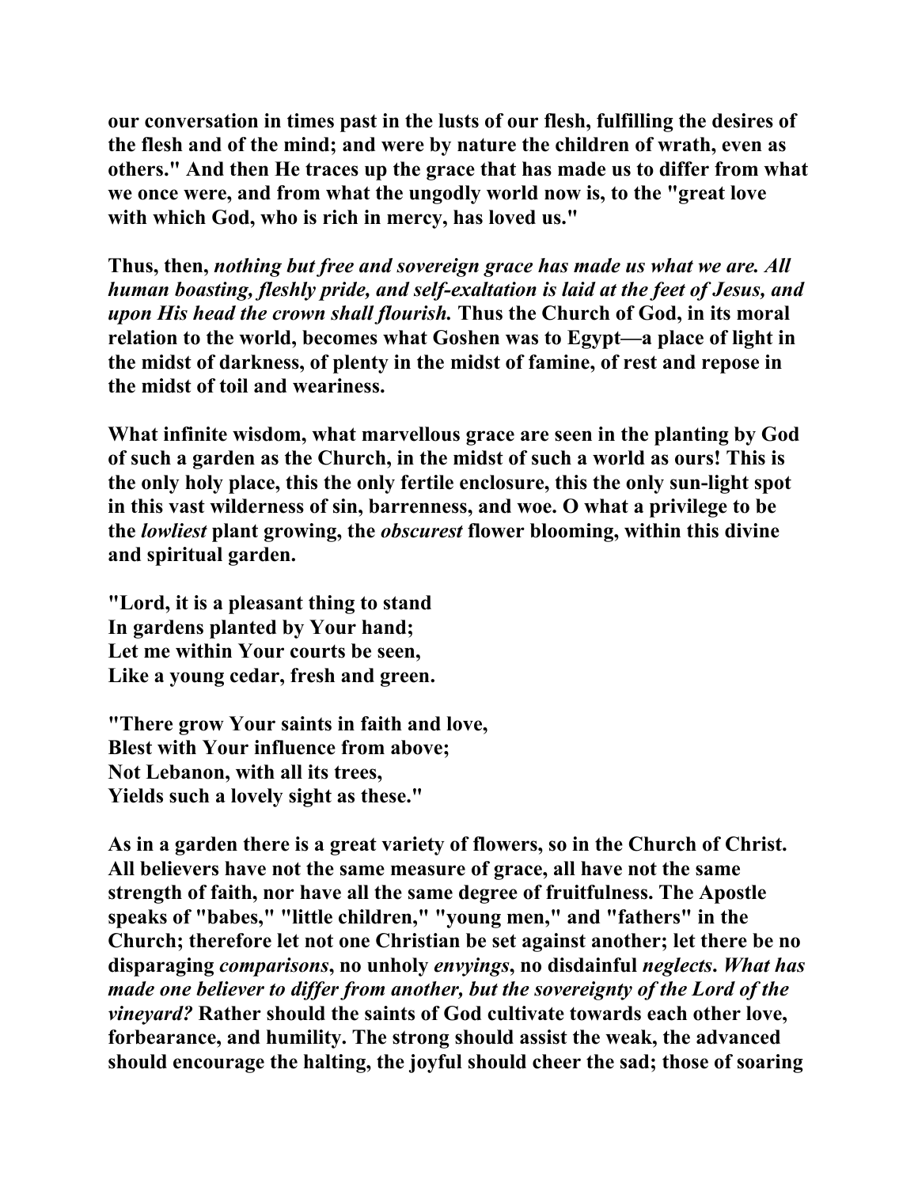**our conversation in times past in the lusts of our flesh, fulfilling the desires of the flesh and of the mind; and were by nature the children of wrath, even as others." And then He traces up the grace that has made us to differ from what we once were, and from what the ungodly world now is, to the "great love with which God, who is rich in mercy, has loved us."**

**Thus, then,** ***nothing but free and sovereign grace has made us what we are. All human boasting, fleshly pride, and self-exaltation is laid at the feet of Jesus, and upon His head the crown shall flourish.*** **Thus the Church of God, in its moral relation to the world, becomes what Goshen was to Egypt—a place of light in the midst of darkness, of plenty in the midst of famine, of rest and repose in the midst of toil and weariness.**

**What infinite wisdom, what marvellous grace are seen in the planting by God of such a garden as the Church, in the midst of such a world as ours! This is the only holy place, this the only fertile enclosure, this the only sun-light spot in this vast wilderness of sin, barrenness, and woe. O what a privilege to be the** ***lowliest*** **plant growing, the** ***obscurest*** **flower blooming, within this divine and spiritual garden.**

**"Lord, it is a pleasant thing to stand**
**In gardens planted by Your hand;**
**Let me within Your courts be seen,**
**Like a young cedar, fresh and green.**

**"There grow Your saints in faith and love,**
**Blest with Your influence from above;**
**Not Lebanon, with all its trees,**
**Yields such a lovely sight as these."**

**As in a garden there is a great variety of flowers, so in the Church of Christ. All believers have not the same measure of grace, all have not the same strength of faith, nor have all the same degree of fruitfulness. The Apostle speaks of "babes," "little children," "young men," and "fathers" in the Church; therefore let not one Christian be set against another; let there be no disparaging** ***comparisons*****, no unholy** ***envyings*****, no disdainful** ***neglects*****.** ***What has made one believer to differ from another, but the sovereignty of the Lord of the vineyard?*** **Rather should the saints of God cultivate towards each other love, forbearance, and humility. The strong should assist the weak, the advanced should encourage the halting, the joyful should cheer the sad; those of soaring**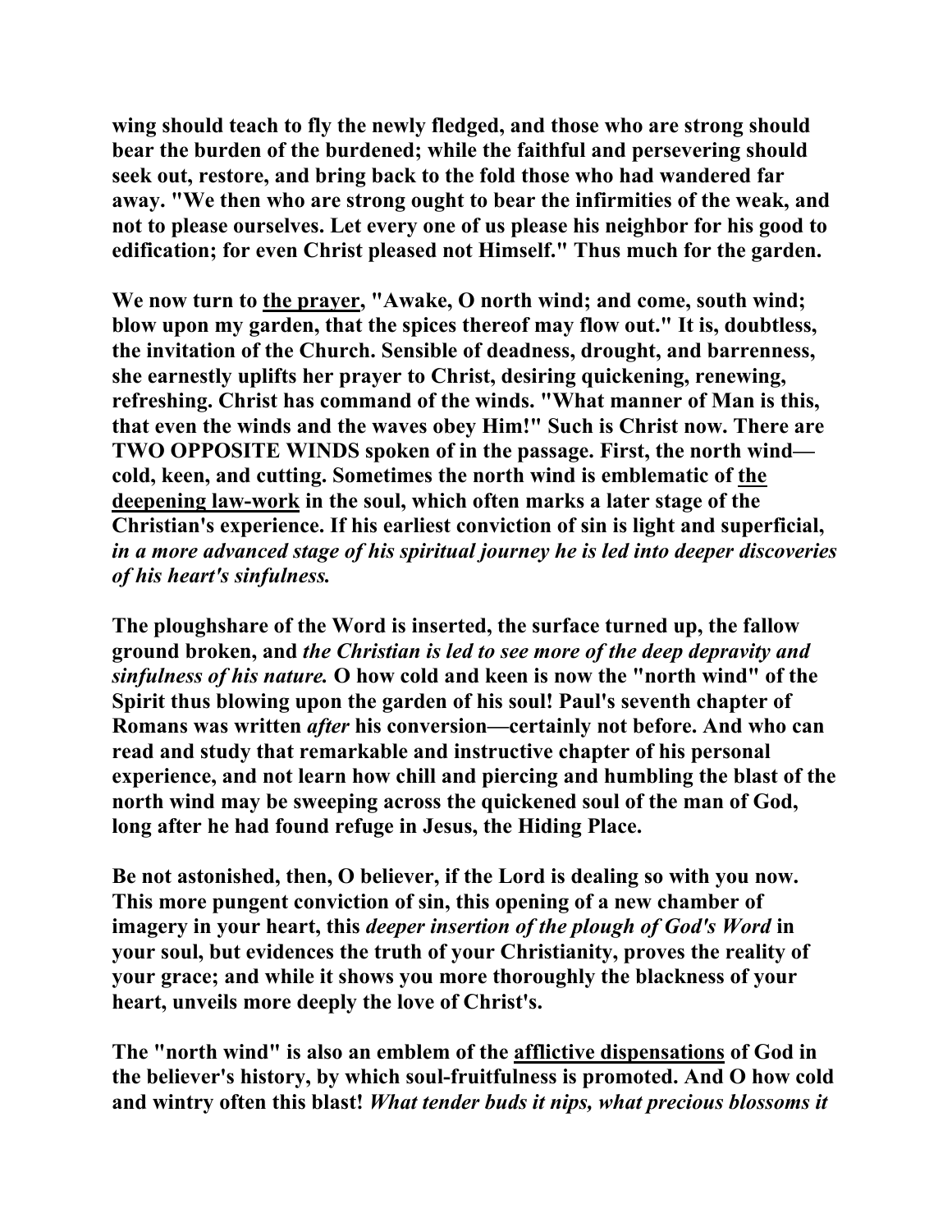**wing should teach to fly the newly fledged, and those who are strong should bear the burden of the burdened; while the faithful and persevering should seek out, restore, and bring back to the fold those who had wandered far away. "We then who are strong ought to bear the infirmities of the weak, and not to please ourselves. Let every one of us please his neighbor for his good to edification; for even Christ pleased not Himself." Thus much for the garden.**

**We now turn to the prayer, "Awake, O north wind; and come, south wind; blow upon my garden, that the spices thereof may flow out." It is, doubtless, the invitation of the Church. Sensible of deadness, drought, and barrenness, she earnestly uplifts her prayer to Christ, desiring quickening, renewing, refreshing. Christ has command of the winds. "What manner of Man is this, that even the winds and the waves obey Him!" Such is Christ now. There are TWO OPPOSITE WINDS spoken of in the passage. First, the north wind—cold, keen, and cutting. Sometimes the north wind is emblematic of the deepening law-work in the soul, which often marks a later stage of the Christian's experience. If his earliest conviction of sin is light and superficial, *in a more advanced stage of his spiritual journey he is led into deeper discoveries of his heart's sinfulness.***

**The ploughshare of the Word is inserted, the surface turned up, the fallow ground broken, and *the Christian is led to see more of the deep depravity and sinfulness of his nature.* O how cold and keen is now the "north wind" of the Spirit thus blowing upon the garden of his soul! Paul's seventh chapter of Romans was written *after* his conversion—certainly not before. And who can read and study that remarkable and instructive chapter of his personal experience, and not learn how chill and piercing and humbling the blast of the north wind may be sweeping across the quickened soul of the man of God, long after he had found refuge in Jesus, the Hiding Place.**

**Be not astonished, then, O believer, if the Lord is dealing so with you now. This more pungent conviction of sin, this opening of a new chamber of imagery in your heart, this *deeper insertion of the plough of God's Word* in your soul, but evidences the truth of your Christianity, proves the reality of your grace; and while it shows you more thoroughly the blackness of your heart, unveils more deeply the love of Christ's.**

**The "north wind" is also an emblem of the afflictive dispensations of God in the believer's history, by which soul-fruitfulness is promoted. And O how cold and wintry often this blast! *What tender buds it nips, what precious blossoms it***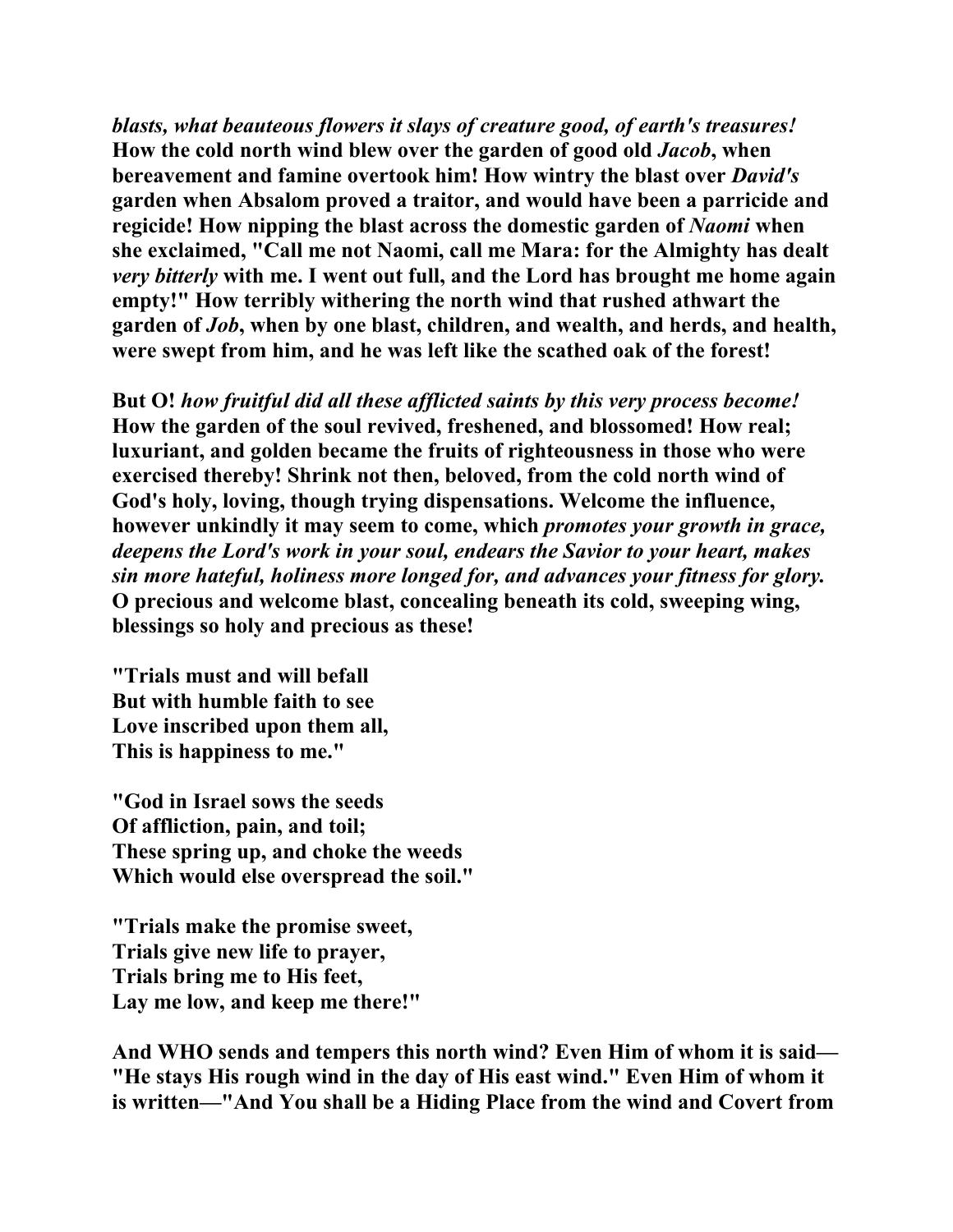***blasts, what beauteous flowers it slays of creature good, of earth's treasures!*** **How the cold north wind blew over the garden of good old *Jacob*, when bereavement and famine overtook him! How wintry the blast over *David's* garden when Absalom proved a traitor, and would have been a parricide and regicide! How nipping the blast across the domestic garden of *Naomi* when she exclaimed, "Call me not Naomi, call me Mara: for the Almighty has dealt *very bitterly* with me. I went out full, and the Lord has brought me home again empty!" How terribly withering the north wind that rushed athwart the garden of *Job*, when by one blast, children, and wealth, and herds, and health, were swept from him, and he was left like the scathed oak of the forest!**

**But O! *how fruitful did all these afflicted saints by this very process become!* How the garden of the soul revived, freshened, and blossomed! How real; luxuriant, and golden became the fruits of righteousness in those who were exercised thereby! Shrink not then, beloved, from the cold north wind of God's holy, loving, though trying dispensations. Welcome the influence, however unkindly it may seem to come, which *promotes your growth in grace, deepens the Lord's work in your soul, endears the Savior to your heart, makes sin more hateful, holiness more longed for, and advances your fitness for glory.* O precious and welcome blast, concealing beneath its cold, sweeping wing, blessings so holy and precious as these!**

**"Trials must and will befall  
But with humble faith to see  
Love inscribed upon them all,  
This is happiness to me."**

**"God in Israel sows the seeds  
Of affliction, pain, and toil;  
These spring up, and choke the weeds  
Which would else overspread the soil."**

**"Trials make the promise sweet,  
Trials give new life to prayer,  
Trials bring me to His feet,  
Lay me low, and keep me there!"**

**And WHO sends and tempers this north wind? Even Him of whom it is said— "He stays His rough wind in the day of His east wind." Even Him of whom it is written—"And You shall be a Hiding Place from the wind and Covert from**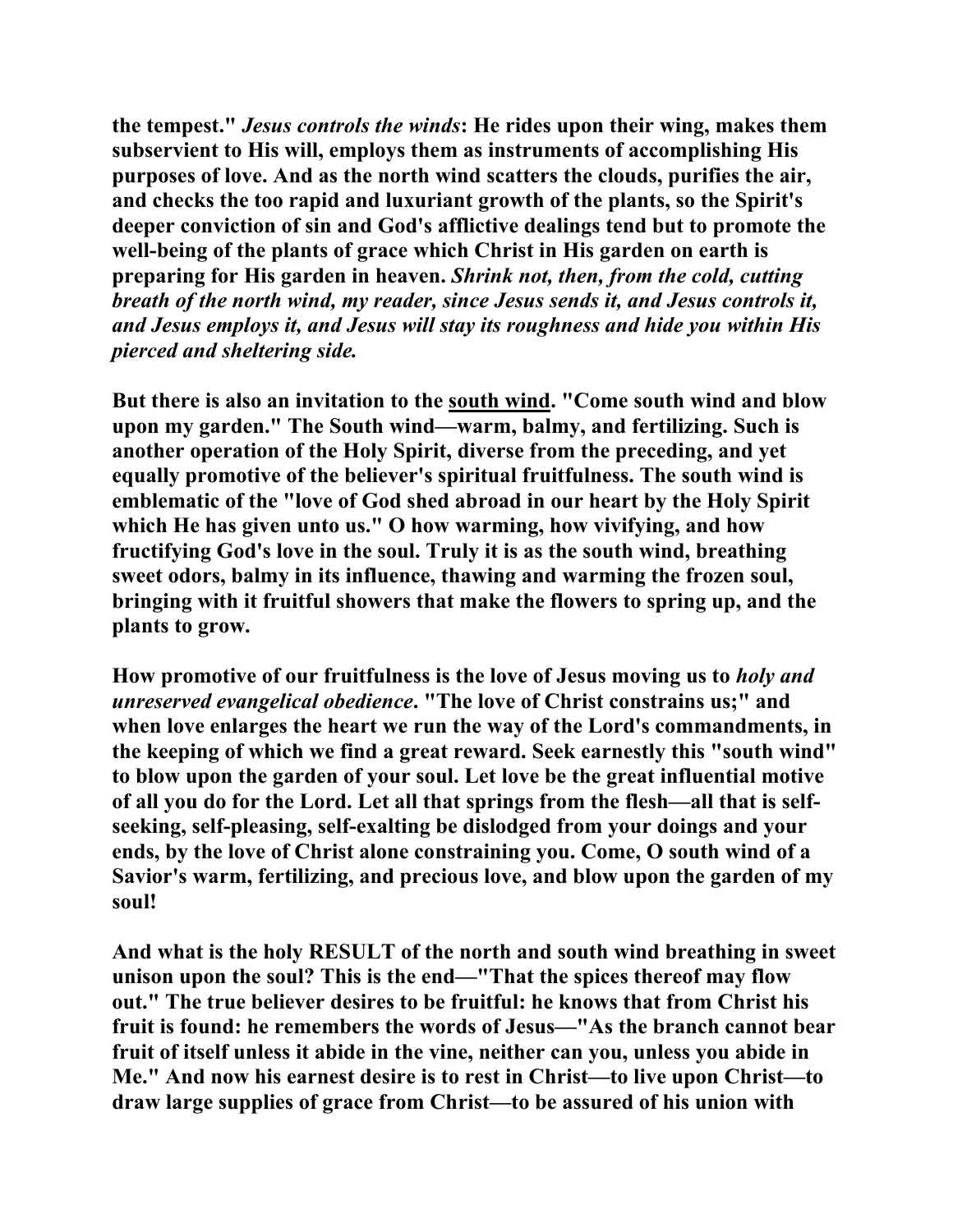**the tempest."** ***Jesus controls the winds*****: He rides upon their wing, makes them subservient to His will, employs them as instruments of accomplishing His purposes of love. And as the north wind scatters the clouds, purifies the air, and checks the too rapid and luxuriant growth of the plants, so the Spirit's deeper conviction of sin and God's afflictive dealings tend but to promote the well-being of the plants of grace which Christ in His garden on earth is preparing for His garden in heaven.** ***Shrink not, then, from the cold, cutting breath of the north wind, my reader, since Jesus sends it, and Jesus controls it, and Jesus employs it, and Jesus will stay its roughness and hide you within His pierced and sheltering side.***

**But there is also an invitation to the <u>south wind</u>. "Come south wind and blow upon my garden." The South wind—warm, balmy, and fertilizing. Such is another operation of the Holy Spirit, diverse from the preceding, and yet equally promotive of the believer's spiritual fruitfulness. The south wind is emblematic of the "love of God shed abroad in our heart by the Holy Spirit which He has given unto us." O how warming, how vivifying, and how fructifying God's love in the soul. Truly it is as the south wind, breathing sweet odors, balmy in its influence, thawing and warming the frozen soul, bringing with it fruitful showers that make the flowers to spring up, and the plants to grow.**

**How promotive of our fruitfulness is the love of Jesus moving us to** ***holy and unreserved evangelical obedience*****. "The love of Christ constrains us;" and when love enlarges the heart we run the way of the Lord's commandments, in the keeping of which we find a great reward. Seek earnestly this "south wind" to blow upon the garden of your soul. Let love be the great influential motive of all you do for the Lord. Let all that springs from the flesh—all that is self-seeking, self-pleasing, self-exalting be dislodged from your doings and your ends, by the love of Christ alone constraining you. Come, O south wind of a Savior's warm, fertilizing, and precious love, and blow upon the garden of my soul!**

**And what is the holy RESULT of the north and south wind breathing in sweet unison upon the soul? This is the end—"That the spices thereof may flow out." The true believer desires to be fruitful: he knows that from Christ his fruit is found: he remembers the words of Jesus—"As the branch cannot bear fruit of itself unless it abide in the vine, neither can you, unless you abide in Me." And now his earnest desire is to rest in Christ—to live upon Christ—to draw large supplies of grace from Christ—to be assured of his union with**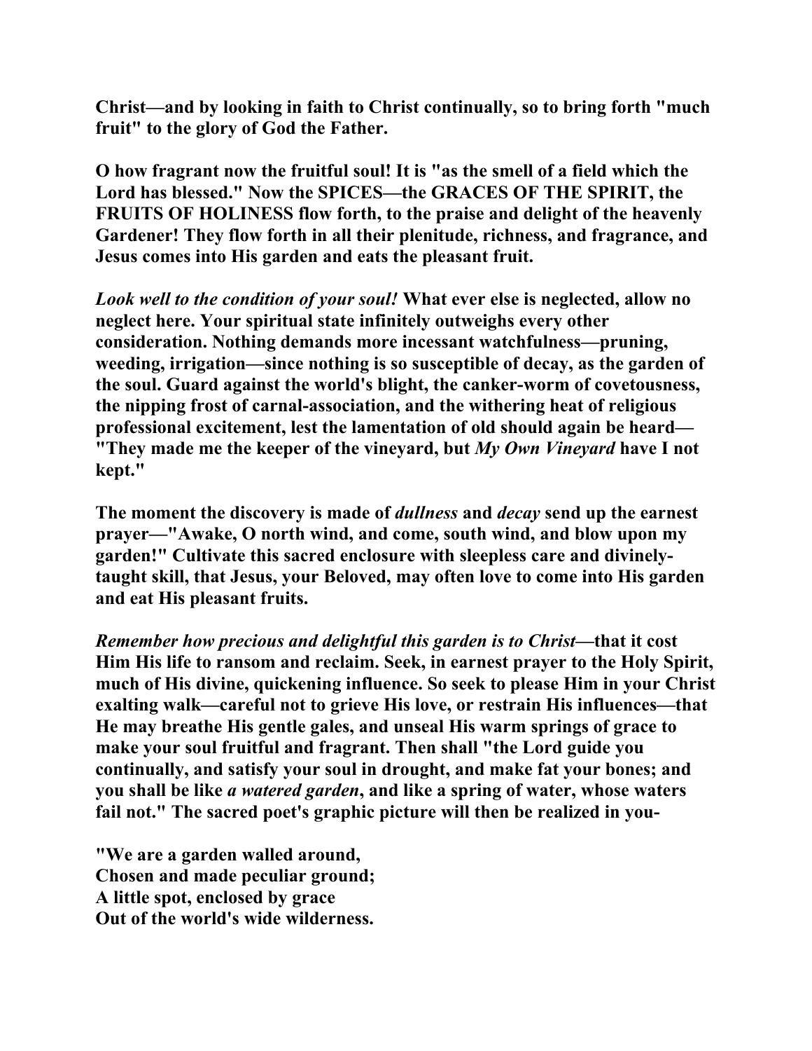**Christ—and by looking in faith to Christ continually, so to bring forth "much fruit" to the glory of God the Father.**

**O how fragrant now the fruitful soul! It is "as the smell of a field which the Lord has blessed." Now the SPICES—the GRACES OF THE SPIRIT, the FRUITS OF HOLINESS flow forth, to the praise and delight of the heavenly Gardener! They flow forth in all their plenitude, richness, and fragrance, and Jesus comes into His garden and eats the pleasant fruit.**

***Look well to the condition of your soul!*** **What ever else is neglected, allow no neglect here. Your spiritual state infinitely outweighs every other consideration. Nothing demands more incessant watchfulness—pruning, weeding, irrigation—since nothing is so susceptible of decay, as the garden of the soul. Guard against the world's blight, the canker-worm of covetousness, the nipping frost of carnal-association, and the withering heat of religious professional excitement, lest the lamentation of old should again be heard—"They made me the keeper of the vineyard, but** ***My Own Vineyard*** **have I not kept."**

**The moment the discovery is made of** ***dullness*** **and** ***decay*** **send up the earnest prayer—"Awake, O north wind, and come, south wind, and blow upon my garden!" Cultivate this sacred enclosure with sleepless care and divinely-taught skill, that Jesus, your Beloved, may often love to come into His garden and eat His pleasant fruits.**

***Remember how precious and delightful this garden is to Christ*****—that it cost Him His life to ransom and reclaim. Seek, in earnest prayer to the Holy Spirit, much of His divine, quickening influence. So seek to please Him in your Christ exalting walk—careful not to grieve His love, or restrain His influences—that He may breathe His gentle gales, and unseal His warm springs of grace to make your soul fruitful and fragrant. Then shall "the Lord guide you continually, and satisfy your soul in drought, and make fat your bones; and you shall be like** ***a watered garden*****, and like a spring of water, whose waters fail not." The sacred poet's graphic picture will then be realized in you-**

**"We are a garden walled around,**
**Chosen and made peculiar ground;**
**A little spot, enclosed by grace**
**Out of the world's wide wilderness.**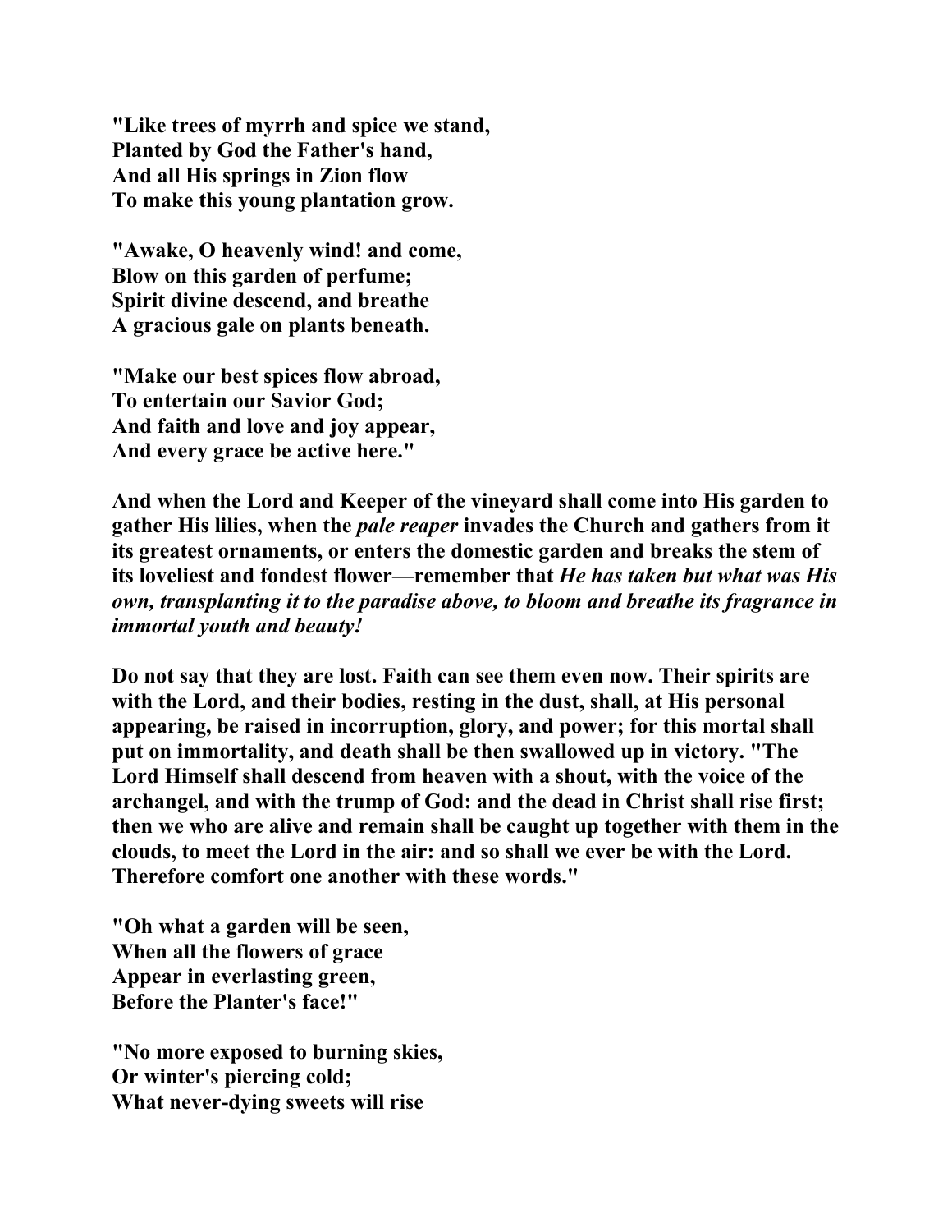**"Like trees of myrrh and spice we stand,**
**Planted by God the Father's hand,**
**And all His springs in Zion flow**
**To make this young plantation grow.**

**"Awake, O heavenly wind! and come,**
**Blow on this garden of perfume;**
**Spirit divine descend, and breathe**
**A gracious gale on plants beneath.**

**"Make our best spices flow abroad,**
**To entertain our Savior God;**
**And faith and love and joy appear,**
**And every grace be active here."**

**And when the Lord and Keeper of the vineyard shall come into His garden to gather His lilies, when the *pale reaper* invades the Church and gathers from it its greatest ornaments, or enters the domestic garden and breaks the stem of its loveliest and fondest flower—remember that *He has taken but what was His own, transplanting it to the paradise above, to bloom and breathe its fragrance in immortal youth and beauty!***

**Do not say that they are lost. Faith can see them even now. Their spirits are with the Lord, and their bodies, resting in the dust, shall, at His personal appearing, be raised in incorruption, glory, and power; for this mortal shall put on immortality, and death shall be then swallowed up in victory. "The Lord Himself shall descend from heaven with a shout, with the voice of the archangel, and with the trump of God: and the dead in Christ shall rise first; then we who are alive and remain shall be caught up together with them in the clouds, to meet the Lord in the air: and so shall we ever be with the Lord. Therefore comfort one another with these words."**

**"Oh what a garden will be seen,**
**When all the flowers of grace**
**Appear in everlasting green,**
**Before the Planter's face!"**

**"No more exposed to burning skies,**
**Or winter's piercing cold;**
**What never-dying sweets will rise**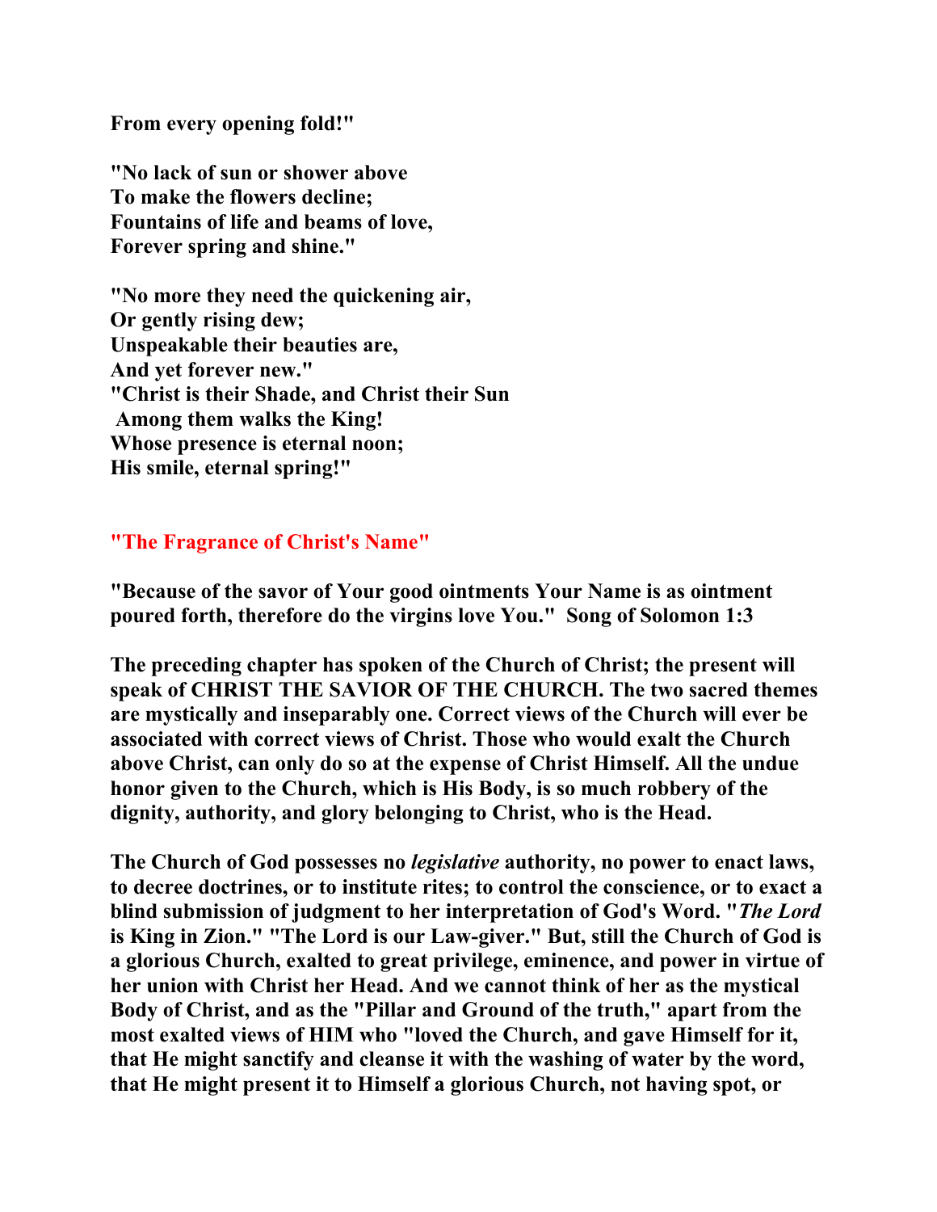**From every opening fold!"**

**"No lack of sun or shower above**
**To make the flowers decline;**
**Fountains of life and beams of love,**
**Forever spring and shine."**

**"No more they need the quickening air,**
**Or gently rising dew;**
**Unspeakable their beauties are,**
**And yet forever new."**
**"Christ is their Shade, and Christ their Sun**
**Among them walks the King!**
**Whose presence is eternal noon;**
**His smile, eternal spring!"**

## "The Fragrance of Christ's Name"

**"Because of the savor of Your good ointments Your Name is as ointment poured forth, therefore do the virgins love You." Song of Solomon 1:3**

**The preceding chapter has spoken of the Church of Christ; the present will speak of CHRIST THE SAVIOR OF THE CHURCH. The two sacred themes are mystically and inseparably one. Correct views of the Church will ever be associated with correct views of Christ. Those who would exalt the Church above Christ, can only do so at the expense of Christ Himself. All the undue honor given to the Church, which is His Body, is so much robbery of the dignity, authority, and glory belonging to Christ, who is the Head.**

**The Church of God possesses no *legislative* authority, no power to enact laws, to decree doctrines, or to institute rites; to control the conscience, or to exact a blind submission of judgment to her interpretation of God's Word. "*The Lord* is King in Zion." "The Lord is our Law-giver." But, still the Church of God is a glorious Church, exalted to great privilege, eminence, and power in virtue of her union with Christ her Head. And we cannot think of her as the mystical Body of Christ, and as the "Pillar and Ground of the truth," apart from the most exalted views of HIM who "loved the Church, and gave Himself for it, that He might sanctify and cleanse it with the washing of water by the word, that He might present it to Himself a glorious Church, not having spot, or**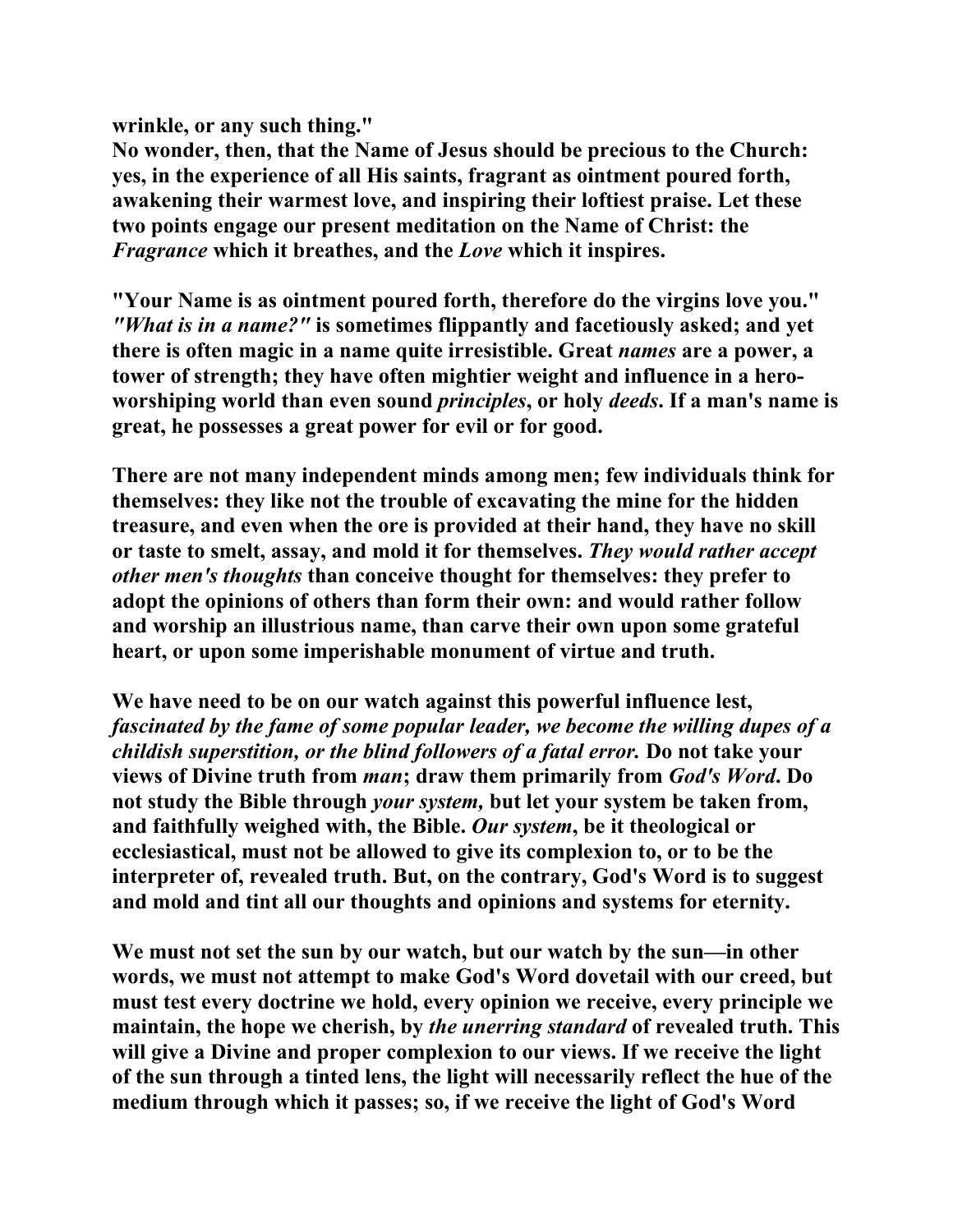**wrinkle, or any such thing."**

**No wonder, then, that the Name of Jesus should be precious to the Church: yes, in the experience of all His saints, fragrant as ointment poured forth, awakening their warmest love, and inspiring their loftiest praise. Let these two points engage our present meditation on the Name of Christ: the *Fragrance* which it breathes, and the *Love* which it inspires.**

**"Your Name is as ointment poured forth, therefore do the virgins love you." *"What is in a name?"* is sometimes flippantly and facetiously asked; and yet there is often magic in a name quite irresistible. Great *names* are a power, a tower of strength; they have often mightier weight and influence in a hero-worshiping world than even sound *principles*, or holy *deeds*. If a man's name is great, he possesses a great power for evil or for good.**

**There are not many independent minds among men; few individuals think for themselves: they like not the trouble of excavating the mine for the hidden treasure, and even when the ore is provided at their hand, they have no skill or taste to smelt, assay, and mold it for themselves. *They would rather accept other men's thoughts* than conceive thought for themselves: they prefer to adopt the opinions of others than form their own: and would rather follow and worship an illustrious name, than carve their own upon some grateful heart, or upon some imperishable monument of virtue and truth.**

**We have need to be on our watch against this powerful influence lest, *fascinated by the fame of some popular leader, we become the willing dupes of a childish superstition, or the blind followers of a fatal error.* Do not take your views of Divine truth from *man*; draw them primarily from *God's Word*. Do not study the Bible through *your system,* but let your system be taken from, and faithfully weighed with, the Bible. *Our system*, be it theological or ecclesiastical, must not be allowed to give its complexion to, or to be the interpreter of, revealed truth. But, on the contrary, God's Word is to suggest and mold and tint all our thoughts and opinions and systems for eternity.**

**We must not set the sun by our watch, but our watch by the sun—in other words, we must not attempt to make God's Word dovetail with our creed, but must test every doctrine we hold, every opinion we receive, every principle we maintain, the hope we cherish, by *the unerring standard* of revealed truth. This will give a Divine and proper complexion to our views. If we receive the light of the sun through a tinted lens, the light will necessarily reflect the hue of the medium through which it passes; so, if we receive the light of God's Word**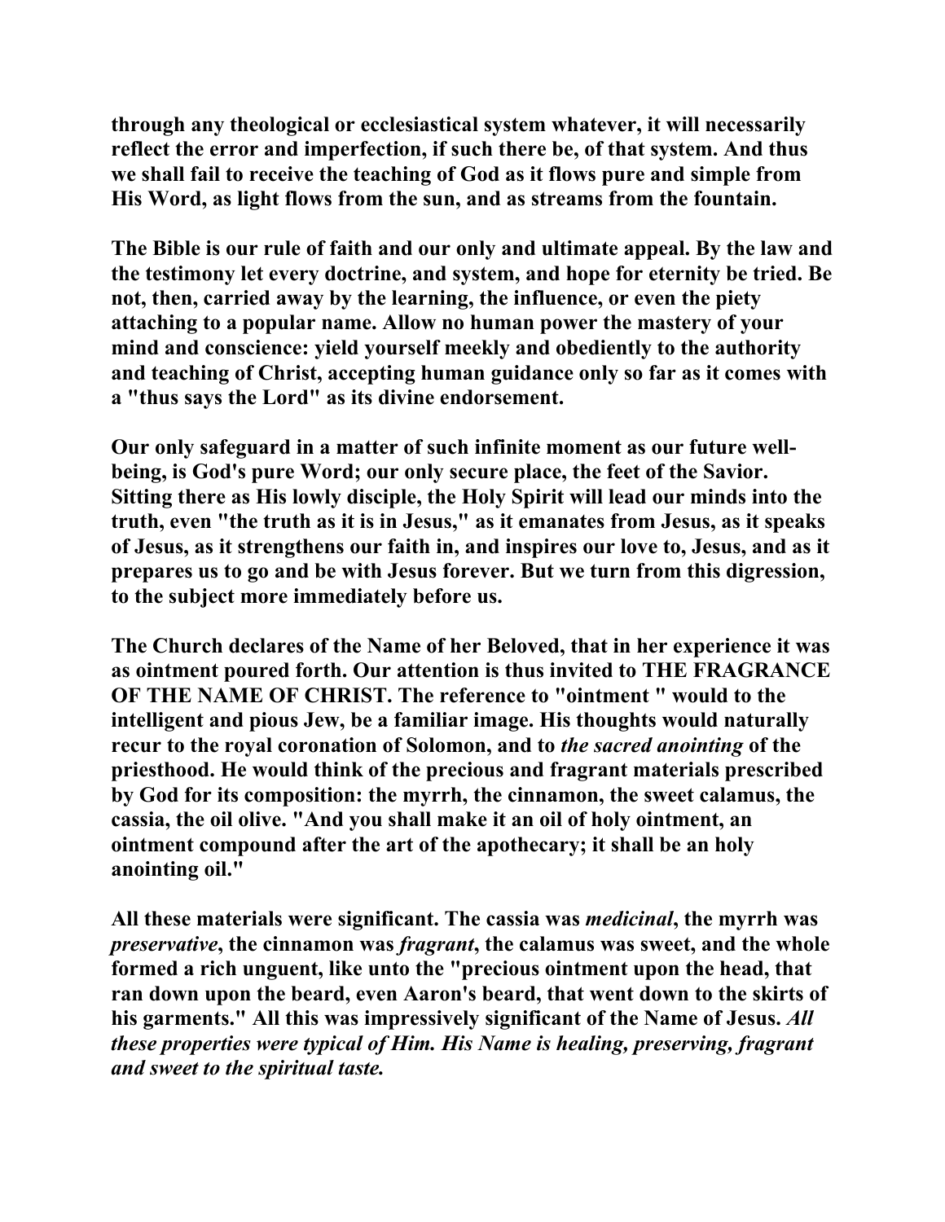**through any theological or ecclesiastical system whatever, it will necessarily reflect the error and imperfection, if such there be, of that system. And thus we shall fail to receive the teaching of God as it flows pure and simple from His Word, as light flows from the sun, and as streams from the fountain.**

**The Bible is our rule of faith and our only and ultimate appeal. By the law and the testimony let every doctrine, and system, and hope for eternity be tried. Be not, then, carried away by the learning, the influence, or even the piety attaching to a popular name. Allow no human power the mastery of your mind and conscience: yield yourself meekly and obediently to the authority and teaching of Christ, accepting human guidance only so far as it comes with a "thus says the Lord" as its divine endorsement.**

**Our only safeguard in a matter of such infinite moment as our future well-being, is God's pure Word; our only secure place, the feet of the Savior. Sitting there as His lowly disciple, the Holy Spirit will lead our minds into the truth, even "the truth as it is in Jesus," as it emanates from Jesus, as it speaks of Jesus, as it strengthens our faith in, and inspires our love to, Jesus, and as it prepares us to go and be with Jesus forever. But we turn from this digression, to the subject more immediately before us.**

**The Church declares of the Name of her Beloved, that in her experience it was as ointment poured forth. Our attention is thus invited to THE FRAGRANCE OF THE NAME OF CHRIST. The reference to "ointment " would to the intelligent and pious Jew, be a familiar image. His thoughts would naturally recur to the royal coronation of Solomon, and to *the sacred anointing* of the priesthood. He would think of the precious and fragrant materials prescribed by God for its composition: the myrrh, the cinnamon, the sweet calamus, the cassia, the oil olive. "And you shall make it an oil of holy ointment, an ointment compound after the art of the apothecary; it shall be an holy anointing oil."**

**All these materials were significant. The cassia was *medicinal*, the myrrh was *preservative*, the cinnamon was *fragrant*, the calamus was sweet, and the whole formed a rich unguent, like unto the "precious ointment upon the head, that ran down upon the beard, even Aaron's beard, that went down to the skirts of his garments." All this was impressively significant of the Name of Jesus. *All these properties were typical of Him. His Name is healing, preserving, fragrant and sweet to the spiritual taste.***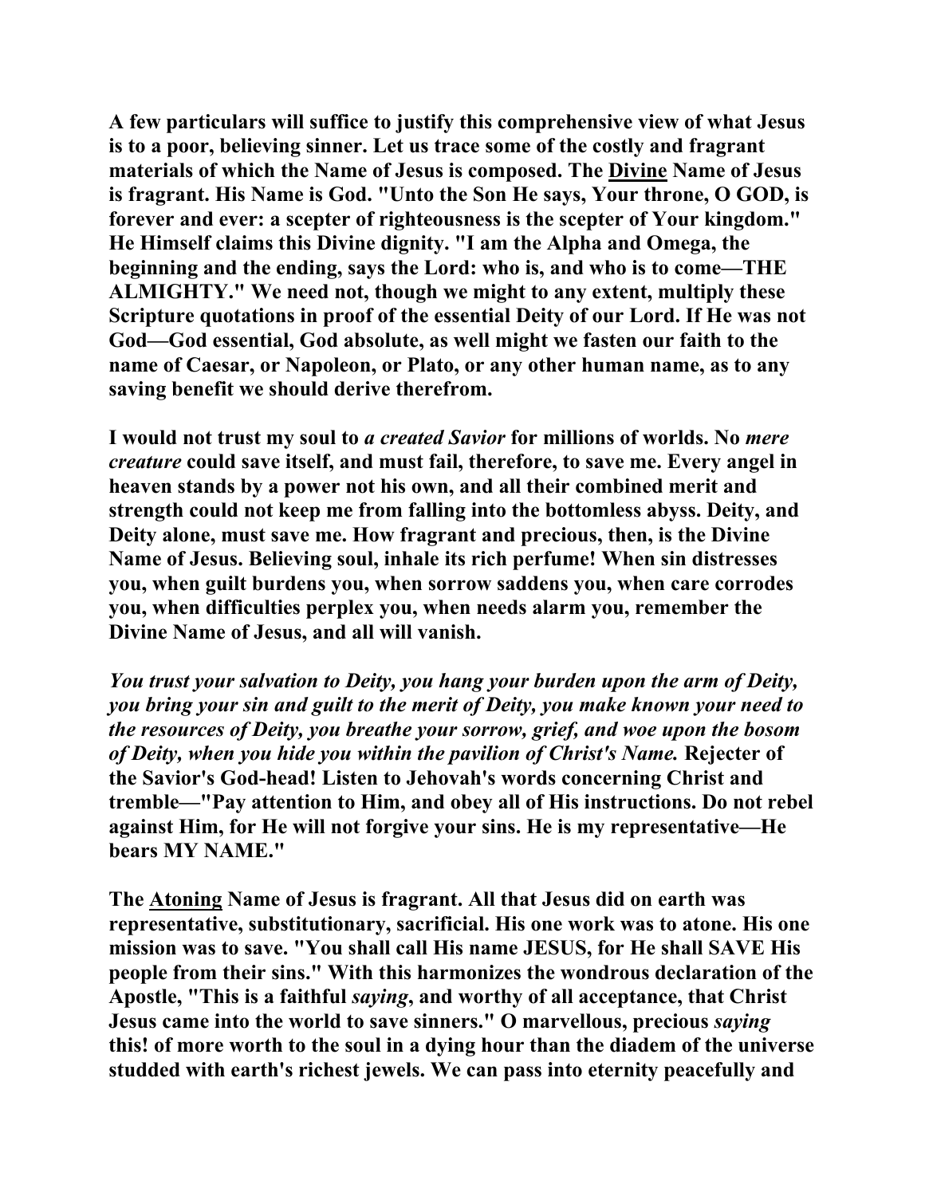**A few particulars will suffice to justify this comprehensive view of what Jesus is to a poor, believing sinner. Let us trace some of the costly and fragrant materials of which the Name of Jesus is composed. The <u>Divine</u> Name of Jesus is fragrant. His Name is God. "Unto the Son He says, Your throne, O GOD, is forever and ever: a scepter of righteousness is the scepter of Your kingdom." He Himself claims this Divine dignity. "I am the Alpha and Omega, the beginning and the ending, says the Lord: who is, and who is to come—THE ALMIGHTY." We need not, though we might to any extent, multiply these Scripture quotations in proof of the essential Deity of our Lord. If He was not God—God essential, God absolute, as well might we fasten our faith to the name of Caesar, or Napoleon, or Plato, or any other human name, as to any saving benefit we should derive therefrom.**

**I would not trust my soul to *a created Savior* for millions of worlds. No *mere creature* could save itself, and must fail, therefore, to save me. Every angel in heaven stands by a power not his own, and all their combined merit and strength could not keep me from falling into the bottomless abyss. Deity, and Deity alone, must save me. How fragrant and precious, then, is the Divine Name of Jesus. Believing soul, inhale its rich perfume! When sin distresses you, when guilt burdens you, when sorrow saddens you, when care corrodes you, when difficulties perplex you, when needs alarm you, remember the Divine Name of Jesus, and all will vanish.**

***You trust your salvation to Deity, you hang your burden upon the arm of Deity, you bring your sin and guilt to the merit of Deity, you make known your need to the resources of Deity, you breathe your sorrow, grief, and woe upon the bosom of Deity, when you hide you within the pavilion of Christ's Name.* Rejecter of the Savior's God-head! Listen to Jehovah's words concerning Christ and tremble—"Pay attention to Him, and obey all of His instructions. Do not rebel against Him, for He will not forgive your sins. He is my representative—He bears MY NAME."**

**The <u>Atoning</u> Name of Jesus is fragrant. All that Jesus did on earth was representative, substitutionary, sacrificial. His one work was to atone. His one mission was to save. "You shall call His name JESUS, for He shall SAVE His people from their sins." With this harmonizes the wondrous declaration of the Apostle, "This is a faithful *saying*, and worthy of all acceptance, that Christ Jesus came into the world to save sinners." O marvellous, precious *saying* this! of more worth to the soul in a dying hour than the diadem of the universe studded with earth's richest jewels. We can pass into eternity peacefully and**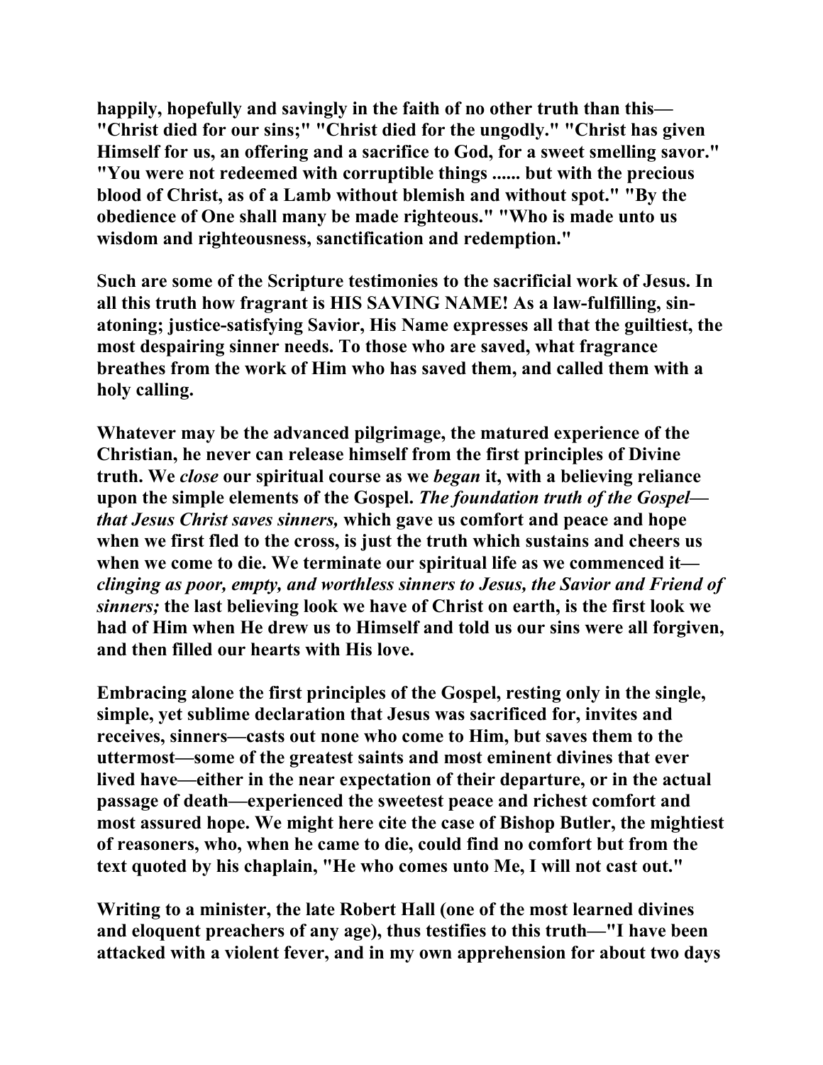**happily, hopefully and savingly in the faith of no other truth than this—"Christ died for our sins;" "Christ died for the ungodly." "Christ has given Himself for us, an offering and a sacrifice to God, for a sweet smelling savor." "You were not redeemed with corruptible things ...... but with the precious blood of Christ, as of a Lamb without blemish and without spot." "By the obedience of One shall many be made righteous." "Who is made unto us wisdom and righteousness, sanctification and redemption."**

**Such are some of the Scripture testimonies to the sacrificial work of Jesus. In all this truth how fragrant is HIS SAVING NAME! As a law-fulfilling, sin-atoning; justice-satisfying Savior, His Name expresses all that the guiltiest, the most despairing sinner needs. To those who are saved, what fragrance breathes from the work of Him who has saved them, and called them with a holy calling.**

**Whatever may be the advanced pilgrimage, the matured experience of the Christian, he never can release himself from the first principles of Divine truth. We *close* our spiritual course as we *began* it, with a believing reliance upon the simple elements of the Gospel. *The foundation truth of the Gospel—that Jesus Christ saves sinners,* which gave us comfort and peace and hope when we first fled to the cross, is just the truth which sustains and cheers us when we come to die. We terminate our spiritual life as we commenced it—*clinging as poor, empty, and worthless sinners to Jesus, the Savior and Friend of sinners;* the last believing look we have of Christ on earth, is the first look we had of Him when He drew us to Himself and told us our sins were all forgiven, and then filled our hearts with His love.**

**Embracing alone the first principles of the Gospel, resting only in the single, simple, yet sublime declaration that Jesus was sacrificed for, invites and receives, sinners—casts out none who come to Him, but saves them to the uttermost—some of the greatest saints and most eminent divines that ever lived have—either in the near expectation of their departure, or in the actual passage of death—experienced the sweetest peace and richest comfort and most assured hope. We might here cite the case of Bishop Butler, the mightiest of reasoners, who, when he came to die, could find no comfort but from the text quoted by his chaplain, "He who comes unto Me, I will not cast out."**

**Writing to a minister, the late Robert Hall (one of the most learned divines and eloquent preachers of any age), thus testifies to this truth—"I have been attacked with a violent fever, and in my own apprehension for about two days**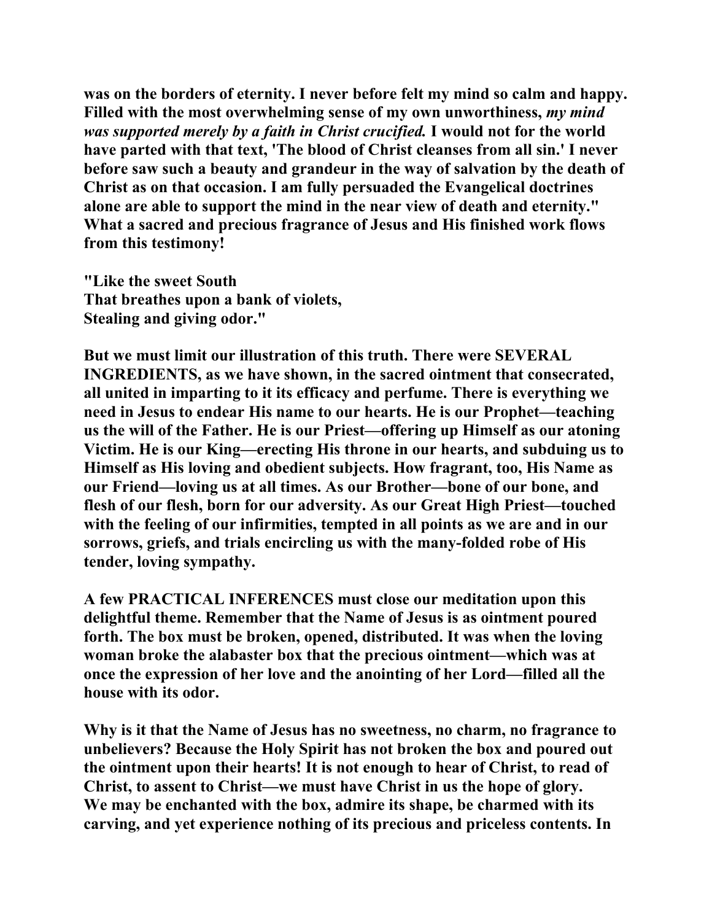**was on the borders of eternity. I never before felt my mind so calm and happy. Filled with the most overwhelming sense of my own unworthiness, *my mind was supported merely by a faith in Christ crucified.* I would not for the world have parted with that text, 'The blood of Christ cleanses from all sin.' I never before saw such a beauty and grandeur in the way of salvation by the death of Christ as on that occasion. I am fully persuaded the Evangelical doctrines alone are able to support the mind in the near view of death and eternity." What a sacred and precious fragrance of Jesus and His finished work flows from this testimony!**

**"Like the sweet South
That breathes upon a bank of violets,
Stealing and giving odor."**

**But we must limit our illustration of this truth. There were SEVERAL INGREDIENTS, as we have shown, in the sacred ointment that consecrated, all united in imparting to it its efficacy and perfume. There is everything we need in Jesus to endear His name to our hearts. He is our Prophet—teaching us the will of the Father. He is our Priest—offering up Himself as our atoning Victim. He is our King—erecting His throne in our hearts, and subduing us to Himself as His loving and obedient subjects. How fragrant, too, His Name as our Friend—loving us at all times. As our Brother—bone of our bone, and flesh of our flesh, born for our adversity. As our Great High Priest—touched with the feeling of our infirmities, tempted in all points as we are and in our sorrows, griefs, and trials encircling us with the many-folded robe of His tender, loving sympathy.**

**A few PRACTICAL INFERENCES must close our meditation upon this delightful theme. Remember that the Name of Jesus is as ointment poured forth. The box must be broken, opened, distributed. It was when the loving woman broke the alabaster box that the precious ointment—which was at once the expression of her love and the anointing of her Lord—filled all the house with its odor.**

**Why is it that the Name of Jesus has no sweetness, no charm, no fragrance to unbelievers? Because the Holy Spirit has not broken the box and poured out the ointment upon their hearts! It is not enough to hear of Christ, to read of Christ, to assent to Christ—we must have Christ in us the hope of glory. We may be enchanted with the box, admire its shape, be charmed with its carving, and yet experience nothing of its precious and priceless contents. In**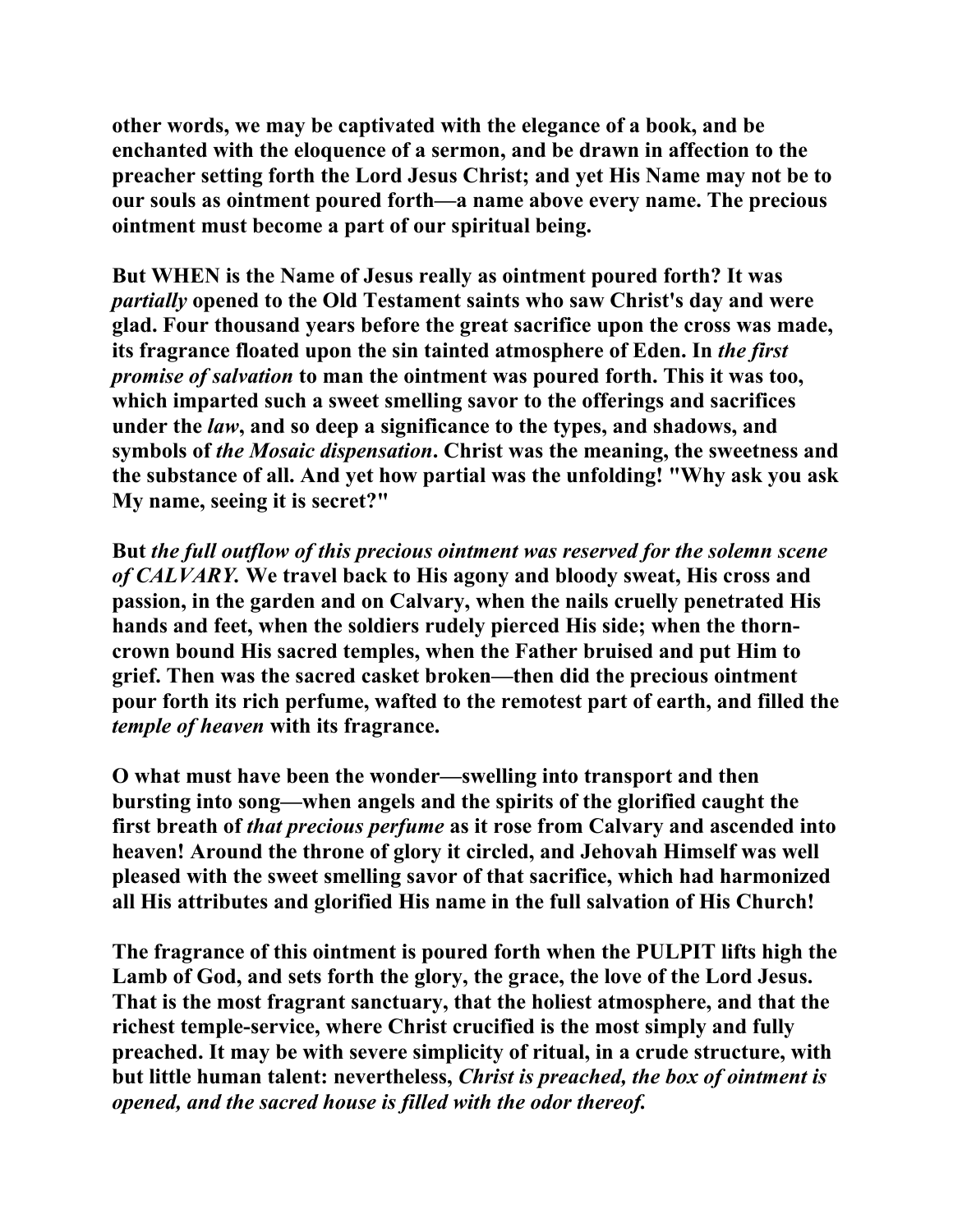**other words, we may be captivated with the elegance of a book, and be enchanted with the eloquence of a sermon, and be drawn in affection to the preacher setting forth the Lord Jesus Christ; and yet His Name may not be to our souls as ointment poured forth—a name above every name. The precious ointment must become a part of our spiritual being.**

**But WHEN is the Name of Jesus really as ointment poured forth? It was *partially* opened to the Old Testament saints who saw Christ's day and were glad. Four thousand years before the great sacrifice upon the cross was made, its fragrance floated upon the sin tainted atmosphere of Eden. In *the first promise of salvation* to man the ointment was poured forth. This it was too, which imparted such a sweet smelling savor to the offerings and sacrifices under the *law*, and so deep a significance to the types, and shadows, and symbols of *the Mosaic dispensation*. Christ was the meaning, the sweetness and the substance of all. And yet how partial was the unfolding! "Why ask you ask My name, seeing it is secret?"**

**But *the full outflow of this precious ointment was reserved for the solemn scene of CALVARY.* We travel back to His agony and bloody sweat, His cross and passion, in the garden and on Calvary, when the nails cruelly penetrated His hands and feet, when the soldiers rudely pierced His side; when the thorn-crown bound His sacred temples, when the Father bruised and put Him to grief. Then was the sacred casket broken—then did the precious ointment pour forth its rich perfume, wafted to the remotest part of earth, and filled the *temple of heaven* with its fragrance.**

**O what must have been the wonder—swelling into transport and then bursting into song—when angels and the spirits of the glorified caught the first breath of *that precious perfume* as it rose from Calvary and ascended into heaven! Around the throne of glory it circled, and Jehovah Himself was well pleased with the sweet smelling savor of that sacrifice, which had harmonized all His attributes and glorified His name in the full salvation of His Church!**

**The fragrance of this ointment is poured forth when the PULPIT lifts high the Lamb of God, and sets forth the glory, the grace, the love of the Lord Jesus. That is the most fragrant sanctuary, that the holiest atmosphere, and that the richest temple-service, where Christ crucified is the most simply and fully preached. It may be with severe simplicity of ritual, in a crude structure, with but little human talent: nevertheless, *Christ is preached, the box of ointment is opened, and the sacred house is filled with the odor thereof.***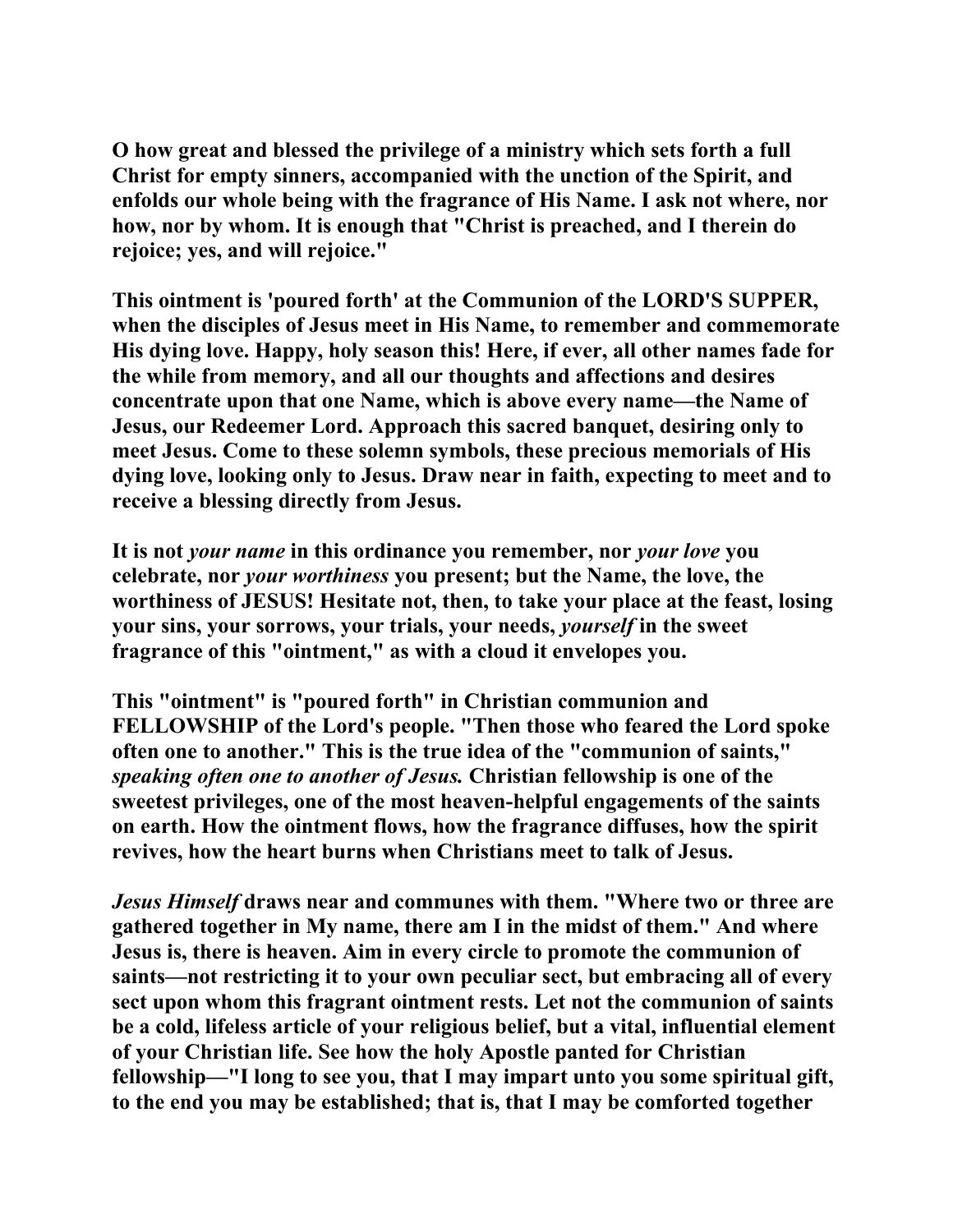O how great and blessed the privilege of a ministry which sets forth a full Christ for empty sinners, accompanied with the unction of the Spirit, and enfolds our whole being with the fragrance of His Name. I ask not where, nor how, nor by whom. It is enough that "Christ is preached, and I therein do rejoice; yes, and will rejoice."

This ointment is 'poured forth' at the Communion of the LORD'S SUPPER, when the disciples of Jesus meet in His Name, to remember and commemorate His dying love. Happy, holy season this! Here, if ever, all other names fade for the while from memory, and all our thoughts and affections and desires concentrate upon that one Name, which is above every name—the Name of Jesus, our Redeemer Lord. Approach this sacred banquet, desiring only to meet Jesus. Come to these solemn symbols, these precious memorials of His dying love, looking only to Jesus. Draw near in faith, expecting to meet and to receive a blessing directly from Jesus.

It is not *your name* in this ordinance you remember, nor *your love* you celebrate, nor *your worthiness* you present; but the Name, the love, the worthiness of JESUS! Hesitate not, then, to take your place at the feast, losing your sins, your sorrows, your trials, your needs, *yourself* in the sweet fragrance of this "ointment," as with a cloud it envelopes you.

This "ointment" is "poured forth" in Christian communion and FELLOWSHIP of the Lord's people. "Then those who feared the Lord spoke often one to another." This is the true idea of the "communion of saints," *speaking often one to another of Jesus.* Christian fellowship is one of the sweetest privileges, one of the most heaven-helpful engagements of the saints on earth. How the ointment flows, how the fragrance diffuses, how the spirit revives, how the heart burns when Christians meet to talk of Jesus.

*Jesus Himself* draws near and communes with them. "Where two or three are gathered together in My name, there am I in the midst of them." And where Jesus is, there is heaven. Aim in every circle to promote the communion of saints—not restricting it to your own peculiar sect, but embracing all of every sect upon whom this fragrant ointment rests. Let not the communion of saints be a cold, lifeless article of your religious belief, but a vital, influential element of your Christian life. See how the holy Apostle panted for Christian fellowship—"I long to see you, that I may impart unto you some spiritual gift, to the end you may be established; that is, that I may be comforted together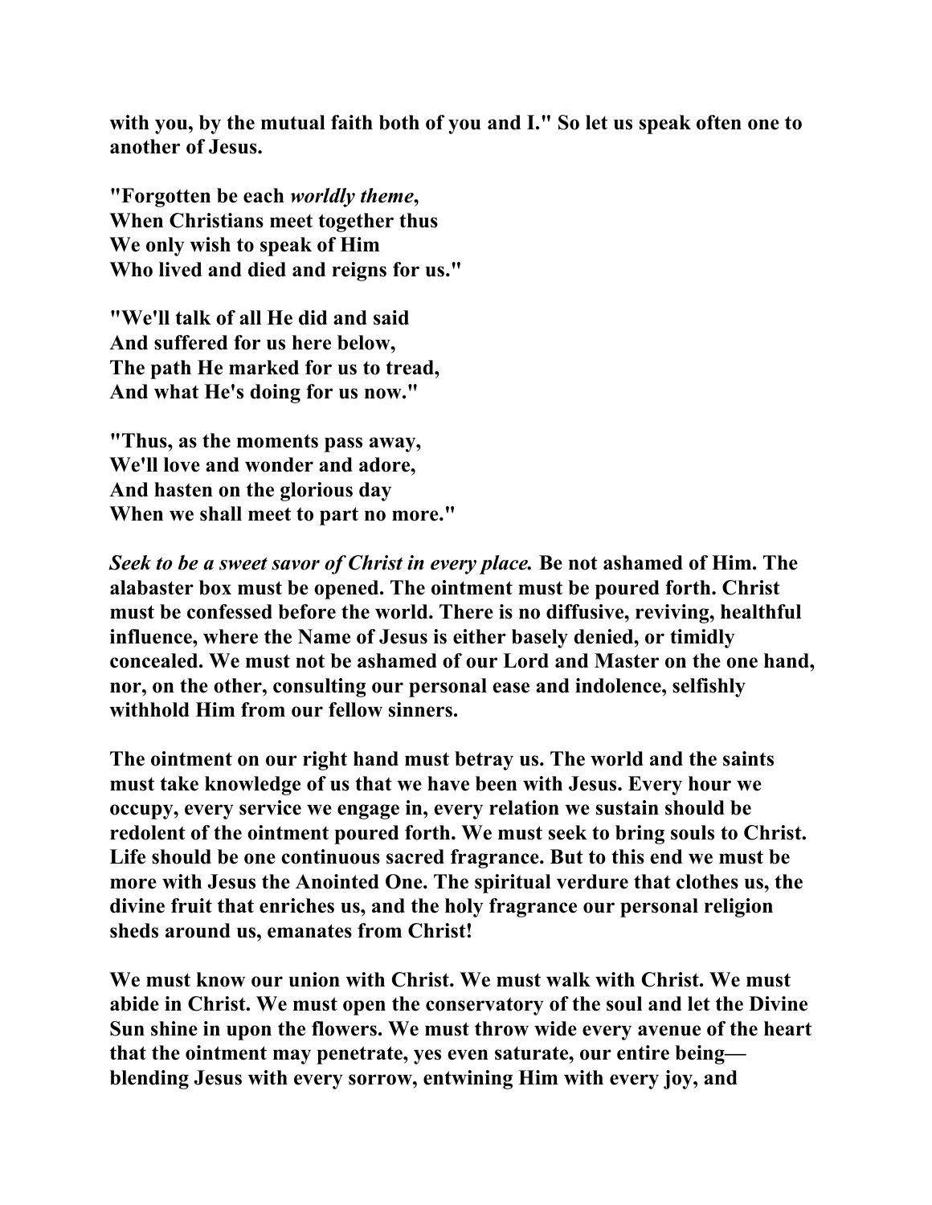**with you, by the mutual faith both of you and I." So let us speak often one to another of Jesus.**

**"Forgotten be each *worldly theme*,**
**When Christians meet together thus**
**We only wish to speak of Him**
**Who lived and died and reigns for us."**

**"We'll talk of all He did and said**
**And suffered for us here below,**
**The path He marked for us to tread,**
**And what He's doing for us now."**

**"Thus, as the moments pass away,**
**We'll love and wonder and adore,**
**And hasten on the glorious day**
**When we shall meet to part no more."**

***Seek to be a sweet savor of Christ in every place.* Be not ashamed of Him. The alabaster box must be opened. The ointment must be poured forth. Christ must be confessed before the world. There is no diffusive, reviving, healthful influence, where the Name of Jesus is either basely denied, or timidly concealed. We must not be ashamed of our Lord and Master on the one hand, nor, on the other, consulting our personal ease and indolence, selfishly withhold Him from our fellow sinners.**

**The ointment on our right hand must betray us. The world and the saints must take knowledge of us that we have been with Jesus. Every hour we occupy, every service we engage in, every relation we sustain should be redolent of the ointment poured forth. We must seek to bring souls to Christ. Life should be one continuous sacred fragrance. But to this end we must be more with Jesus the Anointed One. The spiritual verdure that clothes us, the divine fruit that enriches us, and the holy fragrance our personal religion sheds around us, emanates from Christ!**

**We must know our union with Christ. We must walk with Christ. We must abide in Christ. We must open the conservatory of the soul and let the Divine Sun shine in upon the flowers. We must throw wide every avenue of the heart that the ointment may penetrate, yes even saturate, our entire being—blending Jesus with every sorrow, entwining Him with every joy, and**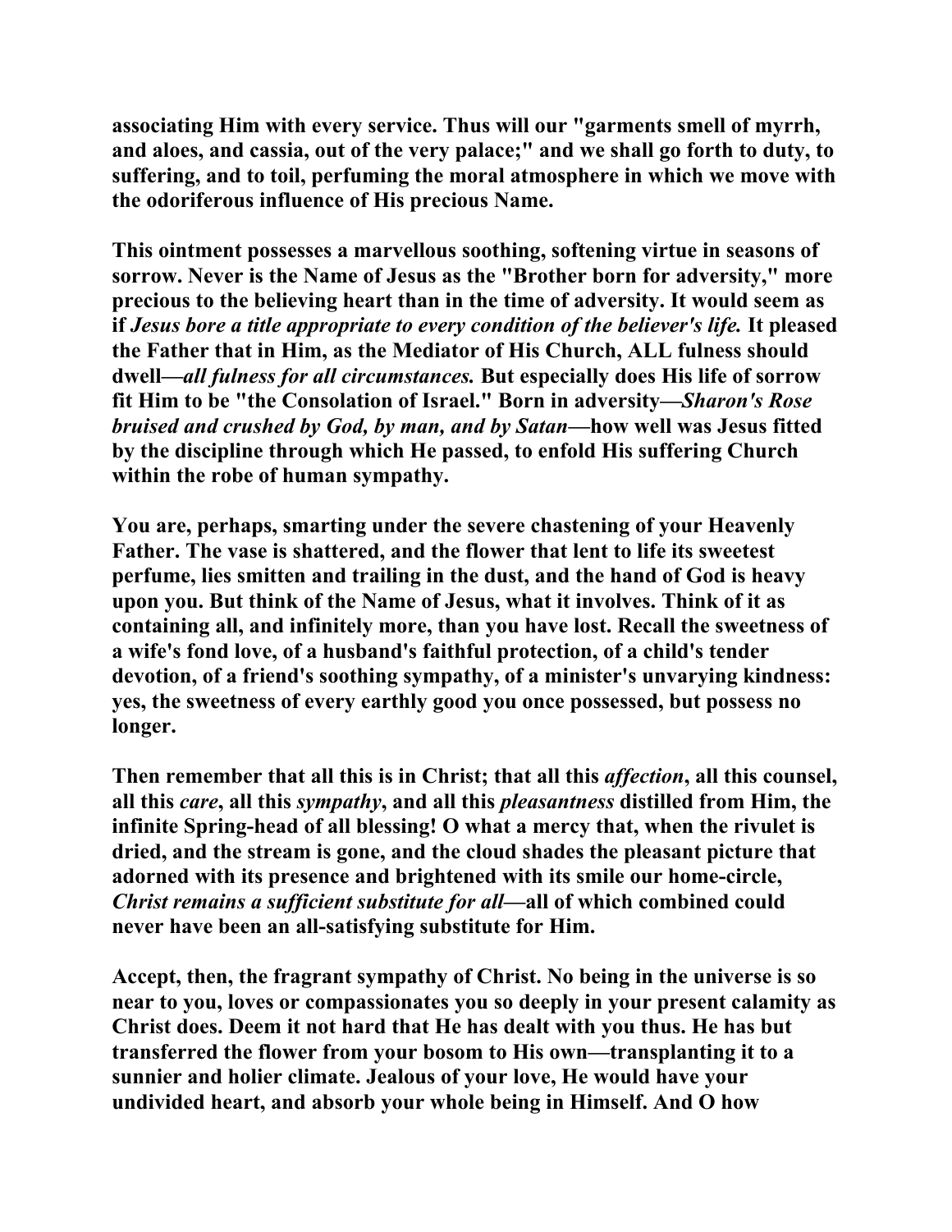**associating Him with every service. Thus will our "garments smell of myrrh, and aloes, and cassia, out of the very palace;" and we shall go forth to duty, to suffering, and to toil, perfuming the moral atmosphere in which we move with the odoriferous influence of His precious Name.**

**This ointment possesses a marvellous soothing, softening virtue in seasons of sorrow. Never is the Name of Jesus as the "Brother born for adversity," more precious to the believing heart than in the time of adversity. It would seem as if *Jesus bore a title appropriate to every condition of the believer's life.* It pleased the Father that in Him, as the Mediator of His Church, ALL fulness should dwell—*all fulness for all circumstances.* But especially does His life of sorrow fit Him to be "the Consolation of Israel." Born in adversity—*Sharon's Rose bruised and crushed by God, by man, and by Satan*—how well was Jesus fitted by the discipline through which He passed, to enfold His suffering Church within the robe of human sympathy.**

**You are, perhaps, smarting under the severe chastening of your Heavenly Father. The vase is shattered, and the flower that lent to life its sweetest perfume, lies smitten and trailing in the dust, and the hand of God is heavy upon you. But think of the Name of Jesus, what it involves. Think of it as containing all, and infinitely more, than you have lost. Recall the sweetness of a wife's fond love, of a husband's faithful protection, of a child's tender devotion, of a friend's soothing sympathy, of a minister's unvarying kindness: yes, the sweetness of every earthly good you once possessed, but possess no longer.**

**Then remember that all this is in Christ; that all this *affection*, all this counsel, all this *care*, all this *sympathy*, and all this *pleasantness* distilled from Him, the infinite Spring-head of all blessing! O what a mercy that, when the rivulet is dried, and the stream is gone, and the cloud shades the pleasant picture that adorned with its presence and brightened with its smile our home-circle, *Christ remains a sufficient substitute for all*—all of which combined could never have been an all-satisfying substitute for Him.**

**Accept, then, the fragrant sympathy of Christ. No being in the universe is so near to you, loves or compassionates you so deeply in your present calamity as Christ does. Deem it not hard that He has dealt with you thus. He has but transferred the flower from your bosom to His own—transplanting it to a sunnier and holier climate. Jealous of your love, He would have your undivided heart, and absorb your whole being in Himself. And O how**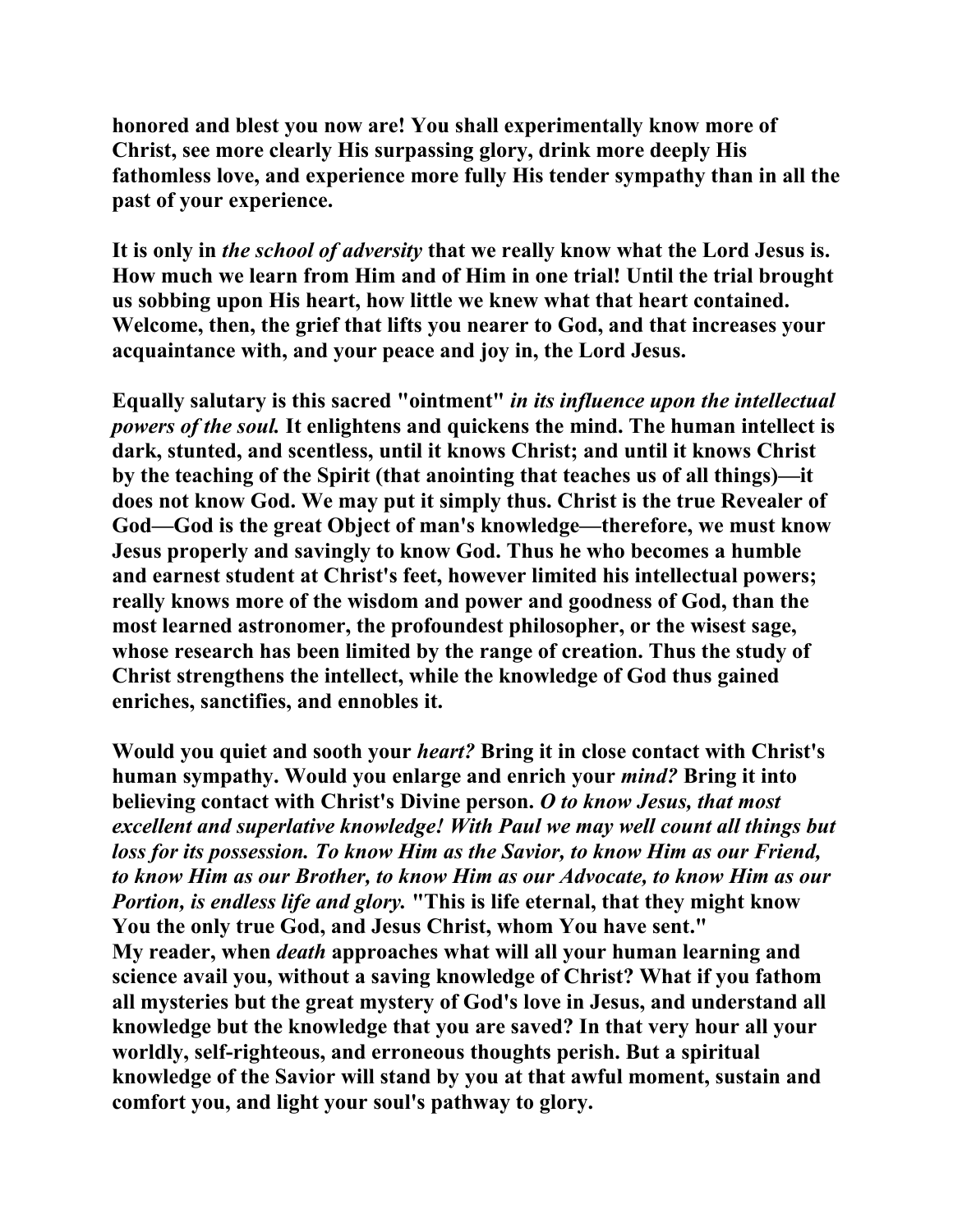honored and blest you now are! You shall experimentally know more of Christ, see more clearly His surpassing glory, drink more deeply His fathomless love, and experience more fully His tender sympathy than in all the past of your experience.

It is only in *the school of adversity* that we really know what the Lord Jesus is. How much we learn from Him and of Him in one trial! Until the trial brought us sobbing upon His heart, how little we knew what that heart contained. Welcome, then, the grief that lifts you nearer to God, and that increases your acquaintance with, and your peace and joy in, the Lord Jesus.

Equally salutary is this sacred "ointment" *in its influence upon the intellectual powers of the soul.* It enlightens and quickens the mind. The human intellect is dark, stunted, and scentless, until it knows Christ; and until it knows Christ by the teaching of the Spirit (that anointing that teaches us of all things)—it does not know God. We may put it simply thus. Christ is the true Revealer of God—God is the great Object of man's knowledge—therefore, we must know Jesus properly and savingly to know God. Thus he who becomes a humble and earnest student at Christ's feet, however limited his intellectual powers; really knows more of the wisdom and power and goodness of God, than the most learned astronomer, the profoundest philosopher, or the wisest sage, whose research has been limited by the range of creation. Thus the study of Christ strengthens the intellect, while the knowledge of God thus gained enriches, sanctifies, and ennobles it.

Would you quiet and sooth your *heart?* Bring it in close contact with Christ's human sympathy. Would you enlarge and enrich your *mind?* Bring it into believing contact with Christ's Divine person. *O to know Jesus, that most excellent and superlative knowledge! With Paul we may well count all things but loss for its possession. To know Him as the Savior, to know Him as our Friend, to know Him as our Brother, to know Him as our Advocate, to know Him as our Portion, is endless life and glory.* "This is life eternal, that they might know You the only true God, and Jesus Christ, whom You have sent."
My reader, when *death* approaches what will all your human learning and science avail you, without a saving knowledge of Christ? What if you fathom all mysteries but the great mystery of God's love in Jesus, and understand all knowledge but the knowledge that you are saved? In that very hour all your worldly, self-righteous, and erroneous thoughts perish. But a spiritual knowledge of the Savior will stand by you at that awful moment, sustain and comfort you, and light your soul's pathway to glory.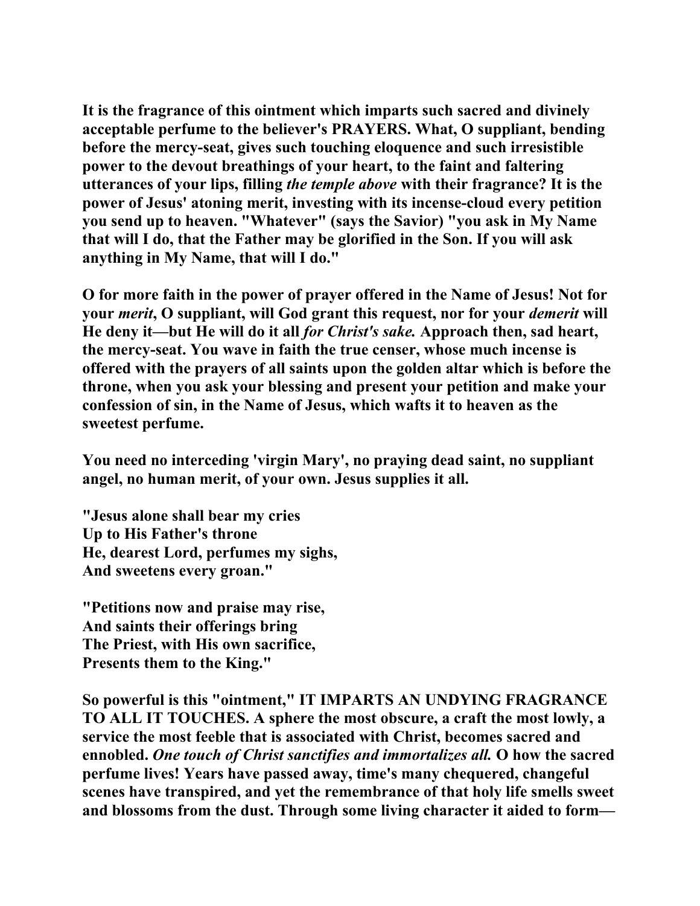It is the fragrance of this ointment which imparts such sacred and divinely acceptable perfume to the believer's PRAYERS. What, O suppliant, bending before the mercy-seat, gives such touching eloquence and such irresistible power to the devout breathings of your heart, to the faint and faltering utterances of your lips, filling *the temple above* with their fragrance? It is the power of Jesus' atoning merit, investing with its incense-cloud every petition you send up to heaven. "Whatever" (says the Savior) "you ask in My Name that will I do, that the Father may be glorified in the Son. If you will ask anything in My Name, that will I do."

O for more faith in the power of prayer offered in the Name of Jesus! Not for your *merit*, O suppliant, will God grant this request, nor for your *demerit* will He deny it—but He will do it all *for Christ's sake.* Approach then, sad heart, the mercy-seat. You wave in faith the true censer, whose much incense is offered with the prayers of all saints upon the golden altar which is before the throne, when you ask your blessing and present your petition and make your confession of sin, in the Name of Jesus, which wafts it to heaven as the sweetest perfume.

You need no interceding 'virgin Mary', no praying dead saint, no suppliant angel, no human merit, of your own. Jesus supplies it all.

"Jesus alone shall bear my cries
Up to His Father's throne
He, dearest Lord, perfumes my sighs,
And sweetens every groan."

"Petitions now and praise may rise,
And saints their offerings bring
The Priest, with His own sacrifice,
Presents them to the King."

So powerful is this "ointment," IT IMPARTS AN UNDYING FRAGRANCE TO ALL IT TOUCHES. A sphere the most obscure, a craft the most lowly, a service the most feeble that is associated with Christ, becomes sacred and ennobled. *One touch of Christ sanctifies and immortalizes all.* O how the sacred perfume lives! Years have passed away, time's many chequered, changeful scenes have transpired, and yet the remembrance of that holy life smells sweet and blossoms from the dust. Through some living character it aided to form—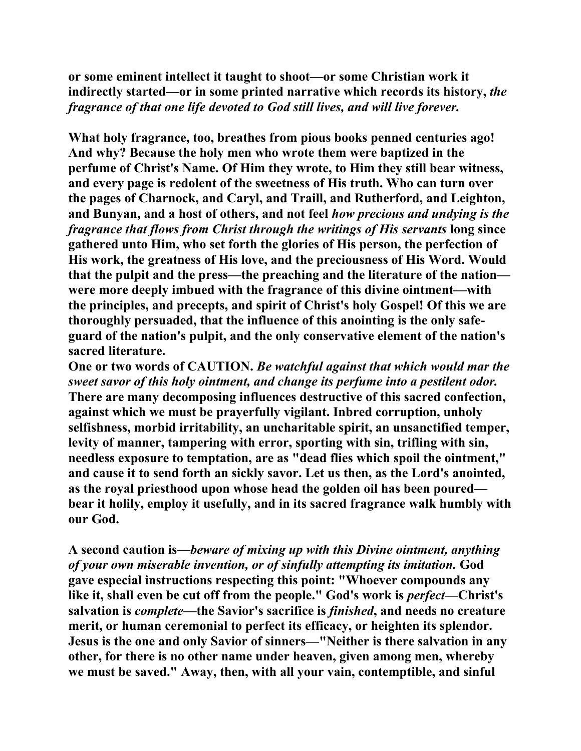**or some eminent intellect it taught to shoot—or some Christian work it indirectly started—or in some printed narrative which records its history, *the fragrance of that one life devoted to God still lives, and will live forever.***

**What holy fragrance, too, breathes from pious books penned centuries ago! And why? Because the holy men who wrote them were baptized in the perfume of Christ's Name. Of Him they wrote, to Him they still bear witness, and every page is redolent of the sweetness of His truth. Who can turn over the pages of Charnock, and Caryl, and Traill, and Rutherford, and Leighton, and Bunyan, and a host of others, and not feel *how precious and undying is the fragrance that flows from Christ through the writings of His servants* long since gathered unto Him, who set forth the glories of His person, the perfection of His work, the greatness of His love, and the preciousness of His Word. Would that the pulpit and the press—the preaching and the literature of the nation—were more deeply imbued with the fragrance of this divine ointment—with the principles, and precepts, and spirit of Christ's holy Gospel! Of this we are thoroughly persuaded, that the influence of this anointing is the only safe-guard of the nation's pulpit, and the only conservative element of the nation's sacred literature.**

**One or two words of CAUTION. *Be watchful against that which would mar the sweet savor of this holy ointment, and change its perfume into a pestilent odor.* There are many decomposing influences destructive of this sacred confection, against which we must be prayerfully vigilant. Inbred corruption, unholy selfishness, morbid irritability, an uncharitable spirit, an unsanctified temper, levity of manner, tampering with error, sporting with sin, trifling with sin, needless exposure to temptation, are as "dead flies which spoil the ointment," and cause it to send forth an sickly savor. Let us then, as the Lord's anointed, as the royal priesthood upon whose head the golden oil has been poured—bear it holily, employ it usefully, and in its sacred fragrance walk humbly with our God.**

**A second caution is—*beware of mixing up with this Divine ointment, anything of your own miserable invention, or of sinfully attempting its imitation.* God gave especial instructions respecting this point: "Whoever compounds any like it, shall even be cut off from the people." God's work is *perfect*—Christ's salvation is *complete*—the Savior's sacrifice is *finished*, and needs no creature merit, or human ceremonial to perfect its efficacy, or heighten its splendor. Jesus is the one and only Savior of sinners—"Neither is there salvation in any other, for there is no other name under heaven, given among men, whereby we must be saved." Away, then, with all your vain, contemptible, and sinful**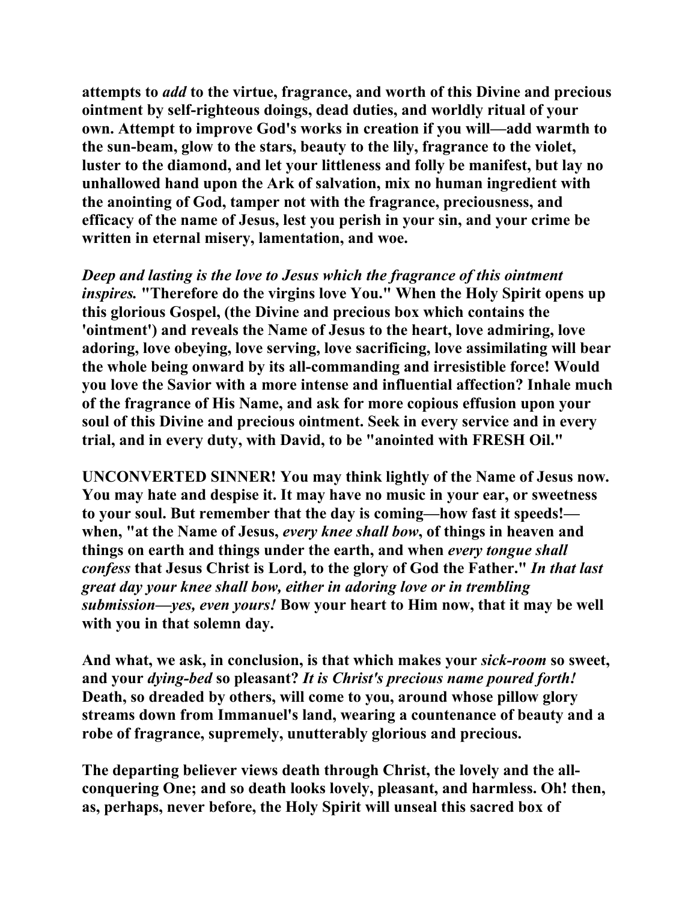**attempts to *add* to the virtue, fragrance, and worth of this Divine and precious ointment by self-righteous doings, dead duties, and worldly ritual of your own. Attempt to improve God's works in creation if you will—add warmth to the sun-beam, glow to the stars, beauty to the lily, fragrance to the violet, luster to the diamond, and let your littleness and folly be manifest, but lay no unhallowed hand upon the Ark of salvation, mix no human ingredient with the anointing of God, tamper not with the fragrance, preciousness, and efficacy of the name of Jesus, lest you perish in your sin, and your crime be written in eternal misery, lamentation, and woe.**

***Deep and lasting is the love to Jesus which the fragrance of this ointment inspires.* "Therefore do the virgins love You." When the Holy Spirit opens up this glorious Gospel, (the Divine and precious box which contains the 'ointment') and reveals the Name of Jesus to the heart, love admiring, love adoring, love obeying, love serving, love sacrificing, love assimilating will bear the whole being onward by its all-commanding and irresistible force! Would you love the Savior with a more intense and influential affection? Inhale much of the fragrance of His Name, and ask for more copious effusion upon your soul of this Divine and precious ointment. Seek in every service and in every trial, and in every duty, with David, to be "anointed with FRESH Oil."**

**UNCONVERTED SINNER! You may think lightly of the Name of Jesus now. You may hate and despise it. It may have no music in your ear, or sweetness to your soul. But remember that the day is coming—how fast it speeds!—when, "at the Name of Jesus, *every knee shall bow*, of things in heaven and things on earth and things under the earth, and when *every tongue shall confess* that Jesus Christ is Lord, to the glory of God the Father." *In that last great day your knee shall bow, either in adoring love or in trembling submission—yes, even yours!* Bow your heart to Him now, that it may be well with you in that solemn day.**

**And what, we ask, in conclusion, is that which makes your *sick-room* so sweet, and your *dying-bed* so pleasant? *It is Christ's precious name poured forth!* Death, so dreaded by others, will come to you, around whose pillow glory streams down from Immanuel's land, wearing a countenance of beauty and a robe of fragrance, supremely, unutterably glorious and precious.**

**The departing believer views death through Christ, the lovely and the all-conquering One; and so death looks lovely, pleasant, and harmless. Oh! then, as, perhaps, never before, the Holy Spirit will unseal this sacred box of**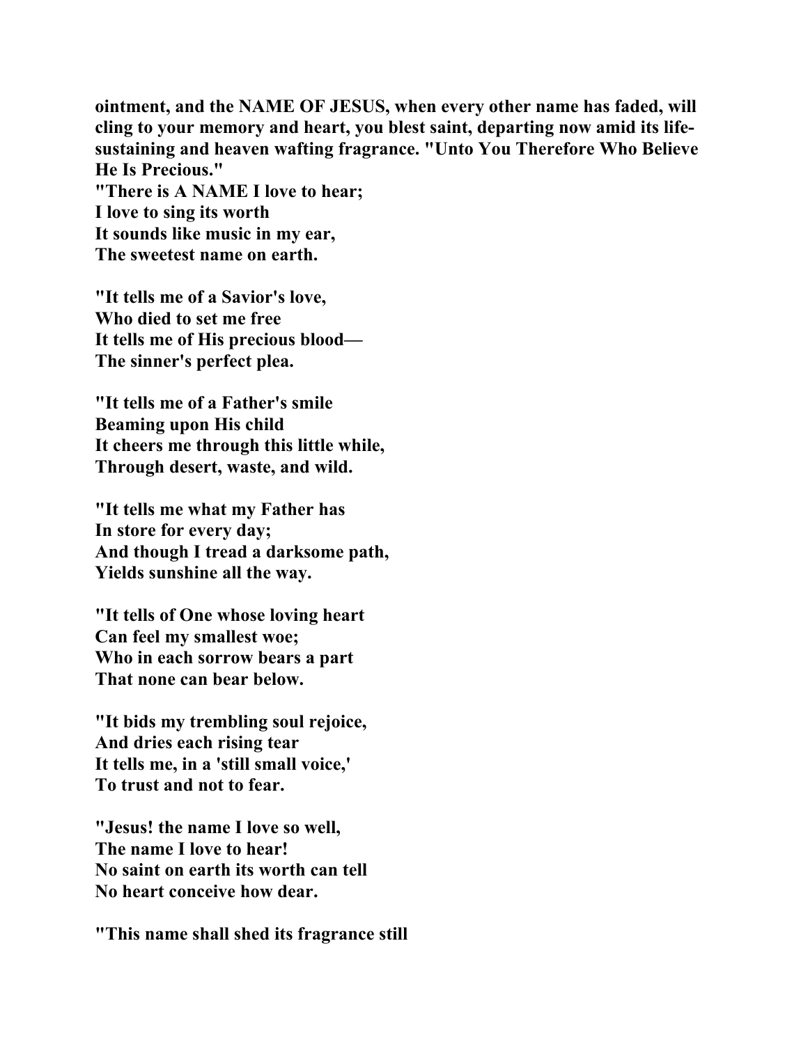**ointment, and the NAME OF JESUS, when every other name has faded, will cling to your memory and heart, you blest saint, departing now amid its life-sustaining and heaven wafting fragrance. "Unto You Therefore Who Believe He Is Precious."**

**"There is A NAME I love to hear;**
**I love to sing its worth**
**It sounds like music in my ear,**
**The sweetest name on earth.**

**"It tells me of a Savior's love,**
**Who died to set me free**
**It tells me of His precious blood—**
**The sinner's perfect plea.**

**"It tells me of a Father's smile**
**Beaming upon His child**
**It cheers me through this little while,**
**Through desert, waste, and wild.**

**"It tells me what my Father has**
**In store for every day;**
**And though I tread a darksome path,**
**Yields sunshine all the way.**

**"It tells of One whose loving heart**
**Can feel my smallest woe;**
**Who in each sorrow bears a part**
**That none can bear below.**

**"It bids my trembling soul rejoice,**
**And dries each rising tear**
**It tells me, in a 'still small voice,'**
**To trust and not to fear.**

**"Jesus! the name I love so well,**
**The name I love to hear!**
**No saint on earth its worth can tell**
**No heart conceive how dear.**

**"This name shall shed its fragrance still**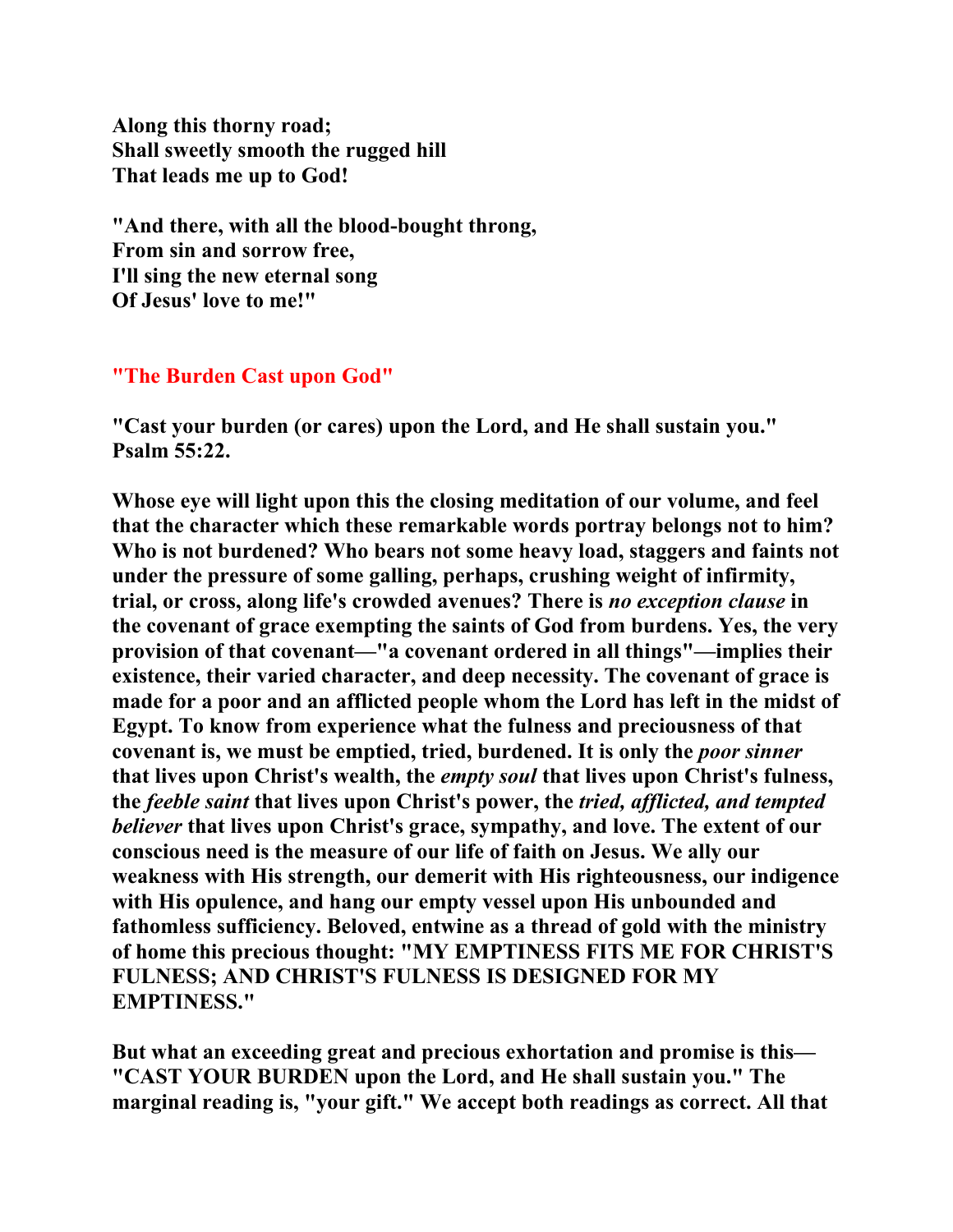**Along this thorny road;**
**Shall sweetly smooth the rugged hill**
**That leads me up to God!**

**"And there, with all the blood-bought throng,**
**From sin and sorrow free,**
**I'll sing the new eternal song**
**Of Jesus' love to me!"**

## "The Burden Cast upon God"

**"Cast your burden (or cares) upon the Lord, and He shall sustain you." Psalm 55:22.**

**Whose eye will light upon this the closing meditation of our volume, and feel that the character which these remarkable words portray belongs not to him? Who is not burdened? Who bears not some heavy load, staggers and faints not under the pressure of some galling, perhaps, crushing weight of infirmity, trial, or cross, along life's crowded avenues? There is *no exception clause* in the covenant of grace exempting the saints of God from burdens. Yes, the very provision of that covenant—"a covenant ordered in all things"—implies their existence, their varied character, and deep necessity. The covenant of grace is made for a poor and an afflicted people whom the Lord has left in the midst of Egypt. To know from experience what the fulness and preciousness of that covenant is, we must be emptied, tried, burdened. It is only the *poor sinner* that lives upon Christ's wealth, the *empty soul* that lives upon Christ's fulness, the *feeble saint* that lives upon Christ's power, the *tried, afflicted, and tempted believer* that lives upon Christ's grace, sympathy, and love. The extent of our conscious need is the measure of our life of faith on Jesus. We ally our weakness with His strength, our demerit with His righteousness, our indigence with His opulence, and hang our empty vessel upon His unbounded and fathomless sufficiency. Beloved, entwine as a thread of gold with the ministry of home this precious thought: "MY EMPTINESS FITS ME FOR CHRIST'S FULNESS; AND CHRIST'S FULNESS IS DESIGNED FOR MY EMPTINESS."**

**But what an exceeding great and precious exhortation and promise is this—"CAST YOUR BURDEN upon the Lord, and He shall sustain you." The marginal reading is, "your gift." We accept both readings as correct. All that**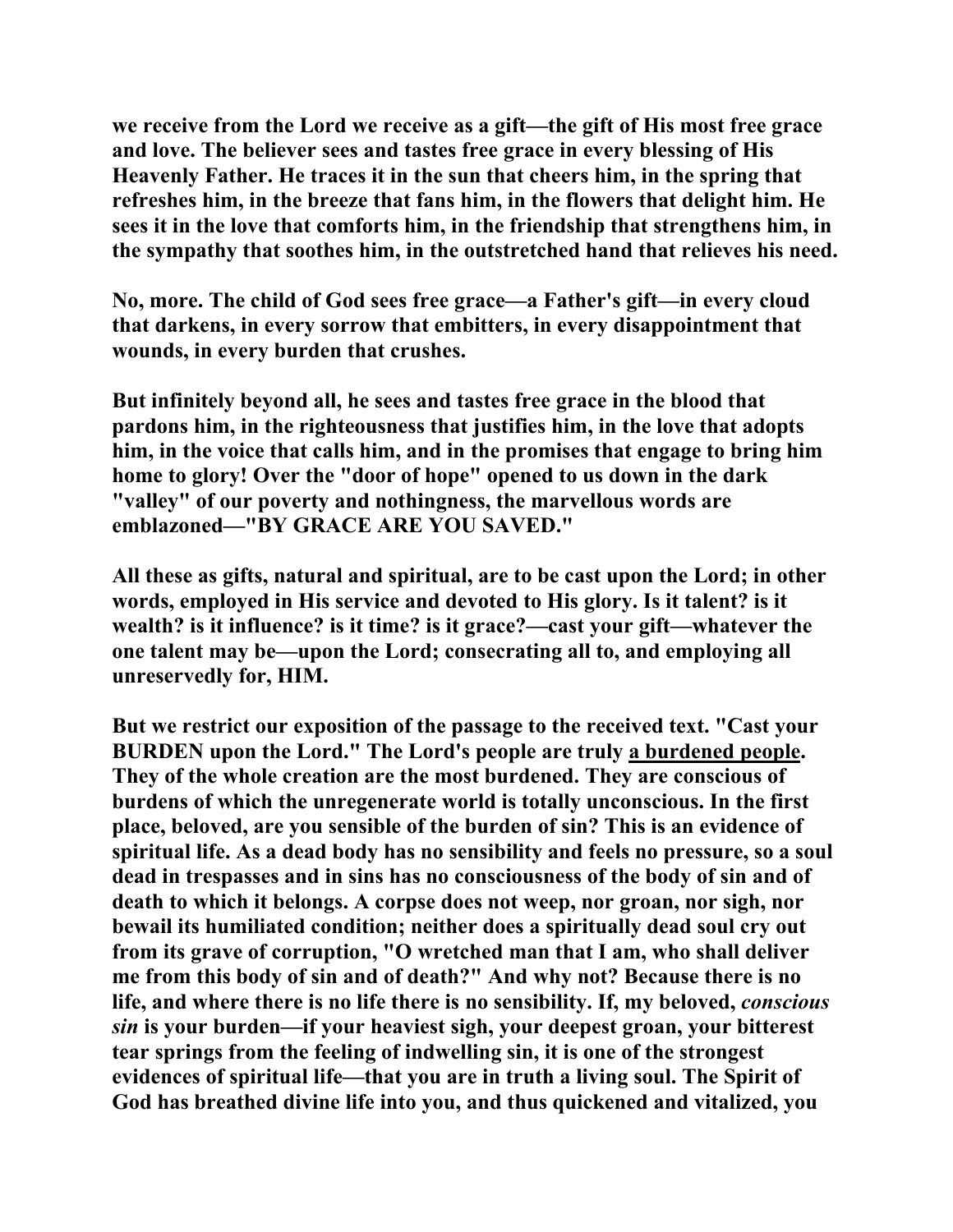**we receive from the Lord we receive as a gift—the gift of His most free grace and love. The believer sees and tastes free grace in every blessing of His Heavenly Father. He traces it in the sun that cheers him, in the spring that refreshes him, in the breeze that fans him, in the flowers that delight him. He sees it in the love that comforts him, in the friendship that strengthens him, in the sympathy that soothes him, in the outstretched hand that relieves his need.**

**No, more. The child of God sees free grace—a Father's gift—in every cloud that darkens, in every sorrow that embitters, in every disappointment that wounds, in every burden that crushes.**

**But infinitely beyond all, he sees and tastes free grace in the blood that pardons him, in the righteousness that justifies him, in the love that adopts him, in the voice that calls him, and in the promises that engage to bring him home to glory! Over the "door of hope" opened to us down in the dark "valley" of our poverty and nothingness, the marvellous words are emblazoned—"BY GRACE ARE YOU SAVED."**

**All these as gifts, natural and spiritual, are to be cast upon the Lord; in other words, employed in His service and devoted to His glory. Is it talent? is it wealth? is it influence? is it time? is it grace?—cast your gift—whatever the one talent may be—upon the Lord; consecrating all to, and employing all unreservedly for, HIM.**

**But we restrict our exposition of the passage to the received text. "Cast your BURDEN upon the Lord." The Lord's people are truly <u>a burdened people</u>. They of the whole creation are the most burdened. They are conscious of burdens of which the unregenerate world is totally unconscious. In the first place, beloved, are you sensible of the burden of sin? This is an evidence of spiritual life. As a dead body has no sensibility and feels no pressure, so a soul dead in trespasses and in sins has no consciousness of the body of sin and of death to which it belongs. A corpse does not weep, nor groan, nor sigh, nor bewail its humiliated condition; neither does a spiritually dead soul cry out from its grave of corruption, "O wretched man that I am, who shall deliver me from this body of sin and of death?" And why not? Because there is no life, and where there is no life there is no sensibility. If, my beloved, *conscious sin* is your burden—if your heaviest sigh, your deepest groan, your bitterest tear springs from the feeling of indwelling sin, it is one of the strongest evidences of spiritual life—that you are in truth a living soul. The Spirit of God has breathed divine life into you, and thus quickened and vitalized, you**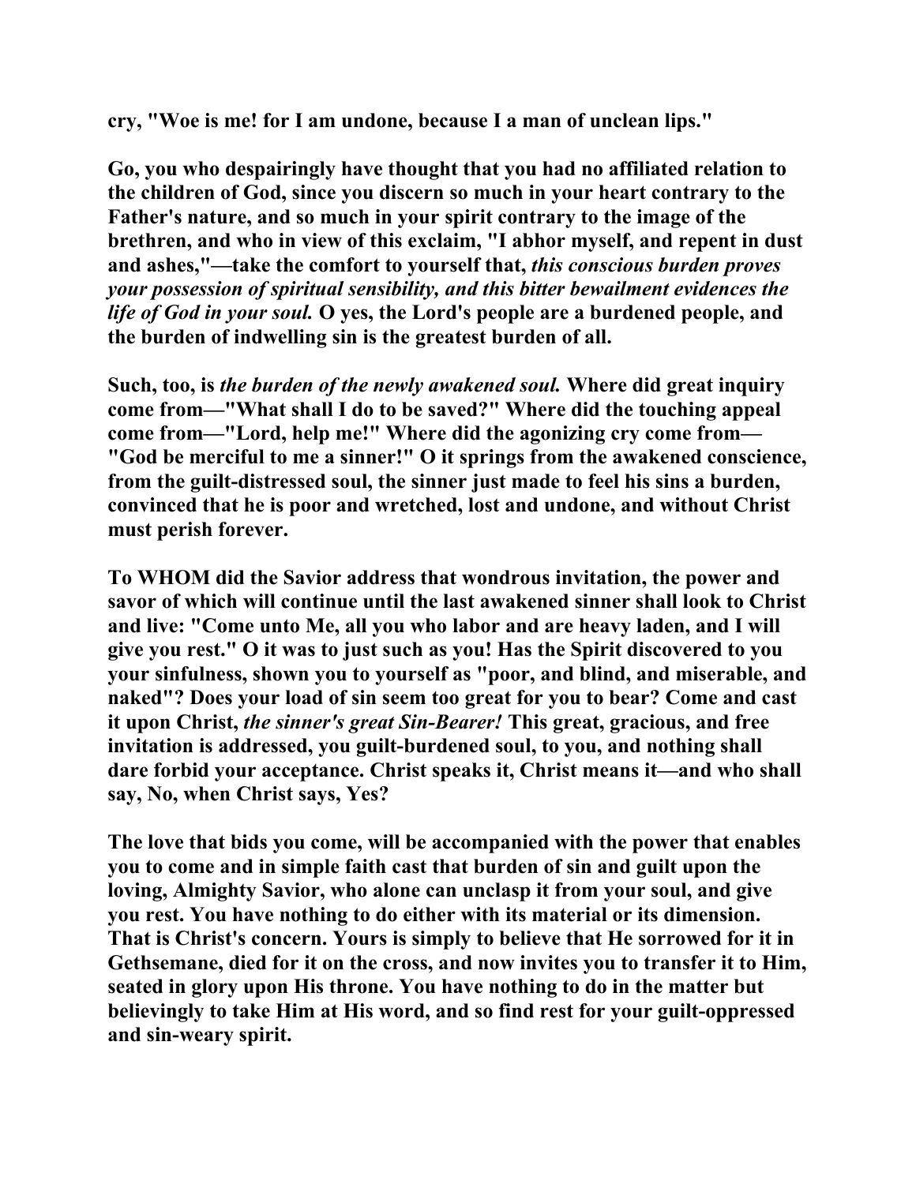cry, "Woe is me! for I am undone, because I a man of unclean lips."

Go, you who despairingly have thought that you had no affiliated relation to the children of God, since you discern so much in your heart contrary to the Father's nature, and so much in your spirit contrary to the image of the brethren, and who in view of this exclaim, "I abhor myself, and repent in dust and ashes,"—take the comfort to yourself that, *this conscious burden proves your possession of spiritual sensibility, and this bitter bewailment evidences the life of God in your soul.* O yes, the Lord's people are a burdened people, and the burden of indwelling sin is the greatest burden of all.

Such, too, is *the burden of the newly awakened soul.* Where did great inquiry come from—"What shall I do to be saved?" Where did the touching appeal come from—"Lord, help me!" Where did the agonizing cry come from—"God be merciful to me a sinner!" O it springs from the awakened conscience, from the guilt-distressed soul, the sinner just made to feel his sins a burden, convinced that he is poor and wretched, lost and undone, and without Christ must perish forever.

To WHOM did the Savior address that wondrous invitation, the power and savor of which will continue until the last awakened sinner shall look to Christ and live: "Come unto Me, all you who labor and are heavy laden, and I will give you rest." O it was to just such as you! Has the Spirit discovered to you your sinfulness, shown you to yourself as "poor, and blind, and miserable, and naked"? Does your load of sin seem too great for you to bear? Come and cast it upon Christ, *the sinner's great Sin-Bearer!* This great, gracious, and free invitation is addressed, you guilt-burdened soul, to you, and nothing shall dare forbid your acceptance. Christ speaks it, Christ means it—and who shall say, No, when Christ says, Yes?

The love that bids you come, will be accompanied with the power that enables you to come and in simple faith cast that burden of sin and guilt upon the loving, Almighty Savior, who alone can unclasp it from your soul, and give you rest. You have nothing to do either with its material or its dimension. That is Christ's concern. Yours is simply to believe that He sorrowed for it in Gethsemane, died for it on the cross, and now invites you to transfer it to Him, seated in glory upon His throne. You have nothing to do in the matter but believingly to take Him at His word, and so find rest for your guilt-oppressed and sin-weary spirit.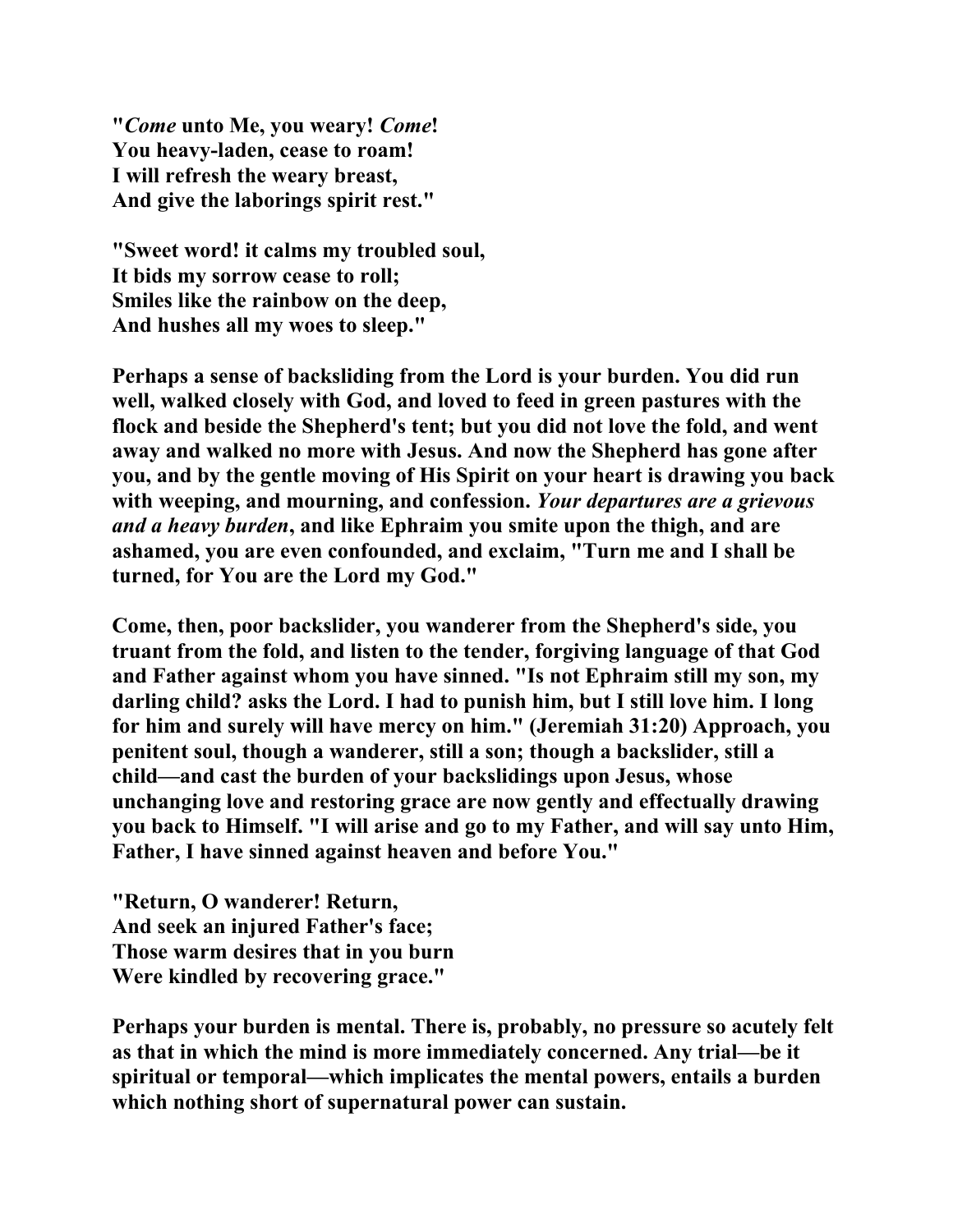**"*Come* unto Me, you weary! *Come*!**
**You heavy-laden, cease to roam!**
**I will refresh the weary breast,**
**And give the laborings spirit rest."**

**"Sweet word! it calms my troubled soul,**
**It bids my sorrow cease to roll;**
**Smiles like the rainbow on the deep,**
**And hushes all my woes to sleep."**

**Perhaps a sense of backsliding from the Lord is your burden. You did run well, walked closely with God, and loved to feed in green pastures with the flock and beside the Shepherd's tent; but you did not love the fold, and went away and walked no more with Jesus. And now the Shepherd has gone after you, and by the gentle moving of His Spirit on your heart is drawing you back with weeping, and mourning, and confession. *Your departures are a grievous and a heavy burden*, and like Ephraim you smite upon the thigh, and are ashamed, you are even confounded, and exclaim, "Turn me and I shall be turned, for You are the Lord my God."**

**Come, then, poor backslider, you wanderer from the Shepherd's side, you truant from the fold, and listen to the tender, forgiving language of that God and Father against whom you have sinned. "Is not Ephraim still my son, my darling child? asks the Lord. I had to punish him, but I still love him. I long for him and surely will have mercy on him." (Jeremiah 31:20) Approach, you penitent soul, though a wanderer, still a son; though a backslider, still a child—and cast the burden of your backslidings upon Jesus, whose unchanging love and restoring grace are now gently and effectually drawing you back to Himself. "I will arise and go to my Father, and will say unto Him, Father, I have sinned against heaven and before You."**

**"Return, O wanderer! Return,**
**And seek an injured Father's face;**
**Those warm desires that in you burn**
**Were kindled by recovering grace."**

**Perhaps your burden is mental. There is, probably, no pressure so acutely felt as that in which the mind is more immediately concerned. Any trial—be it spiritual or temporal—which implicates the mental powers, entails a burden which nothing short of supernatural power can sustain.**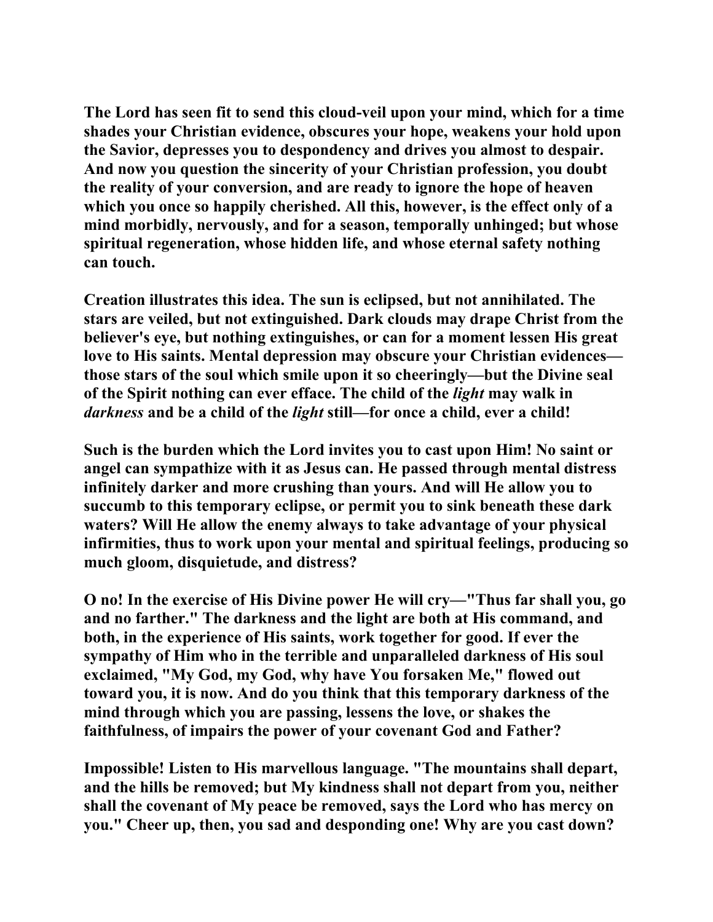The Lord has seen fit to send this cloud-veil upon your mind, which for a time shades your Christian evidence, obscures your hope, weakens your hold upon the Savior, depresses you to despondency and drives you almost to despair. And now you question the sincerity of your Christian profession, you doubt the reality of your conversion, and are ready to ignore the hope of heaven which you once so happily cherished. All this, however, is the effect only of a mind morbidly, nervously, and for a season, temporally unhinged; but whose spiritual regeneration, whose hidden life, and whose eternal safety nothing can touch.

Creation illustrates this idea. The sun is eclipsed, but not annihilated. The stars are veiled, but not extinguished. Dark clouds may drape Christ from the believer's eye, but nothing extinguishes, or can for a moment lessen His great love to His saints. Mental depression may obscure your Christian evidences—those stars of the soul which smile upon it so cheeringly—but the Divine seal of the Spirit nothing can ever efface. The child of the *light* may walk in *darkness* and be a child of the *light* still—for once a child, ever a child!

Such is the burden which the Lord invites you to cast upon Him! No saint or angel can sympathize with it as Jesus can. He passed through mental distress infinitely darker and more crushing than yours. And will He allow you to succumb to this temporary eclipse, or permit you to sink beneath these dark waters? Will He allow the enemy always to take advantage of your physical infirmities, thus to work upon your mental and spiritual feelings, producing so much gloom, disquietude, and distress?

O no! In the exercise of His Divine power He will cry—"Thus far shall you, go and no farther." The darkness and the light are both at His command, and both, in the experience of His saints, work together for good. If ever the sympathy of Him who in the terrible and unparalleled darkness of His soul exclaimed, "My God, my God, why have You forsaken Me," flowed out toward you, it is now. And do you think that this temporary darkness of the mind through which you are passing, lessens the love, or shakes the faithfulness, of impairs the power of your covenant God and Father?

Impossible! Listen to His marvellous language. "The mountains shall depart, and the hills be removed; but My kindness shall not depart from you, neither shall the covenant of My peace be removed, says the Lord who has mercy on you." Cheer up, then, you sad and desponding one! Why are you cast down?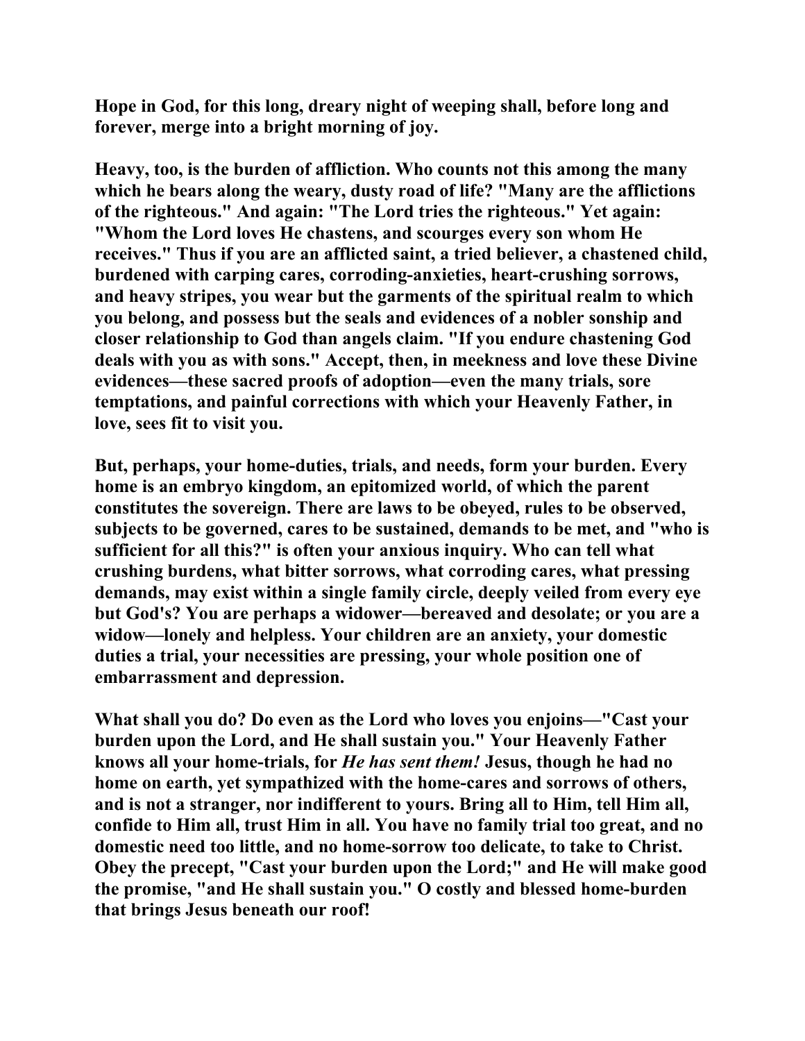Hope in God, for this long, dreary night of weeping shall, before long and forever, merge into a bright morning of joy.

Heavy, too, is the burden of affliction. Who counts not this among the many which he bears along the weary, dusty road of life? "Many are the afflictions of the righteous." And again: "The Lord tries the righteous." Yet again: "Whom the Lord loves He chastens, and scourges every son whom He receives." Thus if you are an afflicted saint, a tried believer, a chastened child, burdened with carping cares, corroding-anxieties, heart-crushing sorrows, and heavy stripes, you wear but the garments of the spiritual realm to which you belong, and possess but the seals and evidences of a nobler sonship and closer relationship to God than angels claim. "If you endure chastening God deals with you as with sons." Accept, then, in meekness and love these Divine evidences—these sacred proofs of adoption—even the many trials, sore temptations, and painful corrections with which your Heavenly Father, in love, sees fit to visit you.

But, perhaps, your home-duties, trials, and needs, form your burden. Every home is an embryo kingdom, an epitomized world, of which the parent constitutes the sovereign. There are laws to be obeyed, rules to be observed, subjects to be governed, cares to be sustained, demands to be met, and "who is sufficient for all this?" is often your anxious inquiry. Who can tell what crushing burdens, what bitter sorrows, what corroding cares, what pressing demands, may exist within a single family circle, deeply veiled from every eye but God's? You are perhaps a widower—bereaved and desolate; or you are a widow—lonely and helpless. Your children are an anxiety, your domestic duties a trial, your necessities are pressing, your whole position one of embarrassment and depression.

What shall you do? Do even as the Lord who loves you enjoins—"Cast your burden upon the Lord, and He shall sustain you." Your Heavenly Father knows all your home-trials, for *He has sent them!* Jesus, though he had no home on earth, yet sympathized with the home-cares and sorrows of others, and is not a stranger, nor indifferent to yours. Bring all to Him, tell Him all, confide to Him all, trust Him in all. You have no family trial too great, and no domestic need too little, and no home-sorrow too delicate, to take to Christ. Obey the precept, "Cast your burden upon the Lord;" and He will make good the promise, "and He shall sustain you." O costly and blessed home-burden that brings Jesus beneath our roof!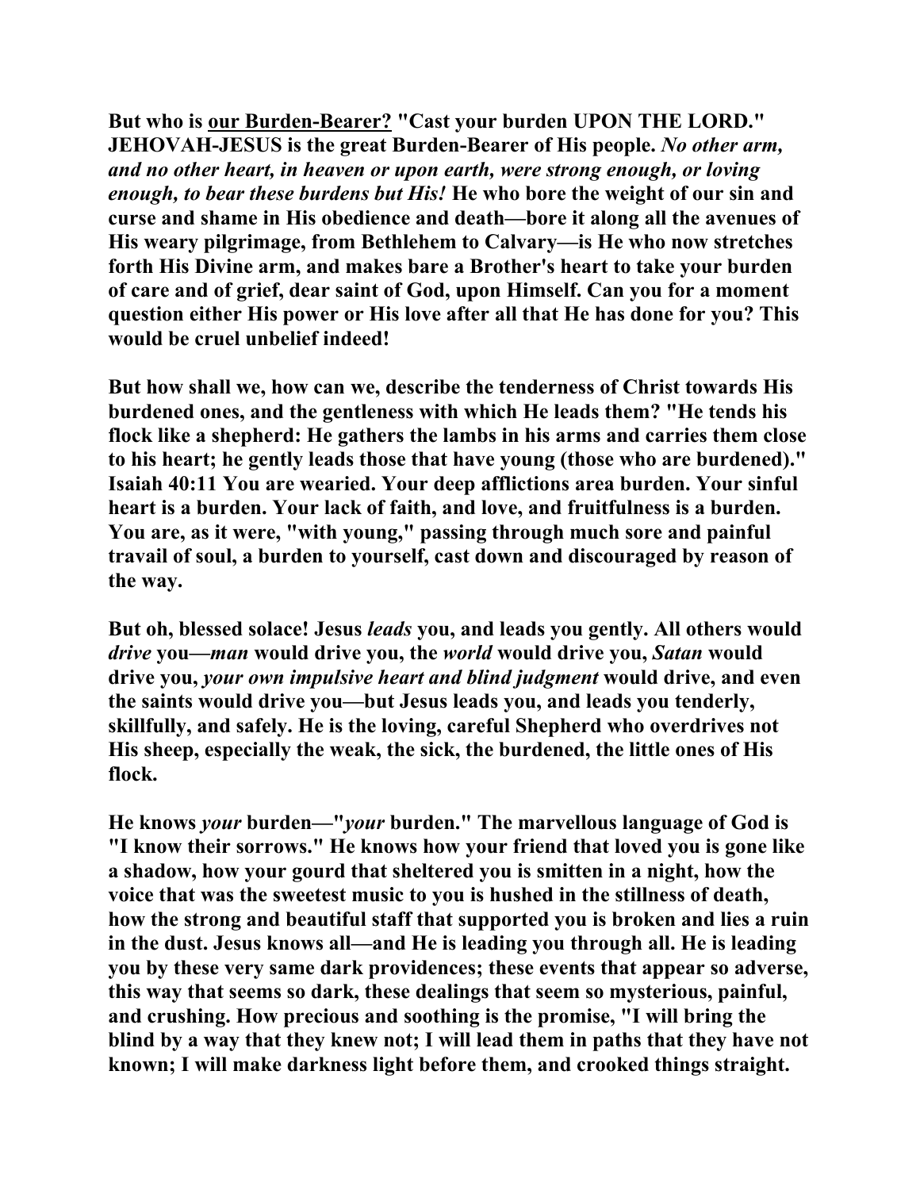**But who is <u>our Burden-Bearer?</u> "Cast your burden UPON THE LORD." JEHOVAH-JESUS is the great Burden-Bearer of His people. *No other arm, and no other heart, in heaven or upon earth, were strong enough, or loving enough, to bear these burdens but His!* He who bore the weight of our sin and curse and shame in His obedience and death—bore it along all the avenues of His weary pilgrimage, from Bethlehem to Calvary—is He who now stretches forth His Divine arm, and makes bare a Brother's heart to take your burden of care and of grief, dear saint of God, upon Himself. Can you for a moment question either His power or His love after all that He has done for you? This would be cruel unbelief indeed!**

**But how shall we, how can we, describe the tenderness of Christ towards His burdened ones, and the gentleness with which He leads them? "He tends his flock like a shepherd: He gathers the lambs in his arms and carries them close to his heart; he gently leads those that have young (those who are burdened)." Isaiah 40:11 You are wearied. Your deep afflictions area burden. Your sinful heart is a burden. Your lack of faith, and love, and fruitfulness is a burden. You are, as it were, "with young," passing through much sore and painful travail of soul, a burden to yourself, cast down and discouraged by reason of the way.**

**But oh, blessed solace! Jesus *leads* you, and leads you gently. All others would *drive* you—*man* would drive you, the *world* would drive you, *Satan* would drive you, *your own impulsive heart and blind judgment* would drive, and even the saints would drive you—but Jesus leads you, and leads you tenderly, skillfully, and safely. He is the loving, careful Shepherd who overdrives not His sheep, especially the weak, the sick, the burdened, the little ones of His flock.**

**He knows *your* burden—"*your* burden." The marvellous language of God is "I know their sorrows." He knows how your friend that loved you is gone like a shadow, how your gourd that sheltered you is smitten in a night, how the voice that was the sweetest music to you is hushed in the stillness of death, how the strong and beautiful staff that supported you is broken and lies a ruin in the dust. Jesus knows all—and He is leading you through all. He is leading you by these very same dark providences; these events that appear so adverse, this way that seems so dark, these dealings that seem so mysterious, painful, and crushing. How precious and soothing is the promise, "I will bring the blind by a way that they knew not; I will lead them in paths that they have not known; I will make darkness light before them, and crooked things straight.**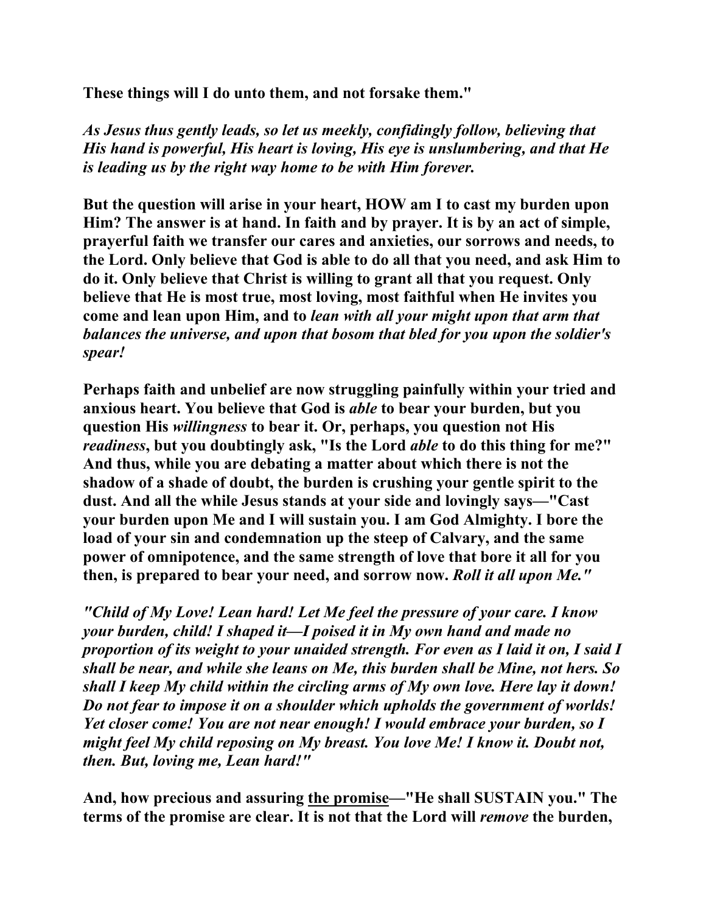**These things will I do unto them, and not forsake them."**

***As Jesus thus gently leads, so let us meekly, confidingly follow, believing that His hand is powerful, His heart is loving, His eye is unslumbering, and that He is leading us by the right way home to be with Him forever.***

**But the question will arise in your heart, HOW am I to cast my burden upon Him? The answer is at hand. In faith and by prayer. It is by an act of simple, prayerful faith we transfer our cares and anxieties, our sorrows and needs, to the Lord. Only believe that God is able to do all that you need, and ask Him to do it. Only believe that Christ is willing to grant all that you request. Only believe that He is most true, most loving, most faithful when He invites you come and lean upon Him, and to *lean with all your might upon that arm that balances the universe, and upon that bosom that bled for you upon the soldier's spear!***

**Perhaps faith and unbelief are now struggling painfully within your tried and anxious heart. You believe that God is *able* to bear your burden, but you question His *willingness* to bear it. Or, perhaps, you question not His *readiness*, but you doubtingly ask, "Is the Lord *able* to do this thing for me?" And thus, while you are debating a matter about which there is not the shadow of a shade of doubt, the burden is crushing your gentle spirit to the dust. And all the while Jesus stands at your side and lovingly says—"Cast your burden upon Me and I will sustain you. I am God Almighty. I bore the load of your sin and condemnation up the steep of Calvary, and the same power of omnipotence, and the same strength of love that bore it all for you then, is prepared to bear your need, and sorrow now. *Roll it all upon Me."***

***"Child of My Love! Lean hard! Let Me feel the pressure of your care. I know your burden, child! I shaped it—I poised it in My own hand and made no proportion of its weight to your unaided strength. For even as I laid it on, I said I shall be near, and while she leans on Me, this burden shall be Mine, not hers. So shall I keep My child within the circling arms of My own love. Here lay it down! Do not fear to impose it on a shoulder which upholds the government of worlds! Yet closer come! You are not near enough! I would embrace your burden, so I might feel My child reposing on My breast. You love Me! I know it. Doubt not, then. But, loving me, Lean hard!"***

**And, how precious and assuring <u>the promise</u>—"He shall SUSTAIN you." The terms of the promise are clear. It is not that the Lord will *remove* the burden,**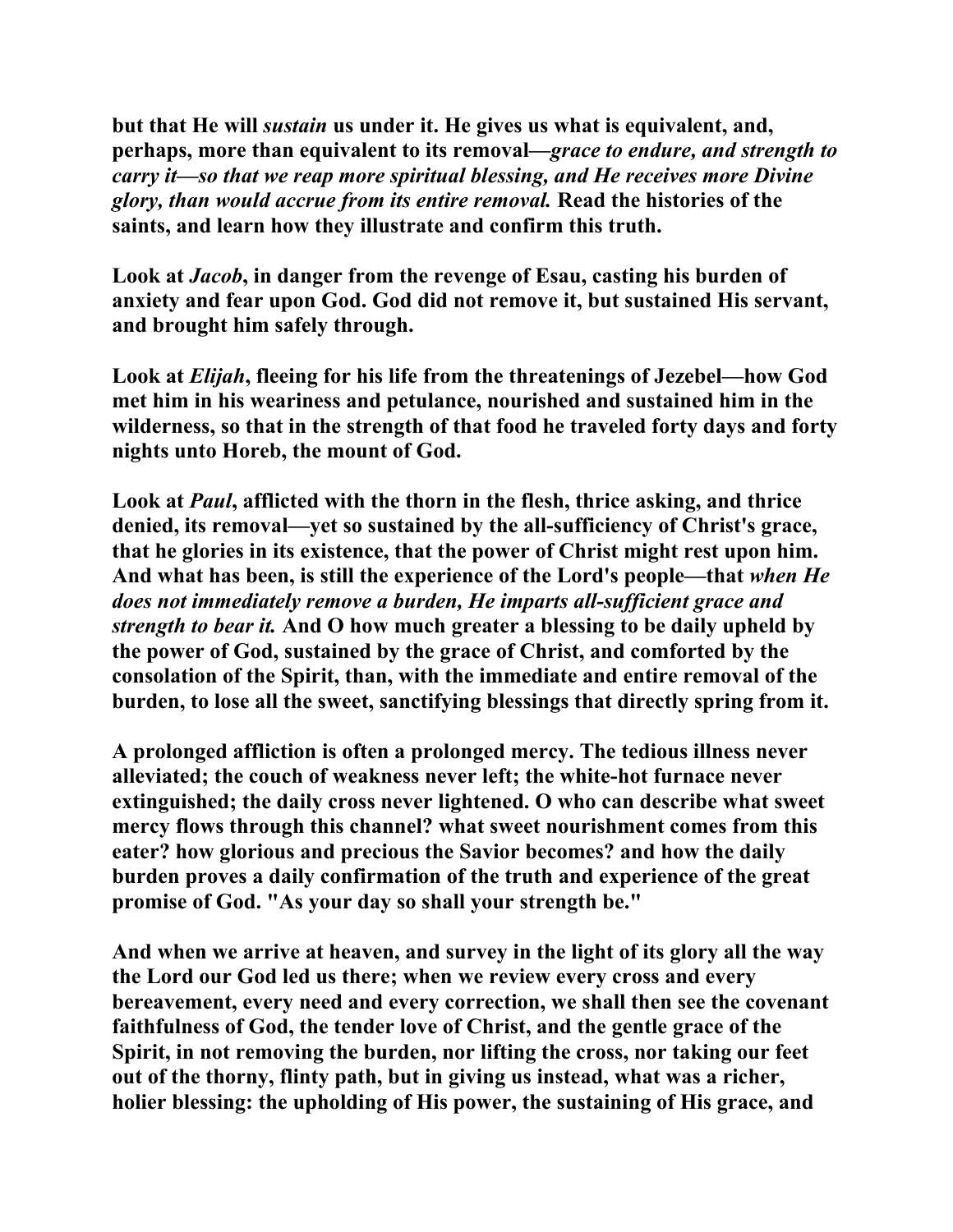**but that He will *sustain* us under it. He gives us what is equivalent, and, perhaps, more than equivalent to its removal—*grace to endure, and strength to carry it—so that we reap more spiritual blessing, and He receives more Divine glory, than would accrue from its entire removal.* Read the histories of the saints, and learn how they illustrate and confirm this truth.**

**Look at *Jacob*, in danger from the revenge of Esau, casting his burden of anxiety and fear upon God. God did not remove it, but sustained His servant, and brought him safely through.**

**Look at *Elijah*, fleeing for his life from the threatenings of Jezebel—how God met him in his weariness and petulance, nourished and sustained him in the wilderness, so that in the strength of that food he traveled forty days and forty nights unto Horeb, the mount of God.**

**Look at *Paul*, afflicted with the thorn in the flesh, thrice asking, and thrice denied, its removal—yet so sustained by the all-sufficiency of Christ's grace, that he glories in its existence, that the power of Christ might rest upon him. And what has been, is still the experience of the Lord's people—that *when He does not immediately remove a burden, He imparts all-sufficient grace and strength to bear it.* And O how much greater a blessing to be daily upheld by the power of God, sustained by the grace of Christ, and comforted by the consolation of the Spirit, than, with the immediate and entire removal of the burden, to lose all the sweet, sanctifying blessings that directly spring from it.**

**A prolonged affliction is often a prolonged mercy. The tedious illness never alleviated; the couch of weakness never left; the white-hot furnace never extinguished; the daily cross never lightened. O who can describe what sweet mercy flows through this channel? what sweet nourishment comes from this eater? how glorious and precious the Savior becomes? and how the daily burden proves a daily confirmation of the truth and experience of the great promise of God. "As your day so shall your strength be."**

**And when we arrive at heaven, and survey in the light of its glory all the way the Lord our God led us there; when we review every cross and every bereavement, every need and every correction, we shall then see the covenant faithfulness of God, the tender love of Christ, and the gentle grace of the Spirit, in not removing the burden, nor lifting the cross, nor taking our feet out of the thorny, flinty path, but in giving us instead, what was a richer, holier blessing: the upholding of His power, the sustaining of His grace, and**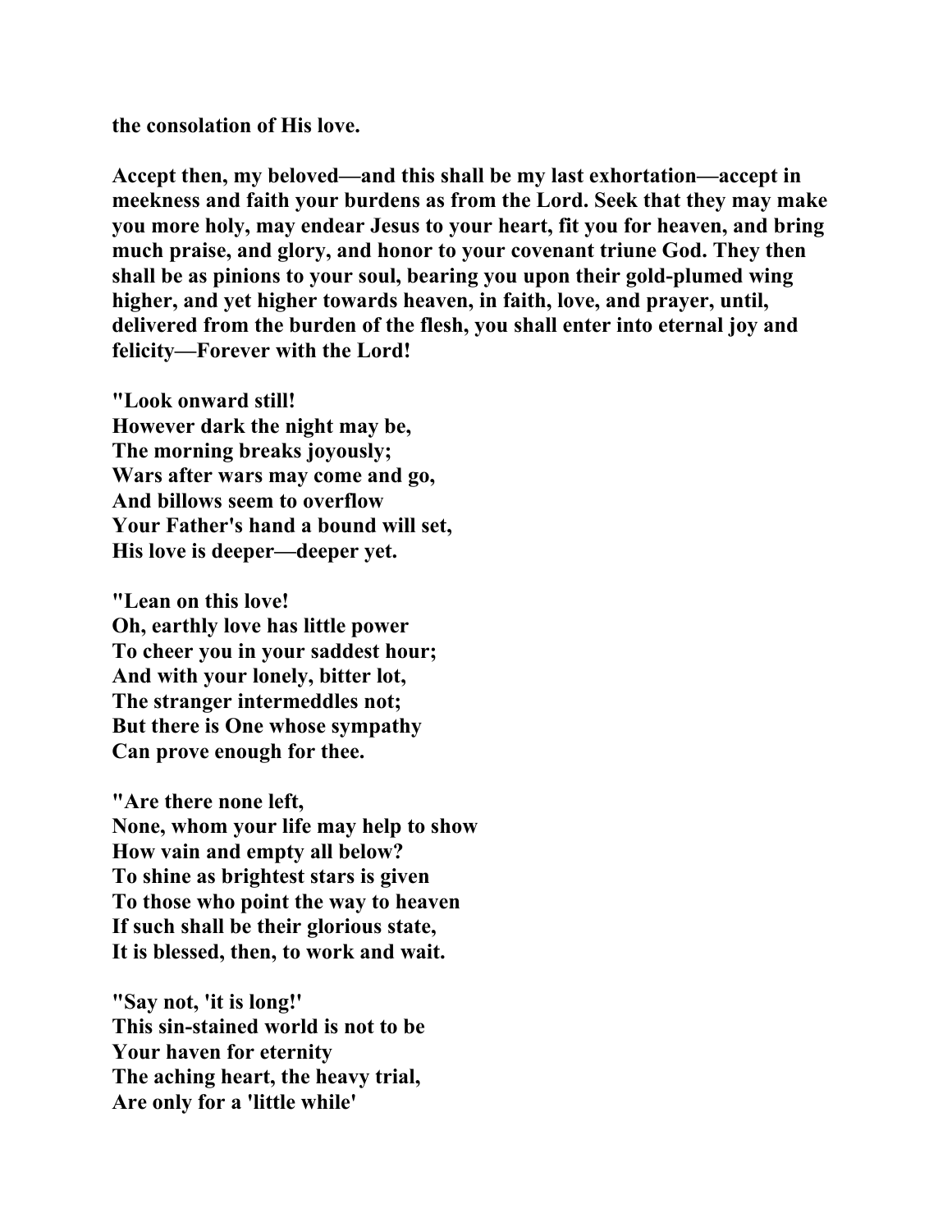**the consolation of His love.**

**Accept then, my beloved—and this shall be my last exhortation—accept in meekness and faith your burdens as from the Lord. Seek that they may make you more holy, may endear Jesus to your heart, fit you for heaven, and bring much praise, and glory, and honor to your covenant triune God. They then shall be as pinions to your soul, bearing you upon their gold-plumed wing higher, and yet higher towards heaven, in faith, love, and prayer, until, delivered from the burden of the flesh, you shall enter into eternal joy and felicity—Forever with the Lord!**

**"Look onward still!**
**However dark the night may be,**
**The morning breaks joyously;**
**Wars after wars may come and go,**
**And billows seem to overflow**
**Your Father's hand a bound will set,**
**His love is deeper—deeper yet.**

**"Lean on this love!**
**Oh, earthly love has little power**
**To cheer you in your saddest hour;**
**And with your lonely, bitter lot,**
**The stranger intermeddles not;**
**But there is One whose sympathy**
**Can prove enough for thee.**

**"Are there none left,**
**None, whom your life may help to show**
**How vain and empty all below?**
**To shine as brightest stars is given**
**To those who point the way to heaven**
**If such shall be their glorious state,**
**It is blessed, then, to work and wait.**

**"Say not, 'it is long!'**
**This sin-stained world is not to be**
**Your haven for eternity**
**The aching heart, the heavy trial,**
**Are only for a 'little while'**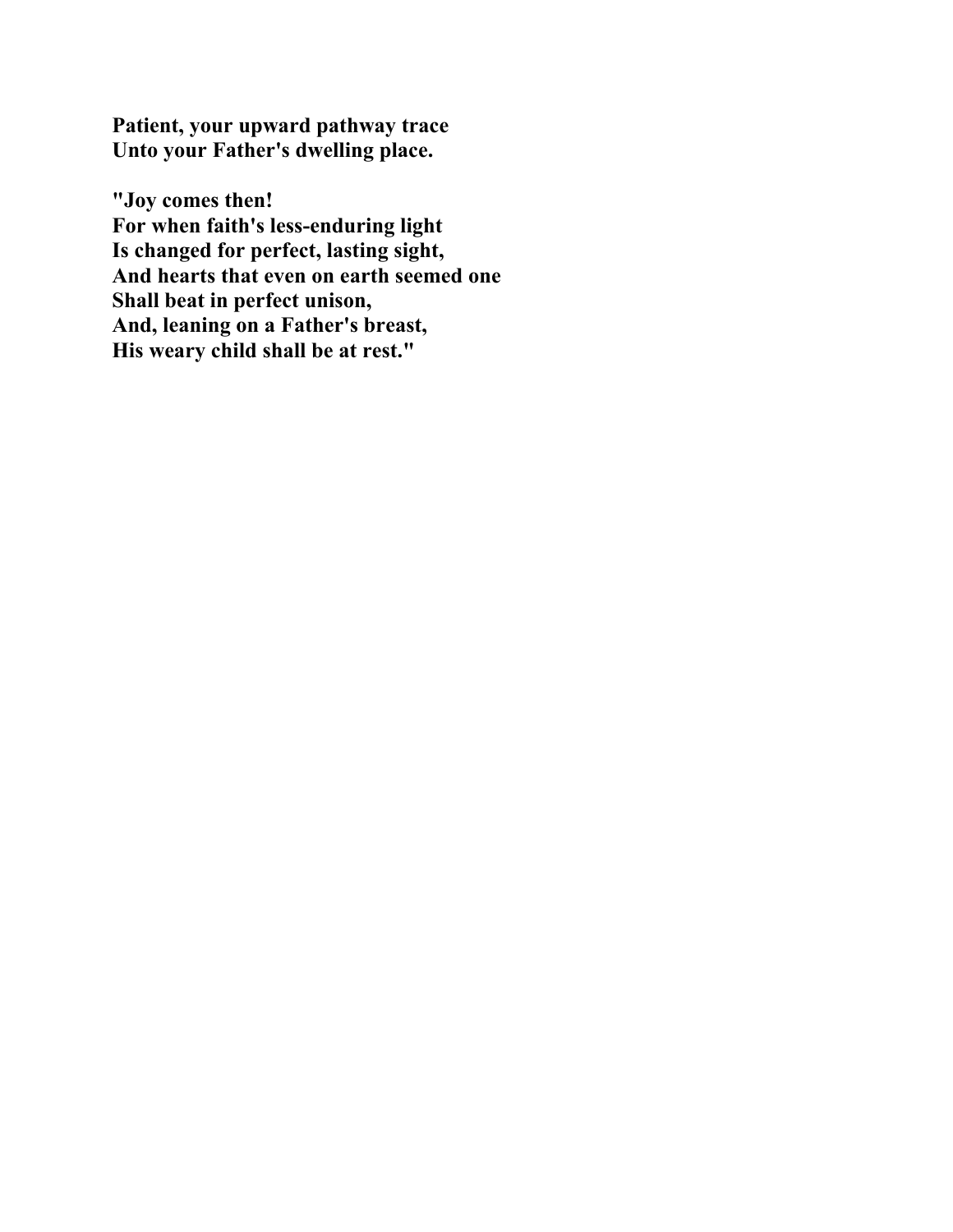**Patient, your upward pathway trace**
**Unto your Father's dwelling place.**

**"Joy comes then!**
**For when faith's less-enduring light**
**Is changed for perfect, lasting sight,**
**And hearts that even on earth seemed one**
**Shall beat in perfect unison,**
**And, leaning on a Father's breast,**
**His weary child shall be at rest."**